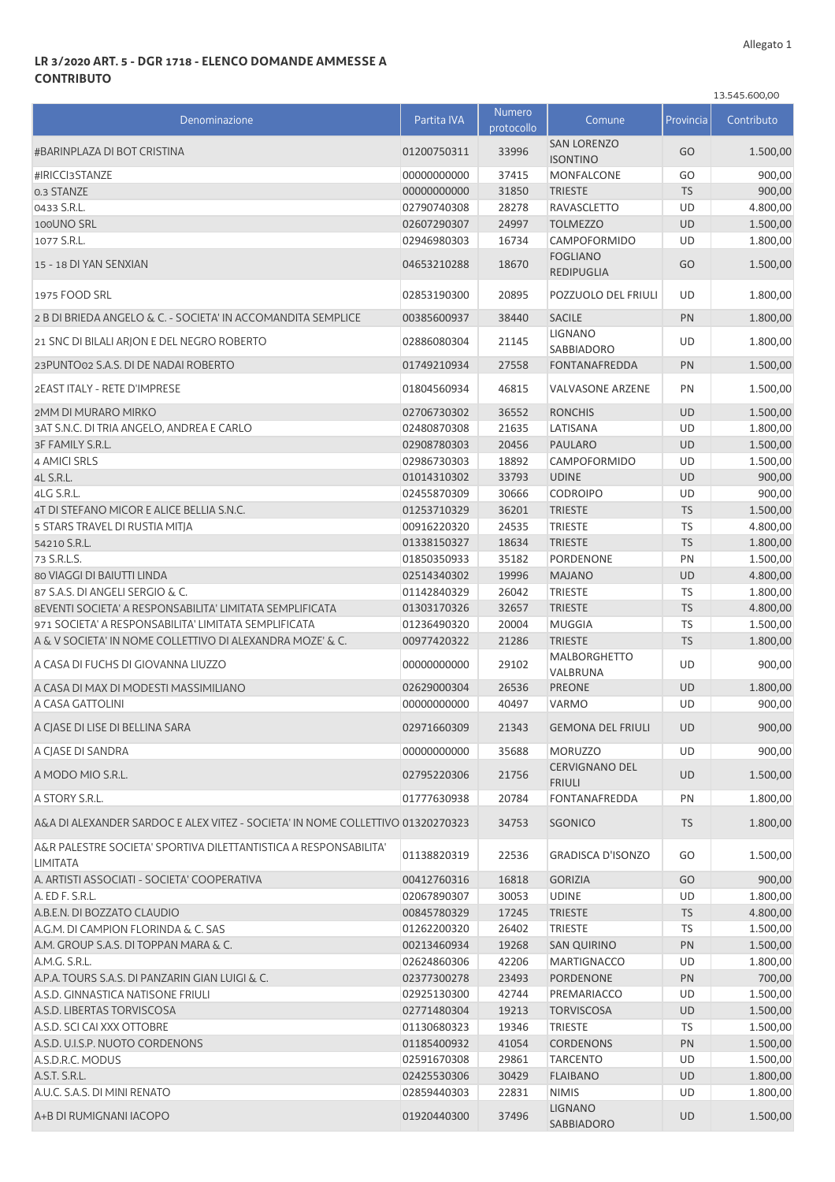Allegato 1

**LR 3/2020 ART. 5 - DGR 1718 - ELENCO DOMANDE AMMESSE A CONTRIBUTO**

13.545.600,00

| Denominazione | Partita IVA | Numero protocollo | Comune | Provincia | Contributo |
|---|---|---|---|---|---|
| #BARINPLAZA DI BOT CRISTINA | 01200750311 | 33996 | SAN LORENZO ISONTINO | GO | 1.500,00 |
| #IRICCI3STANZE | 00000000000 | 37415 | MONFALCONE | GO | 900,00 |
| 0.3 STANZE | 00000000000 | 31850 | TRIESTE | TS | 900,00 |
| 0433 S.R.L. | 02790740308 | 28278 | RAVASCLETTO | UD | 4.800,00 |
| 100UNO SRL | 02607290307 | 24997 | TOLMEZZO | UD | 1.500,00 |
| 1077 S.R.L. | 02946980303 | 16734 | CAMPOFORMIDO | UD | 1.800,00 |
| 15 - 18 DI YAN SENXIAN | 04653210288 | 18670 | FOGLIANO REDIPUGLIA | GO | 1.500,00 |
| 1975 FOOD SRL | 02853190300 | 20895 | POZZUOLO DEL FRIULI | UD | 1.800,00 |
| 2 B DI BRIEDA ANGELO & C. - SOCIETA' IN ACCOMANDITA SEMPLICE | 00385600937 | 38440 | SACILE | PN | 1.800,00 |
| 21 SNC DI BILALI ARJON E DEL NEGRO ROBERTO | 02886080304 | 21145 | LIGNANO SABBIADORO | UD | 1.800,00 |
| 23PUNTO02 S.A.S. DI DE NADAI ROBERTO | 01749210934 | 27558 | FONTANAFREDDA | PN | 1.500,00 |
| 2EAST ITALY - RETE D'IMPRESE | 01804560934 | 46815 | VALVASONE ARZENE | PN | 1.500,00 |
| 2MM DI MURARO MIRKO | 02706730302 | 36552 | RONCHIS | UD | 1.500,00 |
| 3AT S.N.C. DI TRIA ANGELO, ANDREA E CARLO | 02480870308 | 21635 | LATISANA | UD | 1.800,00 |
| 3F FAMILY S.R.L. | 02908780303 | 20456 | PAULARO | UD | 1.500,00 |
| 4 AMICI SRLS | 02986730303 | 18892 | CAMPOFORMIDO | UD | 1.500,00 |
| 4L S.R.L. | 01014310302 | 33793 | UDINE | UD | 900,00 |
| 4LG S.R.L. | 02455870309 | 30666 | CODROIPO | UD | 900,00 |
| 4T DI STEFANO MICOR E ALICE BELLIA S.N.C. | 01253710329 | 36201 | TRIESTE | TS | 1.500,00 |
| 5 STARS TRAVEL DI RUSTIA MITJA | 00916220320 | 24535 | TRIESTE | TS | 4.800,00 |
| 54210 S.R.L. | 01338150327 | 18634 | TRIESTE | TS | 1.800,00 |
| 73 S.R.L.S. | 01850350933 | 35182 | PORDENONE | PN | 1.500,00 |
| 80 VIAGGI DI BAIUTTI LINDA | 02514340302 | 19996 | MAJANO | UD | 4.800,00 |
| 87 S.A.S. DI ANGELI SERGIO & C. | 01142840329 | 26042 | TRIESTE | TS | 1.800,00 |
| 8EVENTI SOCIETA' A RESPONSABILITA' LIMITATA SEMPLIFICATA | 01303170326 | 32657 | TRIESTE | TS | 4.800,00 |
| 971 SOCIETA' A RESPONSABILITA' LIMITATA SEMPLIFICATA | 01236490320 | 20004 | MUGGIA | TS | 1.500,00 |
| A & V SOCIETA' IN NOME COLLETTIVO DI ALEXANDRA MOZE' & C. | 00977420322 | 21286 | TRIESTE | TS | 1.800,00 |
| A CASA DI FUCHS DI GIOVANNA LIUZZO | 00000000000 | 29102 | MALBORGHETTO VALBRUNA | UD | 900,00 |
| A CASA DI MAX DI MODESTI MASSIMILIANO | 02629000304 | 26536 | PREONE | UD | 1.800,00 |
| A CASA GATTOLINI | 00000000000 | 40497 | VARMO | UD | 900,00 |
| A CJASE DI LISE DI BELLINA SARA | 02971660309 | 21343 | GEMONA DEL FRIULI | UD | 900,00 |
| A CJASE DI SANDRA | 00000000000 | 35688 | MORUZZO | UD | 900,00 |
| A MODO MIO S.R.L. | 02795220306 | 21756 | CERVIGNANO DEL FRIULI | UD | 1.500,00 |
| A STORY S.R.L. | 01777630938 | 20784 | FONTANAFREDDA | PN | 1.800,00 |
| A&A DI ALEXANDER SARDOC E ALEX VITEZ - SOCIETA' IN NOME COLLETTIVO | 01320270323 | 34753 | SGONICO | TS | 1.800,00 |
| A&R PALESTRE SOCIETA' SPORTIVA DILETTANTISTICA A RESPONSABILITA' LIMITATA | 01138820319 | 22536 | GRADISCA D'ISONZO | GO | 1.500,00 |
| A. ARTISTI ASSOCIATI - SOCIETA' COOPERATIVA | 00412760316 | 16818 | GORIZIA | GO | 900,00 |
| A. ED F. S.R.L. | 02067890307 | 30053 | UDINE | UD | 1.800,00 |
| A.B.E.N. DI BOZZATO CLAUDIO | 00845780329 | 17245 | TRIESTE | TS | 4.800,00 |
| A.G.M. DI CAMPION FLORINDA & C. SAS | 01262200320 | 26402 | TRIESTE | TS | 1.500,00 |
| A.M. GROUP S.A.S. DI TOPPAN MARA & C. | 00213460934 | 19268 | SAN QUIRINO | PN | 1.500,00 |
| A.M.G. S.R.L. | 02624860306 | 42206 | MARTIGNACCO | UD | 1.800,00 |
| A.P.A. TOURS S.A.S. DI PANZARIN GIAN LUIGI & C. | 02377300278 | 23493 | PORDENONE | PN | 700,00 |
| A.S.D. GINNASTICA NATISONE FRIULI | 02925130300 | 42744 | PREMARIACCO | UD | 1.500,00 |
| A.S.D. LIBERTAS TORVISCOSA | 02771480304 | 19213 | TORVISCOSA | UD | 1.500,00 |
| A.S.D. SCI CAI XXX OTTOBRE | 01130680323 | 19346 | TRIESTE | TS | 1.500,00 |
| A.S.D. U.I.S.P. NUOTO CORDENONS | 01185400932 | 41054 | CORDENONS | PN | 1.500,00 |
| A.S.D.R.C. MODUS | 02591670308 | 29861 | TARCENTO | UD | 1.500,00 |
| A.S.T. S.R.L. | 02425530306 | 30429 | FLAIBANO | UD | 1.800,00 |
| A.U.C. S.A.S. DI MINI RENATO | 02859440303 | 22831 | NIMIS | UD | 1.800,00 |
| A+B DI RUMIGNANI IACOPO | 01920440300 | 37496 | LIGNANO SABBIADORO | UD | 1.500,00 |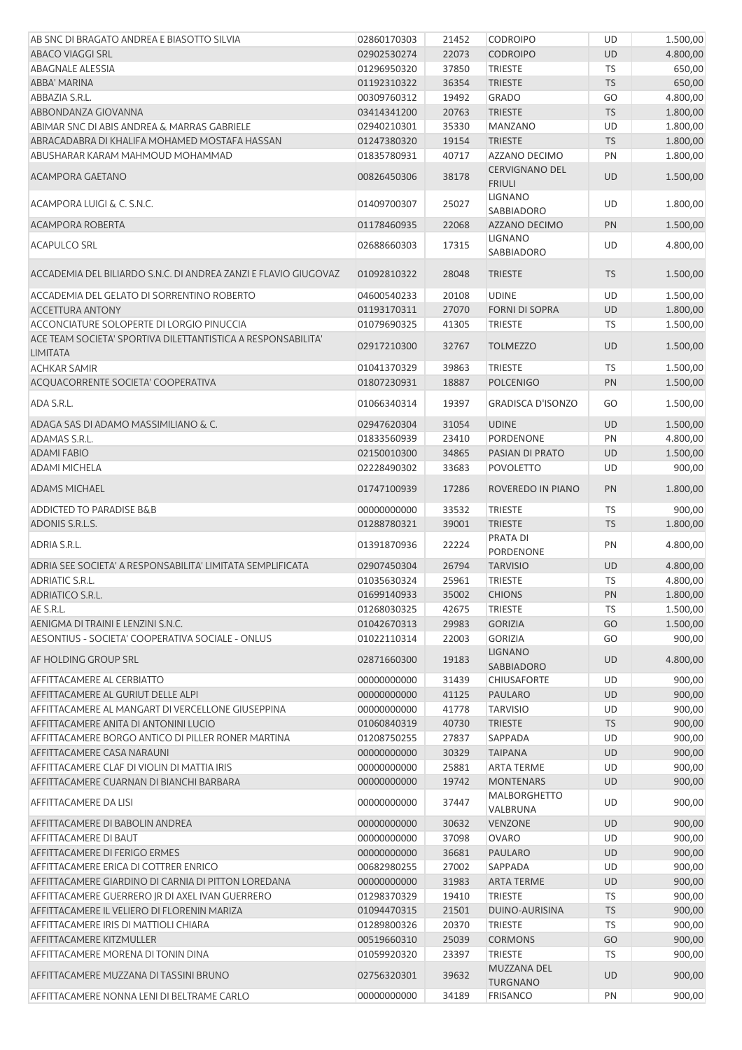| | | | | | |
|---|---|---|---|---|---|
| AB SNC DI BRAGATO ANDREA E BIASOTTO SILVIA | 02860170303 | 21452 | CODROIPO | UD | 1.500,00 |
| ABACO VIAGGI SRL | 02902530274 | 22073 | CODROIPO | UD | 4.800,00 |
| ABAGNALE ALESSIA | 01296950320 | 37850 | TRIESTE | TS | 650,00 |
| ABBA' MARINA | 01192310322 | 36354 | TRIESTE | TS | 650,00 |
| ABBAZIA S.R.L. | 00309760312 | 19492 | GRADO | GO | 4.800,00 |
| ABBONDANZA GIOVANNA | 03414341200 | 20763 | TRIESTE | TS | 1.800,00 |
| ABIMAR SNC DI ABIS ANDREA & MARRAS GABRIELE | 02940210301 | 35330 | MANZANO | UD | 1.800,00 |
| ABRACADABRA DI KHALIFA MOHAMED MOSTAFA HASSAN | 01247380320 | 19154 | TRIESTE | TS | 1.800,00 |
| ABUSHARAR KARAM MAHMOUD MOHAMMAD | 01835780931 | 40717 | AZZANO DECIMO | PN | 1.800,00 |
| ACAMPORA GAETANO | 00826450306 | 38178 | CERVIGNANO DEL FRIULI | UD | 1.500,00 |
| ACAMPORA LUIGI & C. S.N.C. | 01409700307 | 25027 | LIGNANO SABBIADORO | UD | 1.800,00 |
| ACAMPORA ROBERTA | 01178460935 | 22068 | AZZANO DECIMO | PN | 1.500,00 |
| ACAPULCO SRL | 02688660303 | 17315 | LIGNANO SABBIADORO | UD | 4.800,00 |
| ACCADEMIA DEL BILIARDO S.N.C. DI ANDREA ZANZI E FLAVIO GIUGOVAZ | 01092810322 | 28048 | TRIESTE | TS | 1.500,00 |
| ACCADEMIA DEL GELATO DI SORRENTINO ROBERTO | 04600540233 | 20108 | UDINE | UD | 1.500,00 |
| ACCETTURA ANTONY | 01193170311 | 27070 | FORNI DI SOPRA | UD | 1.800,00 |
| ACCONCIATURE SOLOPERTE DI LORGIO PINUCCIA | 01079690325 | 41305 | TRIESTE | TS | 1.500,00 |
| ACE TEAM SOCIETA' SPORTIVA DILETTANTISTICA A RESPONSABILITA' LIMITATA | 02917210300 | 32767 | TOLMEZZO | UD | 1.500,00 |
| ACHKAR SAMIR | 01041370329 | 39863 | TRIESTE | TS | 1.500,00 |
| ACQUACORRENTE SOCIETA' COOPERATIVA | 01807230931 | 18887 | POLCENIGO | PN | 1.500,00 |
| ADA S.R.L. | 01066340314 | 19397 | GRADISCA D'ISONZO | GO | 1.500,00 |
| ADAGA SAS DI ADAMO MASSIMILIANO & C. | 02947620304 | 31054 | UDINE | UD | 1.500,00 |
| ADAMAS S.R.L. | 01833560939 | 23410 | PORDENONE | PN | 4.800,00 |
| ADAMI FABIO | 02150010300 | 34865 | PASIAN DI PRATO | UD | 1.500,00 |
| ADAMI MICHELA | 02228490302 | 33683 | POVOLETTO | UD | 900,00 |
| ADAMS MICHAEL | 01747100939 | 17286 | ROVEREDO IN PIANO | PN | 1.800,00 |
| ADDICTED TO PARADISE B&B | 00000000000 | 33532 | TRIESTE | TS | 900,00 |
| ADONIS S.R.L.S. | 01288780321 | 39001 | TRIESTE | TS | 1.800,00 |
| ADRIA S.R.L. | 01391870936 | 22224 | PRATA DI PORDENONE | PN | 4.800,00 |
| ADRIA SEE SOCIETA' A RESPONSABILITA' LIMITATA SEMPLIFICATA | 02907450304 | 26794 | TARVISIO | UD | 4.800,00 |
| ADRIATIC S.R.L. | 01035630324 | 25961 | TRIESTE | TS | 4.800,00 |
| ADRIATICO S.R.L. | 01699140933 | 35002 | CHIONS | PN | 1.800,00 |
| AE S.R.L. | 01268030325 | 42675 | TRIESTE | TS | 1.500,00 |
| AENIGMA DI TRAINI E LENZINI S.N.C. | 01042670313 | 29983 | GORIZIA | GO | 1.500,00 |
| AESONTIUS - SOCIETA' COOPERATIVA SOCIALE - ONLUS | 01022110314 | 22003 | GORIZIA | GO | 900,00 |
| AF HOLDING GROUP SRL | 02871660300 | 19183 | LIGNANO SABBIADORO | UD | 4.800,00 |
| AFFITTACAMERE AL CERBIATTO | 00000000000 | 31439 | CHIUSAFORTE | UD | 900,00 |
| AFFITTACAMERE AL GURIUT DELLE ALPI | 00000000000 | 41125 | PAULARO | UD | 900,00 |
| AFFITTACAMERE AL MANGART DI VERCELLONE GIUSEPPINA | 00000000000 | 41778 | TARVISIO | UD | 900,00 |
| AFFITTACAMERE ANITA DI ANTONINI LUCIO | 01060840319 | 40730 | TRIESTE | TS | 900,00 |
| AFFITTACAMERE BORGO ANTICO DI PILLER RONER MARTINA | 01208750255 | 27837 | SAPPADA | UD | 900,00 |
| AFFITTACAMERE CASA NARAUNI | 00000000000 | 30329 | TAIPANA | UD | 900,00 |
| AFFITTACAMERE CLAF DI VIOLIN DI MATTIA IRIS | 00000000000 | 25881 | ARTA TERME | UD | 900,00 |
| AFFITTACAMERE CUARNAN DI BIANCHI BARBARA | 00000000000 | 19742 | MONTENARS | UD | 900,00 |
| AFFITTACAMERE DA LISI | 00000000000 | 37447 | MALBORGHETTO VALBRUNA | UD | 900,00 |
| AFFITTACAMERE DI BABOLIN ANDREA | 00000000000 | 30632 | VENZONE | UD | 900,00 |
| AFFITTACAMERE DI BAUT | 00000000000 | 37098 | OVARO | UD | 900,00 |
| AFFITTACAMERE DI FERIGO ERMES | 00000000000 | 36681 | PAULARO | UD | 900,00 |
| AFFITTACAMERE ERICA DI COTTRER ENRICO | 00682980255 | 27002 | SAPPADA | UD | 900,00 |
| AFFITTACAMERE GIARDINO DI CARNIA DI PITTON LOREDANA | 00000000000 | 31983 | ARTA TERME | UD | 900,00 |
| AFFITTACAMERE GUERRERO JR DI AXEL IVAN GUERRERO | 01298370329 | 19410 | TRIESTE | TS | 900,00 |
| AFFITTACAMERE IL VELIERO DI FLORENIN MARIZA | 01094470315 | 21501 | DUINO-AURISINA | TS | 900,00 |
| AFFITTACAMERE IRIS DI MATTIOLI CHIARA | 01289800326 | 20370 | TRIESTE | TS | 900,00 |
| AFFITTACAMERE KITZMULLER | 00519660310 | 25039 | CORMONS | GO | 900,00 |
| AFFITTACAMERE MORENA DI TONIN DINA | 01059920320 | 23397 | TRIESTE | TS | 900,00 |
| AFFITTACAMERE MUZZANA DI TASSINI BRUNO | 02756320301 | 39632 | MUZZANA DEL TURGNANO | UD | 900,00 |
| AFFITTACAMERE NONNA LENI DI BELTRAME CARLO | 00000000000 | 34189 | FRISANCO | PN | 900,00 |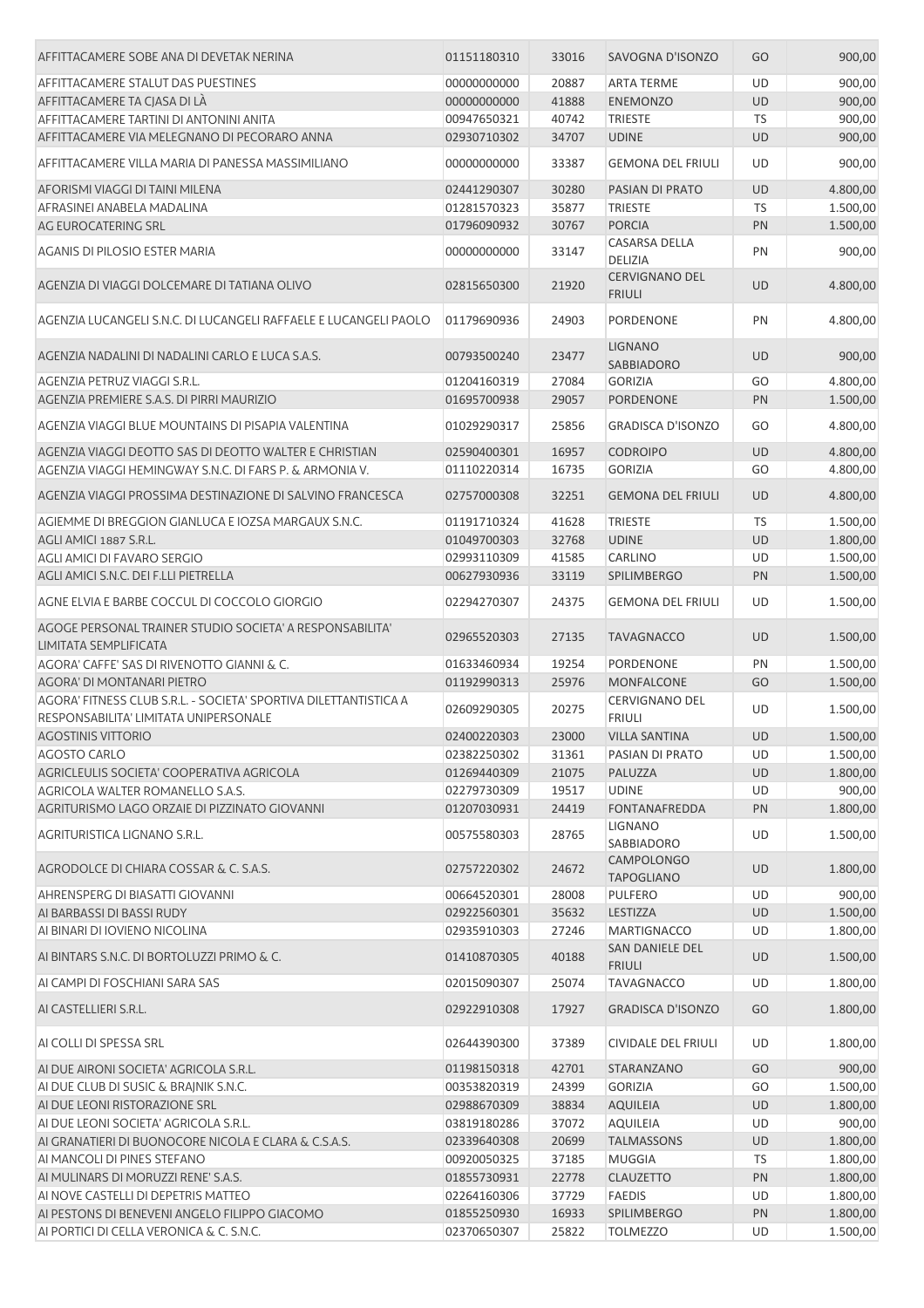| | | | | | |
|---|---|---|---|---|---|
| AFFITTACAMERE SOBE ANA DI DEVETAK NERINA | 01151180310 | 33016 | SAVOGNA D'ISONZO | GO | 900,00 |
| AFFITTACAMERE STALUT DAS PUESTINES | 00000000000 | 20887 | ARTA TERME | UD | 900,00 |
| AFFITTACAMERE TA CJASA DI LÀ | 00000000000 | 41888 | ENEMONZO | UD | 900,00 |
| AFFITTACAMERE TARTINI DI ANTONINI ANITA | 00947650321 | 40742 | TRIESTE | TS | 900,00 |
| AFFITTACAMERE VIA MELEGNANO DI PECORARO ANNA | 02930710302 | 34707 | UDINE | UD | 900,00 |
| AFFITTACAMERE VILLA MARIA DI PANESSA MASSIMILIANO | 00000000000 | 33387 | GEMONA DEL FRIULI | UD | 900,00 |
| AFORISMI VIAGGI DI TAINI MILENA | 02441290307 | 30280 | PASIAN DI PRATO | UD | 4.800,00 |
| AFRASINEI ANABELA MADALINA | 01281570323 | 35877 | TRIESTE | TS | 1.500,00 |
| AG EUROCATERING SRL | 01796090932 | 30767 | PORCIA | PN | 1.500,00 |
| AGANIS DI PILOSIO ESTER MARIA | 00000000000 | 33147 | CASARSA DELLA DELIZIA | PN | 900,00 |
| AGENZIA DI VIAGGI DOLCEMARE DI TATIANA OLIVO | 02815650300 | 21920 | CERVIGNANO DEL FRIULI | UD | 4.800,00 |
| AGENZIA LUCANGELI S.N.C. DI LUCANGELI RAFFAELE E LUCANGELI PAOLO | 01179690936 | 24903 | PORDENONE | PN | 4.800,00 |
| AGENZIA NADALINI DI NADALINI CARLO E LUCA S.A.S. | 00793500240 | 23477 | LIGNANO SABBIADORO | UD | 900,00 |
| AGENZIA PETRUZ VIAGGI S.R.L. | 01204160319 | 27084 | GORIZIA | GO | 4.800,00 |
| AGENZIA PREMIERE S.A.S. DI PIRRI MAURIZIO | 01695700938 | 29057 | PORDENONE | PN | 1.500,00 |
| AGENZIA VIAGGI BLUE MOUNTAINS DI PISAPIA VALENTINA | 01029290317 | 25856 | GRADISCA D'ISONZO | GO | 4.800,00 |
| AGENZIA VIAGGI DEOTTO SAS DI DEOTTO WALTER E CHRISTIAN | 02590400301 | 16957 | CODROIPO | UD | 4.800,00 |
| AGENZIA VIAGGI HEMINGWAY S.N.C. DI FARS P. & ARMONIA V. | 01110220314 | 16735 | GORIZIA | GO | 4.800,00 |
| AGENZIA VIAGGI PROSSIMA DESTINAZIONE DI SALVINO FRANCESCA | 02757000308 | 32251 | GEMONA DEL FRIULI | UD | 4.800,00 |
| AGIEMME DI BREGGION GIANLUCA E IOZSA MARGAUX S.N.C. | 01191710324 | 41628 | TRIESTE | TS | 1.500,00 |
| AGLI AMICI 1887 S.R.L. | 01049700303 | 32768 | UDINE | UD | 1.800,00 |
| AGLI AMICI DI FAVARO SERGIO | 02993110309 | 41585 | CARLINO | UD | 1.500,00 |
| AGLI AMICI S.N.C. DEI F.LLI PIETRELLA | 00627930936 | 33119 | SPILIMBERGO | PN | 1.500,00 |
| AGNE ELVIA E BARBE COCCUL DI COCCOLO GIORGIO | 02294270307 | 24375 | GEMONA DEL FRIULI | UD | 1.500,00 |
| AGOGE PERSONAL TRAINER STUDIO SOCIETA' A RESPONSABILITA' LIMITATA SEMPLIFICATA | 02965520303 | 27135 | TAVAGNACCO | UD | 1.500,00 |
| AGORA' CAFFE' SAS DI RIVENOTTO GIANNI & C. | 01633460934 | 19254 | PORDENONE | PN | 1.500,00 |
| AGORA' DI MONTANARI PIETRO | 01192990313 | 25976 | MONFALCONE | GO | 1.500,00 |
| AGORA' FITNESS CLUB S.R.L. - SOCIETA' SPORTIVA DILETTANTISTICA A RESPONSABILITA' LIMITATA UNIPERSONALE | 02609290305 | 20275 | CERVIGNANO DEL FRIULI | UD | 1.500,00 |
| AGOSTINIS VITTORIO | 02400220303 | 23000 | VILLA SANTINA | UD | 1.500,00 |
| AGOSTO CARLO | 02382250302 | 31361 | PASIAN DI PRATO | UD | 1.500,00 |
| AGRICLEULIS SOCIETA' COOPERATIVA AGRICOLA | 01269440309 | 21075 | PALUZZA | UD | 1.800,00 |
| AGRICOLA WALTER ROMANELLO S.A.S. | 02279730309 | 19517 | UDINE | UD | 900,00 |
| AGRITURISMO LAGO ORZAIE DI PIZZINATO GIOVANNI | 01207030931 | 24419 | FONTANAFREDDA | PN | 1.800,00 |
| AGRITURISTICA LIGNANO S.R.L. | 00575580303 | 28765 | LIGNANO SABBIADORO | UD | 1.500,00 |
| AGRODOLCE DI CHIARA COSSAR & C. S.A.S. | 02757220302 | 24672 | CAMPOLONGO TAPOGLIANO | UD | 1.800,00 |
| AHRENSPERG DI BIASATTI GIOVANNI | 00664520301 | 28008 | PULFERO | UD | 900,00 |
| AI BARBASSI DI BASSI RUDY | 02922560301 | 35632 | LESTIZZA | UD | 1.500,00 |
| AI BINARI DI IOVIENO NICOLINA | 02935910303 | 27246 | MARTIGNACCO | UD | 1.800,00 |
| AI BINTARS S.N.C. DI BORTOLUZZI PRIMO & C. | 01410870305 | 40188 | SAN DANIELE DEL FRIULI | UD | 1.500,00 |
| AI CAMPI DI FOSCHIANI SARA SAS | 02015090307 | 25074 | TAVAGNACCO | UD | 1.800,00 |
| AI CASTELLIERI S.R.L. | 02922910308 | 17927 | GRADISCA D'ISONZO | GO | 1.800,00 |
| AI COLLI DI SPESSA SRL | 02644390300 | 37389 | CIVIDALE DEL FRIULI | UD | 1.800,00 |
| AI DUE AIRONI SOCIETA' AGRICOLA S.R.L. | 01198150318 | 42701 | STARANZANO | GO | 900,00 |
| AI DUE CLUB DI SUSIC & BRAJNIK S.N.C. | 00353820319 | 24399 | GORIZIA | GO | 1.500,00 |
| AI DUE LEONI RISTORAZIONE SRL | 02988670309 | 38834 | AQUILEIA | UD | 1.800,00 |
| AI DUE LEONI SOCIETA' AGRICOLA S.R.L. | 03819180286 | 37072 | AQUILEIA | UD | 900,00 |
| AI GRANATIERI DI BUONOCORE NICOLA E CLARA & C.S.A.S. | 02339640308 | 20699 | TALMASSONS | UD | 1.800,00 |
| AI MANCOLI DI PINES STEFANO | 00920050325 | 37185 | MUGGIA | TS | 1.800,00 |
| AI MULINARS DI MORUZZI RENE' S.A.S. | 01855730931 | 22778 | CLAUZETTO | PN | 1.800,00 |
| AI NOVE CASTELLI DI DEPETRIS MATTEO | 02264160306 | 37729 | FAEDIS | UD | 1.800,00 |
| AI PESTONS DI BENEVENI ANGELO FILIPPO GIACOMO | 01855250930 | 16933 | SPILIMBERGO | PN | 1.800,00 |
| AI PORTICI DI CELLA VERONICA & C. S.N.C. | 02370650307 | 25822 | TOLMEZZO | UD | 1.500,00 |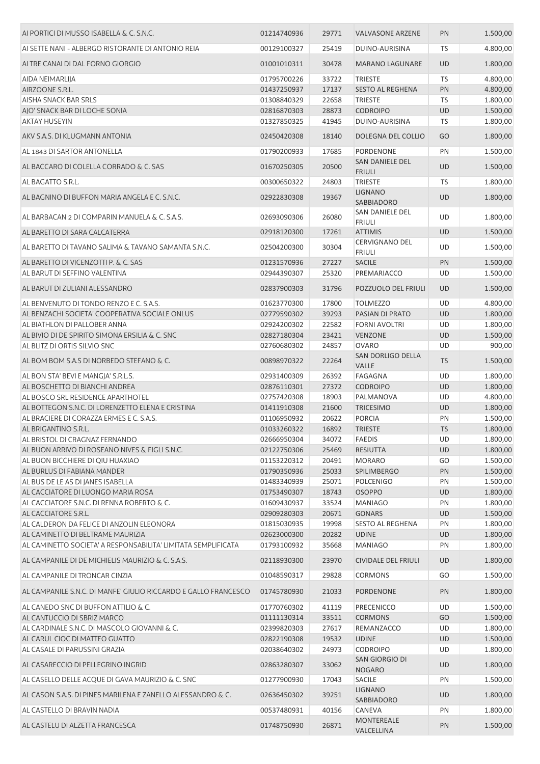| AI PORTICI DI MUSSO ISABELLA & C. S.N.C. | 01214740936 | 29771 | VALVASONE ARZENE | PN | 1.500,00 |
|---|---|---|---|---|---|
| AI SETTE NANI - ALBERGO RISTORANTE DI ANTONIO REIA | 00129100327 | 25419 | DUINO-AURISINA | TS | 4.800,00 |
| AI TRE CANAI DI DAL FORNO GIORGIO | 01001010311 | 30478 | MARANO LAGUNARE | UD | 1.800,00 |
| AIDA NEIMARLIJA | 01795700226 | 33722 | TRIESTE | TS | 4.800,00 |
| AIRZOONE S.R.L. | 01437250937 | 17137 | SESTO AL REGHENA | PN | 4.800,00 |
| AISHA SNACK BAR SRLS | 01308840329 | 22658 | TRIESTE | TS | 1.800,00 |
| AJO' SNACK BAR DI LOCHE SONIA | 02816870303 | 28873 | CODROIPO | UD | 1.500,00 |
| AKTAY HUSEYIN | 01327850325 | 41945 | DUINO-AURISINA | TS | 1.800,00 |
| AKV S.A.S. DI KLUGMANN ANTONIA | 02450420308 | 18140 | DOLEGNA DEL COLLIO | GO | 1.800,00 |
| AL 1843 DI SARTOR ANTONELLA | 01790200933 | 17685 | PORDENONE | PN | 1.500,00 |
| AL BACCARO DI COLELLA CORRADO & C. SAS | 01670250305 | 20500 | SAN DANIELE DEL FRIULI | UD | 1.500,00 |
| AL BAGATTO S.R.L. | 00300650322 | 24803 | TRIESTE | TS | 1.800,00 |
| AL BAGNINO DI BUFFON MARIA ANGELA E C. S.N.C. | 02922830308 | 19367 | LIGNANO SABBIADORO | UD | 1.800,00 |
| AL BARBACAN 2 DI COMPARIN MANUELA & C. S.A.S. | 02693090306 | 26080 | SAN DANIELE DEL FRIULI | UD | 1.800,00 |
| AL BARETTO DI SARA CALCATERRA | 02918120300 | 17261 | ATTIMIS | UD | 1.500,00 |
| AL BARETTO DI TAVANO SALIMA & TAVANO SAMANTA S.N.C. | 02504200300 | 30304 | CERVIGNANO DEL FRIULI | UD | 1.500,00 |
| AL BARETTO DI VICENZOTTI P. & C. SAS | 01231570936 | 27227 | SACILE | PN | 1.500,00 |
| AL BARUT DI SEFFINO VALENTINA | 02944390307 | 25320 | PREMARIACCO | UD | 1.500,00 |
| AL BARUT DI ZULIANI ALESSANDRO | 02837900303 | 31796 | POZZUOLO DEL FRIULI | UD | 1.500,00 |
| AL BENVENUTO DI TONDO RENZO E C. S.A.S. | 01623770300 | 17800 | TOLMEZZO | UD | 4.800,00 |
| AL BENZACHI SOCIETA' COOPERATIVA SOCIALE ONLUS | 02779590302 | 39293 | PASIAN DI PRATO | UD | 1.800,00 |
| AL BIATHLON DI PALLOBER ANNA | 02924200302 | 22582 | FORNI AVOLTRI | UD | 1.800,00 |
| AL BIVIO DI DE SPIRITO SIMONA ERSILIA & C. SNC | 02827180304 | 23421 | VENZONE | UD | 1.500,00 |
| AL BLITZ DI ORTIS SILVIO SNC | 02760680302 | 24857 | OVARO | UD | 900,00 |
| AL BOM BOM S.A.S DI NORBEDO STEFANO & C. | 00898970322 | 22264 | SAN DORLIGO DELLA VALLE | TS | 1.500,00 |
| AL BON STA' BEVI E MANGJA' S.R.L.S. | 02931400309 | 26392 | FAGAGNA | UD | 1.800,00 |
| AL BOSCHETTO DI BIANCHI ANDREA | 02876110301 | 27372 | CODROIPO | UD | 1.800,00 |
| AL BOSCO SRL RESIDENCE APARTHOTEL | 02757420308 | 18903 | PALMANOVA | UD | 4.800,00 |
| AL BOTTEGON S.N.C. DI LORENZETTO ELENA E CRISTINA | 01411910308 | 21600 | TRICESIMO | UD | 1.800,00 |
| AL BRACIERE DI CORAZZA ERMES E C. S.A.S. | 01106950932 | 20622 | PORCIA | PN | 1.500,00 |
| AL BRIGANTINO S.R.L. | 01033260322 | 16892 | TRIESTE | TS | 1.800,00 |
| AL BRISTOL DI CRAGNAZ FERNANDO | 02666950304 | 34072 | FAEDIS | UD | 1.800,00 |
| AL BUON ARRIVO DI ROSEANO NIVES & FIGLI S.N.C. | 02122750306 | 25469 | RESIUTTA | UD | 1.800,00 |
| AL BUON BICCHIERE DI QIU HUAXIAO | 01153220312 | 20491 | MORARO | GO | 1.500,00 |
| AL BURLUS DI FABIANA MANDER | 01790350936 | 25033 | SPILIMBERGO | PN | 1.500,00 |
| AL BUS DE LE AS DI JANES ISABELLA | 01483340939 | 25071 | POLCENIGO | PN | 1.500,00 |
| AL CACCIATORE DI LUONGO MARIA ROSA | 01753490307 | 18743 | OSOPPO | UD | 1.800,00 |
| AL CACCIATORE S.N.C. DI RENNA ROBERTO & C. | 01609430937 | 33524 | MANIAGO | PN | 1.800,00 |
| AL CACCIATORE S.R.L. | 02909280303 | 20671 | GONARS | UD | 1.500,00 |
| AL CALDERON DA FELICE DI ANZOLIN ELEONORA | 01815030935 | 19998 | SESTO AL REGHENA | PN | 1.800,00 |
| AL CAMINETTO DI BELTRAME MAURIZIA | 02623000300 | 20282 | UDINE | UD | 1.800,00 |
| AL CAMINETTO SOCIETA' A RESPONSABILITA' LIMITATA SEMPLIFICATA | 01793100932 | 35668 | MANIAGO | PN | 1.800,00 |
| AL CAMPANILE DI DE MICHIELIS MAURIZIO & C. S.A.S. | 02118930300 | 23970 | CIVIDALE DEL FRIULI | UD | 1.800,00 |
| AL CAMPANILE DI TRONCAR CINZIA | 01048590317 | 29828 | CORMONS | GO | 1.500,00 |
| AL CAMPANILE S.N.C. DI MANFE' GIULIO RICCARDO E GALLO FRANCESCO | 01745780930 | 21033 | PORDENONE | PN | 1.800,00 |
| AL CANEDO SNC DI BUFFON ATTILIO & C. | 01770760302 | 41119 | PRECENICCO | UD | 1.500,00 |
| AL CANTUCCIO DI SBRIZ MARCO | 01111130314 | 33511 | CORMONS | GO | 1.500,00 |
| AL CARDINALE S.N.C. DI MASCOLO GIOVANNI & C. | 02399820303 | 27617 | REMANZACCO | UD | 1.800,00 |
| AL CARUL CIOC DI MATTEO GUATTO | 02822190308 | 19532 | UDINE | UD | 1.500,00 |
| AL CASALE DI PARUSSINI GRAZIA | 02038640302 | 24973 | CODROIPO | UD | 1.800,00 |
| AL CASARECCIO DI PELLEGRINO INGRID | 02863280307 | 33062 | SAN GIORGIO DI NOGARO | UD | 1.800,00 |
| AL CASELLO DELLE ACQUE DI GAVA MAURIZIO & C. SNC | 01277900930 | 17043 | SACILE | PN | 1.500,00 |
| AL CASON S.A.S. DI PINES MARILENA E ZANELLO ALESSANDRO & C. | 02636450302 | 39251 | LIGNANO SABBIADORO | UD | 1.800,00 |
| AL CASTELLO DI BRAVIN NADIA | 00537480931 | 40156 | CANEVA | PN | 1.800,00 |
| AL CASTELU DI ALZETTA FRANCESCA | 01748750930 | 26871 | MONTEREALE VALCELLINA | PN | 1.500,00 |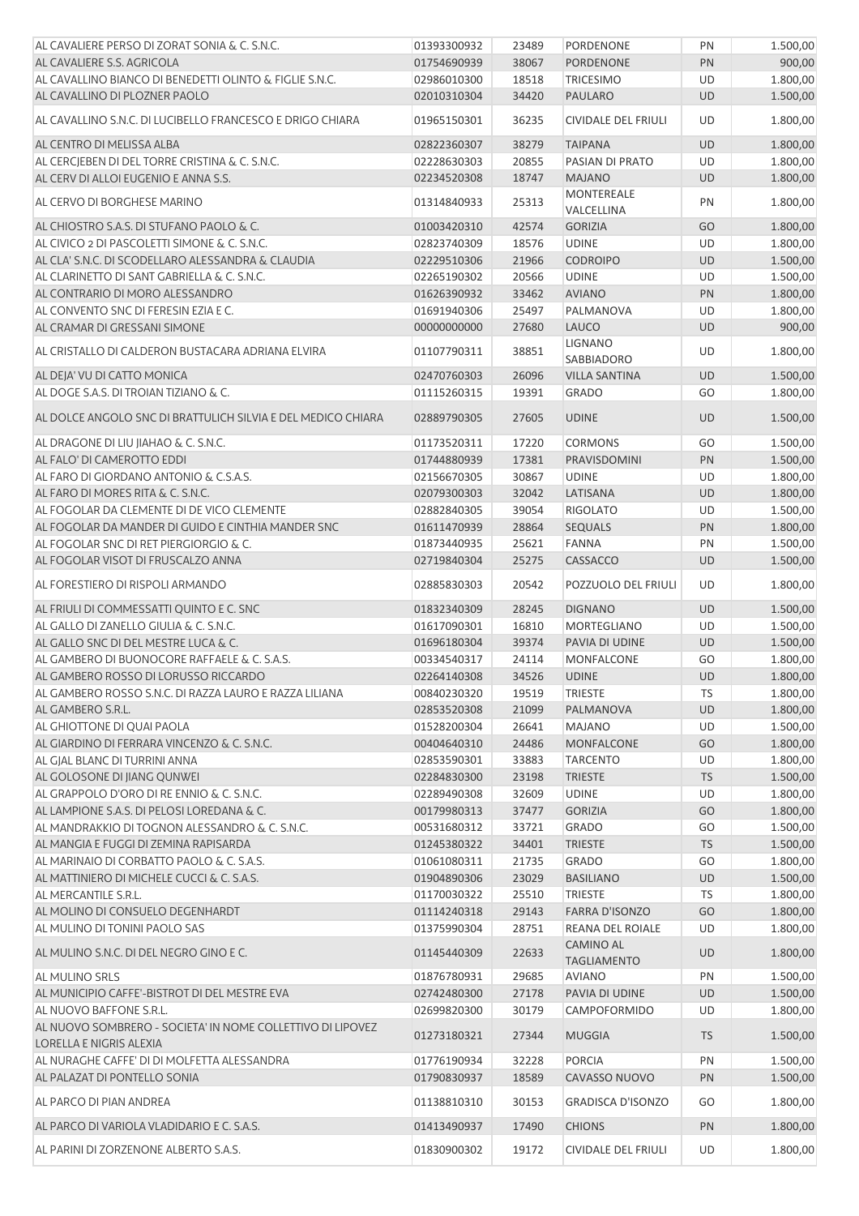| | | | | | |
|---|---|---|---|---|---|
| AL CAVALIERE PERSO DI ZORAT SONIA & C. S.N.C. | 01393300932 | 23489 | PORDENONE | PN | 1.500,00 |
| AL CAVALIERE S.S. AGRICOLA | 01754690939 | 38067 | PORDENONE | PN | 900,00 |
| AL CAVALLINO BIANCO DI BENEDETTI OLINTO & FIGLIE S.N.C. | 02986010300 | 18518 | TRICESIMO | UD | 1.800,00 |
| AL CAVALLINO DI PLOZNER PAOLO | 02010310304 | 34420 | PAULARO | UD | 1.500,00 |
| AL CAVALLINO S.N.C. DI LUCIBELLO FRANCESCO E DRIGO CHIARA | 01965150301 | 36235 | CIVIDALE DEL FRIULI | UD | 1.800,00 |
| AL CENTRO DI MELISSA ALBA | 02822360307 | 38279 | TAIPANA | UD | 1.800,00 |
| AL CERCJEBEN DI DEL TORRE CRISTINA & C. S.N.C. | 02228630303 | 20855 | PASIAN DI PRATO | UD | 1.800,00 |
| AL CERV DI ALLOI EUGENIO E ANNA S.S. | 02234520308 | 18747 | MAJANO | UD | 1.800,00 |
| AL CERVO DI BORGHESE MARINO | 01314840933 | 25313 | MONTEREALE VALCELLINA | PN | 1.800,00 |
| AL CHIOSTRO S.A.S. DI STUFANO PAOLO & C. | 01003420310 | 42574 | GORIZIA | GO | 1.800,00 |
| AL CIVICO 2 DI PASCOLETTI SIMONE & C. S.N.C. | 02823740309 | 18576 | UDINE | UD | 1.800,00 |
| AL CLA' S.N.C. DI SCODELLARO ALESSANDRA & CLAUDIA | 02229510306 | 21966 | CODROIPO | UD | 1.500,00 |
| AL CLARINETTO DI SANT GABRIELLA & C. S.N.C. | 02265190302 | 20566 | UDINE | UD | 1.500,00 |
| AL CONTRARIO DI MORO ALESSANDRO | 01626390932 | 33462 | AVIANO | PN | 1.800,00 |
| AL CONVENTO SNC DI FERESIN EZIA E C. | 01691940306 | 25497 | PALMANOVA | UD | 1.800,00 |
| AL CRAMAR DI GRESSANI SIMONE | 00000000000 | 27680 | LAUCO | UD | 900,00 |
| AL CRISTALLO DI CALDERON BUSTACARA ADRIANA ELVIRA | 01107790311 | 38851 | LIGNANO SABBIADORO | UD | 1.800,00 |
| AL DEJA' VU DI CATTO MONICA | 02470760303 | 26096 | VILLA SANTINA | UD | 1.500,00 |
| AL DOGE S.A.S. DI TROIAN TIZIANO & C. | 01115260315 | 19391 | GRADO | GO | 1.800,00 |
| AL DOLCE ANGOLO SNC DI BRATTULICH SILVIA E DEL MEDICO CHIARA | 02889790305 | 27605 | UDINE | UD | 1.500,00 |
| AL DRAGONE DI LIU JIAHAO & C. S.N.C. | 01173520311 | 17220 | CORMONS | GO | 1.500,00 |
| AL FALO' DI CAMEROTTO EDDI | 01744880939 | 17381 | PRAVISDOMINI | PN | 1.500,00 |
| AL FARO DI GIORDANO ANTONIO & C.S.A.S. | 02156670305 | 30867 | UDINE | UD | 1.800,00 |
| AL FARO DI MORES RITA & C. S.N.C. | 02079300303 | 32042 | LATISANA | UD | 1.800,00 |
| AL FOGOLAR DA CLEMENTE DI DE VICO CLEMENTE | 02882840305 | 39054 | RIGOLATO | UD | 1.500,00 |
| AL FOGOLAR DA MANDER DI GUIDO E CINTHIA MANDER SNC | 01611470939 | 28864 | SEQUALS | PN | 1.800,00 |
| AL FOGOLAR SNC DI RET PIERGIORGIO & C. | 01873440935 | 25621 | FANNA | PN | 1.500,00 |
| AL FOGOLAR VISOT DI FRUSCALZO ANNA | 02719840304 | 25275 | CASSACCO | UD | 1.500,00 |
| AL FORESTIERO DI RISPOLI ARMANDO | 02885830303 | 20542 | POZZUOLO DEL FRIULI | UD | 1.800,00 |
| AL FRIULI DI COMMESSATTI QUINTO E C. SNC | 01832340309 | 28245 | DIGNANO | UD | 1.500,00 |
| AL GALLO DI ZANELLO GIULIA & C. S.N.C. | 01617090301 | 16810 | MORTEGLIANO | UD | 1.500,00 |
| AL GALLO SNC DI DEL MESTRE LUCA & C. | 01696180304 | 39374 | PAVIA DI UDINE | UD | 1.500,00 |
| AL GAMBERO DI BUONOCORE RAFFAELE & C. S.A.S. | 00334540317 | 24114 | MONFALCONE | GO | 1.800,00 |
| AL GAMBERO ROSSO DI LORUSSO RICCARDO | 02264140308 | 34526 | UDINE | UD | 1.800,00 |
| AL GAMBERO ROSSO S.N.C. DI RAZZA LAURO E RAZZA LILIANA | 00840230320 | 19519 | TRIESTE | TS | 1.800,00 |
| AL GAMBERO S.R.L. | 02853520308 | 21099 | PALMANOVA | UD | 1.800,00 |
| AL GHIOTTONE DI QUAI PAOLA | 01528200304 | 26641 | MAJANO | UD | 1.500,00 |
| AL GIARDINO DI FERRARA VINCENZO & C. S.N.C. | 00404640310 | 24486 | MONFALCONE | GO | 1.800,00 |
| AL GJAL BLANC DI TURRINI ANNA | 02853590301 | 33883 | TARCENTO | UD | 1.800,00 |
| AL GOLOSONE DI JIANG QUNWEI | 02284830300 | 23198 | TRIESTE | TS | 1.500,00 |
| AL GRAPPOLO D'ORO DI RE ENNIO & C. S.N.C. | 02289490308 | 32609 | UDINE | UD | 1.800,00 |
| AL LAMPIONE S.A.S. DI PELOSI LOREDANA & C. | 00179980313 | 37477 | GORIZIA | GO | 1.800,00 |
| AL MANDRAKKIO DI TOGNON ALESSANDRO & C. S.N.C. | 00531680312 | 33721 | GRADO | GO | 1.500,00 |
| AL MANGIA E FUGGI DI ZEMINA RAPISARDA | 01245380322 | 34401 | TRIESTE | TS | 1.500,00 |
| AL MARINAIO DI CORBATTO PAOLO & C. S.A.S. | 01061080311 | 21735 | GRADO | GO | 1.800,00 |
| AL MATTINIERO DI MICHELE CUCCI & C. S.A.S. | 01904890306 | 23029 | BASILIANO | UD | 1.500,00 |
| AL MERCANTILE S.R.L. | 01170030322 | 25510 | TRIESTE | TS | 1.800,00 |
| AL MOLINO DI CONSUELO DEGENHARDT | 01114240318 | 29143 | FARRA D'ISONZO | GO | 1.800,00 |
| AL MULINO DI TONINI PAOLO SAS | 01375990304 | 28751 | REANA DEL ROIALE | UD | 1.800,00 |
| AL MULINO S.N.C. DI DEL NEGRO GINO E C. | 01145440309 | 22633 | CAMINO AL TAGLIAMENTO | UD | 1.800,00 |
| AL MULINO SRLS | 01876780931 | 29685 | AVIANO | PN | 1.500,00 |
| AL MUNICIPIO CAFFE'-BISTROT DI DEL MESTRE EVA | 02742480300 | 27178 | PAVIA DI UDINE | UD | 1.500,00 |
| AL NUOVO BAFFONE S.R.L. | 02699820300 | 30179 | CAMPOFORMIDO | UD | 1.800,00 |
| AL NUOVO SOMBRERO - SOCIETA' IN NOME COLLETTIVO DI LIPOVEZ LORELLA E NIGRIS ALEXIA | 01273180321 | 27344 | MUGGIA | TS | 1.500,00 |
| AL NURAGHE CAFFE' DI DI MOLFETTA ALESSANDRA | 01776190934 | 32228 | PORCIA | PN | 1.500,00 |
| AL PALAZAT DI PONTELLO SONIA | 01790830937 | 18589 | CAVASSO NUOVO | PN | 1.500,00 |
| AL PARCO DI PIAN ANDREA | 01138810310 | 30153 | GRADISCA D'ISONZO | GO | 1.800,00 |
| AL PARCO DI VARIOLA VLADIDARIO E C. S.A.S. | 01413490937 | 17490 | CHIONS | PN | 1.800,00 |
| AL PARINI DI ZORZENONE ALBERTO S.A.S. | 01830900302 | 19172 | CIVIDALE DEL FRIULI | UD | 1.800,00 |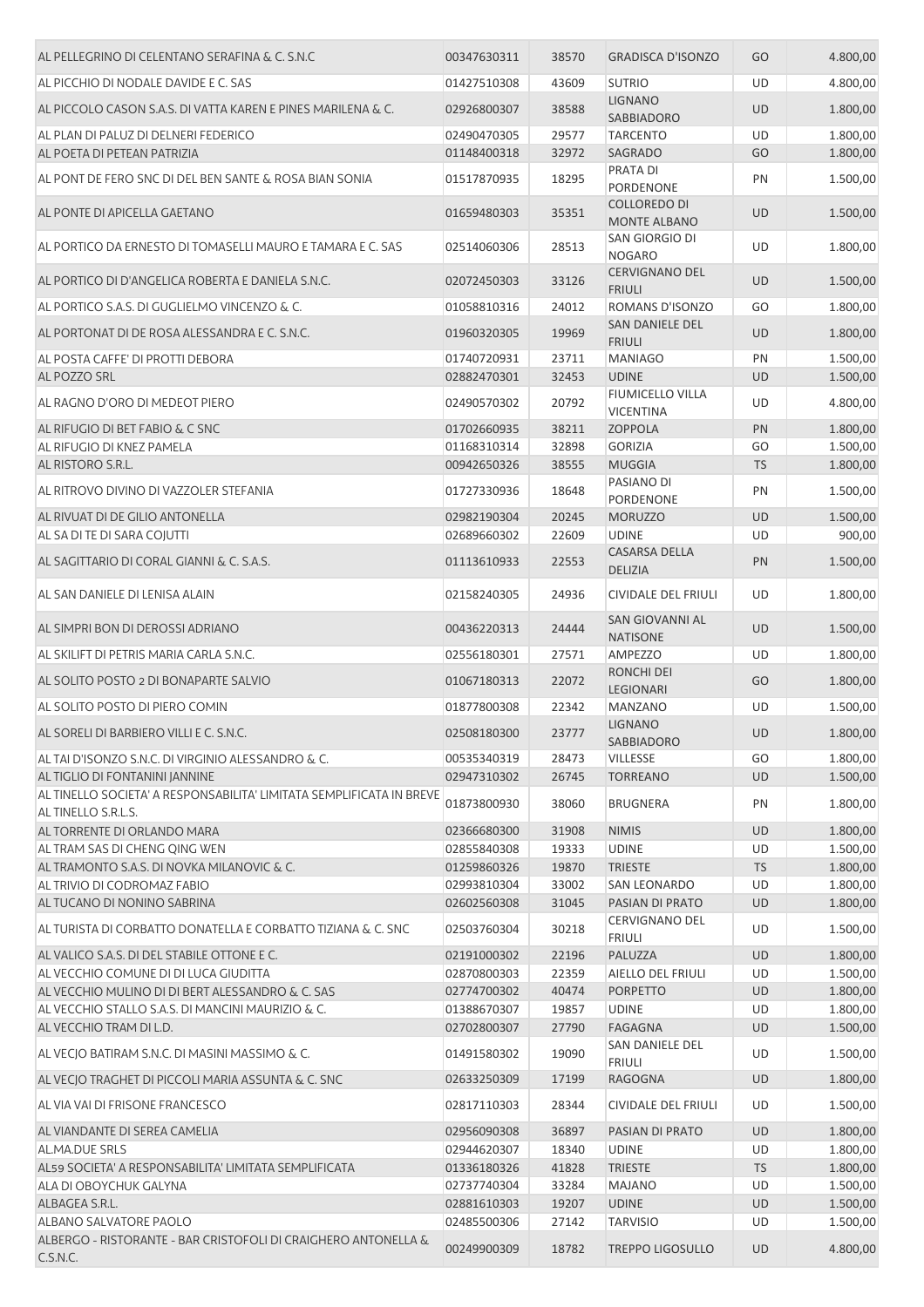| | | | | | |
|---|---|---|---|---|---|
| AL PELLEGRINO DI CELENTANO SERAFINA & C. S.N.C | 00347630311 | 38570 | GRADISCA D'ISONZO | GO | 4.800,00 |
| AL PICCHIO DI NODALE DAVIDE E C. SAS | 01427510308 | 43609 | SUTRIO | UD | 4.800,00 |
| AL PICCOLO CASON S.A.S. DI VATTA KAREN E PINES MARILENA & C. | 02926800307 | 38588 | LIGNANO SABBIADORO | UD | 1.800,00 |
| AL PLAN DI PALUZ DI DELNERI FEDERICO | 02490470305 | 29577 | TARCENTO | UD | 1.800,00 |
| AL POETA DI PETEAN PATRIZIA | 01148400318 | 32972 | SAGRADO | GO | 1.800,00 |
| AL PONT DE FERO SNC DI DEL BEN SANTE & ROSA BIAN SONIA | 01517870935 | 18295 | PRATA DI PORDENONE | PN | 1.500,00 |
| AL PONTE DI APICELLA GAETANO | 01659480303 | 35351 | COLLOREDO DI MONTE ALBANO | UD | 1.500,00 |
| AL PORTICO DA ERNESTO DI TOMASELLI MAURO E TAMARA E C. SAS | 02514060306 | 28513 | SAN GIORGIO DI NOGARO | UD | 1.800,00 |
| AL PORTICO DI D'ANGELICA ROBERTA E DANIELA S.N.C. | 02072450303 | 33126 | CERVIGNANO DEL FRIULI | UD | 1.500,00 |
| AL PORTICO S.A.S. DI GUGLIELMO VINCENZO & C. | 01058810316 | 24012 | ROMANS D'ISONZO | GO | 1.800,00 |
| AL PORTONAT DI DE ROSA ALESSANDRA E C. S.N.C. | 01960320305 | 19969 | SAN DANIELE DEL FRIULI | UD | 1.800,00 |
| AL POSTA CAFFE' DI PROTTI DEBORA | 01740720931 | 23711 | MANIAGO | PN | 1.500,00 |
| AL POZZO SRL | 02882470301 | 32453 | UDINE | UD | 1.500,00 |
| AL RAGNO D'ORO DI MEDEOT PIERO | 02490570302 | 20792 | FIUMICELLO VILLA VICENTINA | UD | 4.800,00 |
| AL RIFUGIO DI BET FABIO & C SNC | 01702660935 | 38211 | ZOPPOLA | PN | 1.800,00 |
| AL RIFUGIO DI KNEZ PAMELA | 01168310314 | 32898 | GORIZIA | GO | 1.500,00 |
| AL RISTORO S.R.L. | 00942650326 | 38555 | MUGGIA | TS | 1.800,00 |
| AL RITROVO DIVINO DI VAZZOLER STEFANIA | 01727330936 | 18648 | PASIANO DI PORDENONE | PN | 1.500,00 |
| AL RIVUAT DI DE GILIO ANTONELLA | 02982190304 | 20245 | MORUZZO | UD | 1.500,00 |
| AL SA DI TE DI SARA COJUTTI | 02689660302 | 22609 | UDINE | UD | 900,00 |
| AL SAGITTARIO DI CORAL GIANNI & C. S.A.S. | 01113610933 | 22553 | CASARSA DELLA DELIZIA | PN | 1.500,00 |
| AL SAN DANIELE DI LENISA ALAIN | 02158240305 | 24936 | CIVIDALE DEL FRIULI | UD | 1.800,00 |
| AL SIMPRI BON DI DEROSSI ADRIANO | 00436220313 | 24444 | SAN GIOVANNI AL NATISONE | UD | 1.500,00 |
| AL SKILIFT DI PETRIS MARIA CARLA S.N.C. | 02556180301 | 27571 | AMPEZZO | UD | 1.800,00 |
| AL SOLITO POSTO 2 DI BONAPARTE SALVIO | 01067180313 | 22072 | RONCHI DEI LEGIONARI | GO | 1.800,00 |
| AL SOLITO POSTO DI PIERO COMIN | 01877800308 | 22342 | MANZANO | UD | 1.500,00 |
| AL SORELI DI BARBIERO VILLI E C. S.N.C. | 02508180300 | 23777 | LIGNANO SABBIADORO | UD | 1.800,00 |
| AL TAI D'ISONZO S.N.C. DI VIRGINIO ALESSANDRO & C. | 00535340319 | 28473 | VILLESSE | GO | 1.800,00 |
| AL TIGLIO DI FONTANINI JANNINE | 02947310302 | 26745 | TORREANO | UD | 1.500,00 |
| AL TINELLO SOCIETA' A RESPONSABILITA' LIMITATA SEMPLIFICATA IN BREVE AL TINELLO S.R.L.S. | 01873800930 | 38060 | BRUGNERA | PN | 1.800,00 |
| AL TORRENTE DI ORLANDO MARA | 02366680300 | 31908 | NIMIS | UD | 1.800,00 |
| AL TRAM SAS DI CHENG QING WEN | 02855840308 | 19333 | UDINE | UD | 1.500,00 |
| AL TRAMONTO S.A.S. DI NOVKA MILANOVIC & C. | 01259860326 | 19870 | TRIESTE | TS | 1.800,00 |
| AL TRIVIO DI CODROMAZ FABIO | 02993810304 | 33002 | SAN LEONARDO | UD | 1.800,00 |
| AL TUCANO DI NONINO SABRINA | 02602560308 | 31045 | PASIAN DI PRATO | UD | 1.800,00 |
| AL TURISTA DI CORBATTO DONATELLA E CORBATTO TIZIANA & C. SNC | 02503760304 | 30218 | CERVIGNANO DEL FRIULI | UD | 1.500,00 |
| AL VALICO S.A.S. DI DEL STABILE OTTONE E C. | 02191000302 | 22196 | PALUZZA | UD | 1.800,00 |
| AL VECCHIO COMUNE DI DI LUCA GIUDITTA | 02870800303 | 22359 | AIELLO DEL FRIULI | UD | 1.500,00 |
| AL VECCHIO MULINO DI DI BERT ALESSANDRO & C. SAS | 02774700302 | 40474 | PORPETTO | UD | 1.800,00 |
| AL VECCHIO STALLO S.A.S. DI MANCINI MAURIZIO & C. | 01388670307 | 19857 | UDINE | UD | 1.800,00 |
| AL VECCHIO TRAM DI L.D. | 02702800307 | 27790 | FAGAGNA | UD | 1.500,00 |
| AL VECJO BATIRAM S.N.C. DI MASINI MASSIMO & C. | 01491580302 | 19090 | SAN DANIELE DEL FRIULI | UD | 1.500,00 |
| AL VECJO TRAGHET DI PICCOLI MARIA ASSUNTA & C. SNC | 02633250309 | 17199 | RAGOGNA | UD | 1.800,00 |
| AL VIA VAI DI FRISONE FRANCESCO | 02817110303 | 28344 | CIVIDALE DEL FRIULI | UD | 1.500,00 |
| AL VIANDANTE DI SEREA CAMELIA | 02956090308 | 36897 | PASIAN DI PRATO | UD | 1.800,00 |
| AL.MA.DUE SRLS | 02944620307 | 18340 | UDINE | UD | 1.800,00 |
| AL59 SOCIETA' A RESPONSABILITA' LIMITATA SEMPLIFICATA | 01336180326 | 41828 | TRIESTE | TS | 1.800,00 |
| ALA DI OBOYCHUK GALYNA | 02737740304 | 33284 | MAJANO | UD | 1.500,00 |
| ALBAGEA S.R.L. | 02881610303 | 19207 | UDINE | UD | 1.500,00 |
| ALBANO SALVATORE PAOLO | 02485500306 | 27142 | TARVISIO | UD | 1.500,00 |
| ALBERGO - RISTORANTE - BAR CRISTOFOLI DI CRAIGHERO ANTONELLA & C.S.N.C. | 00249900309 | 18782 | TREPPO LIGOSULLO | UD | 4.800,00 |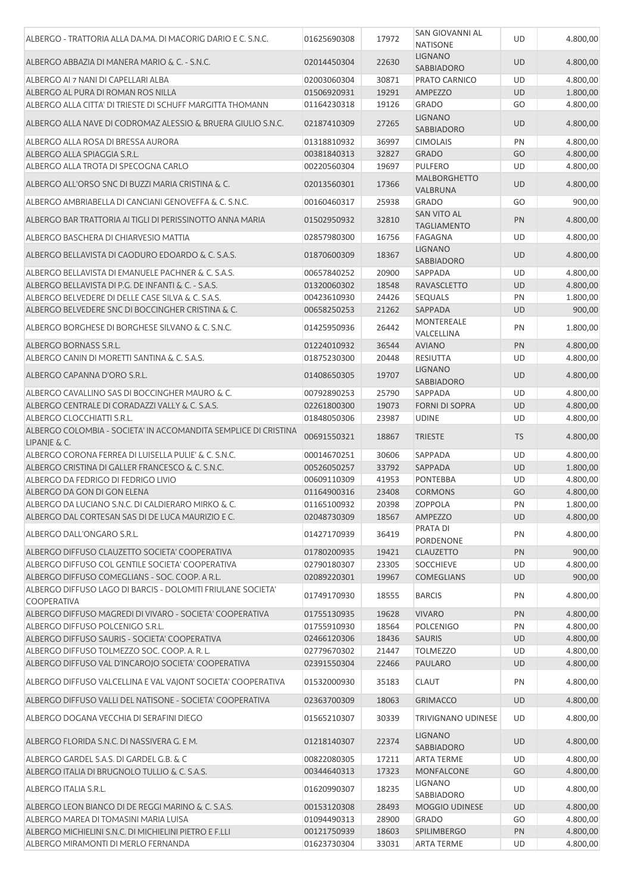| | | | | | |
|---|---|---|---|---|---|
| ALBERGO - TRATTORIA ALLA DA.MA. DI MACORIG DARIO E C. S.N.C. | 01625690308 | 17972 | SAN GIOVANNI AL NATISONE | UD | 4.800,00 |
| ALBERGO ABBAZIA DI MANERA MARIO & C. - S.N.C. | 02014450304 | 22630 | LIGNANO SABBIADORO | UD | 4.800,00 |
| ALBERGO AI 7 NANI DI CAPELLARI ALBA | 02003060304 | 30871 | PRATO CARNICO | UD | 4.800,00 |
| ALBERGO AL PURA DI ROMAN ROS NILLA | 01506920931 | 19291 | AMPEZZO | UD | 1.800,00 |
| ALBERGO ALLA CITTA' DI TRIESTE DI SCHUFF MARGITTA THOMANN | 01164230318 | 19126 | GRADO | GO | 4.800,00 |
| ALBERGO ALLA NAVE DI CODROMAZ ALESSIO & BRUERA GIULIO S.N.C. | 02187410309 | 27265 | LIGNANO SABBIADORO | UD | 4.800,00 |
| ALBERGO ALLA ROSA DI BRESSA AURORA | 01318810932 | 36997 | CIMOLAIS | PN | 4.800,00 |
| ALBERGO ALLA SPIAGGIA S.R.L. | 00381840313 | 32827 | GRADO | GO | 4.800,00 |
| ALBERGO ALLA TROTA DI SPECOGNA CARLO | 00220560304 | 19697 | PULFERO | UD | 4.800,00 |
| ALBERGO ALL'ORSO SNC DI BUZZI MARIA CRISTINA & C. | 02013560301 | 17366 | MALBORGHETTO VALBRUNA | UD | 4.800,00 |
| ALBERGO AMBRIABELLA DI CANCIANI GENOVEFFA & C. S.N.C. | 00160460317 | 25938 | GRADO | GO | 900,00 |
| ALBERGO BAR TRATTORIA AI TIGLI DI PERISSINOTTO ANNA MARIA | 01502950932 | 32810 | SAN VITO AL TAGLIAMENTO | PN | 4.800,00 |
| ALBERGO BASCHERA DI CHIARVESIO MATTIA | 02857980300 | 16756 | FAGAGNA | UD | 4.800,00 |
| ALBERGO BELLAVISTA DI CAODURO EDOARDO & C. S.A.S. | 01870600309 | 18367 | LIGNANO SABBIADORO | UD | 4.800,00 |
| ALBERGO BELLAVISTA DI EMANUELE PACHNER & C. S.A.S. | 00657840252 | 20900 | SAPPADA | UD | 4.800,00 |
| ALBERGO BELLAVISTA DI P.G. DE INFANTI & C. - S.A.S. | 01320060302 | 18548 | RAVASCLETTO | UD | 4.800,00 |
| ALBERGO BELVEDERE DI DELLE CASE SILVA & C. S.A.S. | 00423610930 | 24426 | SEQUALS | PN | 1.800,00 |
| ALBERGO BELVEDERE SNC DI BOCCINGHER CRISTINA & C. | 00658250253 | 21262 | SAPPADA | UD | 900,00 |
| ALBERGO BORGHESE DI BORGHESE SILVANO & C. S.N.C. | 01425950936 | 26442 | MONTEREALE VALCELLINA | PN | 1.800,00 |
| ALBERGO BORNASS S.R.L. | 01224010932 | 36544 | AVIANO | PN | 4.800,00 |
| ALBERGO CANIN DI MORETTI SANTINA & C. S.A.S. | 01875230300 | 20448 | RESIUTTA | UD | 4.800,00 |
| ALBERGO CAPANNA D'ORO S.R.L. | 01408650305 | 19707 | LIGNANO SABBIADORO | UD | 4.800,00 |
| ALBERGO CAVALLINO SAS DI BOCCINGHER MAURO & C. | 00792890253 | 25790 | SAPPADA | UD | 4.800,00 |
| ALBERGO CENTRALE DI CORADAZZI VALLY & C. S.A.S. | 02261800300 | 19073 | FORNI DI SOPRA | UD | 4.800,00 |
| ALBERGO CLOCCHIATTI S.R.L. | 01848050306 | 23987 | UDINE | UD | 4.800,00 |
| ALBERGO COLOMBIA - SOCIETA' IN ACCOMANDITA SEMPLICE DI CRISTINA LIPANJE & C. | 00691550321 | 18867 | TRIESTE | TS | 4.800,00 |
| ALBERGO CORONA FERREA DI LUISELLA PULIE' & C. S.N.C. | 00014670251 | 30606 | SAPPADA | UD | 4.800,00 |
| ALBERGO CRISTINA DI GALLER FRANCESCO & C. S.N.C. | 00526050257 | 33792 | SAPPADA | UD | 1.800,00 |
| ALBERGO DA FEDRIGO DI FEDRIGO LIVIO | 00609110309 | 41953 | PONTEBBA | UD | 4.800,00 |
| ALBERGO DA GON DI GON ELENA | 01164900316 | 23408 | CORMONS | GO | 4.800,00 |
| ALBERGO DA LUCIANO S.N.C. DI CALDIERARO MIRKO & C. | 01165100932 | 20398 | ZOPPOLA | PN | 1.800,00 |
| ALBERGO DAL CORTESAN SAS DI DE LUCA MAURIZIO E C. | 02048730309 | 18567 | AMPEZZO | UD | 4.800,00 |
| ALBERGO DALL'ONGARO S.R.L. | 01427170939 | 36419 | PRATA DI PORDENONE | PN | 4.800,00 |
| ALBERGO DIFFUSO CLAUZETTO SOCIETA' COOPERATIVA | 01780200935 | 19421 | CLAUZETTO | PN | 900,00 |
| ALBERGO DIFFUSO COL GENTILE SOCIETA' COOPERATIVA | 02790180307 | 23305 | SOCCHIEVE | UD | 4.800,00 |
| ALBERGO DIFFUSO COMEGLIANS - SOC. COOP. A R.L. | 02089220301 | 19967 | COMEGLIANS | UD | 900,00 |
| ALBERGO DIFFUSO LAGO DI BARCIS - DOLOMITI FRIULANE SOCIETA' COOPERATIVA | 01749170930 | 18555 | BARCIS | PN | 4.800,00 |
| ALBERGO DIFFUSO MAGREDI DI VIVARO - SOCIETA' COOPERATIVA | 01755130935 | 19628 | VIVARO | PN | 4.800,00 |
| ALBERGO DIFFUSO POLCENIGO S.R.L. | 01755910930 | 18564 | POLCENIGO | PN | 4.800,00 |
| ALBERGO DIFFUSO SAURIS - SOCIETA' COOPERATIVA | 02466120306 | 18436 | SAURIS | UD | 4.800,00 |
| ALBERGO DIFFUSO TOLMEZZO SOC. COOP. A. R. L. | 02779670302 | 21447 | TOLMEZZO | UD | 4.800,00 |
| ALBERGO DIFFUSO VAL D'INCAROJO SOCIETA' COOPERATIVA | 02391550304 | 22466 | PAULARO | UD | 4.800,00 |
| ALBERGO DIFFUSO VALCELLINA E VAL VAJONT SOCIETA' COOPERATIVA | 01532000930 | 35183 | CLAUT | PN | 4.800,00 |
| ALBERGO DIFFUSO VALLI DEL NATISONE - SOCIETA' COOPERATIVA | 02363700309 | 18063 | GRIMACCO | UD | 4.800,00 |
| ALBERGO DOGANA VECCHIA DI SERAFINI DIEGO | 01565210307 | 30339 | TRIVIGNANO UDINESE | UD | 4.800,00 |
| ALBERGO FLORIDA S.N.C. DI NASSIVERA G. E M. | 01218140307 | 22374 | LIGNANO SABBIADORO | UD | 4.800,00 |
| ALBERGO GARDEL S.A.S. DI GARDEL G.B. & C | 00822080305 | 17211 | ARTA TERME | UD | 4.800,00 |
| ALBERGO ITALIA DI BRUGNOLO TULLIO & C. S.A.S. | 00344640313 | 17323 | MONFALCONE | GO | 4.800,00 |
| ALBERGO ITALIA S.R.L. | 01620990307 | 18235 | LIGNANO SABBIADORO | UD | 4.800,00 |
| ALBERGO LEON BIANCO DI DE REGGI MARINO & C. S.A.S. | 00153120308 | 28493 | MOGGIO UDINESE | UD | 4.800,00 |
| ALBERGO MAREA DI TOMASINI MARIA LUISA | 01094490313 | 28900 | GRADO | GO | 4.800,00 |
| ALBERGO MICHIELINI S.N.C. DI MICHIELINI PIETRO E F.LLI | 00121750939 | 18603 | SPILIMBERGO | PN | 4.800,00 |
| ALBERGO MIRAMONTI DI MERLO FERNANDA | 01623730304 | 33031 | ARTA TERME | UD | 4.800,00 |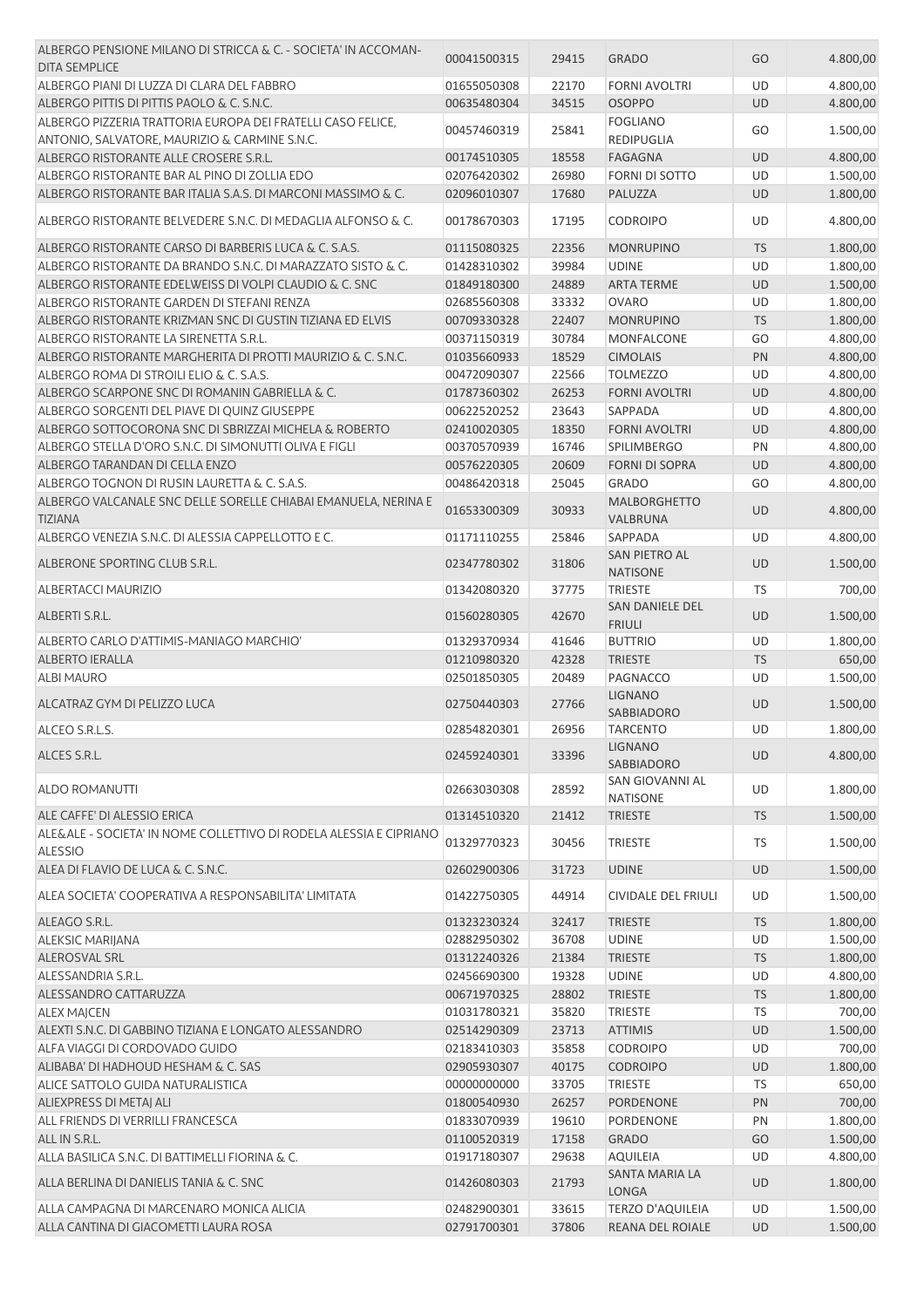| | | | | | |
|---|---|---|---|---|---|
| ALBERGO PENSIONE MILANO DI STRICCA & C. - SOCIETA' IN ACCOMAN-DITA SEMPLICE | 00041500315 | 29415 | GRADO | GO | 4.800,00 |
| ALBERGO PIANI DI LUZZA DI CLARA DEL FABBRO | 01655050308 | 22170 | FORNI AVOLTRI | UD | 4.800,00 |
| ALBERGO PITTIS DI PITTIS PAOLO & C. S.N.C. | 00635480304 | 34515 | OSOPPO | UD | 4.800,00 |
| ALBERGO PIZZERIA TRATTORIA EUROPA DEI FRATELLI CASO FELICE, ANTONIO, SALVATORE, MAURIZIO & CARMINE S.N.C. | 00457460319 | 25841 | FOGLIANO REDIPUGLIA | GO | 1.500,00 |
| ALBERGO RISTORANTE ALLE CROSERE S.R.L. | 00174510305 | 18558 | FAGAGNA | UD | 4.800,00 |
| ALBERGO RISTORANTE BAR AL PINO DI ZOLLIA EDO | 02076420302 | 26980 | FORNI DI SOTTO | UD | 1.500,00 |
| ALBERGO RISTORANTE BAR ITALIA S.A.S. DI MARCONI MASSIMO & C. | 02096010307 | 17680 | PALUZZA | UD | 1.800,00 |
| ALBERGO RISTORANTE BELVEDERE S.N.C. DI MEDAGLIA ALFONSO & C. | 00178670303 | 17195 | CODROIPO | UD | 4.800,00 |
| ALBERGO RISTORANTE CARSO DI BARBERIS LUCA & C. S.A.S. | 01115080325 | 22356 | MONRUPINO | TS | 1.800,00 |
| ALBERGO RISTORANTE DA BRANDO S.N.C. DI MARAZZATO SISTO & C. | 01428310302 | 39984 | UDINE | UD | 1.800,00 |
| ALBERGO RISTORANTE EDELWEISS DI VOLPI CLAUDIO & C. SNC | 01849180300 | 24889 | ARTA TERME | UD | 1.500,00 |
| ALBERGO RISTORANTE GARDEN DI STEFANI RENZA | 02685560308 | 33332 | OVARO | UD | 1.800,00 |
| ALBERGO RISTORANTE KRIZMAN SNC DI GUSTIN TIZIANA ED ELVIS | 00709330328 | 22407 | MONRUPINO | TS | 1.800,00 |
| ALBERGO RISTORANTE LA SIRENETTA S.R.L. | 00371150319 | 30784 | MONFALCONE | GO | 4.800,00 |
| ALBERGO RISTORANTE MARGHERITA DI PROTTI MAURIZIO & C. S.N.C. | 01035660933 | 18529 | CIMOLAIS | PN | 4.800,00 |
| ALBERGO ROMA DI STROILI ELIO & C. S.A.S. | 00472090307 | 22566 | TOLMEZZO | UD | 4.800,00 |
| ALBERGO SCARPONE SNC DI ROMANIN GABRIELLA & C. | 01787360302 | 26253 | FORNI AVOLTRI | UD | 4.800,00 |
| ALBERGO SORGENTI DEL PIAVE DI QUINZ GIUSEPPE | 00622520252 | 23643 | SAPPADA | UD | 4.800,00 |
| ALBERGO SOTTOCORONA SNC DI SBRIZZAI MICHELA & ROBERTO | 02410020305 | 18350 | FORNI AVOLTRI | UD | 4.800,00 |
| ALBERGO STELLA D'ORO S.N.C. DI SIMONUTTI OLIVA E FIGLI | 00370570939 | 16746 | SPILIMBERGO | PN | 4.800,00 |
| ALBERGO TARANDAN DI CELLA ENZO | 00576220305 | 20609 | FORNI DI SOPRA | UD | 4.800,00 |
| ALBERGO TOGNON DI RUSIN LAURETTA & C. S.A.S. | 00486420318 | 25045 | GRADO | GO | 4.800,00 |
| ALBERGO VALCANALE SNC DELLE SORELLE CHIABAI EMANUELA, NERINA E TIZIANA | 01653300309 | 30933 | MALBORGHETTO VALBRUNA | UD | 4.800,00 |
| ALBERGO VENEZIA S.N.C. DI ALESSIA CAPPELLOTTO E C. | 01171110255 | 25846 | SAPPADA | UD | 4.800,00 |
| ALBERONE SPORTING CLUB S.R.L. | 02347780302 | 31806 | SAN PIETRO AL NATISONE | UD | 1.500,00 |
| ALBERTACCI MAURIZIO | 01342080320 | 37775 | TRIESTE | TS | 700,00 |
| ALBERTI S.R.L. | 01560280305 | 42670 | SAN DANIELE DEL FRIULI | UD | 1.500,00 |
| ALBERTO CARLO D'ATTIMIS-MANIAGO MARCHIO' | 01329370934 | 41646 | BUTTRIO | UD | 1.800,00 |
| ALBERTO IERALLA | 01210980320 | 42328 | TRIESTE | TS | 650,00 |
| ALBI MAURO | 02501850305 | 20489 | PAGNACCO | UD | 1.500,00 |
| ALCATRAZ GYM DI PELIZZO LUCA | 02750440303 | 27766 | LIGNANO SABBIADORO | UD | 1.500,00 |
| ALCEO S.R.L.S. | 02854820301 | 26956 | TARCENTO | UD | 1.800,00 |
| ALCES S.R.L. | 02459240301 | 33396 | LIGNANO SABBIADORO | UD | 4.800,00 |
| ALDO ROMANUTTI | 02663030308 | 28592 | SAN GIOVANNI AL NATISONE | UD | 1.800,00 |
| ALE CAFFE' DI ALESSIO ERICA | 01314510320 | 21412 | TRIESTE | TS | 1.500,00 |
| ALE&ALE - SOCIETA' IN NOME COLLETTIVO DI RODELA ALESSIA E CIPRIANO ALESSIO | 01329770323 | 30456 | TRIESTE | TS | 1.500,00 |
| ALEA DI FLAVIO DE LUCA & C. S.N.C. | 02602900306 | 31723 | UDINE | UD | 1.500,00 |
| ALEA SOCIETA' COOPERATIVA A RESPONSABILITA' LIMITATA | 01422750305 | 44914 | CIVIDALE DEL FRIULI | UD | 1.500,00 |
| ALEAGO S.R.L. | 01323230324 | 32417 | TRIESTE | TS | 1.800,00 |
| ALEKSIC MARIJANA | 02882950302 | 36708 | UDINE | UD | 1.500,00 |
| ALEROSVAL SRL | 01312240326 | 21384 | TRIESTE | TS | 1.800,00 |
| ALESSANDRIA S.R.L. | 02456690300 | 19328 | UDINE | UD | 4.800,00 |
| ALESSANDRO CATTARUZZA | 00671970325 | 28802 | TRIESTE | TS | 1.800,00 |
| ALEX MAJCEN | 01031780321 | 35820 | TRIESTE | TS | 700,00 |
| ALEXTI S.N.C. DI GABBINO TIZIANA E LONGATO ALESSANDRO | 02514290309 | 23713 | ATTIMIS | UD | 1.500,00 |
| ALFA VIAGGI DI CORDOVADO GUIDO | 02183410303 | 35858 | CODROIPO | UD | 700,00 |
| ALIBABA' DI HADHOUD HESHAM & C. SAS | 02905930307 | 40175 | CODROIPO | UD | 1.800,00 |
| ALICE SATTOLO GUIDA NATURALISTICA | 00000000000 | 33705 | TRIESTE | TS | 650,00 |
| ALIEXPRESS DI METAJ ALI | 01800540930 | 26257 | PORDENONE | PN | 700,00 |
| ALL FRIENDS DI VERRILLI FRANCESCA | 01833070939 | 19610 | PORDENONE | PN | 1.800,00 |
| ALL IN S.R.L. | 01100520319 | 17158 | GRADO | GO | 1.500,00 |
| ALLA BASILICA S.N.C. DI BATTIMELLI FIORINA & C. | 01917180307 | 29638 | AQUILEIA | UD | 4.800,00 |
| ALLA BERLINA DI DANIELIS TANIA & C. SNC | 01426080303 | 21793 | SANTA MARIA LA LONGA | UD | 1.800,00 |
| ALLA CAMPAGNA DI MARCENARO MONICA ALICIA | 02482900301 | 33615 | TERZO D'AQUILEIA | UD | 1.500,00 |
| ALLA CANTINA DI GIACOMETTI LAURA ROSA | 02791700301 | 37806 | REANA DEL ROIALE | UD | 1.500,00 |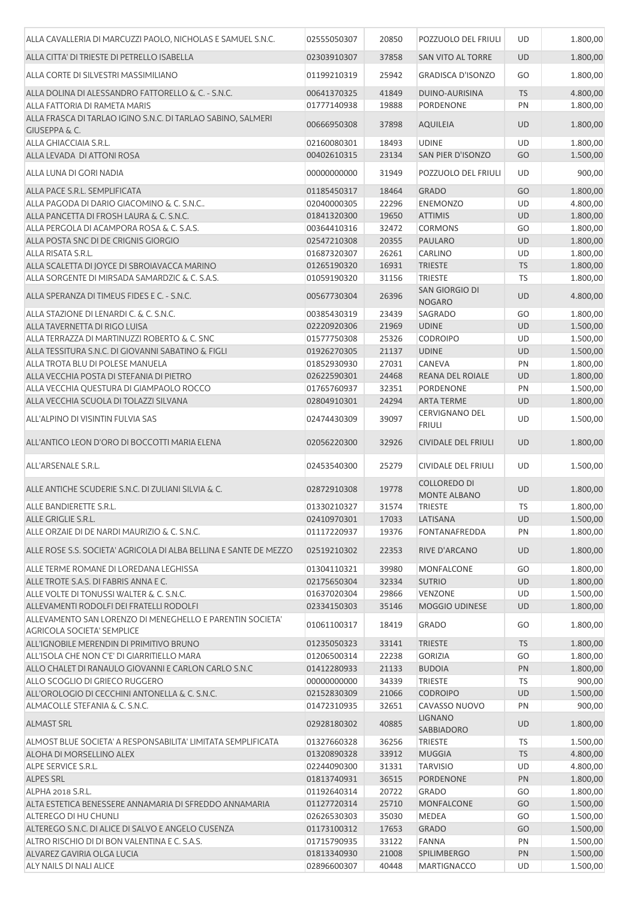| | | | | | |
|---|---|---|---|---|---|
| ALLA CAVALLERIA DI MARCUZZI PAOLO, NICHOLAS E SAMUEL S.N.C. | 02555050307 | 20850 | POZZUOLO DEL FRIULI | UD | 1.800,00 |
| ALLA CITTA' DI TRIESTE DI PETRELLO ISABELLA | 02303910307 | 37858 | SAN VITO AL TORRE | UD | 1.800,00 |
| ALLA CORTE DI SILVESTRI MASSIMILIANO | 01199210319 | 25942 | GRADISCA D'ISONZO | GO | 1.800,00 |
| ALLA DOLINA DI ALESSANDRO FATTORELLO & C. - S.N.C. | 00641370325 | 41849 | DUINO-AURISINA | TS | 4.800,00 |
| ALLA FATTORIA DI RAMETA MARIS | 01777140938 | 19888 | PORDENONE | PN | 1.800,00 |
| ALLA FRASCA DI TARLAO IGINO S.N.C. DI TARLAO SABINO, SALMERI GIUSEPPA & C. | 00666950308 | 37898 | AQUILEIA | UD | 1.800,00 |
| ALLA GHIACCIAIA S.R.L. | 02160080301 | 18493 | UDINE | UD | 1.800,00 |
| ALLA LEVADA DI ATTONI ROSA | 00402610315 | 23134 | SAN PIER D'ISONZO | GO | 1.500,00 |
| ALLA LUNA DI GORI NADIA | 00000000000 | 31949 | POZZUOLO DEL FRIULI | UD | 900,00 |
| ALLA PACE S.R.L. SEMPLIFICATA | 01185450317 | 18464 | GRADO | GO | 1.800,00 |
| ALLA PAGODA DI DARIO GIACOMINO & C. S.N.C.. | 02040000305 | 22296 | ENEMONZO | UD | 4.800,00 |
| ALLA PANCETTA DI FROSH LAURA & C. S.N.C. | 01841320300 | 19650 | ATTIMIS | UD | 1.800,00 |
| ALLA PERGOLA DI ACAMPORA ROSA & C. S.A.S. | 00364410316 | 32472 | CORMONS | GO | 1.800,00 |
| ALLA POSTA SNC DI DE CRIGNIS GIORGIO | 02547210308 | 20355 | PAULARO | UD | 1.800,00 |
| ALLA RISATA S.R.L. | 01687320307 | 26261 | CARLINO | UD | 1.800,00 |
| ALLA SCALETTA DI JOYCE DI SBROIAVACCA MARINO | 01265190320 | 16931 | TRIESTE | TS | 1.800,00 |
| ALLA SORGENTE DI MIRSADA SAMARDZIC & C. S.A.S. | 01059190320 | 31156 | TRIESTE | TS | 1.800,00 |
| ALLA SPERANZA DI TIMEUS FIDES E C. - S.N.C. | 00567730304 | 26396 | SAN GIORGIO DI NOGARO | UD | 4.800,00 |
| ALLA STAZIONE DI LENARDI C. & C. S.N.C. | 00385430319 | 23439 | SAGRADO | GO | 1.800,00 |
| ALLA TAVERNETTA DI RIGO LUISA | 02220920306 | 21969 | UDINE | UD | 1.500,00 |
| ALLA TERRAZZA DI MARTINUZZI ROBERTO & C. SNC | 01577750308 | 25326 | CODROIPO | UD | 1.500,00 |
| ALLA TESSITURA S.N.C. DI GIOVANNI SABATINO & FIGLI | 01926270305 | 21137 | UDINE | UD | 1.500,00 |
| ALLA TROTA BLU DI POLESE MANUELA | 01852930930 | 27031 | CANEVA | PN | 1.800,00 |
| ALLA VECCHIA POSTA DI STEFANIA DI PIETRO | 02622590301 | 24468 | REANA DEL ROIALE | UD | 1.800,00 |
| ALLA VECCHIA QUESTURA DI GIAMPAOLO ROCCO | 01765760937 | 32351 | PORDENONE | PN | 1.500,00 |
| ALLA VECCHIA SCUOLA DI TOLAZZI SILVANA | 02804910301 | 24294 | ARTA TERME | UD | 1.800,00 |
| ALL'ALPINO DI VISINTIN FULVIA SAS | 02474430309 | 39097 | CERVIGNANO DEL FRIULI | UD | 1.500,00 |
| ALL'ANTICO LEON D'ORO DI BOCCOTTI MARIA ELENA | 02056220300 | 32926 | CIVIDALE DEL FRIULI | UD | 1.800,00 |
| ALL'ARSENALE S.R.L. | 02453540300 | 25279 | CIVIDALE DEL FRIULI | UD | 1.500,00 |
| ALLE ANTICHE SCUDERIE S.N.C. DI ZULIANI SILVIA & C. | 02872910308 | 19778 | COLLOREDO DI MONTE ALBANO | UD | 1.800,00 |
| ALLE BANDIERETTE S.R.L. | 01330210327 | 31574 | TRIESTE | TS | 1.800,00 |
| ALLE GRIGLIE S.R.L. | 02410970301 | 17033 | LATISANA | UD | 1.500,00 |
| ALLE ORZAIE DI DE NARDI MAURIZIO & C. S.N.C. | 01117220937 | 19376 | FONTANAFREDDA | PN | 1.800,00 |
| ALLE ROSE S.S. SOCIETA' AGRICOLA DI ALBA BELLINA E SANTE DE MEZZO | 02519210302 | 22353 | RIVE D'ARCANO | UD | 1.800,00 |
| ALLE TERME ROMANE DI LOREDANA LEGHISSA | 01304110321 | 39980 | MONFALCONE | GO | 1.800,00 |
| ALLE TROTE S.A.S. DI FABRIS ANNA E C. | 02175650304 | 32334 | SUTRIO | UD | 1.800,00 |
| ALLE VOLTE DI TONUSSI WALTER & C. S.N.C. | 01637020304 | 29866 | VENZONE | UD | 1.500,00 |
| ALLEVAMENTI RODOLFI DEI FRATELLI RODOLFI | 02334150303 | 35146 | MOGGIO UDINESE | UD | 1.800,00 |
| ALLEVAMENTO SAN LORENZO DI MENEGHELLO E PARENTIN SOCIETA' AGRICOLA SOCIETA' SEMPLICE | 01061100317 | 18419 | GRADO | GO | 1.800,00 |
| ALL'IGNOBILE MERENDIN DI PRIMITIVO BRUNO | 01235050323 | 33141 | TRIESTE | TS | 1.800,00 |
| ALL'ISOLA CHE NON C'E' DI GIARRITIELLO MARA | 01206500314 | 22238 | GORIZIA | GO | 1.800,00 |
| ALLO CHALET DI RANAULO GIOVANNI E CARLON CARLO S.N.C | 01412280933 | 21133 | BUDOIA | PN | 1.800,00 |
| ALLO SCOGLIO DI GRIECO RUGGERO | 00000000000 | 34339 | TRIESTE | TS | 900,00 |
| ALL'OROLOGIO DI CECCHINI ANTONELLA & C. S.N.C. | 02152830309 | 21066 | CODROIPO | UD | 1.500,00 |
| ALMACOLLE STEFANIA & C. S.N.C. | 01472310935 | 32651 | CAVASSO NUOVO | PN | 900,00 |
| ALMAST SRL | 02928180302 | 40885 | LIGNANO SABBIADORO | UD | 1.800,00 |
| ALMOST BLUE SOCIETA' A RESPONSABILITA' LIMITATA SEMPLIFICATA | 01327660328 | 36256 | TRIESTE | TS | 1.500,00 |
| ALOHA DI MORSELLINO ALEX | 01320890328 | 33912 | MUGGIA | TS | 4.800,00 |
| ALPE SERVICE S.R.L. | 02244090300 | 31331 | TARVISIO | UD | 4.800,00 |
| ALPES SRL | 01813740931 | 36515 | PORDENONE | PN | 1.800,00 |
| ALPHA 2018 S.R.L. | 01192640314 | 20722 | GRADO | GO | 1.800,00 |
| ALTA ESTETICA BENESSERE ANNAMARIA DI SFREDDO ANNAMARIA | 01127720314 | 25710 | MONFALCONE | GO | 1.500,00 |
| ALTEREGO DI HU CHUNLI | 02626530303 | 35030 | MEDEA | GO | 1.500,00 |
| ALTEREGO S.N.C. DI ALICE DI SALVO E ANGELO CUSENZA | 01173100312 | 17653 | GRADO | GO | 1.500,00 |
| ALTRO RISCHIO DI DI BON VALENTINA E C. S.A.S. | 01715790935 | 33122 | FANNA | PN | 1.500,00 |
| ALVAREZ GAVIRIA OLGA LUCIA | 01813340930 | 21008 | SPILIMBERGO | PN | 1.500,00 |
| ALY NAILS DI NALI ALICE | 02896600307 | 40448 | MARTIGNACCO | UD | 1.500,00 |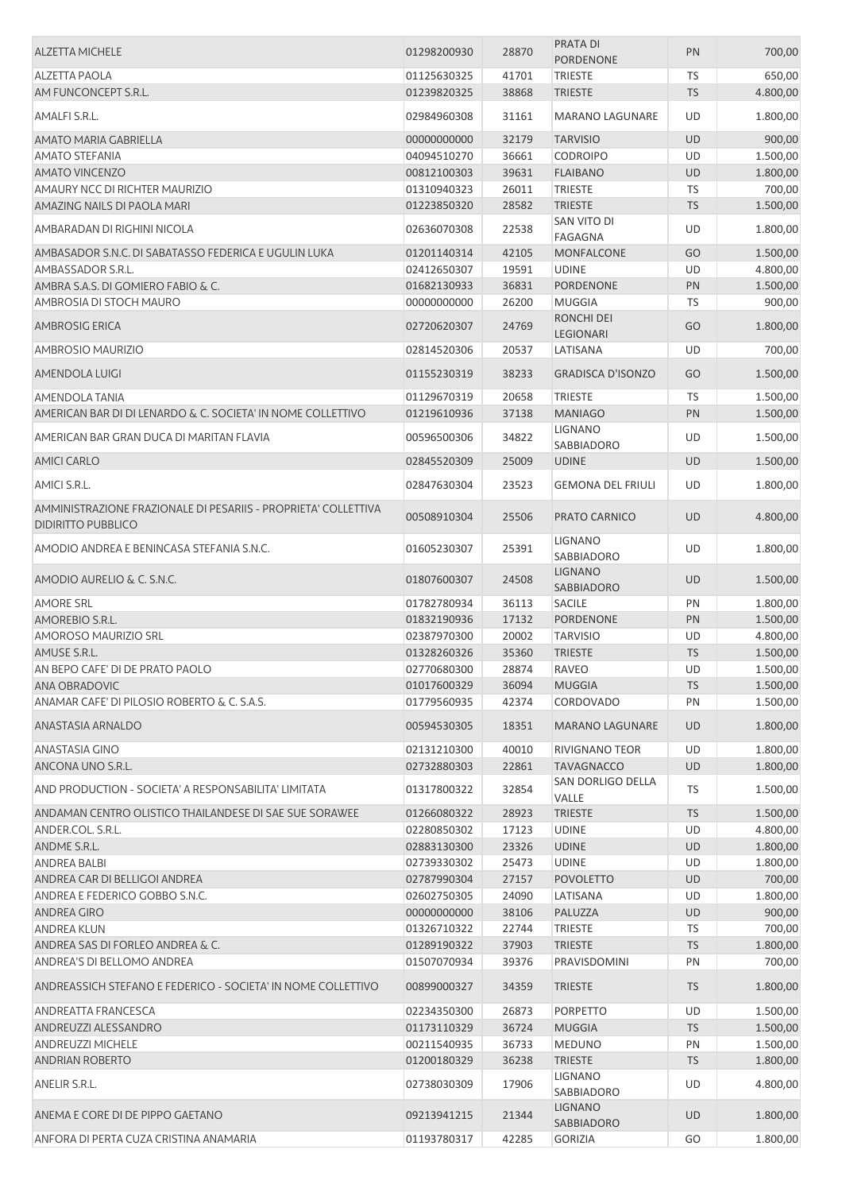| | | | | | |
|---|---|---|---|---|---|
| ALZETTA MICHELE | 01298200930 | 28870 | PRATA DI PORDENONE | PN | 700,00 |
| ALZETTA PAOLA | 01125630325 | 41701 | TRIESTE | TS | 650,00 |
| AM FUNCONCEPT S.R.L. | 01239820325 | 38868 | TRIESTE | TS | 4.800,00 |
| AMALFI S.R.L. | 02984960308 | 31161 | MARANO LAGUNARE | UD | 1.800,00 |
| AMATO MARIA GABRIELLA | 00000000000 | 32179 | TARVISIO | UD | 900,00 |
| AMATO STEFANIA | 04094510270 | 36661 | CODROIPO | UD | 1.500,00 |
| AMATO VINCENZO | 00812100303 | 39631 | FLAIBANO | UD | 1.800,00 |
| AMAURY NCC DI RICHTER MAURIZIO | 01310940323 | 26011 | TRIESTE | TS | 700,00 |
| AMAZING NAILS DI PAOLA MARI | 01223850320 | 28582 | TRIESTE | TS | 1.500,00 |
| AMBARADAN DI RIGHINI NICOLA | 02636070308 | 22538 | SAN VITO DI FAGAGNA | UD | 1.800,00 |
| AMBASADOR S.N.C. DI SABATASSO FEDERICA E UGULIN LUKA | 01201140314 | 42105 | MONFALCONE | GO | 1.500,00 |
| AMBASSADOR S.R.L. | 02412650307 | 19591 | UDINE | UD | 4.800,00 |
| AMBRA S.A.S. DI GOMIERO FABIO & C. | 01682130933 | 36831 | PORDENONE | PN | 1.500,00 |
| AMBROSIA DI STOCH MAURO | 00000000000 | 26200 | MUGGIA | TS | 900,00 |
| AMBROSIG ERICA | 02720620307 | 24769 | RONCHI DEI LEGIONARI | GO | 1.800,00 |
| AMBROSIO MAURIZIO | 02814520306 | 20537 | LATISANA | UD | 700,00 |
| AMENDOLA LUIGI | 01155230319 | 38233 | GRADISCA D'ISONZO | GO | 1.500,00 |
| AMENDOLA TANIA | 01129670319 | 20658 | TRIESTE | TS | 1.500,00 |
| AMERICAN BAR DI DI LENARDO & C. SOCIETA' IN NOME COLLETTIVO | 01219610936 | 37138 | MANIAGO | PN | 1.500,00 |
| AMERICAN BAR GRAN DUCA DI MARITAN FLAVIA | 00596500306 | 34822 | LIGNANO SABBIADORO | UD | 1.500,00 |
| AMICI CARLO | 02845520309 | 25009 | UDINE | UD | 1.500,00 |
| AMICI S.R.L. | 02847630304 | 23523 | GEMONA DEL FRIULI | UD | 1.800,00 |
| AMMINISTRAZIONE FRAZIONALE DI PESARIIS - PROPRIETA' COLLETTIVA DIDIRITTO PUBBLICO | 00508910304 | 25506 | PRATO CARNICO | UD | 4.800,00 |
| AMODIO ANDREA E BENINCASA STEFANIA S.N.C. | 01605230307 | 25391 | LIGNANO SABBIADORO | UD | 1.800,00 |
| AMODIO AURELIO & C. S.N.C. | 01807600307 | 24508 | LIGNANO SABBIADORO | UD | 1.500,00 |
| AMORE SRL | 01782780934 | 36113 | SACILE | PN | 1.800,00 |
| AMOREBIO S.R.L. | 01832190936 | 17132 | PORDENONE | PN | 1.500,00 |
| AMOROSO MAURIZIO SRL | 02387970300 | 20002 | TARVISIO | UD | 4.800,00 |
| AMUSE S.R.L. | 01328260326 | 35360 | TRIESTE | TS | 1.500,00 |
| AN BEPO CAFE' DI DE PRATO PAOLO | 02770680300 | 28874 | RAVEO | UD | 1.500,00 |
| ANA OBRADOVIC | 01017600329 | 36094 | MUGGIA | TS | 1.500,00 |
| ANAMAR CAFE' DI PILOSIO ROBERTO & C. S.A.S. | 01779560935 | 42374 | CORDOVADO | PN | 1.500,00 |
| ANASTASIA ARNALDO | 00594530305 | 18351 | MARANO LAGUNARE | UD | 1.800,00 |
| ANASTASIA GINO | 02131210300 | 40010 | RIVIGNANO TEOR | UD | 1.800,00 |
| ANCONA UNO S.R.L. | 02732880303 | 22861 | TAVAGNACCO | UD | 1.800,00 |
| AND PRODUCTION - SOCIETA' A RESPONSABILITA' LIMITATA | 01317800322 | 32854 | SAN DORLIGO DELLA VALLE | TS | 1.500,00 |
| ANDAMAN CENTRO OLISTICO THAILANDESE DI SAE SUE SORAWEE | 01266080322 | 28923 | TRIESTE | TS | 1.500,00 |
| ANDER.COL. S.R.L. | 02280850302 | 17123 | UDINE | UD | 4.800,00 |
| ANDME S.R.L. | 02883130300 | 23326 | UDINE | UD | 1.800,00 |
| ANDREA BALBI | 02739330302 | 25473 | UDINE | UD | 1.800,00 |
| ANDREA CAR DI BELLIGOI ANDREA | 02787990304 | 27157 | POVOLETTO | UD | 700,00 |
| ANDREA E FEDERICO GOBBO S.N.C. | 02602750305 | 24090 | LATISANA | UD | 1.800,00 |
| ANDREA GIRO | 00000000000 | 38106 | PALUZZA | UD | 900,00 |
| ANDREA KLUN | 01326710322 | 22744 | TRIESTE | TS | 700,00 |
| ANDREA SAS DI FORLEO ANDREA & C. | 01289190322 | 37903 | TRIESTE | TS | 1.800,00 |
| ANDREA'S DI BELLOMO ANDREA | 01507070934 | 39376 | PRAVISDOMINI | PN | 700,00 |
| ANDREASSICH STEFANO E FEDERICO - SOCIETA' IN NOME COLLETTIVO | 00899000327 | 34359 | TRIESTE | TS | 1.800,00 |
| ANDREATTA FRANCESCA | 02234350300 | 26873 | PORPETTO | UD | 1.500,00 |
| ANDREUZZI ALESSANDRO | 01173110329 | 36724 | MUGGIA | TS | 1.500,00 |
| ANDREUZZI MICHELE | 00211540935 | 36733 | MEDUNO | PN | 1.500,00 |
| ANDRIAN ROBERTO | 01200180329 | 36238 | TRIESTE | TS | 1.800,00 |
| ANELIR S.R.L. | 02738030309 | 17906 | LIGNANO SABBIADORO | UD | 4.800,00 |
| ANEMA E CORE DI DE PIPPO GAETANO | 09213941215 | 21344 | LIGNANO SABBIADORO | UD | 1.800,00 |
| ANFORA DI PERTA CUZA CRISTINA ANAMARIA | 01193780317 | 42285 | GORIZIA | GO | 1.800,00 |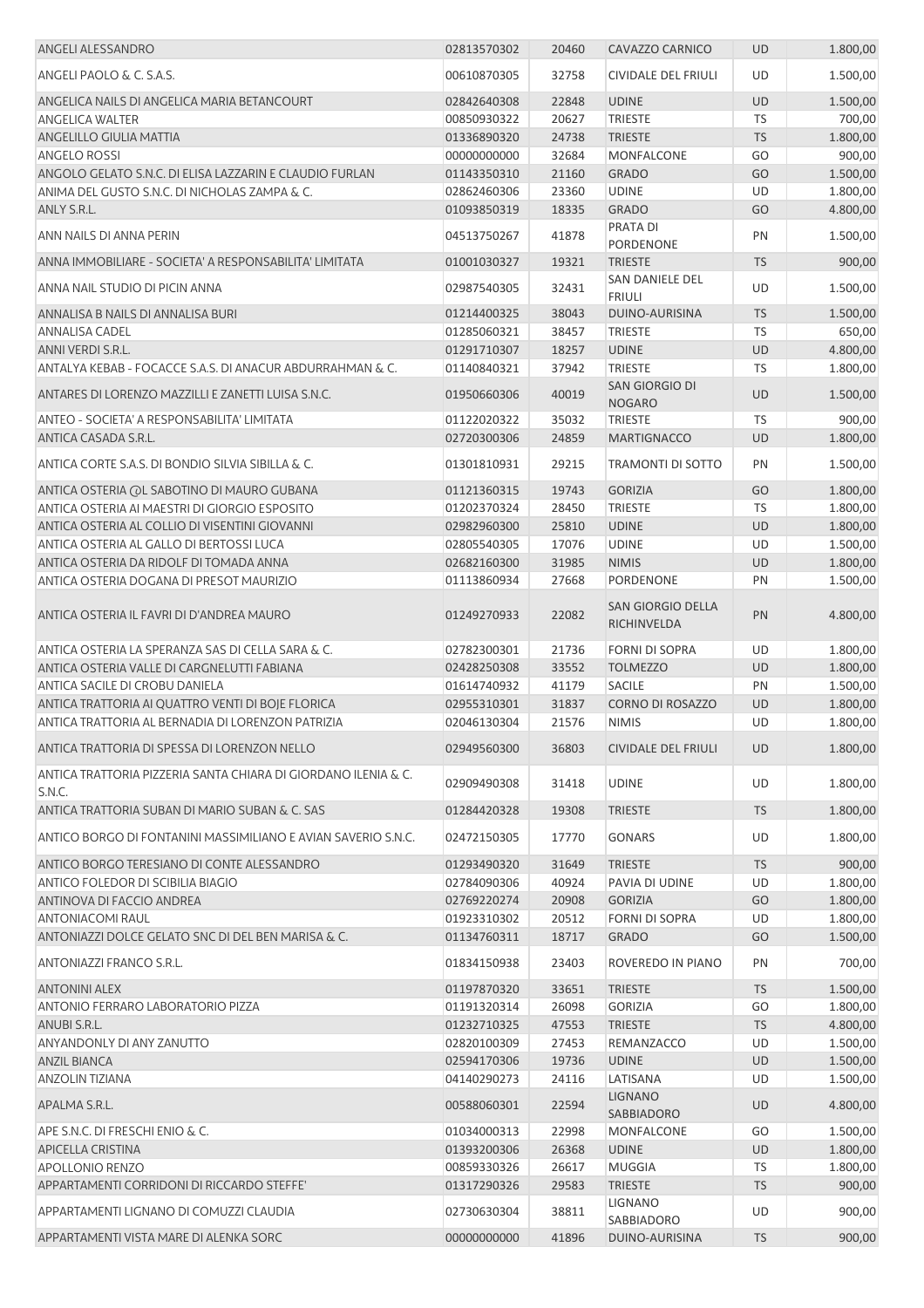| ANGELI ALESSANDRO | 02813570302 | 20460 | CAVAZZO CARNICO | UD | 1.800,00 |
|---|---|---|---|---|---|
| ANGELI PAOLO & C. S.A.S. | 00610870305 | 32758 | CIVIDALE DEL FRIULI | UD | 1.500,00 |
| ANGELICA NAILS DI ANGELICA MARIA BETANCOURT | 02842640308 | 22848 | UDINE | UD | 1.500,00 |
| ANGELICA WALTER | 00850930322 | 20627 | TRIESTE | TS | 700,00 |
| ANGELILLO GIULIA MATTIA | 01336890320 | 24738 | TRIESTE | TS | 1.800,00 |
| ANGELO ROSSI | 00000000000 | 32684 | MONFALCONE | GO | 900,00 |
| ANGOLO GELATO S.N.C. DI ELISA LAZZARIN E CLAUDIO FURLAN | 01143350310 | 21160 | GRADO | GO | 1.500,00 |
| ANIMA DEL GUSTO S.N.C. DI NICHOLAS ZAMPA & C. | 02862460306 | 23360 | UDINE | UD | 1.800,00 |
| ANLY S.R.L. | 01093850319 | 18335 | GRADO | GO | 4.800,00 |
| ANN NAILS DI ANNA PERIN | 04513750267 | 41878 | PRATA DI PORDENONE | PN | 1.500,00 |
| ANNA IMMOBILIARE - SOCIETA' A RESPONSABILITA' LIMITATA | 01001030327 | 19321 | TRIESTE | TS | 900,00 |
| ANNA NAIL STUDIO DI PICIN ANNA | 02987540305 | 32431 | SAN DANIELE DEL FRIULI | UD | 1.500,00 |
| ANNALISA B NAILS DI ANNALISA BURI | 01214400325 | 38043 | DUINO-AURISINA | TS | 1.500,00 |
| ANNALISA CADEL | 01285060321 | 38457 | TRIESTE | TS | 650,00 |
| ANNI VERDI S.R.L. | 01291710307 | 18257 | UDINE | UD | 4.800,00 |
| ANTALYA KEBAB - FOCACCE S.A.S. DI ANACUR ABDURRAHMAN & C. | 01140840321 | 37942 | TRIESTE | TS | 1.800,00 |
| ANTARES DI LORENZO MAZZILLI E ZANETTI LUISA S.N.C. | 01950660306 | 40019 | SAN GIORGIO DI NOGARO | UD | 1.500,00 |
| ANTEO - SOCIETA' A RESPONSABILITA' LIMITATA | 01122020322 | 35032 | TRIESTE | TS | 900,00 |
| ANTICA CASADA S.R.L. | 02720300306 | 24859 | MARTIGNACCO | UD | 1.800,00 |
| ANTICA CORTE S.A.S. DI BONDIO SILVIA SIBILLA & C. | 01301810931 | 29215 | TRAMONTI DI SOTTO | PN | 1.500,00 |
| ANTICA OSTERIA @L SABOTINO DI MAURO GUBANA | 01121360315 | 19743 | GORIZIA | GO | 1.800,00 |
| ANTICA OSTERIA AI MAESTRI DI GIORGIO ESPOSITO | 01202370324 | 28450 | TRIESTE | TS | 1.800,00 |
| ANTICA OSTERIA AL COLLIO DI VISENTINI GIOVANNI | 02982960300 | 25810 | UDINE | UD | 1.800,00 |
| ANTICA OSTERIA AL GALLO DI BERTOSSI LUCA | 02805540305 | 17076 | UDINE | UD | 1.500,00 |
| ANTICA OSTERIA DA RIDOLF DI TOMADA ANNA | 02682160300 | 31985 | NIMIS | UD | 1.800,00 |
| ANTICA OSTERIA DOGANA DI PRESOT MAURIZIO | 01113860934 | 27668 | PORDENONE | PN | 1.500,00 |
| ANTICA OSTERIA IL FAVRI DI D'ANDREA MAURO | 01249270933 | 22082 | SAN GIORGIO DELLA RICHINVELDA | PN | 4.800,00 |
| ANTICA OSTERIA LA SPERANZA SAS DI CELLA SARA & C. | 02782300301 | 21736 | FORNI DI SOPRA | UD | 1.800,00 |
| ANTICA OSTERIA VALLE DI CARGNELUTTI FABIANA | 02428250308 | 33552 | TOLMEZZO | UD | 1.800,00 |
| ANTICA SACILE DI CROBU DANIELA | 01614740932 | 41179 | SACILE | PN | 1.500,00 |
| ANTICA TRATTORIA AI QUATTRO VENTI DI BOJE FLORICA | 02955310301 | 31837 | CORNO DI ROSAZZO | UD | 1.800,00 |
| ANTICA TRATTORIA AL BERNADIA DI LORENZON PATRIZIA | 02046130304 | 21576 | NIMIS | UD | 1.800,00 |
| ANTICA TRATTORIA DI SPESSA DI LORENZON NELLO | 02949560300 | 36803 | CIVIDALE DEL FRIULI | UD | 1.800,00 |
| ANTICA TRATTORIA PIZZERIA SANTA CHIARA DI GIORDANO ILENIA & C. S.N.C. | 02909490308 | 31418 | UDINE | UD | 1.800,00 |
| ANTICA TRATTORIA SUBAN DI MARIO SUBAN & C. SAS | 01284420328 | 19308 | TRIESTE | TS | 1.800,00 |
| ANTICO BORGO DI FONTANINI MASSIMILIANO E AVIAN SAVERIO S.N.C. | 02472150305 | 17770 | GONARS | UD | 1.800,00 |
| ANTICO BORGO TERESIANO DI CONTE ALESSANDRO | 01293490320 | 31649 | TRIESTE | TS | 900,00 |
| ANTICO FOLEDOR DI SCIBILIA BIAGIO | 02784090306 | 40924 | PAVIA DI UDINE | UD | 1.800,00 |
| ANTINOVA DI FACCIO ANDREA | 02769220274 | 20908 | GORIZIA | GO | 1.800,00 |
| ANTONIACOMI RAUL | 01923310302 | 20512 | FORNI DI SOPRA | UD | 1.800,00 |
| ANTONIAZZI DOLCE GELATO SNC DI DEL BEN MARISA & C. | 01134760311 | 18717 | GRADO | GO | 1.500,00 |
| ANTONIAZZI FRANCO S.R.L. | 01834150938 | 23403 | ROVEREDO IN PIANO | PN | 700,00 |
| ANTONINI ALEX | 01197870320 | 33651 | TRIESTE | TS | 1.500,00 |
| ANTONIO FERRARO LABORATORIO PIZZA | 01191320314 | 26098 | GORIZIA | GO | 1.800,00 |
| ANUBI S.R.L. | 01232710325 | 47553 | TRIESTE | TS | 4.800,00 |
| ANYANDONLY DI ANY ZANUTTO | 02820100309 | 27453 | REMANZACCO | UD | 1.500,00 |
| ANZIL BIANCA | 02594170306 | 19736 | UDINE | UD | 1.500,00 |
| ANZOLIN TIZIANA | 04140290273 | 24116 | LATISANA | UD | 1.500,00 |
| APALMA S.R.L. | 00588060301 | 22594 | LIGNANO SABBIADORO | UD | 4.800,00 |
| APE S.N.C. DI FRESCHI ENIO & C. | 01034000313 | 22998 | MONFALCONE | GO | 1.500,00 |
| APICELLA CRISTINA | 01393200306 | 26368 | UDINE | UD | 1.800,00 |
| APOLLONIO RENZO | 00859330326 | 26617 | MUGGIA | TS | 1.800,00 |
| APPARTAMENTI CORRIDONI DI RICCARDO STEFFE' | 01317290326 | 29583 | TRIESTE | TS | 900,00 |
| APPARTAMENTI LIGNANO DI COMUZZI CLAUDIA | 02730630304 | 38811 | LIGNANO SABBIADORO | UD | 900,00 |
| APPARTAMENTI VISTA MARE DI ALENKA SORC | 00000000000 | 41896 | DUINO-AURISINA | TS | 900,00 |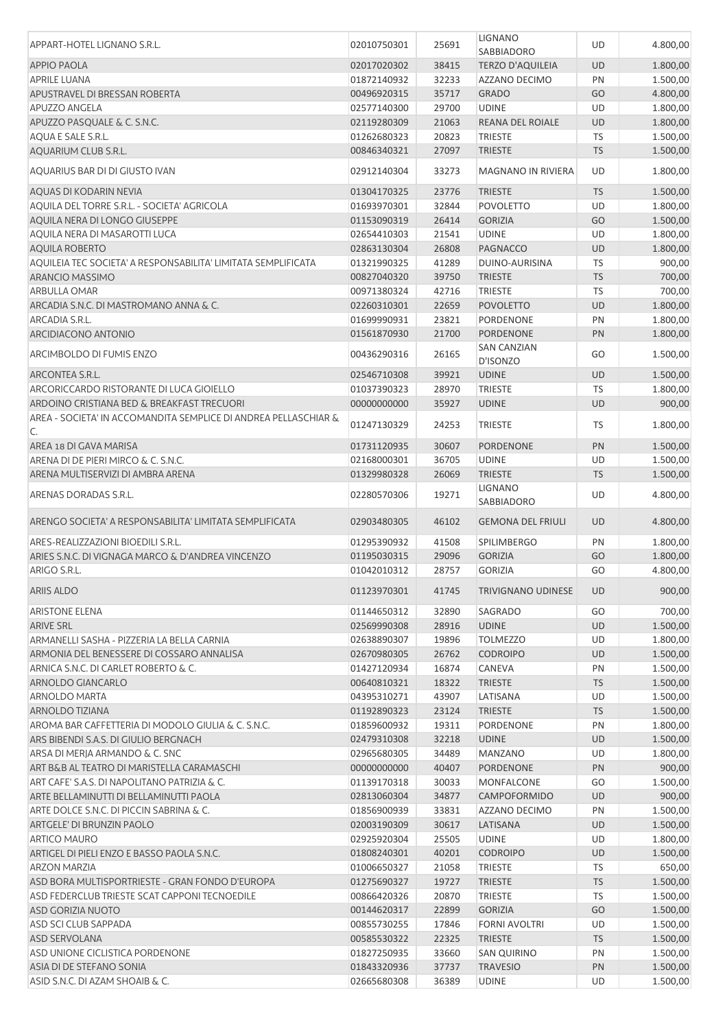| | | | | | |
|---|---|---|---|---|---|
| APPART-HOTEL LIGNANO S.R.L. | 02010750301 | 25691 | LIGNANO SABBIADORO | UD | 4.800,00 |
| APPIO PAOLA | 02017020302 | 38415 | TERZO D'AQUILEIA | UD | 1.800,00 |
| APRILE LUANA | 01872140932 | 32233 | AZZANO DECIMO | PN | 1.500,00 |
| APUSTRAVEL DI BRESSAN ROBERTA | 00496920315 | 35717 | GRADO | GO | 4.800,00 |
| APUZZO ANGELA | 02577140300 | 29700 | UDINE | UD | 1.800,00 |
| APUZZO PASQUALE & C. S.N.C. | 02119280309 | 21063 | REANA DEL ROIALE | UD | 1.800,00 |
| AQUA E SALE S.R.L. | 01262680323 | 20823 | TRIESTE | TS | 1.500,00 |
| AQUARIUM CLUB S.R.L. | 00846340321 | 27097 | TRIESTE | TS | 1.500,00 |
| AQUARIUS BAR DI DI GIUSTO IVAN | 02912140304 | 33273 | MAGNANO IN RIVIERA | UD | 1.800,00 |
| AQUAS DI KODARIN NEVIA | 01304170325 | 23776 | TRIESTE | TS | 1.500,00 |
| AQUILA DEL TORRE S.R.L. - SOCIETA' AGRICOLA | 01693970301 | 32844 | POVOLETTO | UD | 1.800,00 |
| AQUILA NERA DI LONGO GIUSEPPE | 01153090319 | 26414 | GORIZIA | GO | 1.500,00 |
| AQUILA NERA DI MASAROTTI LUCA | 02654410303 | 21541 | UDINE | UD | 1.800,00 |
| AQUILA ROBERTO | 02863130304 | 26808 | PAGNACCO | UD | 1.800,00 |
| AQUILEIA TEC SOCIETA' A RESPONSABILITA' LIMITATA SEMPLIFICATA | 01321990325 | 41289 | DUINO-AURISINA | TS | 900,00 |
| ARANCIO MASSIMO | 00827040320 | 39750 | TRIESTE | TS | 700,00 |
| ARBULLA OMAR | 00971380324 | 42716 | TRIESTE | TS | 700,00 |
| ARCADIA S.N.C. DI MASTROMANO ANNA & C. | 02260310301 | 22659 | POVOLETTO | UD | 1.800,00 |
| ARCADIA S.R.L. | 01699990931 | 23821 | PORDENONE | PN | 1.800,00 |
| ARCIDIACONO ANTONIO | 01561870930 | 21700 | PORDENONE | PN | 1.800,00 |
| ARCIMBOLDO DI FUMIS ENZO | 00436290316 | 26165 | SAN CANZIAN D'ISONZO | GO | 1.500,00 |
| ARCONTEA S.R.L. | 02546710308 | 39921 | UDINE | UD | 1.500,00 |
| ARCORICCARDO RISTORANTE DI LUCA GIOIELLO | 01037390323 | 28970 | TRIESTE | TS | 1.800,00 |
| ARDOINO CRISTIANA BED & BREAKFAST TRECUORI | 00000000000 | 35927 | UDINE | UD | 900,00 |
| AREA - SOCIETA' IN ACCOMANDITA SEMPLICE DI ANDREA PELLASCHIAR & C. | 01247130329 | 24253 | TRIESTE | TS | 1.800,00 |
| AREA 18 DI GAVA MARISA | 01731120935 | 30607 | PORDENONE | PN | 1.500,00 |
| ARENA DI DE PIERI MIRCO & C. S.N.C. | 02168000301 | 36705 | UDINE | UD | 1.500,00 |
| ARENA MULTISERVIZI DI AMBRA ARENA | 01329980328 | 26069 | TRIESTE | TS | 1.500,00 |
| ARENAS DORADAS S.R.L. | 02280570306 | 19271 | LIGNANO SABBIADORO | UD | 4.800,00 |
| ARENGO SOCIETA' A RESPONSABILITA' LIMITATA SEMPLIFICATA | 02903480305 | 46102 | GEMONA DEL FRIULI | UD | 4.800,00 |
| ARES-REALIZZAZIONI BIOEDILI S.R.L. | 01295390932 | 41508 | SPILIMBERGO | PN | 1.800,00 |
| ARIES S.N.C. DI VIGNAGA MARCO & D'ANDREA VINCENZO | 01195030315 | 29096 | GORIZIA | GO | 1.800,00 |
| ARIGO S.R.L. | 01042010312 | 28757 | GORIZIA | GO | 4.800,00 |
| ARIIS ALDO | 01123970301 | 41745 | TRIVIGNANO UDINESE | UD | 900,00 |
| ARISTONE ELENA | 01144650312 | 32890 | SAGRADO | GO | 700,00 |
| ARIVE SRL | 02569990308 | 28916 | UDINE | UD | 1.500,00 |
| ARMANELLI SASHA - PIZZERIA LA BELLA CARNIA | 02638890307 | 19896 | TOLMEZZO | UD | 1.800,00 |
| ARMONIA DEL BENESSERE DI COSSARO ANNALISA | 02670980305 | 26762 | CODROIPO | UD | 1.500,00 |
| ARNICA S.N.C. DI CARLET ROBERTO & C. | 01427120934 | 16874 | CANEVA | PN | 1.500,00 |
| ARNOLDO GIANCARLO | 00640810321 | 18322 | TRIESTE | TS | 1.500,00 |
| ARNOLDO MARTA | 04395310271 | 43907 | LATISANA | UD | 1.500,00 |
| ARNOLDO TIZIANA | 01192890323 | 23124 | TRIESTE | TS | 1.500,00 |
| AROMA BAR CAFFETTERIA DI MODOLO GIULIA & C. S.N.C. | 01859600932 | 19311 | PORDENONE | PN | 1.800,00 |
| ARS BIBENDI S.A.S. DI GIULIO BERGNACH | 02479310308 | 32218 | UDINE | UD | 1.500,00 |
| ARSA DI MERJA ARMANDO & C. SNC | 02965680305 | 34489 | MANZANO | UD | 1.800,00 |
| ART B&B AL TEATRO DI MARISTELLA CARAMASCHI | 00000000000 | 40407 | PORDENONE | PN | 900,00 |
| ART CAFE' S.A.S. DI NAPOLITANO PATRIZIA & C. | 01139170318 | 30033 | MONFALCONE | GO | 1.500,00 |
| ARTE BELLAMINUTTI DI BELLAMINUTTI PAOLA | 02813060304 | 34877 | CAMPOFORMIDO | UD | 900,00 |
| ARTE DOLCE S.N.C. DI PICCIN SABRINA & C. | 01856900939 | 33831 | AZZANO DECIMO | PN | 1.500,00 |
| ARTGELE' DI BRUNZIN PAOLO | 02003190309 | 30617 | LATISANA | UD | 1.500,00 |
| ARTICO MAURO | 02925920304 | 25505 | UDINE | UD | 1.800,00 |
| ARTIGEL DI PIELI ENZO E BASSO PAOLA S.N.C. | 01808240301 | 40201 | CODROIPO | UD | 1.500,00 |
| ARZON MARZIA | 01006650327 | 21058 | TRIESTE | TS | 650,00 |
| ASD BORA MULTISPORTRIESTE - GRAN FONDO D'EUROPA | 01275690327 | 19727 | TRIESTE | TS | 1.500,00 |
| ASD FEDERCLUB TRIESTE SCAT CAPPONI TECNOEDILE | 00866420326 | 20870 | TRIESTE | TS | 1.500,00 |
| ASD GORIZIA NUOTO | 00144620317 | 22899 | GORIZIA | GO | 1.500,00 |
| ASD SCI CLUB SAPPADA | 00855730255 | 17846 | FORNI AVOLTRI | UD | 1.500,00 |
| ASD SERVOLANA | 00585530322 | 22325 | TRIESTE | TS | 1.500,00 |
| ASD UNIONE CICLISTICA PORDENONE | 01827250935 | 33660 | SAN QUIRINO | PN | 1.500,00 |
| ASIA DI DE STEFANO SONIA | 01843320936 | 37737 | TRAVESIO | PN | 1.500,00 |
| ASID S.N.C. DI AZAM SHOAIB & C. | 02665680308 | 36389 | UDINE | UD | 1.500,00 |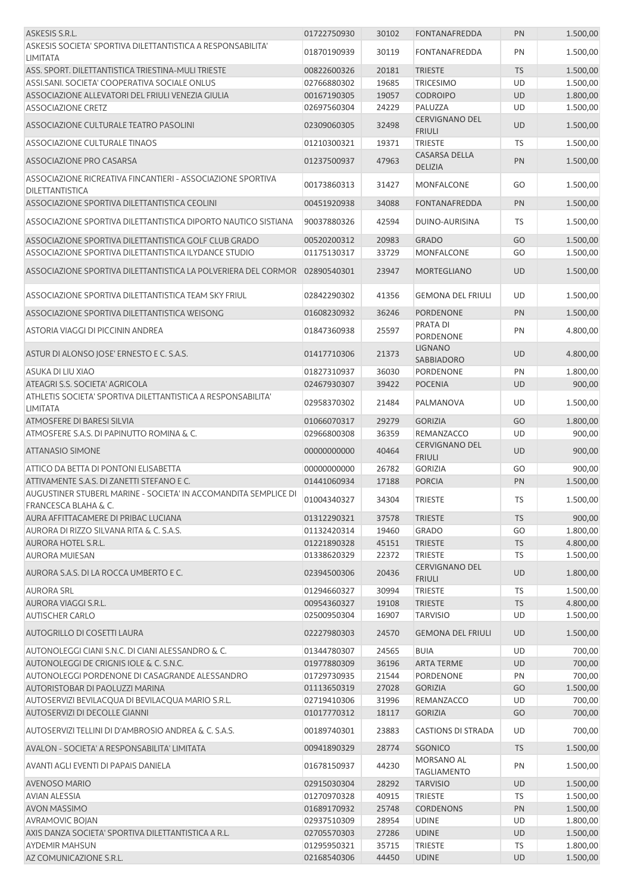| | | | | | |
|---|---|---|---|---|---|
| ASKESIS S.R.L. | 01722750930 | 30102 | FONTANAFREDDA | PN | 1.500,00 |
| ASKESIS SOCIETA' SPORTIVA DILETTANTISTICA A RESPONSABILITA' LIMITATA | 01870190939 | 30119 | FONTANAFREDDA | PN | 1.500,00 |
| ASS. SPORT. DILETTANTISTICA TRIESTINA-MULI TRIESTE | 00822600326 | 20181 | TRIESTE | TS | 1.500,00 |
| ASSI.SANI. SOCIETA' COOPERATIVA SOCIALE ONLUS | 02766880302 | 19685 | TRICESIMO | UD | 1.500,00 |
| ASSOCIAZIONE ALLEVATORI DEL FRIULI VENEZIA GIULIA | 00167190305 | 19057 | CODROIPO | UD | 1.800,00 |
| ASSOCIAZIONE CRETZ | 02697560304 | 24229 | PALUZZA | UD | 1.500,00 |
| ASSOCIAZIONE CULTURALE TEATRO PASOLINI | 02309060305 | 32498 | CERVIGNANO DEL FRIULI | UD | 1.500,00 |
| ASSOCIAZIONE CULTURALE TINAOS | 01210300321 | 19371 | TRIESTE | TS | 1.500,00 |
| ASSOCIAZIONE PRO CASARSA | 01237500937 | 47963 | CASARSA DELLA DELIZIA | PN | 1.500,00 |
| ASSOCIAZIONE RICREATIVA FINCANTIERI - ASSOCIAZIONE SPORTIVA DILETTANTISTICA | 00173860313 | 31427 | MONFALCONE | GO | 1.500,00 |
| ASSOCIAZIONE SPORTIVA DILETTANTISTICA CEOLINI | 00451920938 | 34088 | FONTANAFREDDA | PN | 1.500,00 |
| ASSOCIAZIONE SPORTIVA DILETTANTISTICA DIPORTO NAUTICO SISTIANA | 90037880326 | 42594 | DUINO-AURISINA | TS | 1.500,00 |
| ASSOCIAZIONE SPORTIVA DILETTANTISTICA GOLF CLUB GRADO | 00520200312 | 20983 | GRADO | GO | 1.500,00 |
| ASSOCIAZIONE SPORTIVA DILETTANTISTICA ILYDANCE STUDIO | 01175130317 | 33729 | MONFALCONE | GO | 1.500,00 |
| ASSOCIAZIONE SPORTIVA DILETTANTISTICA LA POLVERIERA DEL CORMOR | 02890540301 | 23947 | MORTEGLIANO | UD | 1.500,00 |
| ASSOCIAZIONE SPORTIVA DILETTANTISTICA TEAM SKY FRIUL | 02842290302 | 41356 | GEMONA DEL FRIULI | UD | 1.500,00 |
| ASSOCIAZIONE SPORTIVA DILETTANTISTICA WEISONG | 01608230932 | 36246 | PORDENONE | PN | 1.500,00 |
| ASTORIA VIAGGI DI PICCININ ANDREA | 01847360938 | 25597 | PRATA DI PORDENONE | PN | 4.800,00 |
| ASTUR DI ALONSO JOSE' ERNESTO E C. S.A.S. | 01417710306 | 21373 | LIGNANO SABBIADORO | UD | 4.800,00 |
| ASUKA DI LIU XIAO | 01827310937 | 36030 | PORDENONE | PN | 1.800,00 |
| ATEAGRI S.S. SOCIETA' AGRICOLA | 02467930307 | 39422 | POCENIA | UD | 900,00 |
| ATHLETIS SOCIETA' SPORTIVA DILETTANTISTICA A RESPONSABILITA' LIMITATA | 02958370302 | 21484 | PALMANOVA | UD | 1.500,00 |
| ATMOSFERE DI BARESI SILVIA | 01066070317 | 29279 | GORIZIA | GO | 1.800,00 |
| ATMOSFERE S.A.S. DI PAPINUTTO ROMINA & C. | 02966800308 | 36359 | REMANZACCO | UD | 900,00 |
| ATTANASIO SIMONE | 00000000000 | 40464 | CERVIGNANO DEL FRIULI | UD | 900,00 |
| ATTICO DA BETTA DI PONTONI ELISABETTA | 00000000000 | 26782 | GORIZIA | GO | 900,00 |
| ATTIVAMENTE S.A.S. DI ZANETTI STEFANO E C. | 01441060934 | 17188 | PORCIA | PN | 1.500,00 |
| AUGUSTINER STUBERL MARINE - SOCIETA' IN ACCOMANDITA SEMPLICE DI FRANCESCA BLAHA & C. | 01004340327 | 34304 | TRIESTE | TS | 1.500,00 |
| AURA AFFITTACAMERE DI PRIBAC LUCIANA | 01312290321 | 37578 | TRIESTE | TS | 900,00 |
| AURORA DI RIZZO SILVANA RITA & C. S.A.S. | 01132420314 | 19460 | GRADO | GO | 1.800,00 |
| AURORA HOTEL S.R.L. | 01221890328 | 45151 | TRIESTE | TS | 4.800,00 |
| AURORA MUIESAN | 01338620329 | 22372 | TRIESTE | TS | 1.500,00 |
| AURORA S.A.S. DI LA ROCCA UMBERTO E C. | 02394500306 | 20436 | CERVIGNANO DEL FRIULI | UD | 1.800,00 |
| AURORA SRL | 01294660327 | 30994 | TRIESTE | TS | 1.500,00 |
| AURORA VIAGGI S.R.L. | 00954360327 | 19108 | TRIESTE | TS | 4.800,00 |
| AUTISCHER CARLO | 02500950304 | 16907 | TARVISIO | UD | 1.500,00 |
| AUTOGRILLO DI COSETTI LAURA | 02227980303 | 24570 | GEMONA DEL FRIULI | UD | 1.500,00 |
| AUTONOLEGGI CIANI S.N.C. DI CIANI ALESSANDRO & C. | 01344780307 | 24565 | BUIA | UD | 700,00 |
| AUTONOLEGGI DE CRIGNIS IOLE & C. S.N.C. | 01977880309 | 36196 | ARTA TERME | UD | 700,00 |
| AUTONOLEGGI PORDENONE DI CASAGRANDE ALESSANDRO | 01729730935 | 21544 | PORDENONE | PN | 700,00 |
| AUTORISTOBAR DI PAOLUZZI MARINA | 01113650319 | 27028 | GORIZIA | GO | 1.500,00 |
| AUTOSERVIZI BEVILACQUA DI BEVILACQUA MARIO S.R.L. | 02719410306 | 31996 | REMANZACCO | UD | 700,00 |
| AUTOSERVIZI DI DECOLLE GIANNI | 01017770312 | 18117 | GORIZIA | GO | 700,00 |
| AUTOSERVIZI TELLINI DI D'AMBROSIO ANDREA & C. S.A.S. | 00189740301 | 23883 | CASTIONS DI STRADA | UD | 700,00 |
| AVALON - SOCIETA' A RESPONSABILITA' LIMITATA | 00941890329 | 28774 | SGONICO | TS | 1.500,00 |
| AVANTI AGLI EVENTI DI PAPAIS DANIELA | 01678150937 | 44230 | MORSANO AL TAGLIAMENTO | PN | 1.500,00 |
| AVENOSO MARIO | 02915030304 | 28292 | TARVISIO | UD | 1.500,00 |
| AVIAN ALESSIA | 01270970328 | 40915 | TRIESTE | TS | 1.500,00 |
| AVON MASSIMO | 01689170932 | 25748 | CORDENONS | PN | 1.500,00 |
| AVRAMOVIC BOJAN | 02937510309 | 28954 | UDINE | UD | 1.800,00 |
| AXIS DANZA SOCIETA' SPORTIVA DILETTANTISTICA A R.L. | 02705570303 | 27286 | UDINE | UD | 1.500,00 |
| AYDEMIR MAHSUN | 01295950321 | 35715 | TRIESTE | TS | 1.800,00 |
| AZ COMUNICAZIONE S.R.L. | 02168540306 | 44450 | UDINE | UD | 1.500,00 |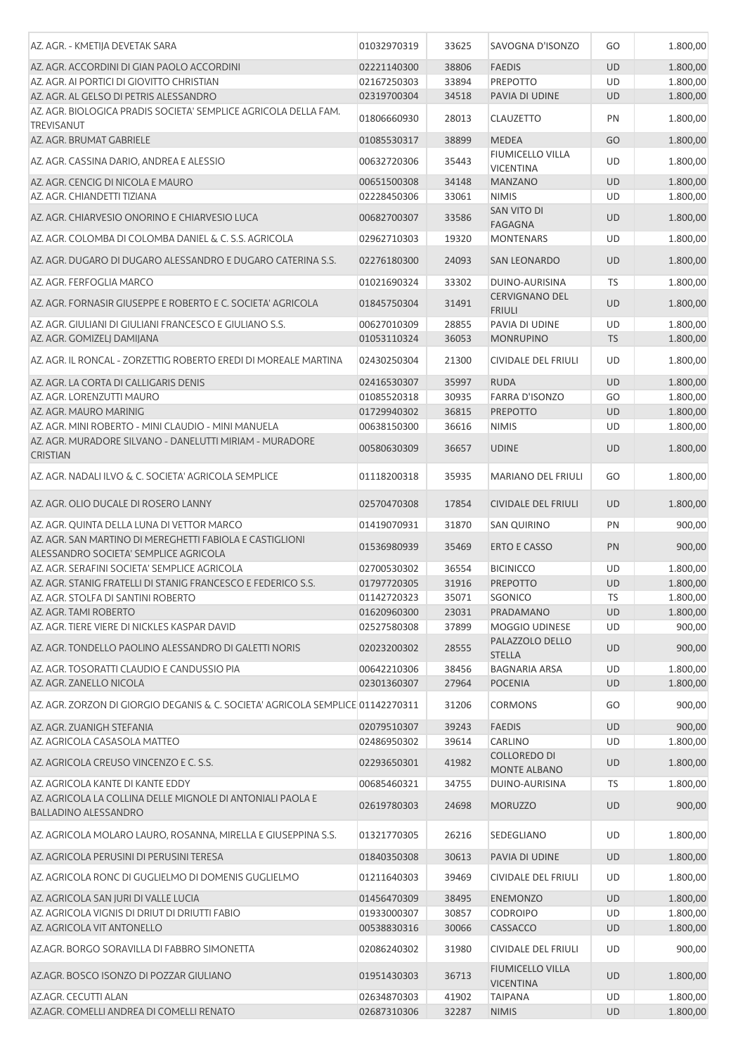| | | | | | |
|---|---|---|---|---|---|
| AZ. AGR. - KMETIJA DEVETAK SARA | 01032970319 | 33625 | SAVOGNA D'ISONZO | GO | 1.800,00 |
| AZ. AGR. ACCORDINI DI GIAN PAOLO ACCORDINI | 02221140300 | 38806 | FAEDIS | UD | 1.800,00 |
| AZ. AGR. AI PORTICI DI GIOVITTO CHRISTIAN | 02167250303 | 33894 | PREPOTTO | UD | 1.800,00 |
| AZ. AGR. AL GELSO DI PETRIS ALESSANDRO | 02319700304 | 34518 | PAVIA DI UDINE | UD | 1.800,00 |
| AZ. AGR. BIOLOGICA PRADIS SOCIETA' SEMPLICE AGRICOLA DELLA FAM. TREVISANUT | 01806660930 | 28013 | CLAUZETTO | PN | 1.800,00 |
| AZ. AGR. BRUMAT GABRIELE | 01085530317 | 38899 | MEDEA | GO | 1.800,00 |
| AZ. AGR. CASSINA DARIO, ANDREA E ALESSIO | 00632720306 | 35443 | FIUMICELLO VILLA VICENTINA | UD | 1.800,00 |
| AZ. AGR. CENCIG DI NICOLA E MAURO | 00651500308 | 34148 | MANZANO | UD | 1.800,00 |
| AZ. AGR. CHIANDETTI TIZIANA | 02228450306 | 33061 | NIMIS | UD | 1.800,00 |
| AZ. AGR. CHIARVESIO ONORINO E CHIARVESIO LUCA | 00682700307 | 33586 | SAN VITO DI FAGAGNA | UD | 1.800,00 |
| AZ. AGR. COLOMBA DI COLOMBA DANIEL & C. S.S. AGRICOLA | 02962710303 | 19320 | MONTENARS | UD | 1.800,00 |
| AZ. AGR. DUGARO DI DUGARO ALESSANDRO E DUGARO CATERINA S.S. | 02276180300 | 24093 | SAN LEONARDO | UD | 1.800,00 |
| AZ. AGR. FERFOGLIA MARCO | 01021690324 | 33302 | DUINO-AURISINA | TS | 1.800,00 |
| AZ. AGR. FORNASIR GIUSEPPE E ROBERTO E C. SOCIETA' AGRICOLA | 01845750304 | 31491 | CERVIGNANO DEL FRIULI | UD | 1.800,00 |
| AZ. AGR. GIULIANI DI GIULIANI FRANCESCO E GIULIANO S.S. | 00627010309 | 28855 | PAVIA DI UDINE | UD | 1.800,00 |
| AZ. AGR. GOMIZELJ DAMIJANA | 01053110324 | 36053 | MONRUPINO | TS | 1.800,00 |
| AZ. AGR. IL RONCAL - ZORZETTIG ROBERTO EREDI DI MOREALE MARTINA | 02430250304 | 21300 | CIVIDALE DEL FRIULI | UD | 1.800,00 |
| AZ. AGR. LA CORTA DI CALLIGARIS DENIS | 02416530307 | 35997 | RUDA | UD | 1.800,00 |
| AZ. AGR. LORENZUTTI MAURO | 01085520318 | 30935 | FARRA D'ISONZO | GO | 1.800,00 |
| AZ. AGR. MAURO MARINIG | 01729940302 | 36815 | PREPOTTO | UD | 1.800,00 |
| AZ. AGR. MINI ROBERTO - MINI CLAUDIO - MINI MANUELA | 00638150300 | 36616 | NIMIS | UD | 1.800,00 |
| AZ. AGR. MURADORE SILVANO - DANELUTTI MIRIAM - MURADORE CRISTIAN | 00580630309 | 36657 | UDINE | UD | 1.800,00 |
| AZ. AGR. NADALI ILVO & C. SOCIETA' AGRICOLA SEMPLICE | 01118200318 | 35935 | MARIANO DEL FRIULI | GO | 1.800,00 |
| AZ. AGR. OLIO DUCALE DI ROSERO LANNY | 02570470308 | 17854 | CIVIDALE DEL FRIULI | UD | 1.800,00 |
| AZ. AGR. QUINTA DELLA LUNA DI VETTOR MARCO | 01419070931 | 31870 | SAN QUIRINO | PN | 900,00 |
| AZ. AGR. SAN MARTINO DI MEREGHETTI FABIOLA E CASTIGLIONI ALESSANDRO SOCIETA' SEMPLICE AGRICOLA | 01536980939 | 35469 | ERTO E CASSO | PN | 900,00 |
| AZ. AGR. SERAFINI SOCIETA' SEMPLICE AGRICOLA | 02700530302 | 36554 | BICINICCO | UD | 1.800,00 |
| AZ. AGR. STANIG FRATELLI DI STANIG FRANCESCO E FEDERICO S.S. | 01797720305 | 31916 | PREPOTTO | UD | 1.800,00 |
| AZ. AGR. STOLFA DI SANTINI ROBERTO | 01142720323 | 35071 | SGONICO | TS | 1.800,00 |
| AZ. AGR. TAMI ROBERTO | 01620960300 | 23031 | PRADAMANO | UD | 1.800,00 |
| AZ. AGR. TIERE VIERE DI NICKLES KASPAR DAVID | 02527580308 | 37899 | MOGGIO UDINESE | UD | 900,00 |
| AZ. AGR. TONDELLO PAOLINO ALESSANDRO DI GALETTI NORIS | 02023200302 | 28555 | PALAZZOLO DELLO STELLA | UD | 900,00 |
| AZ. AGR. TOSORATTI CLAUDIO E CANDUSSIO PIA | 00642210306 | 38456 | BAGNARIA ARSA | UD | 1.800,00 |
| AZ. AGR. ZANELLO NICOLA | 02301360307 | 27964 | POCENIA | UD | 1.800,00 |
| AZ. AGR. ZORZON DI GIORGIO DEGANIS & C. SOCIETA' AGRICOLA SEMPLICE | 01142270311 | 31206 | CORMONS | GO | 900,00 |
| AZ. AGR. ZUANIGH STEFANIA | 02079510307 | 39243 | FAEDIS | UD | 900,00 |
| AZ. AGRICOLA CASASOLA MATTEO | 02486950302 | 39614 | CARLINO | UD | 1.800,00 |
| AZ. AGRICOLA CREUSO VINCENZO E C. S.S. | 02293650301 | 41982 | COLLOREDO DI MONTE ALBANO | UD | 1.800,00 |
| AZ. AGRICOLA KANTE DI KANTE EDDY | 00685460321 | 34755 | DUINO-AURISINA | TS | 1.800,00 |
| AZ. AGRICOLA LA COLLINA DELLE MIGNOLE DI ANTONIALI PAOLA E BALLADINO ALESSANDRO | 02619780303 | 24698 | MORUZZO | UD | 900,00 |
| AZ. AGRICOLA MOLARO LAURO, ROSANNA, MIRELLA E GIUSEPPINA S.S. | 01321770305 | 26216 | SEDEGLIANO | UD | 1.800,00 |
| AZ. AGRICOLA PERUSINI DI PERUSINI TERESA | 01840350308 | 30613 | PAVIA DI UDINE | UD | 1.800,00 |
| AZ. AGRICOLA RONC DI GUGLIELMO DI DOMENIS GUGLIELMO | 01211640303 | 39469 | CIVIDALE DEL FRIULI | UD | 1.800,00 |
| AZ. AGRICOLA SAN JURI DI VALLE LUCIA | 01456470309 | 38495 | ENEMONZO | UD | 1.800,00 |
| AZ. AGRICOLA VIGNIS DI DRIUT DI DRIUTTI FABIO | 01933000307 | 30857 | CODROIPO | UD | 1.800,00 |
| AZ. AGRICOLA VIT ANTONELLO | 00538830316 | 30066 | CASSACCO | UD | 1.800,00 |
| AZ.AGR. BORGO SORAVILLA DI FABBRO SIMONETTA | 02086240302 | 31980 | CIVIDALE DEL FRIULI | UD | 900,00 |
| AZ.AGR. BOSCO ISONZO DI POZZAR GIULIANO | 01951430303 | 36713 | FIUMICELLO VILLA VICENTINA | UD | 1.800,00 |
| AZ.AGR. CECUTTI ALAN | 02634870303 | 41902 | TAIPANA | UD | 1.800,00 |
| AZ.AGR. COMELLI ANDREA DI COMELLI RENATO | 02687310306 | 32287 | NIMIS | UD | 1.800,00 |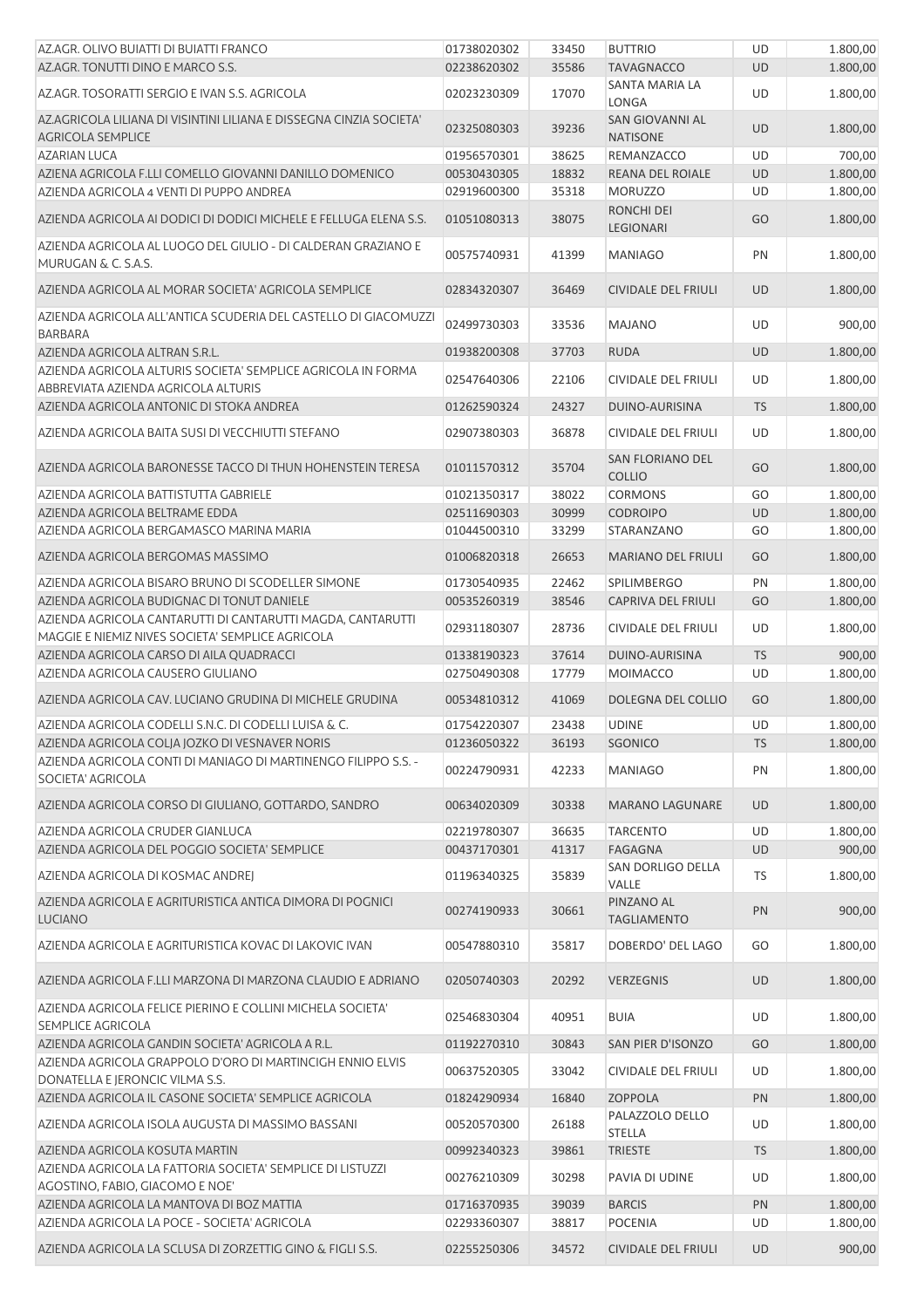| | | | | | |
|---|---|---|---|---|---|
| AZ.AGR. OLIVO BUIATTI DI BUIATTI FRANCO | 01738020302 | 33450 | BUTTRIO | UD | 1.800,00 |
| AZ.AGR. TONUTTI DINO E MARCO S.S. | 02238620302 | 35586 | TAVAGNACCO | UD | 1.800,00 |
| AZ.AGR. TOSORATTI SERGIO E IVAN S.S. AGRICOLA | 02023230309 | 17070 | SANTA MARIA LA LONGA | UD | 1.800,00 |
| AZ.AGRICOLA LILIANA DI VISINTINI LILIANA E DISSEGNA CINZIA SOCIETA' AGRICOLA SEMPLICE | 02325080303 | 39236 | SAN GIOVANNI AL NATISONE | UD | 1.800,00 |
| AZARIAN LUCA | 01956570301 | 38625 | REMANZACCO | UD | 700,00 |
| AZIENA AGRICOLA F.LLI COMELLO GIOVANNI DANILLO DOMENICO | 00530430305 | 18832 | REANA DEL ROIALE | UD | 1.800,00 |
| AZIENDA AGRICOLA 4 VENTI DI PUPPO ANDREA | 02919600300 | 35318 | MORUZZO | UD | 1.800,00 |
| AZIENDA AGRICOLA AI DODICI DI DODICI MICHELE E FELLUGA ELENA S.S. | 01051080313 | 38075 | RONCHI DEI LEGIONARI | GO | 1.800,00 |
| AZIENDA AGRICOLA AL LUOGO DEL GIULIO - DI CALDERAN GRAZIANO E MURUGAN & C. S.A.S. | 00575740931 | 41399 | MANIAGO | PN | 1.800,00 |
| AZIENDA AGRICOLA AL MORAR SOCIETA' AGRICOLA SEMPLICE | 02834320307 | 36469 | CIVIDALE DEL FRIULI | UD | 1.800,00 |
| AZIENDA AGRICOLA ALL'ANTICA SCUDERIA DEL CASTELLO DI GIACOMUZZI BARBARA | 02499730303 | 33536 | MAJANO | UD | 900,00 |
| AZIENDA AGRICOLA ALTRAN S.R.L. | 01938200308 | 37703 | RUDA | UD | 1.800,00 |
| AZIENDA AGRICOLA ALTURIS SOCIETA' SEMPLICE AGRICOLA IN FORMA ABBREVIATA AZIENDA AGRICOLA ALTURIS | 02547640306 | 22106 | CIVIDALE DEL FRIULI | UD | 1.800,00 |
| AZIENDA AGRICOLA ANTONIC DI STOKA ANDREA | 01262590324 | 24327 | DUINO-AURISINA | TS | 1.800,00 |
| AZIENDA AGRICOLA BAITA SUSI DI VECCHIUTTI STEFANO | 02907380303 | 36878 | CIVIDALE DEL FRIULI | UD | 1.800,00 |
| AZIENDA AGRICOLA BARONESSE TACCO DI THUN HOHENSTEIN TERESA | 01011570312 | 35704 | SAN FLORIANO DEL COLLIO | GO | 1.800,00 |
| AZIENDA AGRICOLA BATTISTUTTA GABRIELE | 01021350317 | 38022 | CORMONS | GO | 1.800,00 |
| AZIENDA AGRICOLA BELTRAME EDDA | 02511690303 | 30999 | CODROIPO | UD | 1.800,00 |
| AZIENDA AGRICOLA BERGAMASCO MARINA MARIA | 01044500310 | 33299 | STARANZANO | GO | 1.800,00 |
| AZIENDA AGRICOLA BERGOMAS MASSIMO | 01006820318 | 26653 | MARIANO DEL FRIULI | GO | 1.800,00 |
| AZIENDA AGRICOLA BISARO BRUNO DI SCODELLER SIMONE | 01730540935 | 22462 | SPILIMBERGO | PN | 1.800,00 |
| AZIENDA AGRICOLA BUDIGNAC DI TONUT DANIELE | 00535260319 | 38546 | CAPRIVA DEL FRIULI | GO | 1.800,00 |
| AZIENDA AGRICOLA CANTARUTTI DI CANTARUTTI MAGDA, CANTARUTTI MAGGIE E NIEMIZ NIVES SOCIETA' SEMPLICE AGRICOLA | 02931180307 | 28736 | CIVIDALE DEL FRIULI | UD | 1.800,00 |
| AZIENDA AGRICOLA CARSO DI AILA QUADRACCI | 01338190323 | 37614 | DUINO-AURISINA | TS | 900,00 |
| AZIENDA AGRICOLA CAUSERO GIULIANO | 02750490308 | 17779 | MOIMACCO | UD | 1.800,00 |
| AZIENDA AGRICOLA CAV. LUCIANO GRUDINA DI MICHELE GRUDINA | 00534810312 | 41069 | DOLEGNA DEL COLLIO | GO | 1.800,00 |
| AZIENDA AGRICOLA CODELLI S.N.C. DI CODELLI LUISA & C. | 01754220307 | 23438 | UDINE | UD | 1.800,00 |
| AZIENDA AGRICOLA COLJA JOZKO DI VESNAVER NORIS | 01236050322 | 36193 | SGONICO | TS | 1.800,00 |
| AZIENDA AGRICOLA CONTI DI MANIAGO DI MARTINENGO FILIPPO S.S. - SOCIETA' AGRICOLA | 00224790931 | 42233 | MANIAGO | PN | 1.800,00 |
| AZIENDA AGRICOLA CORSO DI GIULIANO, GOTTARDO, SANDRO | 00634020309 | 30338 | MARANO LAGUNARE | UD | 1.800,00 |
| AZIENDA AGRICOLA CRUDER GIANLUCA | 02219780307 | 36635 | TARCENTO | UD | 1.800,00 |
| AZIENDA AGRICOLA DEL POGGIO SOCIETA' SEMPLICE | 00437170301 | 41317 | FAGAGNA | UD | 900,00 |
| AZIENDA AGRICOLA DI KOSMAC ANDREJ | 01196340325 | 35839 | SAN DORLIGO DELLA VALLE | TS | 1.800,00 |
| AZIENDA AGRICOLA E AGRITURISTICA ANTICA DIMORA DI POGNICI LUCIANO | 00274190933 | 30661 | PINZANO AL TAGLIAMENTO | PN | 900,00 |
| AZIENDA AGRICOLA E AGRITURISTICA KOVAC DI LAKOVIC IVAN | 00547880310 | 35817 | DOBERDO' DEL LAGO | GO | 1.800,00 |
| AZIENDA AGRICOLA F.LLI MARZONA DI MARZONA CLAUDIO E ADRIANO | 02050740303 | 20292 | VERZEGNIS | UD | 1.800,00 |
| AZIENDA AGRICOLA FELICE PIERINO E COLLINI MICHELA SOCIETA' SEMPLICE AGRICOLA | 02546830304 | 40951 | BUIA | UD | 1.800,00 |
| AZIENDA AGRICOLA GANDIN SOCIETA' AGRICOLA A R.L. | 01192270310 | 30843 | SAN PIER D'ISONZO | GO | 1.800,00 |
| AZIENDA AGRICOLA GRAPPOLO D'ORO DI MARTINCIGH ENNIO ELVIS DONATELLA E JERONCIC VILMA S.S. | 00637520305 | 33042 | CIVIDALE DEL FRIULI | UD | 1.800,00 |
| AZIENDA AGRICOLA IL CASONE SOCIETA' SEMPLICE AGRICOLA | 01824290934 | 16840 | ZOPPOLA | PN | 1.800,00 |
| AZIENDA AGRICOLA ISOLA AUGUSTA DI MASSIMO BASSANI | 00520570300 | 26188 | PALAZZOLO DELLO STELLA | UD | 1.800,00 |
| AZIENDA AGRICOLA KOSUTA MARTIN | 00992340323 | 39861 | TRIESTE | TS | 1.800,00 |
| AZIENDA AGRICOLA LA FATTORIA SOCIETA' SEMPLICE DI LISTUZZI AGOSTINO, FABIO, GIACOMO E NOE' | 00276210309 | 30298 | PAVIA DI UDINE | UD | 1.800,00 |
| AZIENDA AGRICOLA LA MANTOVA DI BOZ MATTIA | 01716370935 | 39039 | BARCIS | PN | 1.800,00 |
| AZIENDA AGRICOLA LA POCE - SOCIETA' AGRICOLA | 02293360307 | 38817 | POCENIA | UD | 1.800,00 |
| AZIENDA AGRICOLA LA SCLUSA DI ZORZETTIG GINO & FIGLI S.S. | 02255250306 | 34572 | CIVIDALE DEL FRIULI | UD | 900,00 |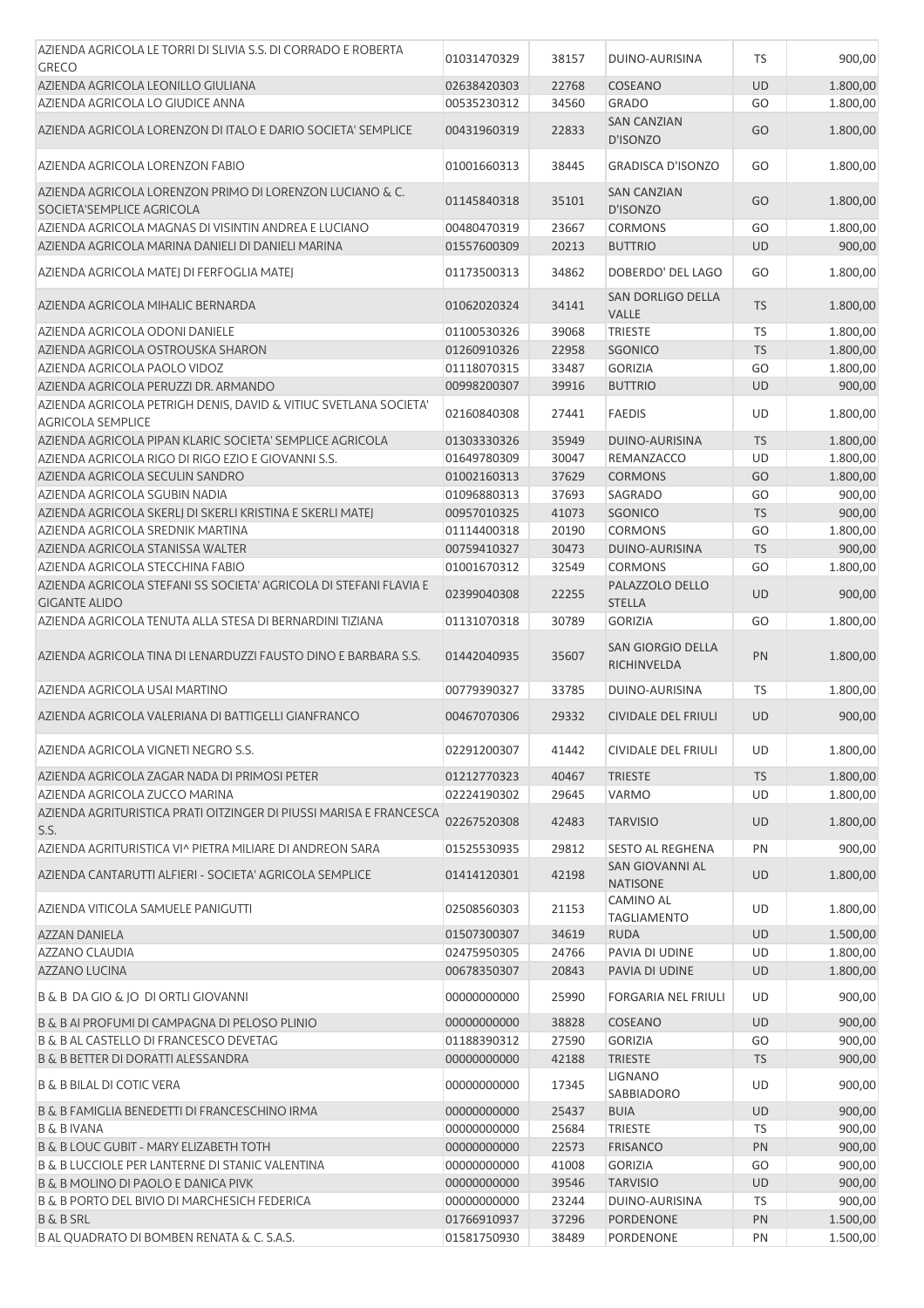| | | | | | |
|---|---|---|---|---|---|
| AZIENDA AGRICOLA LE TORRI DI SLIVIA S.S. DI CORRADO E ROBERTA GRECO | 01031470329 | 38157 | DUINO-AURISINA | TS | 900,00 |
| AZIENDA AGRICOLA LEONILLO GIULIANA | 02638420303 | 22768 | COSEANO | UD | 1.800,00 |
| AZIENDA AGRICOLA LO GIUDICE ANNA | 00535230312 | 34560 | GRADO | GO | 1.800,00 |
| AZIENDA AGRICOLA LORENZON DI ITALO E DARIO SOCIETA' SEMPLICE | 00431960319 | 22833 | SAN CANZIAN D'ISONZO | GO | 1.800,00 |
| AZIENDA AGRICOLA LORENZON FABIO | 01001660313 | 38445 | GRADISCA D'ISONZO | GO | 1.800,00 |
| AZIENDA AGRICOLA LORENZON PRIMO DI LORENZON LUCIANO & C. SOCIETA'SEMPLICE AGRICOLA | 01145840318 | 35101 | SAN CANZIAN D'ISONZO | GO | 1.800,00 |
| AZIENDA AGRICOLA MAGNAS DI VISINTIN ANDREA E LUCIANO | 00480470319 | 23667 | CORMONS | GO | 1.800,00 |
| AZIENDA AGRICOLA MARINA DANIELI DI DANIELI MARINA | 01557600309 | 20213 | BUTTRIO | UD | 900,00 |
| AZIENDA AGRICOLA MATEJ DI FERFOGLIA MATEJ | 01173500313 | 34862 | DOBERDO' DEL LAGO | GO | 1.800,00 |
| AZIENDA AGRICOLA MIHALIC BERNARDA | 01062020324 | 34141 | SAN DORLIGO DELLA VALLE | TS | 1.800,00 |
| AZIENDA AGRICOLA ODONI DANIELE | 01100530326 | 39068 | TRIESTE | TS | 1.800,00 |
| AZIENDA AGRICOLA OSTROUSKA SHARON | 01260910326 | 22958 | SGONICO | TS | 1.800,00 |
| AZIENDA AGRICOLA PAOLO VIDOZ | 01118070315 | 33487 | GORIZIA | GO | 1.800,00 |
| AZIENDA AGRICOLA PERUZZI DR. ARMANDO | 00998200307 | 39916 | BUTTRIO | UD | 900,00 |
| AZIENDA AGRICOLA PETRIGH DENIS, DAVID & VITIUC SVETLANA SOCIETA' AGRICOLA SEMPLICE | 02160840308 | 27441 | FAEDIS | UD | 1.800,00 |
| AZIENDA AGRICOLA PIPAN KLARIC SOCIETA' SEMPLICE AGRICOLA | 01303330326 | 35949 | DUINO-AURISINA | TS | 1.800,00 |
| AZIENDA AGRICOLA RIGO DI RIGO EZIO E GIOVANNI S.S. | 01649780309 | 30047 | REMANZACCO | UD | 1.800,00 |
| AZIENDA AGRICOLA SECULIN SANDRO | 01002160313 | 37629 | CORMONS | GO | 1.800,00 |
| AZIENDA AGRICOLA SGUBIN NADIA | 01096880313 | 37693 | SAGRADO | GO | 900,00 |
| AZIENDA AGRICOLA SKERLJ DI SKERLI KRISTINA E SKERLI MATEJ | 00957010325 | 41073 | SGONICO | TS | 900,00 |
| AZIENDA AGRICOLA SREDNIK MARTINA | 01114400318 | 20190 | CORMONS | GO | 1.800,00 |
| AZIENDA AGRICOLA STANISSA WALTER | 00759410327 | 30473 | DUINO-AURISINA | TS | 900,00 |
| AZIENDA AGRICOLA STECCHINA FABIO | 01001670312 | 32549 | CORMONS | GO | 1.800,00 |
| AZIENDA AGRICOLA STEFANI SS SOCIETA' AGRICOLA DI STEFANI FLAVIA E GIGANTE ALIDO | 02399040308 | 22255 | PALAZZOLO DELLO STELLA | UD | 900,00 |
| AZIENDA AGRICOLA TENUTA ALLA STESA DI BERNARDINI TIZIANA | 01131070318 | 30789 | GORIZIA | GO | 1.800,00 |
| AZIENDA AGRICOLA TINA DI LENARDUZZI FAUSTO DINO E BARBARA S.S. | 01442040935 | 35607 | SAN GIORGIO DELLA RICHINVELDA | PN | 1.800,00 |
| AZIENDA AGRICOLA USAI MARTINO | 00779390327 | 33785 | DUINO-AURISINA | TS | 1.800,00 |
| AZIENDA AGRICOLA VALERIANA DI BATTIGELLI GIANFRANCO | 00467070306 | 29332 | CIVIDALE DEL FRIULI | UD | 900,00 |
| AZIENDA AGRICOLA VIGNETI NEGRO S.S. | 02291200307 | 41442 | CIVIDALE DEL FRIULI | UD | 1.800,00 |
| AZIENDA AGRICOLA ZAGAR NADA DI PRIMOSI PETER | 01212770323 | 40467 | TRIESTE | TS | 1.800,00 |
| AZIENDA AGRICOLA ZUCCO MARINA | 02224190302 | 29645 | VARMO | UD | 1.800,00 |
| AZIENDA AGRITURISTICA PRATI OITZINGER DI PIUSSI MARISA E FRANCESCA S.S. | 02267520308 | 42483 | TARVISIO | UD | 1.800,00 |
| AZIENDA AGRITURISTICA VI^ PIETRA MILIARE DI ANDREON SARA | 01525530935 | 29812 | SESTO AL REGHENA | PN | 900,00 |
| AZIENDA CANTARUTTI ALFIERI - SOCIETA' AGRICOLA SEMPLICE | 01414120301 | 42198 | SAN GIOVANNI AL NATISONE | UD | 1.800,00 |
| AZIENDA VITICOLA SAMUELE PANIGUTTI | 02508560303 | 21153 | CAMINO AL TAGLIAMENTO | UD | 1.800,00 |
| AZZAN DANIELA | 01507300307 | 34619 | RUDA | UD | 1.500,00 |
| AZZANO CLAUDIA | 02475950305 | 24766 | PAVIA DI UDINE | UD | 1.800,00 |
| AZZANO LUCINA | 00678350307 | 20843 | PAVIA DI UDINE | UD | 1.800,00 |
| B & B DA GIO & JO DI ORTLI GIOVANNI | 00000000000 | 25990 | FORGARIA NEL FRIULI | UD | 900,00 |
| B & B AI PROFUMI DI CAMPAGNA DI PELOSO PLINIO | 00000000000 | 38828 | COSEANO | UD | 900,00 |
| B & B AL CASTELLO DI FRANCESCO DEVETAG | 01188390312 | 27590 | GORIZIA | GO | 900,00 |
| B & B BETTER DI DORATTI ALESSANDRA | 00000000000 | 42188 | TRIESTE | TS | 900,00 |
| B & B BILAL DI COTIC VERA | 00000000000 | 17345 | LIGNANO SABBIADORO | UD | 900,00 |
| B & B FAMIGLIA BENEDETTI DI FRANCESCHINO IRMA | 00000000000 | 25437 | BUIA | UD | 900,00 |
| B & B IVANA | 00000000000 | 25684 | TRIESTE | TS | 900,00 |
| B & B LOUC GUBIT - MARY ELIZABETH TOTH | 00000000000 | 22573 | FRISANCO | PN | 900,00 |
| B & B LUCCIOLE PER LANTERNE DI STANIC VALENTINA | 00000000000 | 41008 | GORIZIA | GO | 900,00 |
| B & B MOLINO DI PAOLO E DANICA PIVK | 00000000000 | 39546 | TARVISIO | UD | 900,00 |
| B & B PORTO DEL BIVIO DI MARCHESICH FEDERICA | 00000000000 | 23244 | DUINO-AURISINA | TS | 900,00 |
| B & B SRL | 01766910937 | 37296 | PORDENONE | PN | 1.500,00 |
| B AL QUADRATO DI BOMBEN RENATA & C. S.A.S. | 01581750930 | 38489 | PORDENONE | PN | 1.500,00 |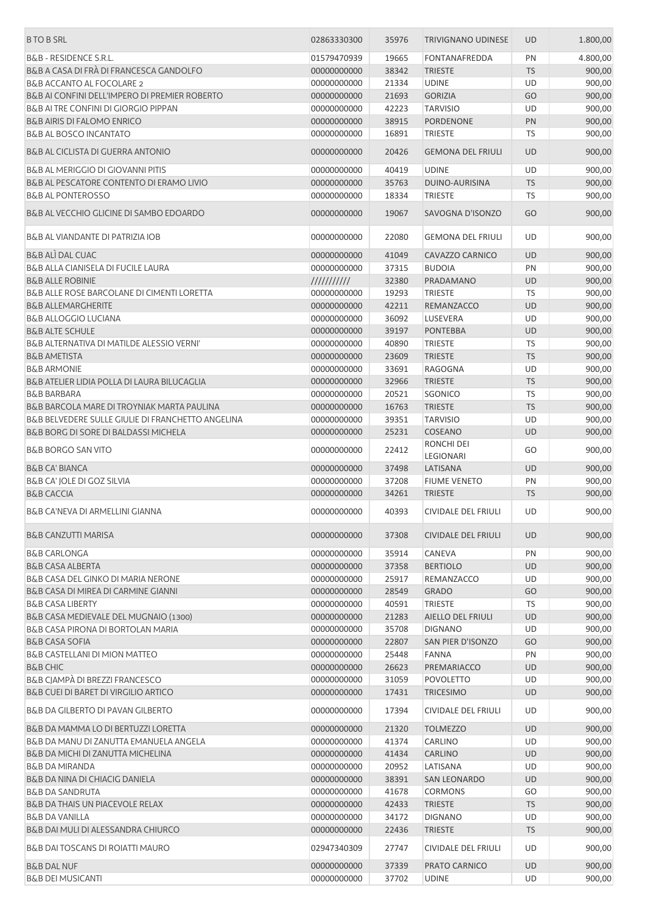| B TO B SRL | 02863330300 | 35976 | TRIVIGNANO UDINESE | UD | 1.800,00 |
|---|---|---|---|---|---|
| B&B - RESIDENCE S.R.L. | 01579470939 | 19665 | FONTANAFREDDA | PN | 4.800,00 |
| B&B A CASA DI FRÀ DI FRANCESCA GANDOLFO | 00000000000 | 38342 | TRIESTE | TS | 900,00 |
| B&B ACCANTO AL FOCOLARE 2 | 00000000000 | 21334 | UDINE | UD | 900,00 |
| B&B AI CONFINI DELL'IMPERO DI PREMIER ROBERTO | 00000000000 | 21693 | GORIZIA | GO | 900,00 |
| B&B AI TRE CONFINI DI GIORGIO PIPPAN | 00000000000 | 42223 | TARVISIO | UD | 900,00 |
| B&B AIRIS DI FALOMO ENRICO | 00000000000 | 38915 | PORDENONE | PN | 900,00 |
| B&B AL BOSCO INCANTATO | 00000000000 | 16891 | TRIESTE | TS | 900,00 |
| B&B AL CICLISTA DI GUERRA ANTONIO | 00000000000 | 20426 | GEMONA DEL FRIULI | UD | 900,00 |
| B&B AL MERIGGIO DI GIOVANNI PITIS | 00000000000 | 40419 | UDINE | UD | 900,00 |
| B&B AL PESCATORE CONTENTO DI ERAMO LIVIO | 00000000000 | 35763 | DUINO-AURISINA | TS | 900,00 |
| B&B AL PONTEROSSO | 00000000000 | 18334 | TRIESTE | TS | 900,00 |
| B&B AL VECCHIO GLICINE DI SAMBO EDOARDO | 00000000000 | 19067 | SAVOGNA D'ISONZO | GO | 900,00 |
| B&B AL VIANDANTE DI PATRIZIA IOB | 00000000000 | 22080 | GEMONA DEL FRIULI | UD | 900,00 |
| B&B ALÌ DAL CUAC | 00000000000 | 41049 | CAVAZZO CARNICO | UD | 900,00 |
| B&B ALLA CIANISELA DI FUCILE LAURA | 00000000000 | 37315 | BUDOIA | PN | 900,00 |
| B&B ALLE ROBINIE | /////////// | 32380 | PRADAMANO | UD | 900,00 |
| B&B ALLE ROSE BARCOLANE DI CIMENTI LORETTA | 00000000000 | 19293 | TRIESTE | TS | 900,00 |
| B&B ALLEMARGHERITE | 00000000000 | 42211 | REMANZACCO | UD | 900,00 |
| B&B ALLOGGIO LUCIANA | 00000000000 | 36092 | LUSEVERA | UD | 900,00 |
| B&B ALTE SCHULE | 00000000000 | 39197 | PONTEBBA | UD | 900,00 |
| B&B ALTERNATIVA DI MATILDE ALESSIO VERNI' | 00000000000 | 40890 | TRIESTE | TS | 900,00 |
| B&B AMETISTA | 00000000000 | 23609 | TRIESTE | TS | 900,00 |
| B&B ARMONIE | 00000000000 | 33691 | RAGOGNA | UD | 900,00 |
| B&B ATELIER LIDIA POLLA DI LAURA BILUCAGLIA | 00000000000 | 32966 | TRIESTE | TS | 900,00 |
| B&B BARBARA | 00000000000 | 20521 | SGONICO | TS | 900,00 |
| B&B BARCOLA MARE DI TROYNIAK MARTA PAULINA | 00000000000 | 16763 | TRIESTE | TS | 900,00 |
| B&B BELVEDERE SULLE GIULIE DI FRANCHETTO ANGELINA | 00000000000 | 39351 | TARVISIO | UD | 900,00 |
| B&B BORG DI SORE DI BALDASSI MICHELA | 00000000000 | 25231 | COSEANO | UD | 900,00 |
| B&B BORGO SAN VITO | 00000000000 | 22412 | RONCHI DEI LEGIONARI | GO | 900,00 |
| B&B CA' BIANCA | 00000000000 | 37498 | LATISANA | UD | 900,00 |
| B&B CA' JOLE DI GOZ SILVIA | 00000000000 | 37208 | FIUME VENETO | PN | 900,00 |
| B&B CACCIA | 00000000000 | 34261 | TRIESTE | TS | 900,00 |
| B&B CA'NEVA DI ARMELLINI GIANNA | 00000000000 | 40393 | CIVIDALE DEL FRIULI | UD | 900,00 |
| B&B CANZUTTI MARISA | 00000000000 | 37308 | CIVIDALE DEL FRIULI | UD | 900,00 |
| B&B CARLONGA | 00000000000 | 35914 | CANEVA | PN | 900,00 |
| B&B CASA ALBERTA | 00000000000 | 37358 | BERTIOLO | UD | 900,00 |
| B&B CASA DEL GINKO DI MARIA NERONE | 00000000000 | 25917 | REMANZACCO | UD | 900,00 |
| B&B CASA DI MIREA DI CARMINE GIANNI | 00000000000 | 28549 | GRADO | GO | 900,00 |
| B&B CASA LIBERTY | 00000000000 | 40591 | TRIESTE | TS | 900,00 |
| B&B CASA MEDIEVALE DEL MUGNAIO (1300) | 00000000000 | 21283 | AIELLO DEL FRIULI | UD | 900,00 |
| B&B CASA PIRONA DI BORTOLAN MARIA | 00000000000 | 35708 | DIGNANO | UD | 900,00 |
| B&B CASA SOFIA | 00000000000 | 22807 | SAN PIER D'ISONZO | GO | 900,00 |
| B&B CASTELLANI DI MION MATTEO | 00000000000 | 25448 | FANNA | PN | 900,00 |
| B&B CHIC | 00000000000 | 26623 | PREMARIACCO | UD | 900,00 |
| B&B CJAMPÀ DI BREZZI FRANCESCO | 00000000000 | 31059 | POVOLETTO | UD | 900,00 |
| B&B CUEI DI BARET DI VIRGILIO ARTICO | 00000000000 | 17431 | TRICESIMO | UD | 900,00 |
| B&B DA GILBERTO DI PAVAN GILBERTO | 00000000000 | 17394 | CIVIDALE DEL FRIULI | UD | 900,00 |
| B&B DA MAMMA LO DI BERTUZZI LORETTA | 00000000000 | 21320 | TOLMEZZO | UD | 900,00 |
| B&B DA MANU DI ZANUTTA EMANUELA ANGELA | 00000000000 | 41374 | CARLINO | UD | 900,00 |
| B&B DA MICHI DI ZANUTTA MICHELINA | 00000000000 | 41434 | CARLINO | UD | 900,00 |
| B&B DA MIRANDA | 00000000000 | 20952 | LATISANA | UD | 900,00 |
| B&B DA NINA DI CHIACIG DANIELA | 00000000000 | 38391 | SAN LEONARDO | UD | 900,00 |
| B&B DA SANDRUTA | 00000000000 | 41678 | CORMONS | GO | 900,00 |
| B&B DA THAIS UN PIACEVOLE RELAX | 00000000000 | 42433 | TRIESTE | TS | 900,00 |
| B&B DA VANILLA | 00000000000 | 34172 | DIGNANO | UD | 900,00 |
| B&B DAI MULI DI ALESSANDRA CHIURCO | 00000000000 | 22436 | TRIESTE | TS | 900,00 |
| B&B DAI TOSCANS DI ROIATTI MAURO | 02947340309 | 27747 | CIVIDALE DEL FRIULI | UD | 900,00 |
| B&B DAL NUF | 00000000000 | 37339 | PRATO CARNICO | UD | 900,00 |
| B&B DEI MUSICANTI | 00000000000 | 37702 | UDINE | UD | 900,00 |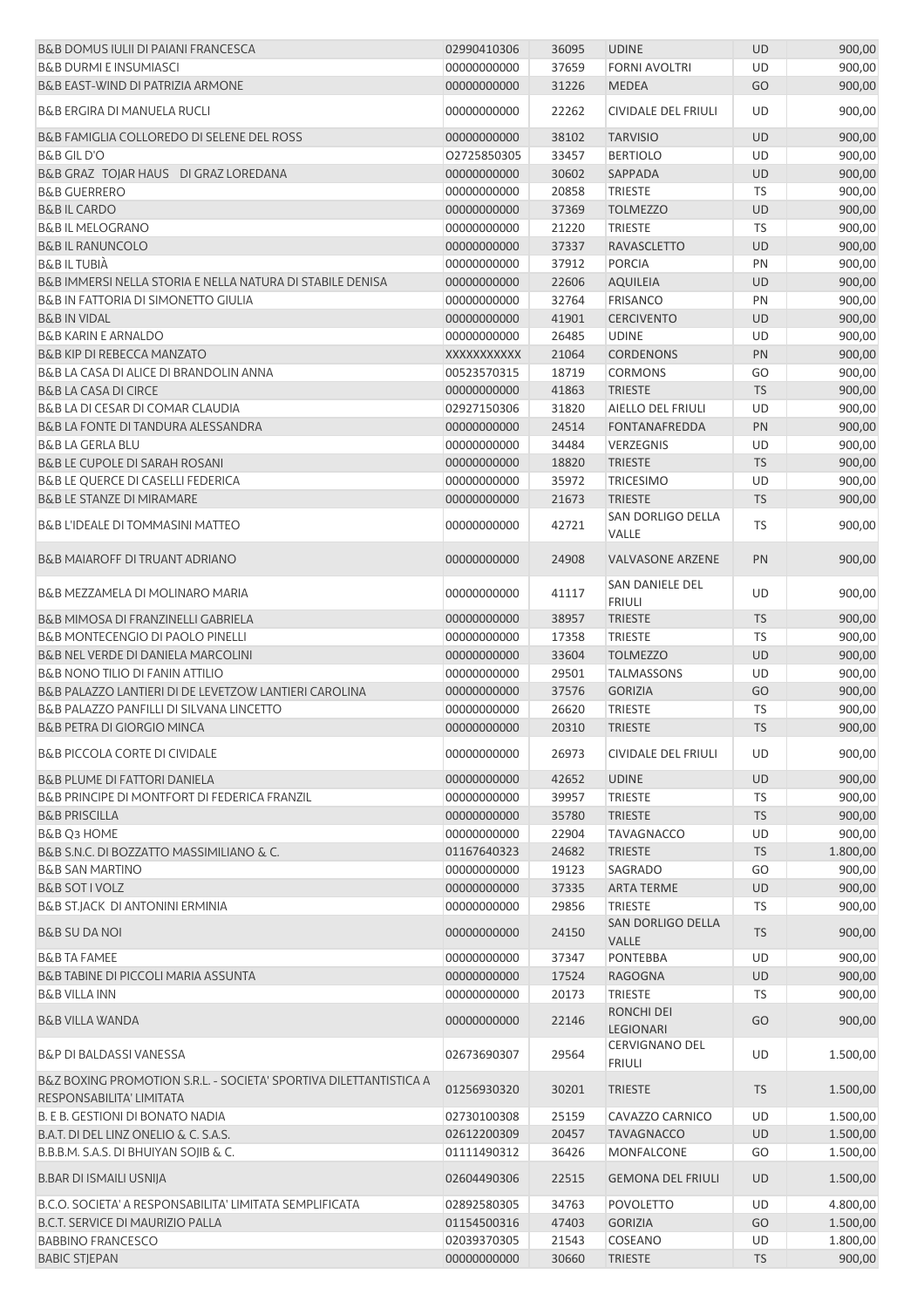| | | | | | |
|---|---|---|---|---|---|
| B&B DOMUS IULII DI PAIANI FRANCESCA | 02990410306 | 36095 | UDINE | UD | 900,00 |
| B&B DURMI E INSUMIASCI | 00000000000 | 37659 | FORNI AVOLTRI | UD | 900,00 |
| B&B EAST-WIND DI PATRIZIA ARMONE | 00000000000 | 31226 | MEDEA | GO | 900,00 |
| B&B ERGIRA DI MANUELA RUCLI | 00000000000 | 22262 | CIVIDALE DEL FRIULI | UD | 900,00 |
| B&B FAMIGLIA COLLOREDO DI SELENE DEL ROSS | 00000000000 | 38102 | TARVISIO | UD | 900,00 |
| B&B GIL D'O | O2725850305 | 33457 | BERTIOLO | UD | 900,00 |
| B&B GRAZ TOJAR HAUS DI GRAZ LOREDANA | 00000000000 | 30602 | SAPPADA | UD | 900,00 |
| B&B GUERRERO | 00000000000 | 20858 | TRIESTE | TS | 900,00 |
| B&B IL CARDO | 00000000000 | 37369 | TOLMEZZO | UD | 900,00 |
| B&B IL MELOGRANO | 00000000000 | 21220 | TRIESTE | TS | 900,00 |
| B&B IL RANUNCOLO | 00000000000 | 37337 | RAVASCLETTO | UD | 900,00 |
| B&B IL TUBIÀ | 00000000000 | 37912 | PORCIA | PN | 900,00 |
| B&B IMMERSI NELLA STORIA E NELLA NATURA DI STABILE DENISA | 00000000000 | 22606 | AQUILEIA | UD | 900,00 |
| B&B IN FATTORIA DI SIMONETTO GIULIA | 00000000000 | 32764 | FRISANCO | PN | 900,00 |
| B&B IN VIDAL | 00000000000 | 41901 | CERCIVENTO | UD | 900,00 |
| B&B KARIN E ARNALDO | 00000000000 | 26485 | UDINE | UD | 900,00 |
| B&B KIP DI REBECCA MANZATO | XXXXXXXXXXX | 21064 | CORDENONS | PN | 900,00 |
| B&B LA CASA DI ALICE DI BRANDOLIN ANNA | 00523570315 | 18719 | CORMONS | GO | 900,00 |
| B&B LA CASA DI CIRCE | 00000000000 | 41863 | TRIESTE | TS | 900,00 |
| B&B LA DI CESAR DI COMAR CLAUDIA | 02927150306 | 31820 | AIELLO DEL FRIULI | UD | 900,00 |
| B&B LA FONTE DI TANDURA ALESSANDRA | 00000000000 | 24514 | FONTANAFREDDA | PN | 900,00 |
| B&B LA GERLA BLU | 00000000000 | 34484 | VERZEGNIS | UD | 900,00 |
| B&B LE CUPOLE DI SARAH ROSANI | 00000000000 | 18820 | TRIESTE | TS | 900,00 |
| B&B LE QUERCE DI CASELLI FEDERICA | 00000000000 | 35972 | TRICESIMO | UD | 900,00 |
| B&B LE STANZE DI MIRAMARE | 00000000000 | 21673 | TRIESTE | TS | 900,00 |
| B&B L'IDEALE DI TOMMASINI MATTEO | 00000000000 | 42721 | SAN DORLIGO DELLA VALLE | TS | 900,00 |
| B&B MAIAROFF DI TRUANT ADRIANO | 00000000000 | 24908 | VALVASONE ARZENE | PN | 900,00 |
| B&B MEZZAMELA DI MOLINARO MARIA | 00000000000 | 41117 | SAN DANIELE DEL FRIULI | UD | 900,00 |
| B&B MIMOSA DI FRANZINELLI GABRIELA | 00000000000 | 38957 | TRIESTE | TS | 900,00 |
| B&B MONTECENGIO DI PAOLO PINELLI | 00000000000 | 17358 | TRIESTE | TS | 900,00 |
| B&B NEL VERDE DI DANIELA MARCOLINI | 00000000000 | 33604 | TOLMEZZO | UD | 900,00 |
| B&B NONO TILIO DI FANIN ATTILIO | 00000000000 | 29501 | TALMASSONS | UD | 900,00 |
| B&B PALAZZO LANTIERI DI DE LEVETZOW LANTIERI CAROLINA | 00000000000 | 37576 | GORIZIA | GO | 900,00 |
| B&B PALAZZO PANFILLI DI SILVANA LINCETTO | 00000000000 | 26620 | TRIESTE | TS | 900,00 |
| B&B PETRA DI GIORGIO MINCA | 00000000000 | 20310 | TRIESTE | TS | 900,00 |
| B&B PICCOLA CORTE DI CIVIDALE | 00000000000 | 26973 | CIVIDALE DEL FRIULI | UD | 900,00 |
| B&B PLUME DI FATTORI DANIELA | 00000000000 | 42652 | UDINE | UD | 900,00 |
| B&B PRINCIPE DI MONTFORT DI FEDERICA FRANZIL | 00000000000 | 39957 | TRIESTE | TS | 900,00 |
| B&B PRISCILLA | 00000000000 | 35780 | TRIESTE | TS | 900,00 |
| B&B Q3 HOME | 00000000000 | 22904 | TAVAGNACCO | UD | 900,00 |
| B&B S.N.C. DI BOZZATTO MASSIMILIANO & C. | 01167640323 | 24682 | TRIESTE | TS | 1.800,00 |
| B&B SAN MARTINO | 00000000000 | 19123 | SAGRADO | GO | 900,00 |
| B&B SOT I VOLZ | 00000000000 | 37335 | ARTA TERME | UD | 900,00 |
| B&B ST.JACK DI ANTONINI ERMINIA | 00000000000 | 29856 | TRIESTE | TS | 900,00 |
| B&B SU DA NOI | 00000000000 | 24150 | SAN DORLIGO DELLA VALLE | TS | 900,00 |
| B&B TA FAMEE | 00000000000 | 37347 | PONTEBBA | UD | 900,00 |
| B&B TABINE DI PICCOLI MARIA ASSUNTA | 00000000000 | 17524 | RAGOGNA | UD | 900,00 |
| B&B VILLA INN | 00000000000 | 20173 | TRIESTE | TS | 900,00 |
| B&B VILLA WANDA | 00000000000 | 22146 | RONCHI DEI LEGIONARI | GO | 900,00 |
| B&P DI BALDASSI VANESSA | 02673690307 | 29564 | CERVIGNANO DEL FRIULI | UD | 1.500,00 |
| B&Z BOXING PROMOTION S.R.L. - SOCIETA' SPORTIVA DILETTANTISTICA A RESPONSABILITA' LIMITATA | 01256930320 | 30201 | TRIESTE | TS | 1.500,00 |
| B. E B. GESTIONI DI BONATO NADIA | 02730100308 | 25159 | CAVAZZO CARNICO | UD | 1.500,00 |
| B.A.T. DI DEL LINZ ONELIO & C. S.A.S. | 02612200309 | 20457 | TAVAGNACCO | UD | 1.500,00 |
| B.B.B.M. S.A.S. DI BHUIYAN SOJIB & C. | 01111490312 | 36426 | MONFALCONE | GO | 1.500,00 |
| B.BAR DI ISMAILI USNIJA | 02604490306 | 22515 | GEMONA DEL FRIULI | UD | 1.500,00 |
| B.C.O. SOCIETA' A RESPONSABILITA' LIMITATA SEMPLIFICATA | 02892580305 | 34763 | POVOLETTO | UD | 4.800,00 |
| B.C.T. SERVICE DI MAURIZIO PALLA | 01154500316 | 47403 | GORIZIA | GO | 1.500,00 |
| BABBINO FRANCESCO | 02039370305 | 21543 | COSEANO | UD | 1.800,00 |
| BABIC STJEPAN | 00000000000 | 30660 | TRIESTE | TS | 900,00 |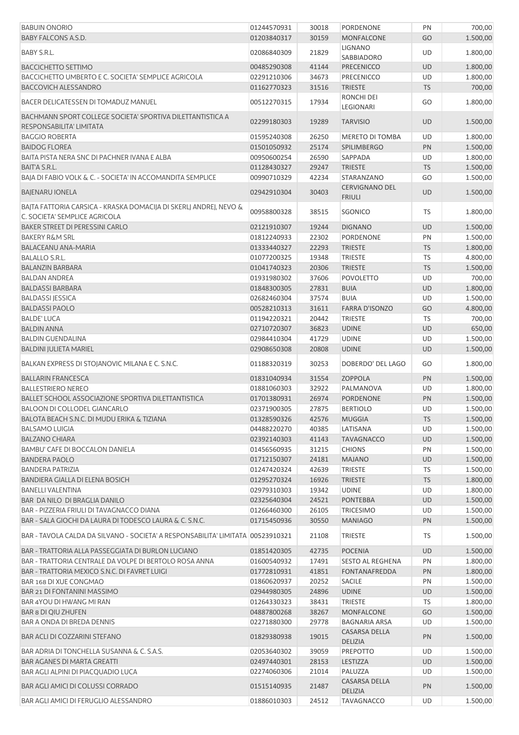| | | | | | |
|---|---|---|---|---|---|
| BABUIN ONORIO | 01244570931 | 30018 | PORDENONE | PN | 700,00 |
| BABY FALCONS A.S.D. | 01203840317 | 30159 | MONFALCONE | GO | 1.500,00 |
| BABY S.R.L. | 02086840309 | 21829 | LIGNANO SABBIADORO | UD | 1.800,00 |
| BACCICHETTO SETTIMO | 00485290308 | 41144 | PRECENICCO | UD | 1.800,00 |
| BACCICHETTO UMBERTO E C. SOCIETA' SEMPLICE AGRICOLA | 02291210306 | 34673 | PRECENICCO | UD | 1.800,00 |
| BACCOVICH ALESSANDRO | 01162770323 | 31516 | TRIESTE | TS | 700,00 |
| BACER DELICATESSEN DI TOMADUZ MANUEL | 00512270315 | 17934 | RONCHI DEI LEGIONARI | GO | 1.800,00 |
| BACHMANN SPORT COLLEGE SOCIETA' SPORTIVA DILETTANTISTICA A RESPONSABILITA' LIMITATA | 02299180303 | 19289 | TARVISIO | UD | 1.500,00 |
| BAGGIO ROBERTA | 01595240308 | 26250 | MERETO DI TOMBA | UD | 1.800,00 |
| BAIDOG FLOREA | 01501050932 | 25174 | SPILIMBERGO | PN | 1.500,00 |
| BAITA PISTA NERA SNC DI PACHNER IVANA E ALBA | 00950600254 | 26590 | SAPPADA | UD | 1.800,00 |
| BAIT'A S.R.L. | 01128430327 | 29247 | TRIESTE | TS | 1.500,00 |
| BAJA DI FABIO VOLK & C. - SOCIETA' IN ACCOMANDITA SEMPLICE | 00990710329 | 42234 | STARANZANO | GO | 1.500,00 |
| BAJENARU IONELA | 02942910304 | 30403 | CERVIGNANO DEL FRIULI | UD | 1.500,00 |
| BAJTA FATTORIA CARSICA - KRASKA DOMACIJA DI SKERLJ ANDREJ, NEVO & C. SOCIETA' SEMPLICE AGRICOLA | 00958800328 | 38515 | SGONICO | TS | 1.800,00 |
| BAKER STREET DI PERESSINI CARLO | 02121910307 | 19244 | DIGNANO | UD | 1.500,00 |
| BAKERY R&M SRL | 01812240933 | 22302 | PORDENONE | PN | 1.500,00 |
| BALACEANU ANA-MARIA | 01333440327 | 22293 | TRIESTE | TS | 1.800,00 |
| BALALLO S.R.L. | 01077200325 | 19348 | TRIESTE | TS | 4.800,00 |
| BALANZIN BARBARA | 01041740323 | 20306 | TRIESTE | TS | 1.500,00 |
| BALDAN ANDREA | 01931980302 | 37606 | POVOLETTO | UD | 700,00 |
| BALDASSI BARBARA | 01848300305 | 27831 | BUIA | UD | 1.800,00 |
| BALDASSI JESSICA | 02682460304 | 37574 | BUIA | UD | 1.500,00 |
| BALDASSI PAOLO | 00528210313 | 31611 | FARRA D'ISONZO | GO | 4.800,00 |
| BALDE' LUCA | 01194220321 | 20442 | TRIESTE | TS | 700,00 |
| BALDIN ANNA | 02710720307 | 36823 | UDINE | UD | 650,00 |
| BALDIN GUENDALINA | 02984410304 | 41729 | UDINE | UD | 1.500,00 |
| BALDINI JULIETA MARIEL | 02908650308 | 20808 | UDINE | UD | 1.500,00 |
| BALKAN EXPRESS DI STOJANOVIC MILANA E C. S.N.C. | 01188320319 | 30253 | DOBERDO' DEL LAGO | GO | 1.800,00 |
| BALLARIN FRANCESCA | 01831040934 | 31554 | ZOPPOLA | PN | 1.500,00 |
| BALLESTRIERO NEREO | 01881060303 | 32922 | PALMANOVA | UD | 1.800,00 |
| BALLET SCHOOL ASSOCIAZIONE SPORTIVA DILETTANTISTICA | 01701380931 | 26974 | PORDENONE | PN | 1.500,00 |
| BALOON DI COLLODEL GIANCARLO | 02371900305 | 27875 | BERTIOLO | UD | 1.500,00 |
| BALOTA BEACH S.N.C. DI MUDU ERIKA & TIZIANA | 01328590326 | 42576 | MUGGIA | TS | 1.500,00 |
| BALSAMO LUIGIA | 04488220270 | 40385 | LATISANA | UD | 1.500,00 |
| BALZANO CHIARA | 02392140303 | 41143 | TAVAGNACCO | UD | 1.500,00 |
| BAMBU' CAFE DI BOCCALON DANIELA | 01456560935 | 31215 | CHIONS | PN | 1.500,00 |
| BANDERA PAOLO | 01712150307 | 24181 | MAJANO | UD | 1.500,00 |
| BANDERA PATRIZIA | 01247420324 | 42639 | TRIESTE | TS | 1.500,00 |
| BANDIERA GIALLA DI ELENA BOSICH | 01295270324 | 16926 | TRIESTE | TS | 1.800,00 |
| BANELLI VALENTINA | 02979310303 | 19342 | UDINE | UD | 1.800,00 |
| BAR DA NILO DI BRAGLIA DANILO | 02325640304 | 24521 | PONTEBBA | UD | 1.500,00 |
| BAR - PIZZERIA FRIULI DI TAVAGNACCO DIANA | 01266460300 | 26105 | TRICESIMO | UD | 1.500,00 |
| BAR - SALA GIOCHI DA LAURA DI TODESCO LAURA & C. S.N.C. | 01715450936 | 30550 | MANIAGO | PN | 1.500,00 |
| BAR - TAVOLA CALDA DA SILVANO - SOCIETA' A RESPONSABILITA' LIMITATA | 00523910321 | 21108 | TRIESTE | TS | 1.500,00 |
| BAR - TRATTORIA ALLA PASSEGGIATA DI BURLON LUCIANO | 01851420305 | 42735 | POCENIA | UD | 1.500,00 |
| BAR - TRATTORIA CENTRALE DA VOLPE DI BERTOLO ROSA ANNA | 01600540932 | 17491 | SESTO AL REGHENA | PN | 1.800,00 |
| BAR - TRATTORIA MEXICO S.N.C. DI FAVRET LUIGI | 01772810931 | 41851 | FONTANAFREDDA | PN | 1.800,00 |
| BAR 168 DI XUE CONGMAO | 01860620937 | 20252 | SACILE | PN | 1.500,00 |
| BAR 21 DI FONTANINI MASSIMO | 02944980305 | 24896 | UDINE | UD | 1.500,00 |
| BAR 4YOU DI HWANG MI RAN | 01264330323 | 38431 | TRIESTE | TS | 1.800,00 |
| BAR 8 DI QIU ZHUFEN | 04887800268 | 38267 | MONFALCONE | GO | 1.500,00 |
| BAR A ONDA DI BREDA DENNIS | 02271880300 | 29778 | BAGNARIA ARSA | UD | 1.500,00 |
| BAR ACLI DI COZZARINI STEFANO | 01829380938 | 19015 | CASARSA DELLA DELIZIA | PN | 1.500,00 |
| BAR ADRIA DI TONCHELLA SUSANNA & C. S.A.S. | 02053640302 | 39059 | PREPOTTO | UD | 1.500,00 |
| BAR AGANES DI MARTA GREATTI | 02497440301 | 28153 | LESTIZZA | UD | 1.500,00 |
| BAR AGLI ALPINI DI PIACQUADIO LUCA | 02274060306 | 21014 | PALUZZA | UD | 1.500,00 |
| BAR AGLI AMICI DI COLUSSI CORRADO | 01515140935 | 21487 | CASARSA DELLA DELIZIA | PN | 1.500,00 |
| BAR AGLI AMICI DI FERUGLIO ALESSANDRO | 01886010303 | 24512 | TAVAGNACCO | UD | 1.500,00 |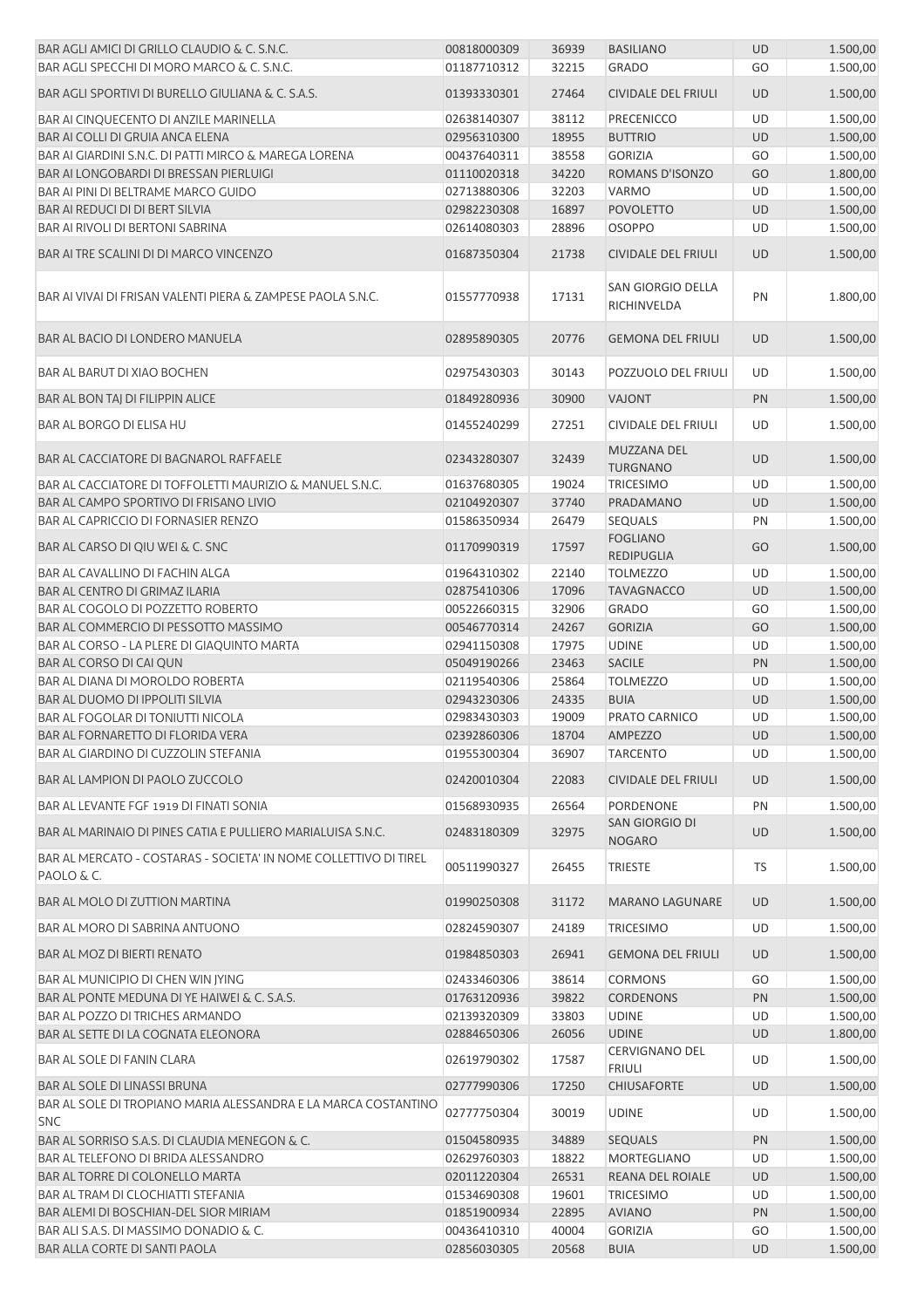| BAR AGLI AMICI DI GRILLO CLAUDIO & C. S.N.C. | 00818000309 | 36939 | BASILIANO | UD | 1.500,00 |
|---|---|---|---|---|---|
| BAR AGLI SPECCHI DI MORO MARCO & C. S.N.C. | 01187710312 | 32215 | GRADO | GO | 1.500,00 |
| BAR AGLI SPORTIVI DI BURELLO GIULIANA & C. S.A.S. | 01393330301 | 27464 | CIVIDALE DEL FRIULI | UD | 1.500,00 |
| BAR AI CINQUECENTO DI ANZILE MARINELLA | 02638140307 | 38112 | PRECENICCO | UD | 1.500,00 |
| BAR AI COLLI DI GRUIA ANCA ELENA | 02956310300 | 18955 | BUTTRIO | UD | 1.500,00 |
| BAR AI GIARDINI S.N.C. DI PATTI MIRCO & MAREGA LORENA | 00437640311 | 38558 | GORIZIA | GO | 1.500,00 |
| BAR AI LONGOBARDI DI BRESSAN PIERLUIGI | 01110020318 | 34220 | ROMANS D'ISONZO | GO | 1.800,00 |
| BAR AI PINI DI BELTRAME MARCO GUIDO | 02713880306 | 32203 | VARMO | UD | 1.500,00 |
| BAR AI REDUCI DI DI BERT SILVIA | 02982230308 | 16897 | POVOLETTO | UD | 1.500,00 |
| BAR AI RIVOLI DI BERTONI SABRINA | 02614080303 | 28896 | OSOPPO | UD | 1.500,00 |
| BAR AI TRE SCALINI DI DI MARCO VINCENZO | 01687350304 | 21738 | CIVIDALE DEL FRIULI | UD | 1.500,00 |
| BAR AI VIVAI DI FRISAN VALENTI PIERA & ZAMPESE PAOLA S.N.C. | 01557770938 | 17131 | SAN GIORGIO DELLA RICHINVELDA | PN | 1.800,00 |
| BAR AL BACIO DI LONDERO MANUELA | 02895890305 | 20776 | GEMONA DEL FRIULI | UD | 1.500,00 |
| BAR AL BARUT DI XIAO BOCHEN | 02975430303 | 30143 | POZZUOLO DEL FRIULI | UD | 1.500,00 |
| BAR AL BON TAJ DI FILIPPIN ALICE | 01849280936 | 30900 | VAJONT | PN | 1.500,00 |
| BAR AL BORGO DI ELISA HU | 01455240299 | 27251 | CIVIDALE DEL FRIULI | UD | 1.500,00 |
| BAR AL CACCIATORE DI BAGNAROL RAFFAELE | 02343280307 | 32439 | MUZZANA DEL TURGNANO | UD | 1.500,00 |
| BAR AL CACCIATORE DI TOFFOLETTI MAURIZIO & MANUEL S.N.C. | 01637680305 | 19024 | TRICESIMO | UD | 1.500,00 |
| BAR AL CAMPO SPORTIVO DI FRISANO LIVIO | 02104920307 | 37740 | PRADAMANO | UD | 1.500,00 |
| BAR AL CAPRICCIO DI FORNASIER RENZO | 01586350934 | 26479 | SEQUALS | PN | 1.500,00 |
| BAR AL CARSO DI QIU WEI & C. SNC | 01170990319 | 17597 | FOGLIANO REDIPUGLIA | GO | 1.500,00 |
| BAR AL CAVALLINO DI FACHIN ALGA | 01964310302 | 22140 | TOLMEZZO | UD | 1.500,00 |
| BAR AL CENTRO DI GRIMAZ ILARIA | 02875410306 | 17096 | TAVAGNACCO | UD | 1.500,00 |
| BAR AL COGOLO DI POZZETTO ROBERTO | 00522660315 | 32906 | GRADO | GO | 1.500,00 |
| BAR AL COMMERCIO DI PESSOTTO MASSIMO | 00546770314 | 24267 | GORIZIA | GO | 1.500,00 |
| BAR AL CORSO - LA PLERE DI GIAQUINTO MARTA | 02941150308 | 17975 | UDINE | UD | 1.500,00 |
| BAR AL CORSO DI CAI QUN | 05049190266 | 23463 | SACILE | PN | 1.500,00 |
| BAR AL DIANA DI MOROLDO ROBERTA | 02119540306 | 25864 | TOLMEZZO | UD | 1.500,00 |
| BAR AL DUOMO DI IPPOLITI SILVIA | 02943230306 | 24335 | BUIA | UD | 1.500,00 |
| BAR AL FOGOLAR DI TONIUTTI NICOLA | 02983430303 | 19009 | PRATO CARNICO | UD | 1.500,00 |
| BAR AL FORNARETTO DI FLORIDA VERA | 02392860306 | 18704 | AMPEZZO | UD | 1.500,00 |
| BAR AL GIARDINO DI CUZZOLIN STEFANIA | 01955300304 | 36907 | TARCENTO | UD | 1.500,00 |
| BAR AL LAMPION DI PAOLO ZUCCOLO | 02420010304 | 22083 | CIVIDALE DEL FRIULI | UD | 1.500,00 |
| BAR AL LEVANTE FGF 1919 DI FINATI SONIA | 01568930935 | 26564 | PORDENONE | PN | 1.500,00 |
| BAR AL MARINAIO DI PINES CATIA E PULLIERO MARIALUISA S.N.C. | 02483180309 | 32975 | SAN GIORGIO DI NOGARO | UD | 1.500,00 |
| BAR AL MERCATO - COSTARAS - SOCIETA' IN NOME COLLETTIVO DI TIREL PAOLO & C. | 00511990327 | 26455 | TRIESTE | TS | 1.500,00 |
| BAR AL MOLO DI ZUTTION MARTINA | 01990250308 | 31172 | MARANO LAGUNARE | UD | 1.500,00 |
| BAR AL MORO DI SABRINA ANTUONO | 02824590307 | 24189 | TRICESIMO | UD | 1.500,00 |
| BAR AL MOZ DI BIERTI RENATO | 01984850303 | 26941 | GEMONA DEL FRIULI | UD | 1.500,00 |
| BAR AL MUNICIPIO DI CHEN WIN JYING | 02433460306 | 38614 | CORMONS | GO | 1.500,00 |
| BAR AL PONTE MEDUNA DI YE HAIWEI & C. S.A.S. | 01763120936 | 39822 | CORDENONS | PN | 1.500,00 |
| BAR AL POZZO DI TRICHES ARMANDO | 02139320309 | 33803 | UDINE | UD | 1.500,00 |
| BAR AL SETTE DI LA COGNATA ELEONORA | 02884650306 | 26056 | UDINE | UD | 1.800,00 |
| BAR AL SOLE DI FANIN CLARA | 02619790302 | 17587 | CERVIGNANO DEL FRIULI | UD | 1.500,00 |
| BAR AL SOLE DI LINASSI BRUNA | 02777990306 | 17250 | CHIUSAFORTE | UD | 1.500,00 |
| BAR AL SOLE DI TROPIANO MARIA ALESSANDRA E LA MARCA COSTANTINO SNC | 02777750304 | 30019 | UDINE | UD | 1.500,00 |
| BAR AL SORRISO S.A.S. DI CLAUDIA MENEGON & C. | 01504580935 | 34889 | SEQUALS | PN | 1.500,00 |
| BAR AL TELEFONO DI BRIDA ALESSANDRO | 02629760303 | 18822 | MORTEGLIANO | UD | 1.500,00 |
| BAR AL TORRE DI COLONELLO MARTA | 02011220304 | 26531 | REANA DEL ROIALE | UD | 1.500,00 |
| BAR AL TRAM DI CLOCHIATTI STEFANIA | 01534690308 | 19601 | TRICESIMO | UD | 1.500,00 |
| BAR ALEMI DI BOSCHIAN-DEL SIOR MIRIAM | 01851900934 | 22895 | AVIANO | PN | 1.500,00 |
| BAR ALI S.A.S. DI MASSIMO DONADIO & C. | 00436410310 | 40004 | GORIZIA | GO | 1.500,00 |
| BAR ALLA CORTE DI SANTI PAOLA | 02856030305 | 20568 | BUIA | UD | 1.500,00 |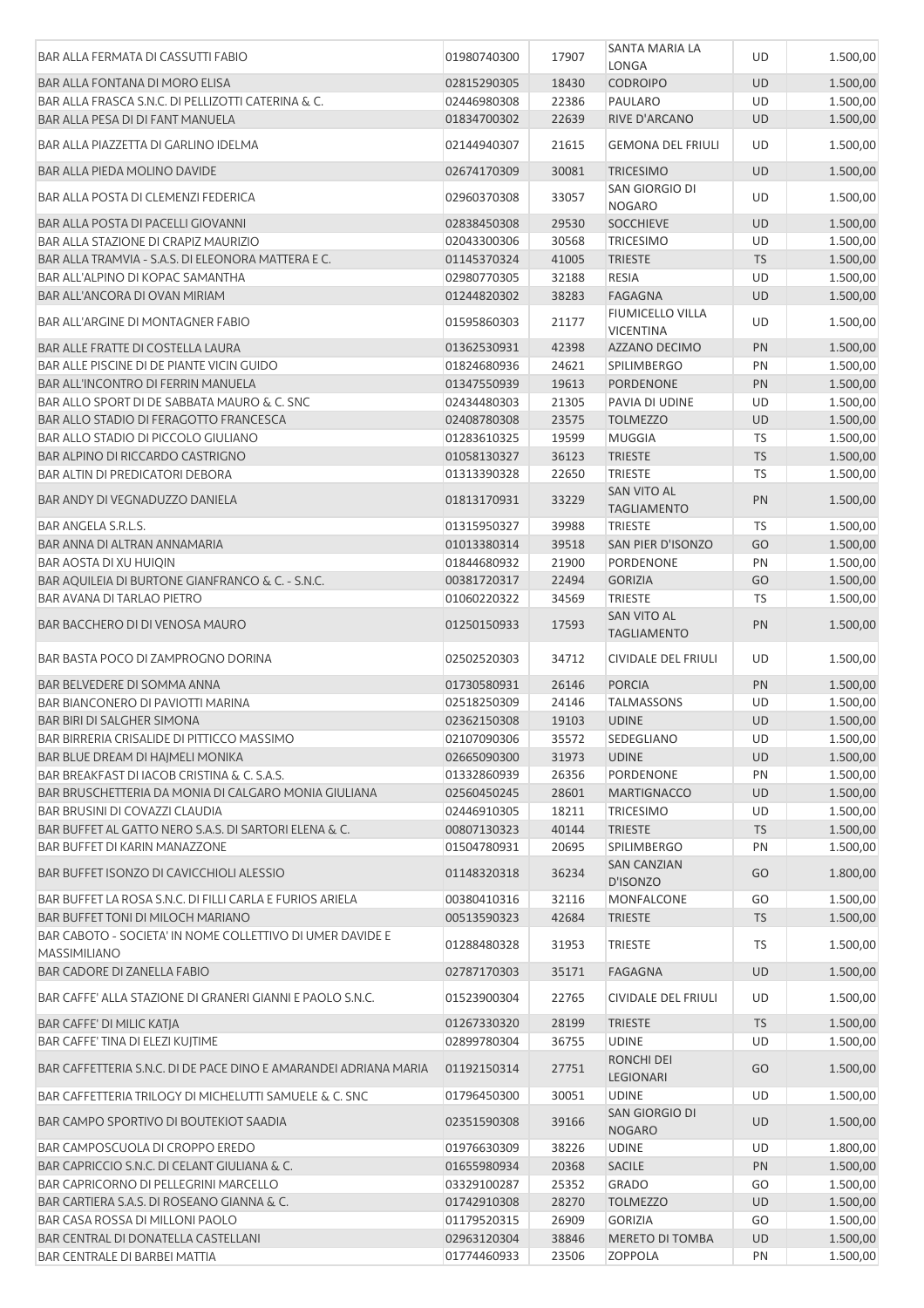| | | | | | |
|---|---|---|---|---|---|
| BAR ALLA FERMATA DI CASSUTTI FABIO | 01980740300 | 17907 | SANTA MARIA LA LONGA | UD | 1.500,00 |
| BAR ALLA FONTANA DI MORO ELISA | 02815290305 | 18430 | CODROIPO | UD | 1.500,00 |
| BAR ALLA FRASCA S.N.C. DI PELLIZOTTI CATERINA & C. | 02446980308 | 22386 | PAULARO | UD | 1.500,00 |
| BAR ALLA PESA DI DI FANT MANUELA | 01834700302 | 22639 | RIVE D'ARCANO | UD | 1.500,00 |
| BAR ALLA PIAZZETTA DI GARLINO IDELMA | 02144940307 | 21615 | GEMONA DEL FRIULI | UD | 1.500,00 |
| BAR ALLA PIEDA MOLINO DAVIDE | 02674170309 | 30081 | TRICESIMO | UD | 1.500,00 |
| BAR ALLA POSTA DI CLEMENZI FEDERICA | 02960370308 | 33057 | SAN GIORGIO DI NOGARO | UD | 1.500,00 |
| BAR ALLA POSTA DI PACELLI GIOVANNI | 02838450308 | 29530 | SOCCHIEVE | UD | 1.500,00 |
| BAR ALLA STAZIONE DI CRAPIZ MAURIZIO | 02043300306 | 30568 | TRICESIMO | UD | 1.500,00 |
| BAR ALLA TRAMVIA - S.A.S. DI ELEONORA MATTERA E C. | 01145370324 | 41005 | TRIESTE | TS | 1.500,00 |
| BAR ALL'ALPINO DI KOPAC SAMANTHA | 02980770305 | 32188 | RESIA | UD | 1.500,00 |
| BAR ALL'ANCORA DI OVAN MIRIAM | 01244820302 | 38283 | FAGAGNA | UD | 1.500,00 |
| BAR ALL'ARGINE DI MONTAGNER FABIO | 01595860303 | 21177 | FIUMICELLO VILLA VICENTINA | UD | 1.500,00 |
| BAR ALLE FRATTE DI COSTELLA LAURA | 01362530931 | 42398 | AZZANO DECIMO | PN | 1.500,00 |
| BAR ALLE PISCINE DI DE PIANTE VICIN GUIDO | 01824680936 | 24621 | SPILIMBERGO | PN | 1.500,00 |
| BAR ALL'INCONTRO DI FERRIN MANUELA | 01347550939 | 19613 | PORDENONE | PN | 1.500,00 |
| BAR ALLO SPORT DI DE SABBATA MAURO & C. SNC | 02434480303 | 21305 | PAVIA DI UDINE | UD | 1.500,00 |
| BAR ALLO STADIO DI FERAGOTTO FRANCESCA | 02408780308 | 23575 | TOLMEZZO | UD | 1.500,00 |
| BAR ALLO STADIO DI PICCOLO GIULIANO | 01283610325 | 19599 | MUGGIA | TS | 1.500,00 |
| BAR ALPINO DI RICCARDO CASTRIGNO | 01058130327 | 36123 | TRIESTE | TS | 1.500,00 |
| BAR ALTIN DI PREDICATORI DEBORA | 01313390328 | 22650 | TRIESTE | TS | 1.500,00 |
| BAR ANDY DI VEGNADUZZO DANIELA | 01813170931 | 33229 | SAN VITO AL TAGLIAMENTO | PN | 1.500,00 |
| BAR ANGELA S.R.L.S. | 01315950327 | 39988 | TRIESTE | TS | 1.500,00 |
| BAR ANNA DI ALTRAN ANNAMARIA | 01013380314 | 39518 | SAN PIER D'ISONZO | GO | 1.500,00 |
| BAR AOSTA DI XU HUIQIN | 01844680932 | 21900 | PORDENONE | PN | 1.500,00 |
| BAR AQUILEIA DI BURTONE GIANFRANCO & C. - S.N.C. | 00381720317 | 22494 | GORIZIA | GO | 1.500,00 |
| BAR AVANA DI TARLAO PIETRO | 01060220322 | 34569 | TRIESTE | TS | 1.500,00 |
| BAR BACCHERO DI DI VENOSA MAURO | 01250150933 | 17593 | SAN VITO AL TAGLIAMENTO | PN | 1.500,00 |
| BAR BASTA POCO DI ZAMPROGNO DORINA | 02502520303 | 34712 | CIVIDALE DEL FRIULI | UD | 1.500,00 |
| BAR BELVEDERE DI SOMMA ANNA | 01730580931 | 26146 | PORCIA | PN | 1.500,00 |
| BAR BIANCONERO DI PAVIOTTI MARINA | 02518250309 | 24146 | TALMASSONS | UD | 1.500,00 |
| BAR BIRI DI SALGHER SIMONA | 02362150308 | 19103 | UDINE | UD | 1.500,00 |
| BAR BIRRERIA CRISALIDE DI PITTICCO MASSIMO | 02107090306 | 35572 | SEDEGLIANO | UD | 1.500,00 |
| BAR BLUE DREAM DI HAJMELI MONIKA | 02665090300 | 31973 | UDINE | UD | 1.500,00 |
| BAR BREAKFAST DI IACOB CRISTINA & C. S.A.S. | 01332860939 | 26356 | PORDENONE | PN | 1.500,00 |
| BAR BRUSCHETTERIA DA MONIA DI CALGARO MONIA GIULIANA | 02560450245 | 28601 | MARTIGNACCO | UD | 1.500,00 |
| BAR BRUSINI DI COVAZZI CLAUDIA | 02446910305 | 18211 | TRICESIMO | UD | 1.500,00 |
| BAR BUFFET AL GATTO NERO S.A.S. DI SARTORI ELENA & C. | 00807130323 | 40144 | TRIESTE | TS | 1.500,00 |
| BAR BUFFET DI KARIN MANAZZONE | 01504780931 | 20695 | SPILIMBERGO | PN | 1.500,00 |
| BAR BUFFET ISONZO DI CAVICCHIOLI ALESSIO | 01148320318 | 36234 | SAN CANZIAN D'ISONZO | GO | 1.800,00 |
| BAR BUFFET LA ROSA S.N.C. DI FILLI CARLA E FURIOS ARIELA | 00380410316 | 32116 | MONFALCONE | GO | 1.500,00 |
| BAR BUFFET TONI DI MILOCH MARIANO | 00513590323 | 42684 | TRIESTE | TS | 1.500,00 |
| BAR CABOTO - SOCIETA' IN NOME COLLETTIVO DI UMER DAVIDE E MASSIMILIANO | 01288480328 | 31953 | TRIESTE | TS | 1.500,00 |
| BAR CADORE DI ZANELLA FABIO | 02787170303 | 35171 | FAGAGNA | UD | 1.500,00 |
| BAR CAFFE' ALLA STAZIONE DI GRANERI GIANNI E PAOLO S.N.C. | 01523900304 | 22765 | CIVIDALE DEL FRIULI | UD | 1.500,00 |
| BAR CAFFE' DI MILIC KATJA | 01267330320 | 28199 | TRIESTE | TS | 1.500,00 |
| BAR CAFFE' TINA DI ELEZI KUJTIME | 02899780304 | 36755 | UDINE | UD | 1.500,00 |
| BAR CAFFETTERIA S.N.C. DI DE PACE DINO E AMARANDEI ADRIANA MARIA | 01192150314 | 27751 | RONCHI DEI LEGIONARI | GO | 1.500,00 |
| BAR CAFFETTERIA TRILOGY DI MICHELUTTI SAMUELE & C. SNC | 01796450300 | 30051 | UDINE | UD | 1.500,00 |
| BAR CAMPO SPORTIVO DI BOUTEKIOT SAADIA | 02351590308 | 39166 | SAN GIORGIO DI NOGARO | UD | 1.500,00 |
| BAR CAMPOSCUOLA DI CROPPO EREDO | 01976630309 | 38226 | UDINE | UD | 1.800,00 |
| BAR CAPRICCIO S.N.C. DI CELANT GIULIANA & C. | 01655980934 | 20368 | SACILE | PN | 1.500,00 |
| BAR CAPRICORNO DI PELLEGRINI MARCELLO | 03329100287 | 25352 | GRADO | GO | 1.500,00 |
| BAR CARTIERA S.A.S. DI ROSEANO GIANNA & C. | 01742910308 | 28270 | TOLMEZZO | UD | 1.500,00 |
| BAR CASA ROSSA DI MILLONI PAOLO | 01179520315 | 26909 | GORIZIA | GO | 1.500,00 |
| BAR CENTRAL DI DONATELLA CASTELLANI | 02963120304 | 38846 | MERETO DI TOMBA | UD | 1.500,00 |
| BAR CENTRALE DI BARBEI MATTIA | 01774460933 | 23506 | ZOPPOLA | PN | 1.500,00 |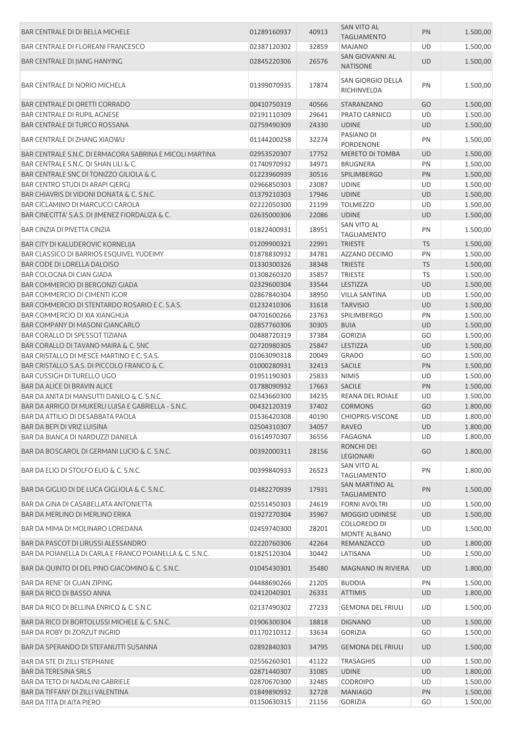| | | | | | |
|---|---|---|---|---|---|
| BAR CENTRALE DI DI BELLA MICHELE | 01289160937 | 40913 | SAN VITO AL TAGLIAMENTO | PN | 1.500,00 |
| BAR CENTRALE DI FLOREANI FRANCESCO | 02387120302 | 32859 | MAJANO | UD | 1.500,00 |
| BAR CENTRALE DI JIANG HANYING | 02845220306 | 26576 | SAN GIOVANNI AL NATISONE | UD | 1.500,00 |
| BAR CENTRALE DI NORIO MICHELA | 01399070935 | 17874 | SAN GIORGIO DELLA RICHINVELDA | PN | 1.500,00 |
| BAR CENTRALE DI ORETTI CORRADO | 00410750319 | 40566 | STARANZANO | GO | 1.500,00 |
| BAR CENTRALE DI RUPIL AGNESE | 02191110309 | 29641 | PRATO CARNICO | UD | 1.500,00 |
| BAR CENTRALE DI TURCO ROSSANA | 02759490309 | 24330 | UDINE | UD | 1.500,00 |
| BAR CENTRALE DI ZHANG XIAOWU | 01144200258 | 32274 | PASIANO DI PORDENONE | PN | 1.500,00 |
| BAR CENTRALE S.N.C. DI ERMACORA SABRINA E MICOLI MARTINA | 02953520307 | 17752 | MERETO DI TOMBA | UD | 1.500,00 |
| BAR CENTRALE S.N.C. DI SHAN LILI & C. | 01740970932 | 34971 | BRUGNERA | PN | 1.500,00 |
| BAR CENTRALE SNC DI TONIZZO GILIOLA & C. | 01223960939 | 30516 | SPILIMBERGO | PN | 1.500,00 |
| BAR CENTRO STUDI DI ARAPI GJERGJ | 02966850303 | 23087 | UDINE | UD | 1.500,00 |
| BAR CHIAVRIS DI VIDONI DONATA & C. S.N.C. | 01379210303 | 17946 | UDINE | UD | 1.500,00 |
| BAR CICLAMINO DI MARCUCCI CAROLA | 02222050300 | 21199 | TOLMEZZO | UD | 1.500,00 |
| BAR CINECITTA' S.A.S. DI JIMENEZ FIORDALIZA & C. | 02635000306 | 22086 | UDINE | UD | 1.500,00 |
| BAR CINZIA DI PIVETTA CINZIA | 01822400931 | 18951 | SAN VITO AL TAGLIAMENTO | PN | 1.500,00 |
| BAR CITY DI KALUDEROVIC KORNELIJA | 01209900321 | 22991 | TRIESTE | TS | 1.500,00 |
| BAR CLASSICO DI BARRIOS ESQUIVEL YUDEIMY | 01878830932 | 34781 | AZZANO DECIMO | PN | 1.500,00 |
| BAR CODE DI LORELLA DALOISO | 01330300326 | 38348 | TRIESTE | TS | 1.500,00 |
| BAR COLOGNA DI CIAN GIADA | 01308260320 | 35857 | TRIESTE | TS | 1.500,00 |
| BAR COMMERCIO DI BERGONZI GIADA | 02329600304 | 33544 | LESTIZZA | UD | 1.500,00 |
| BAR COMMERCIO DI CIMENTI IGOR | 02867840304 | 38950 | VILLA SANTINA | UD | 1.500,00 |
| BAR COMMERCIO DI STENTARDO ROSARIO E C. S.A.S. | 01232410306 | 31618 | TARVISIO | UD | 1.500,00 |
| BAR COMMERCIO DI XIA XIANGHUA | 04701600266 | 23763 | SPILIMBERGO | PN | 1.500,00 |
| BAR COMPANY DI MASONI GIANCARLO | 02857760306 | 30305 | BUIA | UD | 1.500,00 |
| BAR CORALLO DI SPESSOT TIZIANA | 00488720319 | 37384 | GORIZIA | GO | 1.500,00 |
| BAR CORALLO DI TAVANO MAIRA & C. SNC | 02720980305 | 25847 | LESTIZZA | UD | 1.500,00 |
| BAR CRISTALLO DI MESCE MARTINO E C. S.A.S. | 01063090318 | 20049 | GRADO | GO | 1.500,00 |
| BAR CRISTALLO S.A.S. DI PICCOLO FRANCO & C. | 01000280931 | 32413 | SACILE | PN | 1.500,00 |
| BAR CUSSIGH DI TURELLO UGO | 01951190303 | 25833 | NIMIS | UD | 1.500,00 |
| BAR DA ALICE DI BRAVIN ALICE | 01788090932 | 17663 | SACILE | PN | 1.500,00 |
| BAR DA ANITA DI MANSUTTI DANILO & C. S.N.C. | 02343660300 | 34235 | REANA DEL ROIALE | UD | 1.500,00 |
| BAR DA ARRIGO DI MUKERLI LUISA E GABRIELLA - S.N.C. | 00432120319 | 37402 | CORMONS | GO | 1.800,00 |
| BAR DA ATTILIO DI DESABBATA PAOLA | 01536420308 | 40190 | CHIOPRIS-VISCONE | UD | 1.800,00 |
| BAR DA BEPI DI VRIZ LUISINA | 02504310307 | 34057 | RAVEO | UD | 1.800,00 |
| BAR DA BIANCA DI NARDUZZI DANIELA | 01614970307 | 36556 | FAGAGNA | UD | 1.800,00 |
| BAR DA BOSCAROL DI GERMANI LUCIO & C. S.N.C. | 00392000311 | 28156 | RONCHI DEI LEGIONARI | GO | 1.800,00 |
| BAR DA ELIO DI STOLFO ELIO & C. S.N.C. | 00399840933 | 26523 | SAN VITO AL TAGLIAMENTO | PN | 1.800,00 |
| BAR DA GIGLIO DI DE LUCA GIGLIOLA & C. S.N.C. | 01482270939 | 17931 | SAN MARTINO AL TAGLIAMENTO | PN | 1.500,00 |
| BAR DA GINA DI CASABELLATA ANTONIETTA | 02551450303 | 24619 | FORNI AVOLTRI | UD | 1.500,00 |
| BAR DA MERLINO DI MERLINO ERIKA | 01927270304 | 35967 | MOGGIO UDINESE | UD | 1.500,00 |
| BAR DA MIMA DI MOLINARO LOREDANA | 02459740300 | 28201 | COLLOREDO DI MONTE ALBANO | UD | 1.500,00 |
| BAR DA PASCOT DI LIRUSSI ALESSANDRO | 02220760306 | 42264 | REMANZACCO | UD | 1.800,00 |
| BAR DA POIANELLA DI CARLA E FRANCO POIANELLA & C. S.N.C. | 01825120304 | 30442 | LATISANA | UD | 1.500,00 |
| BAR DA QUINTO DI DEL PINO GIACOMINO & C. S.N.C. | 01045430301 | 35480 | MAGNANO IN RIVIERA | UD | 1.800,00 |
| BAR DA RENE' DI GUAN ZIPING | 04488690266 | 21205 | BUDOIA | PN | 1.500,00 |
| BAR DA RICO DI BASSO ANNA | 02412040301 | 26331 | ATTIMIS | UD | 1.800,00 |
| BAR DA RICO DI BELLINA ENRICO & C. S.N.C. | 02137490302 | 27233 | GEMONA DEL FRIULI | UD | 1.500,00 |
| BAR DA RICO DI BORTOLUSSI MICHELE & C. S.N.C. | 01906300304 | 18818 | DIGNANO | UD | 1.500,00 |
| BAR DA ROBY DI ZORZUT INGRID | 01170210312 | 33634 | GORIZIA | GO | 1.500,00 |
| BAR DA SPERANDO DI STEFANUTTI SUSANNA | 02892840303 | 34795 | GEMONA DEL FRIULI | UD | 1.500,00 |
| BAR DA STE DI ZILLI STEPHANIE | 02556260301 | 41122 | TRASAGHIS | UD | 1.500,00 |
| BAR DA TERESINA SRLS | 02871440307 | 31085 | UDINE | UD | 1.800,00 |
| BAR DA TETO DI NADALINI GABRIELE | 02870670300 | 32485 | CODROIPO | UD | 1.500,00 |
| BAR DA TIFFANY DI ZILLI VALENTINA | 01849890932 | 32728 | MANIAGO | PN | 1.500,00 |
| BAR DA TITA DI AITA PIERO | 01150630315 | 21156 | GORIZIA | GO | 1.500,00 |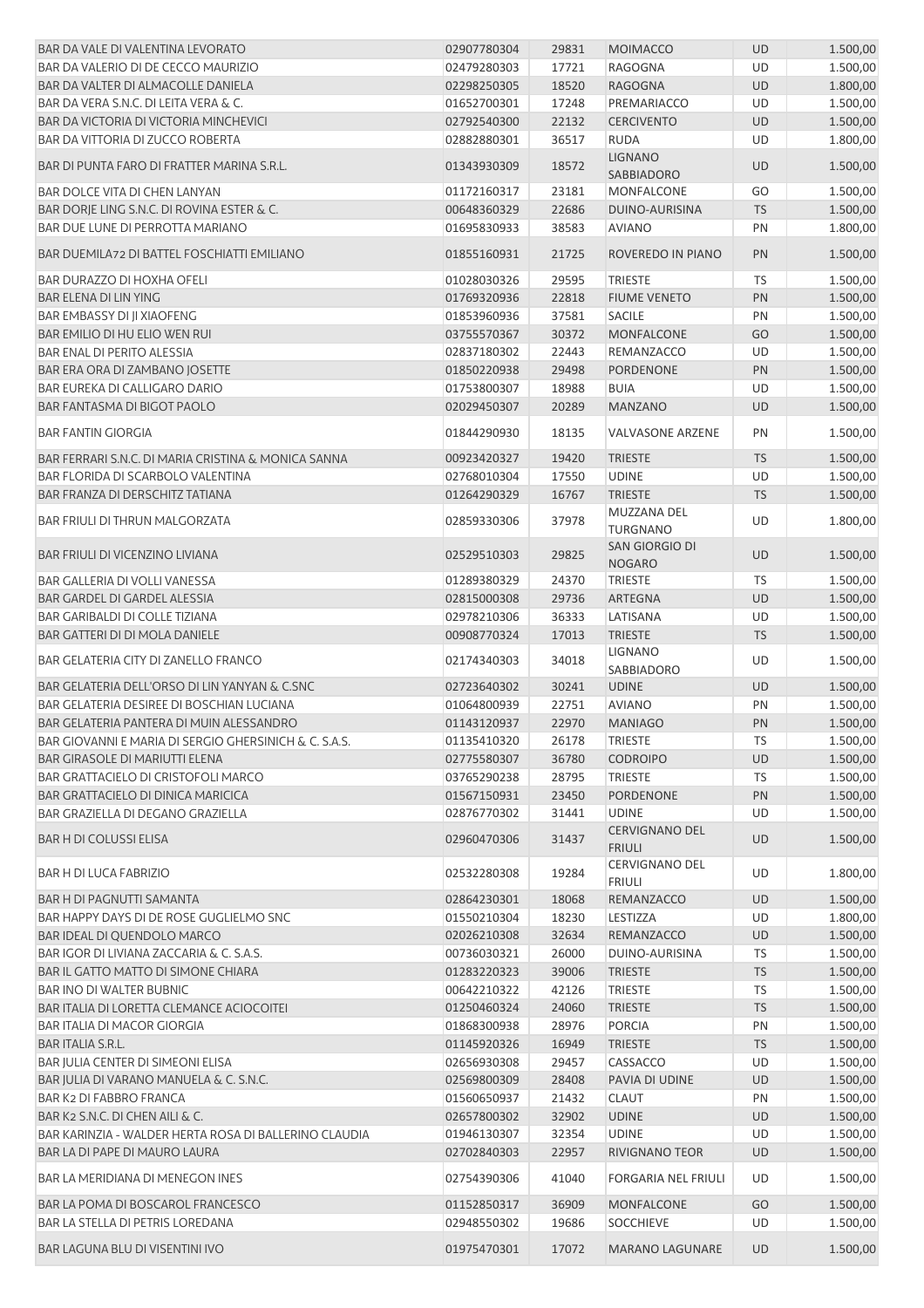| | | | | | |
|---|---|---|---|---|---|
| BAR DA VALE DI VALENTINA LEVORATO | 02907780304 | 29831 | MOIMACCO | UD | 1.500,00 |
| BAR DA VALERIO DI DE CECCO MAURIZIO | 02479280303 | 17721 | RAGOGNA | UD | 1.500,00 |
| BAR DA VALTER DI ALMACOLLE DANIELA | 02298250305 | 18520 | RAGOGNA | UD | 1.800,00 |
| BAR DA VERA S.N.C. DI LEITA VERA & C. | 01652700301 | 17248 | PREMARIACCO | UD | 1.500,00 |
| BAR DA VICTORIA DI VICTORIA MINCHEVICI | 02792540300 | 22132 | CERCIVENTO | UD | 1.500,00 |
| BAR DA VITTORIA DI ZUCCO ROBERTA | 02882880301 | 36517 | RUDA | UD | 1.800,00 |
| BAR DI PUNTA FARO DI FRATTER MARINA S.R.L. | 01343930309 | 18572 | LIGNANO SABBIADORO | UD | 1.500,00 |
| BAR DOLCE VITA DI CHEN LANYAN | 01172160317 | 23181 | MONFALCONE | GO | 1.500,00 |
| BAR DORJE LING S.N.C. DI ROVINA ESTER & C. | 00648360329 | 22686 | DUINO-AURISINA | TS | 1.500,00 |
| BAR DUE LUNE DI PERROTTA MARIANO | 01695830933 | 38583 | AVIANO | PN | 1.800,00 |
| BAR DUEMILA72 DI BATTEL FOSCHIATTI EMILIANO | 01855160931 | 21725 | ROVEREDO IN PIANO | PN | 1.500,00 |
| BAR DURAZZO DI HOXHA OFELI | 01028030326 | 29595 | TRIESTE | TS | 1.500,00 |
| BAR ELENA DI LIN YING | 01769320936 | 22818 | FIUME VENETO | PN | 1.500,00 |
| BAR EMBASSY DI JI XIAOFENG | 01853960936 | 37581 | SACILE | PN | 1.500,00 |
| BAR EMILIO DI HU ELIO WEN RUI | 03755570367 | 30372 | MONFALCONE | GO | 1.500,00 |
| BAR ENAL DI PERITO ALESSIA | 02837180302 | 22443 | REMANZACCO | UD | 1.500,00 |
| BAR ERA ORA DI ZAMBANO JOSETTE | 01850220938 | 29498 | PORDENONE | PN | 1.500,00 |
| BAR EUREKA DI CALLIGARO DARIO | 01753800307 | 18988 | BUIA | UD | 1.500,00 |
| BAR FANTASMA DI BIGOT PAOLO | 02029450307 | 20289 | MANZANO | UD | 1.500,00 |
| BAR FANTIN GIORGIA | 01844290930 | 18135 | VALVASONE ARZENE | PN | 1.500,00 |
| BAR FERRARI S.N.C. DI MARIA CRISTINA & MONICA SANNA | 00923420327 | 19420 | TRIESTE | TS | 1.500,00 |
| BAR FLORIDA DI SCARBOLO VALENTINA | 02768010304 | 17550 | UDINE | UD | 1.500,00 |
| BAR FRANZA DI DERSCHITZ TATIANA | 01264290329 | 16767 | TRIESTE | TS | 1.500,00 |
| BAR FRIULI DI THRUN MALGORZATA | 02859330306 | 37978 | MUZZANA DEL TURGNANO | UD | 1.800,00 |
| BAR FRIULI DI VICENZINO LIVIANA | 02529510303 | 29825 | SAN GIORGIO DI NOGARO | UD | 1.500,00 |
| BAR GALLERIA DI VOLLI VANESSA | 01289380329 | 24370 | TRIESTE | TS | 1.500,00 |
| BAR GARDEL DI GARDEL ALESSIA | 02815000308 | 29736 | ARTEGNA | UD | 1.500,00 |
| BAR GARIBALDI DI COLLE TIZIANA | 02978210306 | 36333 | LATISANA | UD | 1.500,00 |
| BAR GATTERI DI DI MOLA DANIELE | 00908770324 | 17013 | TRIESTE | TS | 1.500,00 |
| BAR GELATERIA CITY DI ZANELLO FRANCO | 02174340303 | 34018 | LIGNANO SABBIADORO | UD | 1.500,00 |
| BAR GELATERIA DELL'ORSO DI LIN YANYAN & C.SNC | 02723640302 | 30241 | UDINE | UD | 1.500,00 |
| BAR GELATERIA DESIREE DI BOSCHIAN LUCIANA | 01064800939 | 22751 | AVIANO | PN | 1.500,00 |
| BAR GELATERIA PANTERA DI MUIN ALESSANDRO | 01143120937 | 22970 | MANIAGO | PN | 1.500,00 |
| BAR GIOVANNI E MARIA DI SERGIO GHERSINICH & C. S.A.S. | 01135410320 | 26178 | TRIESTE | TS | 1.500,00 |
| BAR GIRASOLE DI MARIUTTI ELENA | 02775580307 | 36780 | CODROIPO | UD | 1.500,00 |
| BAR GRATTACIELO DI CRISTOFOLI MARCO | 03765290238 | 28795 | TRIESTE | TS | 1.500,00 |
| BAR GRATTACIELO DI DINICA MARICICA | 01567150931 | 23450 | PORDENONE | PN | 1.500,00 |
| BAR GRAZIELLA DI DEGANO GRAZIELLA | 02876770302 | 31441 | UDINE | UD | 1.500,00 |
| BAR H DI COLUSSI ELISA | 02960470306 | 31437 | CERVIGNANO DEL FRIULI | UD | 1.500,00 |
| BAR H DI LUCA FABRIZIO | 02532280308 | 19284 | CERVIGNANO DEL FRIULI | UD | 1.800,00 |
| BAR H DI PAGNUTTI SAMANTA | 02864230301 | 18068 | REMANZACCO | UD | 1.500,00 |
| BAR HAPPY DAYS DI DE ROSE GUGLIELMO SNC | 01550210304 | 18230 | LESTIZZA | UD | 1.800,00 |
| BAR IDEAL DI QUENDOLO MARCO | 02026210308 | 32634 | REMANZACCO | UD | 1.500,00 |
| BAR IGOR DI LIVIANA ZACCARIA & C. S.A.S. | 00736030321 | 26000 | DUINO-AURISINA | TS | 1.500,00 |
| BAR IL GATTO MATTO DI SIMONE CHIARA | 01283220323 | 39006 | TRIESTE | TS | 1.500,00 |
| BAR INO DI WALTER BUBNIC | 00642210322 | 42126 | TRIESTE | TS | 1.500,00 |
| BAR ITALIA DI LORETTA CLEMANCE ACIOCOITEI | 01250460324 | 24060 | TRIESTE | TS | 1.500,00 |
| BAR ITALIA DI MACOR GIORGIA | 01868300938 | 28976 | PORCIA | PN | 1.500,00 |
| BAR ITALIA S.R.L. | 01145920326 | 16949 | TRIESTE | TS | 1.500,00 |
| BAR JULIA CENTER DI SIMEONI ELISA | 02656930308 | 29457 | CASSACCO | UD | 1.500,00 |
| BAR JULIA DI VARANO MANUELA & C. S.N.C. | 02569800309 | 28408 | PAVIA DI UDINE | UD | 1.500,00 |
| BAR K2 DI FABBRO FRANCA | 01560650937 | 21432 | CLAUT | PN | 1.500,00 |
| BAR K2 S.N.C. DI CHEN AILI & C. | 02657800302 | 32902 | UDINE | UD | 1.500,00 |
| BAR KARINZIA - WALDER HERTA ROSA DI BALLERINO CLAUDIA | 01946130307 | 32354 | UDINE | UD | 1.500,00 |
| BAR LA DI PAPE DI MAURO LAURA | 02702840303 | 22957 | RIVIGNANO TEOR | UD | 1.500,00 |
| BAR LA MERIDIANA DI MENEGON INES | 02754390306 | 41040 | FORGARIA NEL FRIULI | UD | 1.500,00 |
| BAR LA POMA DI BOSCAROL FRANCESCO | 01152850317 | 36909 | MONFALCONE | GO | 1.500,00 |
| BAR LA STELLA DI PETRIS LOREDANA | 02948550302 | 19686 | SOCCHIEVE | UD | 1.500,00 |
| BAR LAGUNA BLU DI VISENTINI IVO | 01975470301 | 17072 | MARANO LAGUNARE | UD | 1.500,00 |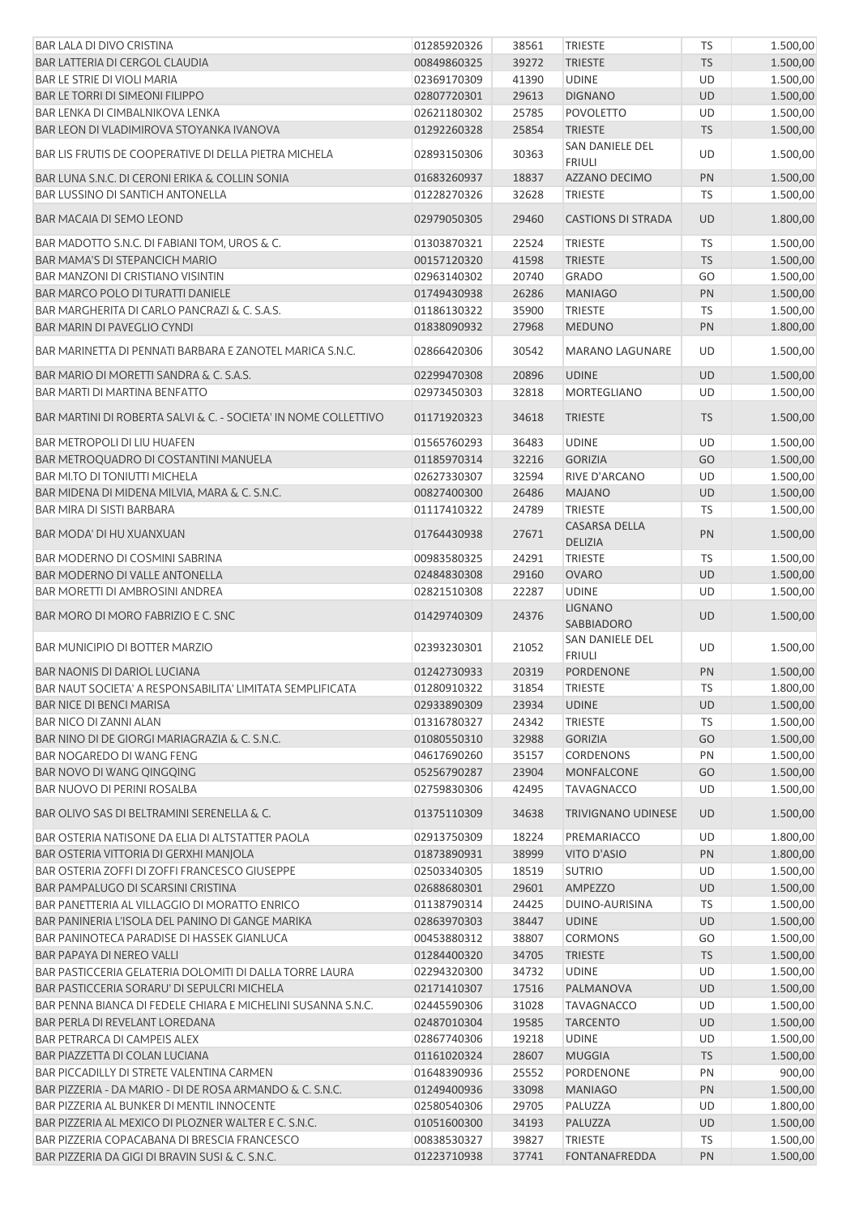| | | | | | |
|---|---|---|---|---|---|
| BAR LALA DI DIVO CRISTINA | 01285920326 | 38561 | TRIESTE | TS | 1.500,00 |
| BAR LATTERIA DI CERGOL CLAUDIA | 00849860325 | 39272 | TRIESTE | TS | 1.500,00 |
| BAR LE STRIE DI VIOLI MARIA | 02369170309 | 41390 | UDINE | UD | 1.500,00 |
| BAR LE TORRI DI SIMEONI FILIPPO | 02807720301 | 29613 | DIGNANO | UD | 1.500,00 |
| BAR LENKA DI CIMBALNIKOVA LENKA | 02621180302 | 25785 | POVOLETTO | UD | 1.500,00 |
| BAR LEON DI VLADIMIROVA STOYANKA IVANOVA | 01292260328 | 25854 | TRIESTE | TS | 1.500,00 |
| BAR LIS FRUTIS DE COOPERATIVE DI DELLA PIETRA MICHELA | 02893150306 | 30363 | SAN DANIELE DEL FRIULI | UD | 1.500,00 |
| BAR LUNA S.N.C. DI CERONI ERIKA & COLLIN SONIA | 01683260937 | 18837 | AZZANO DECIMO | PN | 1.500,00 |
| BAR LUSSINO DI SANTICH ANTONELLA | 01228270326 | 32628 | TRIESTE | TS | 1.500,00 |
| BAR MACAIA DI SEMO LEOND | 02979050305 | 29460 | CASTIONS DI STRADA | UD | 1.800,00 |
| BAR MADOTTO S.N.C. DI FABIANI TOM, UROS & C. | 01303870321 | 22524 | TRIESTE | TS | 1.500,00 |
| BAR MAMA'S DI STEPANCICH MARIO | 00157120320 | 41598 | TRIESTE | TS | 1.500,00 |
| BAR MANZONI DI CRISTIANO VISINTIN | 02963140302 | 20740 | GRADO | GO | 1.500,00 |
| BAR MARCO POLO DI TURATTI DANIELE | 01749430938 | 26286 | MANIAGO | PN | 1.500,00 |
| BAR MARGHERITA DI CARLO PANCRAZI & C. S.A.S. | 01186130322 | 35900 | TRIESTE | TS | 1.500,00 |
| BAR MARIN DI PAVEGLIO CYNDI | 01838090932 | 27968 | MEDUNO | PN | 1.800,00 |
| BAR MARINETTA DI PENNATI BARBARA E ZANOTEL MARICA S.N.C. | 02866420306 | 30542 | MARANO LAGUNARE | UD | 1.500,00 |
| BAR MARIO DI MORETTI SANDRA & C. S.A.S. | 02299470308 | 20896 | UDINE | UD | 1.500,00 |
| BAR MARTI DI MARTINA BENFATTO | 02973450303 | 32818 | MORTEGLIANO | UD | 1.500,00 |
| BAR MARTINI DI ROBERTA SALVI & C. - SOCIETA' IN NOME COLLETTIVO | 01171920323 | 34618 | TRIESTE | TS | 1.500,00 |
| BAR METROPOLI DI LIU HUAFEN | 01565760293 | 36483 | UDINE | UD | 1.500,00 |
| BAR METROQUADRO DI COSTANTINI MANUELA | 01185970314 | 32216 | GORIZIA | GO | 1.500,00 |
| BAR MI.TO DI TONIUTTI MICHELA | 02627330307 | 32594 | RIVE D'ARCANO | UD | 1.500,00 |
| BAR MIDENA DI MIDENA MILVIA, MARA & C. S.N.C. | 00827400300 | 26486 | MAJANO | UD | 1.500,00 |
| BAR MIRA DI SISTI BARBARA | 01117410322 | 24789 | TRIESTE | TS | 1.500,00 |
| BAR MODA' DI HU XUANXUAN | 01764430938 | 27671 | CASARSA DELLA DELIZIA | PN | 1.500,00 |
| BAR MODERNO DI COSMINI SABRINA | 00983580325 | 24291 | TRIESTE | TS | 1.500,00 |
| BAR MODERNO DI VALLE ANTONELLA | 02484830308 | 29160 | OVARO | UD | 1.500,00 |
| BAR MORETTI DI AMBROSINI ANDREA | 02821510308 | 22287 | UDINE | UD | 1.500,00 |
| BAR MORO DI MORO FABRIZIO E C. SNC | 01429740309 | 24376 | LIGNANO SABBIADORO | UD | 1.500,00 |
| BAR MUNICIPIO DI BOTTER MARZIO | 02393230301 | 21052 | SAN DANIELE DEL FRIULI | UD | 1.500,00 |
| BAR NAONIS DI DARIOL LUCIANA | 01242730933 | 20319 | PORDENONE | PN | 1.500,00 |
| BAR NAUT SOCIETA' A RESPONSABILITA' LIMITATA SEMPLIFICATA | 01280910322 | 31854 | TRIESTE | TS | 1.800,00 |
| BAR NICE DI BENCI MARISA | 02933890309 | 23934 | UDINE | UD | 1.500,00 |
| BAR NICO DI ZANNI ALAN | 01316780327 | 24342 | TRIESTE | TS | 1.500,00 |
| BAR NINO DI DE GIORGI MARIAGRAZIA & C. S.N.C. | 01080550310 | 32988 | GORIZIA | GO | 1.500,00 |
| BAR NOGAREDO DI WANG FENG | 04617690260 | 35157 | CORDENONS | PN | 1.500,00 |
| BAR NOVO DI WANG QINGQING | 05256790287 | 23904 | MONFALCONE | GO | 1.500,00 |
| BAR NUOVO DI PERINI ROSALBA | 02759830306 | 42495 | TAVAGNACCO | UD | 1.500,00 |
| BAR OLIVO SAS DI BELTRAMINI SERENELLA & C. | 01375110309 | 34638 | TRIVIGNANO UDINESE | UD | 1.500,00 |
| BAR OSTERIA NATISONE DA ELIA DI ALTSTATTER PAOLA | 02913750309 | 18224 | PREMARIACCO | UD | 1.800,00 |
| BAR OSTERIA VITTORIA DI GERXHI MANJOLA | 01873890931 | 38999 | VITO D'ASIO | PN | 1.800,00 |
| BAR OSTERIA ZOFFI DI ZOFFI FRANCESCO GIUSEPPE | 02503340305 | 18519 | SUTRIO | UD | 1.500,00 |
| BAR PAMPALUGO DI SCARSINI CRISTINA | 02688680301 | 29601 | AMPEZZO | UD | 1.500,00 |
| BAR PANETTERIA AL VILLAGGIO DI MORATTO ENRICO | 01138790314 | 24425 | DUINO-AURISINA | TS | 1.500,00 |
| BAR PANINERIA L'ISOLA DEL PANINO DI GANGE MARIKA | 02863970303 | 38447 | UDINE | UD | 1.500,00 |
| BAR PANINOTECA PARADISE DI HASSEK GIANLUCA | 00453880312 | 38807 | CORMONS | GO | 1.500,00 |
| BAR PAPAYA DI NEREO VALLI | 01284400320 | 34705 | TRIESTE | TS | 1.500,00 |
| BAR PASTICCERIA GELATERIA DOLOMITI DI DALLA TORRE LAURA | 02294320300 | 34732 | UDINE | UD | 1.500,00 |
| BAR PASTICCERIA SORARU' DI SEPULCRI MICHELA | 02171410307 | 17516 | PALMANOVA | UD | 1.500,00 |
| BAR PENNA BIANCA DI FEDELE CHIARA E MICHELINI SUSANNA S.N.C. | 02445590306 | 31028 | TAVAGNACCO | UD | 1.500,00 |
| BAR PERLA DI REVELANT LOREDANA | 02487010304 | 19585 | TARCENTO | UD | 1.500,00 |
| BAR PETRARCA DI CAMPEIS ALEX | 02867740306 | 19218 | UDINE | UD | 1.500,00 |
| BAR PIAZZETTA DI COLAN LUCIANA | 01161020324 | 28607 | MUGGIA | TS | 1.500,00 |
| BAR PICCADILLY DI STRETE VALENTINA CARMEN | 01648390936 | 25552 | PORDENONE | PN | 900,00 |
| BAR PIZZERIA - DA MARIO - DI DE ROSA ARMANDO & C. S.N.C. | 01249400936 | 33098 | MANIAGO | PN | 1.500,00 |
| BAR PIZZERIA AL BUNKER DI MENTIL INNOCENTE | 02580540306 | 29705 | PALUZZA | UD | 1.800,00 |
| BAR PIZZERIA AL MEXICO DI PLOZNER WALTER E C. S.N.C. | 01051600300 | 34193 | PALUZZA | UD | 1.500,00 |
| BAR PIZZERIA COPACABANA DI BRESCIA FRANCESCO | 00838530327 | 39827 | TRIESTE | TS | 1.500,00 |
| BAR PIZZERIA DA GIGI DI BRAVIN SUSI & C. S.N.C. | 01223710938 | 37741 | FONTANAFREDDA | PN | 1.500,00 |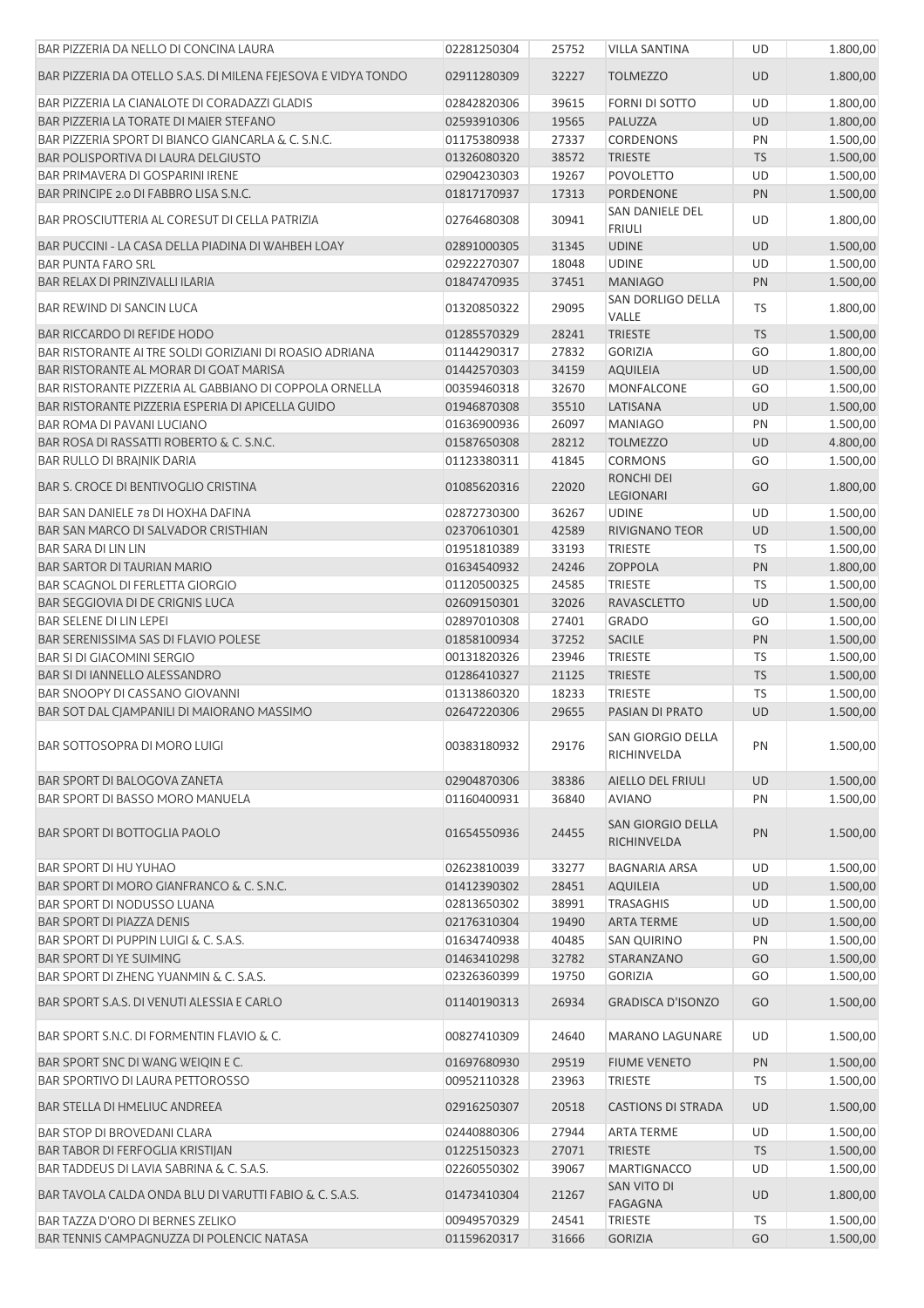| | | | | | |
|---|---|---|---|---|---|
| BAR PIZZERIA DA NELLO DI CONCINA LAURA | 02281250304 | 25752 | VILLA SANTINA | UD | 1.800,00 |
| BAR PIZZERIA DA OTELLO S.A.S. DI MILENA FEJESOVA E VIDYA TONDO | 02911280309 | 32227 | TOLMEZZO | UD | 1.800,00 |
| BAR PIZZERIA LA CIANALOTE DI CORADAZZI GLADIS | 02842820306 | 39615 | FORNI DI SOTTO | UD | 1.800,00 |
| BAR PIZZERIA LA TORATE DI MAIER STEFANO | 02593910306 | 19565 | PALUZZA | UD | 1.800,00 |
| BAR PIZZERIA SPORT DI BIANCO GIANCARLA & C. S.N.C. | 01175380938 | 27337 | CORDENONS | PN | 1.500,00 |
| BAR POLISPORTIVA DI LAURA DELGIUSTO | 01326080320 | 38572 | TRIESTE | TS | 1.500,00 |
| BAR PRIMAVERA DI GOSPARINI IRENE | 02904230303 | 19267 | POVOLETTO | UD | 1.500,00 |
| BAR PRINCIPE 2.0 DI FABBRO LISA S.N.C. | 01817170937 | 17313 | PORDENONE | PN | 1.500,00 |
| BAR PROSCIUTTERIA AL CORESUT DI CELLA PATRIZIA | 02764680308 | 30941 | SAN DANIELE DEL FRIULI | UD | 1.800,00 |
| BAR PUCCINI - LA CASA DELLA PIADINA DI WAHBEH LOAY | 02891000305 | 31345 | UDINE | UD | 1.500,00 |
| BAR PUNTA FARO SRL | 02922270307 | 18048 | UDINE | UD | 1.500,00 |
| BAR RELAX DI PRINZIVALLI ILARIA | 01847470935 | 37451 | MANIAGO | PN | 1.500,00 |
| BAR REWIND DI SANCIN LUCA | 01320850322 | 29095 | SAN DORLIGO DELLA VALLE | TS | 1.800,00 |
| BAR RICCARDO DI REFIDE HODO | 01285570329 | 28241 | TRIESTE | TS | 1.500,00 |
| BAR RISTORANTE AI TRE SOLDI GORIZIANI DI ROASIO ADRIANA | 01144290317 | 27832 | GORIZIA | GO | 1.800,00 |
| BAR RISTORANTE AL MORAR DI GOAT MARISA | 01442570303 | 34159 | AQUILEIA | UD | 1.500,00 |
| BAR RISTORANTE PIZZERIA AL GABBIANO DI COPPOLA ORNELLA | 00359460318 | 32670 | MONFALCONE | GO | 1.500,00 |
| BAR RISTORANTE PIZZERIA ESPERIA DI APICELLA GUIDO | 01946870308 | 35510 | LATISANA | UD | 1.500,00 |
| BAR ROMA DI PAVANI LUCIANO | 01636900936 | 26097 | MANIAGO | PN | 1.500,00 |
| BAR ROSA DI RASSATTI ROBERTO & C. S.N.C. | 01587650308 | 28212 | TOLMEZZO | UD | 4.800,00 |
| BAR RULLO DI BRAJNIK DARIA | 01123380311 | 41845 | CORMONS | GO | 1.500,00 |
| BAR S. CROCE DI BENTIVOGLIO CRISTINA | 01085620316 | 22020 | RONCHI DEI LEGIONARI | GO | 1.800,00 |
| BAR SAN DANIELE 78 DI HOXHA DAFINA | 02872730300 | 36267 | UDINE | UD | 1.500,00 |
| BAR SAN MARCO DI SALVADOR CRISTHIAN | 02370610301 | 42589 | RIVIGNANO TEOR | UD | 1.500,00 |
| BAR SARA DI LIN LIN | 01951810389 | 33193 | TRIESTE | TS | 1.500,00 |
| BAR SARTOR DI TAURIAN MARIO | 01634540932 | 24246 | ZOPPOLA | PN | 1.800,00 |
| BAR SCAGNOL DI FERLETTA GIORGIO | 01120500325 | 24585 | TRIESTE | TS | 1.500,00 |
| BAR SEGGIOVIA DI DE CRIGNIS LUCA | 02609150301 | 32026 | RAVASCLETTO | UD | 1.500,00 |
| BAR SELENE DI LIN LEPEI | 02897010308 | 27401 | GRADO | GO | 1.500,00 |
| BAR SERENISSIMA SAS DI FLAVIO POLESE | 01858100934 | 37252 | SACILE | PN | 1.500,00 |
| BAR SI DI GIACOMINI SERGIO | 00131820326 | 23946 | TRIESTE | TS | 1.500,00 |
| BAR SI DI IANNELLO ALESSANDRO | 01286410327 | 21125 | TRIESTE | TS | 1.500,00 |
| BAR SNOOPY DI CASSANO GIOVANNI | 01313860320 | 18233 | TRIESTE | TS | 1.500,00 |
| BAR SOT DAL CJAMPANILI DI MAIORANO MASSIMO | 02647220306 | 29655 | PASIAN DI PRATO | UD | 1.500,00 |
| BAR SOTTOSOPRA DI MORO LUIGI | 00383180932 | 29176 | SAN GIORGIO DELLA RICHINVELDA | PN | 1.500,00 |
| BAR SPORT DI BALOGOVA ZANETA | 02904870306 | 38386 | AIELLO DEL FRIULI | UD | 1.500,00 |
| BAR SPORT DI BASSO MORO MANUELA | 01160400931 | 36840 | AVIANO | PN | 1.500,00 |
| BAR SPORT DI BOTTOGLIA PAOLO | 01654550936 | 24455 | SAN GIORGIO DELLA RICHINVELDA | PN | 1.500,00 |
| BAR SPORT DI HU YUHAO | 02623810039 | 33277 | BAGNARIA ARSA | UD | 1.500,00 |
| BAR SPORT DI MORO GIANFRANCO & C. S.N.C. | 01412390302 | 28451 | AQUILEIA | UD | 1.500,00 |
| BAR SPORT DI NODUSSO LUANA | 02813650302 | 38991 | TRASAGHIS | UD | 1.500,00 |
| BAR SPORT DI PIAZZA DENIS | 02176310304 | 19490 | ARTA TERME | UD | 1.500,00 |
| BAR SPORT DI PUPPIN LUIGI & C. S.A.S. | 01634740938 | 40485 | SAN QUIRINO | PN | 1.500,00 |
| BAR SPORT DI YE SUIMING | 01463410298 | 32782 | STARANZANO | GO | 1.500,00 |
| BAR SPORT DI ZHENG YUANMIN & C. S.A.S. | 02326360399 | 19750 | GORIZIA | GO | 1.500,00 |
| BAR SPORT S.A.S. DI VENUTI ALESSIA E CARLO | 01140190313 | 26934 | GRADISCA D'ISONZO | GO | 1.500,00 |
| BAR SPORT S.N.C. DI FORMENTIN FLAVIO & C. | 00827410309 | 24640 | MARANO LAGUNARE | UD | 1.500,00 |
| BAR SPORT SNC DI WANG WEIQIN E C. | 01697680930 | 29519 | FIUME VENETO | PN | 1.500,00 |
| BAR SPORTIVO DI LAURA PETTOROSSO | 00952110328 | 23963 | TRIESTE | TS | 1.500,00 |
| BAR STELLA DI HMELIUC ANDREEA | 02916250307 | 20518 | CASTIONS DI STRADA | UD | 1.500,00 |
| BAR STOP DI BROVEDANI CLARA | 02440880306 | 27944 | ARTA TERME | UD | 1.500,00 |
| BAR TABOR DI FERFOGLIA KRISTIJAN | 01225150323 | 27071 | TRIESTE | TS | 1.500,00 |
| BAR TADDEUS DI LAVIA SABRINA & C. S.A.S. | 02260550302 | 39067 | MARTIGNACCO | UD | 1.500,00 |
| BAR TAVOLA CALDA ONDA BLU DI VARUTTI FABIO & C. S.A.S. | 01473410304 | 21267 | SAN VITO DI FAGAGNA | UD | 1.800,00 |
| BAR TAZZA D'ORO DI BERNES ZELIKO | 00949570329 | 24541 | TRIESTE | TS | 1.500,00 |
| BAR TENNIS CAMPAGNUZZA DI POLENCIC NATASA | 01159620317 | 31666 | GORIZIA | GO | 1.500,00 |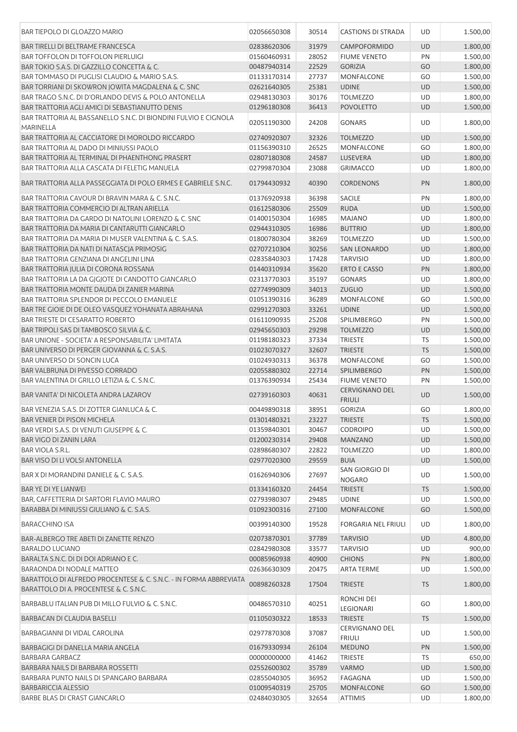| | | | | | |
|---|---|---|---|---|---|
| BAR TIEPOLO DI GLOAZZO MARIO | 02056650308 | 30514 | CASTIONS DI STRADA | UD | 1.500,00 |
| BAR TIRELLI DI BELTRAME FRANCESCA | 02838620306 | 31979 | CAMPOFORMIDO | UD | 1.800,00 |
| BAR TOFFOLON DI TOFFOLON PIERLUIGI | 01560460931 | 28052 | FIUME VENETO | PN | 1.500,00 |
| BAR TOKIO S.A.S. DI GAZZILLO CONCETTA & C. | 00487940314 | 22529 | GORIZIA | GO | 1.800,00 |
| BAR TOMMASO DI PUGLISI CLAUDIO & MARIO S.A.S. | 01133170314 | 27737 | MONFALCONE | GO | 1.500,00 |
| BAR TORRIANI DI SKOWRON JOWITA MAGDALENA & C. SNC | 02621640305 | 25381 | UDINE | UD | 1.500,00 |
| BAR TRAGO S.N.C. DI D'ORLANDO DEVIS & POLO ANTONELLA | 02948130303 | 30176 | TOLMEZZO | UD | 1.800,00 |
| BAR TRATTORIA AGLI AMICI DI SEBASTIANUTTO DENIS | 01296180308 | 36413 | POVOLETTO | UD | 1.500,00 |
| BAR TRATTORIA AL BASSANELLO S.N.C. DI BIONDINI FULVIO E CIGNOLA MARINELLA | 02051190300 | 24208 | GONARS | UD | 1.800,00 |
| BAR TRATTORIA AL CACCIATORE DI MOROLDO RICCARDO | 02740920307 | 32326 | TOLMEZZO | UD | 1.500,00 |
| BAR TRATTORIA AL DADO DI MINIUSSI PAOLO | 01156390310 | 26525 | MONFALCONE | GO | 1.800,00 |
| BAR TRATTORIA AL TERMINAL DI PHAENTHONG PRASERT | 02807180308 | 24587 | LUSEVERA | UD | 1.800,00 |
| BAR TRATTORIA ALLA CASCATA DI FELETIG MANUELA | 02799870304 | 23088 | GRIMACCO | UD | 1.800,00 |
| BAR TRATTORIA ALLA PASSEGGIATA DI POLO ERMES E GABRIELE S.N.C. | 01794430932 | 40390 | CORDENONS | PN | 1.800,00 |
| BAR TRATTORIA CAVOUR DI BRAVIN MARA & C. S.N.C. | 01376920938 | 36398 | SACILE | PN | 1.800,00 |
| BAR TRATTORIA COMMERCIO DI ALTRAN ARIELLA | 01612580306 | 25509 | RUDA | UD | 1.500,00 |
| BAR TRATTORIA DA GARDO DI NATOLINI LORENZO & C. SNC | 01400150304 | 16985 | MAJANO | UD | 1.800,00 |
| BAR TRATTORIA DA MARIA DI CANTARUTTI GIANCARLO | 02944310305 | 16986 | BUTTRIO | UD | 1.800,00 |
| BAR TRATTORIA DA MARIA DI MUSER VALENTINA & C. S.A.S. | 01800780304 | 38269 | TOLMEZZO | UD | 1.500,00 |
| BAR TRATTORIA DA NATI DI NATASCJA PRIMOSIG | 02707210304 | 30256 | SAN LEONARDO | UD | 1.800,00 |
| BAR TRATTORIA GENZIANA DI ANGELINI LINA | 02835840303 | 17428 | TARVISIO | UD | 1.800,00 |
| BAR TRATTORIA JULIA DI CORONA ROSSANA | 01440310934 | 35620 | ERTO E CASSO | PN | 1.800,00 |
| BAR TRATTORIA LA DA GJGJOTE DI CANDOTTO GIANCARLO | 02313770303 | 35197 | GONARS | UD | 1.800,00 |
| BAR TRATTORIA MONTE DAUDA DI ZANIER MARINA | 02774990309 | 34013 | ZUGLIO | UD | 1.500,00 |
| BAR TRATTORIA SPLENDOR DI PECCOLO EMANUELE | 01051390316 | 36289 | MONFALCONE | GO | 1.500,00 |
| BAR TRE GIOIE DI DE OLEO VASQUEZ YOHANATA ABRAHANA | 02991270303 | 33261 | UDINE | UD | 1.500,00 |
| BAR TRIESTE DI CESARATTO ROBERTO | 01611090935 | 25208 | SPILIMBERGO | PN | 1.500,00 |
| BAR TRIPOLI SAS DI TAMBOSCO SILVIA & C. | 02945650303 | 29298 | TOLMEZZO | UD | 1.500,00 |
| BAR UNIONE - SOCIETA' A RESPONSABILITA' LIMITATA | 01198180323 | 37334 | TRIESTE | TS | 1.500,00 |
| BAR UNIVERSO DI PERGER GIOVANNA & C. S.A.S. | 01023070327 | 32607 | TRIESTE | TS | 1.500,00 |
| BAR UNIVERSO DI SONCIN LUCA | 01024930313 | 36378 | MONFALCONE | GO | 1.500,00 |
| BAR VALBRUNA DI PIVESSO CORRADO | 02055880302 | 22714 | SPILIMBERGO | PN | 1.500,00 |
| BAR VALENTINA DI GRILLO LETIZIA & C. S.N.C. | 01376390934 | 25434 | FIUME VENETO | PN | 1.500,00 |
| BAR VANITA' DI NICOLETA ANDRA LAZAROV | 02739160303 | 40631 | CERVIGNANO DEL FRIULI | UD | 1.500,00 |
| BAR VENEZIA S.A.S. DI ZOTTER GIANLUCA & C. | 00449890318 | 38951 | GORIZIA | GO | 1.800,00 |
| BAR VENIER DI PISON MICHELA | 01301480321 | 23227 | TRIESTE | TS | 1.500,00 |
| BAR VERDI S.A.S. DI VENUTI GIUSEPPE & C. | 01359840301 | 30467 | CODROIPO | UD | 1.500,00 |
| BAR VIGO DI ZANIN LARA | 01200230314 | 29408 | MANZANO | UD | 1.500,00 |
| BAR VIOLA S.R.L. | 02898680307 | 22822 | TOLMEZZO | UD | 1.800,00 |
| BAR VISO DI LI VOLSI ANTONELLA | 02977020300 | 29559 | BUIA | UD | 1.500,00 |
| BAR X DI MORANDINI DANIELE & C. S.A.S. | 01626940306 | 27697 | SAN GIORGIO DI NOGARO | UD | 1.500,00 |
| BAR YE DI YE LIANWEI | 01334160320 | 24454 | TRIESTE | TS | 1.500,00 |
| BAR, CAFFETTERIA DI SARTORI FLAVIO MAURO | 02793980307 | 29485 | UDINE | UD | 1.500,00 |
| BARABBA DI MINIUSSI GIULIANO & C. S.A.S. | 01092300316 | 27100 | MONFALCONE | GO | 1.500,00 |
| BARACCHINO ISA | 00399140300 | 19528 | FORGARIA NEL FRIULI | UD | 1.800,00 |
| BAR-ALBERGO TRE ABETI DI ZANETTE RENZO | 02073870301 | 37789 | TARVISIO | UD | 4.800,00 |
| BARALDO LUCIANO | 02842980308 | 33577 | TARVISIO | UD | 900,00 |
| BARALTA S.N.C. DI DI DOI ADRIANO E C. | 00085960938 | 40900 | CHIONS | PN | 1.800,00 |
| BARAONDA DI NODALE MATTEO | 02636630309 | 20475 | ARTA TERME | UD | 1.500,00 |
| BARATTOLO DI ALFREDO PROCENTESE & C. S.N.C. - IN FORMA ABBREVIATA BARATTOLO DI A. PROCENTESE & C. S.N.C. | 00898260328 | 17504 | TRIESTE | TS | 1.800,00 |
| BARBABLU ITALIAN PUB DI MILLO FULVIO & C. S.N.C. | 00486570310 | 40251 | RONCHI DEI LEGIONARI | GO | 1.800,00 |
| BARBACAN DI CLAUDIA BASELLI | 01105030322 | 18533 | TRIESTE | TS | 1.500,00 |
| BARBAGIANNI DI VIDAL CAROLINA | 02977870308 | 37087 | CERVIGNANO DEL FRIULI | UD | 1.500,00 |
| BARBAGIGI DI DANELLA MARIA ANGELA | 01679330934 | 26104 | MEDUNO | PN | 1.500,00 |
| BARBARA GARBACZ | 00000000000 | 41462 | TRIESTE | TS | 650,00 |
| BARBARA NAILS DI BARBARA ROSSETTI | 02552600302 | 35789 | VARMO | UD | 1.500,00 |
| BARBARA PUNTO NAILS DI SPANGARO BARBARA | 02855040305 | 36952 | FAGAGNA | UD | 1.500,00 |
| BARBARICCIA ALESSIO | 01009540319 | 25705 | MONFALCONE | GO | 1.500,00 |
| BARBE BLAS DI CRAST GIANCARLO | 02484030305 | 32654 | ATTIMIS | UD | 1.800,00 |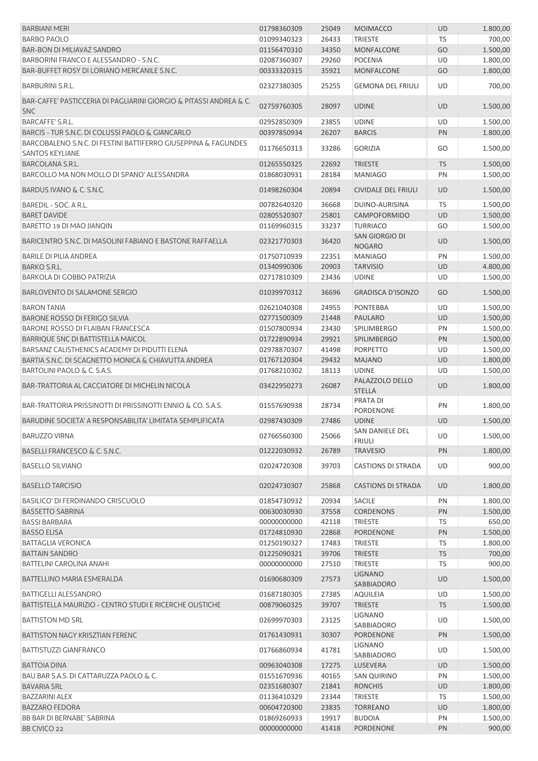| | | | | | |
|---|---|---|---|---|---|
| BARBIANI MERI | 01798360309 | 25049 | MOIMACCO | UD | 1.800,00 |
| BARBO PAOLO | 01099340323 | 26433 | TRIESTE | TS | 700,00 |
| BAR-BON DI MILIAVAZ SANDRO | 01156470310 | 34350 | MONFALCONE | GO | 1.500,00 |
| BARBORINI FRANCO E ALESSANDRO - S.N.C. | 02087360307 | 29260 | POCENIA | UD | 1.800,00 |
| BAR-BUFFET ROSY DI LORIANO MERCANILE S.N.C. | 00333320315 | 35921 | MONFALCONE | GO | 1.800,00 |
| BARBURINI S.R.L. | 02327380305 | 25255 | GEMONA DEL FRIULI | UD | 700,00 |
| BAR-CAFFE' PASTICCERIA DI PAGLIARINI GIORGIO & PITASSI ANDREA & C. SNC | 02759760305 | 28097 | UDINE | UD | 1.500,00 |
| BARCAFFE' S.R.L. | 02952850309 | 23855 | UDINE | UD | 1.500,00 |
| BARCIS - TUR S.N.C. DI COLUSSI PAOLO & GIANCARLO | 00397850934 | 26207 | BARCIS | PN | 1.800,00 |
| BARCOBALENO S.N.C. DI FESTINI BATTIFERRO GIUSEPPINA & FAGUNDES SANTOS KEYLIANE | 01176650313 | 33286 | GORIZIA | GO | 1.500,00 |
| BARCOLANA S.R.L. | 01265550325 | 22692 | TRIESTE | TS | 1.500,00 |
| BARCOLLO MA NON MOLLO DI SPANO' ALESSANDRA | 01868030931 | 28184 | MANIAGO | PN | 1.500,00 |
| BARDUS IVANO & C. S.N.C. | 01498260304 | 20894 | CIVIDALE DEL FRIULI | UD | 1.500,00 |
| BAREDIL - SOC. A R.L. | 00782640320 | 36668 | DUINO-AURISINA | TS | 1.500,00 |
| BARET DAVIDE | 02805520307 | 25801 | CAMPOFORMIDO | UD | 1.500,00 |
| BARETTO 19 DI MAO JIANQIN | 01169960315 | 33237 | TURRIACO | GO | 1.500,00 |
| BARICENTRO S.N.C. DI MASOLINI FABIANO E BASTONE RAFFAELLA | 02321770303 | 36420 | SAN GIORGIO DI NOGARO | UD | 1.500,00 |
| BARILE DI PILIA ANDREA | 01750710939 | 22351 | MANIAGO | PN | 1.500,00 |
| BARKO S.R.L. | 01340990306 | 20903 | TARVISIO | UD | 4.800,00 |
| BARKOLA DI GOBBO PATRIZIA | 02717810309 | 23436 | UDINE | UD | 1.500,00 |
| BARLOVENTO DI SALAMONE SERGIO | 01039970312 | 36696 | GRADISCA D'ISONZO | GO | 1.500,00 |
| BARON TANIA | 02621040308 | 24955 | PONTEBBA | UD | 1.500,00 |
| BARONE ROSSO DI FERIGO SILVIA | 02771500309 | 21448 | PAULARO | UD | 1.500,00 |
| BARONE ROSSO DI FLAIBAN FRANCESCA | 01507800934 | 23430 | SPILIMBERGO | PN | 1.500,00 |
| BARRIQUE SNC DI BATTISTELLA MAICOL | 01722890934 | 29921 | SPILIMBERGO | PN | 1.500,00 |
| BARSANZ CALISTHENICS ACADEMY DI PIDUTTI ELENA | 02978870307 | 41498 | PORPETTO | UD | 1.500,00 |
| BARTIA S.N.C. DI SCAGNETTO MONICA & CHIAVUTTA ANDREA | 01767120304 | 29432 | MAJANO | UD | 1.800,00 |
| BARTOLINI PAOLO & C. S.A.S. | 01768210302 | 18113 | UDINE | UD | 1.500,00 |
| BAR-TRATTORIA AL CACCIATORE DI MICHELIN NICOLA | 03422950273 | 26087 | PALAZZOLO DELLO STELLA | UD | 1.800,00 |
| BAR-TRATTORIA PRISSINOTTI DI PRISSINOTTI ENNIO & CO. S.A.S. | 01557690938 | 28734 | PRATA DI PORDENONE | PN | 1.800,00 |
| BARUDINE SOCIETA' A RESPONSABILITA' LIMITATA SEMPLIFICATA | 02987430309 | 27486 | UDINE | UD | 1.500,00 |
| BARUZZO VIRNA | 02766560300 | 25066 | SAN DANIELE DEL FRIULI | UD | 1.500,00 |
| BASELLI FRANCESCO & C. S.N.C. | 01222030932 | 26789 | TRAVESIO | PN | 1.800,00 |
| BASELLO SILVIANO | 02024720308 | 39703 | CASTIONS DI STRADA | UD | 900,00 |
| BASELLO TARCISIO | 02024730307 | 25868 | CASTIONS DI STRADA | UD | 1.800,00 |
| BASILICO' DI FERDINANDO CRISCUOLO | 01854730932 | 20934 | SACILE | PN | 1.800,00 |
| BASSETTO SABRINA | 00630030930 | 37558 | CORDENONS | PN | 1.500,00 |
| BASSI BARBARA | 00000000000 | 42118 | TRIESTE | TS | 650,00 |
| BASSO ELISA | 01724810930 | 22868 | PORDENONE | PN | 1.500,00 |
| BATTAGLIA VERONICA | 01250190327 | 17483 | TRIESTE | TS | 1.800,00 |
| BATTAIN SANDRO | 01225090321 | 39706 | TRIESTE | TS | 700,00 |
| BATTELINI CAROLINA ANAHI | 00000000000 | 27510 | TRIESTE | TS | 900,00 |
| BATTELLINO MARIA ESMERALDA | 01690680309 | 27573 | LIGNANO SABBIADORO | UD | 1.500,00 |
| BATTIGELLI ALESSANDRO | 01687180305 | 27385 | AQUILEIA | UD | 1.500,00 |
| BATTISTELLA MAURIZIO - CENTRO STUDI E RICERCHE OLISTICHE | 00879060325 | 39707 | TRIESTE | TS | 1.500,00 |
| BATTISTON MD SRL | 02699970303 | 23125 | LIGNANO SABBIADORO | UD | 1.500,00 |
| BATTISTON NAGY KRISZTIAN FERENC | 01761430931 | 30307 | PORDENONE | PN | 1.500,00 |
| BATTISTUZZI GIANFRANCO | 01766860934 | 41781 | LIGNANO SABBIADORO | UD | 1.500,00 |
| BATTOIA DINA | 00963040308 | 17275 | LUSEVERA | UD | 1.500,00 |
| BAU BAR S.A.S. DI CATTARUZZA PAOLO & C. | 01551670936 | 40165 | SAN QUIRINO | PN | 1.500,00 |
| BAVARIA SRL | 02351680307 | 21841 | RONCHIS | UD | 1.800,00 |
| BAZZARINI ALEX | 01136410329 | 23344 | TRIESTE | TS | 1.500,00 |
| BAZZARO FEDORA | 00604720300 | 23835 | TORREANO | UD | 1.800,00 |
| BB BAR DI BERNABE' SABRINA | 01869260933 | 19917 | BUDOIA | PN | 1.500,00 |
| BB CIVICO 22 | 00000000000 | 41418 | PORDENONE | PN | 900,00 |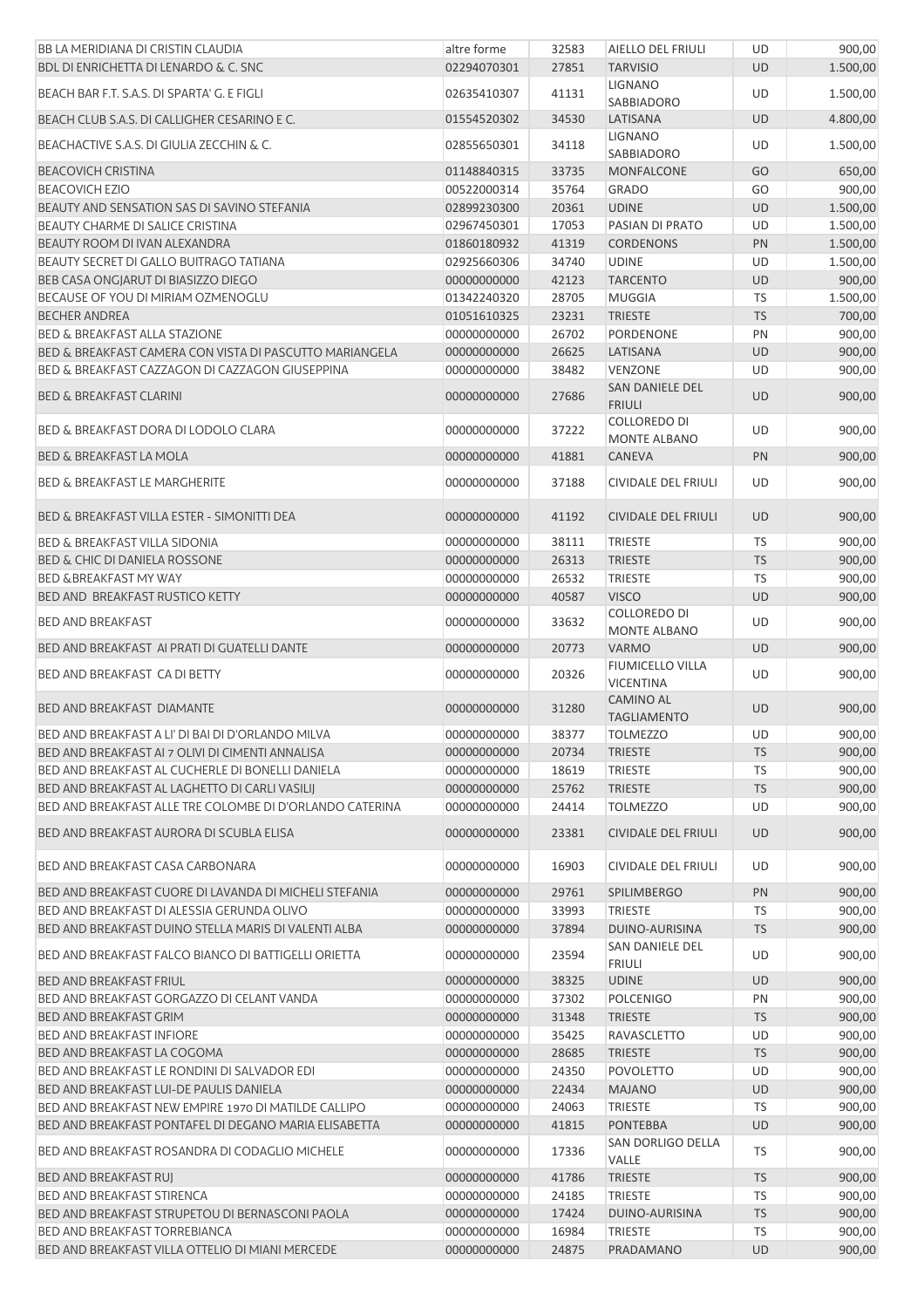| | | | | | |
|---|---|---|---|---|---|
| BB LA MERIDIANA DI CRISTIN CLAUDIA | altre forme | 32583 | AIELLO DEL FRIULI | UD | 900,00 |
| BDL DI ENRICHETTA DI LENARDO & C. SNC | 02294070301 | 27851 | TARVISIO | UD | 1.500,00 |
| BEACH BAR F.T. S.A.S. DI SPARTA' G. E FIGLI | 02635410307 | 41131 | LIGNANO SABBIADORO | UD | 1.500,00 |
| BEACH CLUB S.A.S. DI CALLIGHER CESARINO E C. | 01554520302 | 34530 | LATISANA | UD | 4.800,00 |
| BEACHACTIVE S.A.S. DI GIULIA ZECCHIN & C. | 02855650301 | 34118 | LIGNANO SABBIADORO | UD | 1.500,00 |
| BEACOVICH CRISTINA | 01148840315 | 33735 | MONFALCONE | GO | 650,00 |
| BEACOVICH EZIO | 00522000314 | 35764 | GRADO | GO | 900,00 |
| BEAUTY AND SENSATION SAS DI SAVINO STEFANIA | 02899230300 | 20361 | UDINE | UD | 1.500,00 |
| BEAUTY CHARME DI SALICE CRISTINA | 02967450301 | 17053 | PASIAN DI PRATO | UD | 1.500,00 |
| BEAUTY ROOM DI IVAN ALEXANDRA | 01860180932 | 41319 | CORDENONS | PN | 1.500,00 |
| BEAUTY SECRET DI GALLO BUITRAGO TATIANA | 02925660306 | 34740 | UDINE | UD | 1.500,00 |
| BEB CASA ONGJARUT DI BIASIZZO DIEGO | 00000000000 | 42123 | TARCENTO | UD | 900,00 |
| BECAUSE OF YOU DI MIRIAM OZMENOGLU | 01342240320 | 28705 | MUGGIA | TS | 1.500,00 |
| BECHER ANDREA | 01051610325 | 23231 | TRIESTE | TS | 700,00 |
| BED & BREAKFAST ALLA STAZIONE | 00000000000 | 26702 | PORDENONE | PN | 900,00 |
| BED & BREAKFAST CAMERA CON VISTA DI PASCUTTO MARIANGELA | 00000000000 | 26625 | LATISANA | UD | 900,00 |
| BED & BREAKFAST CAZZAGON DI CAZZAGON GIUSEPPINA | 00000000000 | 38482 | VENZONE | UD | 900,00 |
| BED & BREAKFAST CLARINI | 00000000000 | 27686 | SAN DANIELE DEL FRIULI | UD | 900,00 |
| BED & BREAKFAST DORA DI LODOLO CLARA | 00000000000 | 37222 | COLLOREDO DI MONTE ALBANO | UD | 900,00 |
| BED & BREAKFAST LA MOLA | 00000000000 | 41881 | CANEVA | PN | 900,00 |
| BED & BREAKFAST LE MARGHERITE | 00000000000 | 37188 | CIVIDALE DEL FRIULI | UD | 900,00 |
| BED & BREAKFAST VILLA ESTER - SIMONITTI DEA | 00000000000 | 41192 | CIVIDALE DEL FRIULI | UD | 900,00 |
| BED & BREAKFAST VILLA SIDONIA | 00000000000 | 38111 | TRIESTE | TS | 900,00 |
| BED & CHIC DI DANIELA ROSSONE | 00000000000 | 26313 | TRIESTE | TS | 900,00 |
| BED &BREAKFAST MY WAY | 00000000000 | 26532 | TRIESTE | TS | 900,00 |
| BED AND BREAKFAST RUSTICO KETTY | 00000000000 | 40587 | VISCO | UD | 900,00 |
| BED AND BREAKFAST | 00000000000 | 33632 | COLLOREDO DI MONTE ALBANO | UD | 900,00 |
| BED AND BREAKFAST AI PRATI DI GUATELLI DANTE | 00000000000 | 20773 | VARMO | UD | 900,00 |
| BED AND BREAKFAST CA DI BETTY | 00000000000 | 20326 | FIUMICELLO VILLA VICENTINA | UD | 900,00 |
| BED AND BREAKFAST DIAMANTE | 00000000000 | 31280 | CAMINO AL TAGLIAMENTO | UD | 900,00 |
| BED AND BREAKFAST A LI' DI BAI DI D'ORLANDO MILVA | 00000000000 | 38377 | TOLMEZZO | UD | 900,00 |
| BED AND BREAKFAST AI 7 OLIVI DI CIMENTI ANNALISA | 00000000000 | 20734 | TRIESTE | TS | 900,00 |
| BED AND BREAKFAST AL CUCHERLE DI BONELLI DANIELA | 00000000000 | 18619 | TRIESTE | TS | 900,00 |
| BED AND BREAKFAST AL LAGHETTO DI CARLI VASILIJ | 00000000000 | 25762 | TRIESTE | TS | 900,00 |
| BED AND BREAKFAST ALLE TRE COLOMBE DI D'ORLANDO CATERINA | 00000000000 | 24414 | TOLMEZZO | UD | 900,00 |
| BED AND BREAKFAST AURORA DI SCUBLA ELISA | 00000000000 | 23381 | CIVIDALE DEL FRIULI | UD | 900,00 |
| BED AND BREAKFAST CASA CARBONARA | 00000000000 | 16903 | CIVIDALE DEL FRIULI | UD | 900,00 |
| BED AND BREAKFAST CUORE DI LAVANDA DI MICHELI STEFANIA | 00000000000 | 29761 | SPILIMBERGO | PN | 900,00 |
| BED AND BREAKFAST DI ALESSIA GERUNDA OLIVO | 00000000000 | 33993 | TRIESTE | TS | 900,00 |
| BED AND BREAKFAST DUINO STELLA MARIS DI VALENTI ALBA | 00000000000 | 37894 | DUINO-AURISINA | TS | 900,00 |
| BED AND BREAKFAST FALCO BIANCO DI BATTIGELLI ORIETTA | 00000000000 | 23594 | SAN DANIELE DEL FRIULI | UD | 900,00 |
| BED AND BREAKFAST FRIUL | 00000000000 | 38325 | UDINE | UD | 900,00 |
| BED AND BREAKFAST GORGAZZO DI CELANT VANDA | 00000000000 | 37302 | POLCENIGO | PN | 900,00 |
| BED AND BREAKFAST GRIM | 00000000000 | 31348 | TRIESTE | TS | 900,00 |
| BED AND BREAKFAST INFIORE | 00000000000 | 35425 | RAVASCLETTO | UD | 900,00 |
| BED AND BREAKFAST LA COGOMA | 00000000000 | 28685 | TRIESTE | TS | 900,00 |
| BED AND BREAKFAST LE RONDINI DI SALVADOR EDI | 00000000000 | 24350 | POVOLETTO | UD | 900,00 |
| BED AND BREAKFAST LUI-DE PAULIS DANIELA | 00000000000 | 22434 | MAJANO | UD | 900,00 |
| BED AND BREAKFAST NEW EMPIRE 1970 DI MATILDE CALLIPO | 00000000000 | 24063 | TRIESTE | TS | 900,00 |
| BED AND BREAKFAST PONTAFEL DI DEGANO MARIA ELISABETTA | 00000000000 | 41815 | PONTEBBA | UD | 900,00 |
| BED AND BREAKFAST ROSANDRA DI CODAGLIO MICHELE | 00000000000 | 17336 | SAN DORLIGO DELLA VALLE | TS | 900,00 |
| BED AND BREAKFAST RUJ | 00000000000 | 41786 | TRIESTE | TS | 900,00 |
| BED AND BREAKFAST STIRENCA | 00000000000 | 24185 | TRIESTE | TS | 900,00 |
| BED AND BREAKFAST STRUPETOU DI BERNASCONI PAOLA | 00000000000 | 17424 | DUINO-AURISINA | TS | 900,00 |
| BED AND BREAKFAST TORREBIANCA | 00000000000 | 16984 | TRIESTE | TS | 900,00 |
| BED AND BREAKFAST VILLA OTTELIO DI MIANI MERCEDE | 00000000000 | 24875 | PRADAMANO | UD | 900,00 |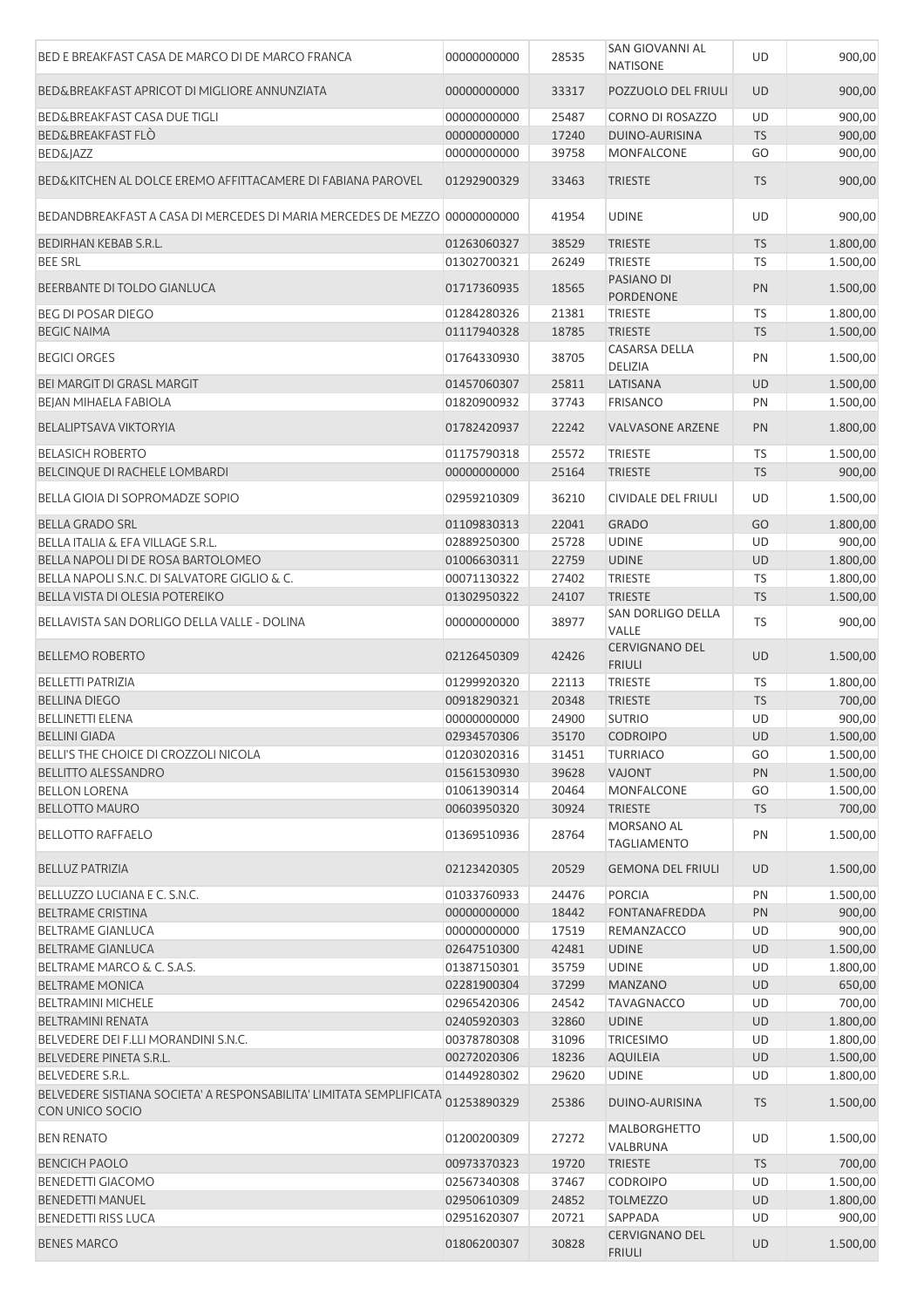| | | | | | |
|---|---|---|---|---|---|
| BED E BREAKFAST CASA DE MARCO DI DE MARCO FRANCA | 00000000000 | 28535 | SAN GIOVANNI AL NATISONE | UD | 900,00 |
| BED&BREAKFAST APRICOT DI MIGLIORE ANNUNZIATA | 00000000000 | 33317 | POZZUOLO DEL FRIULI | UD | 900,00 |
| BED&BREAKFAST CASA DUE TIGLI | 00000000000 | 25487 | CORNO DI ROSAZZO | UD | 900,00 |
| BED&BREAKFAST FLÒ | 00000000000 | 17240 | DUINO-AURISINA | TS | 900,00 |
| BED&JAZZ | 00000000000 | 39758 | MONFALCONE | GO | 900,00 |
| BED&KITCHEN AL DOLCE EREMO AFFITTACAMERE DI FABIANA PAROVEL | 01292900329 | 33463 | TRIESTE | TS | 900,00 |
| BEDANDBREAKFAST A CASA DI MERCEDES DI MARIA MERCEDES DE MEZZO | 00000000000 | 41954 | UDINE | UD | 900,00 |
| BEDIRHAN KEBAB S.R.L. | 01263060327 | 38529 | TRIESTE | TS | 1.800,00 |
| BEE SRL | 01302700321 | 26249 | TRIESTE | TS | 1.500,00 |
| BEERBANTE DI TOLDO GIANLUCA | 01717360935 | 18565 | PASIANO DI PORDENONE | PN | 1.500,00 |
| BEG DI POSAR DIEGO | 01284280326 | 21381 | TRIESTE | TS | 1.800,00 |
| BEGIC NAIMA | 01117940328 | 18785 | TRIESTE | TS | 1.500,00 |
| BEGICI ORGES | 01764330930 | 38705 | CASARSA DELLA DELIZIA | PN | 1.500,00 |
| BEI MARGIT DI GRASL MARGIT | 01457060307 | 25811 | LATISANA | UD | 1.500,00 |
| BEJAN MIHAELA FABIOLA | 01820900932 | 37743 | FRISANCO | PN | 1.500,00 |
| BELALIPTSAVA VIKTORYIA | 01782420937 | 22242 | VALVASONE ARZENE | PN | 1.800,00 |
| BELASICH ROBERTO | 01175790318 | 25572 | TRIESTE | TS | 1.500,00 |
| BELCINQUE DI RACHELE LOMBARDI | 00000000000 | 25164 | TRIESTE | TS | 900,00 |
| BELLA GIOIA DI SOPROMADZE SOPIO | 02959210309 | 36210 | CIVIDALE DEL FRIULI | UD | 1.500,00 |
| BELLA GRADO SRL | 01109830313 | 22041 | GRADO | GO | 1.800,00 |
| BELLA ITALIA & EFA VILLAGE S.R.L. | 02889250300 | 25728 | UDINE | UD | 900,00 |
| BELLA NAPOLI DI DE ROSA BARTOLOMEO | 01006630311 | 22759 | UDINE | UD | 1.800,00 |
| BELLA NAPOLI S.N.C. DI SALVATORE GIGLIO & C. | 00071130322 | 27402 | TRIESTE | TS | 1.800,00 |
| BELLA VISTA DI OLESIA POTEREIKO | 01302950322 | 24107 | TRIESTE | TS | 1.500,00 |
| BELLAVISTA SAN DORLIGO DELLA VALLE - DOLINA | 00000000000 | 38977 | SAN DORLIGO DELLA VALLE | TS | 900,00 |
| BELLEMO ROBERTO | 02126450309 | 42426 | CERVIGNANO DEL FRIULI | UD | 1.500,00 |
| BELLETTI PATRIZIA | 01299920320 | 22113 | TRIESTE | TS | 1.800,00 |
| BELLINA DIEGO | 00918290321 | 20348 | TRIESTE | TS | 700,00 |
| BELLINETTI ELENA | 00000000000 | 24900 | SUTRIO | UD | 900,00 |
| BELLINI GIADA | 02934570306 | 35170 | CODROIPO | UD | 1.500,00 |
| BELLI'S THE CHOICE DI CROZZOLI NICOLA | 01203020316 | 31451 | TURRIACO | GO | 1.500,00 |
| BELLITTO ALESSANDRO | 01561530930 | 39628 | VAJONT | PN | 1.500,00 |
| BELLON LORENA | 01061390314 | 20464 | MONFALCONE | GO | 1.500,00 |
| BELLOTTO MAURO | 00603950320 | 30924 | TRIESTE | TS | 700,00 |
| BELLOTTO RAFFAELO | 01369510936 | 28764 | MORSANO AL TAGLIAMENTO | PN | 1.500,00 |
| BELLUZ PATRIZIA | 02123420305 | 20529 | GEMONA DEL FRIULI | UD | 1.500,00 |
| BELLUZZO LUCIANA E C. S.N.C. | 01033760933 | 24476 | PORCIA | PN | 1.500,00 |
| BELTRAME CRISTINA | 00000000000 | 18442 | FONTANAFREDDA | PN | 900,00 |
| BELTRAME GIANLUCA | 00000000000 | 17519 | REMANZACCO | UD | 900,00 |
| BELTRAME GIANLUCA | 02647510300 | 42481 | UDINE | UD | 1.500,00 |
| BELTRAME MARCO & C. S.A.S. | 01387150301 | 35759 | UDINE | UD | 1.800,00 |
| BELTRAME MONICA | 02281900304 | 37299 | MANZANO | UD | 650,00 |
| BELTRAMINI MICHELE | 02965420306 | 24542 | TAVAGNACCO | UD | 700,00 |
| BELTRAMINI RENATA | 02405920303 | 32860 | UDINE | UD | 1.800,00 |
| BELVEDERE DEI F.LLI MORANDINI S.N.C. | 00378780308 | 31096 | TRICESIMO | UD | 1.800,00 |
| BELVEDERE PINETA S.R.L. | 00272020306 | 18236 | AQUILEIA | UD | 1.500,00 |
| BELVEDERE S.R.L. | 01449280302 | 29620 | UDINE | UD | 1.800,00 |
| BELVEDERE SISTIANA SOCIETA' A RESPONSABILITA' LIMITATA SEMPLIFICATA CON UNICO SOCIO | 01253890329 | 25386 | DUINO-AURISINA | TS | 1.500,00 |
| BEN RENATO | 01200200309 | 27272 | MALBORGHETTO VALBRUNA | UD | 1.500,00 |
| BENCICH PAOLO | 00973370323 | 19720 | TRIESTE | TS | 700,00 |
| BENEDETTI GIACOMO | 02567340308 | 37467 | CODROIPO | UD | 1.500,00 |
| BENEDETTI MANUEL | 02950610309 | 24852 | TOLMEZZO | UD | 1.800,00 |
| BENEDETTI RISS LUCA | 02951620307 | 20721 | SAPPADA | UD | 900,00 |
| BENES MARCO | 01806200307 | 30828 | CERVIGNANO DEL FRIULI | UD | 1.500,00 |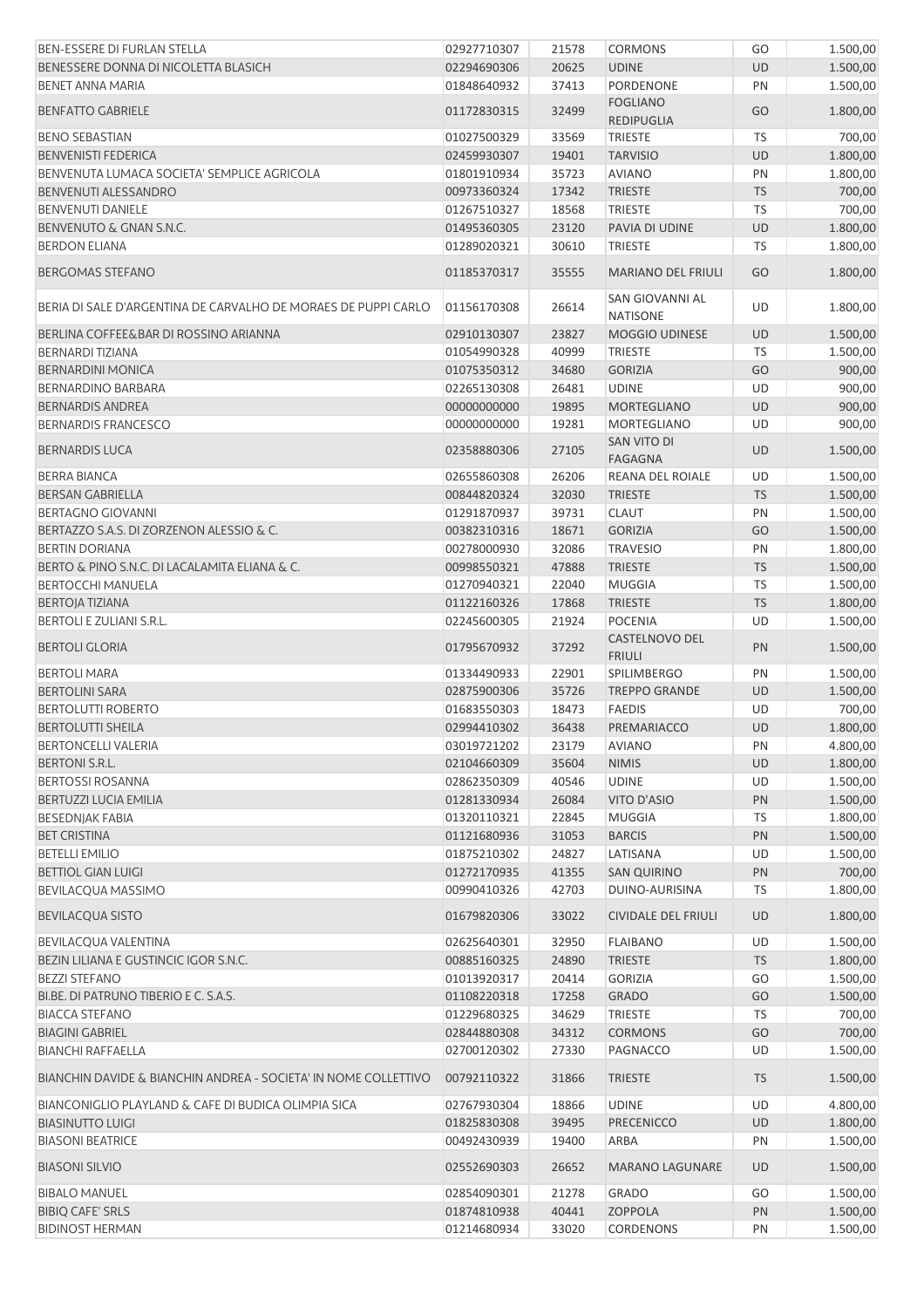| | | | | | |
|---|---|---|---|---|---|
| BEN-ESSERE DI FURLAN STELLA | 02927710307 | 21578 | CORMONS | GO | 1.500,00 |
| BENESSERE DONNA DI NICOLETTA BLASICH | 02294690306 | 20625 | UDINE | UD | 1.500,00 |
| BENET ANNA MARIA | 01848640932 | 37413 | PORDENONE | PN | 1.500,00 |
| BENFATTO GABRIELE | 01172830315 | 32499 | FOGLIANO REDIPUGLIA | GO | 1.800,00 |
| BENO SEBASTIAN | 01027500329 | 33569 | TRIESTE | TS | 700,00 |
| BENVENISTI FEDERICA | 02459930307 | 19401 | TARVISIO | UD | 1.800,00 |
| BENVENUTA LUMACA SOCIETA' SEMPLICE AGRICOLA | 01801910934 | 35723 | AVIANO | PN | 1.800,00 |
| BENVENUTI ALESSANDRO | 00973360324 | 17342 | TRIESTE | TS | 700,00 |
| BENVENUTI DANIELE | 01267510327 | 18568 | TRIESTE | TS | 700,00 |
| BENVENUTO & GNAN S.N.C. | 01495360305 | 23120 | PAVIA DI UDINE | UD | 1.800,00 |
| BERDON ELIANA | 01289020321 | 30610 | TRIESTE | TS | 1.800,00 |
| BERGOMAS STEFANO | 01185370317 | 35555 | MARIANO DEL FRIULI | GO | 1.800,00 |
| BERIA DI SALE D'ARGENTINA DE CARVALHO DE MORAES DE PUPPI CARLO | 01156170308 | 26614 | SAN GIOVANNI AL NATISONE | UD | 1.800,00 |
| BERLINA COFFEE&BAR DI ROSSINO ARIANNA | 02910130307 | 23827 | MOGGIO UDINESE | UD | 1.500,00 |
| BERNARDI TIZIANA | 01054990328 | 40999 | TRIESTE | TS | 1.500,00 |
| BERNARDINI MONICA | 01075350312 | 34680 | GORIZIA | GO | 900,00 |
| BERNARDINO BARBARA | 02265130308 | 26481 | UDINE | UD | 900,00 |
| BERNARDIS ANDREA | 00000000000 | 19895 | MORTEGLIANO | UD | 900,00 |
| BERNARDIS FRANCESCO | 00000000000 | 19281 | MORTEGLIANO | UD | 900,00 |
| BERNARDIS LUCA | 02358880306 | 27105 | SAN VITO DI FAGAGNA | UD | 1.500,00 |
| BERRA BIANCA | 02655860308 | 26206 | REANA DEL ROIALE | UD | 1.500,00 |
| BERSAN GABRIELLA | 00844820324 | 32030 | TRIESTE | TS | 1.500,00 |
| BERTAGNO GIOVANNI | 01291870937 | 39731 | CLAUT | PN | 1.500,00 |
| BERTAZZO S.A.S. DI ZORZENON ALESSIO & C. | 00382310316 | 18671 | GORIZIA | GO | 1.500,00 |
| BERTIN DORIANA | 00278000930 | 32086 | TRAVESIO | PN | 1.800,00 |
| BERTO & PINO S.N.C. DI LACALAMITA ELIANA & C. | 00998550321 | 47888 | TRIESTE | TS | 1.500,00 |
| BERTOCCHI MANUELA | 01270940321 | 22040 | MUGGIA | TS | 1.500,00 |
| BERTOJA TIZIANA | 01122160326 | 17868 | TRIESTE | TS | 1.800,00 |
| BERTOLI E ZULIANI S.R.L. | 02245600305 | 21924 | POCENIA | UD | 1.500,00 |
| BERTOLI GLORIA | 01795670932 | 37292 | CASTELNOVO DEL FRIULI | PN | 1.500,00 |
| BERTOLI MARA | 01334490933 | 22901 | SPILIMBERGO | PN | 1.500,00 |
| BERTOLINI SARA | 02875900306 | 35726 | TREPPO GRANDE | UD | 1.500,00 |
| BERTOLUTTI ROBERTO | 01683550303 | 18473 | FAEDIS | UD | 700,00 |
| BERTOLUTTI SHEILA | 02994410302 | 36438 | PREMARIACCO | UD | 1.800,00 |
| BERTONCELLI VALERIA | 03019721202 | 23179 | AVIANO | PN | 4.800,00 |
| BERTONI S.R.L. | 02104660309 | 35604 | NIMIS | UD | 1.800,00 |
| BERTOSSI ROSANNA | 02862350309 | 40546 | UDINE | UD | 1.500,00 |
| BERTUZZI LUCIA EMILIA | 01281330934 | 26084 | VITO D'ASIO | PN | 1.500,00 |
| BESEDNJAK FABIA | 01320110321 | 22845 | MUGGIA | TS | 1.800,00 |
| BET CRISTINA | 01121680936 | 31053 | BARCIS | PN | 1.500,00 |
| BETELLI EMILIO | 01875210302 | 24827 | LATISANA | UD | 1.500,00 |
| BETTIOL GIAN LUIGI | 01272170935 | 41355 | SAN QUIRINO | PN | 700,00 |
| BEVILACQUA MASSIMO | 00990410326 | 42703 | DUINO-AURISINA | TS | 1.800,00 |
| BEVILACQUA SISTO | 01679820306 | 33022 | CIVIDALE DEL FRIULI | UD | 1.800,00 |
| BEVILACQUA VALENTINA | 02625640301 | 32950 | FLAIBANO | UD | 1.500,00 |
| BEZIN LILIANA E GUSTINCIC IGOR S.N.C. | 00885160325 | 24890 | TRIESTE | TS | 1.800,00 |
| BEZZI STEFANO | 01013920317 | 20414 | GORIZIA | GO | 1.500,00 |
| BI.BE. DI PATRUNO TIBERIO E C. S.A.S. | 01108220318 | 17258 | GRADO | GO | 1.500,00 |
| BIACCA STEFANO | 01229680325 | 34629 | TRIESTE | TS | 700,00 |
| BIAGINI GABRIEL | 02844880308 | 34312 | CORMONS | GO | 700,00 |
| BIANCHI RAFFAELLA | 02700120302 | 27330 | PAGNACCO | UD | 1.500,00 |
| BIANCHIN DAVIDE & BIANCHIN ANDREA - SOCIETA' IN NOME COLLETTIVO | 00792110322 | 31866 | TRIESTE | TS | 1.500,00 |
| BIANCONIGLIO PLAYLAND & CAFE DI BUDICA OLIMPIA SICA | 02767930304 | 18866 | UDINE | UD | 4.800,00 |
| BIASINUTTO LUIGI | 01825830308 | 39495 | PRECENICCO | UD | 1.800,00 |
| BIASONI BEATRICE | 00492430939 | 19400 | ARBA | PN | 1.500,00 |
| BIASONI SILVIO | 02552690303 | 26652 | MARANO LAGUNARE | UD | 1.500,00 |
| BIBALO MANUEL | 02854090301 | 21278 | GRADO | GO | 1.500,00 |
| BIBIQ CAFE' SRLS | 01874810938 | 40441 | ZOPPOLA | PN | 1.500,00 |
| BIDINOST HERMAN | 01214680934 | 33020 | CORDENONS | PN | 1.500,00 |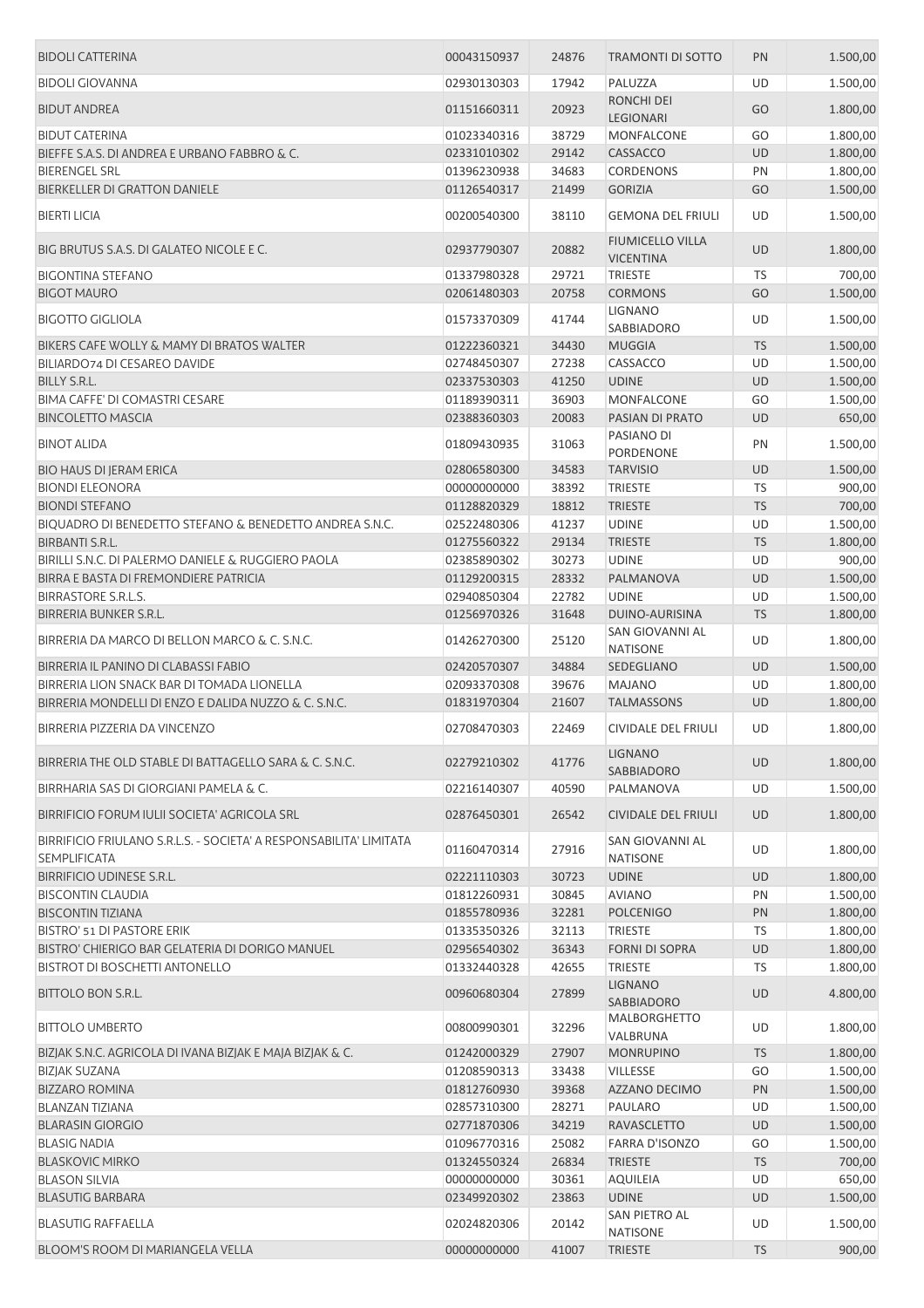| | | | | | |
|---|---|---|---|---|---|
| BIDOLI CATTERINA | 00043150937 | 24876 | TRAMONTI DI SOTTO | PN | 1.500,00 |
| BIDOLI GIOVANNA | 02930130303 | 17942 | PALUZZA | UD | 1.500,00 |
| BIDUT ANDREA | 01151660311 | 20923 | RONCHI DEI LEGIONARI | GO | 1.800,00 |
| BIDUT CATERINA | 01023340316 | 38729 | MONFALCONE | GO | 1.800,00 |
| BIEFFE S.A.S. DI ANDREA E URBANO FABBRO & C. | 02331010302 | 29142 | CASSACCO | UD | 1.800,00 |
| BIERENGEL SRL | 01396230938 | 34683 | CORDENONS | PN | 1.800,00 |
| BIERKELLER DI GRATTON DANIELE | 01126540317 | 21499 | GORIZIA | GO | 1.500,00 |
| BIERTI LICIA | 00200540300 | 38110 | GEMONA DEL FRIULI | UD | 1.500,00 |
| BIG BRUTUS S.A.S. DI GALATEO NICOLE E C. | 02937790307 | 20882 | FIUMICELLO VILLA VICENTINA | UD | 1.800,00 |
| BIGONTINA STEFANO | 01337980328 | 29721 | TRIESTE | TS | 700,00 |
| BIGOT MAURO | 02061480303 | 20758 | CORMONS | GO | 1.500,00 |
| BIGOTTO GIGLIOLA | 01573370309 | 41744 | LIGNANO SABBIADORO | UD | 1.500,00 |
| BIKERS CAFE WOLLY & MAMY DI BRATOS WALTER | 01222360321 | 34430 | MUGGIA | TS | 1.500,00 |
| BILIARDO74 DI CESAREO DAVIDE | 02748450307 | 27238 | CASSACCO | UD | 1.500,00 |
| BILLY S.R.L. | 02337530303 | 41250 | UDINE | UD | 1.500,00 |
| BIMA CAFFE' DI COMASTRI CESARE | 01189390311 | 36903 | MONFALCONE | GO | 1.500,00 |
| BINCOLETTO MASCIA | 02388360303 | 20083 | PASIAN DI PRATO | UD | 650,00 |
| BINOT ALIDA | 01809430935 | 31063 | PASIANO DI PORDENONE | PN | 1.500,00 |
| BIO HAUS DI JERAM ERICA | 02806580300 | 34583 | TARVISIO | UD | 1.500,00 |
| BIONDI ELEONORA | 00000000000 | 38392 | TRIESTE | TS | 900,00 |
| BIONDI STEFANO | 01128820329 | 18812 | TRIESTE | TS | 700,00 |
| BIQUADRO DI BENEDETTO STEFANO & BENEDETTO ANDREA S.N.C. | 02522480306 | 41237 | UDINE | UD | 1.500,00 |
| BIRBANTI S.R.L. | 01275560322 | 29134 | TRIESTE | TS | 1.800,00 |
| BIRILLI S.N.C. DI PALERMO DANIELE & RUGGIERO PAOLA | 02385890302 | 30273 | UDINE | UD | 900,00 |
| BIRRA E BASTA DI FREMONDIERE PATRICIA | 01129200315 | 28332 | PALMANOVA | UD | 1.500,00 |
| BIRRASTORE S.R.L.S. | 02940850304 | 22782 | UDINE | UD | 1.500,00 |
| BIRRERIA BUNKER S.R.L. | 01256970326 | 31648 | DUINO-AURISINA | TS | 1.800,00 |
| BIRRERIA DA MARCO DI BELLON MARCO & C. S.N.C. | 01426270300 | 25120 | SAN GIOVANNI AL NATISONE | UD | 1.800,00 |
| BIRRERIA IL PANINO DI CLABASSI FABIO | 02420570307 | 34884 | SEDEGLIANO | UD | 1.500,00 |
| BIRRERIA LION SNACK BAR DI TOMADA LIONELLA | 02093370308 | 39676 | MAJANO | UD | 1.800,00 |
| BIRRERIA MONDELLI DI ENZO E DALIDA NUZZO & C. S.N.C. | 01831970304 | 21607 | TALMASSONS | UD | 1.800,00 |
| BIRRERIA PIZZERIA DA VINCENZO | 02708470303 | 22469 | CIVIDALE DEL FRIULI | UD | 1.800,00 |
| BIRRERIA THE OLD STABLE DI BATTAGELLO SARA & C. S.N.C. | 02279210302 | 41776 | LIGNANO SABBIADORO | UD | 1.800,00 |
| BIRRHARIA SAS DI GIORGIANI PAMELA & C. | 02216140307 | 40590 | PALMANOVA | UD | 1.500,00 |
| BIRRIFICIO FORUM IULII SOCIETA' AGRICOLA SRL | 02876450301 | 26542 | CIVIDALE DEL FRIULI | UD | 1.800,00 |
| BIRRIFICIO FRIULANO S.R.L.S. - SOCIETA' A RESPONSABILITA' LIMITATA SEMPLIFICATA | 01160470314 | 27916 | SAN GIOVANNI AL NATISONE | UD | 1.800,00 |
| BIRRIFICIO UDINESE S.R.L. | 02221110303 | 30723 | UDINE | UD | 1.800,00 |
| BISCONTIN CLAUDIA | 01812260931 | 30845 | AVIANO | PN | 1.500,00 |
| BISCONTIN TIZIANA | 01855780936 | 32281 | POLCENIGO | PN | 1.800,00 |
| BISTRO' 51 DI PASTORE ERIK | 01335350326 | 32113 | TRIESTE | TS | 1.800,00 |
| BISTRO' CHIERIGO BAR GELATERIA DI DORIGO MANUEL | 02956540302 | 36343 | FORNI DI SOPRA | UD | 1.800,00 |
| BISTROT DI BOSCHETTI ANTONELLO | 01332440328 | 42655 | TRIESTE | TS | 1.800,00 |
| BITTOLO BON S.R.L. | 00960680304 | 27899 | LIGNANO SABBIADORO | UD | 4.800,00 |
| BITTOLO UMBERTO | 00800990301 | 32296 | MALBORGHETTO VALBRUNA | UD | 1.800,00 |
| BIZJAK S.N.C. AGRICOLA DI IVANA BIZJAK E MAJA BIZJAK & C. | 01242000329 | 27907 | MONRUPINO | TS | 1.800,00 |
| BIZJAK SUZANA | 01208590313 | 33438 | VILLESSE | GO | 1.500,00 |
| BIZZARO ROMINA | 01812760930 | 39368 | AZZANO DECIMO | PN | 1.500,00 |
| BLANZAN TIZIANA | 02857310300 | 28271 | PAULARO | UD | 1.500,00 |
| BLARASIN GIORGIO | 02771870306 | 34219 | RAVASCLETTO | UD | 1.500,00 |
| BLASIG NADIA | 01096770316 | 25082 | FARRA D'ISONZO | GO | 1.500,00 |
| BLASKOVIC MIRKO | 01324550324 | 26834 | TRIESTE | TS | 700,00 |
| BLASON SILVIA | 00000000000 | 30361 | AQUILEIA | UD | 650,00 |
| BLASUTIG BARBARA | 02349920302 | 23863 | UDINE | UD | 1.500,00 |
| BLASUTIG RAFFAELLA | 02024820306 | 20142 | SAN PIETRO AL NATISONE | UD | 1.500,00 |
| BLOOM'S ROOM DI MARIANGELA VELLA | 00000000000 | 41007 | TRIESTE | TS | 900,00 |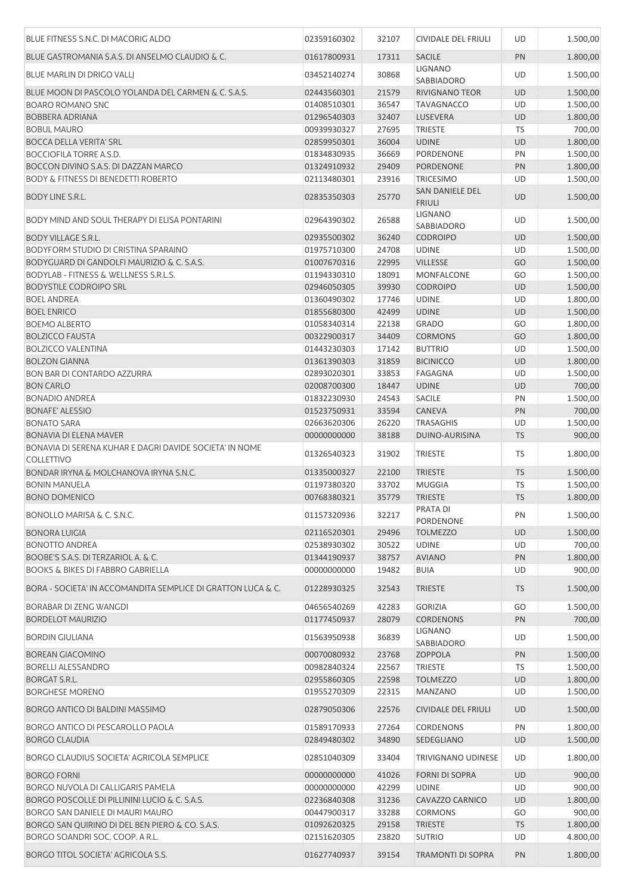| | | | | | |
|---|---|---|---|---|---|
| BLUE FITNESS S.N.C. DI MACORIG ALDO | 02359160302 | 32107 | CIVIDALE DEL FRIULI | UD | 1.500,00 |
| BLUE GASTROMANIA S.A.S. DI ANSELMO CLAUDIO & C. | 01617800931 | 17311 | SACILE | PN | 1.800,00 |
| BLUE MARLIN DI DRIGO VALLJ | 03452140274 | 30868 | LIGNANO SABBIADORO | UD | 1.500,00 |
| BLUE MOON DI PASCOLO YOLANDA DEL CARMEN & C. S.A.S. | 02443560301 | 21579 | RIVIGNANO TEOR | UD | 1.500,00 |
| BOARO ROMANO SNC | 01408510301 | 36547 | TAVAGNACCO | UD | 1.500,00 |
| BOBBERA ADRIANA | 01296540303 | 32407 | LUSEVERA | UD | 1.800,00 |
| BOBUL MAURO | 00939930327 | 27695 | TRIESTE | TS | 700,00 |
| BOCCA DELLA VERITA' SRL | 02859950301 | 36004 | UDINE | UD | 1.800,00 |
| BOCCIOFILA TORRE A.S.D. | 01834830935 | 36669 | PORDENONE | PN | 1.500,00 |
| BOCCON DIVINO S.A.S. DI DAZZAN MARCO | 01324910932 | 29409 | PORDENONE | PN | 1.800,00 |
| BODY & FITNESS DI BENEDETTI ROBERTO | 02113480301 | 23916 | TRICESIMO | UD | 1.500,00 |
| BODY LINE S.R.L. | 02835350303 | 25770 | SAN DANIELE DEL FRIULI | UD | 1.500,00 |
| BODY MIND AND SOUL THERAPY DI ELISA PONTARINI | 02964390302 | 26588 | LIGNANO SABBIADORO | UD | 1.500,00 |
| BODY VILLAGE S.R.L. | 02935500302 | 36240 | CODROIPO | UD | 1.500,00 |
| BODYFORM STUDIO DI CRISTINA SPARAINO | 01975710300 | 24708 | UDINE | UD | 1.500,00 |
| BODYGUARD DI GANDOLFI MAURIZIO & C. S.A.S. | 01007670316 | 22995 | VILLESSE | GO | 1.500,00 |
| BODYLAB - FITNESS & WELLNESS S.R.L.S. | 01194330310 | 18091 | MONFALCONE | GO | 1.500,00 |
| BODYSTILE CODROIPO SRL | 02946050305 | 39930 | CODROIPO | UD | 1.500,00 |
| BOEL ANDREA | 01360490302 | 17746 | UDINE | UD | 1.800,00 |
| BOEL ENRICO | 01855680300 | 42499 | UDINE | UD | 1.500,00 |
| BOEMO ALBERTO | 01058340314 | 22138 | GRADO | GO | 1.800,00 |
| BOLZICCO FAUSTA | 00322900317 | 34409 | CORMONS | GO | 1.800,00 |
| BOLZICCO VALENTINA | 01443230303 | 17142 | BUTTRIO | UD | 1.500,00 |
| BOLZON GIANNA | 01361390303 | 31859 | BICINICCO | UD | 1.800,00 |
| BON BAR DI CONTARDO AZZURRA | 02893020301 | 33853 | FAGAGNA | UD | 1.500,00 |
| BON CARLO | 02008700300 | 18447 | UDINE | UD | 700,00 |
| BONADIO ANDREA | 01832230930 | 24543 | SACILE | PN | 1.500,00 |
| BONAFE' ALESSIO | 01523750931 | 33594 | CANEVA | PN | 700,00 |
| BONATO SARA | 02663620306 | 26220 | TRASAGHIS | UD | 1.500,00 |
| BONAVIA DI ELENA MAVER | 00000000000 | 38188 | DUINO-AURISINA | TS | 900,00 |
| BONAVIA DI SERENA KUHAR E DAGRI DAVIDE SOCIETA' IN NOME COLLETTIVO | 01326540323 | 31902 | TRIESTE | TS | 1.800,00 |
| BONDAR IRYNA & MOLCHANOVA IRYNA S.N.C. | 01335000327 | 22100 | TRIESTE | TS | 1.500,00 |
| BONIN MANUELA | 01197380320 | 33702 | MUGGIA | TS | 1.500,00 |
| BONO DOMENICO | 00768380321 | 35779 | TRIESTE | TS | 1.800,00 |
| BONOLLO MARISA & C. S.N.C. | 01157320936 | 32217 | PRATA DI PORDENONE | PN | 1.500,00 |
| BONORA LUIGIA | 02116520301 | 29496 | TOLMEZZO | UD | 1.500,00 |
| BONOTTO ANDREA | 02538930302 | 30522 | UDINE | UD | 700,00 |
| BOOBE'S S.A.S. DI TERZARIOL A. & C. | 01344190937 | 38757 | AVIANO | PN | 1.800,00 |
| BOOKS & BIKES DI FABBRO GABRIELLA | 00000000000 | 19482 | BUIA | UD | 900,00 |
| BORA - SOCIETA' IN ACCOMANDITA SEMPLICE DI GRATTON LUCA & C. | 01228930325 | 32543 | TRIESTE | TS | 1.500,00 |
| BORABAR DI ZENG WANGDI | 04656540269 | 42283 | GORIZIA | GO | 1.500,00 |
| BORDELOT MAURIZIO | 01177450937 | 28079 | CORDENONS | PN | 700,00 |
| BORDIN GIULIANA | 01563950938 | 36839 | LIGNANO SABBIADORO | UD | 1.500,00 |
| BOREAN GIACOMINO | 00070080932 | 23768 | ZOPPOLA | PN | 1.500,00 |
| BORELLI ALESSANDRO | 00982840324 | 22567 | TRIESTE | TS | 1.500,00 |
| BORGAT S.R.L. | 02955860305 | 22598 | TOLMEZZO | UD | 1.800,00 |
| BORGHESE MORENO | 01955270309 | 22315 | MANZANO | UD | 1.500,00 |
| BORGO ANTICO DI BALDINI MASSIMO | 02879050306 | 22576 | CIVIDALE DEL FRIULI | UD | 1.500,00 |
| BORGO ANTICO DI PESCAROLLO PAOLA | 01589170933 | 27264 | CORDENONS | PN | 1.800,00 |
| BORGO CLAUDIA | 02849480302 | 34890 | SEDEGLIANO | UD | 1.500,00 |
| BORGO CLAUDIUS SOCIETA' AGRICOLA SEMPLICE | 02851040309 | 33404 | TRIVIGNANO UDINESE | UD | 1.800,00 |
| BORGO FORNI | 00000000000 | 41026 | FORNI DI SOPRA | UD | 900,00 |
| BORGO NUVOLA DI CALLIGARIS PAMELA | 00000000000 | 42299 | UDINE | UD | 900,00 |
| BORGO POSCOLLE DI PILLININI LUCIO & C. S.A.S. | 02236840308 | 31236 | CAVAZZO CARNICO | UD | 1.800,00 |
| BORGO SAN DANIELE DI MAURI MAURO | 00447900317 | 33288 | CORMONS | GO | 900,00 |
| BORGO SAN QUIRINO DI DEL BEN PIERO & CO. S.A.S. | 01092620325 | 29158 | TRIESTE | TS | 1.800,00 |
| BORGO SOANDRI SOC. COOP. A R.L. | 02151620305 | 23820 | SUTRIO | UD | 4.800,00 |
| BORGO TITOL SOCIETA' AGRICOLA S.S. | 01627740937 | 39154 | TRAMONTI DI SOPRA | PN | 1.800,00 |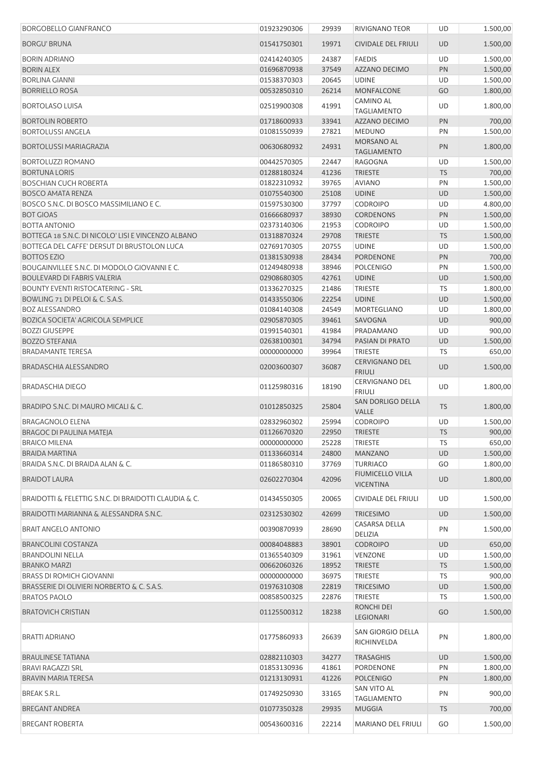| | | | | | |
|---|---|---|---|---|---|
| BORGOBELLO GIANFRANCO | 01923290306 | 29939 | RIVIGNANO TEOR | UD | 1.500,00 |
| BORGU' BRUNA | 01541750301 | 19971 | CIVIDALE DEL FRIULI | UD | 1.500,00 |
| BORIN ADRIANO | 02414240305 | 24387 | FAEDIS | UD | 1.500,00 |
| BORIN ALEX | 01696870938 | 37549 | AZZANO DECIMO | PN | 1.500,00 |
| BORLINA GIANNI | 01538370303 | 20645 | UDINE | UD | 1.500,00 |
| BORRIELLO ROSA | 00532850310 | 26214 | MONFALCONE | GO | 1.800,00 |
| BORTOLASO LUISA | 02519900308 | 41991 | CAMINO AL TAGLIAMENTO | UD | 1.800,00 |
| BORTOLIN ROBERTO | 01718600933 | 33941 | AZZANO DECIMO | PN | 700,00 |
| BORTOLUSSI ANGELA | 01081550939 | 27821 | MEDUNO | PN | 1.500,00 |
| BORTOLUSSI MARIAGRAZIA | 00630680932 | 24931 | MORSANO AL TAGLIAMENTO | PN | 1.800,00 |
| BORTOLUZZI ROMANO | 00442570305 | 22447 | RAGOGNA | UD | 1.500,00 |
| BORTUNA LORIS | 01288180324 | 41236 | TRIESTE | TS | 700,00 |
| BOSCHIAN CUCH ROBERTA | 01822310932 | 39765 | AVIANO | PN | 1.500,00 |
| BOSCO AMATA RENZA | 01075540300 | 25108 | UDINE | UD | 1.500,00 |
| BOSCO S.N.C. DI BOSCO MASSIMILIANO E C. | 01597530300 | 37797 | CODROIPO | UD | 4.800,00 |
| BOT GIOAS | 01666680937 | 38930 | CORDENONS | PN | 1.500,00 |
| BOTTA ANTONIO | 02373140306 | 21953 | CODROIPO | UD | 1.500,00 |
| BOTTEGA 18 S.N.C. DI NICOLO' LISI E VINCENZO ALBANO | 01318870324 | 29708 | TRIESTE | TS | 1.500,00 |
| BOTTEGA DEL CAFFE' DERSUT DI BRUSTOLON LUCA | 02769170305 | 20755 | UDINE | UD | 1.500,00 |
| BOTTOS EZIO | 01381530938 | 28434 | PORDENONE | PN | 700,00 |
| BOUGAINVILLEE S.N.C. DI MODOLO GIOVANNI E C. | 01249480938 | 38946 | POLCENIGO | PN | 1.500,00 |
| BOULEVARD DI FABRIS VALERIA | 02908680305 | 42761 | UDINE | UD | 1.500,00 |
| BOUNTY EVENTI RISTOCATERING - SRL | 01336270325 | 21486 | TRIESTE | TS | 1.800,00 |
| BOWLING 71 DI PELOI & C. S.A.S. | 01433550306 | 22254 | UDINE | UD | 1.500,00 |
| BOZ ALESSANDRO | 01084140308 | 24549 | MORTEGLIANO | UD | 1.800,00 |
| BOZICA SOCIETA' AGRICOLA SEMPLICE | 02905870305 | 39461 | SAVOGNA | UD | 900,00 |
| BOZZI GIUSEPPE | 01991540301 | 41984 | PRADAMANO | UD | 900,00 |
| BOZZO STEFANIA | 02638100301 | 34794 | PASIAN DI PRATO | UD | 1.500,00 |
| BRADAMANTE TERESA | 00000000000 | 39964 | TRIESTE | TS | 650,00 |
| BRADASCHIA ALESSANDRO | 02003600307 | 36087 | CERVIGNANO DEL FRIULI | UD | 1.500,00 |
| BRADASCHIA DIEGO | 01125980316 | 18190 | CERVIGNANO DEL FRIULI | UD | 1.800,00 |
| BRADIPO S.N.C. DI MAURO MICALI & C. | 01012850325 | 25804 | SAN DORLIGO DELLA VALLE | TS | 1.800,00 |
| BRAGAGNOLO ELENA | 02832960302 | 25994 | CODROIPO | UD | 1.500,00 |
| BRAGOC DI PAULINA MATEJA | 01126670320 | 22950 | TRIESTE | TS | 900,00 |
| BRAICO MILENA | 00000000000 | 25228 | TRIESTE | TS | 650,00 |
| BRAIDA MARTINA | 01133660314 | 24800 | MANZANO | UD | 1.500,00 |
| BRAIDA S.N.C. DI BRAIDA ALAN & C. | 01186580310 | 37769 | TURRIACO | GO | 1.800,00 |
| BRAIDOT LAURA | 02602270304 | 42096 | FIUMICELLO VILLA VICENTINA | UD | 1.800,00 |
| BRAIDOTTI & FELETTIG S.N.C. DI BRAIDOTTI CLAUDIA & C. | 01434550305 | 20065 | CIVIDALE DEL FRIULI | UD | 1.500,00 |
| BRAIDOTTI MARIANNA & ALESSANDRA S.N.C. | 02312530302 | 42699 | TRICESIMO | UD | 1.500,00 |
| BRAIT ANGELO ANTONIO | 00390870939 | 28690 | CASARSA DELLA DELIZIA | PN | 1.500,00 |
| BRANCOLINI COSTANZA | 00084048883 | 38901 | CODROIPO | UD | 650,00 |
| BRANDOLINI NELLA | 01365540309 | 31961 | VENZONE | UD | 1.500,00 |
| BRANKO MARZI | 00662060326 | 18952 | TRIESTE | TS | 1.500,00 |
| BRASS DI ROMICH GIOVANNI | 00000000000 | 36975 | TRIESTE | TS | 900,00 |
| BRASSERIE DI OLIVIERI NORBERTO & C. S.A.S. | 01976310308 | 22819 | TRICESIMO | UD | 1.500,00 |
| BRATOS PAOLO | 00858500325 | 22876 | TRIESTE | TS | 1.500,00 |
| BRATOVICH CRISTIAN | 01125500312 | 18238 | RONCHI DEI LEGIONARI | GO | 1.500,00 |
| BRATTI ADRIANO | 01775860933 | 26639 | SAN GIORGIO DELLA RICHINVELDA | PN | 1.800,00 |
| BRAULINESE TATIANA | 02882110303 | 34277 | TRASAGHIS | UD | 1.500,00 |
| BRAVI RAGAZZI SRL | 01853130936 | 41861 | PORDENONE | PN | 1.800,00 |
| BRAVIN MARIA TERESA | 01213130931 | 41226 | POLCENIGO | PN | 1.800,00 |
| BREAK S.R.L. | 01749250930 | 33165 | SAN VITO AL TAGLIAMENTO | PN | 900,00 |
| BREGANT ANDREA | 01077350328 | 29935 | MUGGIA | TS | 700,00 |
| BREGANT ROBERTA | 00543600316 | 22214 | MARIANO DEL FRIULI | GO | 1.500,00 |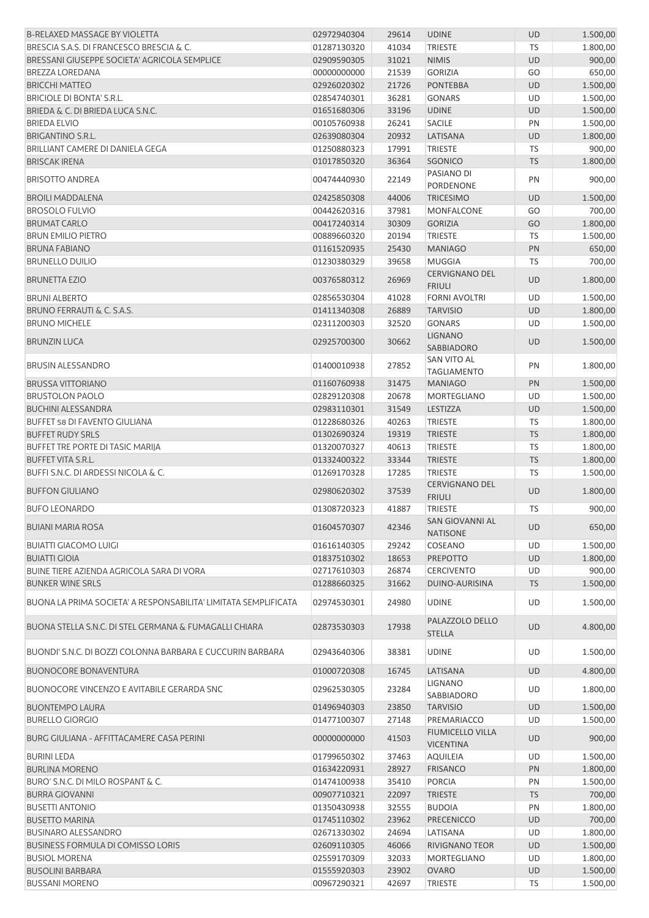| | | | | | |
|---|---|---|---|---|---|
| B-RELAXED MASSAGE BY VIOLETTA | 02972940304 | 29614 | UDINE | UD | 1.500,00 |
| BRESCIA S.A.S. DI FRANCESCO BRESCIA & C. | 01287130320 | 41034 | TRIESTE | TS | 1.800,00 |
| BRESSANI GIUSEPPE SOCIETA' AGRICOLA SEMPLICE | 02909590305 | 31021 | NIMIS | UD | 900,00 |
| BREZZA LOREDANA | 00000000000 | 21539 | GORIZIA | GO | 650,00 |
| BRICCHI MATTEO | 02926020302 | 21726 | PONTEBBA | UD | 1.500,00 |
| BRICIOLE DI BONTA' S.R.L. | 02854740301 | 36281 | GONARS | UD | 1.500,00 |
| BRIEDA & C. DI BRIEDA LUCA S.N.C. | 01651680306 | 33196 | UDINE | UD | 1.500,00 |
| BRIEDA ELVIO | 00105760938 | 26241 | SACILE | PN | 1.500,00 |
| BRIGANTINO S.R.L. | 02639080304 | 20932 | LATISANA | UD | 1.800,00 |
| BRILLIANT CAMERE DI DANIELA GEGA | 01250880323 | 17991 | TRIESTE | TS | 900,00 |
| BRISCAK IRENA | 01017850320 | 36364 | SGONICO | TS | 1.800,00 |
| BRISOTTO ANDREA | 00474440930 | 22149 | PASIANO DI PORDENONE | PN | 900,00 |
| BROILI MADDALENA | 02425850308 | 44006 | TRICESIMO | UD | 1.500,00 |
| BROSOLO FULVIO | 00442620316 | 37981 | MONFALCONE | GO | 700,00 |
| BRUMAT CARLO | 00417240314 | 30309 | GORIZIA | GO | 1.800,00 |
| BRUN EMILIO PIETRO | 00889660320 | 20194 | TRIESTE | TS | 1.500,00 |
| BRUNA FABIANO | 01161520935 | 25430 | MANIAGO | PN | 650,00 |
| BRUNELLO DUILIO | 01230380329 | 39658 | MUGGIA | TS | 700,00 |
| BRUNETTA EZIO | 00376580312 | 26969 | CERVIGNANO DEL FRIULI | UD | 1.800,00 |
| BRUNI ALBERTO | 02856530304 | 41028 | FORNI AVOLTRI | UD | 1.500,00 |
| BRUNO FERRAUTI & C. S.A.S. | 01411340308 | 26889 | TARVISIO | UD | 1.800,00 |
| BRUNO MICHELE | 02311200303 | 32520 | GONARS | UD | 1.500,00 |
| BRUNZIN LUCA | 02925700300 | 30662 | LIGNANO SABBIADORO | UD | 1.500,00 |
| BRUSIN ALESSANDRO | 01400010938 | 27852 | SAN VITO AL TAGLIAMENTO | PN | 1.800,00 |
| BRUSSA VITTORIANO | 01160760938 | 31475 | MANIAGO | PN | 1.500,00 |
| BRUSTOLON PAOLO | 02829120308 | 20678 | MORTEGLIANO | UD | 1.500,00 |
| BUCHINI ALESSANDRA | 02983110301 | 31549 | LESTIZZA | UD | 1.500,00 |
| BUFFET 58 DI FAVENTO GIULIANA | 01228680326 | 40263 | TRIESTE | TS | 1.800,00 |
| BUFFET RUDY SRLS | 01302690324 | 19319 | TRIESTE | TS | 1.800,00 |
| BUFFET TRE PORTE DI TASIC MARIJA | 01320070327 | 40613 | TRIESTE | TS | 1.800,00 |
| BUFFET VITA S.R.L. | 01332400322 | 33344 | TRIESTE | TS | 1.800,00 |
| BUFFI S.N.C. DI ARDESSI NICOLA & C. | 01269170328 | 17285 | TRIESTE | TS | 1.500,00 |
| BUFFON GIULIANO | 02980620302 | 37539 | CERVIGNANO DEL FRIULI | UD | 1.800,00 |
| BUFO LEONARDO | 01308720323 | 41887 | TRIESTE | TS | 900,00 |
| BUIANI MARIA ROSA | 01604570307 | 42346 | SAN GIOVANNI AL NATISONE | UD | 650,00 |
| BUIATTI GIACOMO LUIGI | 01616140305 | 29242 | COSEANO | UD | 1.500,00 |
| BUIATTI GIOIA | 01837510302 | 18653 | PREPOTTO | UD | 1.800,00 |
| BUINE TIERE AZIENDA AGRICOLA SARA DI VORA | 02717610303 | 26874 | CERCIVENTO | UD | 900,00 |
| BUNKER WINE SRLS | 01288660325 | 31662 | DUINO-AURISINA | TS | 1.500,00 |
| BUONA LA PRIMA SOCIETA' A RESPONSABILITA' LIMITATA SEMPLIFICATA | 02974530301 | 24980 | UDINE | UD | 1.500,00 |
| BUONA STELLA S.N.C. DI STEL GERMANA & FUMAGALLI CHIARA | 02873530303 | 17938 | PALAZZOLO DELLO STELLA | UD | 4.800,00 |
| BUONDI' S.N.C. DI BOZZI COLONNA BARBARA E CUCCURIN BARBARA | 02943640306 | 38381 | UDINE | UD | 1.500,00 |
| BUONOCORE BONAVENTURA | 01000720308 | 16745 | LATISANA | UD | 4.800,00 |
| BUONOCORE VINCENZO E AVITABILE GERARDA SNC | 02962530305 | 23284 | LIGNANO SABBIADORO | UD | 1.800,00 |
| BUONTEMPO LAURA | 01496940303 | 23850 | TARVISIO | UD | 1.500,00 |
| BURELLO GIORGIO | 01477100307 | 27148 | PREMARIACCO | UD | 1.500,00 |
| BURG GIULIANA - AFFITTACAMERE CASA PERINI | 00000000000 | 41503 | FIUMICELLO VILLA VICENTINA | UD | 900,00 |
| BURINI LEDA | 01799650302 | 37463 | AQUILEIA | UD | 1.500,00 |
| BURLINA MORENO | 01634220931 | 28927 | FRISANCO | PN | 1.800,00 |
| BURO' S.N.C. DI MILO ROSPANT & C. | 01474100938 | 35410 | PORCIA | PN | 1.500,00 |
| BURRA GIOVANNI | 00907710321 | 22097 | TRIESTE | TS | 700,00 |
| BUSETTI ANTONIO | 01350430938 | 32555 | BUDOIA | PN | 1.800,00 |
| BUSETTO MARINA | 01745110302 | 23962 | PRECENICCO | UD | 700,00 |
| BUSINARO ALESSANDRO | 02671330302 | 24694 | LATISANA | UD | 1.800,00 |
| BUSINESS FORMULA DI COMISSO LORIS | 02609110305 | 46066 | RIVIGNANO TEOR | UD | 1.500,00 |
| BUSIOL MORENA | 02559170309 | 32033 | MORTEGLIANO | UD | 1.800,00 |
| BUSOLINI BARBARA | 01555920303 | 23902 | OVARO | UD | 1.500,00 |
| BUSSANI MORENO | 00967290321 | 42697 | TRIESTE | TS | 1.500,00 |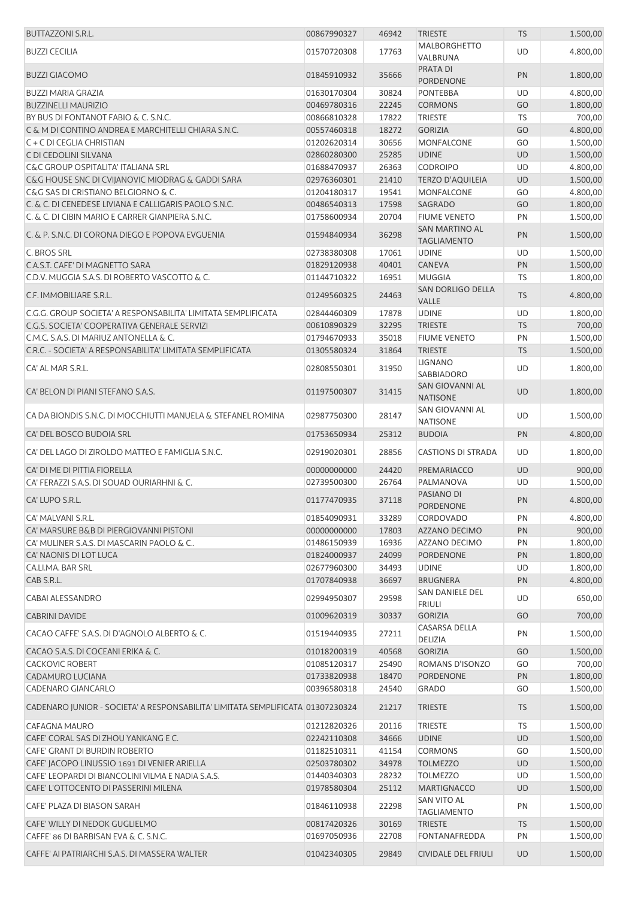| | | | | | |
|---|---|---|---|---|---|
| BUTTAZZONI S.R.L. | 00867990327 | 46942 | TRIESTE | TS | 1.500,00 |
| BUZZI CECILIA | 01570720308 | 17763 | MALBORGHETTO VALBRUNA | UD | 4.800,00 |
| BUZZI GIACOMO | 01845910932 | 35666 | PRATA DI PORDENONE | PN | 1.800,00 |
| BUZZI MARIA GRAZIA | 01630170304 | 30824 | PONTEBBA | UD | 4.800,00 |
| BUZZINELLI MAURIZIO | 00469780316 | 22245 | CORMONS | GO | 1.800,00 |
| BY BUS DI FONTANOT FABIO & C. S.N.C. | 00866810328 | 17822 | TRIESTE | TS | 700,00 |
| C & M DI CONTINO ANDREA E MARCHITELLI CHIARA S.N.C. | 00557460318 | 18272 | GORIZIA | GO | 4.800,00 |
| C + C DI CEGLIA CHRISTIAN | 01202620314 | 30656 | MONFALCONE | GO | 1.500,00 |
| C DI CEDOLINI SILVANA | 02860280300 | 25285 | UDINE | UD | 1.500,00 |
| C&C GROUP OSPITALITA' ITALIANA SRL | 01688470937 | 26363 | CODROIPO | UD | 4.800,00 |
| C&G HOUSE SNC DI CVIJANOVIC MIODRAG & GADDI SARA | 02976360301 | 21410 | TERZO D'AQUILEIA | UD | 1.500,00 |
| C&G SAS DI CRISTIANO BELGIORNO & C. | 01204180317 | 19541 | MONFALCONE | GO | 4.800,00 |
| C. & C. DI CENEDESE LIVIANA E CALLIGARIS PAOLO S.N.C. | 00486540313 | 17598 | SAGRADO | GO | 1.800,00 |
| C. & C. DI CIBIN MARIO E CARRER GIANPIERA S.N.C. | 01758600934 | 20704 | FIUME VENETO | PN | 1.500,00 |
| C. & P. S.N.C. DI CORONA DIEGO E POPOVA EVGUENIA | 01594840934 | 36298 | SAN MARTINO AL TAGLIAMENTO | PN | 1.500,00 |
| C. BROS SRL | 02738380308 | 17061 | UDINE | UD | 1.500,00 |
| C.A.S.T. CAFE' DI MAGNETTO SARA | 01829120938 | 40401 | CANEVA | PN | 1.500,00 |
| C.D.V. MUGGIA S.A.S. DI ROBERTO VASCOTTO & C. | 01144710322 | 16951 | MUGGIA | TS | 1.800,00 |
| C.F. IMMOBILIARE S.R.L. | 01249560325 | 24463 | SAN DORLIGO DELLA VALLE | TS | 4.800,00 |
| C.G.G. GROUP SOCIETA' A RESPONSABILITA' LIMITATA SEMPLIFICATA | 02844460309 | 17878 | UDINE | UD | 1.800,00 |
| C.G.S. SOCIETA' COOPERATIVA GENERALE SERVIZI | 00610890329 | 32295 | TRIESTE | TS | 700,00 |
| C.M.C. S.A.S. DI MARIUZ ANTONELLA & C. | 01794670933 | 35018 | FIUME VENETO | PN | 1.500,00 |
| C.R.C. - SOCIETA' A RESPONSABILITA' LIMITATA SEMPLIFICATA | 01305580324 | 31864 | TRIESTE | TS | 1.500,00 |
| CA' AL MAR S.R.L. | 02808550301 | 31950 | LIGNANO SABBIADORO | UD | 1.800,00 |
| CA' BELON DI PIANI STEFANO S.A.S. | 01197500307 | 31415 | SAN GIOVANNI AL NATISONE | UD | 1.800,00 |
| CA DA BIONDIS S.N.C. DI MOCCHIUTTI MANUELA & STEFANEL ROMINA | 02987750300 | 28147 | SAN GIOVANNI AL NATISONE | UD | 1.500,00 |
| CA' DEL BOSCO BUDOIA SRL | 01753650934 | 25312 | BUDOIA | PN | 4.800,00 |
| CA' DEL LAGO DI ZIROLDO MATTEO E FAMIGLIA S.N.C. | 02919020301 | 28856 | CASTIONS DI STRADA | UD | 1.800,00 |
| CA' DI ME DI PITTIA FIORELLA | 00000000000 | 24420 | PREMARIACCO | UD | 900,00 |
| CA' FERAZZI S.A.S. DI SOUAD OURIARHNI & C. | 02739500300 | 26764 | PALMANOVA | UD | 1.500,00 |
| CA' LUPO S.R.L. | 01177470935 | 37118 | PASIANO DI PORDENONE | PN | 4.800,00 |
| CA' MALVANI S.R.L. | 01854090931 | 33289 | CORDOVADO | PN | 4.800,00 |
| CA' MARSURE B&B DI PIERGIOVANNI PISTONI | 00000000000 | 17803 | AZZANO DECIMO | PN | 900,00 |
| CA' MULINER S.A.S. DI MASCARIN PAOLO & C.. | 01486150939 | 16936 | AZZANO DECIMO | PN | 1.800,00 |
| CA' NAONIS DI LOT LUCA | 01824000937 | 24099 | PORDENONE | PN | 1.800,00 |
| CA.LI.MA. BAR SRL | 02677960300 | 34493 | UDINE | UD | 1.800,00 |
| CAB S.R.L. | 01707840938 | 36697 | BRUGNERA | PN | 4.800,00 |
| CABAI ALESSANDRO | 02994950307 | 29598 | SAN DANIELE DEL FRIULI | UD | 650,00 |
| CABRINI DAVIDE | 01009620319 | 30337 | GORIZIA | GO | 700,00 |
| CACAO CAFFE' S.A.S. DI D'AGNOLO ALBERTO & C. | 01519440935 | 27211 | CASARSA DELLA DELIZIA | PN | 1.500,00 |
| CACAO S.A.S. DI COCEANI ERIKA & C. | 01018200319 | 40568 | GORIZIA | GO | 1.500,00 |
| CACKOVIC ROBERT | 01085120317 | 25490 | ROMANS D'ISONZO | GO | 700,00 |
| CADAMURO LUCIANA | 01733820938 | 18470 | PORDENONE | PN | 1.800,00 |
| CADENARO GIANCARLO | 00396580318 | 24540 | GRADO | GO | 1.500,00 |
| CADENARO JUNIOR - SOCIETA' A RESPONSABILITA' LIMITATA SEMPLIFICATA | 01307230324 | 21217 | TRIESTE | TS | 1.500,00 |
| CAFAGNA MAURO | 01212820326 | 20116 | TRIESTE | TS | 1.500,00 |
| CAFE' CORAL SAS DI ZHOU YANKANG E C. | 02242110308 | 34666 | UDINE | UD | 1.500,00 |
| CAFE' GRANT DI BURDIN ROBERTO | 01182510311 | 41154 | CORMONS | GO | 1.500,00 |
| CAFE' JACOPO LINUSSIO 1691 DI VENIER ARIELLA | 02503780302 | 34978 | TOLMEZZO | UD | 1.500,00 |
| CAFE' LEOPARDI DI BIANCOLINI VILMA E NADIA S.A.S. | 01440340303 | 28232 | TOLMEZZO | UD | 1.500,00 |
| CAFE' L'OTTOCENTO DI PASSERINI MILENA | 01978580304 | 25112 | MARTIGNACCO | UD | 1.500,00 |
| CAFE' PLAZA DI BIASON SARAH | 01846110938 | 22298 | SAN VITO AL TAGLIAMENTO | PN | 1.500,00 |
| CAFE' WILLY DI NEDOK GUGLIELMO | 00817420326 | 30169 | TRIESTE | TS | 1.500,00 |
| CAFFE' 86 DI BARBISAN EVA & C. S.N.C. | 01697050936 | 22708 | FONTANAFREDDA | PN | 1.500,00 |
| CAFFE' AI PATRIARCHI S.A.S. DI MASSERA WALTER | 01042340305 | 29849 | CIVIDALE DEL FRIULI | UD | 1.500,00 |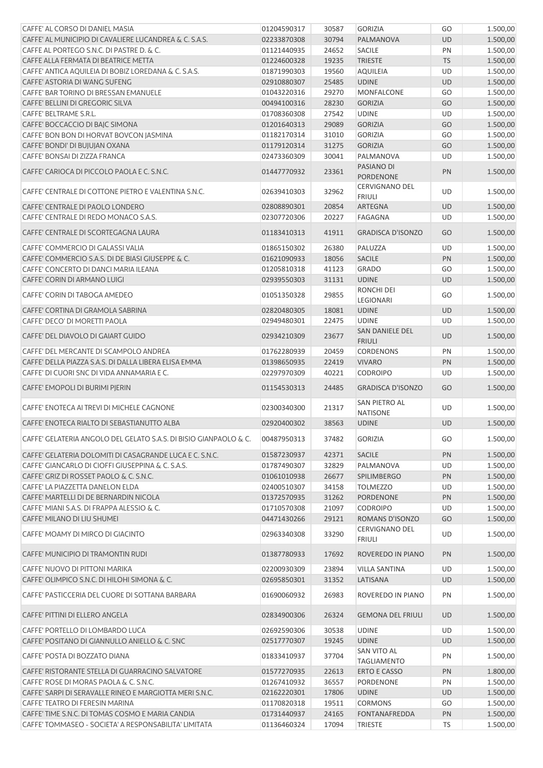| | | | | | |
|---|---|---|---|---|---|
| CAFFE' AL CORSO DI DANIEL MASIA | 01204590317 | 30587 | GORIZIA | GO | 1.500,00 |
| CAFFE' AL MUNICIPIO DI CAVALIERE LUCANDREA & C. S.A.S. | 02233870308 | 30794 | PALMANOVA | UD | 1.500,00 |
| CAFFE AL PORTEGO S.N.C. DI PASTRE D. & C. | 01121440935 | 24652 | SACILE | PN | 1.500,00 |
| CAFFE ALLA FERMATA DI BEATRICE METTA | 01224600328 | 19235 | TRIESTE | TS | 1.500,00 |
| CAFFE' ANTICA AQUILEIA DI BOBIZ LOREDANA & C. S.A.S. | 01871990303 | 19560 | AQUILEIA | UD | 1.500,00 |
| CAFFE' ASTORIA DI WANG SUFENG | 02910880307 | 25485 | UDINE | UD | 1.500,00 |
| CAFFE' BAR TORINO DI BRESSAN EMANUELE | 01043220316 | 29270 | MONFALCONE | GO | 1.500,00 |
| CAFFE' BELLINI DI GREGORIC SILVA | 00494100316 | 28230 | GORIZIA | GO | 1.500,00 |
| CAFFE' BELTRAME S.R.L. | 01708360308 | 27542 | UDINE | UD | 1.500,00 |
| CAFFE' BOCCACCIO DI BAJC SIMONA | 01201640313 | 29089 | GORIZIA | GO | 1.500,00 |
| CAFFE' BON BON DI HORVAT BOVCON JASMINA | 01182170314 | 31010 | GORIZIA | GO | 1.500,00 |
| CAFFE' BONDI' DI BUJUJAN OXANA | 01179120314 | 31275 | GORIZIA | GO | 1.500,00 |
| CAFFE' BONSAI DI ZIZZA FRANCA | 02473360309 | 30041 | PALMANOVA | UD | 1.500,00 |
| CAFFE' CARIOCA DI PICCOLO PAOLA E C. S.N.C. | 01447770932 | 23361 | PASIANO DI PORDENONE | PN | 1.500,00 |
| CAFFE' CENTRALE DI COTTONE PIETRO E VALENTINA S.N.C. | 02639410303 | 32962 | CERVIGNANO DEL FRIULI | UD | 1.500,00 |
| CAFFE' CENTRALE DI PAOLO LONDERO | 02808890301 | 20854 | ARTEGNA | UD | 1.500,00 |
| CAFFE' CENTRALE DI REDO MONACO S.A.S. | 02307720306 | 20227 | FAGAGNA | UD | 1.500,00 |
| CAFFE' CENTRALE DI SCORTEGAGNA LAURA | 01183410313 | 41911 | GRADISCA D'ISONZO | GO | 1.500,00 |
| CAFFE' COMMERCIO DI GALASSI VALIA | 01865150302 | 26380 | PALUZZA | UD | 1.500,00 |
| CAFFE' COMMERCIO S.A.S. DI DE BIASI GIUSEPPE & C. | 01621090933 | 18056 | SACILE | PN | 1.500,00 |
| CAFFE' CONCERTO DI DANCI MARIA ILEANA | 01205810318 | 41123 | GRADO | GO | 1.500,00 |
| CAFFE' CORIN DI ARMANO LUIGI | 02939550303 | 31131 | UDINE | UD | 1.500,00 |
| CAFFE' CORIN DI TABOGA AMEDEO | 01051350328 | 29855 | RONCHI DEI LEGIONARI | GO | 1.500,00 |
| CAFFE' CORTINA DI GRAMOLA SABRINA | 02820480305 | 18081 | UDINE | UD | 1.500,00 |
| CAFFE' DECO' DI MORETTI PAOLA | 02949480301 | 22475 | UDINE | UD | 1.500,00 |
| CAFFE' DEL DIAVOLO DI GAIART GUIDO | 02934210309 | 23677 | SAN DANIELE DEL FRIULI | UD | 1.500,00 |
| CAFFE' DEL MERCANTE DI SCAMPOLO ANDREA | 01762280939 | 20459 | CORDENONS | PN | 1.500,00 |
| CAFFE' DELLA PIAZZA S.A.S. DI DALLA LIBERA ELISA EMMA | 01398650935 | 22419 | VIVARO | PN | 1.500,00 |
| CAFFE' DI CUORI SNC DI VIDA ANNAMARIA E C. | 02297970309 | 40221 | CODROIPO | UD | 1.500,00 |
| CAFFE' EMOPOLI DI BURIMI PJERIN | 01154530313 | 24485 | GRADISCA D'ISONZO | GO | 1.500,00 |
| CAFFE' ENOTECA AI TREVI DI MICHELE CAGNONE | 02300340300 | 21317 | SAN PIETRO AL NATISONE | UD | 1.500,00 |
| CAFFE' ENOTECA RIALTO DI SEBASTIANUTTO ALBA | 02920400302 | 38563 | UDINE | UD | 1.500,00 |
| CAFFE' GELATERIA ANGOLO DEL GELATO S.A.S. DI BISIO GIANPAOLO & C. | 00487950313 | 37482 | GORIZIA | GO | 1.500,00 |
| CAFFE' GELATERIA DOLOMITI DI CASAGRANDE LUCA E C. S.N.C. | 01587230937 | 42371 | SACILE | PN | 1.500,00 |
| CAFFE' GIANCARLO DI CIOFFI GIUSEPPINA & C. S.A.S. | 01787490307 | 32829 | PALMANOVA | UD | 1.500,00 |
| CAFFE' GRIZ DI ROSSET PAOLO & C. S.N.C. | 01061010938 | 26677 | SPILIMBERGO | PN | 1.500,00 |
| CAFFE' LA PIAZZETTA DANELON ELDA | 02400510307 | 34158 | TOLMEZZO | UD | 1.500,00 |
| CAFFE' MARTELLI DI DE BERNARDIN NICOLA | 01372570935 | 31262 | PORDENONE | PN | 1.500,00 |
| CAFFE' MIANI S.A.S. DI FRAPPA ALESSIO & C. | 01710570308 | 21097 | CODROIPO | UD | 1.500,00 |
| CAFFE' MILANO DI LIU SHUMEI | 04471430266 | 29121 | ROMANS D'ISONZO | GO | 1.500,00 |
| CAFFE' MOAMY DI MIRCO DI GIACINTO | 02963340308 | 33290 | CERVIGNANO DEL FRIULI | UD | 1.500,00 |
| CAFFE' MUNICIPIO DI TRAMONTIN RUDI | 01387780933 | 17692 | ROVEREDO IN PIANO | PN | 1.500,00 |
| CAFFE' NUOVO DI PITTONI MARIKA | 02200930309 | 23894 | VILLA SANTINA | UD | 1.500,00 |
| CAFFE' OLIMPICO S.N.C. DI HILOHI SIMONA & C. | 02695850301 | 31352 | LATISANA | UD | 1.500,00 |
| CAFFE' PASTICCERIA DEL CUORE DI SOTTANA BARBARA | 01690060932 | 26983 | ROVEREDO IN PIANO | PN | 1.500,00 |
| CAFFE' PITTINI DI ELLERO ANGELA | 02834900306 | 26324 | GEMONA DEL FRIULI | UD | 1.500,00 |
| CAFFE' PORTELLO DI LOMBARDO LUCA | 02692590306 | 30538 | UDINE | UD | 1.500,00 |
| CAFFE' POSITANO DI GIANNULLO ANIELLO & C. SNC | 02517770307 | 19245 | UDINE | UD | 1.500,00 |
| CAFFE' POSTA DI BOZZATO DIANA | 01833410937 | 37704 | SAN VITO AL TAGLIAMENTO | PN | 1.500,00 |
| CAFFE' RISTORANTE STELLA DI GUARRACINO SALVATORE | 01577270935 | 22613 | ERTO E CASSO | PN | 1.800,00 |
| CAFFE' ROSE DI MORAS PAOLA & C. S.N.C. | 01267410932 | 36557 | PORDENONE | PN | 1.500,00 |
| CAFFE' SARPI DI SERAVALLE RINEO E MARGIOTTA MERI S.N.C. | 02162220301 | 17806 | UDINE | UD | 1.500,00 |
| CAFFE' TEATRO DI FERESIN MARINA | 01170820318 | 19511 | CORMONS | GO | 1.500,00 |
| CAFFE' TIME S.N.C. DI TOMAS COSMO E MARIA CANDIA | 01731440937 | 24165 | FONTANAFREDDA | PN | 1.500,00 |
| CAFFE' TOMMASEO - SOCIETA' A RESPONSABILITA' LIMITATA | 01136460324 | 17094 | TRIESTE | TS | 1.500,00 |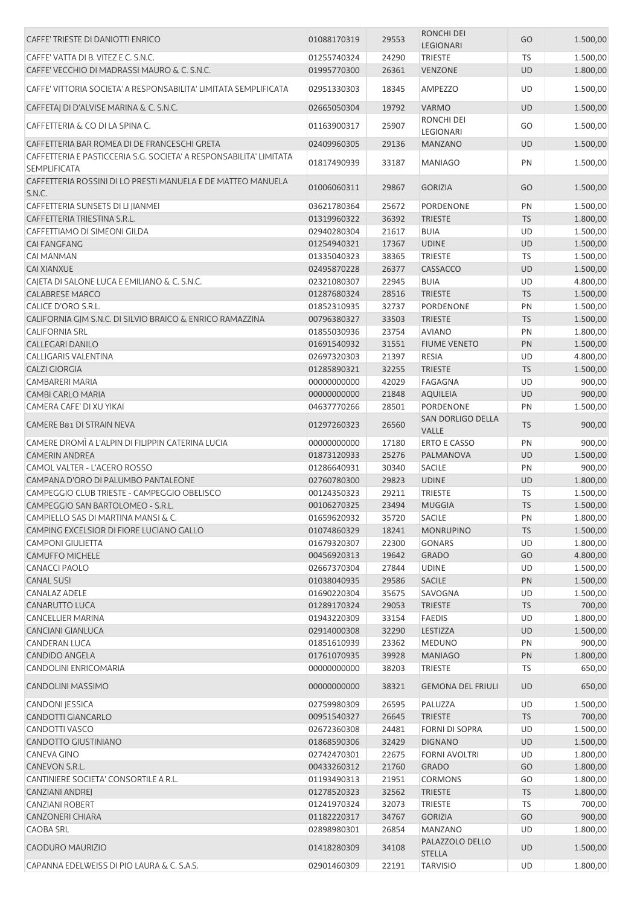| | | | | | |
|---|---|---|---|---|---|
| CAFFE' TRIESTE DI DANIOTTI ENRICO | 01088170319 | 29553 | RONCHI DEI LEGIONARI | GO | 1.500,00 |
| CAFFE' VATTA DI B. VITEZ E C. S.N.C. | 01255740324 | 24290 | TRIESTE | TS | 1.500,00 |
| CAFFE' VECCHIO DI MADRASSI MAURO & C. S.N.C. | 01995770300 | 26361 | VENZONE | UD | 1.800,00 |
| CAFFE' VITTORIA SOCIETA' A RESPONSABILITA' LIMITATA SEMPLIFICATA | 02951330303 | 18345 | AMPEZZO | UD | 1.500,00 |
| CAFFETAJ DI D'ALVISE MARINA & C. S.N.C. | 02665050304 | 19792 | VARMO | UD | 1.500,00 |
| CAFFETTERIA & CO DI LA SPINA C. | 01163900317 | 25907 | RONCHI DEI LEGIONARI | GO | 1.500,00 |
| CAFFETTERIA BAR ROMEA DI DE FRANCESCHI GRETA | 02409960305 | 29136 | MANZANO | UD | 1.500,00 |
| CAFFETTERIA E PASTICCERIA S.G. SOCIETA' A RESPONSABILITA' LIMITATA SEMPLIFICATA | 01817490939 | 33187 | MANIAGO | PN | 1.500,00 |
| CAFFETTERIA ROSSINI DI LO PRESTI MANUELA E DE MATTEO MANUELA S.N.C. | 01006060311 | 29867 | GORIZIA | GO | 1.500,00 |
| CAFFETTERIA SUNSETS DI LI JIANMEI | 03621780364 | 25672 | PORDENONE | PN | 1.500,00 |
| CAFFETTERIA TRIESTINA S.R.L. | 01319960322 | 36392 | TRIESTE | TS | 1.800,00 |
| CAFFETTIAMO DI SIMEONI GILDA | 02940280304 | 21617 | BUIA | UD | 1.500,00 |
| CAI FANGFANG | 01254940321 | 17367 | UDINE | UD | 1.500,00 |
| CAI MANMAN | 01335040323 | 38365 | TRIESTE | TS | 1.500,00 |
| CAI XIANXUE | 02495870228 | 26377 | CASSACCO | UD | 1.500,00 |
| CAJETA DI SALONE LUCA E EMILIANO & C. S.N.C. | 02321080307 | 22945 | BUIA | UD | 4.800,00 |
| CALABRESE MARCO | 01287680324 | 28516 | TRIESTE | TS | 1.500,00 |
| CALICE D'ORO S.R.L. | 01852310935 | 32737 | PORDENONE | PN | 1.500,00 |
| CALIFORNIA GJM S.N.C. DI SILVIO BRAICO & ENRICO RAMAZZINA | 00796380327 | 33503 | TRIESTE | TS | 1.500,00 |
| CALIFORNIA SRL | 01855030936 | 23754 | AVIANO | PN | 1.800,00 |
| CALLEGARI DANILO | 01691540932 | 31551 | FIUME VENETO | PN | 1.500,00 |
| CALLIGARIS VALENTINA | 02697320303 | 21397 | RESIA | UD | 4.800,00 |
| CALZI GIORGIA | 01285890321 | 32255 | TRIESTE | TS | 1.500,00 |
| CAMBARERI MARIA | 00000000000 | 42029 | FAGAGNA | UD | 900,00 |
| CAMBI CARLO MARIA | 00000000000 | 21848 | AQUILEIA | UD | 900,00 |
| CAMERA CAFE' DI XU YIKAI | 04637770266 | 28501 | PORDENONE | PN | 1.500,00 |
| CAMERE B81 DI STRAIN NEVA | 01297260323 | 26560 | SAN DORLIGO DELLA VALLE | TS | 900,00 |
| CAMERE DROMÌ A L'ALPIN DI FILIPPIN CATERINA LUCIA | 00000000000 | 17180 | ERTO E CASSO | PN | 900,00 |
| CAMERIN ANDREA | 01873120933 | 25276 | PALMANOVA | UD | 1.500,00 |
| CAMOL VALTER - L'ACERO ROSSO | 01286640931 | 30340 | SACILE | PN | 900,00 |
| CAMPANA D'ORO DI PALUMBO PANTALEONE | 02760780300 | 29823 | UDINE | UD | 1.800,00 |
| CAMPEGGIO CLUB TRIESTE - CAMPEGGIO OBELISCO | 00124350323 | 29211 | TRIESTE | TS | 1.500,00 |
| CAMPEGGIO SAN BARTOLOMEO - S.R.L. | 00106270325 | 23494 | MUGGIA | TS | 1.500,00 |
| CAMPIELLO SAS DI MARTINA MANSI & C. | 01659620932 | 35720 | SACILE | PN | 1.800,00 |
| CAMPING EXCELSIOR DI FIORE LUCIANO GALLO | 01074860329 | 18241 | MONRUPINO | TS | 1.500,00 |
| CAMPONI GIULIETTA | 01679320307 | 22300 | GONARS | UD | 1.800,00 |
| CAMUFFO MICHELE | 00456920313 | 19642 | GRADO | GO | 4.800,00 |
| CANACCI PAOLO | 02667370304 | 27844 | UDINE | UD | 1.500,00 |
| CANAL SUSI | 01038040935 | 29586 | SACILE | PN | 1.500,00 |
| CANALAZ ADELE | 01690220304 | 35675 | SAVOGNA | UD | 1.500,00 |
| CANARUTTO LUCA | 01289170324 | 29053 | TRIESTE | TS | 700,00 |
| CANCELLIER MARINA | 01943220309 | 33154 | FAEDIS | UD | 1.800,00 |
| CANCIANI GIANLUCA | 02914000308 | 32290 | LESTIZZA | UD | 1.500,00 |
| CANDERAN LUCA | 01851610939 | 23362 | MEDUNO | PN | 900,00 |
| CANDIDO ANGELA | 01761070935 | 39928 | MANIAGO | PN | 1.800,00 |
| CANDOLINI ENRICOMARIA | 00000000000 | 38203 | TRIESTE | TS | 650,00 |
| CANDOLINI MASSIMO | 00000000000 | 38321 | GEMONA DEL FRIULI | UD | 650,00 |
| CANDONI JESSICA | 02759980309 | 26595 | PALUZZA | UD | 1.500,00 |
| CANDOTTI GIANCARLO | 00951540327 | 26645 | TRIESTE | TS | 700,00 |
| CANDOTTI VASCO | 02672360308 | 24481 | FORNI DI SOPRA | UD | 1.500,00 |
| CANDOTTO GIUSTINIANO | 01868590306 | 32429 | DIGNANO | UD | 1.500,00 |
| CANEVA GINO | 02742470301 | 22675 | FORNI AVOLTRI | UD | 1.800,00 |
| CANEVON S.R.L. | 00433260312 | 21760 | GRADO | GO | 1.800,00 |
| CANTINIERE SOCIETA' CONSORTILE A R.L. | 01193490313 | 21951 | CORMONS | GO | 1.800,00 |
| CANZIANI ANDREJ | 01278520323 | 32562 | TRIESTE | TS | 1.800,00 |
| CANZIANI ROBERT | 01241970324 | 32073 | TRIESTE | TS | 700,00 |
| CANZONERI CHIARA | 01182220317 | 34767 | GORIZIA | GO | 900,00 |
| CAOBA SRL | 02898980301 | 26854 | MANZANO | UD | 1.800,00 |
| CAODURO MAURIZIO | 01418280309 | 34108 | PALAZZOLO DELLO STELLA | UD | 1.500,00 |
| CAPANNA EDELWEISS DI PIO LAURA & C. S.A.S. | 02901460309 | 22191 | TARVISIO | UD | 1.800,00 |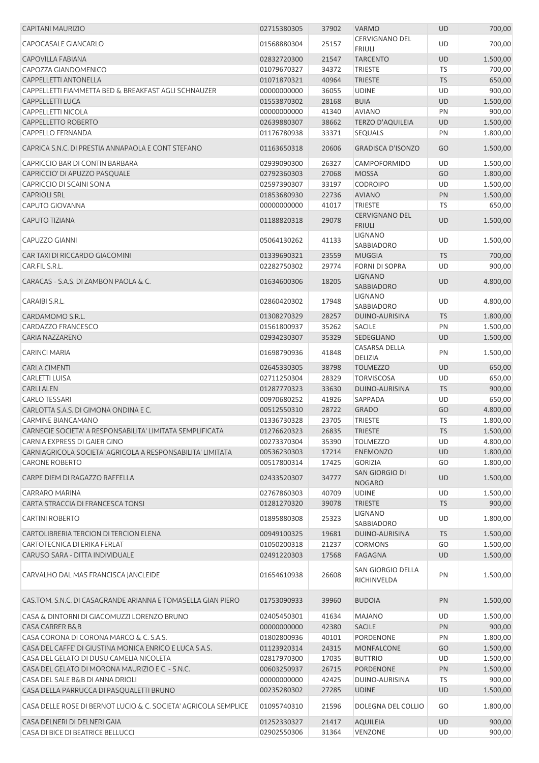| CAPITANI MAURIZIO | 02715380305 | 37902 | VARMO | UD | 700,00 |
|---|---|---|---|---|---|
| CAPOCASALE GIANCARLO | 01568880304 | 25157 | CERVIGNANO DEL FRIULI | UD | 700,00 |
| CAPOVILLA FABIANA | 02832720300 | 21547 | TARCENTO | UD | 1.500,00 |
| CAPOZZA GIANDOMENICO | 01079670327 | 34372 | TRIESTE | TS | 700,00 |
| CAPPELLETTI ANTONELLA | 01071870321 | 40964 | TRIESTE | TS | 650,00 |
| CAPPELLETTI FIAMMETTA BED & BREAKFAST AGLI SCHNAUZER | 00000000000 | 36055 | UDINE | UD | 900,00 |
| CAPPELLETTI LUCA | 01553870302 | 28168 | BUIA | UD | 1.500,00 |
| CAPPELLETTI NICOLA | 00000000000 | 41340 | AVIANO | PN | 900,00 |
| CAPPELLETTO ROBERTO | 02639880307 | 38662 | TERZO D'AQUILEIA | UD | 1.500,00 |
| CAPPELLO FERNANDA | 01176780938 | 33371 | SEQUALS | PN | 1.800,00 |
| CAPRICA S.N.C. DI PRESTIA ANNAPAOLA E CONT STEFANO | 01163650318 | 20606 | GRADISCA D'ISONZO | GO | 1.500,00 |
| CAPRICCIO BAR DI CONTIN BARBARA | 02939090300 | 26327 | CAMPOFORMIDO | UD | 1.500,00 |
| CAPRICCIO' DI APUZZO PASQUALE | 02792360303 | 27068 | MOSSA | GO | 1.800,00 |
| CAPRICCIO DI SCAINI SONIA | 02597390307 | 33197 | CODROIPO | UD | 1.500,00 |
| CAPRIOLI SRL | 01853680930 | 22736 | AVIANO | PN | 1.500,00 |
| CAPUTO GIOVANNA | 00000000000 | 41017 | TRIESTE | TS | 650,00 |
| CAPUTO TIZIANA | 01188820318 | 29078 | CERVIGNANO DEL FRIULI | UD | 1.500,00 |
| CAPUZZO GIANNI | 05064130262 | 41133 | LIGNANO SABBIADORO | UD | 1.500,00 |
| CAR TAXI DI RICCARDO GIACOMINI | 01339690321 | 23559 | MUGGIA | TS | 700,00 |
| CAR.FIL S.R.L. | 02282750302 | 29774 | FORNI DI SOPRA | UD | 900,00 |
| CARACAS - S.A.S. DI ZAMBON PAOLA & C. | 01634600306 | 18205 | LIGNANO SABBIADORO | UD | 4.800,00 |
| CARAIBI S.R.L. | 02860420302 | 17948 | LIGNANO SABBIADORO | UD | 4.800,00 |
| CARDAMOMO S.R.L. | 01308270329 | 28257 | DUINO-AURISINA | TS | 1.800,00 |
| CARDAZZO FRANCESCO | 01561800937 | 35262 | SACILE | PN | 1.500,00 |
| CARIA NAZZARENO | 02934230307 | 35329 | SEDEGLIANO | UD | 1.500,00 |
| CARINCI MARIA | 01698790936 | 41848 | CASARSA DELLA DELIZIA | PN | 1.500,00 |
| CARLA CIMENTI | 02645330305 | 38798 | TOLMEZZO | UD | 650,00 |
| CARLETTI LUISA | 02711250304 | 28329 | TORVISCOSA | UD | 650,00 |
| CARLI ALEN | 01287770323 | 33630 | DUINO-AURISINA | TS | 900,00 |
| CARLO TESSARI | 00970680252 | 41926 | SAPPADA | UD | 650,00 |
| CARLOTTA S.A.S. DI GIMONA ONDINA E C. | 00512550310 | 28722 | GRADO | GO | 4.800,00 |
| CARMINE BIANCAMANO | 01336730328 | 23705 | TRIESTE | TS | 1.800,00 |
| CARNEGIE SOCIETA' A RESPONSABILITA' LIMITATA SEMPLIFICATA | 01276620323 | 26835 | TRIESTE | TS | 1.500,00 |
| CARNIA EXPRESS DI GAIER GINO | 00273370304 | 35390 | TOLMEZZO | UD | 4.800,00 |
| CARNIAGRICOLA SOCIETA' AGRICOLA A RESPONSABILITA' LIMITATA | 00536230303 | 17214 | ENEMONZO | UD | 1.800,00 |
| CARONE ROBERTO | 00517800314 | 17425 | GORIZIA | GO | 1.800,00 |
| CARPE DIEM DI RAGAZZO RAFFELLA | 02433520307 | 34777 | SAN GIORGIO DI NOGARO | UD | 1.500,00 |
| CARRARO MARINA | 02767860303 | 40709 | UDINE | UD | 1.500,00 |
| CARTA STRACCIA DI FRANCESCA TONSI | 01281270320 | 39078 | TRIESTE | TS | 900,00 |
| CARTINI ROBERTO | 01895880308 | 25323 | LIGNANO SABBIADORO | UD | 1.800,00 |
| CARTOLIBRERIA TERCION DI TERCION ELENA | 00949100325 | 19681 | DUINO-AURISINA | TS | 1.500,00 |
| CARTOTECNICA DI ERIKA FERLAT | 01050200318 | 21237 | CORMONS | GO | 1.500,00 |
| CARUSO SARA - DITTA INDIVIDUALE | 02491220303 | 17568 | FAGAGNA | UD | 1.500,00 |
| CARVALHO DAL MAS FRANCISCA JANCLEIDE | 01654610938 | 26608 | SAN GIORGIO DELLA RICHINVELDA | PN | 1.500,00 |
| CAS.TOM. S.N.C. DI CASAGRANDE ARIANNA E TOMASELLA GIAN PIERO | 01753090933 | 39960 | BUDOIA | PN | 1.500,00 |
| CASA & DINTORNI DI GIACOMUZZI LORENZO BRUNO | 02405450301 | 41634 | MAJANO | UD | 1.500,00 |
| CASA CARRER B&B | 00000000000 | 42380 | SACILE | PN | 900,00 |
| CASA CORONA DI CORONA MARCO & C. S.A.S. | 01802800936 | 40101 | PORDENONE | PN | 1.800,00 |
| CASA DEL CAFFE' DI GIUSTINA MONICA ENRICO E LUCA S.A.S. | 01123920314 | 24315 | MONFALCONE | GO | 1.500,00 |
| CASA DEL GELATO DI DUSU CAMELIA NICOLETA | 02817970300 | 17035 | BUTTRIO | UD | 1.500,00 |
| CASA DEL GELATO DI MORONA MAURIZIO E C. - S.N.C. | 00603250937 | 26715 | PORDENONE | PN | 1.500,00 |
| CASA DEL SALE B&B DI ANNA DRIOLI | 00000000000 | 42425 | DUINO-AURISINA | TS | 900,00 |
| CASA DELLA PARRUCCA DI PASQUALETTI BRUNO | 00235280302 | 27285 | UDINE | UD | 1.500,00 |
| CASA DELLE ROSE DI BERNOT LUCIO & C. SOCIETA' AGRICOLA SEMPLICE | 01095740310 | 21596 | DOLEGNA DEL COLLIO | GO | 1.800,00 |
| CASA DELNERI DI DELNERI GAIA | 01252330327 | 21417 | AQUILEIA | UD | 900,00 |
| CASA DI BICE DI BEATRICE BELLUCCI | 02902550306 | 31364 | VENZONE | UD | 900,00 |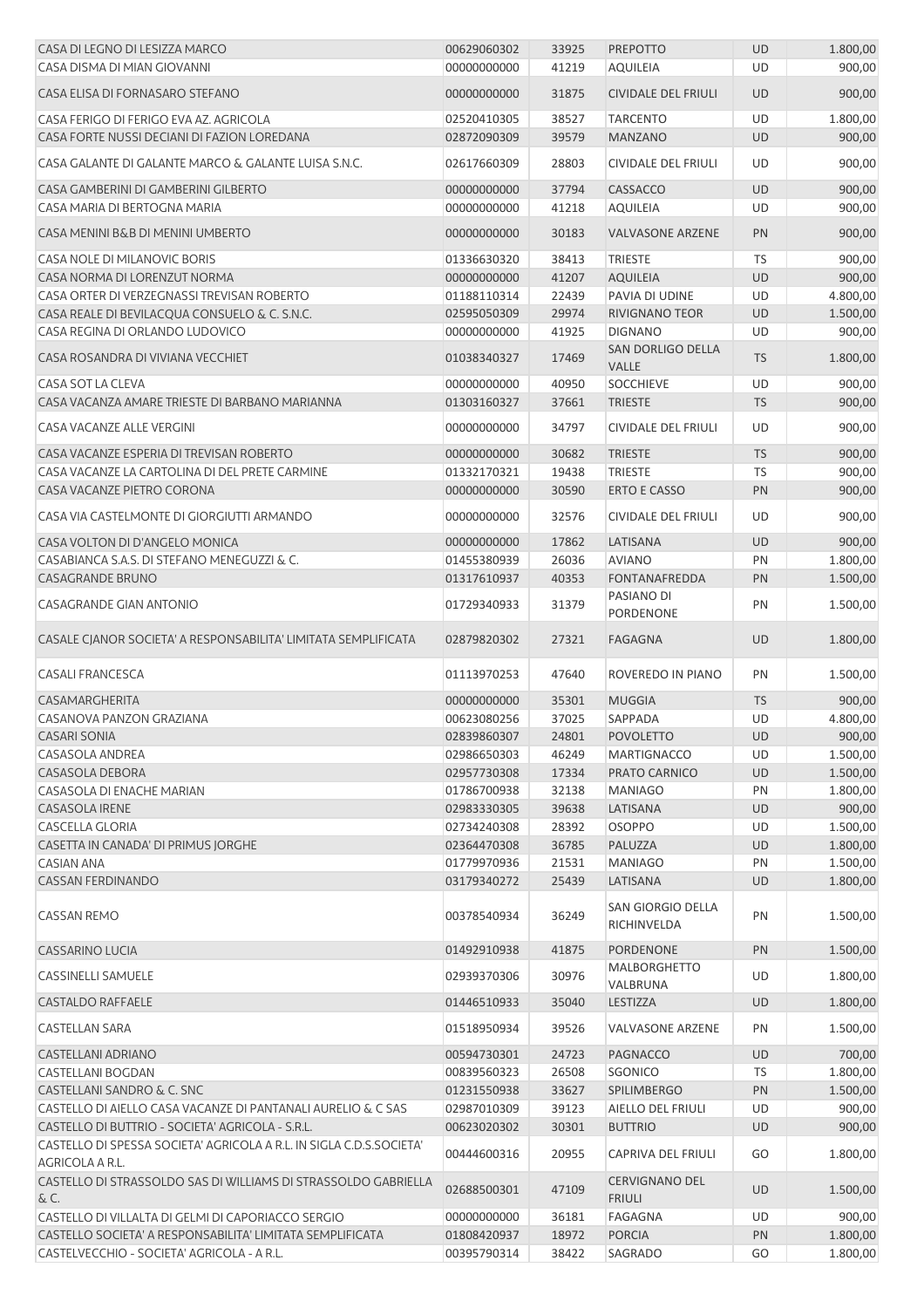| | | | | | |
|---|---|---|---|---|---|
| CASA DI LEGNO DI LESIZZA MARCO | 00629060302 | 33925 | PREPOTTO | UD | 1.800,00 |
| CASA DISMA DI MIAN GIOVANNI | 00000000000 | 41219 | AQUILEIA | UD | 900,00 |
| CASA ELISA DI FORNASARO STEFANO | 00000000000 | 31875 | CIVIDALE DEL FRIULI | UD | 900,00 |
| CASA FERIGO DI FERIGO EVA AZ. AGRICOLA | 02520410305 | 38527 | TARCENTO | UD | 1.800,00 |
| CASA FORTE NUSSI DECIANI DI FAZION LOREDANA | 02872090309 | 39579 | MANZANO | UD | 900,00 |
| CASA GALANTE DI GALANTE MARCO & GALANTE LUISA S.N.C. | 02617660309 | 28803 | CIVIDALE DEL FRIULI | UD | 900,00 |
| CASA GAMBERINI DI GAMBERINI GILBERTO | 00000000000 | 37794 | CASSACCO | UD | 900,00 |
| CASA MARIA DI BERTOGNA MARIA | 00000000000 | 41218 | AQUILEIA | UD | 900,00 |
| CASA MENINI B&B DI MENINI UMBERTO | 00000000000 | 30183 | VALVASONE ARZENE | PN | 900,00 |
| CASA NOLE DI MILANOVIC BORIS | 01336630320 | 38413 | TRIESTE | TS | 900,00 |
| CASA NORMA DI LORENZUT NORMA | 00000000000 | 41207 | AQUILEIA | UD | 900,00 |
| CASA ORTER DI VERZEGNASSI TREVISAN ROBERTO | 01188110314 | 22439 | PAVIA DI UDINE | UD | 4.800,00 |
| CASA REALE DI BEVILACQUA CONSUELO & C. S.N.C. | 02595050309 | 29974 | RIVIGNANO TEOR | UD | 1.500,00 |
| CASA REGINA DI ORLANDO LUDOVICO | 00000000000 | 41925 | DIGNANO | UD | 900,00 |
| CASA ROSANDRA DI VIVIANA VECCHIET | 01038340327 | 17469 | SAN DORLIGO DELLA VALLE | TS | 1.800,00 |
| CASA SOT LA CLEVA | 00000000000 | 40950 | SOCCHIEVE | UD | 900,00 |
| CASA VACANZA AMARE TRIESTE DI BARBANO MARIANNA | 01303160327 | 37661 | TRIESTE | TS | 900,00 |
| CASA VACANZE ALLE VERGINI | 00000000000 | 34797 | CIVIDALE DEL FRIULI | UD | 900,00 |
| CASA VACANZE ESPERIA DI TREVISAN ROBERTO | 00000000000 | 30682 | TRIESTE | TS | 900,00 |
| CASA VACANZE LA CARTOLINA DI DEL PRETE CARMINE | 01332170321 | 19438 | TRIESTE | TS | 900,00 |
| CASA VACANZE PIETRO CORONA | 00000000000 | 30590 | ERTO E CASSO | PN | 900,00 |
| CASA VIA CASTELMONTE DI GIORGIUTTI ARMANDO | 00000000000 | 32576 | CIVIDALE DEL FRIULI | UD | 900,00 |
| CASA VOLTON DI D'ANGELO MONICA | 00000000000 | 17862 | LATISANA | UD | 900,00 |
| CASABIANCA S.A.S. DI STEFANO MENEGUZZI & C. | 01455380939 | 26036 | AVIANO | PN | 1.800,00 |
| CASAGRANDE BRUNO | 01317610937 | 40353 | FONTANAFREDDA | PN | 1.500,00 |
| CASAGRANDE GIAN ANTONIO | 01729340933 | 31379 | PASIANO DI PORDENONE | PN | 1.500,00 |
| CASALE CJANOR SOCIETA' A RESPONSABILITA' LIMITATA SEMPLIFICATA | 02879820302 | 27321 | FAGAGNA | UD | 1.800,00 |
| CASALI FRANCESCA | 01113970253 | 47640 | ROVEREDO IN PIANO | PN | 1.500,00 |
| CASAMARGHERITA | 00000000000 | 35301 | MUGGIA | TS | 900,00 |
| CASANOVA PANZON GRAZIANA | 00623080256 | 37025 | SAPPADA | UD | 4.800,00 |
| CASARI SONIA | 02839860307 | 24801 | POVOLETTO | UD | 900,00 |
| CASASOLA ANDREA | 02986650303 | 46249 | MARTIGNACCO | UD | 1.500,00 |
| CASASOLA DEBORA | 02957730308 | 17334 | PRATO CARNICO | UD | 1.500,00 |
| CASASOLA DI ENACHE MARIAN | 01786700938 | 32138 | MANIAGO | PN | 1.800,00 |
| CASASOLA IRENE | 02983330305 | 39638 | LATISANA | UD | 900,00 |
| CASCELLA GLORIA | 02734240308 | 28392 | OSOPPO | UD | 1.500,00 |
| CASETTA IN CANADA' DI PRIMUS JORGHE | 02364470308 | 36785 | PALUZZA | UD | 1.800,00 |
| CASIAN ANA | 01779970936 | 21531 | MANIAGO | PN | 1.500,00 |
| CASSAN FERDINANDO | 03179340272 | 25439 | LATISANA | UD | 1.800,00 |
| CASSAN REMO | 00378540934 | 36249 | SAN GIORGIO DELLA RICHINVELDA | PN | 1.500,00 |
| CASSARINO LUCIA | 01492910938 | 41875 | PORDENONE | PN | 1.500,00 |
| CASSINELLI SAMUELE | 02939370306 | 30976 | MALBORGHETTO VALBRUNA | UD | 1.800,00 |
| CASTALDO RAFFAELE | 01446510933 | 35040 | LESTIZZA | UD | 1.800,00 |
| CASTELLAN SARA | 01518950934 | 39526 | VALVASONE ARZENE | PN | 1.500,00 |
| CASTELLANI ADRIANO | 00594730301 | 24723 | PAGNACCO | UD | 700,00 |
| CASTELLANI BOGDAN | 00839560323 | 26508 | SGONICO | TS | 1.800,00 |
| CASTELLANI SANDRO & C. SNC | 01231550938 | 33627 | SPILIMBERGO | PN | 1.500,00 |
| CASTELLO DI AIELLO CASA VACANZE DI PANTANALI AURELIO & C SAS | 02987010309 | 39123 | AIELLO DEL FRIULI | UD | 900,00 |
| CASTELLO DI BUTTRIO - SOCIETA' AGRICOLA - S.R.L. | 00623020302 | 30301 | BUTTRIO | UD | 900,00 |
| CASTELLO DI SPESSA SOCIETA' AGRICOLA A R.L. IN SIGLA C.D.S.SOCIETA' AGRICOLA A R.L. | 00444600316 | 20955 | CAPRIVA DEL FRIULI | GO | 1.800,00 |
| CASTELLO DI STRASSOLDO SAS DI WILLIAMS DI STRASSOLDO GABRIELLA & C. | 02688500301 | 47109 | CERVIGNANO DEL FRIULI | UD | 1.500,00 |
| CASTELLO DI VILLALTA DI GELMI DI CAPORIACCO SERGIO | 00000000000 | 36181 | FAGAGNA | UD | 900,00 |
| CASTELLO SOCIETA' A RESPONSABILITA' LIMITATA SEMPLIFICATA | 01808420937 | 18972 | PORCIA | PN | 1.800,00 |
| CASTELVECCHIO - SOCIETA' AGRICOLA - A R.L. | 00395790314 | 38422 | SAGRADO | GO | 1.800,00 |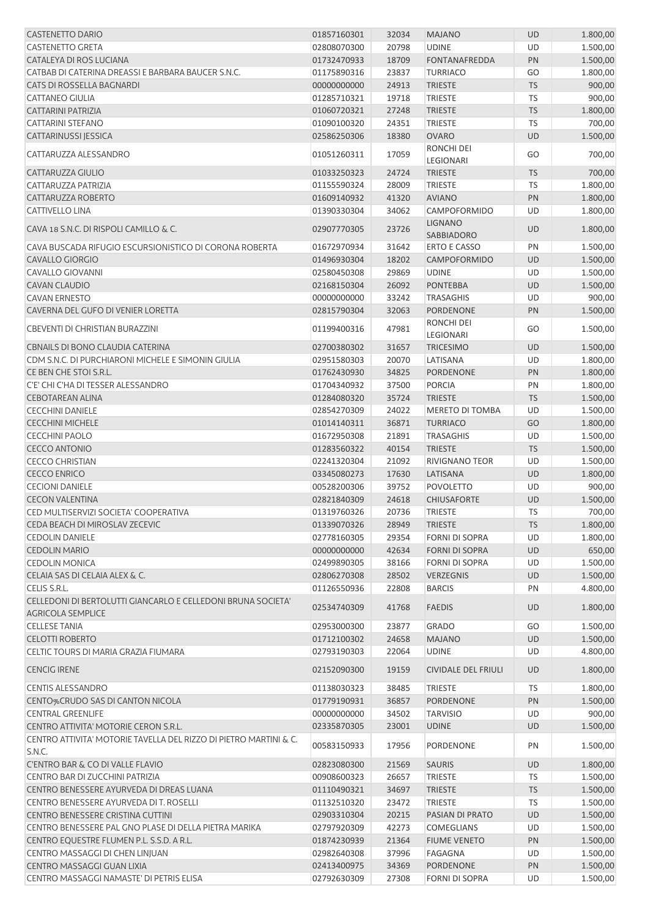| | | | | | |
|---|---|---|---|---|---|
| CASTENETTO DARIO | 01857160301 | 32034 | MAJANO | UD | 1.800,00 |
| CASTENETTO GRETA | 02808070300 | 20798 | UDINE | UD | 1.500,00 |
| CATALEYA DI ROS LUCIANA | 01732470933 | 18709 | FONTANAFREDDA | PN | 1.500,00 |
| CATBAB DI CATERINA DREASSI E BARBARA BAUCER S.N.C. | 01175890316 | 23837 | TURRIACO | GO | 1.800,00 |
| CATS DI ROSSELLA BAGNARDI | 00000000000 | 24913 | TRIESTE | TS | 900,00 |
| CATTANEO GIULIA | 01285710321 | 19718 | TRIESTE | TS | 900,00 |
| CATTARINI PATRIZIA | 01060720321 | 27248 | TRIESTE | TS | 1.800,00 |
| CATTARINI STEFANO | 01090100320 | 24351 | TRIESTE | TS | 700,00 |
| CATTARINUSSI JESSICA | 02586250306 | 18380 | OVARO | UD | 1.500,00 |
| CATTARUZZA ALESSANDRO | 01051260311 | 17059 | RONCHI DEI LEGIONARI | GO | 700,00 |
| CATTARUZZA GIULIO | 01033250323 | 24724 | TRIESTE | TS | 700,00 |
| CATTARUZZA PATRIZIA | 01155590324 | 28009 | TRIESTE | TS | 1.800,00 |
| CATTARUZZA ROBERTO | 01609140932 | 41320 | AVIANO | PN | 1.800,00 |
| CATTIVELLO LINA | 01390330304 | 34062 | CAMPOFORMIDO | UD | 1.800,00 |
| CAVA 18 S.N.C. DI RISPOLI CAMILLO & C. | 02907770305 | 23726 | LIGNANO SABBIADORO | UD | 1.800,00 |
| CAVA BUSCADA RIFUGIO ESCURSIONISTICO DI CORONA ROBERTA | 01672970934 | 31642 | ERTO E CASSO | PN | 1.500,00 |
| CAVALLO GIORGIO | 01496930304 | 18202 | CAMPOFORMIDO | UD | 1.500,00 |
| CAVALLO GIOVANNI | 02580450308 | 29869 | UDINE | UD | 1.500,00 |
| CAVAN CLAUDIO | 02168150304 | 26092 | PONTEBBA | UD | 1.500,00 |
| CAVAN ERNESTO | 00000000000 | 33242 | TRASAGHIS | UD | 900,00 |
| CAVERNA DEL GUFO DI VENIER LORETTA | 02815790304 | 32063 | PORDENONE | PN | 1.500,00 |
| CBEVENTI DI CHRISTIAN BURAZZINI | 01199400316 | 47981 | RONCHI DEI LEGIONARI | GO | 1.500,00 |
| CBNAILS DI BONO CLAUDIA CATERINA | 02700380302 | 31657 | TRICESIMO | UD | 1.500,00 |
| CDM S.N.C. DI PURCHIARONI MICHELE E SIMONIN GIULIA | 02951580303 | 20070 | LATISANA | UD | 1.800,00 |
| CE BEN CHE STOI S.R.L. | 01762430930 | 34825 | PORDENONE | PN | 1.800,00 |
| C'E' CHI C'HA DI TESSER ALESSANDRO | 01704340932 | 37500 | PORCIA | PN | 1.800,00 |
| CEBOTAREAN ALINA | 01284080320 | 35724 | TRIESTE | TS | 1.500,00 |
| CECCHINI DANIELE | 02854270309 | 24022 | MERETO DI TOMBA | UD | 1.500,00 |
| CECCHINI MICHELE | 01014140311 | 36871 | TURRIACO | GO | 1.800,00 |
| CECCHINI PAOLO | 01672950308 | 21891 | TRASAGHIS | UD | 1.500,00 |
| CECCO ANTONIO | 01283560322 | 40154 | TRIESTE | TS | 1.500,00 |
| CECCO CHRISTIAN | 02241320304 | 21092 | RIVIGNANO TEOR | UD | 1.500,00 |
| CECCO ENRICO | 03345080273 | 17630 | LATISANA | UD | 1.800,00 |
| CECIONI DANIELE | 00528200306 | 39752 | POVOLETTO | UD | 900,00 |
| CECON VALENTINA | 02821840309 | 24618 | CHIUSAFORTE | UD | 1.500,00 |
| CED MULTISERVIZI SOCIETA' COOPERATIVA | 01319760326 | 20736 | TRIESTE | TS | 700,00 |
| CEDA BEACH DI MIROSLAV ZECEVIC | 01339070326 | 28949 | TRIESTE | TS | 1.800,00 |
| CEDOLIN DANIELE | 02778160305 | 29354 | FORNI DI SOPRA | UD | 1.800,00 |
| CEDOLIN MARIO | 00000000000 | 42634 | FORNI DI SOPRA | UD | 650,00 |
| CEDOLIN MONICA | 02499890305 | 38166 | FORNI DI SOPRA | UD | 1.500,00 |
| CELAIA SAS DI CELAIA ALEX & C. | 02806270308 | 28502 | VERZEGNIS | UD | 1.500,00 |
| CELIS S.R.L. | 01126550936 | 22808 | BARCIS | PN | 4.800,00 |
| CELLEDONI DI BERTOLUTTI GIANCARLO E CELLEDONI BRUNA SOCIETA' AGRICOLA SEMPLICE | 02534740309 | 41768 | FAEDIS | UD | 1.800,00 |
| CELLESE TANIA | 02953000300 | 23877 | GRADO | GO | 1.500,00 |
| CELOTTI ROBERTO | 01712100302 | 24658 | MAJANO | UD | 1.500,00 |
| CELTIC TOURS DI MARIA GRAZIA FIUMARA | 02793190303 | 22064 | UDINE | UD | 4.800,00 |
| CENCIG IRENE | 02152090300 | 19159 | CIVIDALE DEL FRIULI | UD | 1.800,00 |
| CENTIS ALESSANDRO | 01138030323 | 38485 | TRIESTE | TS | 1.800,00 |
| CENTO‰CRUDO SAS DI CANTON NICOLA | 01779190931 | 36857 | PORDENONE | PN | 1.500,00 |
| CENTRAL GREENLIFE | 00000000000 | 34502 | TARVISIO | UD | 900,00 |
| CENTRO ATTIVITA' MOTORIE CERON S.R.L. | 02335870305 | 23001 | UDINE | UD | 1.500,00 |
| CENTRO ATTIVITA' MOTORIE TAVELLA DEL RIZZO DI PIETRO MARTINI & C. S.N.C. | 00583150933 | 17956 | PORDENONE | PN | 1.500,00 |
| C'ENTRO BAR & CO DI VALLE FLAVIO | 02823080300 | 21569 | SAURIS | UD | 1.800,00 |
| CENTRO BAR DI ZUCCHINI PATRIZIA | 00908600323 | 26657 | TRIESTE | TS | 1.500,00 |
| CENTRO BENESSERE AYURVEDA DI DREAS LUANA | 01110490321 | 34697 | TRIESTE | TS | 1.500,00 |
| CENTRO BENESSERE AYURVEDA DI T. ROSELLI | 01132510320 | 23472 | TRIESTE | TS | 1.500,00 |
| CENTRO BENESSERE CRISTINA CUTTINI | 02903310304 | 20215 | PASIAN DI PRATO | UD | 1.500,00 |
| CENTRO BENESSERE PAL GNO PLASE DI DELLA PIETRA MARIKA | 02797920309 | 42273 | COMEGLIANS | UD | 1.500,00 |
| CENTRO EQUESTRE FLUMEN P.L. S.S.D. A R.L. | 01874230939 | 21364 | FIUME VENETO | PN | 1.500,00 |
| CENTRO MASSAGGI DI CHEN LINJUAN | 02982640308 | 37996 | FAGAGNA | UD | 1.500,00 |
| CENTRO MASSAGGI GUAN LIXIA | 02413400975 | 34369 | PORDENONE | PN | 1.500,00 |
| CENTRO MASSAGGI NAMASTE' DI PETRIS ELISA | 02792630309 | 27308 | FORNI DI SOPRA | UD | 1.500,00 |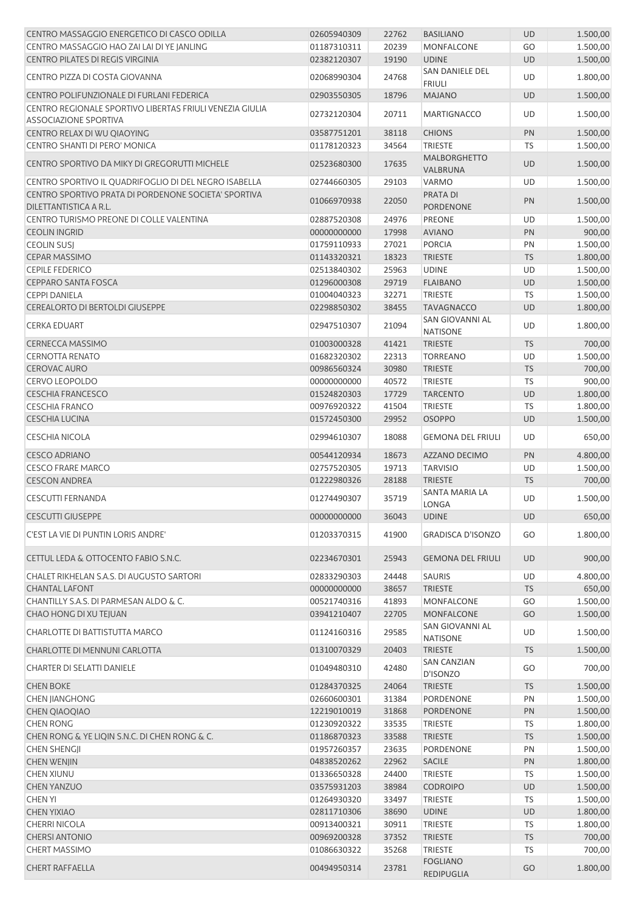| | | | | | |
|---|---|---|---|---|---|
| CENTRO MASSAGGIO ENERGETICO DI CASCO ODILLA | 02605940309 | 22762 | BASILIANO | UD | 1.500,00 |
| CENTRO MASSAGGIO HAO ZAI LAI DI YE JANLING | 01187310311 | 20239 | MONFALCONE | GO | 1.500,00 |
| CENTRO PILATES DI REGIS VIRGINIA | 02382120307 | 19190 | UDINE | UD | 1.500,00 |
| CENTRO PIZZA DI COSTA GIOVANNA | 02068990304 | 24768 | SAN DANIELE DEL FRIULI | UD | 1.800,00 |
| CENTRO POLIFUNZIONALE DI FURLANI FEDERICA | 02903550305 | 18796 | MAJANO | UD | 1.500,00 |
| CENTRO REGIONALE SPORTIVO LIBERTAS FRIULI VENEZIA GIULIA ASSOCIAZIONE SPORTIVA | 02732120304 | 20711 | MARTIGNACCO | UD | 1.500,00 |
| CENTRO RELAX DI WU QIAOYING | 03587751201 | 38118 | CHIONS | PN | 1.500,00 |
| CENTRO SHANTI DI PERO' MONICA | 01178120323 | 34564 | TRIESTE | TS | 1.500,00 |
| CENTRO SPORTIVO DA MIKY DI GREGORUTTI MICHELE | 02523680300 | 17635 | MALBORGHETTO VALBRUNA | UD | 1.500,00 |
| CENTRO SPORTIVO IL QUADRIFOGLIO DI DEL NEGRO ISABELLA | 02744660305 | 29103 | VARMO | UD | 1.500,00 |
| CENTRO SPORTIVO PRATA DI PORDENONE SOCIETA' SPORTIVA DILETTANTISTICA A R.L. | 01066970938 | 22050 | PRATA DI PORDENONE | PN | 1.500,00 |
| CENTRO TURISMO PREONE DI COLLE VALENTINA | 02887520308 | 24976 | PREONE | UD | 1.500,00 |
| CEOLIN INGRID | 00000000000 | 17998 | AVIANO | PN | 900,00 |
| CEOLIN SUSJ | 01759110933 | 27021 | PORCIA | PN | 1.500,00 |
| CEPAR MASSIMO | 01143320321 | 18323 | TRIESTE | TS | 1.800,00 |
| CEPILE FEDERICO | 02513840302 | 25963 | UDINE | UD | 1.500,00 |
| CEPPARO SANTA FOSCA | 01296000308 | 29719 | FLAIBANO | UD | 1.500,00 |
| CEPPI DANIELA | 01004040323 | 32271 | TRIESTE | TS | 1.500,00 |
| CEREALORTO DI BERTOLDI GIUSEPPE | 02298850302 | 38455 | TAVAGNACCO | UD | 1.800,00 |
| CERKA EDUART | 02947510307 | 21094 | SAN GIOVANNI AL NATISONE | UD | 1.800,00 |
| CERNECCA MASSIMO | 01003000328 | 41421 | TRIESTE | TS | 700,00 |
| CERNOTTA RENATO | 01682320302 | 22313 | TORREANO | UD | 1.500,00 |
| CEROVAC AURO | 00986560324 | 30980 | TRIESTE | TS | 700,00 |
| CERVO LEOPOLDO | 00000000000 | 40572 | TRIESTE | TS | 900,00 |
| CESCHIA FRANCESCO | 01524820303 | 17729 | TARCENTO | UD | 1.800,00 |
| CESCHIA FRANCO | 00976920322 | 41504 | TRIESTE | TS | 1.800,00 |
| CESCHIA LUCINA | 01572450300 | 29952 | OSOPPO | UD | 1.500,00 |
| CESCHIA NICOLA | 02994610307 | 18088 | GEMONA DEL FRIULI | UD | 650,00 |
| CESCO ADRIANO | 00544120934 | 18673 | AZZANO DECIMO | PN | 4.800,00 |
| CESCO FRARE MARCO | 02757520305 | 19713 | TARVISIO | UD | 1.500,00 |
| CESCON ANDREA | 01222980326 | 28188 | TRIESTE | TS | 700,00 |
| CESCUTTI FERNANDA | 01274490307 | 35719 | SANTA MARIA LA LONGA | UD | 1.500,00 |
| CESCUTTI GIUSEPPE | 00000000000 | 36043 | UDINE | UD | 650,00 |
| C'EST LA VIE DI PUNTIN LORIS ANDRE' | 01203370315 | 41900 | GRADISCA D'ISONZO | GO | 1.800,00 |
| CETTUL LEDA & OTTOCENTO FABIO S.N.C. | 02234670301 | 25943 | GEMONA DEL FRIULI | UD | 900,00 |
| CHALET RIKHELAN S.A.S. DI AUGUSTO SARTORI | 02833290303 | 24448 | SAURIS | UD | 4.800,00 |
| CHANTAL LAFONT | 00000000000 | 38657 | TRIESTE | TS | 650,00 |
| CHANTILLY S.A.S. DI PARMESAN ALDO & C. | 00521740316 | 41893 | MONFALCONE | GO | 1.500,00 |
| CHAO HONG DI XU TEJUAN | 03941210407 | 22705 | MONFALCONE | GO | 1.500,00 |
| CHARLOTTE DI BATTISTUTTA MARCO | 01124160316 | 29585 | SAN GIOVANNI AL NATISONE | UD | 1.500,00 |
| CHARLOTTE DI MENNUNI CARLOTTA | 01310070329 | 20403 | TRIESTE | TS | 1.500,00 |
| CHARTER DI SELATTI DANIELE | 01049480310 | 42480 | SAN CANZIAN D'ISONZO | GO | 700,00 |
| CHEN BOKE | 01284370325 | 24064 | TRIESTE | TS | 1.500,00 |
| CHEN JIANGHONG | 02660600301 | 31384 | PORDENONE | PN | 1.500,00 |
| CHEN QIAOQIAO | 12219010019 | 31868 | PORDENONE | PN | 1.500,00 |
| CHEN RONG | 01230920322 | 33535 | TRIESTE | TS | 1.800,00 |
| CHEN RONG & YE LIQIN S.N.C. DI CHEN RONG & C. | 01186870323 | 33588 | TRIESTE | TS | 1.500,00 |
| CHEN SHENGJI | 01957260357 | 23635 | PORDENONE | PN | 1.500,00 |
| CHEN WENJIN | 04838520262 | 22962 | SACILE | PN | 1.800,00 |
| CHEN XIUNU | 01336650328 | 24400 | TRIESTE | TS | 1.500,00 |
| CHEN YANZUO | 03575931203 | 38984 | CODROIPO | UD | 1.500,00 |
| CHEN YI | 01264930320 | 33497 | TRIESTE | TS | 1.500,00 |
| CHEN YIXIAO | 02811710306 | 38690 | UDINE | UD | 1.800,00 |
| CHERRI NICOLA | 00913400321 | 30911 | TRIESTE | TS | 1.800,00 |
| CHERSI ANTONIO | 00969200328 | 37352 | TRIESTE | TS | 700,00 |
| CHERT MASSIMO | 01086630322 | 35268 | TRIESTE | TS | 700,00 |
| CHERT RAFFAELLA | 00494950314 | 23781 | FOGLIANO REDIPUGLIA | GO | 1.800,00 |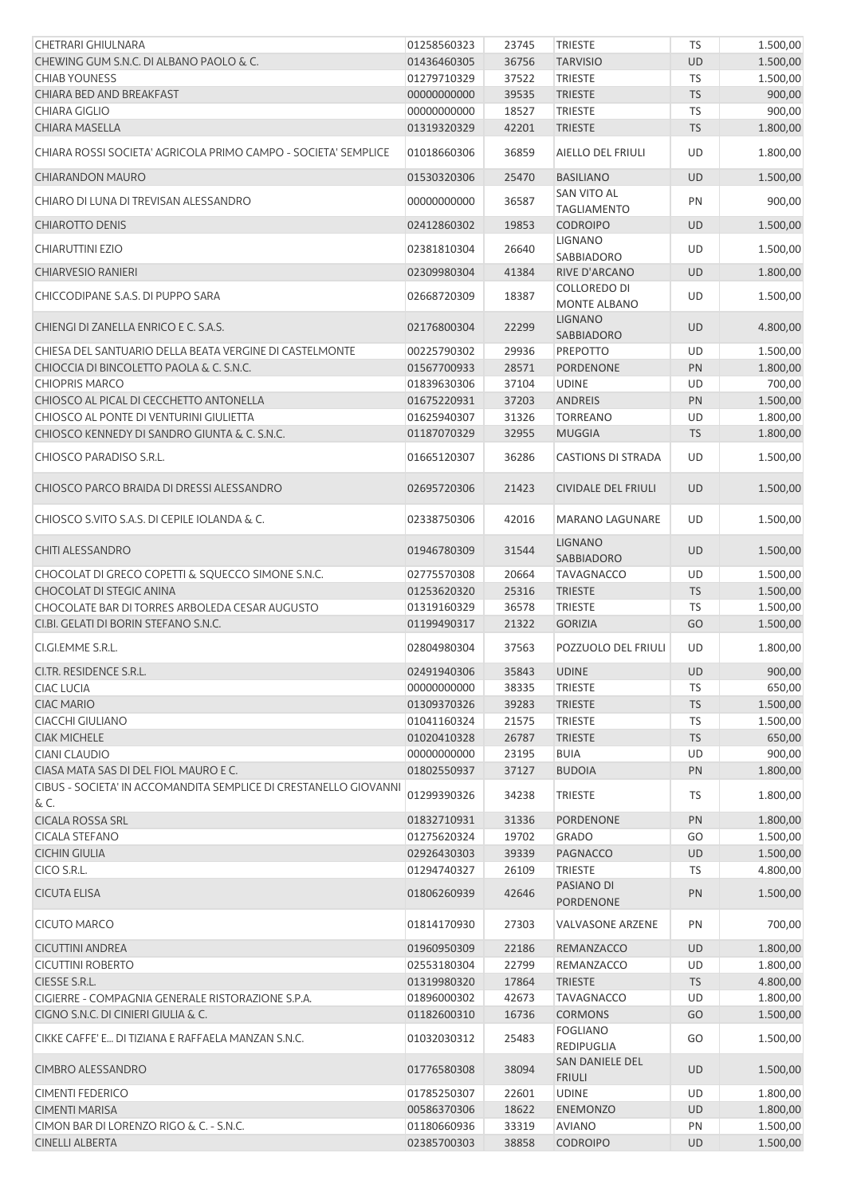| | | | | | |
|---|---|---|---|---|---|
| CHETRARI GHIULNARA | 01258560323 | 23745 | TRIESTE | TS | 1.500,00 |
| CHEWING GUM S.N.C. DI ALBANO PAOLO & C. | 01436460305 | 36756 | TARVISIO | UD | 1.500,00 |
| CHIAB YOUNESS | 01279710329 | 37522 | TRIESTE | TS | 1.500,00 |
| CHIARA BED AND BREAKFAST | 00000000000 | 39535 | TRIESTE | TS | 900,00 |
| CHIARA GIGLIO | 00000000000 | 18527 | TRIESTE | TS | 900,00 |
| CHIARA MASELLA | 01319320329 | 42201 | TRIESTE | TS | 1.800,00 |
| CHIARA ROSSI SOCIETA' AGRICOLA PRIMO CAMPO - SOCIETA' SEMPLICE | 01018660306 | 36859 | AIELLO DEL FRIULI | UD | 1.800,00 |
| CHIARANDON MAURO | 01530320306 | 25470 | BASILIANO | UD | 1.500,00 |
| CHIARO DI LUNA DI TREVISAN ALESSANDRO | 00000000000 | 36587 | SAN VITO AL TAGLIAMENTO | PN | 900,00 |
| CHIAROTTO DENIS | 02412860302 | 19853 | CODROIPO | UD | 1.500,00 |
| CHIARUTTINI EZIO | 02381810304 | 26640 | LIGNANO SABBIADORO | UD | 1.500,00 |
| CHIARVESIO RANIERI | 02309980304 | 41384 | RIVE D'ARCANO | UD | 1.800,00 |
| CHICCODIPANE S.A.S. DI PUPPO SARA | 02668720309 | 18387 | COLLOREDO DI MONTE ALBANO | UD | 1.500,00 |
| CHIENGI DI ZANELLA ENRICO E C. S.A.S. | 02176800304 | 22299 | LIGNANO SABBIADORO | UD | 4.800,00 |
| CHIESA DEL SANTUARIO DELLA BEATA VERGINE DI CASTELMONTE | 00225790302 | 29936 | PREPOTTO | UD | 1.500,00 |
| CHIOCCIA DI BINCOLETTO PAOLA & C. S.N.C. | 01567700933 | 28571 | PORDENONE | PN | 1.800,00 |
| CHIOPRIS MARCO | 01839630306 | 37104 | UDINE | UD | 700,00 |
| CHIOSCO AL PICAL DI CECCHETTO ANTONELLA | 01675220931 | 37203 | ANDREIS | PN | 1.500,00 |
| CHIOSCO AL PONTE DI VENTURINI GIULIETTA | 01625940307 | 31326 | TORREANO | UD | 1.800,00 |
| CHIOSCO KENNEDY DI SANDRO GIUNTA & C. S.N.C. | 01187070329 | 32955 | MUGGIA | TS | 1.800,00 |
| CHIOSCO PARADISO S.R.L. | 01665120307 | 36286 | CASTIONS DI STRADA | UD | 1.500,00 |
| CHIOSCO PARCO BRAIDA DI DRESSI ALESSANDRO | 02695720306 | 21423 | CIVIDALE DEL FRIULI | UD | 1.500,00 |
| CHIOSCO S.VITO S.A.S. DI CEPILE IOLANDA & C. | 02338750306 | 42016 | MARANO LAGUNARE | UD | 1.500,00 |
| CHITI ALESSANDRO | 01946780309 | 31544 | LIGNANO SABBIADORO | UD | 1.500,00 |
| CHOCOLAT DI GRECO COPETTI & SQUECCO SIMONE S.N.C. | 02775570308 | 20664 | TAVAGNACCO | UD | 1.500,00 |
| CHOCOLAT DI STEGIC ANINA | 01253620320 | 25316 | TRIESTE | TS | 1.500,00 |
| CHOCOLATE BAR DI TORRES ARBOLEDA CESAR AUGUSTO | 01319160329 | 36578 | TRIESTE | TS | 1.500,00 |
| CI.BI. GELATI DI BORIN STEFANO S.N.C. | 01199490317 | 21322 | GORIZIA | GO | 1.500,00 |
| CI.GI.EMME S.R.L. | 02804980304 | 37563 | POZZUOLO DEL FRIULI | UD | 1.800,00 |
| CI.TR. RESIDENCE S.R.L. | 02491940306 | 35843 | UDINE | UD | 900,00 |
| CIAC LUCIA | 00000000000 | 38335 | TRIESTE | TS | 650,00 |
| CIAC MARIO | 01309370326 | 39283 | TRIESTE | TS | 1.500,00 |
| CIACCHI GIULIANO | 01041160324 | 21575 | TRIESTE | TS | 1.500,00 |
| CIAK MICHELE | 01020410328 | 26787 | TRIESTE | TS | 650,00 |
| CIANI CLAUDIO | 00000000000 | 23195 | BUIA | UD | 900,00 |
| CIASA MATA SAS DI DEL FIOL MAURO E C. | 01802550937 | 37127 | BUDOIA | PN | 1.800,00 |
| CIBUS - SOCIETA' IN ACCOMANDITA SEMPLICE DI CRESTANELLO GIOVANNI & C. | 01299390326 | 34238 | TRIESTE | TS | 1.800,00 |
| CICALA ROSSA SRL | 01832710931 | 31336 | PORDENONE | PN | 1.800,00 |
| CICALA STEFANO | 01275620324 | 19702 | GRADO | GO | 1.500,00 |
| CICHIN GIULIA | 02926430303 | 39339 | PAGNACCO | UD | 1.500,00 |
| CICO S.R.L. | 01294740327 | 26109 | TRIESTE | TS | 4.800,00 |
| CICUTA ELISA | 01806260939 | 42646 | PASIANO DI PORDENONE | PN | 1.500,00 |
| CICUTO MARCO | 01814170930 | 27303 | VALVASONE ARZENE | PN | 700,00 |
| CICUTTINI ANDREA | 01960950309 | 22186 | REMANZACCO | UD | 1.800,00 |
| CICUTTINI ROBERTO | 02553180304 | 22799 | REMANZACCO | UD | 1.800,00 |
| CIESSE S.R.L. | 01319980320 | 17864 | TRIESTE | TS | 4.800,00 |
| CIGIERRE - COMPAGNIA GENERALE RISTORAZIONE S.P.A. | 01896000302 | 42673 | TAVAGNACCO | UD | 1.800,00 |
| CIGNO S.N.C. DI CINIERI GIULIA & C. | 01182600310 | 16736 | CORMONS | GO | 1.500,00 |
| CIKKE CAFFE' E... DI TIZIANA E RAFFAELA MANZAN S.N.C. | 01032030312 | 25483 | FOGLIANO REDIPUGLIA | GO | 1.500,00 |
| CIMBRO ALESSANDRO | 01776580308 | 38094 | SAN DANIELE DEL FRIULI | UD | 1.500,00 |
| CIMENTI FEDERICO | 01785250307 | 22601 | UDINE | UD | 1.800,00 |
| CIMENTI MARISA | 00586370306 | 18622 | ENEMONZO | UD | 1.800,00 |
| CIMON BAR DI LORENZO RIGO & C. - S.N.C. | 01180660936 | 33319 | AVIANO | PN | 1.500,00 |
| CINELLI ALBERTA | 02385700303 | 38858 | CODROIPO | UD | 1.500,00 |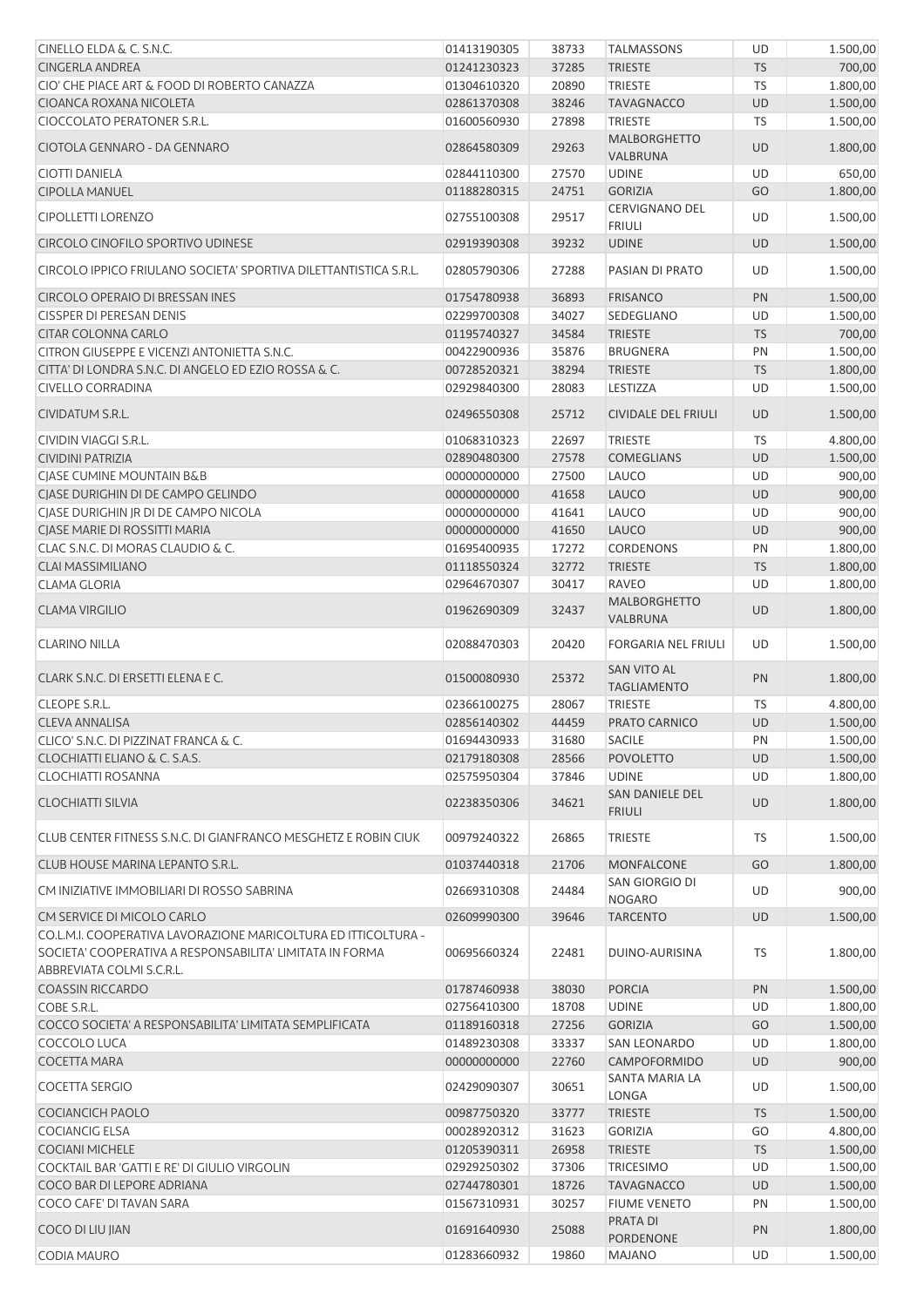| | | | | | |
|---|---|---|---|---|---|
| CINELLO ELDA & C. S.N.C. | 01413190305 | 38733 | TALMASSONS | UD | 1.500,00 |
| CINGERLA ANDREA | 01241230323 | 37285 | TRIESTE | TS | 700,00 |
| CIO' CHE PIACE ART & FOOD DI ROBERTO CANAZZA | 01304610320 | 20890 | TRIESTE | TS | 1.800,00 |
| CIOANCA ROXANA NICOLETA | 02861370308 | 38246 | TAVAGNACCO | UD | 1.500,00 |
| CIOCCOLATO PERATONER S.R.L. | 01600560930 | 27898 | TRIESTE | TS | 1.500,00 |
| CIOTOLA GENNARO - DA GENNARO | 02864580309 | 29263 | MALBORGHETTO VALBRUNA | UD | 1.800,00 |
| CIOTTI DANIELA | 02844110300 | 27570 | UDINE | UD | 650,00 |
| CIPOLLA MANUEL | 01188280315 | 24751 | GORIZIA | GO | 1.800,00 |
| CIPOLLETTI LORENZO | 02755100308 | 29517 | CERVIGNANO DEL FRIULI | UD | 1.500,00 |
| CIRCOLO CINOFILO SPORTIVO UDINESE | 02919390308 | 39232 | UDINE | UD | 1.500,00 |
| CIRCOLO IPPICO FRIULANO SOCIETA' SPORTIVA DILETTANTISTICA S.R.L. | 02805790306 | 27288 | PASIAN DI PRATO | UD | 1.500,00 |
| CIRCOLO OPERAIO DI BRESSAN INES | 01754780938 | 36893 | FRISANCO | PN | 1.500,00 |
| CISSPER DI PERESAN DENIS | 02299700308 | 34027 | SEDEGLIANO | UD | 1.500,00 |
| CITAR COLONNA CARLO | 01195740327 | 34584 | TRIESTE | TS | 700,00 |
| CITRON GIUSEPPE E VICENZI ANTONIETTA S.N.C. | 00422900936 | 35876 | BRUGNERA | PN | 1.500,00 |
| CITTA' DI LONDRA S.N.C. DI ANGELO ED EZIO ROSSA & C. | 00728520321 | 38294 | TRIESTE | TS | 1.800,00 |
| CIVELLO CORRADINA | 02929840300 | 28083 | LESTIZZA | UD | 1.500,00 |
| CIVIDATUM S.R.L. | 02496550308 | 25712 | CIVIDALE DEL FRIULI | UD | 1.500,00 |
| CIVIDIN VIAGGI S.R.L. | 01068310323 | 22697 | TRIESTE | TS | 4.800,00 |
| CIVIDINI PATRIZIA | 02890480300 | 27578 | COMEGLIANS | UD | 1.500,00 |
| CJASE CUMINE MOUNTAIN B&B | 00000000000 | 27500 | LAUCO | UD | 900,00 |
| CJASE DURIGHIN DI DE CAMPO GELINDO | 00000000000 | 41658 | LAUCO | UD | 900,00 |
| CJASE DURIGHIN JR DI DE CAMPO NICOLA | 00000000000 | 41641 | LAUCO | UD | 900,00 |
| CJASE MARIE DI ROSSITTI MARIA | 00000000000 | 41650 | LAUCO | UD | 900,00 |
| CLAC S.N.C. DI MORAS CLAUDIO & C. | 01695400935 | 17272 | CORDENONS | PN | 1.800,00 |
| CLAI MASSIMILIANO | 01118550324 | 32772 | TRIESTE | TS | 1.800,00 |
| CLAMA GLORIA | 02964670307 | 30417 | RAVEO | UD | 1.800,00 |
| CLAMA VIRGILIO | 01962690309 | 32437 | MALBORGHETTO VALBRUNA | UD | 1.800,00 |
| CLARINO NILLA | 02088470303 | 20420 | FORGARIA NEL FRIULI | UD | 1.500,00 |
| CLARK S.N.C. DI ERSETTI ELENA E C. | 01500080930 | 25372 | SAN VITO AL TAGLIAMENTO | PN | 1.800,00 |
| CLEOPE S.R.L. | 02366100275 | 28067 | TRIESTE | TS | 4.800,00 |
| CLEVA ANNALISA | 02856140302 | 44459 | PRATO CARNICO | UD | 1.500,00 |
| CLICO' S.N.C. DI PIZZINAT FRANCA & C. | 01694430933 | 31680 | SACILE | PN | 1.500,00 |
| CLOCHIATTI ELIANO & C. S.A.S. | 02179180308 | 28566 | POVOLETTO | UD | 1.500,00 |
| CLOCHIATTI ROSANNA | 02575950304 | 37846 | UDINE | UD | 1.800,00 |
| CLOCHIATTI SILVIA | 02238350306 | 34621 | SAN DANIELE DEL FRIULI | UD | 1.800,00 |
| CLUB CENTER FITNESS S.N.C. DI GIANFRANCO MESGHETZ E ROBIN CIUK | 00979240322 | 26865 | TRIESTE | TS | 1.500,00 |
| CLUB HOUSE MARINA LEPANTO S.R.L. | 01037440318 | 21706 | MONFALCONE | GO | 1.800,00 |
| CM INIZIATIVE IMMOBILIARI DI ROSSO SABRINA | 02669310308 | 24484 | SAN GIORGIO DI NOGARO | UD | 900,00 |
| CM SERVICE DI MICOLO CARLO | 02609990300 | 39646 | TARCENTO | UD | 1.500,00 |
| CO.L.M.I. COOPERATIVA LAVORAZIONE MARICOLTURA ED ITTICOLTURA - SOCIETA' COOPERATIVA A RESPONSABILITA' LIMITATA IN FORMA ABBREVIATA COLMI S.C.R.L. | 00695660324 | 22481 | DUINO-AURISINA | TS | 1.800,00 |
| COASSIN RICCARDO | 01787460938 | 38030 | PORCIA | PN | 1.500,00 |
| COBE S.R.L. | 02756410300 | 18708 | UDINE | UD | 1.800,00 |
| COCCO SOCIETA' A RESPONSABILITA' LIMITATA SEMPLIFICATA | 01189160318 | 27256 | GORIZIA | GO | 1.500,00 |
| COCCOLO LUCA | 01489230308 | 33337 | SAN LEONARDO | UD | 1.800,00 |
| COCETTA MARA | 00000000000 | 22760 | CAMPOFORMIDO | UD | 900,00 |
| COCETTA SERGIO | 02429090307 | 30651 | SANTA MARIA LA LONGA | UD | 1.500,00 |
| COCIANCICH PAOLO | 00987750320 | 33777 | TRIESTE | TS | 1.500,00 |
| COCIANCIG ELSA | 00028920312 | 31623 | GORIZIA | GO | 4.800,00 |
| COCIANI MICHELE | 01205390311 | 26958 | TRIESTE | TS | 1.500,00 |
| COCKTAIL BAR 'GATTI E RE' DI GIULIO VIRGOLIN | 02929250302 | 37306 | TRICESIMO | UD | 1.500,00 |
| COCO BAR DI LEPORE ADRIANA | 02744780301 | 18726 | TAVAGNACCO | UD | 1.500,00 |
| COCO CAFE' DI TAVAN SARA | 01567310931 | 30257 | FIUME VENETO | PN | 1.500,00 |
| COCO DI LIU JIAN | 01691640930 | 25088 | PRATA DI PORDENONE | PN | 1.800,00 |
| CODIA MAURO | 01283660932 | 19860 | MAJANO | UD | 1.500,00 |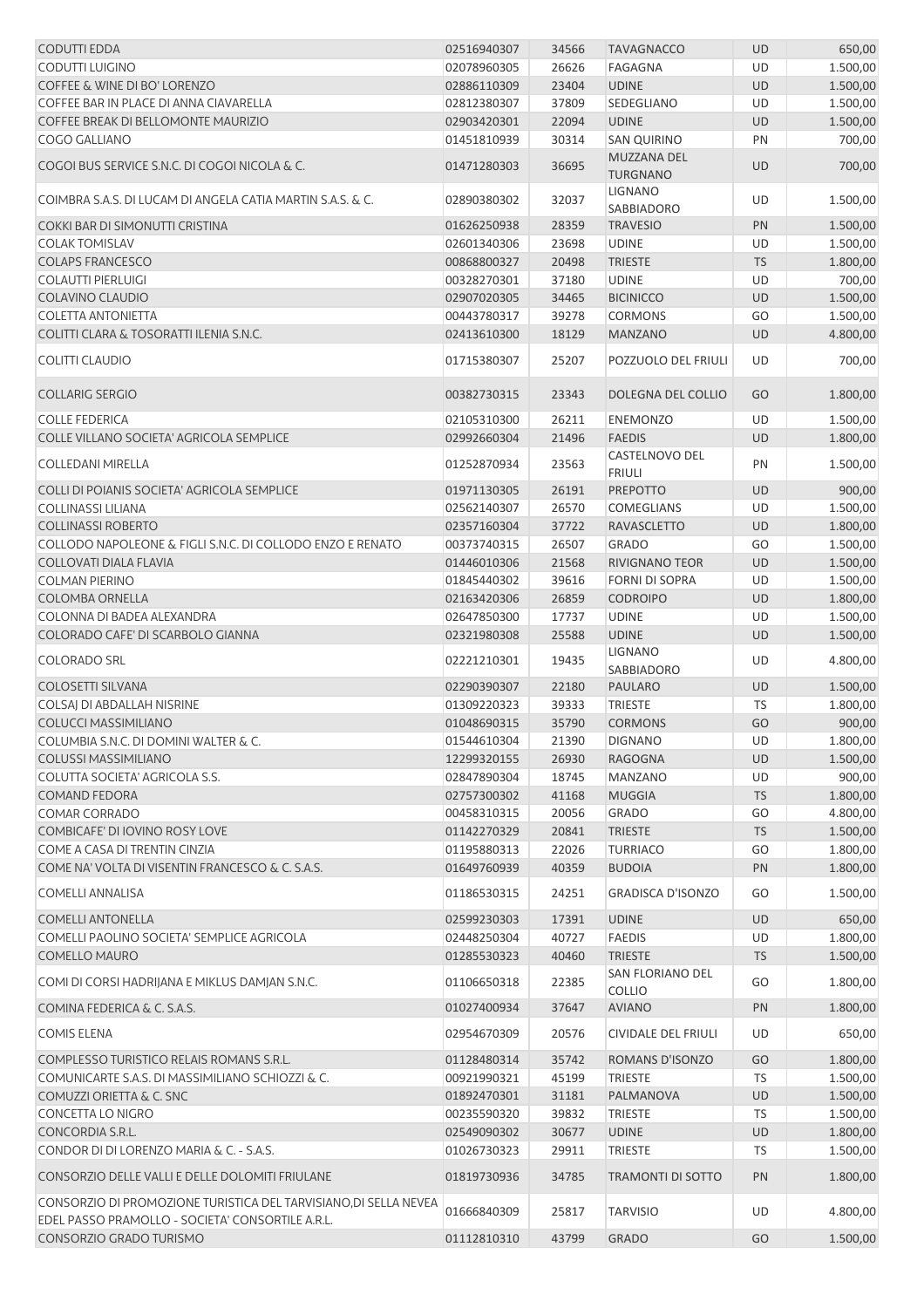| | | | | | |
|---|---|---|---|---|---|
| CODUTTI EDDA | 02516940307 | 34566 | TAVAGNACCO | UD | 650,00 |
| CODUTTI LUIGINO | 02078960305 | 26626 | FAGAGNA | UD | 1.500,00 |
| COFFEE & WINE DI BO' LORENZO | 02886110309 | 23404 | UDINE | UD | 1.500,00 |
| COFFEE BAR IN PLACE DI ANNA CIAVARELLA | 02812380307 | 37809 | SEDEGLIANO | UD | 1.500,00 |
| COFFEE BREAK DI BELLOMONTE MAURIZIO | 02903420301 | 22094 | UDINE | UD | 1.500,00 |
| COGO GALLIANO | 01451810939 | 30314 | SAN QUIRINO | PN | 700,00 |
| COGOI BUS SERVICE S.N.C. DI COGOI NICOLA & C. | 01471280303 | 36695 | MUZZANA DEL TURGNANO | UD | 700,00 |
| COIMBRA S.A.S. DI LUCAM DI ANGELA CATIA MARTIN S.A.S. & C. | 02890380302 | 32037 | LIGNANO SABBIADORO | UD | 1.500,00 |
| COKKI BAR DI SIMONUTTI CRISTINA | 01626250938 | 28359 | TRAVESIO | PN | 1.500,00 |
| COLAK TOMISLAV | 02601340306 | 23698 | UDINE | UD | 1.500,00 |
| COLAPS FRANCESCO | 00868800327 | 20498 | TRIESTE | TS | 1.800,00 |
| COLAUTTI PIERLUIGI | 00328270301 | 37180 | UDINE | UD | 700,00 |
| COLAVINO CLAUDIO | 02907020305 | 34465 | BICINICCO | UD | 1.500,00 |
| COLETTA ANTONIETTA | 00443780317 | 39278 | CORMONS | GO | 1.500,00 |
| COLITTI CLARA & TOSORATTI ILENIA S.N.C. | 02413610300 | 18129 | MANZANO | UD | 4.800,00 |
| COLITTI CLAUDIO | 01715380307 | 25207 | POZZUOLO DEL FRIULI | UD | 700,00 |
| COLLARIG SERGIO | 00382730315 | 23343 | DOLEGNA DEL COLLIO | GO | 1.800,00 |
| COLLE FEDERICA | 02105310300 | 26211 | ENEMONZO | UD | 1.500,00 |
| COLLE VILLANO SOCIETA' AGRICOLA SEMPLICE | 02992660304 | 21496 | FAEDIS | UD | 1.800,00 |
| COLLEDANI MIRELLA | 01252870934 | 23563 | CASTELNOVO DEL FRIULI | PN | 1.500,00 |
| COLLI DI POIANIS SOCIETA' AGRICOLA SEMPLICE | 01971130305 | 26191 | PREPOTTO | UD | 900,00 |
| COLLINASSI LILIANA | 02562140307 | 26570 | COMEGLIANS | UD | 1.500,00 |
| COLLINASSI ROBERTO | 02357160304 | 37722 | RAVASCLETTO | UD | 1.800,00 |
| COLLODO NAPOLEONE & FIGLI S.N.C. DI COLLODO ENZO E RENATO | 00373740315 | 26507 | GRADO | GO | 1.500,00 |
| COLLOVATI DIALA FLAVIA | 01446010306 | 21568 | RIVIGNANO TEOR | UD | 1.500,00 |
| COLMAN PIERINO | 01845440302 | 39616 | FORNI DI SOPRA | UD | 1.500,00 |
| COLOMBA ORNELLA | 02163420306 | 26859 | CODROIPO | UD | 1.800,00 |
| COLONNA DI BADEA ALEXANDRA | 02647850300 | 17737 | UDINE | UD | 1.500,00 |
| COLORADO CAFE' DI SCARBOLO GIANNA | 02321980308 | 25588 | UDINE | UD | 1.500,00 |
| COLORADO SRL | 02221210301 | 19435 | LIGNANO SABBIADORO | UD | 4.800,00 |
| COLOSETTI SILVANA | 02290390307 | 22180 | PAULARO | UD | 1.500,00 |
| COLSAJ DI ABDALLAH NISRINE | 01309220323 | 39333 | TRIESTE | TS | 1.800,00 |
| COLUCCI MASSIMILIANO | 01048690315 | 35790 | CORMONS | GO | 900,00 |
| COLUMBIA S.N.C. DI DOMINI WALTER & C. | 01544610304 | 21390 | DIGNANO | UD | 1.800,00 |
| COLUSSI MASSIMILIANO | 12299320155 | 26930 | RAGOGNA | UD | 1.500,00 |
| COLUTTA SOCIETA' AGRICOLA S.S. | 02847890304 | 18745 | MANZANO | UD | 900,00 |
| COMAND FEDORA | 02757300302 | 41168 | MUGGIA | TS | 1.800,00 |
| COMAR CORRADO | 00458310315 | 20056 | GRADO | GO | 4.800,00 |
| COMBICAFE' DI IOVINO ROSY LOVE | 01142270329 | 20841 | TRIESTE | TS | 1.500,00 |
| COME A CASA DI TRENTIN CINZIA | 01195880313 | 22026 | TURRIACO | GO | 1.800,00 |
| COME NA' VOLTA DI VISENTIN FRANCESCO & C. S.A.S. | 01649760939 | 40359 | BUDOIA | PN | 1.800,00 |
| COMELLI ANNALISA | 01186530315 | 24251 | GRADISCA D'ISONZO | GO | 1.500,00 |
| COMELLI ANTONELLA | 02599230303 | 17391 | UDINE | UD | 650,00 |
| COMELLI PAOLINO SOCIETA' SEMPLICE AGRICOLA | 02448250304 | 40727 | FAEDIS | UD | 1.800,00 |
| COMELLO MAURO | 01285530323 | 40460 | TRIESTE | TS | 1.500,00 |
| COMI DI CORSI HADRIJANA E MIKLUS DAMJAN S.N.C. | 01106650318 | 22385 | SAN FLORIANO DEL COLLIO | GO | 1.800,00 |
| COMINA FEDERICA & C. S.A.S. | 01027400934 | 37647 | AVIANO | PN | 1.800,00 |
| COMIS ELENA | 02954670309 | 20576 | CIVIDALE DEL FRIULI | UD | 650,00 |
| COMPLESSO TURISTICO RELAIS ROMANS S.R.L. | 01128480314 | 35742 | ROMANS D'ISONZO | GO | 1.800,00 |
| COMUNICARTE S.A.S. DI MASSIMILIANO SCHIOZZI & C. | 00921990321 | 45199 | TRIESTE | TS | 1.500,00 |
| COMUZZI ORIETTA & C. SNC | 01892470301 | 31181 | PALMANOVA | UD | 1.500,00 |
| CONCETTA LO NIGRO | 00235590320 | 39832 | TRIESTE | TS | 1.500,00 |
| CONCORDIA S.R.L. | 02549090302 | 30677 | UDINE | UD | 1.800,00 |
| CONDOR DI DI LORENZO MARIA & C. - S.A.S. | 01026730323 | 29911 | TRIESTE | TS | 1.500,00 |
| CONSORZIO DELLE VALLI E DELLE DOLOMITI FRIULANE | 01819730936 | 34785 | TRAMONTI DI SOTTO | PN | 1.800,00 |
| CONSORZIO DI PROMOZIONE TURISTICA DEL TARVISIANO,DI SELLA NEVEA EDEL PASSO PRAMOLLO - SOCIETA' CONSORTILE A.R.L. | 01666840309 | 25817 | TARVISIO | UD | 4.800,00 |
| CONSORZIO GRADO TURISMO | 01112810310 | 43799 | GRADO | GO | 1.500,00 |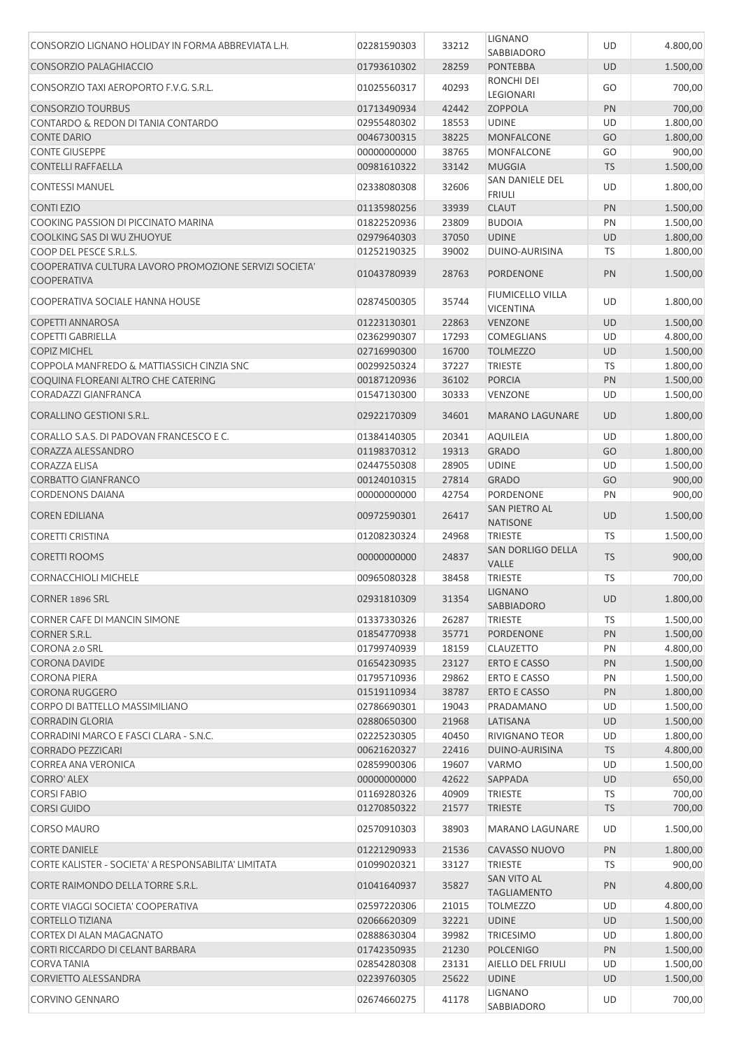| | | | | | |
|---|---|---|---|---|---|
| CONSORZIO LIGNANO HOLIDAY IN FORMA ABBREVIATA L.H. | 02281590303 | 33212 | LIGNANO SABBIADORO | UD | 4.800,00 |
| CONSORZIO PALAGHIACCIO | 01793610302 | 28259 | PONTEBBA | UD | 1.500,00 |
| CONSORZIO TAXI AEROPORTO F.V.G. S.R.L. | 01025560317 | 40293 | RONCHI DEI LEGIONARI | GO | 700,00 |
| CONSORZIO TOURBUS | 01713490934 | 42442 | ZOPPOLA | PN | 700,00 |
| CONTARDO & REDON DI TANIA CONTARDO | 02955480302 | 18553 | UDINE | UD | 1.800,00 |
| CONTE DARIO | 00467300315 | 38225 | MONFALCONE | GO | 1.800,00 |
| CONTE GIUSEPPE | 00000000000 | 38765 | MONFALCONE | GO | 900,00 |
| CONTELLI RAFFAELLA | 00981610322 | 33142 | MUGGIA | TS | 1.500,00 |
| CONTESSI MANUEL | 02338080308 | 32606 | SAN DANIELE DEL FRIULI | UD | 1.800,00 |
| CONTI EZIO | 01135980256 | 33939 | CLAUT | PN | 1.500,00 |
| COOKING PASSION DI PICCINATO MARINA | 01822520936 | 23809 | BUDOIA | PN | 1.500,00 |
| COOLKING SAS DI WU ZHUOYUE | 02979640303 | 37050 | UDINE | UD | 1.800,00 |
| COOP DEL PESCE S.R.L.S. | 01252190325 | 39002 | DUINO-AURISINA | TS | 1.800,00 |
| COOPERATIVA CULTURA LAVORO PROMOZIONE SERVIZI SOCIETA' COOPERATIVA | 01043780939 | 28763 | PORDENONE | PN | 1.500,00 |
| COOPERATIVA SOCIALE HANNA HOUSE | 02874500305 | 35744 | FIUMICELLO VILLA VICENTINA | UD | 1.800,00 |
| COPETTI ANNAROSA | 01223130301 | 22863 | VENZONE | UD | 1.500,00 |
| COPETTI GABRIELLA | 02362990307 | 17293 | COMEGLIANS | UD | 4.800,00 |
| COPIZ MICHEL | 02716990300 | 16700 | TOLMEZZO | UD | 1.500,00 |
| COPPOLA MANFREDO & MATTIASSICH CINZIA SNC | 00299250324 | 37227 | TRIESTE | TS | 1.800,00 |
| COQUINA FLOREANI ALTRO CHE CATERING | 00187120936 | 36102 | PORCIA | PN | 1.500,00 |
| CORADAZZI GIANFRANCA | 01547130300 | 30333 | VENZONE | UD | 1.500,00 |
| CORALLINO GESTIONI S.R.L. | 02922170309 | 34601 | MARANO LAGUNARE | UD | 1.800,00 |
| CORALLO S.A.S. DI PADOVAN FRANCESCO E C. | 01384140305 | 20341 | AQUILEIA | UD | 1.800,00 |
| CORAZZA ALESSANDRO | 01198370312 | 19313 | GRADO | GO | 1.800,00 |
| CORAZZA ELISA | 02447550308 | 28905 | UDINE | UD | 1.500,00 |
| CORBATTO GIANFRANCO | 00124010315 | 27814 | GRADO | GO | 900,00 |
| CORDENONS DAIANA | 00000000000 | 42754 | PORDENONE | PN | 900,00 |
| COREN EDILIANA | 00972590301 | 26417 | SAN PIETRO AL NATISONE | UD | 1.500,00 |
| CORETTI CRISTINA | 01208230324 | 24968 | TRIESTE | TS | 1.500,00 |
| CORETTI ROOMS | 00000000000 | 24837 | SAN DORLIGO DELLA VALLE | TS | 900,00 |
| CORNACCHIOLI MICHELE | 00965080328 | 38458 | TRIESTE | TS | 700,00 |
| CORNER 1896 SRL | 02931810309 | 31354 | LIGNANO SABBIADORO | UD | 1.800,00 |
| CORNER CAFE DI MANCIN SIMONE | 01337330326 | 26287 | TRIESTE | TS | 1.500,00 |
| CORNER S.R.L. | 01854770938 | 35771 | PORDENONE | PN | 1.500,00 |
| CORONA 2.0 SRL | 01799740939 | 18159 | CLAUZETTO | PN | 4.800,00 |
| CORONA DAVIDE | 01654230935 | 23127 | ERTO E CASSO | PN | 1.500,00 |
| CORONA PIERA | 01795710936 | 29862 | ERTO E CASSO | PN | 1.500,00 |
| CORONA RUGGERO | 01519110934 | 38787 | ERTO E CASSO | PN | 1.800,00 |
| CORPO DI BATTELLO MASSIMILIANO | 02786690301 | 19043 | PRADAMANO | UD | 1.500,00 |
| CORRADIN GLORIA | 02880650300 | 21968 | LATISANA | UD | 1.500,00 |
| CORRADINI MARCO E FASCI CLARA - S.N.C. | 02225230305 | 40450 | RIVIGNANO TEOR | UD | 1.800,00 |
| CORRADO PEZZICARI | 00621620327 | 22416 | DUINO-AURISINA | TS | 4.800,00 |
| CORREA ANA VERONICA | 02859900306 | 19607 | VARMO | UD | 1.500,00 |
| CORRO' ALEX | 00000000000 | 42622 | SAPPADA | UD | 650,00 |
| CORSI FABIO | 01169280326 | 40909 | TRIESTE | TS | 700,00 |
| CORSI GUIDO | 01270850322 | 21577 | TRIESTE | TS | 700,00 |
| CORSO MAURO | 02570910303 | 38903 | MARANO LAGUNARE | UD | 1.500,00 |
| CORTE DANIELE | 01221290933 | 21536 | CAVASSO NUOVO | PN | 1.800,00 |
| CORTE KALISTER - SOCIETA' A RESPONSABILITA' LIMITATA | 01099020321 | 33127 | TRIESTE | TS | 900,00 |
| CORTE RAIMONDO DELLA TORRE S.R.L. | 01041640937 | 35827 | SAN VITO AL TAGLIAMENTO | PN | 4.800,00 |
| CORTE VIAGGI SOCIETA' COOPERATIVA | 02597220306 | 21015 | TOLMEZZO | UD | 4.800,00 |
| CORTELLO TIZIANA | 02066620309 | 32221 | UDINE | UD | 1.500,00 |
| CORTEX DI ALAN MAGAGNATO | 02888630304 | 39982 | TRICESIMO | UD | 1.800,00 |
| CORTI RICCARDO DI CELANT BARBARA | 01742350935 | 21230 | POLCENIGO | PN | 1.500,00 |
| CORVA TANIA | 02854280308 | 23131 | AIELLO DEL FRIULI | UD | 1.500,00 |
| CORVIETTO ALESSANDRA | 02239760305 | 25622 | UDINE | UD | 1.500,00 |
| CORVINO GENNARO | 02674660275 | 41178 | LIGNANO SABBIADORO | UD | 700,00 |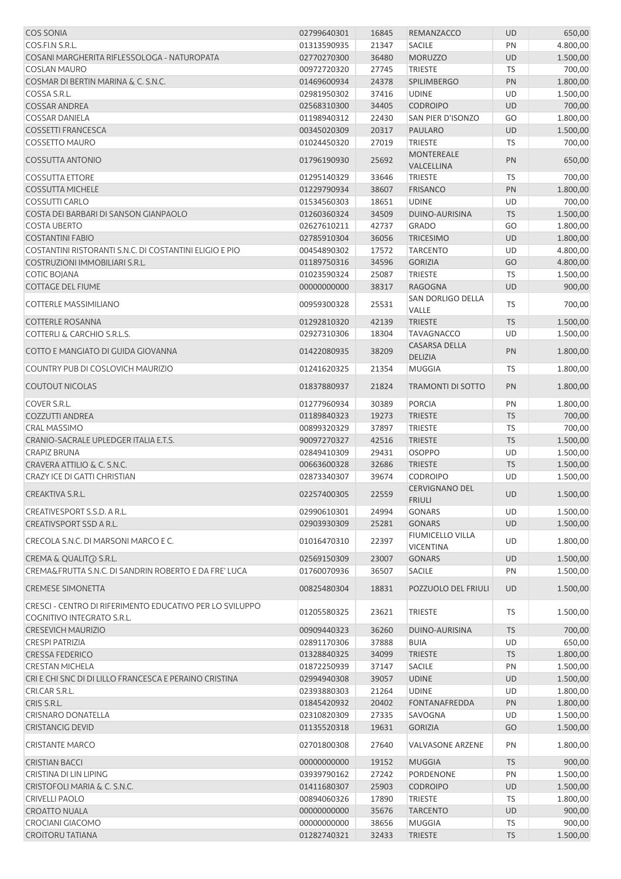| | | | | | |
|---|---|---|---|---|---|
| COS SONIA | 02799640301 | 16845 | REMANZACCO | UD | 650,00 |
| COS.FI.N S.R.L. | 01313590935 | 21347 | SACILE | PN | 4.800,00 |
| COSANI MARGHERITA RIFLESSOLOGA - NATUROPATA | 02770270300 | 36480 | MORUZZO | UD | 1.500,00 |
| COSLAN MAURO | 00972720320 | 27745 | TRIESTE | TS | 700,00 |
| COSMAR DI BERTIN MARINA & C. S.N.C. | 01469600934 | 24378 | SPILIMBERGO | PN | 1.800,00 |
| COSSA S.R.L. | 02981950302 | 37416 | UDINE | UD | 1.500,00 |
| COSSAR ANDREA | 02568310300 | 34405 | CODROIPO | UD | 700,00 |
| COSSAR DANIELA | 01198940312 | 22430 | SAN PIER D'ISONZO | GO | 1.800,00 |
| COSSETTI FRANCESCA | 00345020309 | 20317 | PAULARO | UD | 1.500,00 |
| COSSETTO MAURO | 01024450320 | 27019 | TRIESTE | TS | 700,00 |
| COSSUTTA ANTONIO | 01796190930 | 25692 | MONTEREALE VALCELLINA | PN | 650,00 |
| COSSUTTA ETTORE | 01295140329 | 33646 | TRIESTE | TS | 700,00 |
| COSSUTTA MICHELE | 01229790934 | 38607 | FRISANCO | PN | 1.800,00 |
| COSSUTTI CARLO | 01534560303 | 18651 | UDINE | UD | 700,00 |
| COSTA DEI BARBARI DI SANSON GIANPAOLO | 01260360324 | 34509 | DUINO-AURISINA | TS | 1.500,00 |
| COSTA UBERTO | 02627610211 | 42737 | GRADO | GO | 1.800,00 |
| COSTANTINI FABIO | 02785910304 | 36056 | TRICESIMO | UD | 1.800,00 |
| COSTANTINI RISTORANTI S.N.C. DI COSTANTINI ELIGIO E PIO | 00454890302 | 17572 | TARCENTO | UD | 4.800,00 |
| COSTRUZIONI IMMOBILIARI S.R.L. | 01189750316 | 34596 | GORIZIA | GO | 4.800,00 |
| COTIC BOJANA | 01023590324 | 25087 | TRIESTE | TS | 1.500,00 |
| COTTAGE DEL FIUME | 00000000000 | 38317 | RAGOGNA | UD | 900,00 |
| COTTERLE MASSIMILIANO | 00959300328 | 25531 | SAN DORLIGO DELLA VALLE | TS | 700,00 |
| COTTERLE ROSANNA | 01292810320 | 42139 | TRIESTE | TS | 1.500,00 |
| COTTERLI & CARCHIO S.R.L.S. | 02927310306 | 18304 | TAVAGNACCO | UD | 1.500,00 |
| COTTO E MANGIATO DI GUIDA GIOVANNA | 01422080935 | 38209 | CASARSA DELLA DELIZIA | PN | 1.800,00 |
| COUNTRY PUB DI COSLOVICH MAURIZIO | 01241620325 | 21354 | MUGGIA | TS | 1.800,00 |
| COUTOUT NICOLAS | 01837880937 | 21824 | TRAMONTI DI SOTTO | PN | 1.800,00 |
| COVER S.R.L. | 01277960934 | 30389 | PORCIA | PN | 1.800,00 |
| COZZUTTI ANDREA | 01189840323 | 19273 | TRIESTE | TS | 700,00 |
| CRAL MASSIMO | 00899320329 | 37897 | TRIESTE | TS | 700,00 |
| CRANIO-SACRALE UPLEDGER ITALIA E.T.S. | 90097270327 | 42516 | TRIESTE | TS | 1.500,00 |
| CRAPIZ BRUNA | 02849410309 | 29431 | OSOPPO | UD | 1.500,00 |
| CRAVERA ATTILIO & C. S.N.C. | 00663600328 | 32686 | TRIESTE | TS | 1.500,00 |
| CRAZY ICE DI GATTI CHRISTIAN | 02873340307 | 39674 | CODROIPO | UD | 1.500,00 |
| CREAKTIVA S.R.L. | 02257400305 | 22559 | CERVIGNANO DEL FRIULI | UD | 1.500,00 |
| CREATIVESPORT S.S.D. A R.L. | 02990610301 | 24994 | GONARS | UD | 1.500,00 |
| CREATIVSPORT SSD A R.L. | 02903930309 | 25281 | GONARS | UD | 1.500,00 |
| CRECOLA S.N.C. DI MARSONI MARCO E C. | 01016470310 | 22397 | FIUMICELLO VILLA VICENTINA | UD | 1.800,00 |
| CREMA & QUALIT@ S.R.L. | 02569150309 | 23007 | GONARS | UD | 1.500,00 |
| CREMA&FRUTTA S.N.C. DI SANDRIN ROBERTO E DA FRE' LUCA | 01760070936 | 36507 | SACILE | PN | 1.500,00 |
| CREMESE SIMONETTA | 00825480304 | 18831 | POZZUOLO DEL FRIULI | UD | 1.500,00 |
| CRESCI - CENTRO DI RIFERIMENTO EDUCATIVO PER LO SVILUPPO COGNITIVO INTEGRATO S.R.L. | 01205580325 | 23621 | TRIESTE | TS | 1.500,00 |
| CRESEVICH MAURIZIO | 00909440323 | 36260 | DUINO-AURISINA | TS | 700,00 |
| CRESPI PATRIZIA | 02891170306 | 37888 | BUIA | UD | 650,00 |
| CRESSA FEDERICO | 01328840325 | 34099 | TRIESTE | TS | 1.800,00 |
| CRESTAN MICHELA | 01872250939 | 37147 | SACILE | PN | 1.500,00 |
| CRI E CHI SNC DI DI LILLO FRANCESCA E PERAINO CRISTINA | 02994940308 | 39057 | UDINE | UD | 1.500,00 |
| CRI.CAR S.R.L. | 02393880303 | 21264 | UDINE | UD | 1.800,00 |
| CRIS S.R.L. | 01845420932 | 20402 | FONTANAFREDDA | PN | 1.800,00 |
| CRISNARO DONATELLA | 02310820309 | 27335 | SAVOGNA | UD | 1.500,00 |
| CRISTANCIG DEVID | 01135520318 | 19631 | GORIZIA | GO | 1.500,00 |
| CRISTANTE MARCO | 02701800308 | 27640 | VALVASONE ARZENE | PN | 1.800,00 |
| CRISTIAN BACCI | 00000000000 | 19152 | MUGGIA | TS | 900,00 |
| CRISTINA DI LIN LIPING | 03939790162 | 27242 | PORDENONE | PN | 1.500,00 |
| CRISTOFOLI MARIA & C. S.N.C. | 01411680307 | 25903 | CODROIPO | UD | 1.500,00 |
| CRIVELLI PAOLO | 00894060326 | 17890 | TRIESTE | TS | 1.800,00 |
| CROATTO NUALA | 00000000000 | 35676 | TARCENTO | UD | 900,00 |
| CROCIANI GIACOMO | 00000000000 | 38656 | MUGGIA | TS | 900,00 |
| CROITORU TATIANA | 01282740321 | 32433 | TRIESTE | TS | 1.500,00 |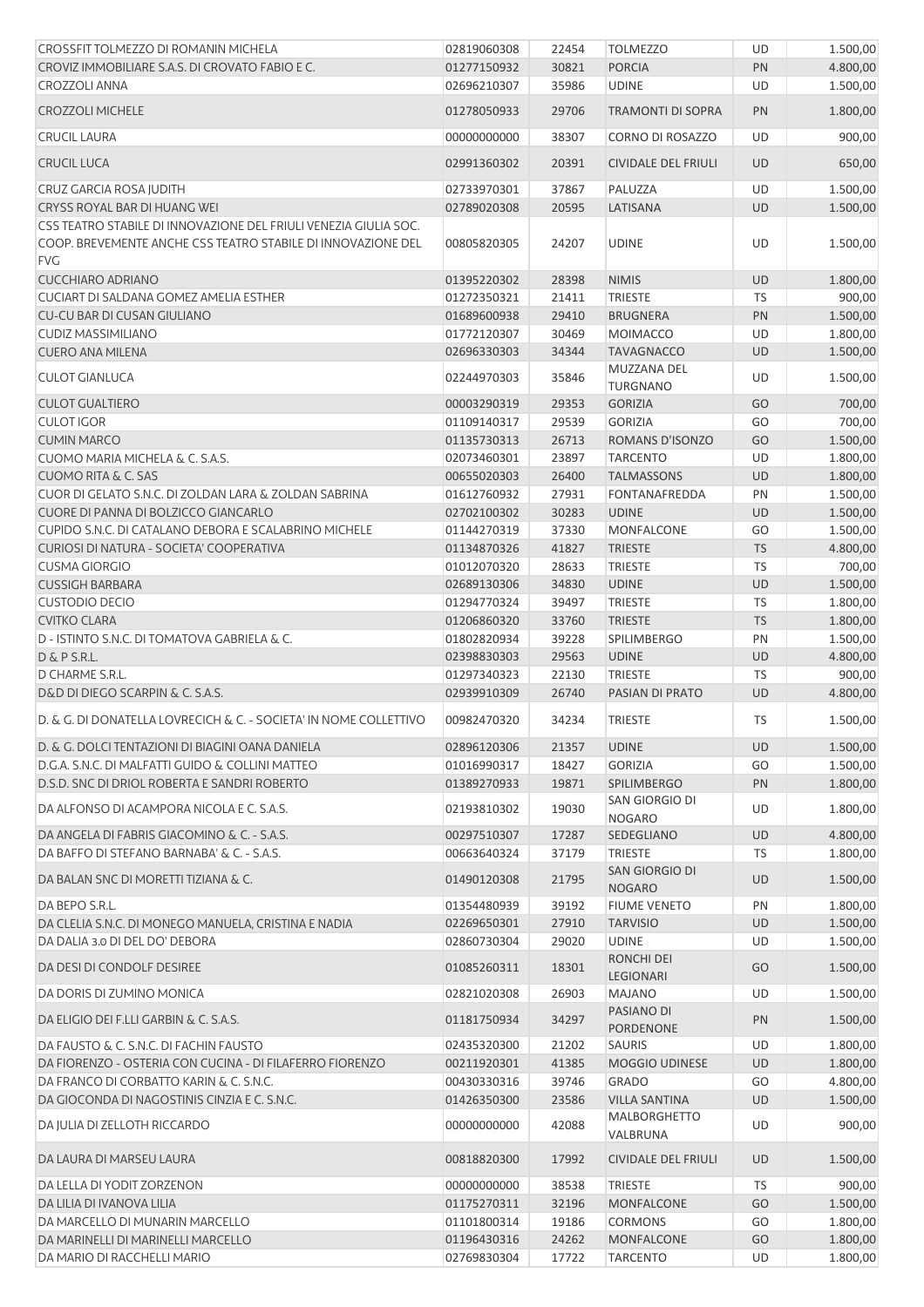| | | | | | |
|---|---|---|---|---|---|
| CROSSFIT TOLMEZZO DI ROMANIN MICHELA | 02819060308 | 22454 | TOLMEZZO | UD | 1.500,00 |
| CROVIZ IMMOBILIARE S.A.S. DI CROVATO FABIO E C. | 01277150932 | 30821 | PORCIA | PN | 4.800,00 |
| CROZZOLI ANNA | 02696210307 | 35986 | UDINE | UD | 1.500,00 |
| CROZZOLI MICHELE | 01278050933 | 29706 | TRAMONTI DI SOPRA | PN | 1.800,00 |
| CRUCIL LAURA | 00000000000 | 38307 | CORNO DI ROSAZZO | UD | 900,00 |
| CRUCIL LUCA | 02991360302 | 20391 | CIVIDALE DEL FRIULI | UD | 650,00 |
| CRUZ GARCIA ROSA JUDITH | 02733970301 | 37867 | PALUZZA | UD | 1.500,00 |
| CRYSS ROYAL BAR DI HUANG WEI | 02789020308 | 20595 | LATISANA | UD | 1.500,00 |
| CSS TEATRO STABILE DI INNOVAZIONE DEL FRIULI VENEZIA GIULIA SOC. COOP. BREVEMENTE ANCHE CSS TEATRO STABILE DI INNOVAZIONE DEL FVG | 00805820305 | 24207 | UDINE | UD | 1.500,00 |
| CUCCHIARO ADRIANO | 01395220302 | 28398 | NIMIS | UD | 1.800,00 |
| CUCIART DI SALDANA GOMEZ AMELIA ESTHER | 01272350321 | 21411 | TRIESTE | TS | 900,00 |
| CU-CU BAR DI CUSAN GIULIANO | 01689600938 | 29410 | BRUGNERA | PN | 1.500,00 |
| CUDIZ MASSIMILIANO | 01772120307 | 30469 | MOIMACCO | UD | 1.800,00 |
| CUERO ANA MILENA | 02696330303 | 34344 | TAVAGNACCO | UD | 1.500,00 |
| CULOT GIANLUCA | 02244970303 | 35846 | MUZZANA DEL TURGNANO | UD | 1.500,00 |
| CULOT GUALTIERO | 00003290319 | 29353 | GORIZIA | GO | 700,00 |
| CULOT IGOR | 01109140317 | 29539 | GORIZIA | GO | 700,00 |
| CUMIN MARCO | 01135730313 | 26713 | ROMANS D'ISONZO | GO | 1.500,00 |
| CUOMO MARIA MICHELA & C. S.A.S. | 02073460301 | 23897 | TARCENTO | UD | 1.800,00 |
| CUOMO RITA & C. SAS | 00655020303 | 26400 | TALMASSONS | UD | 1.800,00 |
| CUOR DI GELATO S.N.C. DI ZOLDAN LARA & ZOLDAN SABRINA | 01612760932 | 27931 | FONTANAFREDDA | PN | 1.500,00 |
| CUORE DI PANNA DI BOLZICCO GIANCARLO | 02702100302 | 30283 | UDINE | UD | 1.500,00 |
| CUPIDO S.N.C. DI CATALANO DEBORA E SCALABRINO MICHELE | 01144270319 | 37330 | MONFALCONE | GO | 1.500,00 |
| CURIOSI DI NATURA - SOCIETA' COOPERATIVA | 01134870326 | 41827 | TRIESTE | TS | 4.800,00 |
| CUSMA GIORGIO | 01012070320 | 28633 | TRIESTE | TS | 700,00 |
| CUSSIGH BARBARA | 02689130306 | 34830 | UDINE | UD | 1.500,00 |
| CUSTODIO DECIO | 01294770324 | 39497 | TRIESTE | TS | 1.800,00 |
| CVITKO CLARA | 01206860320 | 33760 | TRIESTE | TS | 1.800,00 |
| D - ISTINTO S.N.C. DI TOMATOVA GABRIELA & C. | 01802820934 | 39228 | SPILIMBERGO | PN | 1.500,00 |
| D & P S.R.L. | 02398830303 | 29563 | UDINE | UD | 4.800,00 |
| D CHARME S.R.L. | 01297340323 | 22130 | TRIESTE | TS | 900,00 |
| D&D DI DIEGO SCARPIN & C. S.A.S. | 02939910309 | 26740 | PASIAN DI PRATO | UD | 4.800,00 |
| D. & G. DI DONATELLA LOVRECICH & C. - SOCIETA' IN NOME COLLETTIVO | 00982470320 | 34234 | TRIESTE | TS | 1.500,00 |
| D. & G. DOLCI TENTAZIONI DI BIAGINI OANA DANIELA | 02896120306 | 21357 | UDINE | UD | 1.500,00 |
| D.G.A. S.N.C. DI MALFATTI GUIDO & COLLINI MATTEO | 01016990317 | 18427 | GORIZIA | GO | 1.500,00 |
| D.S.D. SNC DI DRIOL ROBERTA E SANDRI ROBERTO | 01389270933 | 19871 | SPILIMBERGO | PN | 1.800,00 |
| DA ALFONSO DI ACAMPORA NICOLA E C. S.A.S. | 02193810302 | 19030 | SAN GIORGIO DI NOGARO | UD | 1.800,00 |
| DA ANGELA DI FABRIS GIACOMINO & C. - S.A.S. | 00297510307 | 17287 | SEDEGLIANO | UD | 4.800,00 |
| DA BAFFO DI STEFANO BARNABA' & C. - S.A.S. | 00663640324 | 37179 | TRIESTE | TS | 1.800,00 |
| DA BALAN SNC DI MORETTI TIZIANA & C. | 01490120308 | 21795 | SAN GIORGIO DI NOGARO | UD | 1.500,00 |
| DA BEPO S.R.L. | 01354480939 | 39192 | FIUME VENETO | PN | 1.800,00 |
| DA CLELIA S.N.C. DI MONEGO MANUELA, CRISTINA E NADIA | 02269650301 | 27910 | TARVISIO | UD | 1.500,00 |
| DA DALIA 3.0 DI DEL DO' DEBORA | 02860730304 | 29020 | UDINE | UD | 1.500,00 |
| DA DESI DI CONDOLF DESIREE | 01085260311 | 18301 | RONCHI DEI LEGIONARI | GO | 1.500,00 |
| DA DORIS DI ZUMINO MONICA | 02821020308 | 26903 | MAJANO | UD | 1.500,00 |
| DA ELIGIO DEI F.LLI GARBIN & C. S.A.S. | 01181750934 | 34297 | PASIANO DI PORDENONE | PN | 1.500,00 |
| DA FAUSTO & C. S.N.C. DI FACHIN FAUSTO | 02435320300 | 21202 | SAURIS | UD | 1.800,00 |
| DA FIORENZO - OSTERIA CON CUCINA - DI FILAFERRO FIORENZO | 00211920301 | 41385 | MOGGIO UDINESE | UD | 1.800,00 |
| DA FRANCO DI CORBATTO KARIN & C. S.N.C. | 00430330316 | 39746 | GRADO | GO | 4.800,00 |
| DA GIOCONDA DI NAGOSTINIS CINZIA E C. S.N.C. | 01426350300 | 23586 | VILLA SANTINA | UD | 1.500,00 |
| DA JULIA DI ZELLOTH RICCARDO | 00000000000 | 42088 | MALBORGHETTO VALBRUNA | UD | 900,00 |
| DA LAURA DI MARSEU LAURA | 00818820300 | 17992 | CIVIDALE DEL FRIULI | UD | 1.500,00 |
| DA LELLA DI YODIT ZORZENON | 00000000000 | 38538 | TRIESTE | TS | 900,00 |
| DA LILIA DI IVANOVA LILIA | 01175270311 | 32196 | MONFALCONE | GO | 1.500,00 |
| DA MARCELLO DI MUNARIN MARCELLO | 01101800314 | 19186 | CORMONS | GO | 1.800,00 |
| DA MARINELLI DI MARINELLI MARCELLO | 01196430316 | 24262 | MONFALCONE | GO | 1.800,00 |
| DA MARIO DI RACCHELLI MARIO | 02769830304 | 17722 | TARCENTO | UD | 1.800,00 |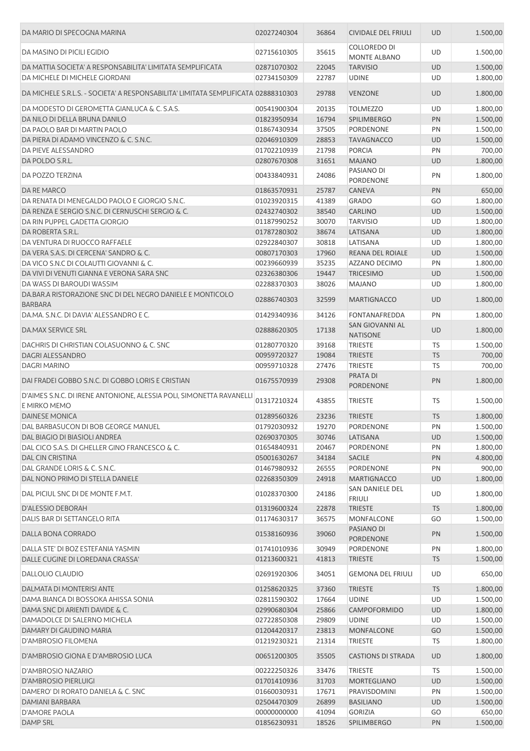| | | | | | |
|---|---|---|---|---|---|
| DA MARIO DI SPECOGNA MARINA | 02027240304 | 36864 | CIVIDALE DEL FRIULI | UD | 1.500,00 |
| DA MASINO DI PICILI EGIDIO | 02715610305 | 35615 | COLLOREDO DI MONTE ALBANO | UD | 1.500,00 |
| DA MATTIA SOCIETA' A RESPONSABILITA' LIMITATA SEMPLIFICATA | 02871070302 | 22045 | TARVISIO | UD | 1.500,00 |
| DA MICHELE DI MICHELE GIORDANI | 02734150309 | 22787 | UDINE | UD | 1.800,00 |
| DA MICHELE S.R.L.S. - SOCIETA' A RESPONSABILITA' LIMITATA SEMPLIFICATA | 02888310303 | 29788 | VENZONE | UD | 1.800,00 |
| DA MODESTO DI GEROMETTA GIANLUCA & C. S.A.S. | 00541900304 | 20135 | TOLMEZZO | UD | 1.800,00 |
| DA NILO DI DELLA BRUNA DANILO | 01823950934 | 16794 | SPILIMBERGO | PN | 1.500,00 |
| DA PAOLO BAR DI MARTIN PAOLO | 01867430934 | 37505 | PORDENONE | PN | 1.500,00 |
| DA PIERA DI ADAMO VINCENZO & C. S.N.C. | 02046910309 | 28853 | TAVAGNACCO | UD | 1.500,00 |
| DA PIEVE ALESSANDRO | 01702210939 | 21798 | PORCIA | PN | 700,00 |
| DA POLDO S.R.L. | 02807670308 | 31651 | MAJANO | UD | 1.800,00 |
| DA POZZO TERZINA | 00433840931 | 24086 | PASIANO DI PORDENONE | PN | 1.800,00 |
| DA RE MARCO | 01863570931 | 25787 | CANEVA | PN | 650,00 |
| DA RENATA DI MENEGALDO PAOLO E GIORGIO S.N.C. | 01023920315 | 41389 | GRADO | GO | 1.800,00 |
| DA RENZA E SERGIO S.N.C. DI CERNUSCHI SERGIO & C. | 02432740302 | 38540 | CARLINO | UD | 1.500,00 |
| DA RIN PUPPEL GADETTA GIORGIO | 01187990252 | 30070 | TARVISIO | UD | 1.800,00 |
| DA ROBERTA S.R.L. | 01787280302 | 38674 | LATISANA | UD | 1.800,00 |
| DA VENTURA DI RUOCCO RAFFAELE | 02922840307 | 30818 | LATISANA | UD | 1.800,00 |
| DA VERA S.A.S. DI CERCENA' SANDRO & C. | 00807170303 | 17960 | REANA DEL ROIALE | UD | 1.500,00 |
| DA VICO S.N.C DI COLAUTTI GIOVANNI & C. | 00239660939 | 35235 | AZZANO DECIMO | PN | 1.800,00 |
| DA VIVI DI VENUTI GIANNA E VERONA SARA SNC | 02326380306 | 19447 | TRICESIMO | UD | 1.500,00 |
| DA WASS DI BAROUDI WASSIM | 02288370303 | 38026 | MAJANO | UD | 1.800,00 |
| DA.BAR.A RISTORAZIONE SNC DI DEL NEGRO DANIELE E MONTICOLO BARBARA | 02886740303 | 32599 | MARTIGNACCO | UD | 1.800,00 |
| DA.MA. S.N.C. DI DAVIA' ALESSANDRO E C. | 01429340936 | 34126 | FONTANAFREDDA | PN | 1.800,00 |
| DA.MAX SERVICE SRL | 02888620305 | 17138 | SAN GIOVANNI AL NATISONE | UD | 1.800,00 |
| DACHRIS DI CHRISTIAN COLASUONNO & C. SNC | 01280770320 | 39168 | TRIESTE | TS | 1.500,00 |
| DAGRI ALESSANDRO | 00959720327 | 19084 | TRIESTE | TS | 700,00 |
| DAGRI MARINO | 00959710328 | 27476 | TRIESTE | TS | 700,00 |
| DAI FRADEI GOBBO S.N.C. DI GOBBO LORIS E CRISTIAN | 01675570939 | 29308 | PRATA DI PORDENONE | PN | 1.800,00 |
| D'AIMES S.N.C. DI IRENE ANTONIONE, ALESSIA POLI, SIMONETTA RAVANELLI E MIRKO MEMO | 01317210324 | 43855 | TRIESTE | TS | 1.500,00 |
| DAINESE MONICA | 01289560326 | 23236 | TRIESTE | TS | 1.800,00 |
| DAL BARBASUCON DI BOB GEORGE MANUEL | 01792030932 | 19270 | PORDENONE | PN | 1.500,00 |
| DAL BIAGIO DI BIASIOLI ANDREA | 02690370305 | 30746 | LATISANA | UD | 1.500,00 |
| DAL CICO S.A.S. DI GHELLER GINO FRANCESCO & C. | 01654840931 | 20467 | PORDENONE | PN | 1.800,00 |
| DAL CIN CRISTINA | 05001630267 | 34184 | SACILE | PN | 4.800,00 |
| DAL GRANDE LORIS & C. S.N.C. | 01467980932 | 26555 | PORDENONE | PN | 900,00 |
| DAL NONO PRIMO DI STELLA DANIELE | 02268350309 | 24918 | MARTIGNACCO | UD | 1.800,00 |
| DAL PICIUL SNC DI DE MONTE F.M.T. | 01028370300 | 24186 | SAN DANIELE DEL FRIULI | UD | 1.800,00 |
| D'ALESSIO DEBORAH | 01319600324 | 22878 | TRIESTE | TS | 1.800,00 |
| DALIS BAR DI SETTANGELO RITA | 01174630317 | 36575 | MONFALCONE | GO | 1.500,00 |
| DALLA BONA CORRADO | 01538160936 | 39060 | PASIANO DI PORDENONE | PN | 1.500,00 |
| DALLA STE' DI BOZ ESTEFANIA YASMIN | 01741010936 | 30949 | PORDENONE | PN | 1.800,00 |
| DALLE CUGINE DI LOREDANA CRASSA' | 01213600321 | 41813 | TRIESTE | TS | 1.500,00 |
| DALLOLIO CLAUDIO | 02691920306 | 34051 | GEMONA DEL FRIULI | UD | 650,00 |
| DALMATA DI MONTERISI ANTE | 01258620325 | 37360 | TRIESTE | TS | 1.800,00 |
| DAMA BIANCA DI BOSSOKA AHISSA SONIA | 02811590302 | 17664 | UDINE | UD | 1.500,00 |
| DAMA SNC DI ARIENTI DAVIDE & C. | 02990680304 | 25866 | CAMPOFORMIDO | UD | 1.800,00 |
| DAMADOLCE DI SALERNO MICHELA | 02722850308 | 29809 | UDINE | UD | 1.500,00 |
| DAMARY DI GAUDINO MARIA | 01204420317 | 23813 | MONFALCONE | GO | 1.500,00 |
| D'AMBROSIO FILOMENA | 01219230321 | 21314 | TRIESTE | TS | 1.800,00 |
| D'AMBROSIO GIONA E D'AMBROSIO LUCA | 00651200305 | 35505 | CASTIONS DI STRADA | UD | 1.800,00 |
| D'AMBROSIO NAZARIO | 00222250326 | 33476 | TRIESTE | TS | 1.500,00 |
| D'AMBROSIO PIERLUIGI | 01701410936 | 31703 | MORTEGLIANO | UD | 1.500,00 |
| DAMERO' DI RORATO DANIELA & C. SNC | 01660030931 | 17671 | PRAVISDOMINI | PN | 1.500,00 |
| DAMIANI BARBARA | 02504470309 | 26899 | BASILIANO | UD | 1.500,00 |
| D'AMORE PAOLA | 00000000000 | 41094 | GORIZIA | GO | 650,00 |
| DAMP SRL | 01856230931 | 18526 | SPILIMBERGO | PN | 1.500,00 |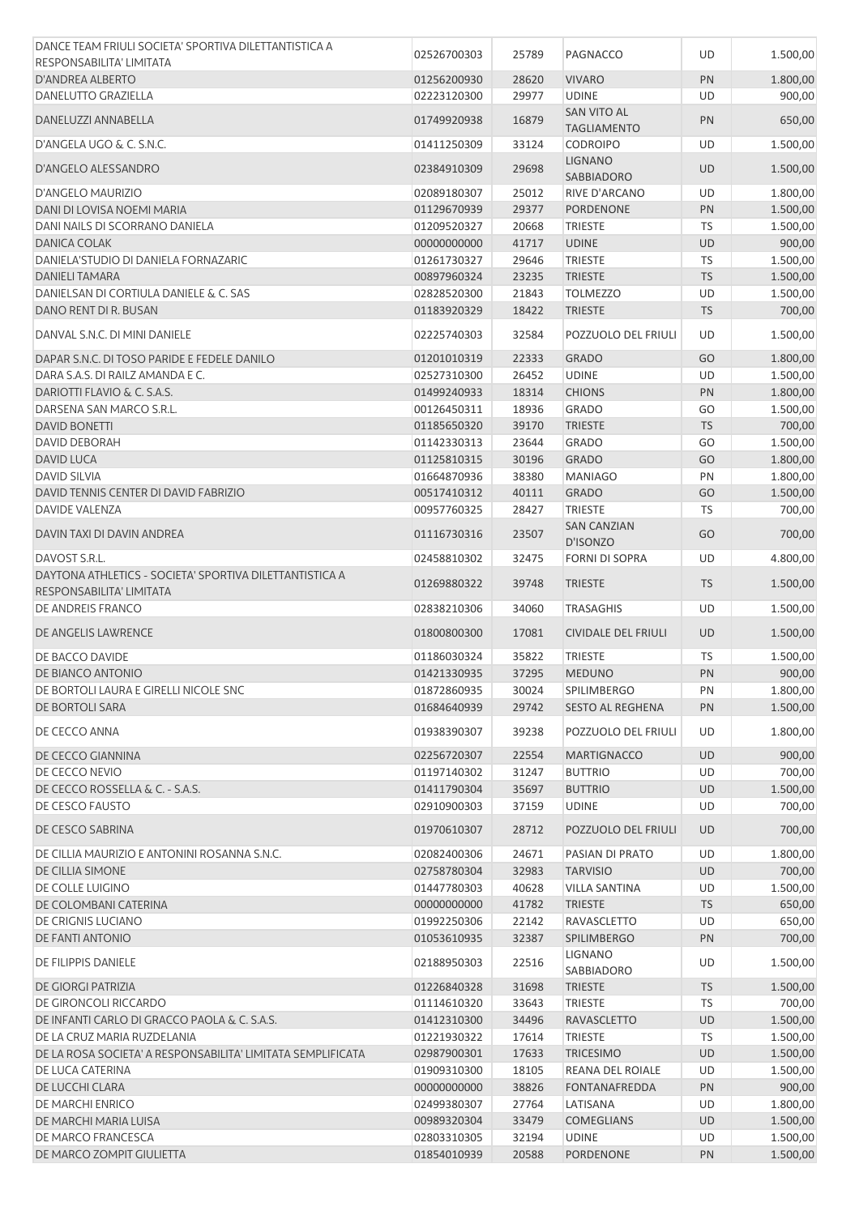| | | | | | |
|---|---|---|---|---|---|
| DANCE TEAM FRIULI SOCIETA' SPORTIVA DILETTANTISTICA A RESPONSABILITA' LIMITATA | 02526700303 | 25789 | PAGNACCO | UD | 1.500,00 |
| D'ANDREA ALBERTO | 01256200930 | 28620 | VIVARO | PN | 1.800,00 |
| DANELUTTO GRAZIELLA | 02223120300 | 29977 | UDINE | UD | 900,00 |
| DANELUZZI ANNABELLA | 01749920938 | 16879 | SAN VITO AL TAGLIAMENTO | PN | 650,00 |
| D'ANGELA UGO & C. S.N.C. | 01411250309 | 33124 | CODROIPO | UD | 1.500,00 |
| D'ANGELO ALESSANDRO | 02384910309 | 29698 | LIGNANO SABBIADORO | UD | 1.500,00 |
| D'ANGELO MAURIZIO | 02089180307 | 25012 | RIVE D'ARCANO | UD | 1.800,00 |
| DANI DI LOVISA NOEMI MARIA | 01129670939 | 29377 | PORDENONE | PN | 1.500,00 |
| DANI NAILS DI SCORRANO DANIELA | 01209520327 | 20668 | TRIESTE | TS | 1.500,00 |
| DANICA COLAK | 00000000000 | 41717 | UDINE | UD | 900,00 |
| DANIELA'STUDIO DI DANIELA FORNAZARIC | 01261730327 | 29646 | TRIESTE | TS | 1.500,00 |
| DANIELI TAMARA | 00897960324 | 23235 | TRIESTE | TS | 1.500,00 |
| DANIELSAN DI CORTIULA DANIELE & C. SAS | 02828520300 | 21843 | TOLMEZZO | UD | 1.500,00 |
| DANO RENT DI R. BUSAN | 01183920329 | 18422 | TRIESTE | TS | 700,00 |
| DANVAL S.N.C. DI MINI DANIELE | 02225740303 | 32584 | POZZUOLO DEL FRIULI | UD | 1.500,00 |
| DAPAR S.N.C. DI TOSO PARIDE E FEDELE DANILO | 01201010319 | 22333 | GRADO | GO | 1.800,00 |
| DARA S.A.S. DI RAILZ AMANDA E C. | 02527310300 | 26452 | UDINE | UD | 1.500,00 |
| DARIOTTI FLAVIO & C. S.A.S. | 01499240933 | 18314 | CHIONS | PN | 1.800,00 |
| DARSENA SAN MARCO S.R.L. | 00126450311 | 18936 | GRADO | GO | 1.500,00 |
| DAVID BONETTI | 01185650320 | 39170 | TRIESTE | TS | 700,00 |
| DAVID DEBORAH | 01142330313 | 23644 | GRADO | GO | 1.500,00 |
| DAVID LUCA | 01125810315 | 30196 | GRADO | GO | 1.800,00 |
| DAVID SILVIA | 01664870936 | 38380 | MANIAGO | PN | 1.800,00 |
| DAVID TENNIS CENTER DI DAVID FABRIZIO | 00517410312 | 40111 | GRADO | GO | 1.500,00 |
| DAVIDE VALENZA | 00957760325 | 28427 | TRIESTE | TS | 700,00 |
| DAVIN TAXI DI DAVIN ANDREA | 01116730316 | 23507 | SAN CANZIAN D'ISONZO | GO | 700,00 |
| DAVOST S.R.L. | 02458810302 | 32475 | FORNI DI SOPRA | UD | 4.800,00 |
| DAYTONA ATHLETICS - SOCIETA' SPORTIVA DILETTANTISTICA A RESPONSABILITA' LIMITATA | 01269880322 | 39748 | TRIESTE | TS | 1.500,00 |
| DE ANDREIS FRANCO | 02838210306 | 34060 | TRASAGHIS | UD | 1.500,00 |
| DE ANGELIS LAWRENCE | 01800800300 | 17081 | CIVIDALE DEL FRIULI | UD | 1.500,00 |
| DE BACCO DAVIDE | 01186030324 | 35822 | TRIESTE | TS | 1.500,00 |
| DE BIANCO ANTONIO | 01421330935 | 37295 | MEDUNO | PN | 900,00 |
| DE BORTOLI LAURA E GIRELLI NICOLE SNC | 01872860935 | 30024 | SPILIMBERGO | PN | 1.800,00 |
| DE BORTOLI SARA | 01684640939 | 29742 | SESTO AL REGHENA | PN | 1.500,00 |
| DE CECCO ANNA | 01938390307 | 39238 | POZZUOLO DEL FRIULI | UD | 1.800,00 |
| DE CECCO GIANNINA | 02256720307 | 22554 | MARTIGNACCO | UD | 900,00 |
| DE CECCO NEVIO | 01197140302 | 31247 | BUTTRIO | UD | 700,00 |
| DE CECCO ROSSELLA & C. - S.A.S. | 01411790304 | 35697 | BUTTRIO | UD | 1.500,00 |
| DE CESCO FAUSTO | 02910900303 | 37159 | UDINE | UD | 700,00 |
| DE CESCO SABRINA | 01970610307 | 28712 | POZZUOLO DEL FRIULI | UD | 700,00 |
| DE CILLIA MAURIZIO E ANTONINI ROSANNA S.N.C. | 02082400306 | 24671 | PASIAN DI PRATO | UD | 1.800,00 |
| DE CILLIA SIMONE | 02758780304 | 32983 | TARVISIO | UD | 700,00 |
| DE COLLE LUIGINO | 01447780303 | 40628 | VILLA SANTINA | UD | 1.500,00 |
| DE COLOMBANI CATERINA | 00000000000 | 41782 | TRIESTE | TS | 650,00 |
| DE CRIGNIS LUCIANO | 01992250306 | 22142 | RAVASCLETTO | UD | 650,00 |
| DE FANTI ANTONIO | 01053610935 | 32387 | SPILIMBERGO | PN | 700,00 |
| DE FILIPPIS DANIELE | 02188950303 | 22516 | LIGNANO SABBIADORO | UD | 1.500,00 |
| DE GIORGI PATRIZIA | 01226840328 | 31698 | TRIESTE | TS | 1.500,00 |
| DE GIRONCOLI RICCARDO | 01114610320 | 33643 | TRIESTE | TS | 700,00 |
| DE INFANTI CARLO DI GRACCO PAOLA & C. S.A.S. | 01412310300 | 34496 | RAVASCLETTO | UD | 1.500,00 |
| DE LA CRUZ MARIA RUZDELANIA | 01221930322 | 17614 | TRIESTE | TS | 1.500,00 |
| DE LA ROSA SOCIETA' A RESPONSABILITA' LIMITATA SEMPLIFICATA | 02987900301 | 17633 | TRICESIMO | UD | 1.500,00 |
| DE LUCA CATERINA | 01909310300 | 18105 | REANA DEL ROIALE | UD | 1.500,00 |
| DE LUCCHI CLARA | 00000000000 | 38826 | FONTANAFREDDA | PN | 900,00 |
| DE MARCHI ENRICO | 02499380307 | 27764 | LATISANA | UD | 1.800,00 |
| DE MARCHI MARIA LUISA | 00989320304 | 33479 | COMEGLIANS | UD | 1.500,00 |
| DE MARCO FRANCESCA | 02803310305 | 32194 | UDINE | UD | 1.500,00 |
| DE MARCO ZOMPIT GIULIETTA | 01854010939 | 20588 | PORDENONE | PN | 1.500,00 |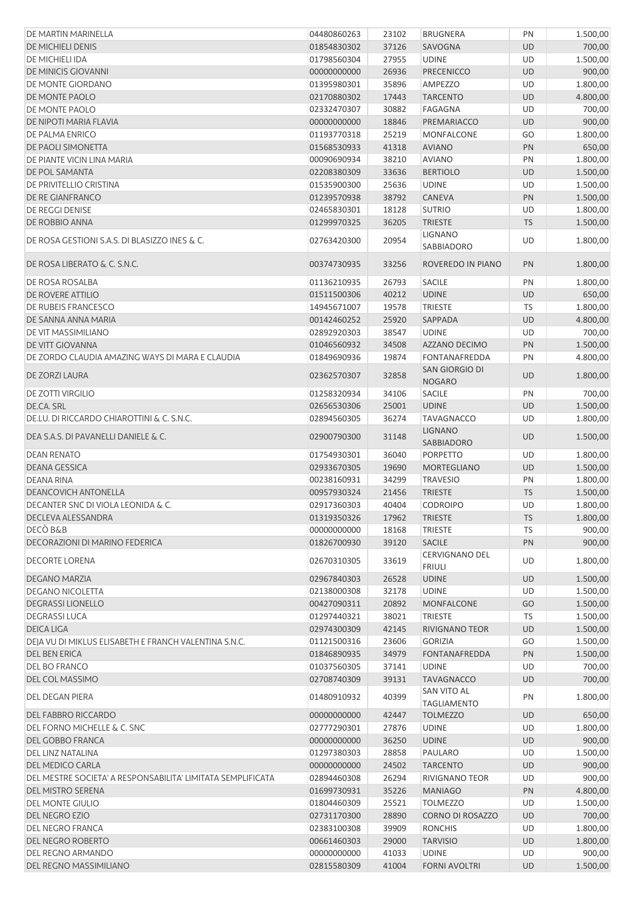| | | | | | |
|---|---|---|---|---|---|
| DE MARTIN MARINELLA | 04480860263 | 23102 | BRUGNERA | PN | 1.500,00 |
| DE MICHIELI DENIS | 01854830302 | 37126 | SAVOGNA | UD | 700,00 |
| DE MICHIELI IDA | 01798560304 | 27955 | UDINE | UD | 1.500,00 |
| DE MINICIS GIOVANNI | 00000000000 | 26936 | PRECENICCO | UD | 900,00 |
| DE MONTE GIORDANO | 01395980301 | 35896 | AMPEZZO | UD | 1.800,00 |
| DE MONTE PAOLO | 02170880302 | 17443 | TARCENTO | UD | 4.800,00 |
| DE MONTE PAOLO | 02332470307 | 30882 | FAGAGNA | UD | 700,00 |
| DE NIPOTI MARIA FLAVIA | 00000000000 | 18846 | PREMARIACCO | UD | 900,00 |
| DE PALMA ENRICO | 01193770318 | 25219 | MONFALCONE | GO | 1.800,00 |
| DE PAOLI SIMONETTA | 01568530933 | 41318 | AVIANO | PN | 650,00 |
| DE PIANTE VICIN LINA MARIA | 00090690934 | 38210 | AVIANO | PN | 1.800,00 |
| DE POL SAMANTA | 02208380309 | 33636 | BERTIOLO | UD | 1.500,00 |
| DE PRIVITELLIO CRISTINA | 01535900300 | 25636 | UDINE | UD | 1.500,00 |
| DE RE GIANFRANCO | 01239570938 | 38792 | CANEVA | PN | 1.500,00 |
| DE REGGI DENISE | 02465830301 | 18128 | SUTRIO | UD | 1.800,00 |
| DE ROBBIO ANNA | 01299970325 | 36205 | TRIESTE | TS | 1.500,00 |
| DE ROSA GESTIONI S.A.S. DI BLASIZZO INES & C. | 02763420300 | 20954 | LIGNANO SABBIADORO | UD | 1.800,00 |
| DE ROSA LIBERATO & C. S.N.C. | 00374730935 | 33256 | ROVEREDO IN PIANO | PN | 1.800,00 |
| DE ROSA ROSALBA | 01136210935 | 26793 | SACILE | PN | 1.800,00 |
| DE ROVERE ATTILIO | 01511500306 | 40212 | UDINE | UD | 650,00 |
| DE RUBEIS FRANCESCO | 14945671007 | 19578 | TRIESTE | TS | 1.800,00 |
| DE SANNA ANNA MARIA | 00142460252 | 25920 | SAPPADA | UD | 4.800,00 |
| DE VIT MASSIMILIANO | 02892920303 | 38547 | UDINE | UD | 700,00 |
| DE VITT GIOVANNA | 01046560932 | 34508 | AZZANO DECIMO | PN | 1.500,00 |
| DE ZORDO CLAUDIA AMAZING WAYS DI MARA E CLAUDIA | 01849690936 | 19874 | FONTANAFREDDA | PN | 4.800,00 |
| DE ZORZI LAURA | 02362570307 | 32858 | SAN GIORGIO DI NOGARO | UD | 1.800,00 |
| DE ZOTTI VIRGILIO | 01258320934 | 34106 | SACILE | PN | 700,00 |
| DE.CA. SRL | 02656530306 | 25001 | UDINE | UD | 1.500,00 |
| DE.LU. DI RICCARDO CHIAROTTINI & C. S.N.C. | 02894560305 | 36274 | TAVAGNACCO | UD | 1.800,00 |
| DEA S.A.S. DI PAVANELLI DANIELE & C. | 02900790300 | 31148 | LIGNANO SABBIADORO | UD | 1.500,00 |
| DEAN RENATO | 01754930301 | 36040 | PORPETTO | UD | 1.800,00 |
| DEANA GESSICA | 02933670305 | 19690 | MORTEGLIANO | UD | 1.500,00 |
| DEANA RINA | 00238160931 | 34299 | TRAVESIO | PN | 1.800,00 |
| DEANCOVICH ANTONELLA | 00957930324 | 21456 | TRIESTE | TS | 1.500,00 |
| DECANTER SNC DI VIOLA LEONIDA & C. | 02917360303 | 40404 | CODROIPO | UD | 1.800,00 |
| DECLEVA ALESSANDRA | 01319350326 | 17962 | TRIESTE | TS | 1.800,00 |
| DECÒ B&B | 00000000000 | 18168 | TRIESTE | TS | 900,00 |
| DECORAZIONI DI MARINO FEDERICA | 01826700930 | 39120 | SACILE | PN | 900,00 |
| DECORTE LORENA | 02670310305 | 33619 | CERVIGNANO DEL FRIULI | UD | 1.800,00 |
| DEGANO MARZIA | 02967840303 | 26528 | UDINE | UD | 1.500,00 |
| DEGANO NICOLETTA | 02138000308 | 32178 | UDINE | UD | 1.500,00 |
| DEGRASSI LIONELLO | 00427090311 | 20892 | MONFALCONE | GO | 1.500,00 |
| DEGRASSI LUCA | 01297440321 | 38021 | TRIESTE | TS | 1.500,00 |
| DEICA LIGA | 02974300309 | 42145 | RIVIGNANO TEOR | UD | 1.500,00 |
| DEJA VU DI MIKLUS ELISABETH E FRANCH VALENTINA S.N.C. | 01121500316 | 23606 | GORIZIA | GO | 1.500,00 |
| DEL BEN ERICA | 01846890935 | 34979 | FONTANAFREDDA | PN | 1.500,00 |
| DEL BO FRANCO | 01037560305 | 37141 | UDINE | UD | 700,00 |
| DEL COL MASSIMO | 02708740309 | 39131 | TAVAGNACCO | UD | 700,00 |
| DEL DEGAN PIERA | 01480910932 | 40399 | SAN VITO AL TAGLIAMENTO | PN | 1.800,00 |
| DEL FABBRO RICCARDO | 00000000000 | 42447 | TOLMEZZO | UD | 650,00 |
| DEL FORNO MICHELLE & C. SNC | 02777290301 | 27876 | UDINE | UD | 1.800,00 |
| DEL GOBBO FRANCA | 00000000000 | 36250 | UDINE | UD | 900,00 |
| DEL LINZ NATALINA | 01297380303 | 28858 | PAULARO | UD | 1.500,00 |
| DEL MEDICO CARLA | 00000000000 | 24502 | TARCENTO | UD | 900,00 |
| DEL MESTRE SOCIETA' A RESPONSABILITA' LIMITATA SEMPLIFICATA | 02894460308 | 26294 | RIVIGNANO TEOR | UD | 900,00 |
| DEL MISTRO SERENA | 01699730931 | 35226 | MANIAGO | PN | 4.800,00 |
| DEL MONTE GIULIO | 01804460309 | 25521 | TOLMEZZO | UD | 1.500,00 |
| DEL NEGRO EZIO | 02731170300 | 28890 | CORNO DI ROSAZZO | UD | 700,00 |
| DEL NEGRO FRANCA | 02383100308 | 39909 | RONCHIS | UD | 1.800,00 |
| DEL NEGRO ROBERTO | 00661460303 | 29000 | TARVISIO | UD | 1.800,00 |
| DEL REGNO ARMANDO | 00000000000 | 41033 | UDINE | UD | 900,00 |
| DEL REGNO MASSIMILIANO | 02815580309 | 41004 | FORNI AVOLTRI | UD | 1.500,00 |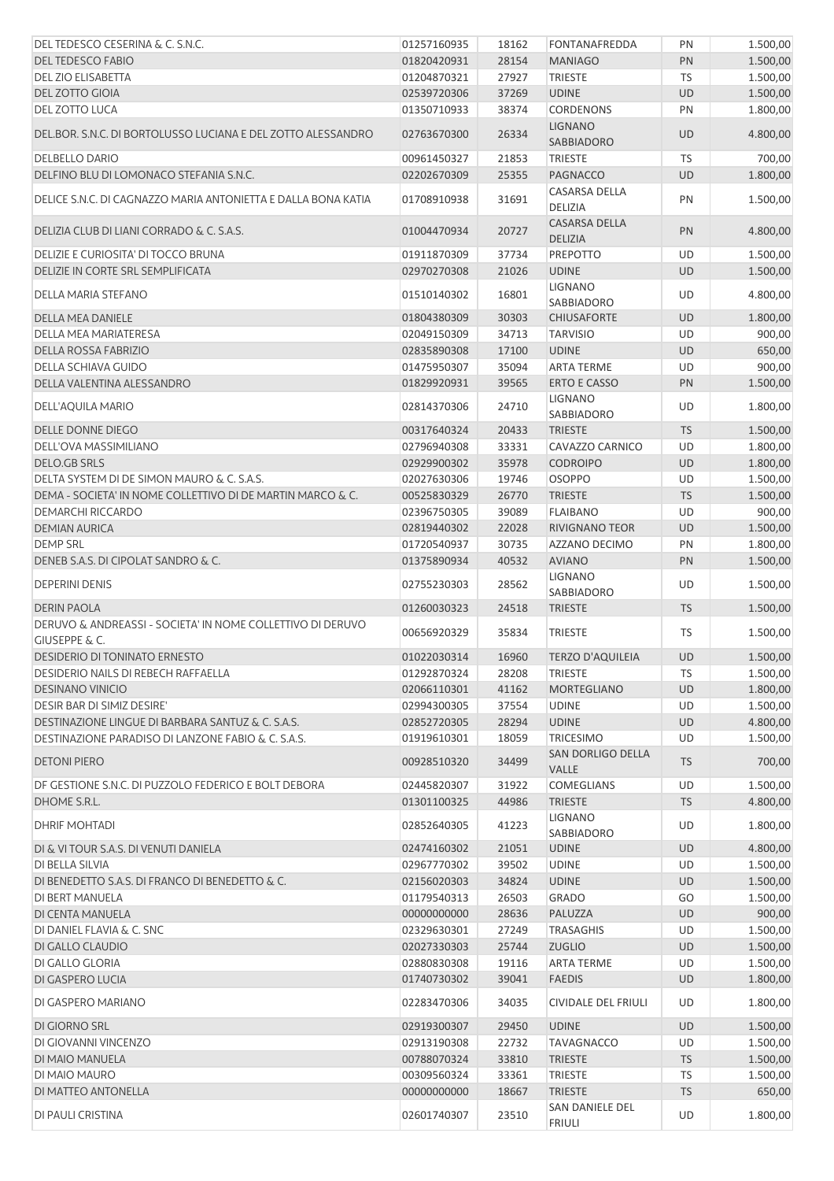| | | | | | |
|---|---|---|---|---|---|
| DEL TEDESCO CESERINA & C. S.N.C. | 01257160935 | 18162 | FONTANAFREDDA | PN | 1.500,00 |
| DEL TEDESCO FABIO | 01820420931 | 28154 | MANIAGO | PN | 1.500,00 |
| DEL ZIO ELISABETTA | 01204870321 | 27927 | TRIESTE | TS | 1.500,00 |
| DEL ZOTTO GIOIA | 02539720306 | 37269 | UDINE | UD | 1.500,00 |
| DEL ZOTTO LUCA | 01350710933 | 38374 | CORDENONS | PN | 1.800,00 |
| DEL.BOR. S.N.C. DI BORTOLUSSO LUCIANA E DEL ZOTTO ALESSANDRO | 02763670300 | 26334 | LIGNANO SABBIADORO | UD | 4.800,00 |
| DELBELLO DARIO | 00961450327 | 21853 | TRIESTE | TS | 700,00 |
| DELFINO BLU DI LOMONACO STEFANIA S.N.C. | 02202670309 | 25355 | PAGNACCO | UD | 1.800,00 |
| DELICE S.N.C. DI CAGNAZZO MARIA ANTONIETTA E DALLA BONA KATIA | 01708910938 | 31691 | CASARSA DELLA DELIZIA | PN | 1.500,00 |
| DELIZIA CLUB DI LIANI CORRADO & C. S.A.S. | 01004470934 | 20727 | CASARSA DELLA DELIZIA | PN | 4.800,00 |
| DELIZIE E CURIOSITA' DI TOCCO BRUNA | 01911870309 | 37734 | PREPOTTO | UD | 1.500,00 |
| DELIZIE IN CORTE SRL SEMPLIFICATA | 02970270308 | 21026 | UDINE | UD | 1.500,00 |
| DELLA MARIA STEFANO | 01510140302 | 16801 | LIGNANO SABBIADORO | UD | 4.800,00 |
| DELLA MEA DANIELE | 01804380309 | 30303 | CHIUSAFORTE | UD | 1.800,00 |
| DELLA MEA MARIATERESA | 02049150309 | 34713 | TARVISIO | UD | 900,00 |
| DELLA ROSSA FABRIZIO | 02835890308 | 17100 | UDINE | UD | 650,00 |
| DELLA SCHIAVA GUIDO | 01475950307 | 35094 | ARTA TERME | UD | 900,00 |
| DELLA VALENTINA ALESSANDRO | 01829920931 | 39565 | ERTO E CASSO | PN | 1.500,00 |
| DELL'AQUILA MARIO | 02814370306 | 24710 | LIGNANO SABBIADORO | UD | 1.800,00 |
| DELLE DONNE DIEGO | 00317640324 | 20433 | TRIESTE | TS | 1.500,00 |
| DELL'OVA MASSIMILIANO | 02796940308 | 33331 | CAVAZZO CARNICO | UD | 1.800,00 |
| DELO.GB SRLS | 02929900302 | 35978 | CODROIPO | UD | 1.800,00 |
| DELTA SYSTEM DI DE SIMON MAURO & C. S.A.S. | 02027630306 | 19746 | OSOPPO | UD | 1.500,00 |
| DEMA - SOCIETA' IN NOME COLLETTIVO DI DE MARTIN MARCO & C. | 00525830329 | 26770 | TRIESTE | TS | 1.500,00 |
| DEMARCHI RICCARDO | 02396750305 | 39089 | FLAIBANO | UD | 900,00 |
| DEMIAN AURICA | 02819440302 | 22028 | RIVIGNANO TEOR | UD | 1.500,00 |
| DEMP SRL | 01720540937 | 30735 | AZZANO DECIMO | PN | 1.800,00 |
| DENEB S.A.S. DI CIPOLAT SANDRO & C. | 01375890934 | 40532 | AVIANO | PN | 1.500,00 |
| DEPERINI DENIS | 02755230303 | 28562 | LIGNANO SABBIADORO | UD | 1.500,00 |
| DERIN PAOLA | 01260030323 | 24518 | TRIESTE | TS | 1.500,00 |
| DERUVO & ANDREASSI - SOCIETA' IN NOME COLLETTIVO DI DERUVO GIUSEPPE & C. | 00656920329 | 35834 | TRIESTE | TS | 1.500,00 |
| DESIDERIO DI TONINATO ERNESTO | 01022030314 | 16960 | TERZO D'AQUILEIA | UD | 1.500,00 |
| DESIDERIO NAILS DI REBECH RAFFAELLA | 01292870324 | 28208 | TRIESTE | TS | 1.500,00 |
| DESINANO VINICIO | 02066110301 | 41162 | MORTEGLIANO | UD | 1.800,00 |
| DESIR BAR DI SIMIZ DESIRE' | 02994300305 | 37554 | UDINE | UD | 1.500,00 |
| DESTINAZIONE LINGUE DI BARBARA SANTUZ & C. S.A.S. | 02852720305 | 28294 | UDINE | UD | 4.800,00 |
| DESTINAZIONE PARADISO DI LANZONE FABIO & C. S.A.S. | 01919610301 | 18059 | TRICESIMO | UD | 1.500,00 |
| DETONI PIERO | 00928510320 | 34499 | SAN DORLIGO DELLA VALLE | TS | 700,00 |
| DF GESTIONE S.N.C. DI PUZZOLO FEDERICO E BOLT DEBORA | 02445820307 | 31922 | COMEGLIANS | UD | 1.500,00 |
| DHOME S.R.L. | 01301100325 | 44986 | TRIESTE | TS | 4.800,00 |
| DHRIF MOHTADI | 02852640305 | 41223 | LIGNANO SABBIADORO | UD | 1.800,00 |
| DI & VI TOUR S.A.S. DI VENUTI DANIELA | 02474160302 | 21051 | UDINE | UD | 4.800,00 |
| DI BELLA SILVIA | 02967770302 | 39502 | UDINE | UD | 1.500,00 |
| DI BENEDETTO S.A.S. DI FRANCO DI BENEDETTO & C. | 02156020303 | 34824 | UDINE | UD | 1.500,00 |
| DI BERT MANUELA | 01179540313 | 26503 | GRADO | GO | 1.500,00 |
| DI CENTA MANUELA | 00000000000 | 28636 | PALUZZA | UD | 900,00 |
| DI DANIEL FLAVIA & C. SNC | 02329630301 | 27249 | TRASAGHIS | UD | 1.500,00 |
| DI GALLO CLAUDIO | 02027330303 | 25744 | ZUGLIO | UD | 1.500,00 |
| DI GALLO GLORIA | 02880830308 | 19116 | ARTA TERME | UD | 1.500,00 |
| DI GASPERO LUCIA | 01740730302 | 39041 | FAEDIS | UD | 1.800,00 |
| DI GASPERO MARIANO | 02283470306 | 34035 | CIVIDALE DEL FRIULI | UD | 1.800,00 |
| DI GIORNO SRL | 02919300307 | 29450 | UDINE | UD | 1.500,00 |
| DI GIOVANNI VINCENZO | 02913190308 | 22732 | TAVAGNACCO | UD | 1.500,00 |
| DI MAIO MANUELA | 00788070324 | 33810 | TRIESTE | TS | 1.500,00 |
| DI MAIO MAURO | 00309560324 | 33361 | TRIESTE | TS | 1.500,00 |
| DI MATTEO ANTONELLA | 00000000000 | 18667 | TRIESTE | TS | 650,00 |
| DI PAULI CRISTINA | 02601740307 | 23510 | SAN DANIELE DEL FRIULI | UD | 1.800,00 |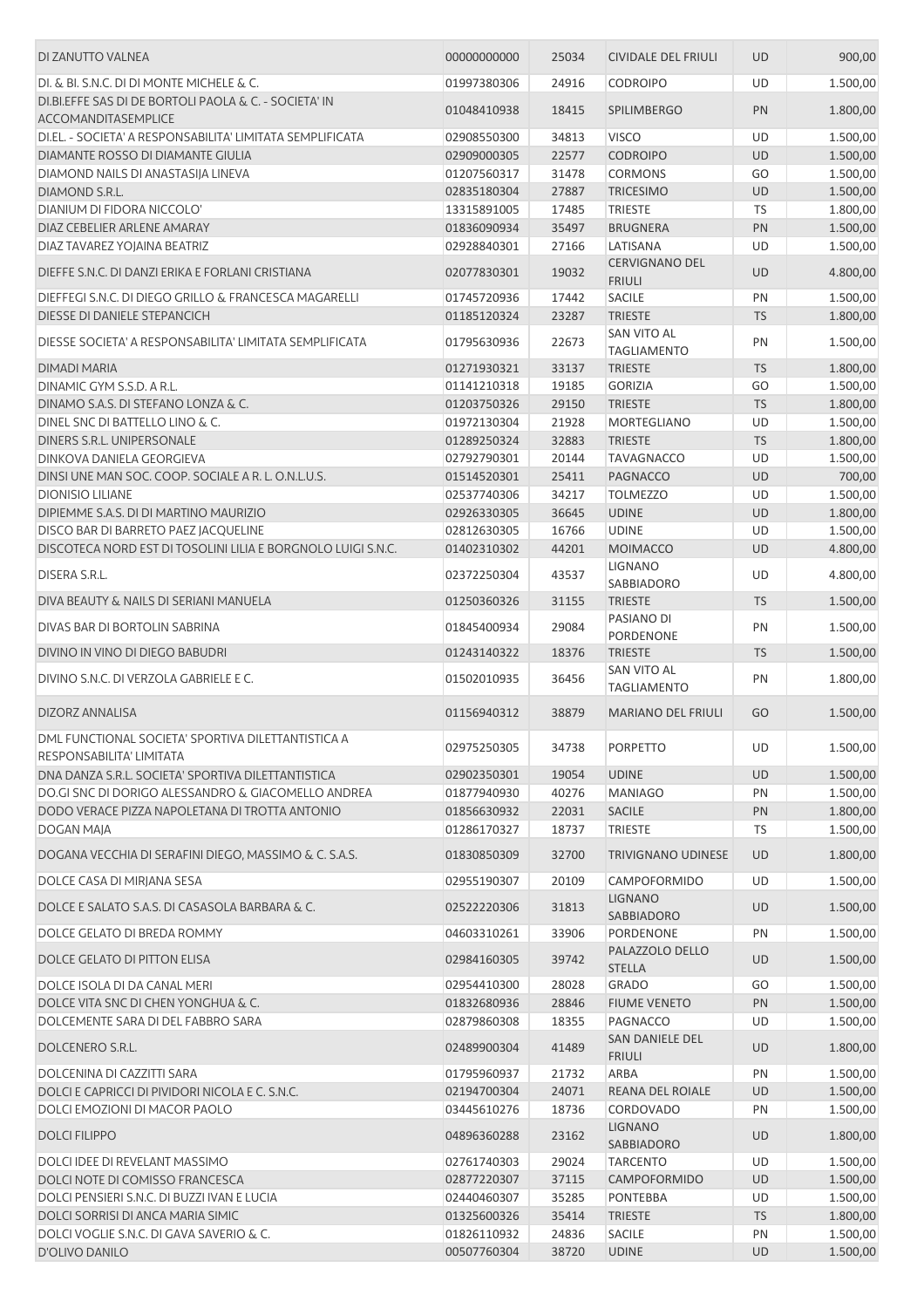| | | | | | |
|---|---|---|---|---|---|
| DI ZANUTTO VALNEA | 00000000000 | 25034 | CIVIDALE DEL FRIULI | UD | 900,00 |
| DI. & BI. S.N.C. DI DI MONTE MICHELE & C. | 01997380306 | 24916 | CODROIPO | UD | 1.500,00 |
| DI.BI.EFFE SAS DI DE BORTOLI PAOLA & C. - SOCIETA' IN ACCOMANDITASEMPLICE | 01048410938 | 18415 | SPILIMBERGO | PN | 1.800,00 |
| DI.EL. - SOCIETA' A RESPONSABILITA' LIMITATA SEMPLIFICATA | 02908550300 | 34813 | VISCO | UD | 1.500,00 |
| DIAMANTE ROSSO DI DIAMANTE GIULIA | 02909000305 | 22577 | CODROIPO | UD | 1.500,00 |
| DIAMOND NAILS DI ANASTASIJA LINEVA | 01207560317 | 31478 | CORMONS | GO | 1.500,00 |
| DIAMOND S.R.L. | 02835180304 | 27887 | TRICESIMO | UD | 1.500,00 |
| DIANIUM DI FIDORA NICCOLO' | 13315891005 | 17485 | TRIESTE | TS | 1.800,00 |
| DIAZ CEBELIER ARLENE AMARAY | 01836090934 | 35497 | BRUGNERA | PN | 1.500,00 |
| DIAZ TAVAREZ YOJAINA BEATRIZ | 02928840301 | 27166 | LATISANA | UD | 1.500,00 |
| DIEFFE S.N.C. DI DANZI ERIKA E FORLANI CRISTIANA | 02077830301 | 19032 | CERVIGNANO DEL FRIULI | UD | 4.800,00 |
| DIEFFEGI S.N.C. DI DIEGO GRILLO & FRANCESCA MAGARELLI | 01745720936 | 17442 | SACILE | PN | 1.500,00 |
| DIESSE DI DANIELE STEPANCICH | 01185120324 | 23287 | TRIESTE | TS | 1.800,00 |
| DIESSE SOCIETA' A RESPONSABILITA' LIMITATA SEMPLIFICATA | 01795630936 | 22673 | SAN VITO AL TAGLIAMENTO | PN | 1.500,00 |
| DIMADI MARIA | 01271930321 | 33137 | TRIESTE | TS | 1.800,00 |
| DINAMIC GYM S.S.D. A R.L. | 01141210318 | 19185 | GORIZIA | GO | 1.500,00 |
| DINAMO S.A.S. DI STEFANO LONZA & C. | 01203750326 | 29150 | TRIESTE | TS | 1.800,00 |
| DINEL SNC DI BATTELLO LINO & C. | 01972130304 | 21928 | MORTEGLIANO | UD | 1.500,00 |
| DINERS S.R.L. UNIPERSONALE | 01289250324 | 32883 | TRIESTE | TS | 1.800,00 |
| DINKOVA DANIELA GEORGIEVA | 02792790301 | 20144 | TAVAGNACCO | UD | 1.500,00 |
| DINSI UNE MAN SOC. COOP. SOCIALE A R. L. O.N.L.U.S. | 01514520301 | 25411 | PAGNACCO | UD | 700,00 |
| DIONISIO LILIANE | 02537740306 | 34217 | TOLMEZZO | UD | 1.500,00 |
| DIPIEMME S.A.S. DI DI MARTINO MAURIZIO | 02926330305 | 36645 | UDINE | UD | 1.800,00 |
| DISCO BAR DI BARRETO PAEZ JACQUELINE | 02812630305 | 16766 | UDINE | UD | 1.500,00 |
| DISCOTECA NORD EST DI TOSOLINI LILIA E BORGNOLO LUIGI S.N.C. | 01402310302 | 44201 | MOIMACCO | UD | 4.800,00 |
| DISERA S.R.L. | 02372250304 | 43537 | LIGNANO SABBIADORO | UD | 4.800,00 |
| DIVA BEAUTY & NAILS DI SERIANI MANUELA | 01250360326 | 31155 | TRIESTE | TS | 1.500,00 |
| DIVAS BAR DI BORTOLIN SABRINA | 01845400934 | 29084 | PASIANO DI PORDENONE | PN | 1.500,00 |
| DIVINO IN VINO DI DIEGO BABUDRI | 01243140322 | 18376 | TRIESTE | TS | 1.500,00 |
| DIVINO S.N.C. DI VERZOLA GABRIELE E C. | 01502010935 | 36456 | SAN VITO AL TAGLIAMENTO | PN | 1.800,00 |
| DIZORZ ANNALISA | 01156940312 | 38879 | MARIANO DEL FRIULI | GO | 1.500,00 |
| DML FUNCTIONAL SOCIETA' SPORTIVA DILETTANTISTICA A RESPONSABILITA' LIMITATA | 02975250305 | 34738 | PORPETTO | UD | 1.500,00 |
| DNA DANZA S.R.L. SOCIETA' SPORTIVA DILETTANTISTICA | 02902350301 | 19054 | UDINE | UD | 1.500,00 |
| DO.GI SNC DI DORIGO ALESSANDRO & GIACOMELLO ANDREA | 01877940930 | 40276 | MANIAGO | PN | 1.500,00 |
| DODO VERACE PIZZA NAPOLETANA DI TROTTA ANTONIO | 01856630932 | 22031 | SACILE | PN | 1.800,00 |
| DOGAN MAJA | 01286170327 | 18737 | TRIESTE | TS | 1.500,00 |
| DOGANA VECCHIA DI SERAFINI DIEGO, MASSIMO & C. S.A.S. | 01830850309 | 32700 | TRIVIGNANO UDINESE | UD | 1.800,00 |
| DOLCE CASA DI MIRJANA SESA | 02955190307 | 20109 | CAMPOFORMIDO | UD | 1.500,00 |
| DOLCE E SALATO S.A.S. DI CASASOLA BARBARA & C. | 02522220306 | 31813 | LIGNANO SABBIADORO | UD | 1.500,00 |
| DOLCE GELATO DI BREDA ROMMY | 04603310261 | 33906 | PORDENONE | PN | 1.500,00 |
| DOLCE GELATO DI PITTON ELISA | 02984160305 | 39742 | PALAZZOLO DELLO STELLA | UD | 1.500,00 |
| DOLCE ISOLA DI DA CANAL MERI | 02954410300 | 28028 | GRADO | GO | 1.500,00 |
| DOLCE VITA SNC DI CHEN YONGHUA & C. | 01832680936 | 28846 | FIUME VENETO | PN | 1.500,00 |
| DOLCEMENTE SARA DI DEL FABBRO SARA | 02879860308 | 18355 | PAGNACCO | UD | 1.500,00 |
| DOLCENERO S.R.L. | 02489900304 | 41489 | SAN DANIELE DEL FRIULI | UD | 1.800,00 |
| DOLCENINA DI CAZZITTI SARA | 01795960937 | 21732 | ARBA | PN | 1.500,00 |
| DOLCI E CAPRICCI DI PIVIDORI NICOLA E C. S.N.C. | 02194700304 | 24071 | REANA DEL ROIALE | UD | 1.500,00 |
| DOLCI EMOZIONI DI MACOR PAOLO | 03445610276 | 18736 | CORDOVADO | PN | 1.500,00 |
| DOLCI FILIPPO | 04896360288 | 23162 | LIGNANO SABBIADORO | UD | 1.800,00 |
| DOLCI IDEE DI REVELANT MASSIMO | 02761740303 | 29024 | TARCENTO | UD | 1.500,00 |
| DOLCI NOTE DI COMISSO FRANCESCA | 02877220307 | 37115 | CAMPOFORMIDO | UD | 1.500,00 |
| DOLCI PENSIERI S.N.C. DI BUZZI IVAN E LUCIA | 02440460307 | 35285 | PONTEBBA | UD | 1.500,00 |
| DOLCI SORRISI DI ANCA MARIA SIMIC | 01325600326 | 35414 | TRIESTE | TS | 1.800,00 |
| DOLCI VOGLIE S.N.C. DI GAVA SAVERIO & C. | 01826110932 | 24836 | SACILE | PN | 1.500,00 |
| D'OLIVO DANILO | 00507760304 | 38720 | UDINE | UD | 1.500,00 |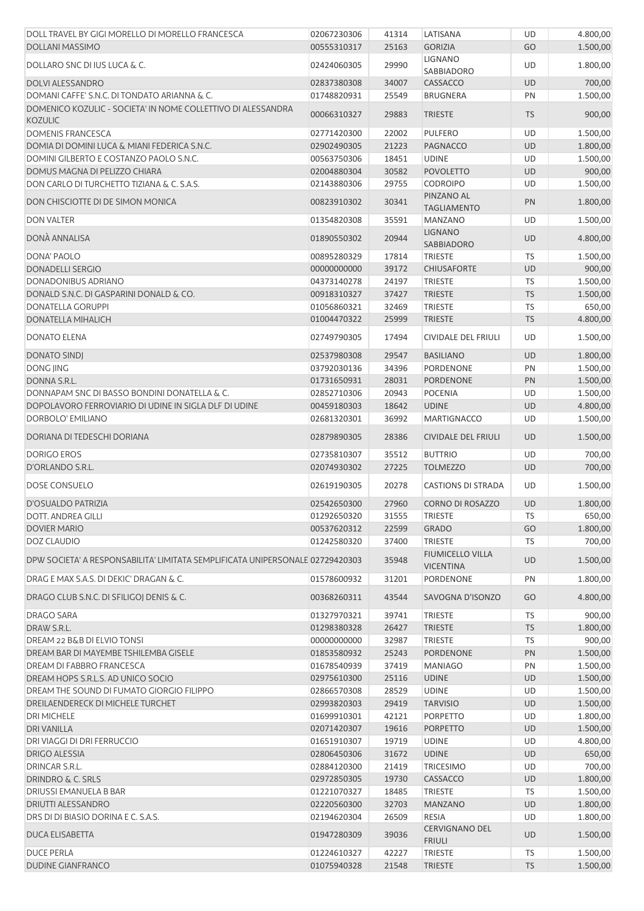| | | | | | |
|---|---|---|---|---|---|
| DOLL TRAVEL BY GIGI MORELLO DI MORELLO FRANCESCA | 02067230306 | 41314 | LATISANA | UD | 4.800,00 |
| DOLLANI MASSIMO | 00555310317 | 25163 | GORIZIA | GO | 1.500,00 |
| DOLLARO SNC DI IUS LUCA & C. | 02424060305 | 29990 | LIGNANO SABBIADORO | UD | 1.800,00 |
| DOLVI ALESSANDRO | 02837380308 | 34007 | CASSACCO | UD | 700,00 |
| DOMANI CAFFE' S.N.C. DI TONDATO ARIANNA & C. | 01748820931 | 25549 | BRUGNERA | PN | 1.500,00 |
| DOMENICO KOZULIC - SOCIETA' IN NOME COLLETTIVO DI ALESSANDRA KOZULIC | 00066310327 | 29883 | TRIESTE | TS | 900,00 |
| DOMENIS FRANCESCA | 02771420300 | 22002 | PULFERO | UD | 1.500,00 |
| DOMIA DI DOMINI LUCA & MIANI FEDERICA S.N.C. | 02902490305 | 21223 | PAGNACCO | UD | 1.800,00 |
| DOMINI GILBERTO E COSTANZO PAOLO S.N.C. | 00563750306 | 18451 | UDINE | UD | 1.500,00 |
| DOMUS MAGNA DI PELIZZO CHIARA | 02004880304 | 30582 | POVOLETTO | UD | 900,00 |
| DON CARLO DI TURCHETTO TIZIANA & C. S.A.S. | 02143880306 | 29755 | CODROIPO | UD | 1.500,00 |
| DON CHISCIOTTE DI DE SIMON MONICA | 00823910302 | 30341 | PINZANO AL TAGLIAMENTO | PN | 1.800,00 |
| DON VALTER | 01354820308 | 35591 | MANZANO | UD | 1.500,00 |
| DONÀ ANNALISA | 01890550302 | 20944 | LIGNANO SABBIADORO | UD | 4.800,00 |
| DONA' PAOLO | 00895280329 | 17814 | TRIESTE | TS | 1.500,00 |
| DONADELLI SERGIO | 00000000000 | 39172 | CHIUSAFORTE | UD | 900,00 |
| DONADONIBUS ADRIANO | 04373140278 | 24197 | TRIESTE | TS | 1.500,00 |
| DONALD S.N.C. DI GASPARINI DONALD & CO. | 00918310327 | 37427 | TRIESTE | TS | 1.500,00 |
| DONATELLA GORUPPI | 01056860321 | 32469 | TRIESTE | TS | 650,00 |
| DONATELLA MIHALICH | 01004470322 | 25999 | TRIESTE | TS | 4.800,00 |
| DONATO ELENA | 02749790305 | 17494 | CIVIDALE DEL FRIULI | UD | 1.500,00 |
| DONATO SINDJ | 02537980308 | 29547 | BASILIANO | UD | 1.800,00 |
| DONG JING | 03792030136 | 34396 | PORDENONE | PN | 1.500,00 |
| DONNA S.R.L. | 01731650931 | 28031 | PORDENONE | PN | 1.500,00 |
| DONNAPAM SNC DI BASSO BONDINI DONATELLA & C. | 02852710306 | 20943 | POCENIA | UD | 1.500,00 |
| DOPOLAVORO FERROVIARIO DI UDINE IN SIGLA DLF DI UDINE | 00459180303 | 18642 | UDINE | UD | 4.800,00 |
| DORBOLO' EMILIANO | 02681320301 | 36992 | MARTIGNACCO | UD | 1.500,00 |
| DORIANA DI TEDESCHI DORIANA | 02879890305 | 28386 | CIVIDALE DEL FRIULI | UD | 1.500,00 |
| DORIGO EROS | 02735810307 | 35512 | BUTTRIO | UD | 700,00 |
| D'ORLANDO S.R.L. | 02074930302 | 27225 | TOLMEZZO | UD | 700,00 |
| DOSE CONSUELO | 02619190305 | 20278 | CASTIONS DI STRADA | UD | 1.500,00 |
| D'OSUALDO PATRIZIA | 02542650300 | 27960 | CORNO DI ROSAZZO | UD | 1.800,00 |
| DOTT. ANDREA GILLI | 01292650320 | 31555 | TRIESTE | TS | 650,00 |
| DOVIER MARIO | 00537620312 | 22599 | GRADO | GO | 1.800,00 |
| DOZ CLAUDIO | 01242580320 | 37400 | TRIESTE | TS | 700,00 |
| DPW SOCIETA' A RESPONSABILITA' LIMITATA SEMPLIFICATA UNIPERSONALE | 02729420303 | 35948 | FIUMICELLO VILLA VICENTINA | UD | 1.500,00 |
| DRAG E MAX S.A.S. DI DEKIC' DRAGAN & C. | 01578600932 | 31201 | PORDENONE | PN | 1.800,00 |
| DRAGO CLUB S.N.C. DI SFILIGOJ DENIS & C. | 00368260311 | 43544 | SAVOGNA D'ISONZO | GO | 4.800,00 |
| DRAGO SARA | 01327970321 | 39741 | TRIESTE | TS | 900,00 |
| DRAW S.R.L. | 01298380328 | 26427 | TRIESTE | TS | 1.800,00 |
| DREAM 22 B&B DI ELVIO TONSI | 00000000000 | 32987 | TRIESTE | TS | 900,00 |
| DREAM BAR DI MAYEMBE TSHILEMBA GISELE | 01853580932 | 25243 | PORDENONE | PN | 1.500,00 |
| DREAM DI FABBRO FRANCESCA | 01678540939 | 37419 | MANIAGO | PN | 1.500,00 |
| DREAM HOPS S.R.L.S. AD UNICO SOCIO | 02975610300 | 25116 | UDINE | UD | 1.500,00 |
| DREAM THE SOUND DI FUMATO GIORGIO FILIPPO | 02866570308 | 28529 | UDINE | UD | 1.500,00 |
| DREILAENDERECK DI MICHELE TURCHET | 02993820303 | 29419 | TARVISIO | UD | 1.500,00 |
| DRI MICHELE | 01699910301 | 42121 | PORPETTO | UD | 1.800,00 |
| DRI VANILLA | 02071420307 | 19616 | PORPETTO | UD | 1.500,00 |
| DRI VIAGGI DI DRI FERRUCCIO | 01651910307 | 19719 | UDINE | UD | 4.800,00 |
| DRIGO ALESSIA | 02806450306 | 31672 | UDINE | UD | 650,00 |
| DRINCAR S.R.L. | 02884120300 | 21419 | TRICESIMO | UD | 700,00 |
| DRINDRO & C. SRLS | 02972850305 | 19730 | CASSACCO | UD | 1.800,00 |
| DRIUSSI EMANUELA B BAR | 01221070327 | 18485 | TRIESTE | TS | 1.500,00 |
| DRIUTTI ALESSANDRO | 02220560300 | 32703 | MANZANO | UD | 1.800,00 |
| DRS DI DI BIASIO DORINA E C. S.A.S. | 02194620304 | 26509 | RESIA | UD | 1.800,00 |
| DUCA ELISABETTA | 01947280309 | 39036 | CERVIGNANO DEL FRIULI | UD | 1.500,00 |
| DUCE PERLA | 01224610327 | 42227 | TRIESTE | TS | 1.500,00 |
| DUDINE GIANFRANCO | 01075940328 | 21548 | TRIESTE | TS | 1.500,00 |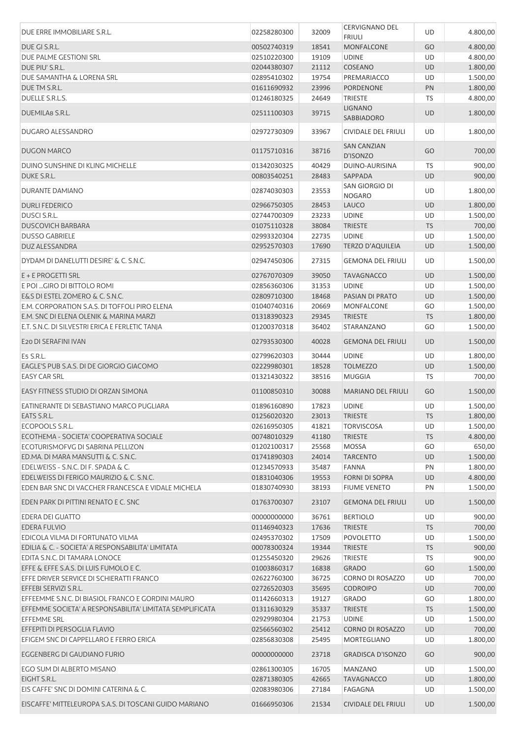| | | | | | |
|---|---|---|---|---|---|
| DUE ERRE IMMOBILIARE S.R.L. | 02258280300 | 32009 | CERVIGNANO DEL FRIULI | UD | 4.800,00 |
| DUE GI S.R.L. | 00502740319 | 18541 | MONFALCONE | GO | 4.800,00 |
| DUE PALME GESTIONI SRL | 02510220300 | 19109 | UDINE | UD | 4.800,00 |
| DUE PIU' S.R.L. | 02044380307 | 21112 | COSEANO | UD | 1.800,00 |
| DUE SAMANTHA & LORENA SRL | 02895410302 | 19754 | PREMARIACCO | UD | 1.500,00 |
| DUE TM S.R.L. | 01611690932 | 23996 | PORDENONE | PN | 1.800,00 |
| DUELLE S.R.L.S. | 01246180325 | 24649 | TRIESTE | TS | 4.800,00 |
| DUEMILA8 S.R.L. | 02511100303 | 39715 | LIGNANO SABBIADORO | UD | 1.800,00 |
| DUGARO ALESSANDRO | 02972730309 | 33967 | CIVIDALE DEL FRIULI | UD | 1.800,00 |
| DUGON MARCO | 01175710316 | 38716 | SAN CANZIAN D'ISONZO | GO | 700,00 |
| DUINO SUNSHINE DI KLING MICHELLE | 01342030325 | 40429 | DUINO-AURISINA | TS | 900,00 |
| DUKE S.R.L. | 00803540251 | 28483 | SAPPADA | UD | 900,00 |
| DURANTE DAMIANO | 02874030303 | 23553 | SAN GIORGIO DI NOGARO | UD | 1.800,00 |
| DURLI FEDERICO | 02966750305 | 28453 | LAUCO | UD | 1.800,00 |
| DUSCI S.R.L. | 02744700309 | 23233 | UDINE | UD | 1.500,00 |
| DUSCOVICH BARBARA | 01075110328 | 38084 | TRIESTE | TS | 700,00 |
| DUSSO GABRIELE | 02993320304 | 22735 | UDINE | UD | 1.500,00 |
| DUZ ALESSANDRA | 02952570303 | 17690 | TERZO D'AQUILEIA | UD | 1.500,00 |
| DYDAM DI DANELUTTI DESIRE' & C. S.N.C. | 02947450306 | 27315 | GEMONA DEL FRIULI | UD | 1.500,00 |
| E + E PROGETTI SRL | 02767070309 | 39050 | TAVAGNACCO | UD | 1.500,00 |
| E POI ...GIRO DI BITTOLO ROMI | 02856360306 | 31353 | UDINE | UD | 1.500,00 |
| E&S DI ESTEL ZOMERO & C. S.N.C. | 02809710300 | 18468 | PASIAN DI PRATO | UD | 1.500,00 |
| E.M. CORPORATION S.A.S. DI TOFFOLI PIRO ELENA | 01040740316 | 20669 | MONFALCONE | GO | 1.500,00 |
| E.M. SNC DI ELENA OLENIK & MARINA MARZI | 01318390323 | 29345 | TRIESTE | TS | 1.800,00 |
| E.T. S.N.C. DI SILVESTRI ERICA E FERLETIC TANJA | 01200370318 | 36402 | STARANZANO | GO | 1.500,00 |
| E20 DI SERAFINI IVAN | 02793530300 | 40028 | GEMONA DEL FRIULI | UD | 1.500,00 |
| E5 S.R.L. | 02799620303 | 30444 | UDINE | UD | 1.800,00 |
| EAGLE'S PUB S.A.S. DI DE GIORGIO GIACOMO | 02229980301 | 18528 | TOLMEZZO | UD | 1.500,00 |
| EASY CAR SRL | 01321430322 | 38516 | MUGGIA | TS | 700,00 |
| EASY FITNESS STUDIO DI ORZAN SIMONA | 01100850310 | 30088 | MARIANO DEL FRIULI | GO | 1.500,00 |
| EATINERANTE DI SEBASTIANO MARCO PUGLIARA | 01896160890 | 17823 | UDINE | UD | 1.500,00 |
| EATS S.R.L. | 01256020320 | 23013 | TRIESTE | TS | 1.800,00 |
| ECOPOOLS S.R.L. | 02616950305 | 41821 | TORVISCOSA | UD | 1.500,00 |
| ECOTHEMA - SOCIETA' COOPERATIVA SOCIALE | 00748010329 | 41180 | TRIESTE | TS | 4.800,00 |
| ECOTURISMOFVG DI SABRINA PELLIZON | 01202100317 | 25568 | MOSSA | GO | 650,00 |
| ED.MA. DI MARA MANSUTTI & C. S.N.C. | 01741890303 | 24014 | TARCENTO | UD | 1.500,00 |
| EDELWEISS - S.N.C. DI F. SPADA & C. | 01234570933 | 35487 | FANNA | PN | 1.800,00 |
| EDELWEISS DI FERIGO MAURIZIO & C. S.N.C. | 01831040306 | 19553 | FORNI DI SOPRA | UD | 4.800,00 |
| EDEN BAR SNC DI VACCHER FRANCESCA E VIDALE MICHELA | 01830740930 | 38193 | FIUME VENETO | PN | 1.500,00 |
| EDEN PARK DI PITTINI RENATO E C. SNC | 01763700307 | 23107 | GEMONA DEL FRIULI | UD | 1.500,00 |
| EDERA DEI GUATTO | 00000000000 | 36761 | BERTIOLO | UD | 900,00 |
| EDERA FULVIO | 01146940323 | 17636 | TRIESTE | TS | 700,00 |
| EDICOLA VILMA DI FORTUNATO VILMA | 02495370302 | 17509 | POVOLETTO | UD | 1.500,00 |
| EDILIA & C. - SOCIETA' A RESPONSABILITA' LIMITATA | 00078300324 | 19344 | TRIESTE | TS | 900,00 |
| EDITA S.N.C. DI TAMARA LONOCE | 01255450320 | 29626 | TRIESTE | TS | 900,00 |
| EFFE & EFFE S.A.S. DI LUIS FUMOLO E C. | 01003860317 | 16838 | GRADO | GO | 1.500,00 |
| EFFE DRIVER SERVICE DI SCHIERATTI FRANCO | 02622760300 | 36725 | CORNO DI ROSAZZO | UD | 700,00 |
| EFFEBI SERVIZI S.R.L. | 02726520303 | 35695 | CODROIPO | UD | 700,00 |
| EFFEEMME S.N.C. DI BIASIOL FRANCO E GORDINI MAURO | 01142660313 | 19127 | GRADO | GO | 1.800,00 |
| EFFEMME SOCIETA' A RESPONSABILITA' LIMITATA SEMPLIFICATA | 01311630329 | 35337 | TRIESTE | TS | 1.500,00 |
| EFFEMME SRL | 02929980304 | 21753 | UDINE | UD | 1.500,00 |
| EFFEPITI DI PERSOGLIA FLAVIO | 02566560302 | 25412 | CORNO DI ROSAZZO | UD | 700,00 |
| EFIGEM SNC DI CAPPELLARO E FERRO ERICA | 02856830308 | 25495 | MORTEGLIANO | UD | 1.800,00 |
| EGGENBERG DI GAUDIANO FURIO | 00000000000 | 23718 | GRADISCA D'ISONZO | GO | 900,00 |
| EGO SUM DI ALBERTO MISANO | 02861300305 | 16705 | MANZANO | UD | 1.500,00 |
| EIGHT S.R.L. | 02871380305 | 42665 | TAVAGNACCO | UD | 1.800,00 |
| EIS CAFFE' SNC DI DOMINI CATERINA & C. | 02083980306 | 27184 | FAGAGNA | UD | 1.500,00 |
| EISCAFFE' MITTELEUROPA S.A.S. DI TOSCANI GUIDO MARIANO | 01666950306 | 21534 | CIVIDALE DEL FRIULI | UD | 1.500,00 |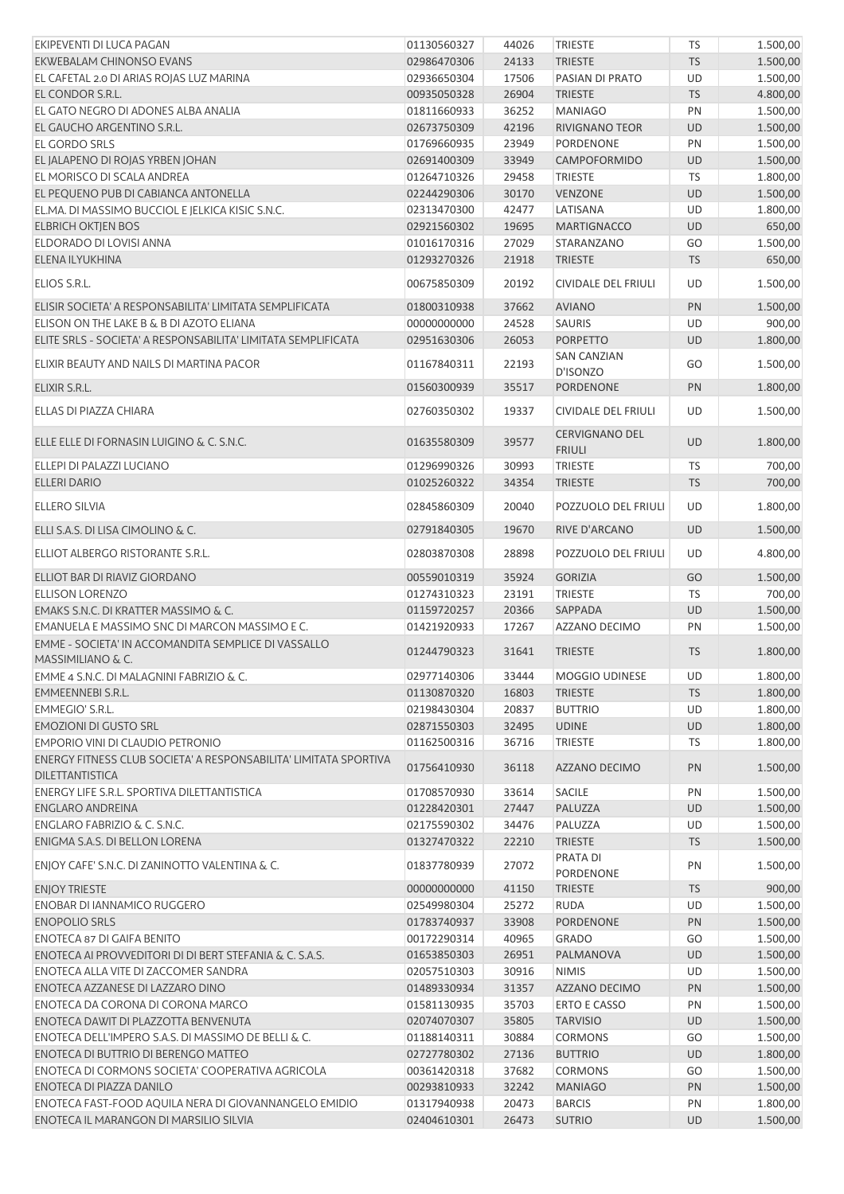| | | | | | |
|---|---|---|---|---|---|
| EKIPEVENTI DI LUCA PAGAN | 01130560327 | 44026 | TRIESTE | TS | 1.500,00 |
| EKWEBALAM CHINONSO EVANS | 02986470306 | 24133 | TRIESTE | TS | 1.500,00 |
| EL CAFETAL 2.0 DI ARIAS ROJAS LUZ MARINA | 02936650304 | 17506 | PASIAN DI PRATO | UD | 1.500,00 |
| EL CONDOR S.R.L. | 00935050328 | 26904 | TRIESTE | TS | 4.800,00 |
| EL GATO NEGRO DI ADONES ALBA ANALIA | 01811660933 | 36252 | MANIAGO | PN | 1.500,00 |
| EL GAUCHO ARGENTINO S.R.L. | 02673750309 | 42196 | RIVIGNANO TEOR | UD | 1.500,00 |
| EL GORDO SRLS | 01769660935 | 23949 | PORDENONE | PN | 1.500,00 |
| EL JALAPENO DI ROJAS YRBEN JOHAN | 02691400309 | 33949 | CAMPOFORMIDO | UD | 1.500,00 |
| EL MORISCO DI SCALA ANDREA | 01264710326 | 29458 | TRIESTE | TS | 1.800,00 |
| EL PEQUENO PUB DI CABIANCA ANTONELLA | 02244290306 | 30170 | VENZONE | UD | 1.500,00 |
| EL.MA. DI MASSIMO BUCCIOL E JELKICA KISIC S.N.C. | 02313470300 | 42477 | LATISANA | UD | 1.800,00 |
| ELBRICH OKTJEN BOS | 02921560302 | 19695 | MARTIGNACCO | UD | 650,00 |
| ELDORADO DI LOVISI ANNA | 01016170316 | 27029 | STARANZANO | GO | 1.500,00 |
| ELENA ILYUKHINA | 01293270326 | 21918 | TRIESTE | TS | 650,00 |
| ELIOS S.R.L. | 00675850309 | 20192 | CIVIDALE DEL FRIULI | UD | 1.500,00 |
| ELISIR SOCIETA' A RESPONSABILITA' LIMITATA SEMPLIFICATA | 01800310938 | 37662 | AVIANO | PN | 1.500,00 |
| ELISON ON THE LAKE B & B DI AZOTO ELIANA | 00000000000 | 24528 | SAURIS | UD | 900,00 |
| ELITE SRLS - SOCIETA' A RESPONSABILITA' LIMITATA SEMPLIFICATA | 02951630306 | 26053 | PORPETTO | UD | 1.800,00 |
| ELIXIR BEAUTY AND NAILS DI MARTINA PACOR | 01167840311 | 22193 | SAN CANZIAN D'ISONZO | GO | 1.500,00 |
| ELIXIR S.R.L. | 01560300939 | 35517 | PORDENONE | PN | 1.800,00 |
| ELLAS DI PIAZZA CHIARA | 02760350302 | 19337 | CIVIDALE DEL FRIULI | UD | 1.500,00 |
| ELLE ELLE DI FORNASIN LUIGINO & C. S.N.C. | 01635580309 | 39577 | CERVIGNANO DEL FRIULI | UD | 1.800,00 |
| ELLEPI DI PALAZZI LUCIANO | 01296990326 | 30993 | TRIESTE | TS | 700,00 |
| ELLERI DARIO | 01025260322 | 34354 | TRIESTE | TS | 700,00 |
| ELLERO SILVIA | 02845860309 | 20040 | POZZUOLO DEL FRIULI | UD | 1.800,00 |
| ELLI S.A.S. DI LISA CIMOLINO & C. | 02791840305 | 19670 | RIVE D'ARCANO | UD | 1.500,00 |
| ELLIOT ALBERGO RISTORANTE S.R.L. | 02803870308 | 28898 | POZZUOLO DEL FRIULI | UD | 4.800,00 |
| ELLIOT BAR DI RIAVIZ GIORDANO | 00559010319 | 35924 | GORIZIA | GO | 1.500,00 |
| ELLISON LORENZO | 01274310323 | 23191 | TRIESTE | TS | 700,00 |
| EMAKS S.N.C. DI KRATTER MASSIMO & C. | 01159720257 | 20366 | SAPPADA | UD | 1.500,00 |
| EMANUELA E MASSIMO SNC DI MARCON MASSIMO E C. | 01421920933 | 17267 | AZZANO DECIMO | PN | 1.500,00 |
| EMME - SOCIETA' IN ACCOMANDITA SEMPLICE DI VASSALLO MASSIMILIANO & C. | 01244790323 | 31641 | TRIESTE | TS | 1.800,00 |
| EMME 4 S.N.C. DI MALAGNINI FABRIZIO & C. | 02977140306 | 33444 | MOGGIO UDINESE | UD | 1.800,00 |
| EMMEENNEBI S.R.L. | 01130870320 | 16803 | TRIESTE | TS | 1.800,00 |
| EMMEGIO' S.R.L. | 02198430304 | 20837 | BUTTRIO | UD | 1.800,00 |
| EMOZIONI DI GUSTO SRL | 02871550303 | 32495 | UDINE | UD | 1.800,00 |
| EMPORIO VINI DI CLAUDIO PETRONIO | 01162500316 | 36716 | TRIESTE | TS | 1.800,00 |
| ENERGY FITNESS CLUB SOCIETA' A RESPONSABILITA' LIMITATA SPORTIVA DILETTANTISTICA | 01756410930 | 36118 | AZZANO DECIMO | PN | 1.500,00 |
| ENERGY LIFE S.R.L. SPORTIVA DILETTANTISTICA | 01708570930 | 33614 | SACILE | PN | 1.500,00 |
| ENGLARO ANDREINA | 01228420301 | 27447 | PALUZZA | UD | 1.500,00 |
| ENGLARO FABRIZIO & C. S.N.C. | 02175590302 | 34476 | PALUZZA | UD | 1.500,00 |
| ENIGMA S.A.S. DI BELLON LORENA | 01327470322 | 22210 | TRIESTE | TS | 1.500,00 |
| ENJOY CAFE' S.N.C. DI ZANINOTTO VALENTINA & C. | 01837780939 | 27072 | PRATA DI PORDENONE | PN | 1.500,00 |
| ENJOY TRIESTE | 00000000000 | 41150 | TRIESTE | TS | 900,00 |
| ENOBAR DI IANNAMICO RUGGERO | 02549980304 | 25272 | RUDA | UD | 1.500,00 |
| ENOPOLIO SRLS | 01783740937 | 33908 | PORDENONE | PN | 1.500,00 |
| ENOTECA 87 DI GAIFA BENITO | 00172290314 | 40965 | GRADO | GO | 1.500,00 |
| ENOTECA AI PROVVEDITORI DI DI BERT STEFANIA & C. S.A.S. | 01653850303 | 26951 | PALMANOVA | UD | 1.500,00 |
| ENOTECA ALLA VITE DI ZACCOMER SANDRA | 02057510303 | 30916 | NIMIS | UD | 1.500,00 |
| ENOTECA AZZANESE DI LAZZARO DINO | 01489330934 | 31357 | AZZANO DECIMO | PN | 1.500,00 |
| ENOTECA DA CORONA DI CORONA MARCO | 01581130935 | 35703 | ERTO E CASSO | PN | 1.500,00 |
| ENOTECA DAWIT DI PLAZZOTTA BENVENUTA | 02074070307 | 35805 | TARVISIO | UD | 1.500,00 |
| ENOTECA DELL'IMPERO S.A.S. DI MASSIMO DE BELLI & C. | 01188140311 | 30884 | CORMONS | GO | 1.500,00 |
| ENOTECA DI BUTTRIO DI BERENGO MATTEO | 02727780302 | 27136 | BUTTRIO | UD | 1.800,00 |
| ENOTECA DI CORMONS SOCIETA' COOPERATIVA AGRICOLA | 00361420318 | 37682 | CORMONS | GO | 1.500,00 |
| ENOTECA DI PIAZZA DANILO | 00293810933 | 32242 | MANIAGO | PN | 1.500,00 |
| ENOTECA FAST-FOOD AQUILA NERA DI GIOVANNANGELO EMIDIO | 01317940938 | 20473 | BARCIS | PN | 1.800,00 |
| ENOTECA IL MARANGON DI MARSILIO SILVIA | 02404610301 | 26473 | SUTRIO | UD | 1.500,00 |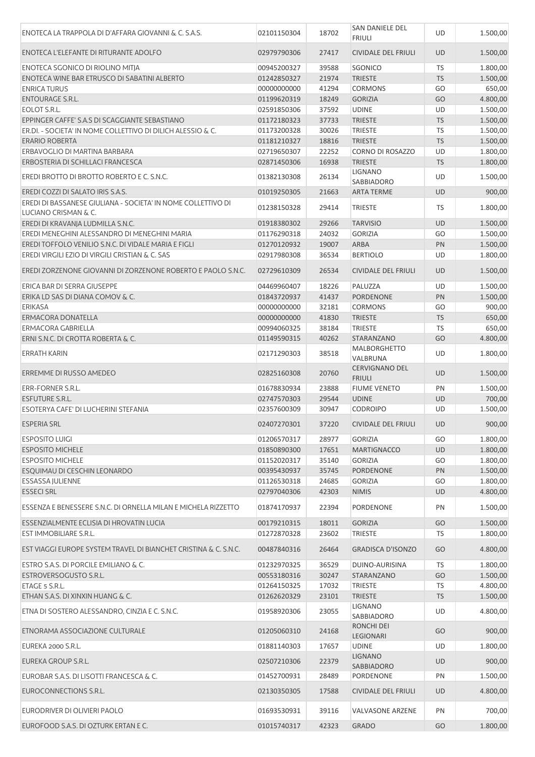| | | | | | |
|---|---|---|---|---|---|
| ENOTECA LA TRAPPOLA DI D'AFFARA GIOVANNI & C. S.A.S. | 02101150304 | 18702 | SAN DANIELE DEL FRIULI | UD | 1.500,00 |
| ENOTECA L'ELEFANTE DI RITURANTE ADOLFO | 02979790306 | 27417 | CIVIDALE DEL FRIULI | UD | 1.500,00 |
| ENOTECA SGONICO DI RIOLINO MITJA | 00945200327 | 39588 | SGONICO | TS | 1.800,00 |
| ENOTECA WINE BAR ETRUSCO DI SABATINI ALBERTO | 01242850327 | 21974 | TRIESTE | TS | 1.500,00 |
| ENRICA TURUS | 00000000000 | 41294 | CORMONS | GO | 650,00 |
| ENTOURAGE S.R.L. | 01199620319 | 18249 | GORIZIA | GO | 4.800,00 |
| EOLOT S.R.L. | 02591850306 | 37592 | UDINE | UD | 1.500,00 |
| EPPINGER CAFFE' S.A.S DI SCAGGIANTE SEBASTIANO | 01172180323 | 37733 | TRIESTE | TS | 1.500,00 |
| ER.DI. - SOCIETA' IN NOME COLLETTIVO DI DILICH ALESSIO & C. | 01173200328 | 30026 | TRIESTE | TS | 1.500,00 |
| ERARIO ROBERTA | 01181210327 | 18816 | TRIESTE | TS | 1.500,00 |
| ERBAVOGLIO DI MARTINA BARBARA | 02719650307 | 22252 | CORNO DI ROSAZZO | UD | 1.800,00 |
| ERBOSTERIA DI SCHILLACI FRANCESCA | 02871450306 | 16938 | TRIESTE | TS | 1.800,00 |
| EREDI BROTTO DI BROTTO ROBERTO E C. S.N.C. | 01382130308 | 26134 | LIGNANO SABBIADORO | UD | 1.500,00 |
| EREDI COZZI DI SALATO IRIS S.A.S. | 01019250305 | 21663 | ARTA TERME | UD | 900,00 |
| EREDI DI BASSANESE GIULIANA - SOCIETA' IN NOME COLLETTIVO DI LUCIANO CRISMAN & C. | 01238150328 | 29414 | TRIESTE | TS | 1.800,00 |
| EREDI DI KRAVANJA LUDMILLA S.N.C. | 01918380302 | 29266 | TARVISIO | UD | 1.500,00 |
| EREDI MENEGHINI ALESSANDRO DI MENEGHINI MARIA | 01176290318 | 24032 | GORIZIA | GO | 1.500,00 |
| EREDI TOFFOLO VENILIO S.N.C. DI VIDALE MARIA E FIGLI | 01270120932 | 19007 | ARBA | PN | 1.500,00 |
| EREDI VIRGILI EZIO DI VIRGILI CRISTIAN & C. SAS | 02917980308 | 36534 | BERTIOLO | UD | 1.800,00 |
| EREDI ZORZENONE GIOVANNI DI ZORZENONE ROBERTO E PAOLO S.N.C. | 02729610309 | 26534 | CIVIDALE DEL FRIULI | UD | 1.500,00 |
| ERICA BAR DI SERRA GIUSEPPE | 04469960407 | 18226 | PALUZZA | UD | 1.500,00 |
| ERIKA LD SAS DI DIANA COMOV & C. | 01843720937 | 41437 | PORDENONE | PN | 1.500,00 |
| ERIKASA | 00000000000 | 32181 | CORMONS | GO | 900,00 |
| ERMACORA DONATELLA | 00000000000 | 41830 | TRIESTE | TS | 650,00 |
| ERMACORA GABRIELLA | 00994060325 | 38184 | TRIESTE | TS | 650,00 |
| ERNI S.N.C. DI CROTTA ROBERTA & C. | 01149590315 | 40262 | STARANZANO | GO | 4.800,00 |
| ERRATH KARIN | 02171290303 | 38518 | MALBORGHETTO VALBRUNA | UD | 1.800,00 |
| ERREMME DI RUSSO AMEDEO | 02825160308 | 20760 | CERVIGNANO DEL FRIULI | UD | 1.500,00 |
| ERR-FORNER S.R.L. | 01678830934 | 23888 | FIUME VENETO | PN | 1.500,00 |
| ESFUTURE S.R.L. | 02747570303 | 29544 | UDINE | UD | 700,00 |
| ESOTERYA CAFE' DI LUCHERINI STEFANIA | 02357600309 | 30947 | CODROIPO | UD | 1.500,00 |
| ESPERIA SRL | 02407270301 | 37220 | CIVIDALE DEL FRIULI | UD | 900,00 |
| ESPOSITO LUIGI | 01206570317 | 28977 | GORIZIA | GO | 1.800,00 |
| ESPOSITO MICHELE | 01850890300 | 17651 | MARTIGNACCO | UD | 1.800,00 |
| ESPOSITO MICHELE | 01152020317 | 35140 | GORIZIA | GO | 1.800,00 |
| ESQUIMAU DI CESCHIN LEONARDO | 00395430937 | 35745 | PORDENONE | PN | 1.500,00 |
| ESSASSA JULIENNE | 01126530318 | 24685 | GORIZIA | GO | 1.800,00 |
| ESSECI SRL | 02797040306 | 42303 | NIMIS | UD | 4.800,00 |
| ESSENZA E BENESSERE S.N.C. DI ORNELLA MILAN E MICHELA RIZZETTO | 01874170937 | 22394 | PORDENONE | PN | 1.500,00 |
| ESSENZIALMENTE ECLISIA DI HROVATIN LUCIA | 00179210315 | 18011 | GORIZIA | GO | 1.500,00 |
| EST IMMOBILIARE S.R.L. | 01272870328 | 23602 | TRIESTE | TS | 1.800,00 |
| EST VIAGGI EUROPE SYSTEM TRAVEL DI BIANCHET CRISTINA & C. S.N.C. | 00487840316 | 26464 | GRADISCA D'ISONZO | GO | 4.800,00 |
| ESTRO S.A.S. DI PORCILE EMILIANO & C. | 01232970325 | 36529 | DUINO-AURISINA | TS | 1.800,00 |
| ESTROVERSOGUSTO S.R.L. | 00553180316 | 30247 | STARANZANO | GO | 1.500,00 |
| ETAGE 5 S.R.L. | 01264150325 | 17032 | TRIESTE | TS | 4.800,00 |
| ETHAN S.A.S. DI XINXIN HUANG & C. | 01262620329 | 23101 | TRIESTE | TS | 1.500,00 |
| ETNA DI SOSTERO ALESSANDRO, CINZIA E C. S.N.C. | 01958920306 | 23055 | LIGNANO SABBIADORO | UD | 4.800,00 |
| ETNORAMA ASSOCIAZIONE CULTURALE | 01205060310 | 24168 | RONCHI DEI LEGIONARI | GO | 900,00 |
| EUREKA 2000 S.R.L. | 01881140303 | 17657 | UDINE | UD | 1.800,00 |
| EUREKA GROUP S.R.L. | 02507210306 | 22379 | LIGNANO SABBIADORO | UD | 900,00 |
| EUROBAR S.A.S. DI LISOTTI FRANCESCA & C. | 01452700931 | 28489 | PORDENONE | PN | 1.500,00 |
| EUROCONNECTIONS S.R.L. | 02130350305 | 17588 | CIVIDALE DEL FRIULI | UD | 4.800,00 |
| EURODRIVER DI OLIVIERI PAOLO | 01693530931 | 39116 | VALVASONE ARZENE | PN | 700,00 |
| EUROFOOD S.A.S. DI OZTURK ERTAN E C. | 01015740317 | 42323 | GRADO | GO | 1.800,00 |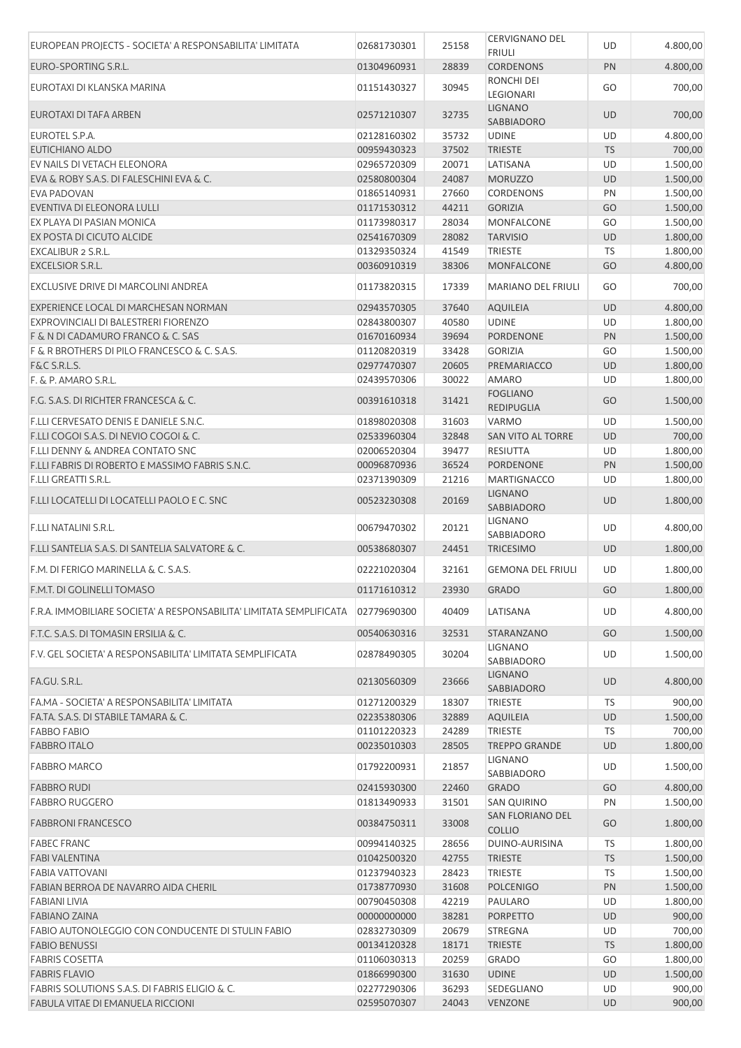| | | | | | |
|---|---|---|---|---|---|
| EUROPEAN PROJECTS - SOCIETA' A RESPONSABILITA' LIMITATA | 02681730301 | 25158 | CERVIGNANO DEL FRIULI | UD | 4.800,00 |
| EURO-SPORTING S.R.L. | 01304960931 | 28839 | CORDENONS | PN | 4.800,00 |
| EUROTAXI DI KLANSKA MARINA | 01151430327 | 30945 | RONCHI DEI LEGIONARI | GO | 700,00 |
| EUROTAXI DI TAFA ARBEN | 02571210307 | 32735 | LIGNANO SABBIADORO | UD | 700,00 |
| EUROTEL S.P.A. | 02128160302 | 35732 | UDINE | UD | 4.800,00 |
| EUTICHIANO ALDO | 00959430323 | 37502 | TRIESTE | TS | 700,00 |
| EV NAILS DI VETACH ELEONORA | 02965720309 | 20071 | LATISANA | UD | 1.500,00 |
| EVA & ROBY S.A.S. DI FALESCHINI EVA & C. | 02580800304 | 24087 | MORUZZO | UD | 1.500,00 |
| EVA PADOVAN | 01865140931 | 27660 | CORDENONS | PN | 1.500,00 |
| EVENTIVA DI ELEONORA LULLI | 01171530312 | 44211 | GORIZIA | GO | 1.500,00 |
| EX PLAYA DI PASIAN MONICA | 01173980317 | 28034 | MONFALCONE | GO | 1.500,00 |
| EX POSTA DI CICUTO ALCIDE | 02541670309 | 28082 | TARVISIO | UD | 1.800,00 |
| EXCALIBUR 2 S.R.L. | 01329350324 | 41549 | TRIESTE | TS | 1.800,00 |
| EXCELSIOR S.R.L. | 00360910319 | 38306 | MONFALCONE | GO | 4.800,00 |
| EXCLUSIVE DRIVE DI MARCOLINI ANDREA | 01173820315 | 17339 | MARIANO DEL FRIULI | GO | 700,00 |
| EXPERIENCE LOCAL DI MARCHESAN NORMAN | 02943570305 | 37640 | AQUILEIA | UD | 4.800,00 |
| EXPROVINCIALI DI BALESTRERI FIORENZO | 02843800307 | 40580 | UDINE | UD | 1.800,00 |
| F & N DI CADAMURO FRANCO & C. SAS | 01670160934 | 39694 | PORDENONE | PN | 1.500,00 |
| F & R BROTHERS DI PILO FRANCESCO & C. S.A.S. | 01120820319 | 33428 | GORIZIA | GO | 1.500,00 |
| F&C S.R.L.S. | 02977470307 | 20605 | PREMARIACCO | UD | 1.800,00 |
| F. & P. AMARO S.R.L. | 02439570306 | 30022 | AMARO | UD | 1.800,00 |
| F.G. S.A.S. DI RICHTER FRANCESCA & C. | 00391610318 | 31421 | FOGLIANO REDIPUGLIA | GO | 1.500,00 |
| F.LLI CERVESATO DENIS E DANIELE S.N.C. | 01898020308 | 31603 | VARMO | UD | 1.500,00 |
| F.LLI COGOI S.A.S. DI NEVIO COGOI & C. | 02533960304 | 32848 | SAN VITO AL TORRE | UD | 700,00 |
| F.LLI DENNY & ANDREA CONTATO SNC | 02006520304 | 39477 | RESIUTTA | UD | 1.800,00 |
| F.LLI FABRIS DI ROBERTO E MASSIMO FABRIS S.N.C. | 00096870936 | 36524 | PORDENONE | PN | 1.500,00 |
| F.LLI GREATTI S.R.L. | 02371390309 | 21216 | MARTIGNACCO | UD | 1.800,00 |
| F.LLI LOCATELLI DI LOCATELLI PAOLO E C. SNC | 00523230308 | 20169 | LIGNANO SABBIADORO | UD | 1.800,00 |
| F.LLI NATALINI S.R.L. | 00679470302 | 20121 | LIGNANO SABBIADORO | UD | 4.800,00 |
| F.LLI SANTELIA S.A.S. DI SANTELIA SALVATORE & C. | 00538680307 | 24451 | TRICESIMO | UD | 1.800,00 |
| F.M. DI FERIGO MARINELLA & C. S.A.S. | 02221020304 | 32161 | GEMONA DEL FRIULI | UD | 1.800,00 |
| F.M.T. DI GOLINELLI TOMASO | 01171610312 | 23930 | GRADO | GO | 1.800,00 |
| F.R.A. IMMOBILIARE SOCIETA' A RESPONSABILITA' LIMITATA SEMPLIFICATA | 02779690300 | 40409 | LATISANA | UD | 4.800,00 |
| F.T.C. S.A.S. DI TOMASIN ERSILIA & C. | 00540630316 | 32531 | STARANZANO | GO | 1.500,00 |
| F.V. GEL SOCIETA' A RESPONSABILITA' LIMITATA SEMPLIFICATA | 02878490305 | 30204 | LIGNANO SABBIADORO | UD | 1.500,00 |
| FA.GU. S.R.L. | 02130560309 | 23666 | LIGNANO SABBIADORO | UD | 4.800,00 |
| FA.MA - SOCIETA' A RESPONSABILITA' LIMITATA | 01271200329 | 18307 | TRIESTE | TS | 900,00 |
| FA.TA. S.A.S. DI STABILE TAMARA & C. | 02235380306 | 32889 | AQUILEIA | UD | 1.500,00 |
| FABBO FABIO | 01101220323 | 24289 | TRIESTE | TS | 700,00 |
| FABBRO ITALO | 00235010303 | 28505 | TREPPO GRANDE | UD | 1.800,00 |
| FABBRO MARCO | 01792200931 | 21857 | LIGNANO SABBIADORO | UD | 1.500,00 |
| FABBRO RUDI | 02415930300 | 22460 | GRADO | GO | 4.800,00 |
| FABBRO RUGGERO | 01813490933 | 31501 | SAN QUIRINO | PN | 1.500,00 |
| FABBRONI FRANCESCO | 00384750311 | 33008 | SAN FLORIANO DEL COLLIO | GO | 1.800,00 |
| FABEC FRANC | 00994140325 | 28656 | DUINO-AURISINA | TS | 1.800,00 |
| FABI VALENTINA | 01042500320 | 42755 | TRIESTE | TS | 1.500,00 |
| FABIA VATTOVANI | 01237940323 | 28423 | TRIESTE | TS | 1.500,00 |
| FABIAN BERROA DE NAVARRO AIDA CHERIL | 01738770930 | 31608 | POLCENIGO | PN | 1.500,00 |
| FABIANI LIVIA | 00790450308 | 42219 | PAULARO | UD | 1.800,00 |
| FABIANO ZAINA | 00000000000 | 38281 | PORPETTO | UD | 900,00 |
| FABIO AUTONOLEGGIO CON CONDUCENTE DI STULIN FABIO | 02832730309 | 20679 | STREGNA | UD | 700,00 |
| FABIO BENUSSI | 00134120328 | 18171 | TRIESTE | TS | 1.800,00 |
| FABRIS COSETTA | 01106030313 | 20259 | GRADO | GO | 1.800,00 |
| FABRIS FLAVIO | 01866990300 | 31630 | UDINE | UD | 1.500,00 |
| FABRIS SOLUTIONS S.A.S. DI FABRIS ELIGIO & C. | 02277290306 | 36293 | SEDEGLIANO | UD | 900,00 |
| FABULA VITAE DI EMANUELA RICCIONI | 02595070307 | 24043 | VENZONE | UD | 900,00 |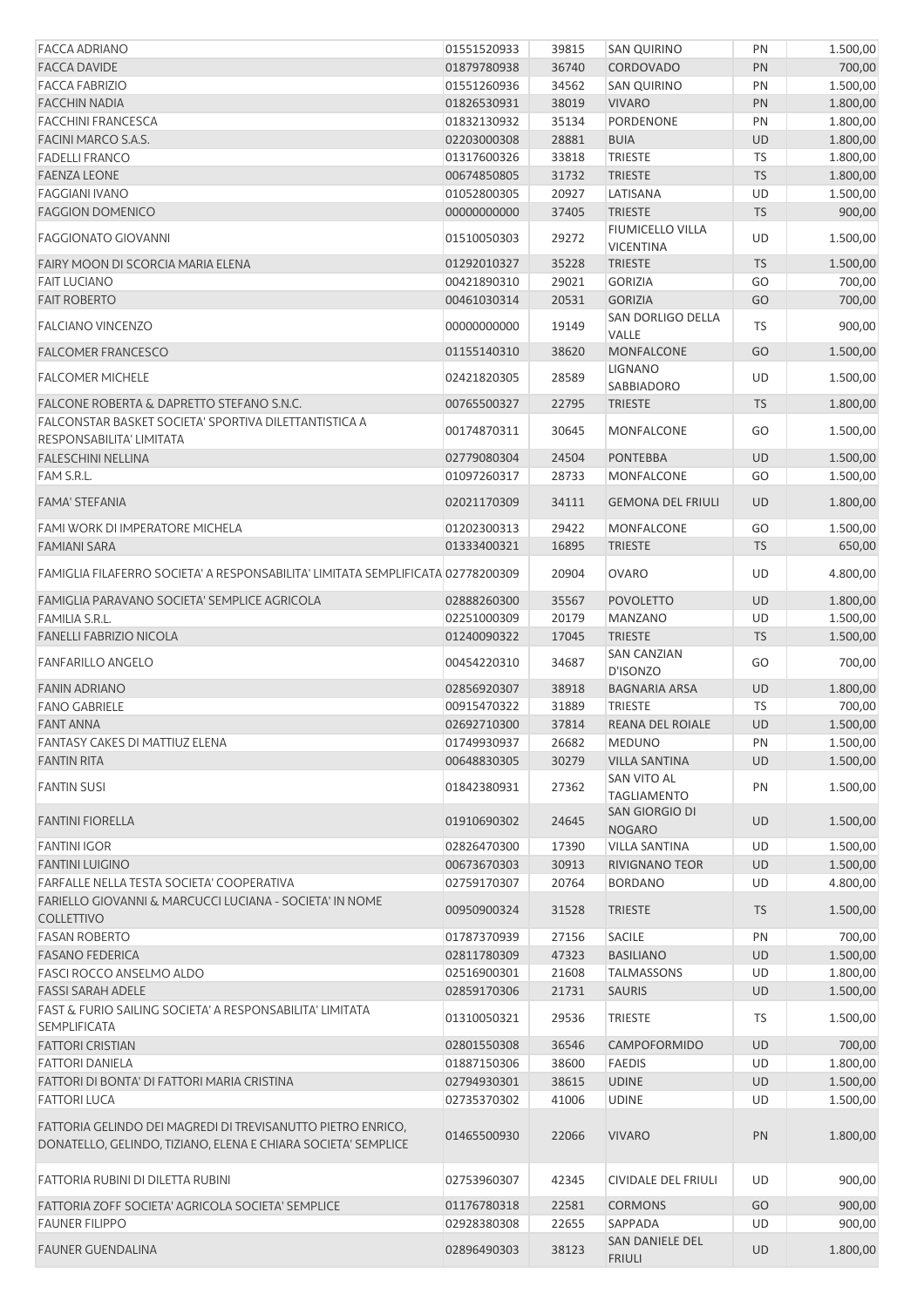| | | | | | |
|---|---|---|---|---|---|
| FACCA ADRIANO | 01551520933 | 39815 | SAN QUIRINO | PN | 1.500,00 |
| FACCA DAVIDE | 01879780938 | 36740 | CORDOVADO | PN | 700,00 |
| FACCA FABRIZIO | 01551260936 | 34562 | SAN QUIRINO | PN | 1.500,00 |
| FACCHIN NADIA | 01826530931 | 38019 | VIVARO | PN | 1.800,00 |
| FACCHINI FRANCESCA | 01832130932 | 35134 | PORDENONE | PN | 1.800,00 |
| FACINI MARCO S.A.S. | 02203000308 | 28881 | BUIA | UD | 1.800,00 |
| FADELLI FRANCO | 01317600326 | 33818 | TRIESTE | TS | 1.800,00 |
| FAENZA LEONE | 00674850805 | 31732 | TRIESTE | TS | 1.800,00 |
| FAGGIANI IVANO | 01052800305 | 20927 | LATISANA | UD | 1.500,00 |
| FAGGION DOMENICO | 00000000000 | 37405 | TRIESTE | TS | 900,00 |
| FAGGIONATO GIOVANNI | 01510050303 | 29272 | FIUMICELLO VILLA VICENTINA | UD | 1.500,00 |
| FAIRY MOON DI SCORCIA MARIA ELENA | 01292010327 | 35228 | TRIESTE | TS | 1.500,00 |
| FAIT LUCIANO | 00421890310 | 29021 | GORIZIA | GO | 700,00 |
| FAIT ROBERTO | 00461030314 | 20531 | GORIZIA | GO | 700,00 |
| FALCIANO VINCENZO | 00000000000 | 19149 | SAN DORLIGO DELLA VALLE | TS | 900,00 |
| FALCOMER FRANCESCO | 01155140310 | 38620 | MONFALCONE | GO | 1.500,00 |
| FALCOMER MICHELE | 02421820305 | 28589 | LIGNANO SABBIADORO | UD | 1.500,00 |
| FALCONE ROBERTA & DAPRETTO STEFANO S.N.C. | 00765500327 | 22795 | TRIESTE | TS | 1.800,00 |
| FALCONSTAR BASKET SOCIETA' SPORTIVA DILETTANTISTICA A RESPONSABILITA' LIMITATA | 00174870311 | 30645 | MONFALCONE | GO | 1.500,00 |
| FALESCHINI NELLINA | 02779080304 | 24504 | PONTEBBA | UD | 1.500,00 |
| FAM S.R.L. | 01097260317 | 28733 | MONFALCONE | GO | 1.500,00 |
| FAMA' STEFANIA | 02021170309 | 34111 | GEMONA DEL FRIULI | UD | 1.800,00 |
| FAMI WORK DI IMPERATORE MICHELA | 01202300313 | 29422 | MONFALCONE | GO | 1.500,00 |
| FAMIANI SARA | 01333400321 | 16895 | TRIESTE | TS | 650,00 |
| FAMIGLIA FILAFERRO SOCIETA' A RESPONSABILITA' LIMITATA SEMPLIFICATA | 02778200309 | 20904 | OVARO | UD | 4.800,00 |
| FAMIGLIA PARAVANO SOCIETA' SEMPLICE AGRICOLA | 02888260300 | 35567 | POVOLETTO | UD | 1.800,00 |
| FAMILIA S.R.L. | 02251000309 | 20179 | MANZANO | UD | 1.500,00 |
| FANELLI FABRIZIO NICOLA | 01240090322 | 17045 | TRIESTE | TS | 1.500,00 |
| FANFARILLO ANGELO | 00454220310 | 34687 | SAN CANZIAN D'ISONZO | GO | 700,00 |
| FANIN ADRIANO | 02856920307 | 38918 | BAGNARIA ARSA | UD | 1.800,00 |
| FANO GABRIELE | 00915470322 | 31889 | TRIESTE | TS | 700,00 |
| FANT ANNA | 02692710300 | 37814 | REANA DEL ROIALE | UD | 1.500,00 |
| FANTASY CAKES DI MATTIUZ ELENA | 01749930937 | 26682 | MEDUNO | PN | 1.500,00 |
| FANTIN RITA | 00648830305 | 30279 | VILLA SANTINA | UD | 1.500,00 |
| FANTIN SUSI | 01842380931 | 27362 | SAN VITO AL TAGLIAMENTO | PN | 1.500,00 |
| FANTINI FIORELLA | 01910690302 | 24645 | SAN GIORGIO DI NOGARO | UD | 1.500,00 |
| FANTINI IGOR | 02826470300 | 17390 | VILLA SANTINA | UD | 1.500,00 |
| FANTINI LUIGINO | 00673670303 | 30913 | RIVIGNANO TEOR | UD | 1.500,00 |
| FARFALLE NELLA TESTA SOCIETA' COOPERATIVA | 02759170307 | 20764 | BORDANO | UD | 4.800,00 |
| FARIELLO GIOVANNI & MARCUCCI LUCIANA - SOCIETA' IN NOME COLLETTIVO | 00950900324 | 31528 | TRIESTE | TS | 1.500,00 |
| FASAN ROBERTO | 01787370939 | 27156 | SACILE | PN | 700,00 |
| FASANO FEDERICA | 02811780309 | 47323 | BASILIANO | UD | 1.500,00 |
| FASCI ROCCO ANSELMO ALDO | 02516900301 | 21608 | TALMASSONS | UD | 1.800,00 |
| FASSI SARAH ADELE | 02859170306 | 21731 | SAURIS | UD | 1.500,00 |
| FAST & FURIO SAILING SOCIETA' A RESPONSABILITA' LIMITATA SEMPLIFICATA | 01310050321 | 29536 | TRIESTE | TS | 1.500,00 |
| FATTORI CRISTIAN | 02801550308 | 36546 | CAMPOFORMIDO | UD | 700,00 |
| FATTORI DANIELA | 01887150306 | 38600 | FAEDIS | UD | 1.800,00 |
| FATTORI DI BONTA' DI FATTORI MARIA CRISTINA | 02794930301 | 38615 | UDINE | UD | 1.500,00 |
| FATTORI LUCA | 02735370302 | 41006 | UDINE | UD | 1.500,00 |
| FATTORIA GELINDO DEI MAGREDI DI TREVISANUTTO PIETRO ENRICO, DONATELLO, GELINDO, TIZIANO, ELENA E CHIARA SOCIETA' SEMPLICE | 01465500930 | 22066 | VIVARO | PN | 1.800,00 |
| FATTORIA RUBINI DI DILETTA RUBINI | 02753960307 | 42345 | CIVIDALE DEL FRIULI | UD | 900,00 |
| FATTORIA ZOFF SOCIETA' AGRICOLA SOCIETA' SEMPLICE | 01176780318 | 22581 | CORMONS | GO | 900,00 |
| FAUNER FILIPPO | 02928380308 | 22655 | SAPPADA | UD | 900,00 |
| FAUNER GUENDALINA | 02896490303 | 38123 | SAN DANIELE DEL FRIULI | UD | 1.800,00 |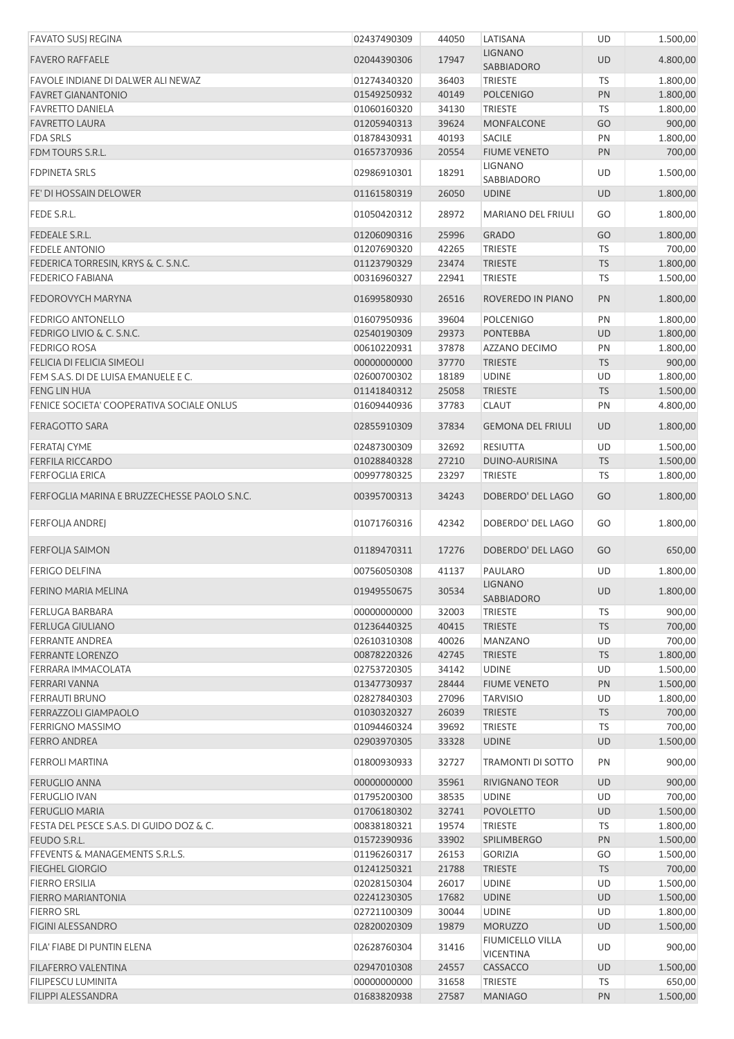| | | | | | |
|---|---|---|---|---|---|
| FAVATO SUSJ REGINA | 02437490309 | 44050 | LATISANA | UD | 1.500,00 |
| FAVERO RAFFAELE | 02044390306 | 17947 | LIGNANO SABBIADORO | UD | 4.800,00 |
| FAVOLE INDIANE DI DALWER ALI NEWAZ | 01274340320 | 36403 | TRIESTE | TS | 1.800,00 |
| FAVRET GIANANTONIO | 01549250932 | 40149 | POLCENIGO | PN | 1.800,00 |
| FAVRETTO DANIELA | 01060160320 | 34130 | TRIESTE | TS | 1.800,00 |
| FAVRETTO LAURA | 01205940313 | 39624 | MONFALCONE | GO | 900,00 |
| FDA SRLS | 01878430931 | 40193 | SACILE | PN | 1.800,00 |
| FDM TOURS S.R.L. | 01657370936 | 20554 | FIUME VENETO | PN | 700,00 |
| FDPINETA SRLS | 02986910301 | 18291 | LIGNANO SABBIADORO | UD | 1.500,00 |
| FE' DI HOSSAIN DELOWER | 01161580319 | 26050 | UDINE | UD | 1.800,00 |
| FEDE S.R.L. | 01050420312 | 28972 | MARIANO DEL FRIULI | GO | 1.800,00 |
| FEDEALE S.R.L. | 01206090316 | 25996 | GRADO | GO | 1.800,00 |
| FEDELE ANTONIO | 01207690320 | 42265 | TRIESTE | TS | 700,00 |
| FEDERICA TORRESIN, KRYS & C. S.N.C. | 01123790329 | 23474 | TRIESTE | TS | 1.800,00 |
| FEDERICO FABIANA | 00316960327 | 22941 | TRIESTE | TS | 1.500,00 |
| FEDOROVYCH MARYNA | 01699580930 | 26516 | ROVEREDO IN PIANO | PN | 1.800,00 |
| FEDRIGO ANTONELLO | 01607950936 | 39604 | POLCENIGO | PN | 1.800,00 |
| FEDRIGO LIVIO & C. S.N.C. | 02540190309 | 29373 | PONTEBBA | UD | 1.800,00 |
| FEDRIGO ROSA | 00610220931 | 37878 | AZZANO DECIMO | PN | 1.800,00 |
| FELICIA DI FELICIA SIMEOLI | 00000000000 | 37770 | TRIESTE | TS | 900,00 |
| FEM S.A.S. DI DE LUISA EMANUELE E C. | 02600700302 | 18189 | UDINE | UD | 1.800,00 |
| FENG LIN HUA | 01141840312 | 25058 | TRIESTE | TS | 1.500,00 |
| FENICE SOCIETA' COOPERATIVA SOCIALE ONLUS | 01609440936 | 37783 | CLAUT | PN | 4.800,00 |
| FERAGOTTO SARA | 02855910309 | 37834 | GEMONA DEL FRIULI | UD | 1.800,00 |
| FERATAJ CYME | 02487300309 | 32692 | RESIUTTA | UD | 1.500,00 |
| FERFILA RICCARDO | 01028840328 | 27210 | DUINO-AURISINA | TS | 1.500,00 |
| FERFOGLIA ERICA | 00997780325 | 23297 | TRIESTE | TS | 1.800,00 |
| FERFOGLIA MARINA E BRUZZECHESSE PAOLO S.N.C. | 00395700313 | 34243 | DOBERDO' DEL LAGO | GO | 1.800,00 |
| FERFOLJA ANDREJ | 01071760316 | 42342 | DOBERDO' DEL LAGO | GO | 1.800,00 |
| FERFOLJA SAIMON | 01189470311 | 17276 | DOBERDO' DEL LAGO | GO | 650,00 |
| FERIGO DELFINA | 00756050308 | 41137 | PAULARO | UD | 1.800,00 |
| FERINO MARIA MELINA | 01949550675 | 30534 | LIGNANO SABBIADORO | UD | 1.800,00 |
| FERLUGA BARBARA | 00000000000 | 32003 | TRIESTE | TS | 900,00 |
| FERLUGA GIULIANO | 01236440325 | 40415 | TRIESTE | TS | 700,00 |
| FERRANTE ANDREA | 02610310308 | 40026 | MANZANO | UD | 700,00 |
| FERRANTE LORENZO | 00878220326 | 42745 | TRIESTE | TS | 1.800,00 |
| FERRARA IMMACOLATA | 02753720305 | 34142 | UDINE | UD | 1.500,00 |
| FERRARI VANNA | 01347730937 | 28444 | FIUME VENETO | PN | 1.500,00 |
| FERRAUTI BRUNO | 02827840303 | 27096 | TARVISIO | UD | 1.800,00 |
| FERRAZZOLI GIAMPAOLO | 01030320327 | 26039 | TRIESTE | TS | 700,00 |
| FERRIGNO MASSIMO | 01094460324 | 39692 | TRIESTE | TS | 700,00 |
| FERRO ANDREA | 02903970305 | 33328 | UDINE | UD | 1.500,00 |
| FERROLI MARTINA | 01800930933 | 32727 | TRAMONTI DI SOTTO | PN | 900,00 |
| FERUGLIO ANNA | 00000000000 | 35961 | RIVIGNANO TEOR | UD | 900,00 |
| FERUGLIO IVAN | 01795200300 | 38535 | UDINE | UD | 700,00 |
| FERUGLIO MARIA | 01706180302 | 32741 | POVOLETTO | UD | 1.500,00 |
| FESTA DEL PESCE S.A.S. DI GUIDO DOZ & C. | 00838180321 | 19574 | TRIESTE | TS | 1.800,00 |
| FEUDO S.R.L. | 01572390936 | 33902 | SPILIMBERGO | PN | 1.500,00 |
| FFEVENTS & MANAGEMENTS S.R.L.S. | 01196260317 | 26153 | GORIZIA | GO | 1.500,00 |
| FIEGHEL GIORGIO | 01241250321 | 21788 | TRIESTE | TS | 700,00 |
| FIERRO ERSILIA | 02028150304 | 26017 | UDINE | UD | 1.500,00 |
| FIERRO MARIANTONIA | 02241230305 | 17682 | UDINE | UD | 1.500,00 |
| FIERRO SRL | 02721100309 | 30044 | UDINE | UD | 1.800,00 |
| FIGINI ALESSANDRO | 02820020309 | 19879 | MORUZZO | UD | 1.500,00 |
| FILA' FIABE DI PUNTIN ELENA | 02628760304 | 31416 | FIUMICELLO VILLA VICENTINA | UD | 900,00 |
| FILAFERRO VALENTINA | 02947010308 | 24557 | CASSACCO | UD | 1.500,00 |
| FILIPESCU LUMINITA | 00000000000 | 31658 | TRIESTE | TS | 650,00 |
| FILIPPI ALESSANDRA | 01683820938 | 27587 | MANIAGO | PN | 1.500,00 |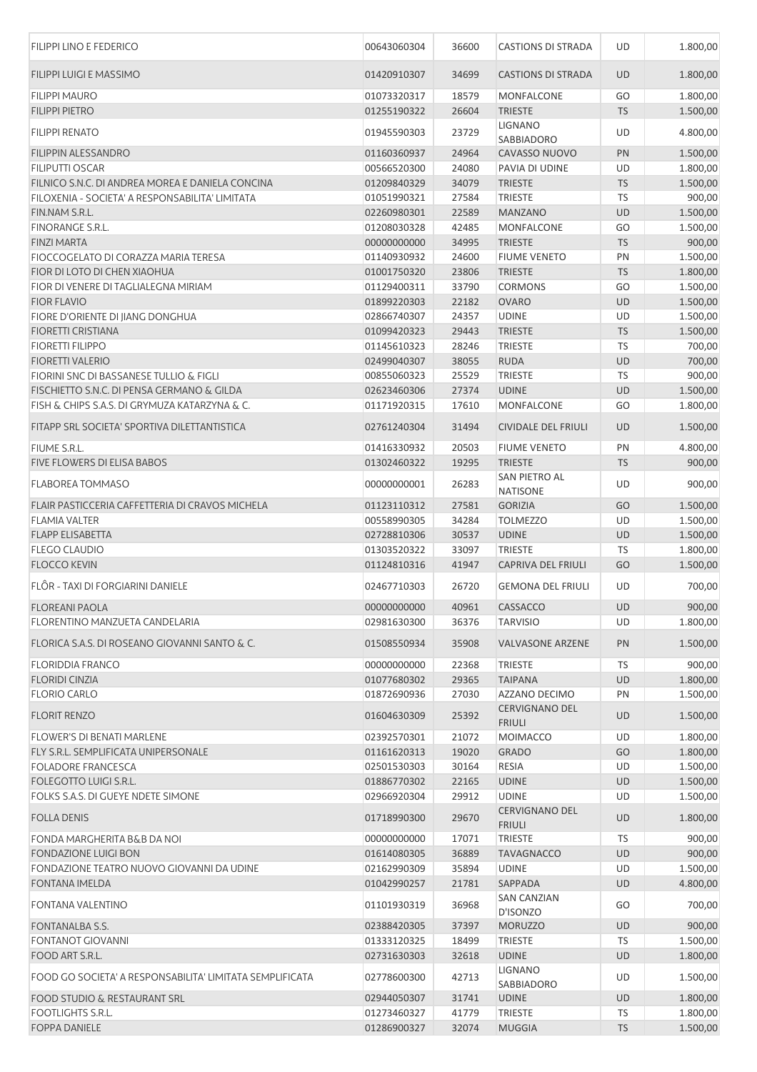| | | | | | |
|---|---|---|---|---|---|
| FILIPPI LINO E FEDERICO | 00643060304 | 36600 | CASTIONS DI STRADA | UD | 1.800,00 |
| FILIPPI LUIGI E MASSIMO | 01420910307 | 34699 | CASTIONS DI STRADA | UD | 1.800,00 |
| FILIPPI MAURO | 01073320317 | 18579 | MONFALCONE | GO | 1.800,00 |
| FILIPPI PIETRO | 01255190322 | 26604 | TRIESTE | TS | 1.500,00 |
| FILIPPI RENATO | 01945590303 | 23729 | LIGNANO SABBIADORO | UD | 4.800,00 |
| FILIPPIN ALESSANDRO | 01160360937 | 24964 | CAVASSO NUOVO | PN | 1.500,00 |
| FILIPUTTI OSCAR | 00566520300 | 24080 | PAVIA DI UDINE | UD | 1.800,00 |
| FILNICO S.N.C. DI ANDREA MOREA E DANIELA CONCINA | 01209840329 | 34079 | TRIESTE | TS | 1.500,00 |
| FILOXENIA - SOCIETA' A RESPONSABILITA' LIMITATA | 01051990321 | 27584 | TRIESTE | TS | 900,00 |
| FIN.NAM S.R.L. | 02260980301 | 22589 | MANZANO | UD | 1.500,00 |
| FINORANGE S.R.L. | 01208030328 | 42485 | MONFALCONE | GO | 1.500,00 |
| FINZI MARTA | 00000000000 | 34995 | TRIESTE | TS | 900,00 |
| FIOCCOGELATO DI CORAZZA MARIA TERESA | 01140930932 | 24600 | FIUME VENETO | PN | 1.500,00 |
| FIOR DI LOTO DI CHEN XIAOHUA | 01001750320 | 23806 | TRIESTE | TS | 1.800,00 |
| FIOR DI VENERE DI TAGLIALEGNA MIRIAM | 01129400311 | 33790 | CORMONS | GO | 1.500,00 |
| FIOR FLAVIO | 01899220303 | 22182 | OVARO | UD | 1.500,00 |
| FIORE D'ORIENTE DI JIANG DONGHUA | 02866740307 | 24357 | UDINE | UD | 1.500,00 |
| FIORETTI CRISTIANA | 01099420323 | 29443 | TRIESTE | TS | 1.500,00 |
| FIORETTI FILIPPO | 01145610323 | 28246 | TRIESTE | TS | 700,00 |
| FIORETTI VALERIO | 02499040307 | 38055 | RUDA | UD | 700,00 |
| FIORINI SNC DI BASSANESE TULLIO & FIGLI | 00855060323 | 25529 | TRIESTE | TS | 900,00 |
| FISCHIETTO S.N.C. DI PENSA GERMANO & GILDA | 02623460306 | 27374 | UDINE | UD | 1.500,00 |
| FISH & CHIPS S.A.S. DI GRYMUZA KATARZYNA & C. | 01171920315 | 17610 | MONFALCONE | GO | 1.800,00 |
| FITAPP SRL SOCIETA' SPORTIVA DILETTANTISTICA | 02761240304 | 31494 | CIVIDALE DEL FRIULI | UD | 1.500,00 |
| FIUME S.R.L. | 01416330932 | 20503 | FIUME VENETO | PN | 4.800,00 |
| FIVE FLOWERS DI ELISA BABOS | 01302460322 | 19295 | TRIESTE | TS | 900,00 |
| FLABOREA TOMMASO | 00000000001 | 26283 | SAN PIETRO AL NATISONE | UD | 900,00 |
| FLAIR PASTICCERIA CAFFETTERIA DI CRAVOS MICHELA | 01123110312 | 27581 | GORIZIA | GO | 1.500,00 |
| FLAMIA VALTER | 00558990305 | 34284 | TOLMEZZO | UD | 1.500,00 |
| FLAPP ELISABETTA | 02728810306 | 30537 | UDINE | UD | 1.500,00 |
| FLEGO CLAUDIO | 01303520322 | 33097 | TRIESTE | TS | 1.800,00 |
| FLOCCO KEVIN | 01124810316 | 41947 | CAPRIVA DEL FRIULI | GO | 1.500,00 |
| FLÔR - TAXI DI FORGIARINI DANIELE | 02467710303 | 26720 | GEMONA DEL FRIULI | UD | 700,00 |
| FLOREANI PAOLA | 00000000000 | 40961 | CASSACCO | UD | 900,00 |
| FLORENTINO MANZUETA CANDELARIA | 02981630300 | 36376 | TARVISIO | UD | 1.800,00 |
| FLORICA S.A.S. DI ROSEANO GIOVANNI SANTO & C. | 01508550934 | 35908 | VALVASONE ARZENE | PN | 1.500,00 |
| FLORIDDIA FRANCO | 00000000000 | 22368 | TRIESTE | TS | 900,00 |
| FLORIDI CINZIA | 01077680302 | 29365 | TAIPANA | UD | 1.800,00 |
| FLORIO CARLO | 01872690936 | 27030 | AZZANO DECIMO | PN | 1.500,00 |
| FLORIT RENZO | 01604630309 | 25392 | CERVIGNANO DEL FRIULI | UD | 1.500,00 |
| FLOWER'S DI BENATI MARLENE | 02392570301 | 21072 | MOIMACCO | UD | 1.800,00 |
| FLY S.R.L. SEMPLIFICATA UNIPERSONALE | 01161620313 | 19020 | GRADO | GO | 1.800,00 |
| FOLADORE FRANCESCA | 02501530303 | 30164 | RESIA | UD | 1.500,00 |
| FOLEGOTTO LUIGI S.R.L. | 01886770302 | 22165 | UDINE | UD | 1.500,00 |
| FOLKS S.A.S. DI GUEYE NDETE SIMONE | 02966920304 | 29912 | UDINE | UD | 1.500,00 |
| FOLLA DENIS | 01718990300 | 29670 | CERVIGNANO DEL FRIULI | UD | 1.800,00 |
| FONDA MARGHERITA B&B DA NOI | 00000000000 | 17071 | TRIESTE | TS | 900,00 |
| FONDAZIONE LUIGI BON | 01614080305 | 36889 | TAVAGNACCO | UD | 900,00 |
| FONDAZIONE TEATRO NUOVO GIOVANNI DA UDINE | 02162990309 | 35894 | UDINE | UD | 1.500,00 |
| FONTANA IMELDA | 01042990257 | 21781 | SAPPADA | UD | 4.800,00 |
| FONTANA VALENTINO | 01101930319 | 36968 | SAN CANZIAN D'ISONZO | GO | 700,00 |
| FONTANALBA S.S. | 02388420305 | 37397 | MORUZZO | UD | 900,00 |
| FONTANOT GIOVANNI | 01333120325 | 18499 | TRIESTE | TS | 1.500,00 |
| FOOD ART S.R.L. | 02731630303 | 32618 | UDINE | UD | 1.800,00 |
| FOOD GO SOCIETA' A RESPONSABILITA' LIMITATA SEMPLIFICATA | 02778600300 | 42713 | LIGNANO SABBIADORO | UD | 1.500,00 |
| FOOD STUDIO & RESTAURANT SRL | 02944050307 | 31741 | UDINE | UD | 1.800,00 |
| FOOTLIGHTS S.R.L. | 01273460327 | 41779 | TRIESTE | TS | 1.800,00 |
| FOPPA DANIELE | 01286900327 | 32074 | MUGGIA | TS | 1.500,00 |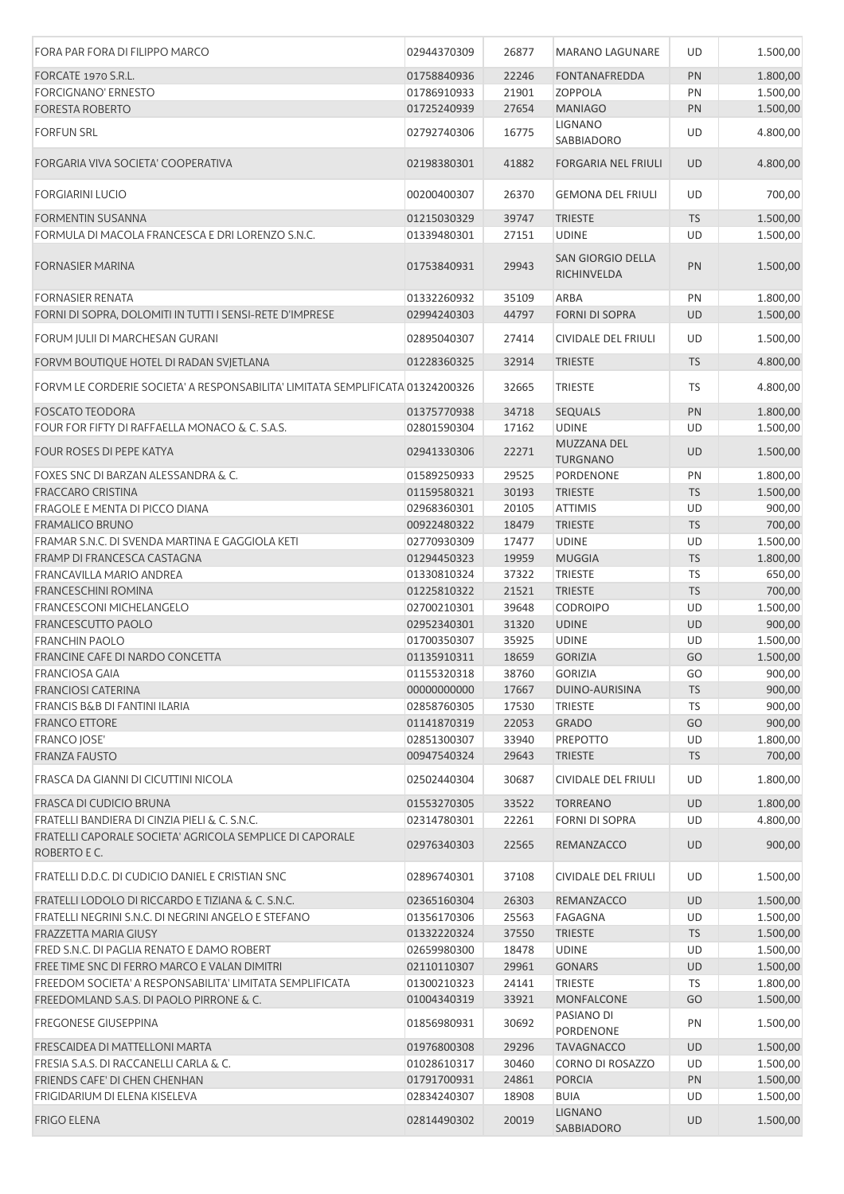| | | | | | |
|---|---|---|---|---|---|
| FORA PAR FORA DI FILIPPO MARCO | 02944370309 | 26877 | MARANO LAGUNARE | UD | 1.500,00 |
| FORCATE 1970 S.R.L. | 01758840936 | 22246 | FONTANAFREDDA | PN | 1.800,00 |
| FORCIGNANO' ERNESTO | 01786910933 | 21901 | ZOPPOLA | PN | 1.500,00 |
| FORESTA ROBERTO | 01725240939 | 27654 | MANIAGO | PN | 1.500,00 |
| FORFUN SRL | 02792740306 | 16775 | LIGNANO SABBIADORO | UD | 4.800,00 |
| FORGARIA VIVA SOCIETA' COOPERATIVA | 02198380301 | 41882 | FORGARIA NEL FRIULI | UD | 4.800,00 |
| FORGIARINI LUCIO | 00200400307 | 26370 | GEMONA DEL FRIULI | UD | 700,00 |
| FORMENTIN SUSANNA | 01215030329 | 39747 | TRIESTE | TS | 1.500,00 |
| FORMULA DI MACOLA FRANCESCA E DRI LORENZO S.N.C. | 01339480301 | 27151 | UDINE | UD | 1.500,00 |
| FORNASIER MARINA | 01753840931 | 29943 | SAN GIORGIO DELLA RICHINVELDA | PN | 1.500,00 |
| FORNASIER RENATA | 01332260932 | 35109 | ARBA | PN | 1.800,00 |
| FORNI DI SOPRA, DOLOMITI IN TUTTI I SENSI-RETE D'IMPRESE | 02994240303 | 44797 | FORNI DI SOPRA | UD | 1.500,00 |
| FORUM JULII DI MARCHESAN GURANI | 02895040307 | 27414 | CIVIDALE DEL FRIULI | UD | 1.500,00 |
| FORVM BOUTIQUE HOTEL DI RADAN SVJETLANA | 01228360325 | 32914 | TRIESTE | TS | 4.800,00 |
| FORVM LE CORDERIE SOCIETA' A RESPONSABILITA' LIMITATA SEMPLIFICATA | 01324200326 | 32665 | TRIESTE | TS | 4.800,00 |
| FOSCATO TEODORA | 01375770938 | 34718 | SEQUALS | PN | 1.800,00 |
| FOUR FOR FIFTY DI RAFFAELLA MONACO & C. S.A.S. | 02801590304 | 17162 | UDINE | UD | 1.500,00 |
| FOUR ROSES DI PEPE KATYA | 02941330306 | 22271 | MUZZANA DEL TURGNANO | UD | 1.500,00 |
| FOXES SNC DI BARZAN ALESSANDRA & C. | 01589250933 | 29525 | PORDENONE | PN | 1.800,00 |
| FRACCARO CRISTINA | 01159580321 | 30193 | TRIESTE | TS | 1.500,00 |
| FRAGOLE E MENTA DI PICCO DIANA | 02968360301 | 20105 | ATTIMIS | UD | 900,00 |
| FRAMALICO BRUNO | 00922480322 | 18479 | TRIESTE | TS | 700,00 |
| FRAMAR S.N.C. DI SVENDA MARTINA E GAGGIOLA KETI | 02770930309 | 17477 | UDINE | UD | 1.500,00 |
| FRAMP DI FRANCESCA CASTAGNA | 01294450323 | 19959 | MUGGIA | TS | 1.800,00 |
| FRANCAVILLA MARIO ANDREA | 01330810324 | 37322 | TRIESTE | TS | 650,00 |
| FRANCESCHINI ROMINA | 01225810322 | 21521 | TRIESTE | TS | 700,00 |
| FRANCESCONI MICHELANGELO | 02700210301 | 39648 | CODROIPO | UD | 1.500,00 |
| FRANCESCUTTO PAOLO | 02952340301 | 31320 | UDINE | UD | 900,00 |
| FRANCHIN PAOLO | 01700350307 | 35925 | UDINE | UD | 1.500,00 |
| FRANCINE CAFE DI NARDO CONCETTA | 01135910311 | 18659 | GORIZIA | GO | 1.500,00 |
| FRANCIOSA GAIA | 01155320318 | 38760 | GORIZIA | GO | 900,00 |
| FRANCIOSI CATERINA | 00000000000 | 17667 | DUINO-AURISINA | TS | 900,00 |
| FRANCIS B&B DI FANTINI ILARIA | 02858760305 | 17530 | TRIESTE | TS | 900,00 |
| FRANCO ETTORE | 01141870319 | 22053 | GRADO | GO | 900,00 |
| FRANCO JOSE' | 02851300307 | 33940 | PREPOTTO | UD | 1.800,00 |
| FRANZA FAUSTO | 00947540324 | 29643 | TRIESTE | TS | 700,00 |
| FRASCA DA GIANNI DI CICUTTINI NICOLA | 02502440304 | 30687 | CIVIDALE DEL FRIULI | UD | 1.800,00 |
| FRASCA DI CUDICIO BRUNA | 01553270305 | 33522 | TORREANO | UD | 1.800,00 |
| FRATELLI BANDIERA DI CINZIA PIELI & C. S.N.C. | 02314780301 | 22261 | FORNI DI SOPRA | UD | 4.800,00 |
| FRATELLI CAPORALE SOCIETA' AGRICOLA SEMPLICE DI CAPORALE ROBERTO E C. | 02976340303 | 22565 | REMANZACCO | UD | 900,00 |
| FRATELLI D.D.C. DI CUDICIO DANIEL E CRISTIAN SNC | 02896740301 | 37108 | CIVIDALE DEL FRIULI | UD | 1.500,00 |
| FRATELLI LODOLO DI RICCARDO E TIZIANA & C. S.N.C. | 02365160304 | 26303 | REMANZACCO | UD | 1.500,00 |
| FRATELLI NEGRINI S.N.C. DI NEGRINI ANGELO E STEFANO | 01356170306 | 25563 | FAGAGNA | UD | 1.500,00 |
| FRAZZETTA MARIA GIUSY | 01332220324 | 37550 | TRIESTE | TS | 1.500,00 |
| FRED S.N.C. DI PAGLIA RENATO E DAMO ROBERT | 02659980300 | 18478 | UDINE | UD | 1.500,00 |
| FREE TIME SNC DI FERRO MARCO E VALAN DIMITRI | 02110110307 | 29961 | GONARS | UD | 1.500,00 |
| FREEDOM SOCIETA' A RESPONSABILITA' LIMITATA SEMPLIFICATA | 01300210323 | 24141 | TRIESTE | TS | 1.800,00 |
| FREEDOMLAND S.A.S. DI PAOLO PIRRONE & C. | 01004340319 | 33921 | MONFALCONE | GO | 1.500,00 |
| FREGONESE GIUSEPPINA | 01856980931 | 30692 | PASIANO DI PORDENONE | PN | 1.500,00 |
| FRESCAIDEA DI MATTELLONI MARTA | 01976800308 | 29296 | TAVAGNACCO | UD | 1.500,00 |
| FRESIA S.A.S. DI RACCANELLI CARLA & C. | 01028610317 | 30460 | CORNO DI ROSAZZO | UD | 1.500,00 |
| FRIENDS CAFE' DI CHEN CHENHAN | 01791700931 | 24861 | PORCIA | PN | 1.500,00 |
| FRIGIDARIUM DI ELENA KISELEVA | 02834240307 | 18908 | BUIA | UD | 1.500,00 |
| FRIGO ELENA | 02814490302 | 20019 | LIGNANO SABBIADORO | UD | 1.500,00 |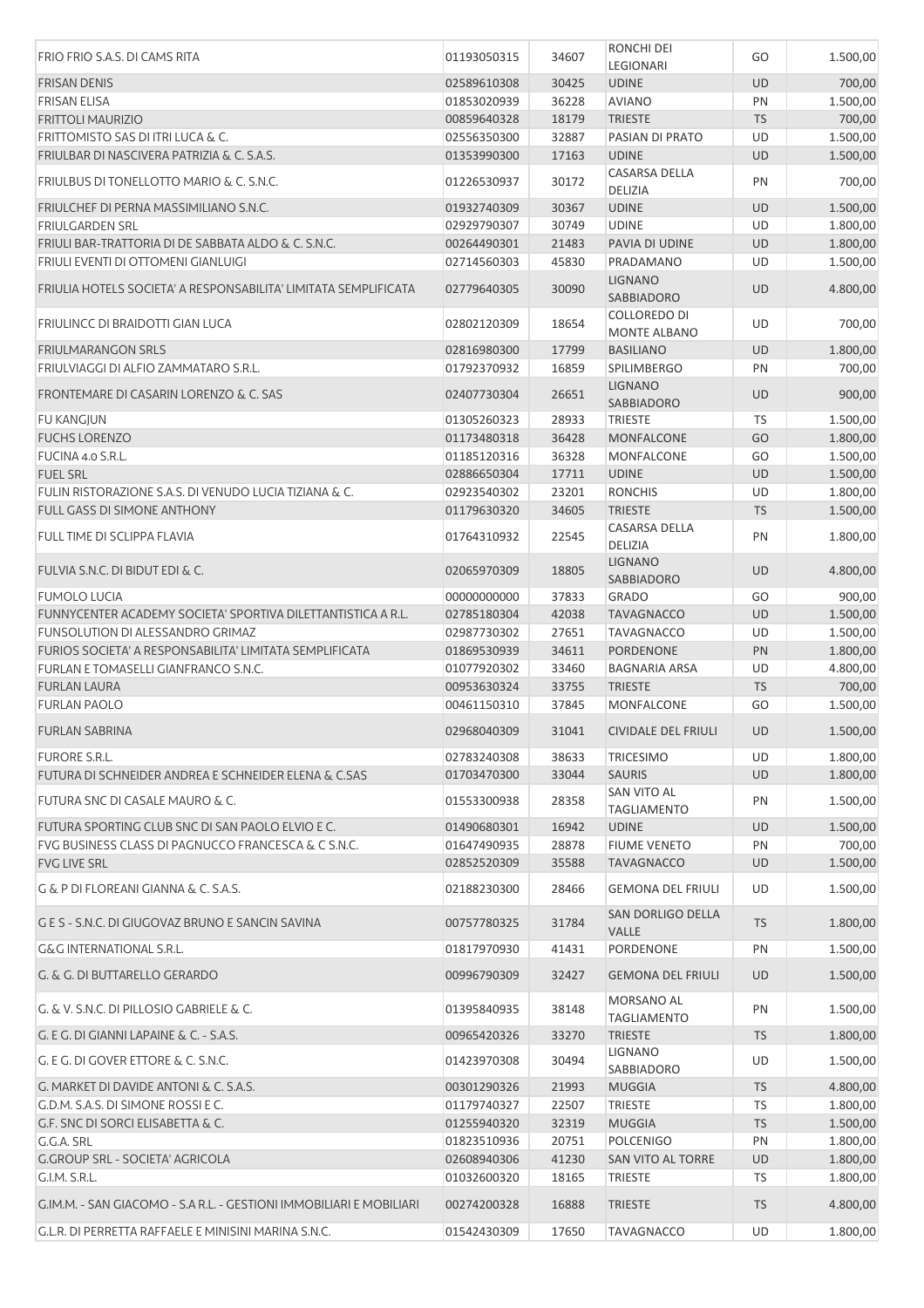| | | | | | |
|---|---|---|---|---|---|
| FRIO FRIO S.A.S. DI CAMS RITA | 01193050315 | 34607 | RONCHI DEI LEGIONARI | GO | 1.500,00 |
| FRISAN DENIS | 02589610308 | 30425 | UDINE | UD | 700,00 |
| FRISAN ELISA | 01853020939 | 36228 | AVIANO | PN | 1.500,00 |
| FRITTOLI MAURIZIO | 00859640328 | 18179 | TRIESTE | TS | 700,00 |
| FRITTOMISTO SAS DI ITRI LUCA & C. | 02556350300 | 32887 | PASIAN DI PRATO | UD | 1.500,00 |
| FRIULBAR DI NASCIVERA PATRIZIA & C. S.A.S. | 01353990300 | 17163 | UDINE | UD | 1.500,00 |
| FRIULBUS DI TONELLOTTO MARIO & C. S.N.C. | 01226530937 | 30172 | CASARSA DELLA DELIZIA | PN | 700,00 |
| FRIULCHEF DI PERNA MASSIMILIANO S.N.C. | 01932740309 | 30367 | UDINE | UD | 1.500,00 |
| FRIULGARDEN SRL | 02929790307 | 30749 | UDINE | UD | 1.800,00 |
| FRIULI BAR-TRATTORIA DI DE SABBATA ALDO & C. S.N.C. | 00264490301 | 21483 | PAVIA DI UDINE | UD | 1.800,00 |
| FRIULI EVENTI DI OTTOMENI GIANLUIGI | 02714560303 | 45830 | PRADAMANO | UD | 1.500,00 |
| FRIULIA HOTELS SOCIETA' A RESPONSABILITA' LIMITATA SEMPLIFICATA | 02779640305 | 30090 | LIGNANO SABBIADORO | UD | 4.800,00 |
| FRIULINCC DI BRAIDOTTI GIAN LUCA | 02802120309 | 18654 | COLLOREDO DI MONTE ALBANO | UD | 700,00 |
| FRIULMARANGON SRLS | 02816980300 | 17799 | BASILIANO | UD | 1.800,00 |
| FRIULVIAGGI DI ALFIO ZAMMATARO S.R.L. | 01792370932 | 16859 | SPILIMBERGO | PN | 700,00 |
| FRONTEMARE DI CASARIN LORENZO & C. SAS | 02407730304 | 26651 | LIGNANO SABBIADORO | UD | 900,00 |
| FU KANGJUN | 01305260323 | 28933 | TRIESTE | TS | 1.500,00 |
| FUCHS LORENZO | 01173480318 | 36428 | MONFALCONE | GO | 1.800,00 |
| FUCINA 4.0 S.R.L. | 01185120316 | 36328 | MONFALCONE | GO | 1.500,00 |
| FUEL SRL | 02886650304 | 17711 | UDINE | UD | 1.500,00 |
| FULIN RISTORAZIONE S.A.S. DI VENUDO LUCIA TIZIANA & C. | 02923540302 | 23201 | RONCHIS | UD | 1.800,00 |
| FULL GASS DI SIMONE ANTHONY | 01179630320 | 34605 | TRIESTE | TS | 1.500,00 |
| FULL TIME DI SCLIPPA FLAVIA | 01764310932 | 22545 | CASARSA DELLA DELIZIA | PN | 1.800,00 |
| FULVIA S.N.C. DI BIDUT EDI & C. | 02065970309 | 18805 | LIGNANO SABBIADORO | UD | 4.800,00 |
| FUMOLO LUCIA | 00000000000 | 37833 | GRADO | GO | 900,00 |
| FUNNYCENTER ACADEMY SOCIETA' SPORTIVA DILETTANTISTICA A R.L. | 02785180304 | 42038 | TAVAGNACCO | UD | 1.500,00 |
| FUNSOLUTION DI ALESSANDRO GRIMAZ | 02987730302 | 27651 | TAVAGNACCO | UD | 1.500,00 |
| FURIOS SOCIETA' A RESPONSABILITA' LIMITATA SEMPLIFICATA | 01869530939 | 34611 | PORDENONE | PN | 1.800,00 |
| FURLAN E TOMASELLI GIANFRANCO S.N.C. | 01077920302 | 33460 | BAGNARIA ARSA | UD | 4.800,00 |
| FURLAN LAURA | 00953630324 | 33755 | TRIESTE | TS | 700,00 |
| FURLAN PAOLO | 00461150310 | 37845 | MONFALCONE | GO | 1.500,00 |
| FURLAN SABRINA | 02968040309 | 31041 | CIVIDALE DEL FRIULI | UD | 1.500,00 |
| FURORE S.R.L. | 02783240308 | 38633 | TRICESIMO | UD | 1.800,00 |
| FUTURA DI SCHNEIDER ANDREA E SCHNEIDER ELENA & C.SAS | 01703470300 | 33044 | SAURIS | UD | 1.800,00 |
| FUTURA SNC DI CASALE MAURO & C. | 01553300938 | 28358 | SAN VITO AL TAGLIAMENTO | PN | 1.500,00 |
| FUTURA SPORTING CLUB SNC DI SAN PAOLO ELVIO E C. | 01490680301 | 16942 | UDINE | UD | 1.500,00 |
| FVG BUSINESS CLASS DI PAGNUCCO FRANCESCA & C S.N.C. | 01647490935 | 28878 | FIUME VENETO | PN | 700,00 |
| FVG LIVE SRL | 02852520309 | 35588 | TAVAGNACCO | UD | 1.500,00 |
| G & P DI FLOREANI GIANNA & C. S.A.S. | 02188230300 | 28466 | GEMONA DEL FRIULI | UD | 1.500,00 |
| G E S - S.N.C. DI GIUGOVAZ BRUNO E SANCIN SAVINA | 00757780325 | 31784 | SAN DORLIGO DELLA VALLE | TS | 1.800,00 |
| G&G INTERNATIONAL S.R.L. | 01817970930 | 41431 | PORDENONE | PN | 1.500,00 |
| G. & G. DI BUTTARELLO GERARDO | 00996790309 | 32427 | GEMONA DEL FRIULI | UD | 1.500,00 |
| G. & V. S.N.C. DI PILLOSIO GABRIELE & C. | 01395840935 | 38148 | MORSANO AL TAGLIAMENTO | PN | 1.500,00 |
| G. E G. DI GIANNI LAPAINE & C. - S.A.S. | 00965420326 | 33270 | TRIESTE | TS | 1.800,00 |
| G. E G. DI GOVER ETTORE & C. S.N.C. | 01423970308 | 30494 | LIGNANO SABBIADORO | UD | 1.500,00 |
| G. MARKET DI DAVIDE ANTONI & C. S.A.S. | 00301290326 | 21993 | MUGGIA | TS | 4.800,00 |
| G.D.M. S.A.S. DI SIMONE ROSSI E C. | 01179740327 | 22507 | TRIESTE | TS | 1.800,00 |
| G.F. SNC DI SORCI ELISABETTA & C. | 01255940320 | 32319 | MUGGIA | TS | 1.500,00 |
| G.G.A. SRL | 01823510936 | 20751 | POLCENIGO | PN | 1.800,00 |
| G.GROUP SRL - SOCIETA' AGRICOLA | 02608940306 | 41230 | SAN VITO AL TORRE | UD | 1.800,00 |
| G.I.M. S.R.L. | 01032600320 | 18165 | TRIESTE | TS | 1.800,00 |
| G.IM.M. - SAN GIACOMO - S.A R.L. - GESTIONI IMMOBILIARI E MOBILIARI | 00274200328 | 16888 | TRIESTE | TS | 4.800,00 |
| G.L.R. DI PERRETTA RAFFAELE E MINISINI MARINA S.N.C. | 01542430309 | 17650 | TAVAGNACCO | UD | 1.800,00 |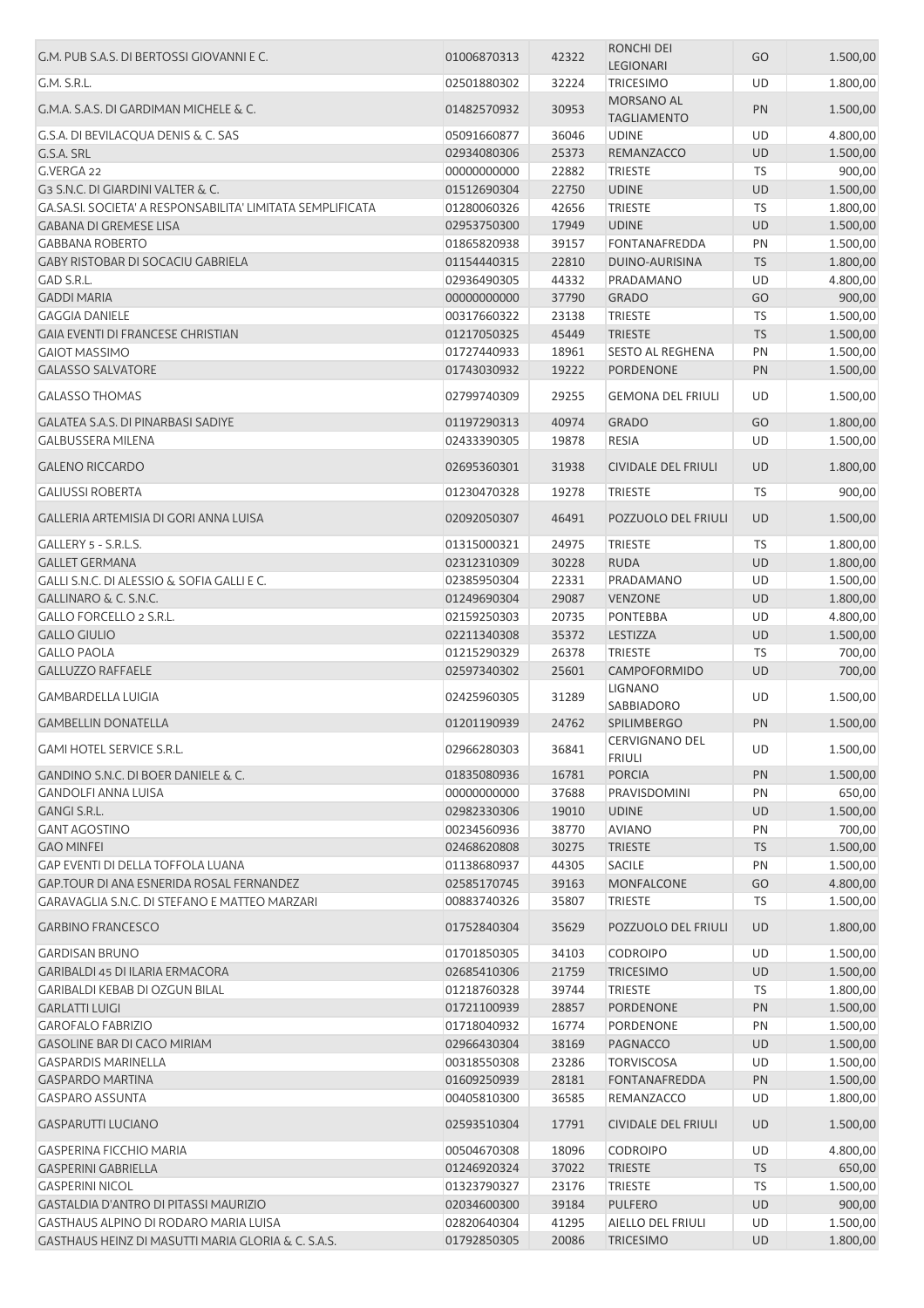| | | | | | |
|---|---|---|---|---|---|
| G.M. PUB S.A.S. DI BERTOSSI GIOVANNI E C. | 01006870313 | 42322 | RONCHI DEI LEGIONARI | GO | 1.500,00 |
| G.M. S.R.L. | 02501880302 | 32224 | TRICESIMO | UD | 1.800,00 |
| G.M.A. S.A.S. DI GARDIMAN MICHELE & C. | 01482570932 | 30953 | MORSANO AL TAGLIAMENTO | PN | 1.500,00 |
| G.S.A. DI BEVILACQUA DENIS & C. SAS | 05091660877 | 36046 | UDINE | UD | 4.800,00 |
| G.S.A. SRL | 02934080306 | 25373 | REMANZACCO | UD | 1.500,00 |
| G.VERGA 22 | 00000000000 | 22882 | TRIESTE | TS | 900,00 |
| G3 S.N.C. DI GIARDINI VALTER & C. | 01512690304 | 22750 | UDINE | UD | 1.500,00 |
| GA.SA.SI. SOCIETA' A RESPONSABILITA' LIMITATA SEMPLIFICATA | 01280060326 | 42656 | TRIESTE | TS | 1.800,00 |
| GABANA DI GREMESE LISA | 02953750300 | 17949 | UDINE | UD | 1.500,00 |
| GABBANA ROBERTO | 01865820938 | 39157 | FONTANAFREDDA | PN | 1.500,00 |
| GABY RISTOBAR DI SOCACIU GABRIELA | 01154440315 | 22810 | DUINO-AURISINA | TS | 1.800,00 |
| GAD S.R.L. | 02936490305 | 44332 | PRADAMANO | UD | 4.800,00 |
| GADDI MARIA | 00000000000 | 37790 | GRADO | GO | 900,00 |
| GAGGIA DANIELE | 00317660322 | 23138 | TRIESTE | TS | 1.500,00 |
| GAIA EVENTI DI FRANCESE CHRISTIAN | 01217050325 | 45449 | TRIESTE | TS | 1.500,00 |
| GAIOT MASSIMO | 01727440933 | 18961 | SESTO AL REGHENA | PN | 1.500,00 |
| GALASSO SALVATORE | 01743030932 | 19222 | PORDENONE | PN | 1.500,00 |
| GALASSO THOMAS | 02799740309 | 29255 | GEMONA DEL FRIULI | UD | 1.500,00 |
| GALATEA S.A.S. DI PINARBASI SADIYE | 01197290313 | 40974 | GRADO | GO | 1.800,00 |
| GALBUSSERA MILENA | 02433390305 | 19878 | RESIA | UD | 1.500,00 |
| GALENO RICCARDO | 02695360301 | 31938 | CIVIDALE DEL FRIULI | UD | 1.800,00 |
| GALIUSSI ROBERTA | 01230470328 | 19278 | TRIESTE | TS | 900,00 |
| GALLERIA ARTEMISIA DI GORI ANNA LUISA | 02092050307 | 46491 | POZZUOLO DEL FRIULI | UD | 1.500,00 |
| GALLERY 5 - S.R.L.S. | 01315000321 | 24975 | TRIESTE | TS | 1.800,00 |
| GALLET GERMANA | 02312310309 | 30228 | RUDA | UD | 1.800,00 |
| GALLI S.N.C. DI ALESSIO & SOFIA GALLI E C. | 02385950304 | 22331 | PRADAMANO | UD | 1.500,00 |
| GALLINARO & C. S.N.C. | 01249690304 | 29087 | VENZONE | UD | 1.800,00 |
| GALLO FORCELLO 2 S.R.L. | 02159250303 | 20735 | PONTEBBA | UD | 4.800,00 |
| GALLO GIULIO | 02211340308 | 35372 | LESTIZZA | UD | 1.500,00 |
| GALLO PAOLA | 01215290329 | 26378 | TRIESTE | TS | 700,00 |
| GALLUZZO RAFFAELE | 02597340302 | 25601 | CAMPOFORMIDO | UD | 700,00 |
| GAMBARDELLA LUIGIA | 02425960305 | 31289 | LIGNANO SABBIADORO | UD | 1.500,00 |
| GAMBELLIN DONATELLA | 01201190939 | 24762 | SPILIMBERGO | PN | 1.500,00 |
| GAMI HOTEL SERVICE S.R.L. | 02966280303 | 36841 | CERVIGNANO DEL FRIULI | UD | 1.500,00 |
| GANDINO S.N.C. DI BOER DANIELE & C. | 01835080936 | 16781 | PORCIA | PN | 1.500,00 |
| GANDOLFI ANNA LUISA | 00000000000 | 37688 | PRAVISDOMINI | PN | 650,00 |
| GANGI S.R.L. | 02982330306 | 19010 | UDINE | UD | 1.500,00 |
| GANT AGOSTINO | 00234560936 | 38770 | AVIANO | PN | 700,00 |
| GAO MINFEI | 02468620808 | 30275 | TRIESTE | TS | 1.500,00 |
| GAP EVENTI DI DELLA TOFFOLA LUANA | 01138680937 | 44305 | SACILE | PN | 1.500,00 |
| GAP.TOUR DI ANA ESNERIDA ROSAL FERNANDEZ | 02585170745 | 39163 | MONFALCONE | GO | 4.800,00 |
| GARAVAGLIA S.N.C. DI STEFANO E MATTEO MARZARI | 00883740326 | 35807 | TRIESTE | TS | 1.500,00 |
| GARBINO FRANCESCO | 01752840304 | 35629 | POZZUOLO DEL FRIULI | UD | 1.800,00 |
| GARDISAN BRUNO | 01701850305 | 34103 | CODROIPO | UD | 1.500,00 |
| GARIBALDI 45 DI ILARIA ERMACORA | 02685410306 | 21759 | TRICESIMO | UD | 1.500,00 |
| GARIBALDI KEBAB DI OZGUN BILAL | 01218760328 | 39744 | TRIESTE | TS | 1.800,00 |
| GARLATTI LUIGI | 01721100939 | 28857 | PORDENONE | PN | 1.500,00 |
| GAROFALO FABRIZIO | 01718040932 | 16774 | PORDENONE | PN | 1.500,00 |
| GASOLINE BAR DI CACO MIRIAM | 02966430304 | 38169 | PAGNACCO | UD | 1.500,00 |
| GASPARDIS MARINELLA | 00318550308 | 23286 | TORVISCOSA | UD | 1.500,00 |
| GASPARDO MARTINA | 01609250939 | 28181 | FONTANAFREDDA | PN | 1.500,00 |
| GASPARO ASSUNTA | 00405810300 | 36585 | REMANZACCO | UD | 1.800,00 |
| GASPARUTTI LUCIANO | 02593510304 | 17791 | CIVIDALE DEL FRIULI | UD | 1.500,00 |
| GASPERINA FICCHIO MARIA | 00504670308 | 18096 | CODROIPO | UD | 4.800,00 |
| GASPERINI GABRIELLA | 01246920324 | 37022 | TRIESTE | TS | 650,00 |
| GASPERINI NICOL | 01323790327 | 23176 | TRIESTE | TS | 1.500,00 |
| GASTALDIA D'ANTRO DI PITASSI MAURIZIO | 02034600300 | 39184 | PULFERO | UD | 900,00 |
| GASTHAUS ALPINO DI RODARO MARIA LUISA | 02820640304 | 41295 | AIELLO DEL FRIULI | UD | 1.500,00 |
| GASTHAUS HEINZ DI MASUTTI MARIA GLORIA & C. S.A.S. | 01792850305 | 20086 | TRICESIMO | UD | 1.800,00 |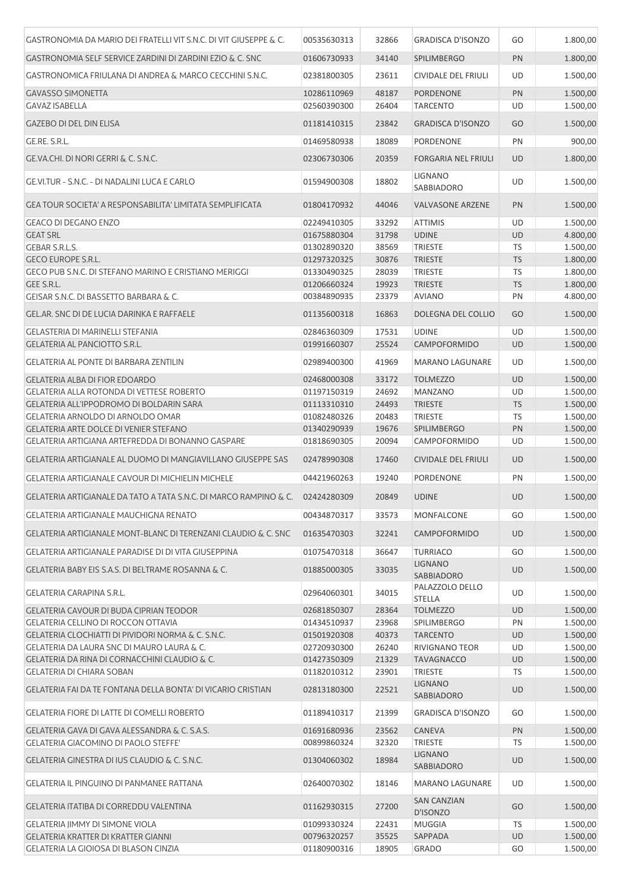| | | | | | |
|---|---|---|---|---|---|
| GASTRONOMIA DA MARIO DEI FRATELLI VIT S.N.C. DI VIT GIUSEPPE & C. | 00535630313 | 32866 | GRADISCA D'ISONZO | GO | 1.800,00 |
| GASTRONOMIA SELF SERVICE ZARDINI DI ZARDINI EZIO & C. SNC | 01606730933 | 34140 | SPILIMBERGO | PN | 1.800,00 |
| GASTRONOMICA FRIULANA DI ANDREA & MARCO CECCHINI S.N.C. | 02381800305 | 23611 | CIVIDALE DEL FRIULI | UD | 1.500,00 |
| GAVASSO SIMONETTA | 10286110969 | 48187 | PORDENONE | PN | 1.500,00 |
| GAVAZ ISABELLA | 02560390300 | 26404 | TARCENTO | UD | 1.500,00 |
| GAZEBO DI DEL DIN ELISA | 01181410315 | 23842 | GRADISCA D'ISONZO | GO | 1.500,00 |
| GE.RE. S.R.L. | 01469580938 | 18089 | PORDENONE | PN | 900,00 |
| GE.VA.CHI. DI NORI GERRI & C. S.N.C. | 02306730306 | 20359 | FORGARIA NEL FRIULI | UD | 1.800,00 |
| GE.VI.TUR - S.N.C. - DI NADALINI LUCA E CARLO | 01594900308 | 18802 | LIGNANO SABBIADORO | UD | 1.500,00 |
| GEA TOUR SOCIETA' A RESPONSABILITA' LIMITATA SEMPLIFICATA | 01804170932 | 44046 | VALVASONE ARZENE | PN | 1.500,00 |
| GEACO DI DEGANO ENZO | 02249410305 | 33292 | ATTIMIS | UD | 1.500,00 |
| GEAT SRL | 01675880304 | 31798 | UDINE | UD | 4.800,00 |
| GEBAR S.R.L.S. | 01302890320 | 38569 | TRIESTE | TS | 1.500,00 |
| GECO EUROPE S.R.L. | 01297320325 | 30876 | TRIESTE | TS | 1.800,00 |
| GECO PUB S.N.C. DI STEFANO MARINO E CRISTIANO MERIGGI | 01330490325 | 28039 | TRIESTE | TS | 1.800,00 |
| GEE S.R.L. | 01206660324 | 19923 | TRIESTE | TS | 1.800,00 |
| GEISAR S.N.C. DI BASSETTO BARBARA & C. | 00384890935 | 23379 | AVIANO | PN | 4.800,00 |
| GEL.AR. SNC DI DE LUCIA DARINKA E RAFFAELE | 01135600318 | 16863 | DOLEGNA DEL COLLIO | GO | 1.500,00 |
| GELASTERIA DI MARINELLI STEFANIA | 02846360309 | 17531 | UDINE | UD | 1.500,00 |
| GELATERIA AL PANCIOTTO S.R.L. | 01991660307 | 25524 | CAMPOFORMIDO | UD | 1.500,00 |
| GELATERIA AL PONTE DI BARBARA ZENTILIN | 02989400300 | 41969 | MARANO LAGUNARE | UD | 1.500,00 |
| GELATERIA ALBA DI FIOR EDOARDO | 02468000308 | 33172 | TOLMEZZO | UD | 1.500,00 |
| GELATERIA ALLA ROTONDA DI VETTESE ROBERTO | 01197150319 | 24692 | MANZANO | UD | 1.500,00 |
| GELATERIA ALL'IPPODROMO DI BOLDARIN SARA | 01113310310 | 24493 | TRIESTE | TS | 1.500,00 |
| GELATERIA ARNOLDO DI ARNOLDO OMAR | 01082480326 | 20483 | TRIESTE | TS | 1.500,00 |
| GELATERIA ARTE DOLCE DI VENIER STEFANO | 01340290939 | 19676 | SPILIMBERGO | PN | 1.500,00 |
| GELATERIA ARTIGIANA ARTEFREDDA DI BONANNO GASPARE | 01818690305 | 20094 | CAMPOFORMIDO | UD | 1.500,00 |
| GELATERIA ARTIGIANALE AL DUOMO DI MANGIAVILLANO GIUSEPPE SAS | 02478990308 | 17460 | CIVIDALE DEL FRIULI | UD | 1.500,00 |
| GELATERIA ARTIGIANALE CAVOUR DI MICHIELIN MICHELE | 04421960263 | 19240 | PORDENONE | PN | 1.500,00 |
| GELATERIA ARTIGIANALE DA TATO A TATA S.N.C. DI MARCO RAMPINO & C. | 02424280309 | 20849 | UDINE | UD | 1.500,00 |
| GELATERIA ARTIGIANALE MAUCHIGNA RENATO | 00434870317 | 33573 | MONFALCONE | GO | 1.500,00 |
| GELATERIA ARTIGIANALE MONT-BLANC DI TERENZANI CLAUDIO & C. SNC | 01635470303 | 32241 | CAMPOFORMIDO | UD | 1.500,00 |
| GELATERIA ARTIGIANALE PARADISE DI DI VITA GIUSEPPINA | 01075470318 | 36647 | TURRIACO | GO | 1.500,00 |
| GELATERIA BABY EIS S.A.S. DI BELTRAME ROSANNA & C. | 01885000305 | 33035 | LIGNANO SABBIADORO | UD | 1.500,00 |
| GELATERIA CARAPINA S.R.L. | 02964060301 | 34015 | PALAZZOLO DELLO STELLA | UD | 1.500,00 |
| GELATERIA CAVOUR DI BUDA CIPRIAN TEODOR | 02681850307 | 28364 | TOLMEZZO | UD | 1.500,00 |
| GELATERIA CELLINO DI ROCCON OTTAVIA | 01434510937 | 23968 | SPILIMBERGO | PN | 1.500,00 |
| GELATERIA CLOCHIATTI DI PIVIDORI NORMA & C. S.N.C. | 01501920308 | 40373 | TARCENTO | UD | 1.500,00 |
| GELATERIA DA LAURA SNC DI MAURO LAURA & C. | 02720930300 | 26240 | RIVIGNANO TEOR | UD | 1.500,00 |
| GELATERIA DA RINA DI CORNACCHINI CLAUDIO & C. | 01427350309 | 21329 | TAVAGNACCO | UD | 1.500,00 |
| GELATERIA DI CHIARA SOBAN | 01182010312 | 23901 | TRIESTE | TS | 1.500,00 |
| GELATERIA FAI DA TE FONTANA DELLA BONTA' DI VICARIO CRISTIAN | 02813180300 | 22521 | LIGNANO SABBIADORO | UD | 1.500,00 |
| GELATERIA FIORE DI LATTE DI COMELLI ROBERTO | 01189410317 | 21399 | GRADISCA D'ISONZO | GO | 1.500,00 |
| GELATERIA GAVA DI GAVA ALESSANDRA & C. S.A.S. | 01691680936 | 23562 | CANEVA | PN | 1.500,00 |
| GELATERIA GIACOMINO DI PAOLO STEFFE' | 00899860324 | 32320 | TRIESTE | TS | 1.500,00 |
| GELATERIA GINESTRA DI IUS CLAUDIO & C. S.N.C. | 01304060302 | 18984 | LIGNANO SABBIADORO | UD | 1.500,00 |
| GELATERIA IL PINGUINO DI PANMANEE RATTANA | 02640070302 | 18146 | MARANO LAGUNARE | UD | 1.500,00 |
| GELATERIA ITATIBA DI CORREDDU VALENTINA | 01162930315 | 27200 | SAN CANZIAN D'ISONZO | GO | 1.500,00 |
| GELATERIA JIMMY DI SIMONE VIOLA | 01099330324 | 22431 | MUGGIA | TS | 1.500,00 |
| GELATERIA KRATTER DI KRATTER GIANNI | 00796320257 | 35525 | SAPPADA | UD | 1.500,00 |
| GELATERIA LA GIOIOSA DI BLASON CINZIA | 01180900316 | 18905 | GRADO | GO | 1.500,00 |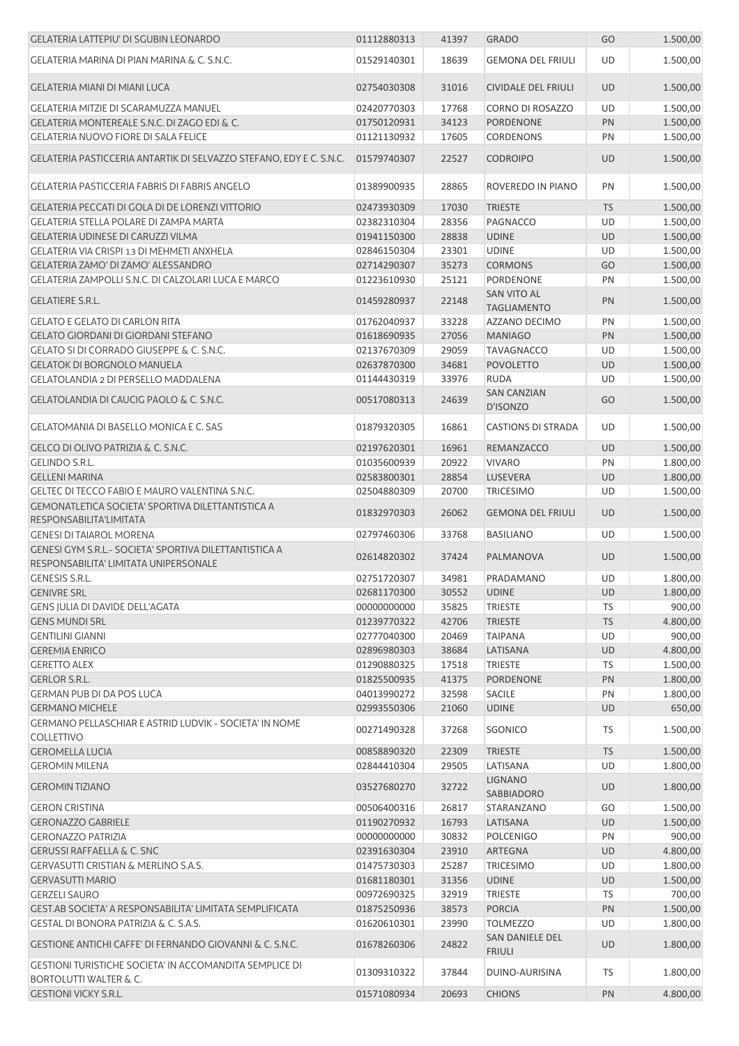| | | | | | |
|---|---|---|---|---|---|
| GELATERIA LATTEPIU' DI SGUBIN LEONARDO | 01112880313 | 41397 | GRADO | GO | 1.500,00 |
| GELATERIA MARINA DI PIAN MARINA & C. S.N.C. | 01529140301 | 18639 | GEMONA DEL FRIULI | UD | 1.500,00 |
| GELATERIA MIANI DI MIANI LUCA | 02754030308 | 31016 | CIVIDALE DEL FRIULI | UD | 1.500,00 |
| GELATERIA MITZIE DI SCARAMUZZA MANUEL | 02420770303 | 17768 | CORNO DI ROSAZZO | UD | 1.500,00 |
| GELATERIA MONTEREALE S.N.C. DI ZAGO EDI & C. | 01750120931 | 34123 | PORDENONE | PN | 1.500,00 |
| GELATERIA NUOVO FIORE DI SALA FELICE | 01121130932 | 17605 | CORDENONS | PN | 1.500,00 |
| GELATERIA PASTICCERIA ANTARTIK DI SELVAZZO STEFANO, EDY E C. S.N.C. | 01579740307 | 22527 | CODROIPO | UD | 1.500,00 |
| GELATERIA PASTICCERIA FABRIS DI FABRIS ANGELO | 01389900935 | 28865 | ROVEREDO IN PIANO | PN | 1.500,00 |
| GELATERIA PECCATI DI GOLA DI DE LORENZI VITTORIO | 02473930309 | 17030 | TRIESTE | TS | 1.500,00 |
| GELATERIA STELLA POLARE DI ZAMPA MARTA | 02382310304 | 28356 | PAGNACCO | UD | 1.500,00 |
| GELATERIA UDINESE DI CARUZZI VILMA | 01941150300 | 28838 | UDINE | UD | 1.500,00 |
| GELATERIA VIA CRISPI 13 DI MEHMETI ANXHELA | 02846150304 | 23301 | UDINE | UD | 1.500,00 |
| GELATERIA ZAMO' DI ZAMO' ALESSANDRO | 02714290307 | 35273 | CORMONS | GO | 1.500,00 |
| GELATERIA ZAMPOLLI S.N.C. DI CALZOLARI LUCA E MARCO | 01223610930 | 25121 | PORDENONE | PN | 1.500,00 |
| GELATIERE S.R.L. | 01459280937 | 22148 | SAN VITO AL TAGLIAMENTO | PN | 1.500,00 |
| GELATO E GELATO DI CARLON RITA | 01762040937 | 33228 | AZZANO DECIMO | PN | 1.500,00 |
| GELATO GIORDANI DI GIORDANI STEFANO | 01618690935 | 27056 | MANIAGO | PN | 1.500,00 |
| GELATO SI DI CORRADO GIUSEPPE & C. S.N.C. | 02137670309 | 29059 | TAVAGNACCO | UD | 1.500,00 |
| GELATOK DI BORGNOLO MANUELA | 02637870300 | 34681 | POVOLETTO | UD | 1.500,00 |
| GELATOLANDIA 2 DI PERSELLO MADDALENA | 01144430319 | 33976 | RUDA | UD | 1.500,00 |
| GELATOLANDIA DI CAUCIG PAOLO & C. S.N.C. | 00517080313 | 24639 | SAN CANZIAN D'ISONZO | GO | 1.500,00 |
| GELATOMANIA DI BASELLO MONICA E C. SAS | 01879320305 | 16861 | CASTIONS DI STRADA | UD | 1.500,00 |
| GELCO DI OLIVO PATRIZIA & C. S.N.C. | 02197620301 | 16961 | REMANZACCO | UD | 1.500,00 |
| GELINDO S.R.L. | 01035600939 | 20922 | VIVARO | PN | 1.800,00 |
| GELLENI MARINA | 02583800301 | 28854 | LUSEVERA | UD | 1.800,00 |
| GELTEC DI TECCO FABIO E MAURO VALENTINA S.N.C. | 02504880309 | 20700 | TRICESIMO | UD | 1.500,00 |
| GEMONATLETICA SOCIETA' SPORTIVA DILETTANTISTICA A RESPONSABILITA'LIMITATA | 01832970303 | 26062 | GEMONA DEL FRIULI | UD | 1.500,00 |
| GENESI DI TAIAROL MORENA | 02797460306 | 33768 | BASILIANO | UD | 1.500,00 |
| GENESI GYM S.R.L.- SOCIETA' SPORTIVA DILETTANTISTICA A RESPONSABILITA' LIMITATA UNIPERSONALE | 02614820302 | 37424 | PALMANOVA | UD | 1.500,00 |
| GENESIS S.R.L. | 02751720307 | 34981 | PRADAMANO | UD | 1.800,00 |
| GENIVRE SRL | 02681170300 | 30552 | UDINE | UD | 1.800,00 |
| GENS JULIA DI DAVIDE DELL'AGATA | 00000000000 | 35825 | TRIESTE | TS | 900,00 |
| GENS MUNDI SRL | 01239770322 | 42706 | TRIESTE | TS | 4.800,00 |
| GENTILINI GIANNI | 02777040300 | 20469 | TAIPANA | UD | 900,00 |
| GEREMIA ENRICO | 02896980303 | 38684 | LATISANA | UD | 4.800,00 |
| GERETTO ALEX | 01290880325 | 17518 | TRIESTE | TS | 1.500,00 |
| GERLOR S.R.L. | 01825500935 | 41375 | PORDENONE | PN | 1.800,00 |
| GERMAN PUB DI DA POS LUCA | 04013990272 | 32598 | SACILE | PN | 1.800,00 |
| GERMANO MICHELE | 02993550306 | 21060 | UDINE | UD | 650,00 |
| GERMANO PELLASCHIAR E ASTRID LUDVIK - SOCIETA' IN NOME COLLETTIVO | 00271490328 | 37268 | SGONICO | TS | 1.500,00 |
| GEROMELLA LUCIA | 00858890320 | 22309 | TRIESTE | TS | 1.500,00 |
| GEROMIN MILENA | 02844410304 | 29505 | LATISANA | UD | 1.800,00 |
| GEROMIN TIZIANO | 03527680270 | 32722 | LIGNANO SABBIADORO | UD | 1.800,00 |
| GERON CRISTINA | 00506400316 | 26817 | STARANZANO | GO | 1.500,00 |
| GERONAZZO GABRIELE | 01190270932 | 16793 | LATISANA | UD | 1.500,00 |
| GERONAZZO PATRIZIA | 00000000000 | 30832 | POLCENIGO | PN | 900,00 |
| GERUSSI RAFFAELLA & C. SNC | 02391630304 | 23910 | ARTEGNA | UD | 4.800,00 |
| GERVASUTTI CRISTIAN & MERLINO S.A.S. | 01475730303 | 25287 | TRICESIMO | UD | 1.800,00 |
| GERVASUTTI MARIO | 01681180301 | 31356 | UDINE | UD | 1.500,00 |
| GERZELI SAURO | 00972690325 | 32919 | TRIESTE | TS | 700,00 |
| GEST.AB SOCIETA' A RESPONSABILITA' LIMITATA SEMPLIFICATA | 01875250936 | 38573 | PORCIA | PN | 1.500,00 |
| GESTAL DI BONORA PATRIZIA & C. S.A.S. | 01620610301 | 23990 | TOLMEZZO | UD | 1.800,00 |
| GESTIONE ANTICHI CAFFE' DI FERNANDO GIOVANNI & C. S.N.C. | 01678260306 | 24822 | SAN DANIELE DEL FRIULI | UD | 1.800,00 |
| GESTIONI TURISTICHE SOCIETA' IN ACCOMANDITA SEMPLICE DI BORTOLUTTI WALTER & C. | 01309310322 | 37844 | DUINO-AURISINA | TS | 1.800,00 |
| GESTIONI VICKY S.R.L. | 01571080934 | 20693 | CHIONS | PN | 4.800,00 |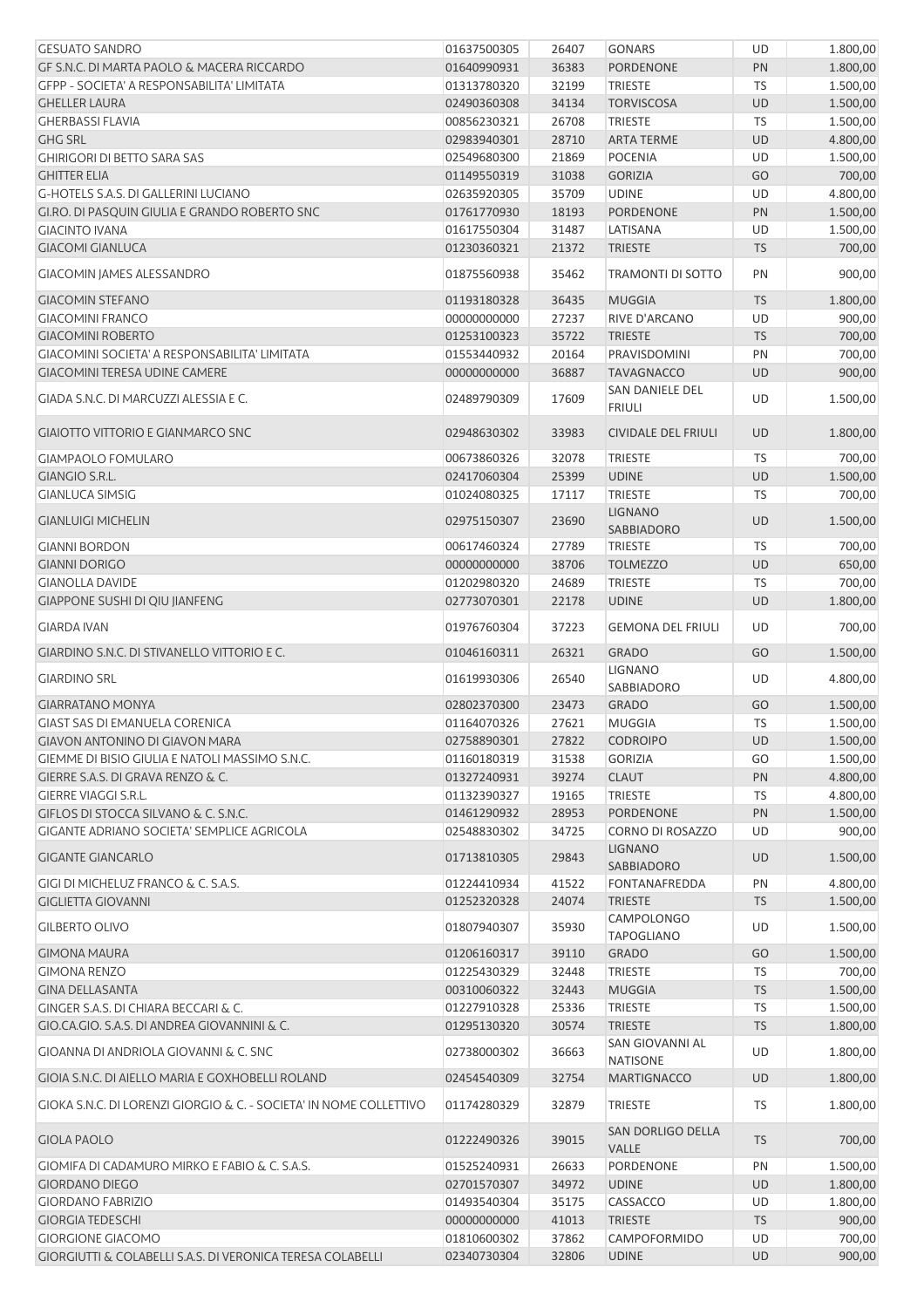| GESUATO SANDRO | 01637500305 | 26407 | GONARS | UD | 1.800,00 |
|---|---|---|---|---|---|
| GF S.N.C. DI MARTA PAOLO & MACERA RICCARDO | 01640990931 | 36383 | PORDENONE | PN | 1.800,00 |
| GFPP - SOCIETA' A RESPONSABILITA' LIMITATA | 01313780320 | 32199 | TRIESTE | TS | 1.500,00 |
| GHELLER LAURA | 02490360308 | 34134 | TORVISCOSA | UD | 1.500,00 |
| GHERBASSI FLAVIA | 00856230321 | 26708 | TRIESTE | TS | 1.500,00 |
| GHG SRL | 02983940301 | 28710 | ARTA TERME | UD | 4.800,00 |
| GHIRIGORI DI BETTO SARA SAS | 02549680300 | 21869 | POCENIA | UD | 1.500,00 |
| GHITTER ELIA | 01149550319 | 31038 | GORIZIA | GO | 700,00 |
| G-HOTELS S.A.S. DI GALLERINI LUCIANO | 02635920305 | 35709 | UDINE | UD | 4.800,00 |
| GI.RO. DI PASQUIN GIULIA E GRANDO ROBERTO SNC | 01761770930 | 18193 | PORDENONE | PN | 1.500,00 |
| GIACINTO IVANA | 01617550304 | 31487 | LATISANA | UD | 1.500,00 |
| GIACOMI GIANLUCA | 01230360321 | 21372 | TRIESTE | TS | 700,00 |
| GIACOMIN JAMES ALESSANDRO | 01875560938 | 35462 | TRAMONTI DI SOTTO | PN | 900,00 |
| GIACOMIN STEFANO | 01193180328 | 36435 | MUGGIA | TS | 1.800,00 |
| GIACOMINI FRANCO | 00000000000 | 27237 | RIVE D'ARCANO | UD | 900,00 |
| GIACOMINI ROBERTO | 01253100323 | 35722 | TRIESTE | TS | 700,00 |
| GIACOMINI SOCIETA' A RESPONSABILITA' LIMITATA | 01553440932 | 20164 | PRAVISDOMINI | PN | 700,00 |
| GIACOMINI TERESA UDINE CAMERE | 00000000000 | 36887 | TAVAGNACCO | UD | 900,00 |
| GIADA S.N.C. DI MARCUZZI ALESSIA E C. | 02489790309 | 17609 | SAN DANIELE DEL FRIULI | UD | 1.500,00 |
| GIAIOTTO VITTORIO E GIANMARCO SNC | 02948630302 | 33983 | CIVIDALE DEL FRIULI | UD | 1.800,00 |
| GIAMPAOLO FOMULARO | 00673860326 | 32078 | TRIESTE | TS | 700,00 |
| GIANGIO S.R.L. | 02417060304 | 25399 | UDINE | UD | 1.500,00 |
| GIANLUCA SIMSIG | 01024080325 | 17117 | TRIESTE | TS | 700,00 |
| GIANLUIGI MICHELIN | 02975150307 | 23690 | LIGNANO SABBIADORO | UD | 1.500,00 |
| GIANNI BORDON | 00617460324 | 27789 | TRIESTE | TS | 700,00 |
| GIANNI DORIGO | 00000000000 | 38706 | TOLMEZZO | UD | 650,00 |
| GIANOLLA DAVIDE | 01202980320 | 24689 | TRIESTE | TS | 700,00 |
| GIAPPONE SUSHI DI QIU JIANFENG | 02773070301 | 22178 | UDINE | UD | 1.800,00 |
| GIARDA IVAN | 01976760304 | 37223 | GEMONA DEL FRIULI | UD | 700,00 |
| GIARDINO S.N.C. DI STIVANELLO VITTORIO E C. | 01046160311 | 26321 | GRADO | GO | 1.500,00 |
| GIARDINO SRL | 01619930306 | 26540 | LIGNANO SABBIADORO | UD | 4.800,00 |
| GIARRATANO MONYA | 02802370300 | 23473 | GRADO | GO | 1.500,00 |
| GIAST SAS DI EMANUELA CORENICA | 01164070326 | 27621 | MUGGIA | TS | 1.500,00 |
| GIAVON ANTONINO DI GIAVON MARA | 02758890301 | 27822 | CODROIPO | UD | 1.500,00 |
| GIEMME DI BISIO GIULIA E NATOLI MASSIMO S.N.C. | 01160180319 | 31538 | GORIZIA | GO | 1.500,00 |
| GIERRE S.A.S. DI GRAVA RENZO & C. | 01327240931 | 39274 | CLAUT | PN | 4.800,00 |
| GIERRE VIAGGI S.R.L. | 01132390327 | 19165 | TRIESTE | TS | 4.800,00 |
| GIFLOS DI STOCCA SILVANO & C. S.N.C. | 01461290932 | 28953 | PORDENONE | PN | 1.500,00 |
| GIGANTE ADRIANO SOCIETA' SEMPLICE AGRICOLA | 02548830302 | 34725 | CORNO DI ROSAZZO | UD | 900,00 |
| GIGANTE GIANCARLO | 01713810305 | 29843 | LIGNANO SABBIADORO | UD | 1.500,00 |
| GIGI DI MICHELUZ FRANCO & C. S.A.S. | 01224410934 | 41522 | FONTANAFREDDA | PN | 4.800,00 |
| GIGLIETTA GIOVANNI | 01252320328 | 24074 | TRIESTE | TS | 1.500,00 |
| GILBERTO OLIVO | 01807940307 | 35930 | CAMPOLONGO TAPOGLIANO | UD | 1.500,00 |
| GIMONA MAURA | 01206160317 | 39110 | GRADO | GO | 1.500,00 |
| GIMONA RENZO | 01225430329 | 32448 | TRIESTE | TS | 700,00 |
| GINA DELLASANTA | 00310060322 | 32443 | MUGGIA | TS | 1.500,00 |
| GINGER S.A.S. DI CHIARA BECCARI & C. | 01227910328 | 25336 | TRIESTE | TS | 1.500,00 |
| GIO.CA.GIO. S.A.S. DI ANDREA GIOVANNINI & C. | 01295130320 | 30574 | TRIESTE | TS | 1.800,00 |
| GIOANNA DI ANDRIOLA GIOVANNI & C. SNC | 02738000302 | 36663 | SAN GIOVANNI AL NATISONE | UD | 1.800,00 |
| GIOIA S.N.C. DI AIELLO MARIA E GOXHOBELLI ROLAND | 02454540309 | 32754 | MARTIGNACCO | UD | 1.800,00 |
| GIOKA S.N.C. DI LORENZI GIORGIO & C. - SOCIETA' IN NOME COLLETTIVO | 01174280329 | 32879 | TRIESTE | TS | 1.800,00 |
| GIOLA PAOLO | 01222490326 | 39015 | SAN DORLIGO DELLA VALLE | TS | 700,00 |
| GIOMIFA DI CADAMURO MIRKO E FABIO & C. S.A.S. | 01525240931 | 26633 | PORDENONE | PN | 1.500,00 |
| GIORDANO DIEGO | 02701570307 | 34972 | UDINE | UD | 1.800,00 |
| GIORDANO FABRIZIO | 01493540304 | 35175 | CASSACCO | UD | 1.800,00 |
| GIORGIA TEDESCHI | 00000000000 | 41013 | TRIESTE | TS | 900,00 |
| GIORGIONE GIACOMO | 01810600302 | 37862 | CAMPOFORMIDO | UD | 700,00 |
| GIORGIUTTI & COLABELLI S.A.S. DI VERONICA TERESA COLABELLI | 02340730304 | 32806 | UDINE | UD | 900,00 |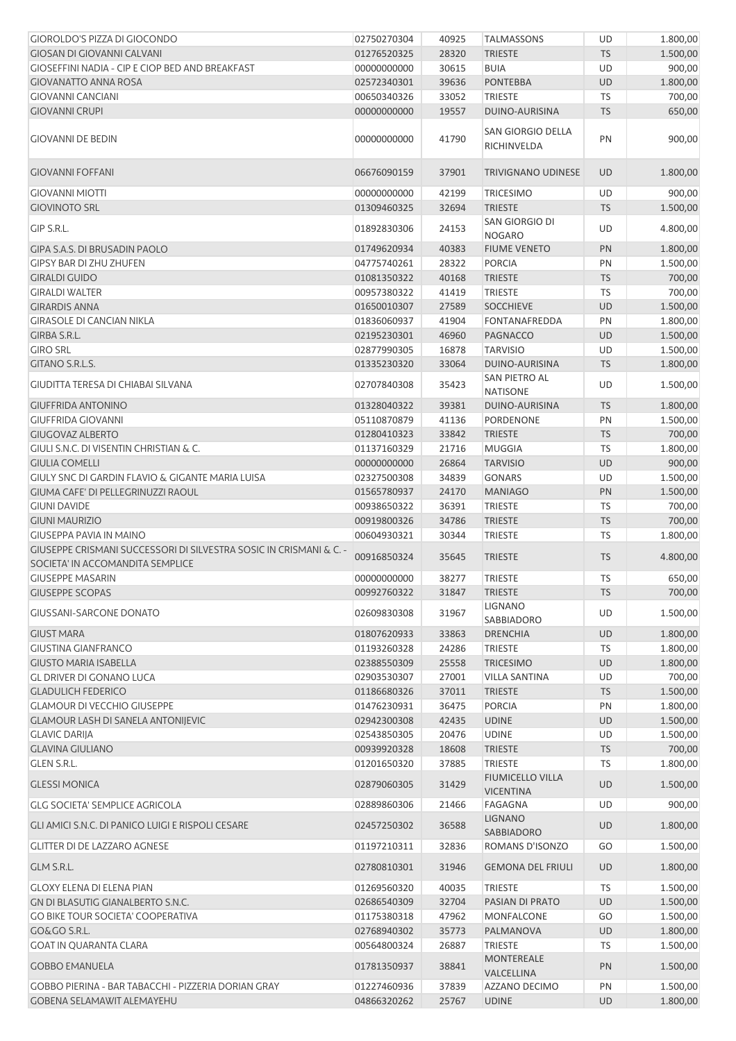| | | | | | |
|---|---|---|---|---|---|
| GIOROLDO'S PIZZA DI GIOCONDO | 02750270304 | 40925 | TALMASSONS | UD | 1.800,00 |
| GIOSAN DI GIOVANNI CALVANI | 01276520325 | 28320 | TRIESTE | TS | 1.500,00 |
| GIOSEFFINI NADIA - CIP E CIOP BED AND BREAKFAST | 00000000000 | 30615 | BUIA | UD | 900,00 |
| GIOVANATTO ANNA ROSA | 02572340301 | 39636 | PONTEBBA | UD | 1.800,00 |
| GIOVANNI CANCIANI | 00650340326 | 33052 | TRIESTE | TS | 700,00 |
| GIOVANNI CRUPI | 00000000000 | 19557 | DUINO-AURISINA | TS | 650,00 |
| GIOVANNI DE BEDIN | 00000000000 | 41790 | SAN GIORGIO DELLA RICHINVELDA | PN | 900,00 |
| GIOVANNI FOFFANI | 06676090159 | 37901 | TRIVIGNANO UDINESE | UD | 1.800,00 |
| GIOVANNI MIOTTI | 00000000000 | 42199 | TRICESIMO | UD | 900,00 |
| GIOVINOTO SRL | 01309460325 | 32694 | TRIESTE | TS | 1.500,00 |
| GIP S.R.L. | 01892830306 | 24153 | SAN GIORGIO DI NOGARO | UD | 4.800,00 |
| GIPA S.A.S. DI BRUSADIN PAOLO | 01749620934 | 40383 | FIUME VENETO | PN | 1.800,00 |
| GIPSY BAR DI ZHU ZHUFEN | 04775740261 | 28322 | PORCIA | PN | 1.500,00 |
| GIRALDI GUIDO | 01081350322 | 40168 | TRIESTE | TS | 700,00 |
| GIRALDI WALTER | 00957380322 | 41419 | TRIESTE | TS | 700,00 |
| GIRARDIS ANNA | 01650010307 | 27589 | SOCCHIEVE | UD | 1.500,00 |
| GIRASOLE DI CANCIAN NIKLA | 01836060937 | 41904 | FONTANAFREDDA | PN | 1.800,00 |
| GIRBA S.R.L. | 02195230301 | 46960 | PAGNACCO | UD | 1.500,00 |
| GIRO SRL | 02877990305 | 16878 | TARVISIO | UD | 1.500,00 |
| GITANO S.R.L.S. | 01335230320 | 33064 | DUINO-AURISINA | TS | 1.800,00 |
| GIUDITTA TERESA DI CHIABAI SILVANA | 02707840308 | 35423 | SAN PIETRO AL NATISONE | UD | 1.500,00 |
| GIUFFRIDA ANTONINO | 01328040322 | 39381 | DUINO-AURISINA | TS | 1.800,00 |
| GIUFFRIDA GIOVANNI | 05110870879 | 41136 | PORDENONE | PN | 1.500,00 |
| GIUGOVAZ ALBERTO | 01280410323 | 33842 | TRIESTE | TS | 700,00 |
| GIULI S.N.C. DI VISENTIN CHRISTIAN & C. | 01137160329 | 21716 | MUGGIA | TS | 1.800,00 |
| GIULIA COMELLI | 00000000000 | 26864 | TARVISIO | UD | 900,00 |
| GIULY SNC DI GARDIN FLAVIO & GIGANTE MARIA LUISA | 02327500308 | 34839 | GONARS | UD | 1.500,00 |
| GIUMA CAFE' DI PELLEGRINUZZI RAOUL | 01565780937 | 24170 | MANIAGO | PN | 1.500,00 |
| GIUNI DAVIDE | 00938650322 | 36391 | TRIESTE | TS | 700,00 |
| GIUNI MAURIZIO | 00919800326 | 34786 | TRIESTE | TS | 700,00 |
| GIUSEPPA PAVIA IN MAINO | 00604930321 | 30344 | TRIESTE | TS | 1.800,00 |
| GIUSEPPE CRISMANI SUCCESSORI DI SILVESTRA SOSIC IN CRISMANI & C. - SOCIETA' IN ACCOMANDITA SEMPLICE | 00916850324 | 35645 | TRIESTE | TS | 4.800,00 |
| GIUSEPPE MASARIN | 00000000000 | 38277 | TRIESTE | TS | 650,00 |
| GIUSEPPE SCOPAS | 00992760322 | 31847 | TRIESTE | TS | 700,00 |
| GIUSSANI-SARCONE DONATO | 02609830308 | 31967 | LIGNANO SABBIADORO | UD | 1.500,00 |
| GIUST MARA | 01807620933 | 33863 | DRENCHIA | UD | 1.800,00 |
| GIUSTINA GIANFRANCO | 01193260328 | 24286 | TRIESTE | TS | 1.800,00 |
| GIUSTO MARIA ISABELLA | 02388550309 | 25558 | TRICESIMO | UD | 1.800,00 |
| GL DRIVER DI GONANO LUCA | 02903530307 | 27001 | VILLA SANTINA | UD | 700,00 |
| GLADULICH FEDERICO | 01186680326 | 37011 | TRIESTE | TS | 1.500,00 |
| GLAMOUR DI VECCHIO GIUSEPPE | 01476230931 | 36475 | PORCIA | PN | 1.800,00 |
| GLAMOUR LASH DI SANELA ANTONIJEVIC | 02942300308 | 42435 | UDINE | UD | 1.500,00 |
| GLAVIC DARIJA | 02543850305 | 20476 | UDINE | UD | 1.500,00 |
| GLAVINA GIULIANO | 00939920328 | 18608 | TRIESTE | TS | 700,00 |
| GLEN S.R.L. | 01201650320 | 37885 | TRIESTE | TS | 1.800,00 |
| GLESSI MONICA | 02879060305 | 31429 | FIUMICELLO VILLA VICENTINA | UD | 1.500,00 |
| GLG SOCIETA' SEMPLICE AGRICOLA | 02889860306 | 21466 | FAGAGNA | UD | 900,00 |
| GLI AMICI S.N.C. DI PANICO LUIGI E RISPOLI CESARE | 02457250302 | 36588 | LIGNANO SABBIADORO | UD | 1.800,00 |
| GLITTER DI DE LAZZARO AGNESE | 01197210311 | 32836 | ROMANS D'ISONZO | GO | 1.500,00 |
| GLM S.R.L. | 02780810301 | 31946 | GEMONA DEL FRIULI | UD | 1.800,00 |
| GLOXY ELENA DI ELENA PIAN | 01269560320 | 40035 | TRIESTE | TS | 1.500,00 |
| GN DI BLASUTIG GIANALBERTO S.N.C. | 02686540309 | 32704 | PASIAN DI PRATO | UD | 1.500,00 |
| GO BIKE TOUR SOCIETA' COOPERATIVA | 01175380318 | 47962 | MONFALCONE | GO | 1.500,00 |
| GO&GO S.R.L. | 02768940302 | 35773 | PALMANOVA | UD | 1.800,00 |
| GOAT IN QUARANTA CLARA | 00564800324 | 26887 | TRIESTE | TS | 1.500,00 |
| GOBBO EMANUELA | 01781350937 | 38841 | MONTEREALE VALCELLINA | PN | 1.500,00 |
| GOBBO PIERINA - BAR TABACCHI - PIZZERIA DORIAN GRAY | 01227460936 | 37839 | AZZANO DECIMO | PN | 1.500,00 |
| GOBENA SELAMAWIT ALEMAYEHU | 04866320262 | 25767 | UDINE | UD | 1.800,00 |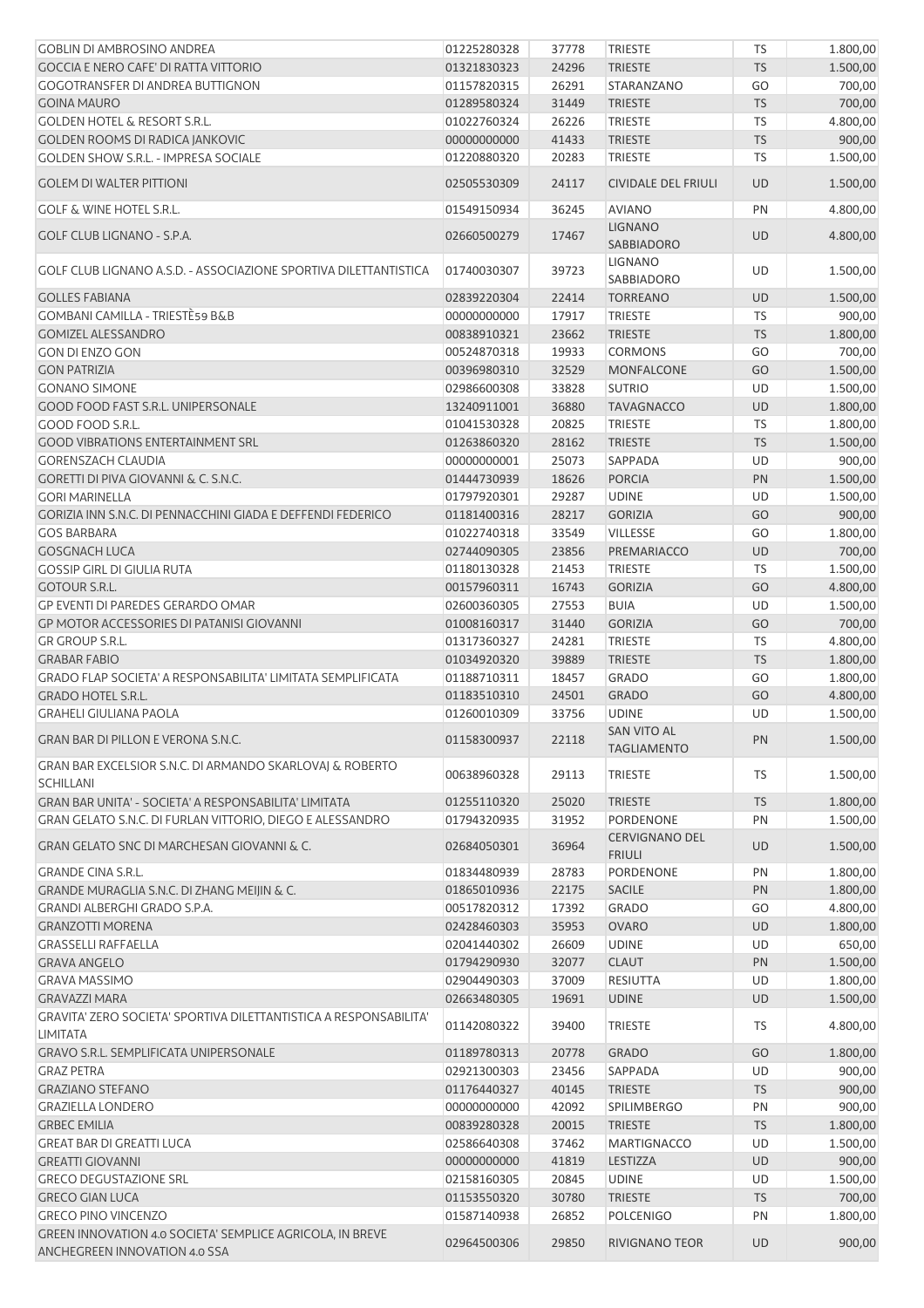| | | | | | |
|---|---|---|---|---|---|
| GOBLIN DI AMBROSINO ANDREA | 01225280328 | 37778 | TRIESTE | TS | 1.800,00 |
| GOCCIA E NERO CAFE' DI RATTA VITTORIO | 01321830323 | 24296 | TRIESTE | TS | 1.500,00 |
| GOGOTRANSFER DI ANDREA BUTTIGNON | 01157820315 | 26291 | STARANZANO | GO | 700,00 |
| GOINA MAURO | 01289580324 | 31449 | TRIESTE | TS | 700,00 |
| GOLDEN HOTEL & RESORT S.R.L. | 01022760324 | 26226 | TRIESTE | TS | 4.800,00 |
| GOLDEN ROOMS DI RADICA JANKOVIC | 00000000000 | 41433 | TRIESTE | TS | 900,00 |
| GOLDEN SHOW S.R.L. - IMPRESA SOCIALE | 01220880320 | 20283 | TRIESTE | TS | 1.500,00 |
| GOLEM DI WALTER PITTIONI | 02505530309 | 24117 | CIVIDALE DEL FRIULI | UD | 1.500,00 |
| GOLF & WINE HOTEL S.R.L. | 01549150934 | 36245 | AVIANO | PN | 4.800,00 |
| GOLF CLUB LIGNANO - S.P.A. | 02660500279 | 17467 | LIGNANO SABBIADORO | UD | 4.800,00 |
| GOLF CLUB LIGNANO A.S.D. - ASSOCIAZIONE SPORTIVA DILETTANTISTICA | 01740030307 | 39723 | LIGNANO SABBIADORO | UD | 1.500,00 |
| GOLLES FABIANA | 02839220304 | 22414 | TORREANO | UD | 1.500,00 |
| GOMBANI CAMILLA - TRIESTÈ59 B&B | 00000000000 | 17917 | TRIESTE | TS | 900,00 |
| GOMIZEL ALESSANDRO | 00838910321 | 23662 | TRIESTE | TS | 1.800,00 |
| GON DI ENZO GON | 00524870318 | 19933 | CORMONS | GO | 700,00 |
| GON PATRIZIA | 00396980310 | 32529 | MONFALCONE | GO | 1.500,00 |
| GONANO SIMONE | 02986600308 | 33828 | SUTRIO | UD | 1.500,00 |
| GOOD FOOD FAST S.R.L. UNIPERSONALE | 13240911001 | 36880 | TAVAGNACCO | UD | 1.800,00 |
| GOOD FOOD S.R.L. | 01041530328 | 20825 | TRIESTE | TS | 1.800,00 |
| GOOD VIBRATIONS ENTERTAINMENT SRL | 01263860320 | 28162 | TRIESTE | TS | 1.500,00 |
| GORENSZACH CLAUDIA | 00000000001 | 25073 | SAPPADA | UD | 900,00 |
| GORETTI DI PIVA GIOVANNI & C. S.N.C. | 01444730939 | 18626 | PORCIA | PN | 1.500,00 |
| GORI MARINELLA | 01797920301 | 29287 | UDINE | UD | 1.500,00 |
| GORIZIA INN S.N.C. DI PENNACCHINI GIADA E DEFFENDI FEDERICO | 01181400316 | 28217 | GORIZIA | GO | 900,00 |
| GOS BARBARA | 01022740318 | 33549 | VILLESSE | GO | 1.800,00 |
| GOSGNACH LUCA | 02744090305 | 23856 | PREMARIACCO | UD | 700,00 |
| GOSSIP GIRL DI GIULIA RUTA | 01180130328 | 21453 | TRIESTE | TS | 1.500,00 |
| GOTOUR S.R.L. | 00157960311 | 16743 | GORIZIA | GO | 4.800,00 |
| GP EVENTI DI PAREDES GERARDO OMAR | 02600360305 | 27553 | BUIA | UD | 1.500,00 |
| GP MOTOR ACCESSORIES DI PATANISI GIOVANNI | 01008160317 | 31440 | GORIZIA | GO | 700,00 |
| GR GROUP S.R.L. | 01317360327 | 24281 | TRIESTE | TS | 4.800,00 |
| GRABAR FABIO | 01034920320 | 39889 | TRIESTE | TS | 1.800,00 |
| GRADO FLAP SOCIETA' A RESPONSABILITA' LIMITATA SEMPLIFICATA | 01188710311 | 18457 | GRADO | GO | 1.800,00 |
| GRADO HOTEL S.R.L. | 01183510310 | 24501 | GRADO | GO | 4.800,00 |
| GRAHELI GIULIANA PAOLA | 01260010309 | 33756 | UDINE | UD | 1.500,00 |
| GRAN BAR DI PILLON E VERONA S.N.C. | 01158300937 | 22118 | SAN VITO AL TAGLIAMENTO | PN | 1.500,00 |
| GRAN BAR EXCELSIOR S.N.C. DI ARMANDO SKARLOVAJ & ROBERTO SCHILLANI | 00638960328 | 29113 | TRIESTE | TS | 1.500,00 |
| GRAN BAR UNITA' - SOCIETA' A RESPONSABILITA' LIMITATA | 01255110320 | 25020 | TRIESTE | TS | 1.800,00 |
| GRAN GELATO S.N.C. DI FURLAN VITTORIO, DIEGO E ALESSANDRO | 01794320935 | 31952 | PORDENONE | PN | 1.500,00 |
| GRAN GELATO SNC DI MARCHESAN GIOVANNI & C. | 02684050301 | 36964 | CERVIGNANO DEL FRIULI | UD | 1.500,00 |
| GRANDE CINA S.R.L. | 01834480939 | 28783 | PORDENONE | PN | 1.800,00 |
| GRANDE MURAGLIA S.N.C. DI ZHANG MEIJIN & C. | 01865010936 | 22175 | SACILE | PN | 1.800,00 |
| GRANDI ALBERGHI GRADO S.P.A. | 00517820312 | 17392 | GRADO | GO | 4.800,00 |
| GRANZOTTI MORENA | 02428460303 | 35953 | OVARO | UD | 1.800,00 |
| GRASSELLI RAFFAELLA | 02041440302 | 26609 | UDINE | UD | 650,00 |
| GRAVA ANGELO | 01794290930 | 32077 | CLAUT | PN | 1.500,00 |
| GRAVA MASSIMO | 02904490303 | 37009 | RESIUTTA | UD | 1.800,00 |
| GRAVAZZI MARA | 02663480305 | 19691 | UDINE | UD | 1.500,00 |
| GRAVITA' ZERO SOCIETA' SPORTIVA DILETTANTISTICA A RESPONSABILITA' LIMITATA | 01142080322 | 39400 | TRIESTE | TS | 4.800,00 |
| GRAVO S.R.L. SEMPLIFICATA UNIPERSONALE | 01189780313 | 20778 | GRADO | GO | 1.800,00 |
| GRAZ PETRA | 02921300303 | 23456 | SAPPADA | UD | 900,00 |
| GRAZIANO STEFANO | 01176440327 | 40145 | TRIESTE | TS | 900,00 |
| GRAZIELLA LONDERO | 00000000000 | 42092 | SPILIMBERGO | PN | 900,00 |
| GRBEC EMILIA | 00839280328 | 20015 | TRIESTE | TS | 1.800,00 |
| GREAT BAR DI GREATTI LUCA | 02586640308 | 37462 | MARTIGNACCO | UD | 1.500,00 |
| GREATTI GIOVANNI | 00000000000 | 41819 | LESTIZZA | UD | 900,00 |
| GRECO DEGUSTAZIONE SRL | 02158160305 | 20845 | UDINE | UD | 1.500,00 |
| GRECO GIAN LUCA | 01153550320 | 30780 | TRIESTE | TS | 700,00 |
| GRECO PINO VINCENZO | 01587140938 | 26852 | POLCENIGO | PN | 1.800,00 |
| GREEN INNOVATION 4.0 SOCIETA' SEMPLICE AGRICOLA, IN BREVE ANCHEGREEN INNOVATION 4.0 SSA | 02964500306 | 29850 | RIVIGNANO TEOR | UD | 900,00 |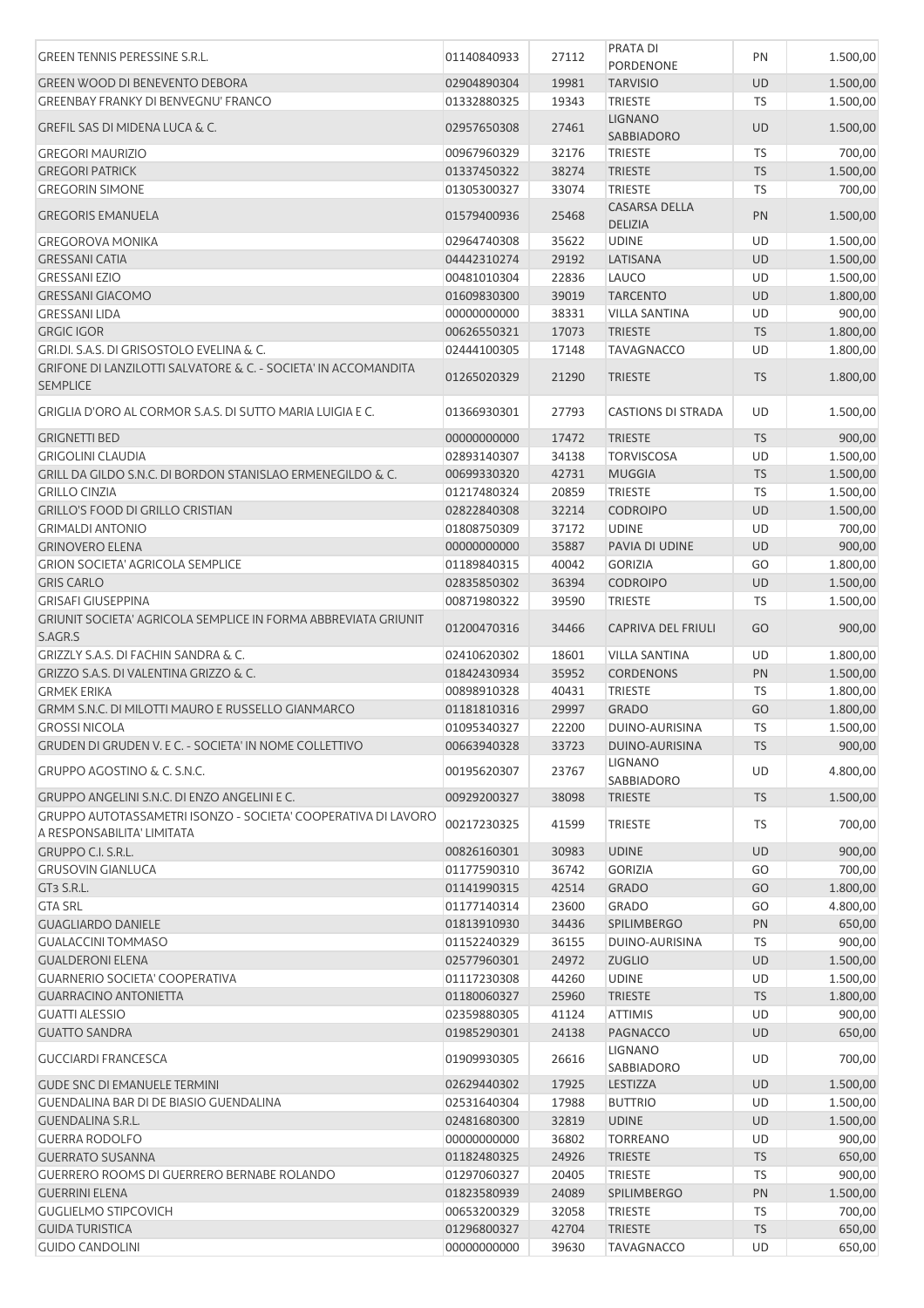| | | | | | |
|---|---|---|---|---|---|
| GREEN TENNIS PERESSINE S.R.L. | 01140840933 | 27112 | PRATA DI PORDENONE | PN | 1.500,00 |
| GREEN WOOD DI BENEVENTO DEBORA | 02904890304 | 19981 | TARVISIO | UD | 1.500,00 |
| GREENBAY FRANKY DI BENVEGNU' FRANCO | 01332880325 | 19343 | TRIESTE | TS | 1.500,00 |
| GREFIL SAS DI MIDENA LUCA & C. | 02957650308 | 27461 | LIGNANO SABBIADORO | UD | 1.500,00 |
| GREGORI MAURIZIO | 00967960329 | 32176 | TRIESTE | TS | 700,00 |
| GREGORI PATRICK | 01337450322 | 38274 | TRIESTE | TS | 1.500,00 |
| GREGORIN SIMONE | 01305300327 | 33074 | TRIESTE | TS | 700,00 |
| GREGORIS EMANUELA | 01579400936 | 25468 | CASARSA DELLA DELIZIA | PN | 1.500,00 |
| GREGOROVA MONIKA | 02964740308 | 35622 | UDINE | UD | 1.500,00 |
| GRESSANI CATIA | 04442310274 | 29192 | LATISANA | UD | 1.500,00 |
| GRESSANI EZIO | 00481010304 | 22836 | LAUCO | UD | 1.500,00 |
| GRESSANI GIACOMO | 01609830300 | 39019 | TARCENTO | UD | 1.800,00 |
| GRESSANI LIDA | 00000000000 | 38331 | VILLA SANTINA | UD | 900,00 |
| GRGIC IGOR | 00626550321 | 17073 | TRIESTE | TS | 1.800,00 |
| GRI.DI. S.A.S. DI GRISOSTOLO EVELINA & C. | 02444100305 | 17148 | TAVAGNACCO | UD | 1.800,00 |
| GRIFONE DI LANZILOTTI SALVATORE & C. - SOCIETA' IN ACCOMANDITA SEMPLICE | 01265020329 | 21290 | TRIESTE | TS | 1.800,00 |
| GRIGLIA D'ORO AL CORMOR S.A.S. DI SUTTO MARIA LUIGIA E C. | 01366930301 | 27793 | CASTIONS DI STRADA | UD | 1.500,00 |
| GRIGNETTI BED | 00000000000 | 17472 | TRIESTE | TS | 900,00 |
| GRIGOLINI CLAUDIA | 02893140307 | 34138 | TORVISCOSA | UD | 1.500,00 |
| GRILL DA GILDO S.N.C. DI BORDON STANISLAO ERMENEGILDO & C. | 00699330320 | 42731 | MUGGIA | TS | 1.500,00 |
| GRILLO CINZIA | 01217480324 | 20859 | TRIESTE | TS | 1.500,00 |
| GRILLO'S FOOD DI GRILLO CRISTIAN | 02822840308 | 32214 | CODROIPO | UD | 1.500,00 |
| GRIMALDI ANTONIO | 01808750309 | 37172 | UDINE | UD | 700,00 |
| GRINOVERO ELENA | 00000000000 | 35887 | PAVIA DI UDINE | UD | 900,00 |
| GRION SOCIETA' AGRICOLA SEMPLICE | 01189840315 | 40042 | GORIZIA | GO | 1.800,00 |
| GRIS CARLO | 02835850302 | 36394 | CODROIPO | UD | 1.500,00 |
| GRISAFI GIUSEPPINA | 00871980322 | 39590 | TRIESTE | TS | 1.500,00 |
| GRIUNIT SOCIETA' AGRICOLA SEMPLICE IN FORMA ABBREVIATA GRIUNIT S.AGR.S | 01200470316 | 34466 | CAPRIVA DEL FRIULI | GO | 900,00 |
| GRIZZLY S.A.S. DI FACHIN SANDRA & C. | 02410620302 | 18601 | VILLA SANTINA | UD | 1.800,00 |
| GRIZZO S.A.S. DI VALENTINA GRIZZO & C. | 01842430934 | 35952 | CORDENONS | PN | 1.500,00 |
| GRMEK ERIKA | 00898910328 | 40431 | TRIESTE | TS | 1.800,00 |
| GRMM S.N.C. DI MILOTTI MAURO E RUSSELLO GIANMARCO | 01181810316 | 29997 | GRADO | GO | 1.800,00 |
| GROSSI NICOLA | 01095340327 | 22200 | DUINO-AURISINA | TS | 1.500,00 |
| GRUDEN DI GRUDEN V. E C. - SOCIETA' IN NOME COLLETTIVO | 00663940328 | 33723 | DUINO-AURISINA | TS | 900,00 |
| GRUPPO AGOSTINO & C. S.N.C. | 00195620307 | 23767 | LIGNANO SABBIADORO | UD | 4.800,00 |
| GRUPPO ANGELINI S.N.C. DI ENZO ANGELINI E C. | 00929200327 | 38098 | TRIESTE | TS | 1.500,00 |
| GRUPPO AUTOTASSAMETRI ISONZO - SOCIETA' COOPERATIVA DI LAVORO A RESPONSABILITA' LIMITATA | 00217230325 | 41599 | TRIESTE | TS | 700,00 |
| GRUPPO C.I. S.R.L. | 00826160301 | 30983 | UDINE | UD | 900,00 |
| GRUSOVIN GIANLUCA | 01177590310 | 36742 | GORIZIA | GO | 700,00 |
| GT3 S.R.L. | 01141990315 | 42514 | GRADO | GO | 1.800,00 |
| GTA SRL | 01177140314 | 23600 | GRADO | GO | 4.800,00 |
| GUAGLIARDO DANIELE | 01813910930 | 34436 | SPILIMBERGO | PN | 650,00 |
| GUALACCINI TOMMASO | 01152240329 | 36155 | DUINO-AURISINA | TS | 900,00 |
| GUALDERONI ELENA | 02577960301 | 24972 | ZUGLIO | UD | 1.500,00 |
| GUARNERIO SOCIETA' COOPERATIVA | 01117230308 | 44260 | UDINE | UD | 1.500,00 |
| GUARRACINO ANTONIETTA | 01180060327 | 25960 | TRIESTE | TS | 1.800,00 |
| GUATTI ALESSIO | 02359880305 | 41124 | ATTIMIS | UD | 900,00 |
| GUATTO SANDRA | 01985290301 | 24138 | PAGNACCO | UD | 650,00 |
| GUCCIARDI FRANCESCA | 01909930305 | 26616 | LIGNANO SABBIADORO | UD | 700,00 |
| GUDE SNC DI EMANUELE TERMINI | 02629440302 | 17925 | LESTIZZA | UD | 1.500,00 |
| GUENDALINA BAR DI DE BIASIO GUENDALINA | 02531640304 | 17988 | BUTTRIO | UD | 1.500,00 |
| GUENDALINA S.R.L. | 02481680300 | 32819 | UDINE | UD | 1.500,00 |
| GUERRA RODOLFO | 00000000000 | 36802 | TORREANO | UD | 900,00 |
| GUERRATO SUSANNA | 01182480325 | 24926 | TRIESTE | TS | 650,00 |
| GUERRERO ROOMS DI GUERRERO BERNABE ROLANDO | 01297060327 | 20405 | TRIESTE | TS | 900,00 |
| GUERRINI ELENA | 01823580939 | 24089 | SPILIMBERGO | PN | 1.500,00 |
| GUGLIELMO STIPCOVICH | 00653200329 | 32058 | TRIESTE | TS | 700,00 |
| GUIDA TURISTICA | 01296800327 | 42704 | TRIESTE | TS | 650,00 |
| GUIDO CANDOLINI | 00000000000 | 39630 | TAVAGNACCO | UD | 650,00 |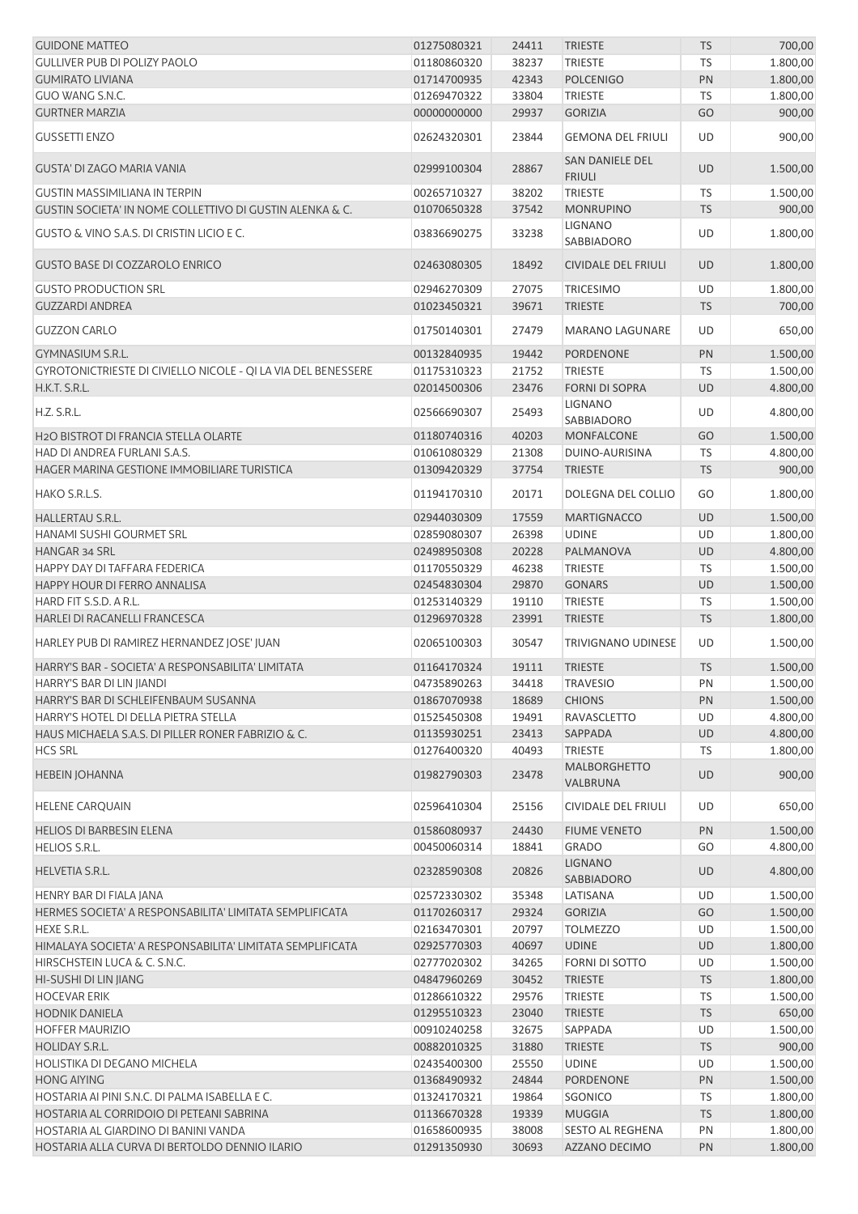| | | | | | |
|---|---|---|---|---|---|
| GUIDONE MATTEO | 01275080321 | 24411 | TRIESTE | TS | 700,00 |
| GULLIVER PUB DI POLIZY PAOLO | 01180860320 | 38237 | TRIESTE | TS | 1.800,00 |
| GUMIRATO LIVIANA | 01714700935 | 42343 | POLCENIGO | PN | 1.800,00 |
| GUO WANG S.N.C. | 01269470322 | 33804 | TRIESTE | TS | 1.800,00 |
| GURTNER MARZIA | 00000000000 | 29937 | GORIZIA | GO | 900,00 |
| GUSSETTI ENZO | 02624320301 | 23844 | GEMONA DEL FRIULI | UD | 900,00 |
| GUSTA' DI ZAGO MARIA VANIA | 02999100304 | 28867 | SAN DANIELE DEL FRIULI | UD | 1.500,00 |
| GUSTIN MASSIMILIANA IN TERPIN | 00265710327 | 38202 | TRIESTE | TS | 1.500,00 |
| GUSTIN SOCIETA' IN NOME COLLETTIVO DI GUSTIN ALENKA & C. | 01070650328 | 37542 | MONRUPINO | TS | 900,00 |
| GUSTO & VINO S.A.S. DI CRISTIN LICIO E C. | 03836690275 | 33238 | LIGNANO SABBIADORO | UD | 1.800,00 |
| GUSTO BASE DI COZZAROLO ENRICO | 02463080305 | 18492 | CIVIDALE DEL FRIULI | UD | 1.800,00 |
| GUSTO PRODUCTION SRL | 02946270309 | 27075 | TRICESIMO | UD | 1.800,00 |
| GUZZARDI ANDREA | 01023450321 | 39671 | TRIESTE | TS | 700,00 |
| GUZZON CARLO | 01750140301 | 27479 | MARANO LAGUNARE | UD | 650,00 |
| GYMNASIUM S.R.L. | 00132840935 | 19442 | PORDENONE | PN | 1.500,00 |
| GYROTONICTRIESTE DI CIVIELLO NICOLE - QI LA VIA DEL BENESSERE | 01175310323 | 21752 | TRIESTE | TS | 1.500,00 |
| H.K.T. S.R.L. | 02014500306 | 23476 | FORNI DI SOPRA | UD | 4.800,00 |
| H.Z. S.R.L. | 02566690307 | 25493 | LIGNANO SABBIADORO | UD | 4.800,00 |
| H2O BISTROT DI FRANCIA STELLA OLARTE | 01180740316 | 40203 | MONFALCONE | GO | 1.500,00 |
| HAD DI ANDREA FURLANI S.A.S. | 01061080329 | 21308 | DUINO-AURISINA | TS | 4.800,00 |
| HAGER MARINA GESTIONE IMMOBILIARE TURISTICA | 01309420329 | 37754 | TRIESTE | TS | 900,00 |
| HAKO S.R.L.S. | 01194170310 | 20171 | DOLEGNA DEL COLLIO | GO | 1.800,00 |
| HALLERTAU S.R.L. | 02944030309 | 17559 | MARTIGNACCO | UD | 1.500,00 |
| HANAMI SUSHI GOURMET SRL | 02859080307 | 26398 | UDINE | UD | 1.800,00 |
| HANGAR 34 SRL | 02498950308 | 20228 | PALMANOVA | UD | 4.800,00 |
| HAPPY DAY DI TAFFARA FEDERICA | 01170550329 | 46238 | TRIESTE | TS | 1.500,00 |
| HAPPY HOUR DI FERRO ANNALISA | 02454830304 | 29870 | GONARS | UD | 1.500,00 |
| HARD FIT S.S.D. A R.L. | 01253140329 | 19110 | TRIESTE | TS | 1.500,00 |
| HARLEI DI RACANELLI FRANCESCA | 01296970328 | 23991 | TRIESTE | TS | 1.800,00 |
| HARLEY PUB DI RAMIREZ HERNANDEZ JOSE' JUAN | 02065100303 | 30547 | TRIVIGNANO UDINESE | UD | 1.500,00 |
| HARRY'S BAR - SOCIETA' A RESPONSABILITA' LIMITATA | 01164170324 | 19111 | TRIESTE | TS | 1.500,00 |
| HARRY'S BAR DI LIN JIANDI | 04735890263 | 34418 | TRAVESIO | PN | 1.500,00 |
| HARRY'S BAR DI SCHLEIFENBAUM SUSANNA | 01867070938 | 18689 | CHIONS | PN | 1.500,00 |
| HARRY'S HOTEL DI DELLA PIETRA STELLA | 01525450308 | 19491 | RAVASCLETTO | UD | 4.800,00 |
| HAUS MICHAELA S.A.S. DI PILLER RONER FABRIZIO & C. | 01135930251 | 23413 | SAPPADA | UD | 4.800,00 |
| HCS SRL | 01276400320 | 40493 | TRIESTE | TS | 1.800,00 |
| HEBEIN JOHANNA | 01982790303 | 23478 | MALBORGHETTO VALBRUNA | UD | 900,00 |
| HELENE CARQUAIN | 02596410304 | 25156 | CIVIDALE DEL FRIULI | UD | 650,00 |
| HELIOS DI BARBESIN ELENA | 01586080937 | 24430 | FIUME VENETO | PN | 1.500,00 |
| HELIOS S.R.L. | 00450060314 | 18841 | GRADO | GO | 4.800,00 |
| HELVETIA S.R.L. | 02328590308 | 20826 | LIGNANO SABBIADORO | UD | 4.800,00 |
| HENRY BAR DI FIALA JANA | 02572330302 | 35348 | LATISANA | UD | 1.500,00 |
| HERMES SOCIETA' A RESPONSABILITA' LIMITATA SEMPLIFICATA | 01170260317 | 29324 | GORIZIA | GO | 1.500,00 |
| HEXE S.R.L. | 02163470301 | 20797 | TOLMEZZO | UD | 1.500,00 |
| HIMALAYA SOCIETA' A RESPONSABILITA' LIMITATA SEMPLIFICATA | 02925770303 | 40697 | UDINE | UD | 1.800,00 |
| HIRSCHSTEIN LUCA & C. S.N.C. | 02777020302 | 34265 | FORNI DI SOTTO | UD | 1.500,00 |
| HI-SUSHI DI LIN JIANG | 04847960269 | 30452 | TRIESTE | TS | 1.800,00 |
| HOCEVAR ERIK | 01286610322 | 29576 | TRIESTE | TS | 1.500,00 |
| HODNIK DANIELA | 01295510323 | 23040 | TRIESTE | TS | 650,00 |
| HOFFER MAURIZIO | 00910240258 | 32675 | SAPPADA | UD | 1.500,00 |
| HOLIDAY S.R.L. | 00882010325 | 31880 | TRIESTE | TS | 900,00 |
| HOLISTIKA DI DEGANO MICHELA | 02435400300 | 25550 | UDINE | UD | 1.500,00 |
| HONG AIYING | 01368490932 | 24844 | PORDENONE | PN | 1.500,00 |
| HOSTARIA AI PINI S.N.C. DI PALMA ISABELLA E C. | 01324170321 | 19864 | SGONICO | TS | 1.800,00 |
| HOSTARIA AL CORRIDOIO DI PETEANI SABRINA | 01136670328 | 19339 | MUGGIA | TS | 1.800,00 |
| HOSTARIA AL GIARDINO DI BANINI VANDA | 01658600935 | 38008 | SESTO AL REGHENA | PN | 1.800,00 |
| HOSTARIA ALLA CURVA DI BERTOLDO DENNIO ILARIO | 01291350930 | 30693 | AZZANO DECIMO | PN | 1.800,00 |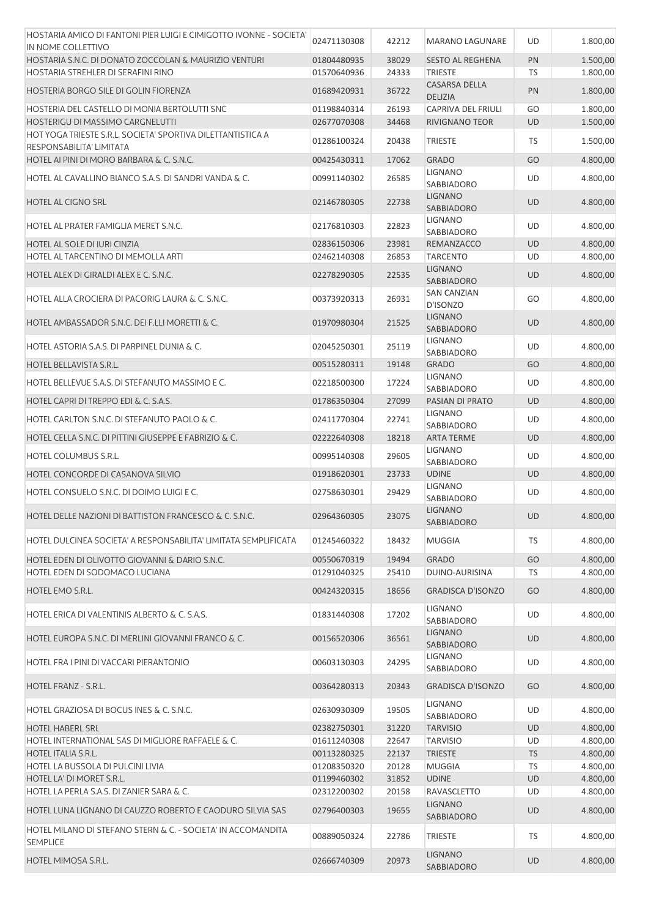| | | | | | |
|---|---|---|---|---|---|
| HOSTARIA AMICO DI FANTONI PIER LUIGI E CIMIGOTTO IVONNE - SOCIETA' IN NOME COLLETTIVO | 02471130308 | 42212 | MARANO LAGUNARE | UD | 1.800,00 |
| HOSTARIA S.N.C. DI DONATO ZOCCOLAN & MAURIZIO VENTURI | 01804480935 | 38029 | SESTO AL REGHENA | PN | 1.500,00 |
| HOSTARIA STREHLER DI SERAFINI RINO | 01570640936 | 24333 | TRIESTE | TS | 1.800,00 |
| HOSTERIA BORGO SILE DI GOLIN FIORENZA | 01689420931 | 36722 | CASARSA DELLA DELIZIA | PN | 1.800,00 |
| HOSTERIA DEL CASTELLO DI MONIA BERTOLUTTI SNC | 01198840314 | 26193 | CAPRIVA DEL FRIULI | GO | 1.800,00 |
| HOSTERIGU DI MASSIMO CARGNELUTTI | 02677070308 | 34468 | RIVIGNANO TEOR | UD | 1.500,00 |
| HOT YOGA TRIESTE S.R.L. SOCIETA' SPORTIVA DILETTANTISTICA A RESPONSABILITA' LIMITATA | 01286100324 | 20438 | TRIESTE | TS | 1.500,00 |
| HOTEL AI PINI DI MORO BARBARA & C. S.N.C. | 00425430311 | 17062 | GRADO | GO | 4.800,00 |
| HOTEL AL CAVALLINO BIANCO S.A.S. DI SANDRI VANDA & C. | 00991140302 | 26585 | LIGNANO SABBIADORO | UD | 4.800,00 |
| HOTEL AL CIGNO SRL | 02146780305 | 22738 | LIGNANO SABBIADORO | UD | 4.800,00 |
| HOTEL AL PRATER FAMIGLIA MERET S.N.C. | 02176810303 | 22823 | LIGNANO SABBIADORO | UD | 4.800,00 |
| HOTEL AL SOLE DI IURI CINZIA | 02836150306 | 23981 | REMANZACCO | UD | 4.800,00 |
| HOTEL AL TARCENTINO DI MEMOLLA ARTI | 02462140308 | 26853 | TARCENTO | UD | 4.800,00 |
| HOTEL ALEX DI GIRALDI ALEX E C. S.N.C. | 02278290305 | 22535 | LIGNANO SABBIADORO | UD | 4.800,00 |
| HOTEL ALLA CROCIERA DI PACORIG LAURA & C. S.N.C. | 00373920313 | 26931 | SAN CANZIAN D'ISONZO | GO | 4.800,00 |
| HOTEL AMBASSADOR S.N.C. DEI F.LLI MORETTI & C. | 01970980304 | 21525 | LIGNANO SABBIADORO | UD | 4.800,00 |
| HOTEL ASTORIA S.A.S. DI PARPINEL DUNIA & C. | 02045250301 | 25119 | LIGNANO SABBIADORO | UD | 4.800,00 |
| HOTEL BELLAVISTA S.R.L. | 00515280311 | 19148 | GRADO | GO | 4.800,00 |
| HOTEL BELLEVUE S.A.S. DI STEFANUTO MASSIMO E C. | 02218500300 | 17224 | LIGNANO SABBIADORO | UD | 4.800,00 |
| HOTEL CAPRI DI TREPPO EDI & C. S.A.S. | 01786350304 | 27099 | PASIAN DI PRATO | UD | 4.800,00 |
| HOTEL CARLTON S.N.C. DI STEFANUTO PAOLO & C. | 02411770304 | 22741 | LIGNANO SABBIADORO | UD | 4.800,00 |
| HOTEL CELLA S.N.C. DI PITTINI GIUSEPPE E FABRIZIO & C. | 02222640308 | 18218 | ARTA TERME | UD | 4.800,00 |
| HOTEL COLUMBUS S.R.L. | 00995140308 | 29605 | LIGNANO SABBIADORO | UD | 4.800,00 |
| HOTEL CONCORDE DI CASANOVA SILVIO | 01918620301 | 23733 | UDINE | UD | 4.800,00 |
| HOTEL CONSUELO S.N.C. DI DOIMO LUIGI E C. | 02758630301 | 29429 | LIGNANO SABBIADORO | UD | 4.800,00 |
| HOTEL DELLE NAZIONI DI BATTISTON FRANCESCO & C. S.N.C. | 02964360305 | 23075 | LIGNANO SABBIADORO | UD | 4.800,00 |
| HOTEL DULCINEA SOCIETA' A RESPONSABILITA' LIMITATA SEMPLIFICATA | 01245460322 | 18432 | MUGGIA | TS | 4.800,00 |
| HOTEL EDEN DI OLIVOTTO GIOVANNI & DARIO S.N.C. | 00550670319 | 19494 | GRADO | GO | 4.800,00 |
| HOTEL EDEN DI SODOMACO LUCIANA | 01291040325 | 25410 | DUINO-AURISINA | TS | 4.800,00 |
| HOTEL EMO S.R.L. | 00424320315 | 18656 | GRADISCA D'ISONZO | GO | 4.800,00 |
| HOTEL ERICA DI VALENTINIS ALBERTO & C. S.A.S. | 01831440308 | 17202 | LIGNANO SABBIADORO | UD | 4.800,00 |
| HOTEL EUROPA S.N.C. DI MERLINI GIOVANNI FRANCO & C. | 00156520306 | 36561 | LIGNANO SABBIADORO | UD | 4.800,00 |
| HOTEL FRA I PINI DI VACCARI PIERANTONIO | 00603130303 | 24295 | LIGNANO SABBIADORO | UD | 4.800,00 |
| HOTEL FRANZ - S.R.L. | 00364280313 | 20343 | GRADISCA D'ISONZO | GO | 4.800,00 |
| HOTEL GRAZIOSA DI BOCUS INES & C. S.N.C. | 02630930309 | 19505 | LIGNANO SABBIADORO | UD | 4.800,00 |
| HOTEL HABERL SRL | 02382750301 | 31220 | TARVISIO | UD | 4.800,00 |
| HOTEL INTERNATIONAL SAS DI MIGLIORE RAFFAELE & C. | 01611240308 | 22647 | TARVISIO | UD | 4.800,00 |
| HOTEL ITALIA S.R.L. | 00113280325 | 22137 | TRIESTE | TS | 4.800,00 |
| HOTEL LA BUSSOLA DI PULCINI LIVIA | 01208350320 | 20128 | MUGGIA | TS | 4.800,00 |
| HOTEL LA' DI MORET S.R.L. | 01199460302 | 31852 | UDINE | UD | 4.800,00 |
| HOTEL LA PERLA S.A.S. DI ZANIER SARA & C. | 02312200302 | 20158 | RAVASCLETTO | UD | 4.800,00 |
| HOTEL LUNA LIGNANO DI CAUZZO ROBERTO E CAODURO SILVIA SAS | 02796400303 | 19655 | LIGNANO SABBIADORO | UD | 4.800,00 |
| HOTEL MILANO DI STEFANO STERN & C. - SOCIETA' IN ACCOMANDITA SEMPLICE | 00889050324 | 22786 | TRIESTE | TS | 4.800,00 |
| HOTEL MIMOSA S.R.L. | 02666740309 | 20973 | LIGNANO SABBIADORO | UD | 4.800,00 |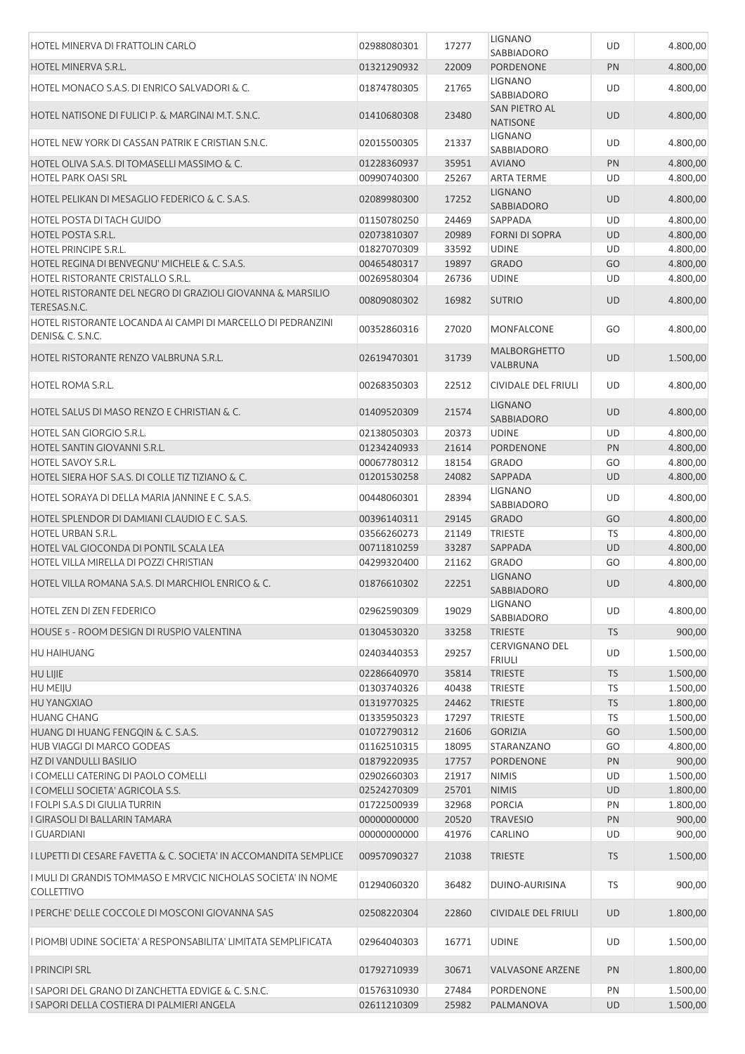| | | | | | |
|---|---|---|---|---|---|
| HOTEL MINERVA DI FRATTOLIN CARLO | 02988080301 | 17277 | LIGNANO SABBIADORO | UD | 4.800,00 |
| HOTEL MINERVA S.R.L. | 01321290932 | 22009 | PORDENONE | PN | 4.800,00 |
| HOTEL MONACO S.A.S. DI ENRICO SALVADORI & C. | 01874780305 | 21765 | LIGNANO SABBIADORO | UD | 4.800,00 |
| HOTEL NATISONE DI FULICI P. & MARGINAI M.T. S.N.C. | 01410680308 | 23480 | SAN PIETRO AL NATISONE | UD | 4.800,00 |
| HOTEL NEW YORK DI CASSAN PATRIK E CRISTIAN S.N.C. | 02015500305 | 21337 | LIGNANO SABBIADORO | UD | 4.800,00 |
| HOTEL OLIVA S.A.S. DI TOMASELLI MASSIMO & C. | 01228360937 | 35951 | AVIANO | PN | 4.800,00 |
| HOTEL PARK OASI SRL | 00990740300 | 25267 | ARTA TERME | UD | 4.800,00 |
| HOTEL PELIKAN DI MESAGLIO FEDERICO & C. S.A.S. | 02089980300 | 17252 | LIGNANO SABBIADORO | UD | 4.800,00 |
| HOTEL POSTA DI TACH GUIDO | 01150780250 | 24469 | SAPPADA | UD | 4.800,00 |
| HOTEL POSTA S.R.L. | 02073810307 | 20989 | FORNI DI SOPRA | UD | 4.800,00 |
| HOTEL PRINCIPE S.R.L. | 01827070309 | 33592 | UDINE | UD | 4.800,00 |
| HOTEL REGINA DI BENVEGNU' MICHELE & C. S.A.S. | 00465480317 | 19897 | GRADO | GO | 4.800,00 |
| HOTEL RISTORANTE CRISTALLO S.R.L. | 00269580304 | 26736 | UDINE | UD | 4.800,00 |
| HOTEL RISTORANTE DEL NEGRO DI GRAZIOLI GIOVANNA & MARSILIO TERESAS.N.C. | 00809080302 | 16982 | SUTRIO | UD | 4.800,00 |
| HOTEL RISTORANTE LOCANDA AI CAMPI DI MARCELLO DI PEDRANZINI DENIS& C. S.N.C. | 00352860316 | 27020 | MONFALCONE | GO | 4.800,00 |
| HOTEL RISTORANTE RENZO VALBRUNA S.R.L. | 02619470301 | 31739 | MALBORGHETTO VALBRUNA | UD | 1.500,00 |
| HOTEL ROMA S.R.L. | 00268350303 | 22512 | CIVIDALE DEL FRIULI | UD | 4.800,00 |
| HOTEL SALUS DI MASO RENZO E CHRISTIAN & C. | 01409520309 | 21574 | LIGNANO SABBIADORO | UD | 4.800,00 |
| HOTEL SAN GIORGIO S.R.L. | 02138050303 | 20373 | UDINE | UD | 4.800,00 |
| HOTEL SANTIN GIOVANNI S.R.L. | 01234240933 | 21614 | PORDENONE | PN | 4.800,00 |
| HOTEL SAVOY S.R.L. | 00067780312 | 18154 | GRADO | GO | 4.800,00 |
| HOTEL SIERA HOF S.A.S. DI COLLE TIZ TIZIANO & C. | 01201530258 | 24082 | SAPPADA | UD | 4.800,00 |
| HOTEL SORAYA DI DELLA MARIA JANNINE E C. S.A.S. | 00448060301 | 28394 | LIGNANO SABBIADORO | UD | 4.800,00 |
| HOTEL SPLENDOR DI DAMIANI CLAUDIO E C. S.A.S. | 00396140311 | 29145 | GRADO | GO | 4.800,00 |
| HOTEL URBAN S.R.L. | 03566260273 | 21149 | TRIESTE | TS | 4.800,00 |
| HOTEL VAL GIOCONDA DI PONTIL SCALA LEA | 00711810259 | 33287 | SAPPADA | UD | 4.800,00 |
| HOTEL VILLA MIRELLA DI POZZI CHRISTIAN | 04299320400 | 21162 | GRADO | GO | 4.800,00 |
| HOTEL VILLA ROMANA S.A.S. DI MARCHIOL ENRICO & C. | 01876610302 | 22251 | LIGNANO SABBIADORO | UD | 4.800,00 |
| HOTEL ZEN DI ZEN FEDERICO | 02962590309 | 19029 | LIGNANO SABBIADORO | UD | 4.800,00 |
| HOUSE 5 - ROOM DESIGN DI RUSPIO VALENTINA | 01304530320 | 33258 | TRIESTE | TS | 900,00 |
| HU HAIHUANG | 02403440353 | 29257 | CERVIGNANO DEL FRIULI | UD | 1.500,00 |
| HU LIJIE | 02286640970 | 35814 | TRIESTE | TS | 1.500,00 |
| HU MEIJU | 01303740326 | 40438 | TRIESTE | TS | 1.500,00 |
| HU YANGXIAO | 01319770325 | 24462 | TRIESTE | TS | 1.800,00 |
| HUANG CHANG | 01335950323 | 17297 | TRIESTE | TS | 1.500,00 |
| HUANG DI HUANG FENGQIN & C. S.A.S. | 01072790312 | 21606 | GORIZIA | GO | 1.500,00 |
| HUB VIAGGI DI MARCO GODEAS | 01162510315 | 18095 | STARANZANO | GO | 4.800,00 |
| HZ DI VANDULLI BASILIO | 01879220935 | 17757 | PORDENONE | PN | 900,00 |
| I COMELLI CATERING DI PAOLO COMELLI | 02902660303 | 21917 | NIMIS | UD | 1.500,00 |
| I COMELLI SOCIETA' AGRICOLA S.S. | 02524270309 | 25701 | NIMIS | UD | 1.800,00 |
| I FOLPI S.A.S DI GIULIA TURRIN | 01722500939 | 32968 | PORCIA | PN | 1.800,00 |
| I GIRASOLI DI BALLARIN TAMARA | 00000000000 | 20520 | TRAVESIO | PN | 900,00 |
| I GUARDIANI | 00000000000 | 41976 | CARLINO | UD | 900,00 |
| I LUPETTI DI CESARE FAVETTA & C. SOCIETA' IN ACCOMANDITA SEMPLICE | 00957090327 | 21038 | TRIESTE | TS | 1.500,00 |
| I MULI DI GRANDIS TOMMASO E MRVCIC NICHOLAS SOCIETA' IN NOME COLLETTIVO | 01294060320 | 36482 | DUINO-AURISINA | TS | 900,00 |
| I PERCHE' DELLE COCCOLE DI MOSCONI GIOVANNA SAS | 02508220304 | 22860 | CIVIDALE DEL FRIULI | UD | 1.800,00 |
| I PIOMBI UDINE SOCIETA' A RESPONSABILITA' LIMITATA SEMPLIFICATA | 02964040303 | 16771 | UDINE | UD | 1.500,00 |
| I PRINCIPI SRL | 01792710939 | 30671 | VALVASONE ARZENE | PN | 1.800,00 |
| I SAPORI DEL GRANO DI ZANCHETTA EDVIGE & C. S.N.C. | 01576310930 | 27484 | PORDENONE | PN | 1.500,00 |
| I SAPORI DELLA COSTIERA DI PALMIERI ANGELA | 02611210309 | 25982 | PALMANOVA | UD | 1.500,00 |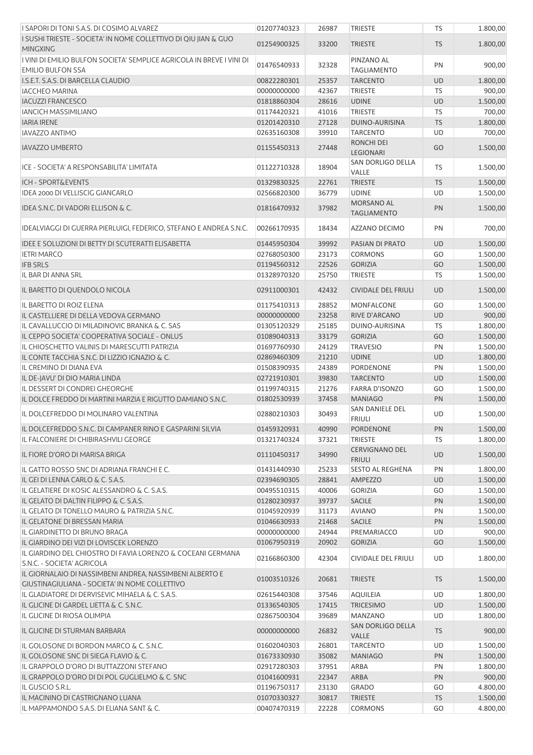| | | | | | |
|---|---|---|---|---|---|
| I SAPORI DI TONI S.A.S. DI COSIMO ALVAREZ | 01207740323 | 26987 | TRIESTE | TS | 1.800,00 |
| I SUSHI TRIESTE - SOCIETA' IN NOME COLLETTIVO DI QIU JIAN & GUO MINGXING | 01254900325 | 33200 | TRIESTE | TS | 1.800,00 |
| I VINI DI EMILIO BULFON SOCIETA' SEMPLICE AGRICOLA IN BREVE I VINI DI EMILIO BULFON SSA | 01476540933 | 32328 | PINZANO AL TAGLIAMENTO | PN | 900,00 |
| I.S.E.T. S.A.S. DI BARCELLA CLAUDIO | 00822280301 | 25357 | TARCENTO | UD | 1.800,00 |
| IACCHEO MARINA | 00000000000 | 42367 | TRIESTE | TS | 900,00 |
| IACUZZI FRANCESCO | 01818860304 | 28616 | UDINE | UD | 1.500,00 |
| IANCICH MASSIMILIANO | 01174420321 | 41016 | TRIESTE | TS | 700,00 |
| IARIA IRENE | 01201420310 | 27128 | DUINO-AURISINA | TS | 1.800,00 |
| IAVAZZO ANTIMO | 02635160308 | 39910 | TARCENTO | UD | 700,00 |
| IAVAZZO UMBERTO | 01155450313 | 27448 | RONCHI DEI LEGIONARI | GO | 1.500,00 |
| ICE - SOCIETA' A RESPONSABILITA' LIMITATA | 01122710328 | 18904 | SAN DORLIGO DELLA VALLE | TS | 1.500,00 |
| ICH - SPORT&EVENTS | 01329830325 | 22761 | TRIESTE | TS | 1.500,00 |
| IDEA 2000 DI VELLISCIG GIANCARLO | 02566820300 | 36779 | UDINE | UD | 1.500,00 |
| IDEA S.N.C. DI VADORI ELLISON & C. | 01816470932 | 37982 | MORSANO AL TAGLIAMENTO | PN | 1.500,00 |
| IDEALVIAGGI DI GUERRA PIERLUIGI, FEDERICO, STEFANO E ANDREA S.N.C. | 00266170935 | 18434 | AZZANO DECIMO | PN | 700,00 |
| IDEE E SOLUZIONI DI BETTY DI SCUTERATTI ELISABETTA | 01445950304 | 39992 | PASIAN DI PRATO | UD | 1.500,00 |
| IETRI MARCO | 02768050300 | 23173 | CORMONS | GO | 1.500,00 |
| IFB SRLS | 01194560312 | 22526 | GORIZIA | GO | 1.500,00 |
| IL BAR DI ANNA SRL | 01328970320 | 25750 | TRIESTE | TS | 1.500,00 |
| IL BARETTO DI QUENDOLO NICOLA | 02911000301 | 42432 | CIVIDALE DEL FRIULI | UD | 1.500,00 |
| IL BARETTO DI ROIZ ELENA | 01175410313 | 28852 | MONFALCONE | GO | 1.500,00 |
| IL CASTELLIERE DI DELLA VEDOVA GERMANO | 00000000000 | 23258 | RIVE D'ARCANO | UD | 900,00 |
| IL CAVALLUCCIO DI MILADINOVIC BRANKA & C. SAS | 01305120329 | 25185 | DUINO-AURISINA | TS | 1.800,00 |
| IL CEPPO SOCIETA' COOPERATIVA SOCIALE - ONLUS | 01089040313 | 33179 | GORIZIA | GO | 1.500,00 |
| IL CHIOSCHETTO VALINIS DI MARESCUTTI PATRIZIA | 01697760930 | 24129 | TRAVESIO | PN | 1.500,00 |
| IL CONTE TACCHIA S.N.C. DI LIZZIO IGNAZIO & C. | 02869460309 | 21210 | UDINE | UD | 1.800,00 |
| IL CREMINO DI DIANA EVA | 01508390935 | 24389 | PORDENONE | PN | 1.500,00 |
| IL DE-JAVU' DI DIO MARIA LINDA | 02721910301 | 39830 | TARCENTO | UD | 1.500,00 |
| IL DESSERT DI CONDREI GHEORGHE | 01199740315 | 21276 | FARRA D'ISONZO | GO | 1.500,00 |
| IL DOLCE FREDDO DI MARTINI MARZIA E RIGUTTO DAMIANO S.N.C. | 01802530939 | 37458 | MANIAGO | PN | 1.500,00 |
| IL DOLCEFREDDO DI MOLINARO VALENTINA | 02880210303 | 30493 | SAN DANIELE DEL FRIULI | UD | 1.500,00 |
| IL DOLCEFREDDO S.N.C. DI CAMPANER RINO E GASPARINI SILVIA | 01459320931 | 40990 | PORDENONE | PN | 1.500,00 |
| IL FALCONIERE DI CHIBIRASHVILI GEORGE | 01321740324 | 37321 | TRIESTE | TS | 1.800,00 |
| IL FIORE D'ORO DI MARISA BRIGA | 01110450317 | 34990 | CERVIGNANO DEL FRIULI | UD | 1.500,00 |
| IL GATTO ROSSO SNC DI ADRIANA FRANCHI E C. | 01431440930 | 25233 | SESTO AL REGHENA | PN | 1.800,00 |
| IL GEI DI LENNA CARLO & C. S.A.S. | 02394690305 | 28841 | AMPEZZO | UD | 1.500,00 |
| IL GELATIERE DI KOSIC ALESSANDRO & C. S.A.S. | 00495510315 | 40006 | GORIZIA | GO | 1.500,00 |
| IL GELATO DI DALTIN FILIPPO & C. S.A.S. | 01280230937 | 39737 | SACILE | PN | 1.500,00 |
| IL GELATO DI TONELLO MAURO & PATRIZIA S.N.C. | 01045920939 | 31173 | AVIANO | PN | 1.500,00 |
| IL GELATONE DI BRESSAN MARIA | 01046630933 | 21468 | SACILE | PN | 1.500,00 |
| IL GIARDINETTO DI BRUNO BRAGA | 00000000000 | 24944 | PREMARIACCO | UD | 900,00 |
| IL GIARDINO DEI VIZI DI LOVISCEK LORENZO | 01067950319 | 20902 | GORIZIA | GO | 1.500,00 |
| IL GIARDINO DEL CHIOSTRO DI FAVIA LORENZO & COCEANI GERMANA S.N.C. - SOCIETA' AGRICOLA | 02166860300 | 42304 | CIVIDALE DEL FRIULI | UD | 1.800,00 |
| IL GIORNALAIO DI NASSIMBENI ANDREA, NASSIMBENI ALBERTO E GIUSTINAGIULIANA - SOCIETA' IN NOME COLLETTIVO | 01003510326 | 20681 | TRIESTE | TS | 1.500,00 |
| IL GLADIATORE DI DERVISEVIC MIHAELA & C. S.A.S. | 02615440308 | 37546 | AQUILEIA | UD | 1.800,00 |
| IL GLICINE DI GARDEL LIETTA & C. S.N.C. | 01336540305 | 17415 | TRICESIMO | UD | 1.500,00 |
| IL GLICINE DI RIOSA OLIMPIA | 02867500304 | 39689 | MANZANO | UD | 1.800,00 |
| IL GLICINE DI STURMAN BARBARA | 00000000000 | 26832 | SAN DORLIGO DELLA VALLE | TS | 900,00 |
| IL GOLOSONE DI BORDON MARCO & C. S.N.C. | 01602040303 | 26801 | TARCENTO | UD | 1.500,00 |
| IL GOLOSONE SNC DI SIEGA FLAVIO & C. | 01673330930 | 35082 | MANIAGO | PN | 1.500,00 |
| IL GRAPPOLO D'ORO DI BUTTAZZONI STEFANO | 02917280303 | 37951 | ARBA | PN | 1.800,00 |
| IL GRAPPOLO D'ORO DI DI POL GUGLIELMO & C. SNC | 01041600931 | 22347 | ARBA | PN | 900,00 |
| IL GUSCIO S.R.L. | 01196750317 | 23130 | GRADO | GO | 4.800,00 |
| IL MACININO DI CASTRIGNANO LUANA | 01070330327 | 30817 | TRIESTE | TS | 1.500,00 |
| IL MAPPAMONDO S.A.S. DI ELIANA SANT & C. | 00407470319 | 22228 | CORMONS | GO | 4.800,00 |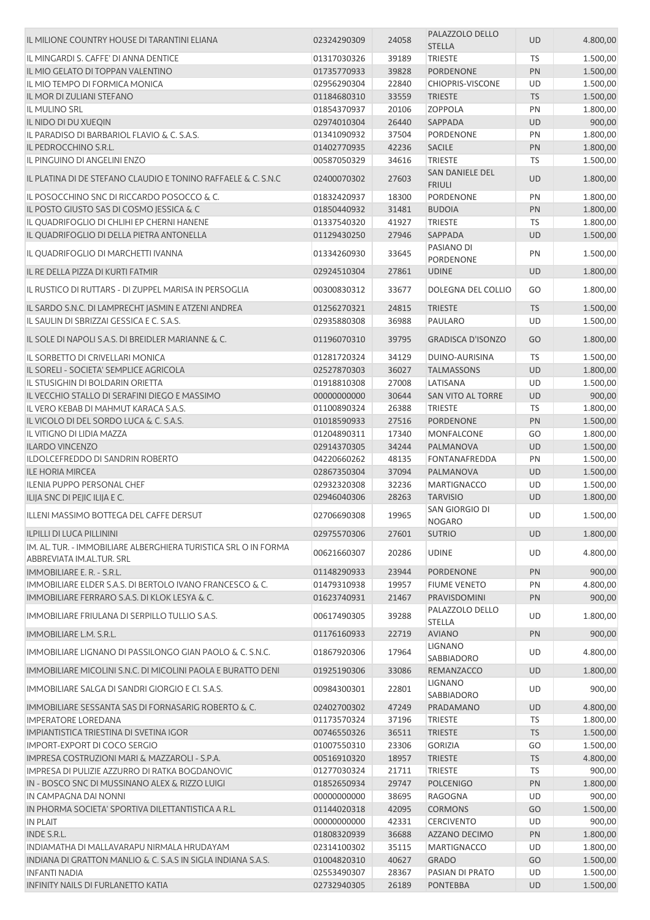| | | | | | |
|---|---|---|---|---|---|
| IL MILIONE COUNTRY HOUSE DI TARANTINI ELIANA | 02324290309 | 24058 | PALAZZOLO DELLO STELLA | UD | 4.800,00 |
| IL MINGARDI S. CAFFE' DI ANNA DENTICE | 01317030326 | 39189 | TRIESTE | TS | 1.500,00 |
| IL MIO GELATO DI TOPPAN VALENTINO | 01735770933 | 39828 | PORDENONE | PN | 1.500,00 |
| IL MIO TEMPO DI FORMICA MONICA | 02956290304 | 22840 | CHIOPRIS-VISCONE | UD | 1.500,00 |
| IL MOR DI ZULIANI STEFANO | 01184680310 | 33559 | TRIESTE | TS | 1.500,00 |
| IL MULINO SRL | 01854370937 | 20106 | ZOPPOLA | PN | 1.800,00 |
| IL NIDO DI DU XUEQIN | 02974010304 | 26440 | SAPPADA | UD | 900,00 |
| IL PARADISO DI BARBARIOL FLAVIO & C. S.A.S. | 01341090932 | 37504 | PORDENONE | PN | 1.800,00 |
| IL PEDROCCHINO S.R.L. | 01402770935 | 42236 | SACILE | PN | 1.800,00 |
| IL PINGUINO DI ANGELINI ENZO | 00587050329 | 34616 | TRIESTE | TS | 1.500,00 |
| IL PLATINA DI DE STEFANO CLAUDIO E TONINO RAFFAELE & C. S.N.C | 02400070302 | 27603 | SAN DANIELE DEL FRIULI | UD | 1.800,00 |
| IL POSOCCHINO SNC DI RICCARDO POSOCCO & C. | 01832420937 | 18300 | PORDENONE | PN | 1.800,00 |
| IL POSTO GIUSTO SAS DI COSMO JESSICA & C | 01850440932 | 31481 | BUDOIA | PN | 1.800,00 |
| IL QUADRIFOGLIO DI CHLIHI EP CHERNI HANENE | 01337540320 | 41927 | TRIESTE | TS | 1.800,00 |
| IL QUADRIFOGLIO DI DELLA PIETRA ANTONELLA | 01129430250 | 27946 | SAPPADA | UD | 1.500,00 |
| IL QUADRIFOGLIO DI MARCHETTI IVANNA | 01334260930 | 33645 | PASIANO DI PORDENONE | PN | 1.500,00 |
| IL RE DELLA PIZZA DI KURTI FATMIR | 02924510304 | 27861 | UDINE | UD | 1.800,00 |
| IL RUSTICO DI RUTTARS - DI ZUPPEL MARISA IN PERSOGLIA | 00300830312 | 33677 | DOLEGNA DEL COLLIO | GO | 1.800,00 |
| IL SARDO S.N.C. DI LAMPRECHT JASMIN E ATZENI ANDREA | 01256270321 | 24815 | TRIESTE | TS | 1.500,00 |
| IL SAULIN DI SBRIZZAI GESSICA E C. S.A.S. | 02935880308 | 36988 | PAULARO | UD | 1.500,00 |
| IL SOLE DI NAPOLI S.A.S. DI BREIDLER MARIANNE & C. | 01196070310 | 39795 | GRADISCA D'ISONZO | GO | 1.800,00 |
| IL SORBETTO DI CRIVELLARI MONICA | 01281720324 | 34129 | DUINO-AURISINA | TS | 1.500,00 |
| IL SORELI - SOCIETA' SEMPLICE AGRICOLA | 02527870303 | 36027 | TALMASSONS | UD | 1.800,00 |
| IL STUSIGHIN DI BOLDARIN ORIETTA | 01918810308 | 27008 | LATISANA | UD | 1.500,00 |
| IL VECCHIO STALLO DI SERAFINI DIEGO E MASSIMO | 00000000000 | 30644 | SAN VITO AL TORRE | UD | 900,00 |
| IL VERO KEBAB DI MAHMUT KARACA S.A.S. | 01100890324 | 26388 | TRIESTE | TS | 1.800,00 |
| IL VICOLO DI DEL SORDO LUCA & C. S.A.S. | 01018590933 | 27516 | PORDENONE | PN | 1.500,00 |
| IL VITIGNO DI LIDIA MAZZA | 01204890311 | 17340 | MONFALCONE | GO | 1.800,00 |
| ILARDO VINCENZO | 02914370305 | 34244 | PALMANOVA | UD | 1.500,00 |
| ILDOLCEFREDDO DI SANDRIN ROBERTO | 04220660262 | 48135 | FONTANAFREDDA | PN | 1.500,00 |
| ILE HORIA MIRCEA | 02867350304 | 37094 | PALMANOVA | UD | 1.500,00 |
| ILENIA PUPPO PERSONAL CHEF | 02932320308 | 32236 | MARTIGNACCO | UD | 1.500,00 |
| ILIJA SNC DI PEJIC ILIJA E C. | 02946040306 | 28263 | TARVISIO | UD | 1.800,00 |
| ILLENI MASSIMO BOTTEGA DEL CAFFE DERSUT | 02706690308 | 19965 | SAN GIORGIO DI NOGARO | UD | 1.500,00 |
| ILPILLI DI LUCA PILLININI | 02975570306 | 27601 | SUTRIO | UD | 1.800,00 |
| IM. AL. TUR. - IMMOBILIARE ALBERGHIERA TURISTICA SRL O IN FORMA ABBREVIATA IM.AL.TUR. SRL | 00621660307 | 20286 | UDINE | UD | 4.800,00 |
| IMMOBILIARE E. R. - S.R.L. | 01148290933 | 23944 | PORDENONE | PN | 900,00 |
| IMMOBILIARE ELDER S.A.S. DI BERTOLO IVANO FRANCESCO & C. | 01479310938 | 19957 | FIUME VENETO | PN | 4.800,00 |
| IMMOBILIARE FERRARO S.A.S. DI KLOK LESYA & C. | 01623740931 | 21467 | PRAVISDOMINI | PN | 900,00 |
| IMMOBILIARE FRIULANA DI SERPILLO TULLIO S.A.S. | 00617490305 | 39288 | PALAZZOLO DELLO STELLA | UD | 1.800,00 |
| IMMOBILIARE L.M. S.R.L. | 01176160933 | 22719 | AVIANO | PN | 900,00 |
| IMMOBILIARE LIGNANO DI PASSILONGO GIAN PAOLO & C. S.N.C. | 01867920306 | 17964 | LIGNANO SABBIADORO | UD | 4.800,00 |
| IMMOBILIARE MICOLINI S.N.C. DI MICOLINI PAOLA E BURATTO DENI | 01925190306 | 33086 | REMANZACCO | UD | 1.800,00 |
| IMMOBILIARE SALGA DI SANDRI GIORGIO E CI. S.A.S. | 00984300301 | 22801 | LIGNANO SABBIADORO | UD | 900,00 |
| IMMOBILIARE SESSANTA SAS DI FORNASARIG ROBERTO & C. | 02402700302 | 47249 | PRADAMANO | UD | 4.800,00 |
| IMPERATORE LOREDANA | 01173570324 | 37196 | TRIESTE | TS | 1.800,00 |
| IMPIANTISTICA TRIESTINA DI SVETINA IGOR | 00746550326 | 36511 | TRIESTE | TS | 1.500,00 |
| IMPORT-EXPORT DI COCO SERGIO | 01007550310 | 23306 | GORIZIA | GO | 1.500,00 |
| IMPRESA COSTRUZIONI MARI & MAZZAROLI - S.P.A. | 00516910320 | 18957 | TRIESTE | TS | 4.800,00 |
| IMPRESA DI PULIZIE AZZURRO DI RATKA BOGDANOVIC | 01277030324 | 21711 | TRIESTE | TS | 900,00 |
| IN - BOSCO SNC DI MUSSINANO ALEX & RIZZO LUIGI | 01852650934 | 29747 | POLCENIGO | PN | 1.800,00 |
| IN CAMPAGNA DAI NONNI | 00000000000 | 38695 | RAGOGNA | UD | 900,00 |
| IN PHORMA SOCIETA' SPORTIVA DILETTANTISTICA A R.L. | 01144020318 | 42095 | CORMONS | GO | 1.500,00 |
| IN PLAIT | 00000000000 | 42331 | CERCIVENTO | UD | 900,00 |
| INDE S.R.L. | 01808320939 | 36688 | AZZANO DECIMO | PN | 1.800,00 |
| INDIAMATHA DI MALLAVARAPU NIRMALA HRUDAYAM | 02314100302 | 35115 | MARTIGNACCO | UD | 1.800,00 |
| INDIANA DI GRATTON MANLIO & C. S.A.S IN SIGLA INDIANA S.A.S. | 01004820310 | 40627 | GRADO | GO | 1.500,00 |
| INFANTI NADIA | 02553490307 | 28367 | PASIAN DI PRATO | UD | 1.500,00 |
| INFINITY NAILS DI FURLANETTO KATIA | 02732940305 | 26189 | PONTEBBA | UD | 1.500,00 |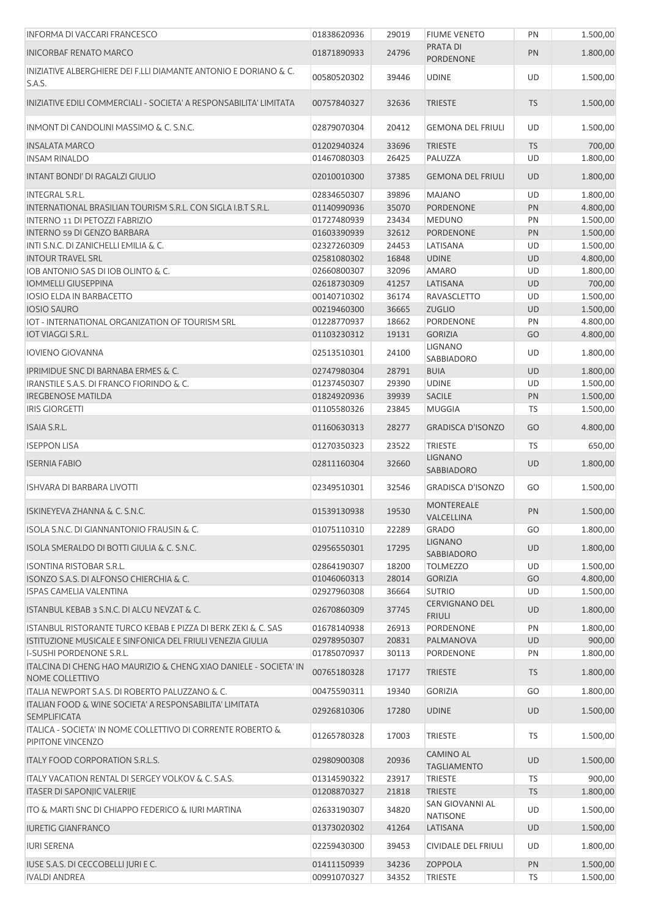| INFORMA DI VACCARI FRANCESCO | 01838620936 | 29019 | FIUME VENETO | PN | 1.500,00 |
|---|---|---|---|---|---|
| INICORBAF RENATO MARCO | 01871890933 | 24796 | PRATA DI PORDENONE | PN | 1.800,00 |
| INIZIATIVE ALBERGHIERE DEI F.LLI DIAMANTE ANTONIO E DORIANO & C. S.A.S. | 00580520302 | 39446 | UDINE | UD | 1.500,00 |
| INIZIATIVE EDILI COMMERCIALI - SOCIETA' A RESPONSABILITA' LIMITATA | 00757840327 | 32636 | TRIESTE | TS | 1.500,00 |
| INMONT DI CANDOLINI MASSIMO & C. S.N.C. | 02879070304 | 20412 | GEMONA DEL FRIULI | UD | 1.500,00 |
| INSALATA MARCO | 01202940324 | 33696 | TRIESTE | TS | 700,00 |
| INSAM RINALDO | 01467080303 | 26425 | PALUZZA | UD | 1.800,00 |
| INTANT BONDI' DI RAGALZI GIULIO | 02010010300 | 37385 | GEMONA DEL FRIULI | UD | 1.800,00 |
| INTEGRAL S.R.L. | 02834650307 | 39896 | MAJANO | UD | 1.800,00 |
| INTERNATIONAL BRASILIAN TOURISM S.R.L. CON SIGLA I.B.T S.R.L. | 01140990936 | 35070 | PORDENONE | PN | 4.800,00 |
| INTERNO 11 DI PETOZZI FABRIZIO | 01727480939 | 23434 | MEDUNO | PN | 1.500,00 |
| INTERNO 59 DI GENZO BARBARA | 01603390939 | 32612 | PORDENONE | PN | 1.500,00 |
| INTI S.N.C. DI ZANICHELLI EMILIA & C. | 02327260309 | 24453 | LATISANA | UD | 1.500,00 |
| INTOUR TRAVEL SRL | 02581080302 | 16848 | UDINE | UD | 4.800,00 |
| IOB ANTONIO SAS DI IOB OLINTO & C. | 02660800307 | 32096 | AMARO | UD | 1.800,00 |
| IOMMELLI GIUSEPPINA | 02618730309 | 41257 | LATISANA | UD | 700,00 |
| IOSIO ELDA IN BARBACETTO | 00140710302 | 36174 | RAVASCLETTO | UD | 1.500,00 |
| IOSIO SAURO | 00219460300 | 36665 | ZUGLIO | UD | 1.500,00 |
| IOT - INTERNATIONAL ORGANIZATION OF TOURISM SRL | 01228770937 | 18662 | PORDENONE | PN | 4.800,00 |
| IOT VIAGGI S.R.L. | 01103230312 | 19131 | GORIZIA | GO | 4.800,00 |
| IOVIENO GIOVANNA | 02513510301 | 24100 | LIGNANO SABBIADORO | UD | 1.800,00 |
| IPRIMIDUE SNC DI BARNABA ERMES & C. | 02747980304 | 28791 | BUIA | UD | 1.800,00 |
| IRANSTILE S.A.S. DI FRANCO FIORINDO & C. | 01237450307 | 29390 | UDINE | UD | 1.500,00 |
| IREGBENOSE MATILDA | 01824920936 | 39939 | SACILE | PN | 1.500,00 |
| IRIS GIORGETTI | 01105580326 | 23845 | MUGGIA | TS | 1.500,00 |
| ISAIA S.R.L. | 01160630313 | 28277 | GRADISCA D'ISONZO | GO | 4.800,00 |
| ISEPPON LISA | 01270350323 | 23522 | TRIESTE | TS | 650,00 |
| ISERNIA FABIO | 02811160304 | 32660 | LIGNANO SABBIADORO | UD | 1.800,00 |
| ISHVARA DI BARBARA LIVOTTI | 02349510301 | 32546 | GRADISCA D'ISONZO | GO | 1.500,00 |
| ISKINEYEVA ZHANNA & C. S.N.C. | 01539130938 | 19530 | MONTEREALE VALCELLINA | PN | 1.500,00 |
| ISOLA S.N.C. DI GIANNANTONIO FRAUSIN & C. | 01075110310 | 22289 | GRADO | GO | 1.800,00 |
| ISOLA SMERALDO DI BOTTI GIULIA & C. S.N.C. | 02956550301 | 17295 | LIGNANO SABBIADORO | UD | 1.800,00 |
| ISONTINA RISTOBAR S.R.L. | 02864190307 | 18200 | TOLMEZZO | UD | 1.500,00 |
| ISONZO S.A.S. DI ALFONSO CHIERCHIA & C. | 01046060313 | 28014 | GORIZIA | GO | 4.800,00 |
| ISPAS CAMELIA VALENTINA | 02927960308 | 36664 | SUTRIO | UD | 1.500,00 |
| ISTANBUL KEBAB 3 S.N.C. DI ALCU NEVZAT & C. | 02670860309 | 37745 | CERVIGNANO DEL FRIULI | UD | 1.800,00 |
| ISTANBUL RISTORANTE TURCO KEBAB E PIZZA DI BERK ZEKI & C. SAS | 01678140938 | 26913 | PORDENONE | PN | 1.800,00 |
| ISTITUZIONE MUSICALE E SINFONICA DEL FRIULI VENEZIA GIULIA | 02978950307 | 20831 | PALMANOVA | UD | 900,00 |
| I-SUSHI PORDENONE S.R.L. | 01785070937 | 30113 | PORDENONE | PN | 1.800,00 |
| ITALCINA DI CHENG HAO MAURIZIO & CHENG XIAO DANIELE - SOCIETA' IN NOME COLLETTIVO | 00765180328 | 17177 | TRIESTE | TS | 1.800,00 |
| ITALIA NEWPORT S.A.S. DI ROBERTO PALUZZANO & C. | 00475590311 | 19340 | GORIZIA | GO | 1.800,00 |
| ITALIAN FOOD & WINE SOCIETA' A RESPONSABILITA' LIMITATA SEMPLIFICATA | 02926810306 | 17280 | UDINE | UD | 1.500,00 |
| ITALICA - SOCIETA' IN NOME COLLETTIVO DI CORRENTE ROBERTO & PIPITONE VINCENZO | 01265780328 | 17003 | TRIESTE | TS | 1.500,00 |
| ITALY FOOD CORPORATION S.R.L.S. | 02980900308 | 20936 | CAMINO AL TAGLIAMENTO | UD | 1.500,00 |
| ITALY VACATION RENTAL DI SERGEY VOLKOV & C. S.A.S. | 01314590322 | 23917 | TRIESTE | TS | 900,00 |
| ITASER DI SAPONJIC VALERIJE | 01208870327 | 21818 | TRIESTE | TS | 1.800,00 |
| ITO & MARTI SNC DI CHIAPPO FEDERICO & IURI MARTINA | 02633190307 | 34820 | SAN GIOVANNI AL NATISONE | UD | 1.500,00 |
| IURETIG GIANFRANCO | 01373020302 | 41264 | LATISANA | UD | 1.500,00 |
| IURI SERENA | 02259430300 | 39453 | CIVIDALE DEL FRIULI | UD | 1.800,00 |
| IUSE S.A.S. DI CECCOBELLI JURI E C. | 01411150939 | 34236 | ZOPPOLA | PN | 1.500,00 |
| IVALDI ANDREA | 00991070327 | 34352 | TRIESTE | TS | 1.500,00 |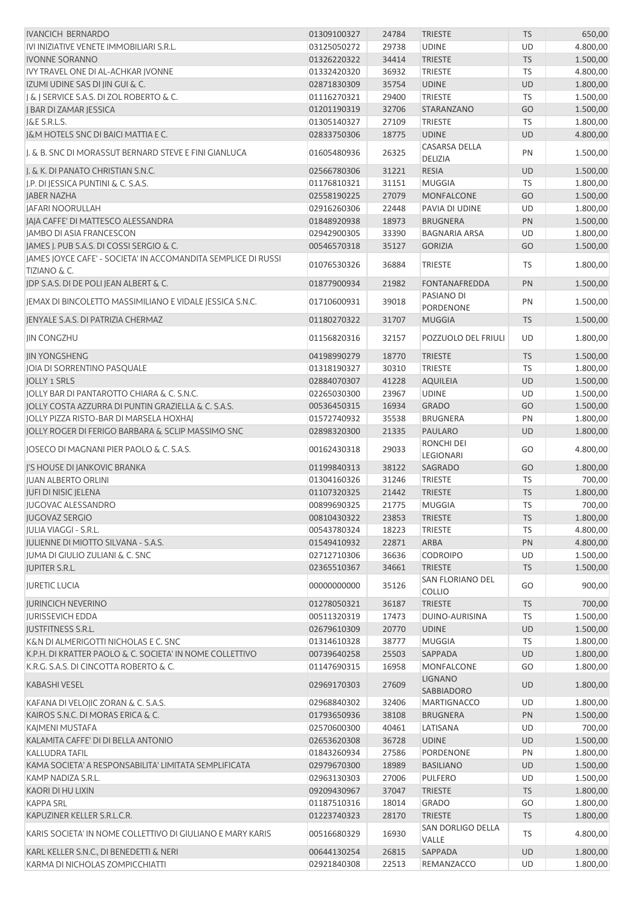| | | | | | |
|---|---|---|---|---|---|
| IVANCICH BERNARDO | 01309100327 | 24784 | TRIESTE | TS | 650,00 |
| IVI INIZIATIVE VENETE IMMOBILIARI S.R.L. | 03125050272 | 29738 | UDINE | UD | 4.800,00 |
| IVONNE SORANNO | 01326220322 | 34414 | TRIESTE | TS | 1.500,00 |
| IVY TRAVEL ONE DI AL-ACHKAR JVONNE | 01332420320 | 36932 | TRIESTE | TS | 4.800,00 |
| IZUMI UDINE SAS DI JIN GUI & C. | 02871830309 | 35754 | UDINE | UD | 1.800,00 |
| J & J SERVICE S.A.S. DI ZOL ROBERTO & C. | 01116270321 | 29400 | TRIESTE | TS | 1.500,00 |
| J BAR DI ZAMAR JESSICA | 01201190319 | 32706 | STARANZANO | GO | 1.500,00 |
| J&E S.R.L.S. | 01305140327 | 27109 | TRIESTE | TS | 1.800,00 |
| J&M HOTELS SNC DI BAICI MATTIA E C. | 02833750306 | 18775 | UDINE | UD | 4.800,00 |
| J. & B. SNC DI MORASSUT BERNARD STEVE E FINI GIANLUCA | 01605480936 | 26325 | CASARSA DELLA DELIZIA | PN | 1.500,00 |
| J. & K. DI PANATO CHRISTIAN S.N.C. | 02566780306 | 31221 | RESIA | UD | 1.500,00 |
| J.P. DI JESSICA PUNTINI & C. S.A.S. | 01176810321 | 31151 | MUGGIA | TS | 1.800,00 |
| JABER NAZHA | 02558190225 | 27079 | MONFALCONE | GO | 1.500,00 |
| JAFARI NOORULLAH | 02916260306 | 22448 | PAVIA DI UDINE | UD | 1.800,00 |
| JAJA CAFFE' DI MATTESCO ALESSANDRA | 01848920938 | 18973 | BRUGNERA | PN | 1.500,00 |
| JAMBO DI ASIA FRANCESCON | 02942900305 | 33390 | BAGNARIA ARSA | UD | 1.800,00 |
| JAMES J. PUB S.A.S. DI COSSI SERGIO & C. | 00546570318 | 35127 | GORIZIA | GO | 1.500,00 |
| JAMES JOYCE CAFE' - SOCIETA' IN ACCOMANDITA SEMPLICE DI RUSSI TIZIANO & C. | 01076530326 | 36884 | TRIESTE | TS | 1.800,00 |
| JDP S.A.S. DI DE POLI JEAN ALBERT & C. | 01877900934 | 21982 | FONTANAFREDDA | PN | 1.500,00 |
| JEMAX DI BINCOLETTO MASSIMILIANO E VIDALE JESSICA S.N.C. | 01710600931 | 39018 | PASIANO DI PORDENONE | PN | 1.500,00 |
| JENYALE S.A.S. DI PATRIZIA CHERMAZ | 01180270322 | 31707 | MUGGIA | TS | 1.500,00 |
| JIN CONGZHU | 01156820316 | 32157 | POZZUOLO DEL FRIULI | UD | 1.800,00 |
| JIN YONGSHENG | 04198990279 | 18770 | TRIESTE | TS | 1.500,00 |
| JOIA DI SORRENTINO PASQUALE | 01318190327 | 30310 | TRIESTE | TS | 1.800,00 |
| JOLLY 1 SRLS | 02884070307 | 41228 | AQUILEIA | UD | 1.500,00 |
| JOLLY BAR DI PANTAROTTO CHIARA & C. S.N.C. | 02265030300 | 23967 | UDINE | UD | 1.500,00 |
| JOLLY COSTA AZZURRA DI PUNTIN GRAZIELLA & C. S.A.S. | 00536450315 | 16934 | GRADO | GO | 1.500,00 |
| JOLLY PIZZA RISTO-BAR DI MARSELA HOXHAJ | 01572740932 | 35538 | BRUGNERA | PN | 1.800,00 |
| JOLLY ROGER DI FERIGO BARBARA & SCLIP MASSIMO SNC | 02898320300 | 21335 | PAULARO | UD | 1.800,00 |
| JOSECO DI MAGNANI PIER PAOLO & C. S.A.S. | 00162430318 | 29033 | RONCHI DEI LEGIONARI | GO | 4.800,00 |
| J'S HOUSE DI JANKOVIC BRANKA | 01199840313 | 38122 | SAGRADO | GO | 1.800,00 |
| JUAN ALBERTO ORLINI | 01304160326 | 31246 | TRIESTE | TS | 700,00 |
| JUFI DI NISIC JELENA | 01107320325 | 21442 | TRIESTE | TS | 1.800,00 |
| JUGOVAC ALESSANDRO | 00899690325 | 21775 | MUGGIA | TS | 700,00 |
| JUGOVAZ SERGIO | 00810430322 | 23853 | TRIESTE | TS | 1.800,00 |
| JULIA VIAGGI - S.R.L. | 00543780324 | 18223 | TRIESTE | TS | 4.800,00 |
| JULIENNE DI MIOTTO SILVANA - S.A.S. | 01549410932 | 22871 | ARBA | PN | 4.800,00 |
| JUMA DI GIULIO ZULIANI & C. SNC | 02712710306 | 36636 | CODROIPO | UD | 1.500,00 |
| JUPITER S.R.L. | 02365510367 | 34661 | TRIESTE | TS | 1.500,00 |
| JURETIC LUCIA | 00000000000 | 35126 | SAN FLORIANO DEL COLLIO | GO | 900,00 |
| JURINCICH NEVERINO | 01278050321 | 36187 | TRIESTE | TS | 700,00 |
| JURISSEVICH EDDA | 00511320319 | 17473 | DUINO-AURISINA | TS | 1.500,00 |
| JUSTFITNESS S.R.L. | 02679610309 | 20770 | UDINE | UD | 1.500,00 |
| K&N DI ALMERIGOTTI NICHOLAS E C. SNC | 01314610328 | 38777 | MUGGIA | TS | 1.800,00 |
| K.P.H. DI KRATTER PAOLO & C. SOCIETA' IN NOME COLLETTIVO | 00739640258 | 25503 | SAPPADA | UD | 1.800,00 |
| K.R.G. S.A.S. DI CINCOTTA ROBERTO & C. | 01147690315 | 16958 | MONFALCONE | GO | 1.800,00 |
| KABASHI VESEL | 02969170303 | 27609 | LIGNANO SABBIADORO | UD | 1.800,00 |
| KAFANA DI VELOJIC ZORAN & C. S.A.S. | 02968840302 | 32406 | MARTIGNACCO | UD | 1.800,00 |
| KAIROS S.N.C. DI MORAS ERICA & C. | 01793650936 | 38108 | BRUGNERA | PN | 1.500,00 |
| KAJMENI MUSTAFA | 02570600300 | 40461 | LATISANA | UD | 700,00 |
| KALAMITA CAFFE' DI DI BELLA ANTONIO | 02653620308 | 36728 | UDINE | UD | 1.500,00 |
| KALLUDRA TAFIL | 01843260934 | 27586 | PORDENONE | PN | 1.800,00 |
| KAMA SOCIETA' A RESPONSABILITA' LIMITATA SEMPLIFICATA | 02979670300 | 18989 | BASILIANO | UD | 1.500,00 |
| KAMP NADIZA S.R.L. | 02963130303 | 27006 | PULFERO | UD | 1.500,00 |
| KAORI DI HU LIXIN | 09209430967 | 37047 | TRIESTE | TS | 1.800,00 |
| KAPPA SRL | 01187510316 | 18014 | GRADO | GO | 1.800,00 |
| KAPUZINER KELLER S.R.L.C.R. | 01223740323 | 28170 | TRIESTE | TS | 1.800,00 |
| KARIS SOCIETA' IN NOME COLLETTIVO DI GIULIANO E MARY KARIS | 00516680329 | 16930 | SAN DORLIGO DELLA VALLE | TS | 4.800,00 |
| KARL KELLER S.N.C., DI BENEDETTI & NERI | 00644130254 | 26815 | SAPPADA | UD | 1.800,00 |
| KARMA DI NICHOLAS ZOMPICCHIATTI | 02921840308 | 22513 | REMANZACCO | UD | 1.800,00 |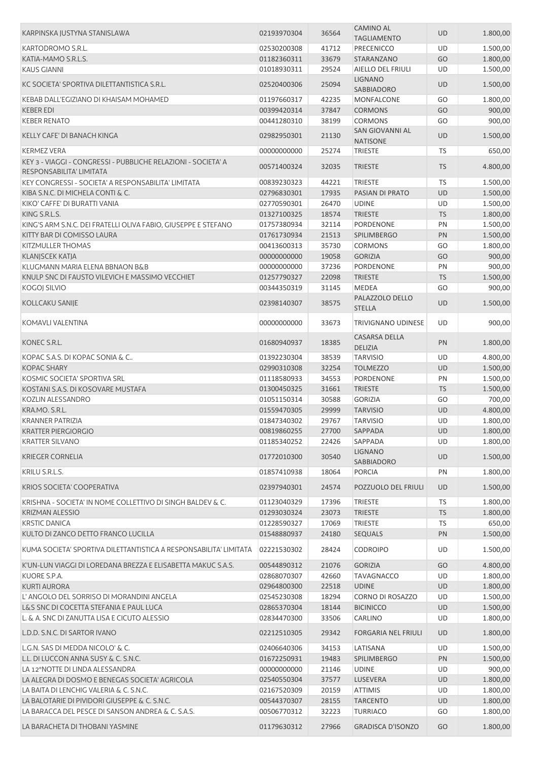| | | | | | |
|---|---|---|---|---|---|
| KARPINSKA JUSTYNA STANISLAWA | 02193970304 | 36564 | CAMINO AL TAGLIAMENTO | UD | 1.800,00 |
| KARTODROMO S.R.L. | 02530200308 | 41712 | PRECENICCO | UD | 1.500,00 |
| KATIA-MAMO S.R.L.S. | 01182360311 | 33679 | STARANZANO | GO | 1.800,00 |
| KAUS GIANNI | 01018930311 | 29524 | AIELLO DEL FRIULI | UD | 1.500,00 |
| KC SOCIETA' SPORTIVA DILETTANTISTICA S.R.L. | 02520400306 | 25094 | LIGNANO SABBIADORO | UD | 1.500,00 |
| KEBAB DALL'EGIZIANO DI KHAISAM MOHAMED | 01197660317 | 42235 | MONFALCONE | GO | 1.800,00 |
| KEBER EDI | 00399420314 | 37847 | CORMONS | GO | 900,00 |
| KEBER RENATO | 00441280310 | 38199 | CORMONS | GO | 900,00 |
| KELLY CAFE' DI BANACH KINGA | 02982950301 | 21130 | SAN GIOVANNI AL NATISONE | UD | 1.500,00 |
| KERMEZ VERA | 00000000000 | 25274 | TRIESTE | TS | 650,00 |
| KEY 3 - VIAGGI - CONGRESSI - PUBBLICHE RELAZIONI - SOCIETA' A RESPONSABILITA' LIMITATA | 00571400324 | 32035 | TRIESTE | TS | 4.800,00 |
| KEY CONGRESSI - SOCIETA' A RESPONSABILITA' LIMITATA | 00839230323 | 44221 | TRIESTE | TS | 1.500,00 |
| KIBA S.N.C. DI MICHELA CONTI & C. | 02796830301 | 17935 | PASIAN DI PRATO | UD | 1.500,00 |
| KIKO' CAFFE' DI BURATTI VANIA | 02770590301 | 26470 | UDINE | UD | 1.500,00 |
| KING S.R.L.S. | 01327100325 | 18574 | TRIESTE | TS | 1.800,00 |
| KING'S ARM S.N.C. DEI FRATELLI OLIVA FABIO, GIUSEPPE E STEFANO | 01757380934 | 32114 | PORDENONE | PN | 1.500,00 |
| KITTY BAR DI COMISSO LAURA | 01761730934 | 21513 | SPILIMBERGO | PN | 1.500,00 |
| KITZMULLER THOMAS | 00413600313 | 35730 | CORMONS | GO | 1.800,00 |
| KLANJSCEK KATJA | 00000000000 | 19058 | GORIZIA | GO | 900,00 |
| KLUGMANN MARIA ELENA BBNAON B&B | 00000000000 | 37236 | PORDENONE | PN | 900,00 |
| KNULP SNC DI FAUSTO VILEVICH E MASSIMO VECCHIET | 01257790327 | 22098 | TRIESTE | TS | 1.500,00 |
| KOGOJ SILVIO | 00344350319 | 31145 | MEDEA | GO | 900,00 |
| KOLLCAKU SANIJE | 02398140307 | 38575 | PALAZZOLO DELLO STELLA | UD | 1.500,00 |
| KOMAVLI VALENTINA | 00000000000 | 33673 | TRIVIGNANO UDINESE | UD | 900,00 |
| KONEC S.R.L. | 01680940937 | 18385 | CASARSA DELLA DELIZIA | PN | 1.800,00 |
| KOPAC S.A.S. DI KOPAC SONIA & C.. | 01392230304 | 38539 | TARVISIO | UD | 4.800,00 |
| KOPAC SHARY | 02990310308 | 32254 | TOLMEZZO | UD | 1.500,00 |
| KOSMIC SOCIETA' SPORTIVA SRL | 01118580933 | 34553 | PORDENONE | PN | 1.500,00 |
| KOSTANI S.A.S. DI KOSOVARE MUSTAFA | 01300450325 | 31661 | TRIESTE | TS | 1.500,00 |
| KOZLIN ALESSANDRO | 01051150314 | 30588 | GORIZIA | GO | 700,00 |
| KRA.MO. S.R.L. | 01559470305 | 29999 | TARVISIO | UD | 4.800,00 |
| KRANNER PATRIZIA | 01847340302 | 29767 | TARVISIO | UD | 1.800,00 |
| KRATTER PIERGIORGIO | 00819860255 | 27700 | SAPPADA | UD | 1.800,00 |
| KRATTER SILVANO | 01185340252 | 22426 | SAPPADA | UD | 1.800,00 |
| KRIEGER CORNELIA | 01772010300 | 30540 | LIGNANO SABBIADORO | UD | 1.500,00 |
| KRILU S.R.L.S. | 01857410938 | 18064 | PORCIA | PN | 1.800,00 |
| KRIOS SOCIETA' COOPERATIVA | 02397940301 | 24574 | POZZUOLO DEL FRIULI | UD | 1.500,00 |
| KRISHNA - SOCIETA' IN NOME COLLETTIVO DI SINGH BALDEV & C. | 01123040329 | 17396 | TRIESTE | TS | 1.800,00 |
| KRIZMAN ALESSIO | 01293030324 | 23073 | TRIESTE | TS | 1.800,00 |
| KRSTIC DANICA | 01228590327 | 17069 | TRIESTE | TS | 650,00 |
| KULTO DI ZANCO DETTO FRANCO LUCILLA | 01548880937 | 24180 | SEQUALS | PN | 1.500,00 |
| KUMA SOCIETA' SPORTIVA DILETTANTISTICA A RESPONSABILITA' LIMITATA | 02221530302 | 28424 | CODROIPO | UD | 1.500,00 |
| K'UN-LUN VIAGGI DI LOREDANA BREZZA E ELISABETTA MAKUC S.A.S. | 00544890312 | 21076 | GORIZIA | GO | 4.800,00 |
| KUORE S.P.A. | 02868070307 | 42660 | TAVAGNACCO | UD | 1.800,00 |
| KURTI AURORA | 02964800300 | 22518 | UDINE | UD | 1.800,00 |
| L' ANGOLO DEL SORRISO DI MORANDINI ANGELA | 02545230308 | 18294 | CORNO DI ROSAZZO | UD | 1.500,00 |
| L&S SNC DI COCETTA STEFANIA E PAUL LUCA | 02865370304 | 18144 | BICINICCO | UD | 1.500,00 |
| L. & A. SNC DI ZANUTTA LISA E CICUTO ALESSIO | 02834470300 | 33506 | CARLINO | UD | 1.800,00 |
| L.D.D. S.N.C. DI SARTOR IVANO | 02212510305 | 29342 | FORGARIA NEL FRIULI | UD | 1.800,00 |
| L.G.N. SAS DI MEDDA NICOLO' & C. | 02406640306 | 34153 | LATISANA | UD | 1.500,00 |
| L.L. DI LUCCON ANNA SUSY & C. S.N.C. | 01672250931 | 19483 | SPILIMBERGO | PN | 1.500,00 |
| LA 12°NOTTE DI LINDA ALESSANDRA | 00000000000 | 21146 | UDINE | UD | 900,00 |
| LA ALEGRA DI DOSMO E BENEGAS SOCIETA' AGRICOLA | 02540550304 | 37577 | LUSEVERA | UD | 1.800,00 |
| LA BAITA DI LENCHIG VALERIA & C. S.N.C. | 02167520309 | 20159 | ATTIMIS | UD | 1.800,00 |
| LA BALOTARIE DI PIVIDORI GIUSEPPE & C. S.N.C. | 00544370307 | 28155 | TARCENTO | UD | 1.800,00 |
| LA BARACCA DEL PESCE DI SANSON ANDREA & C. S.A.S. | 00506770312 | 32223 | TURRIACO | GO | 1.800,00 |
| LA BARACHETA DI THOBANI YASMINE | 01179630312 | 27966 | GRADISCA D'ISONZO | GO | 1.800,00 |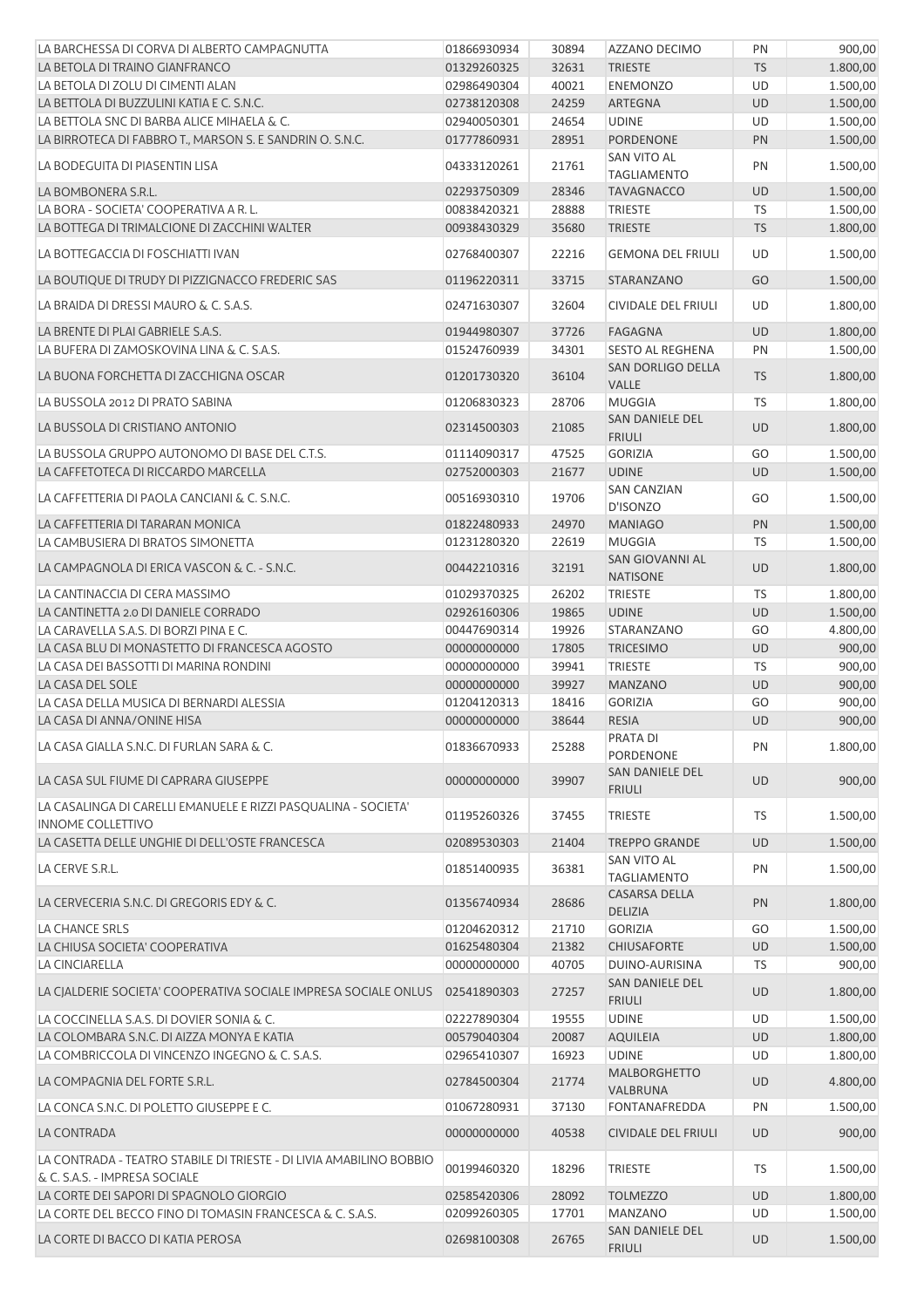| | | | | | |
|---|---|---|---|---|---|
| LA BARCHESSA DI CORVA DI ALBERTO CAMPAGNUTTA | 01866930934 | 30894 | AZZANO DECIMO | PN | 900,00 |
| LA BETOLA DI TRAINO GIANFRANCO | 01329260325 | 32631 | TRIESTE | TS | 1.800,00 |
| LA BETOLA DI ZOLU DI CIMENTI ALAN | 02986490304 | 40021 | ENEMONZO | UD | 1.500,00 |
| LA BETTOLA DI BUZZULINI KATIA E C. S.N.C. | 02738120308 | 24259 | ARTEGNA | UD | 1.500,00 |
| LA BETTOLA SNC DI BARBA ALICE MIHAELA & C. | 02940050301 | 24654 | UDINE | UD | 1.500,00 |
| LA BIRROTECA DI FABBRO T., MARSON S. E SANDRIN O. S.N.C. | 01777860931 | 28951 | PORDENONE | PN | 1.500,00 |
| LA BODEGUITA DI PIASENTIN LISA | 04333120261 | 21761 | SAN VITO AL TAGLIAMENTO | PN | 1.500,00 |
| LA BOMBONERA S.R.L. | 02293750309 | 28346 | TAVAGNACCO | UD | 1.500,00 |
| LA BORA - SOCIETA' COOPERATIVA A R. L. | 00838420321 | 28888 | TRIESTE | TS | 1.500,00 |
| LA BOTTEGA DI TRIMALCIONE DI ZACCHINI WALTER | 00938430329 | 35680 | TRIESTE | TS | 1.800,00 |
| LA BOTTEGACCIA DI FOSCHIATTI IVAN | 02768400307 | 22216 | GEMONA DEL FRIULI | UD | 1.500,00 |
| LA BOUTIQUE DI TRUDY DI PIZZIGNACCO FREDERIC SAS | 01196220311 | 33715 | STARANZANO | GO | 1.500,00 |
| LA BRAIDA DI DRESSI MAURO & C. S.A.S. | 02471630307 | 32604 | CIVIDALE DEL FRIULI | UD | 1.800,00 |
| LA BRENTE DI PLAI GABRIELE S.A.S. | 01944980307 | 37726 | FAGAGNA | UD | 1.800,00 |
| LA BUFERA DI ZAMOSKOVINA LINA & C. S.A.S. | 01524760939 | 34301 | SESTO AL REGHENA | PN | 1.500,00 |
| LA BUONA FORCHETTA DI ZACCHIGNA OSCAR | 01201730320 | 36104 | SAN DORLIGO DELLA VALLE | TS | 1.800,00 |
| LA BUSSOLA 2012 DI PRATO SABINA | 01206830323 | 28706 | MUGGIA | TS | 1.800,00 |
| LA BUSSOLA DI CRISTIANO ANTONIO | 02314500303 | 21085 | SAN DANIELE DEL FRIULI | UD | 1.800,00 |
| LA BUSSOLA GRUPPO AUTONOMO DI BASE DEL C.T.S. | 01114090317 | 47525 | GORIZIA | GO | 1.500,00 |
| LA CAFFETOTECA DI RICCARDO MARCELLA | 02752000303 | 21677 | UDINE | UD | 1.500,00 |
| LA CAFFETTERIA DI PAOLA CANCIANI & C. S.N.C. | 00516930310 | 19706 | SAN CANZIAN D'ISONZO | GO | 1.500,00 |
| LA CAFFETTERIA DI TARARAN MONICA | 01822480933 | 24970 | MANIAGO | PN | 1.500,00 |
| LA CAMBUSIERA DI BRATOS SIMONETTA | 01231280320 | 22619 | MUGGIA | TS | 1.500,00 |
| LA CAMPAGNOLA DI ERICA VASCON & C. - S.N.C. | 00442210316 | 32191 | SAN GIOVANNI AL NATISONE | UD | 1.800,00 |
| LA CANTINACCIA DI CERA MASSIMO | 01029370325 | 26202 | TRIESTE | TS | 1.800,00 |
| LA CANTINETTA 2.0 DI DANIELE CORRADO | 02926160306 | 19865 | UDINE | UD | 1.500,00 |
| LA CARAVELLA S.A.S. DI BORZI PINA E C. | 00447690314 | 19926 | STARANZANO | GO | 4.800,00 |
| LA CASA BLU DI MONASTETTO DI FRANCESCA AGOSTO | 00000000000 | 17805 | TRICESIMO | UD | 900,00 |
| LA CASA DEI BASSOTTI DI MARINA RONDINI | 00000000000 | 39941 | TRIESTE | TS | 900,00 |
| LA CASA DEL SOLE | 00000000000 | 39927 | MANZANO | UD | 900,00 |
| LA CASA DELLA MUSICA DI BERNARDI ALESSIA | 01204120313 | 18416 | GORIZIA | GO | 900,00 |
| LA CASA DI ANNA/ONINE HISA | 00000000000 | 38644 | RESIA | UD | 900,00 |
| LA CASA GIALLA S.N.C. DI FURLAN SARA & C. | 01836670933 | 25288 | PRATA DI PORDENONE | PN | 1.800,00 |
| LA CASA SUL FIUME DI CAPRARA GIUSEPPE | 00000000000 | 39907 | SAN DANIELE DEL FRIULI | UD | 900,00 |
| LA CASALINGA DI CARELLI EMANUELE E RIZZI PASQUALINA - SOCIETA' INNOME COLLETTIVO | 01195260326 | 37455 | TRIESTE | TS | 1.500,00 |
| LA CASETTA DELLE UNGHIE DI DELL'OSTE FRANCESCA | 02089530303 | 21404 | TREPPO GRANDE | UD | 1.500,00 |
| LA CERVE S.R.L. | 01851400935 | 36381 | SAN VITO AL TAGLIAMENTO | PN | 1.500,00 |
| LA CERVECERIA S.N.C. DI GREGORIS EDY & C. | 01356740934 | 28686 | CASARSA DELLA DELIZIA | PN | 1.800,00 |
| LA CHANCE SRLS | 01204620312 | 21710 | GORIZIA | GO | 1.500,00 |
| LA CHIUSA SOCIETA' COOPERATIVA | 01625480304 | 21382 | CHIUSAFORTE | UD | 1.500,00 |
| LA CINCIARELLA | 00000000000 | 40705 | DUINO-AURISINA | TS | 900,00 |
| LA CJALDERIE SOCIETA' COOPERATIVA SOCIALE IMPRESA SOCIALE ONLUS | 02541890303 | 27257 | SAN DANIELE DEL FRIULI | UD | 1.800,00 |
| LA COCCINELLA S.A.S. DI DOVIER SONIA & C. | 02227890304 | 19555 | UDINE | UD | 1.500,00 |
| LA COLOMBARA S.N.C. DI AIZZA MONYA E KATIA | 00579040304 | 20087 | AQUILEIA | UD | 1.800,00 |
| LA COMBRICCOLA DI VINCENZO INGEGNO & C. S.A.S. | 02965410307 | 16923 | UDINE | UD | 1.800,00 |
| LA COMPAGNIA DEL FORTE S.R.L. | 02784500304 | 21774 | MALBORGHETTO VALBRUNA | UD | 4.800,00 |
| LA CONCA S.N.C. DI POLETTO GIUSEPPE E C. | 01067280931 | 37130 | FONTANAFREDDA | PN | 1.500,00 |
| LA CONTRADA | 00000000000 | 40538 | CIVIDALE DEL FRIULI | UD | 900,00 |
| LA CONTRADA - TEATRO STABILE DI TRIESTE - DI LIVIA AMABILINO BOBBIO & C. S.A.S. - IMPRESA SOCIALE | 00199460320 | 18296 | TRIESTE | TS | 1.500,00 |
| LA CORTE DEI SAPORI DI SPAGNOLO GIORGIO | 02585420306 | 28092 | TOLMEZZO | UD | 1.800,00 |
| LA CORTE DEL BECCO FINO DI TOMASIN FRANCESCA & C. S.A.S. | 02099260305 | 17701 | MANZANO | UD | 1.500,00 |
| LA CORTE DI BACCO DI KATIA PEROSA | 02698100308 | 26765 | SAN DANIELE DEL FRIULI | UD | 1.500,00 |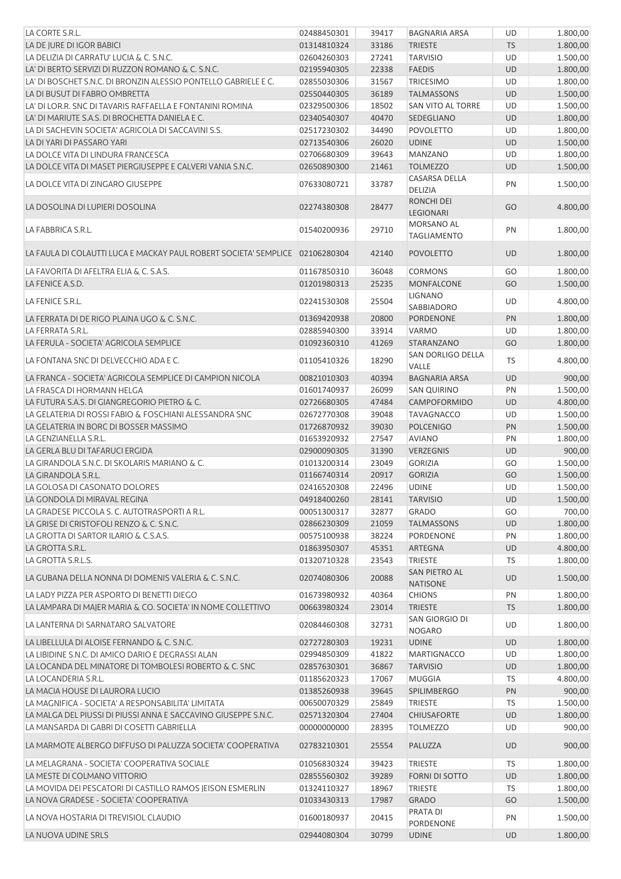| | | | | | |
|---|---|---|---|---|---|
| LA CORTE S.R.L. | 02488450301 | 39417 | BAGNARIA ARSA | UD | 1.800,00 |
| LA DE JURE DI IGOR BABICI | 01314810324 | 33186 | TRIESTE | TS | 1.800,00 |
| LA DELIZIA DI CARRATU' LUCIA & C. S.N.C. | 02604260303 | 27241 | TARVISIO | UD | 1.500,00 |
| LA' DI BERTO SERVIZI DI RUZZON ROMANO & C. S.N.C. | 02195940305 | 22338 | FAEDIS | UD | 1.800,00 |
| LA' DI BOSCHET S.N.C. DI BRONZIN ALESSIO PONTELLO GABRIELE E C. | 02855030306 | 31567 | TRICESIMO | UD | 1.800,00 |
| LA DI BUSUT DI FABRO OMBRETTA | 02550440305 | 36189 | TALMASSONS | UD | 1.500,00 |
| LA' DI LOR.R. SNC DI TAVARIS RAFFAELLA E FONTANINI ROMINA | 02329500306 | 18502 | SAN VITO AL TORRE | UD | 1.500,00 |
| LA' DI MARIUTE S.A.S. DI BROCHETTA DANIELA E C. | 02340540307 | 40470 | SEDEGLIANO | UD | 1.800,00 |
| LA DI SACHEVIN SOCIETA' AGRICOLA DI SACCAVINI S.S. | 02517230302 | 34490 | POVOLETTO | UD | 1.800,00 |
| LA DI YARI DI PASSARO YARI | 02713540306 | 26020 | UDINE | UD | 1.500,00 |
| LA DOLCE VITA DI LINDURA FRANCESCA | 02706680309 | 39643 | MANZANO | UD | 1.800,00 |
| LA DOLCE VITA DI MASET PIERGIUSEPPE E CALVERI VANIA S.N.C. | 02650890300 | 21461 | TOLMEZZO | UD | 1.500,00 |
| LA DOLCE VITA DI ZINGARO GIUSEPPE | 07633080721 | 33787 | CASARSA DELLA DELIZIA | PN | 1.500,00 |
| LA DOSOLINA DI LUPIERI DOSOLINA | 02274380308 | 28477 | RONCHI DEI LEGIONARI | GO | 4.800,00 |
| LA FABBRICA S.R.L. | 01540200936 | 29710 | MORSANO AL TAGLIAMENTO | PN | 1.800,00 |
| LA FAULA DI COLAUTTI LUCA E MACKAY PAUL ROBERT SOCIETA' SEMPLICE | 02106280304 | 42140 | POVOLETTO | UD | 1.800,00 |
| LA FAVORITA DI AFELTRA ELIA & C. S.A.S. | 01167850310 | 36048 | CORMONS | GO | 1.800,00 |
| LA FENICE A.S.D. | 01201980313 | 25235 | MONFALCONE | GO | 1.500,00 |
| LA FENICE S.R.L. | 02241530308 | 25504 | LIGNANO SABBIADORO | UD | 4.800,00 |
| LA FERRATA DI DE RIGO PLAINA UGO & C. S.N.C. | 01369420938 | 20800 | PORDENONE | PN | 1.800,00 |
| LA FERRATA S.R.L. | 02885940300 | 33914 | VARMO | UD | 1.800,00 |
| LA FERULA - SOCIETA' AGRICOLA SEMPLICE | 01092360310 | 41269 | STARANZANO | GO | 1.800,00 |
| LA FONTANA SNC DI DELVECCHIO ADA E C. | 01105410326 | 18290 | SAN DORLIGO DELLA VALLE | TS | 4.800,00 |
| LA FRANCA - SOCIETA' AGRICOLA SEMPLICE DI CAMPION NICOLA | 00821010303 | 40394 | BAGNARIA ARSA | UD | 900,00 |
| LA FRASCA DI HORMANN HELGA | 01601740937 | 26099 | SAN QUIRINO | PN | 1.500,00 |
| LA FUTURA S.A.S. DI GIANGREGORIO PIETRO & C. | 02726680305 | 47484 | CAMPOFORMIDO | UD | 4.800,00 |
| LA GELATERIA DI ROSSI FABIO & FOSCHIANI ALESSANDRA SNC | 02672770308 | 39048 | TAVAGNACCO | UD | 1.500,00 |
| LA GELATERIA IN BORC DI BOSSER MASSIMO | 01726870932 | 39030 | POLCENIGO | PN | 1.500,00 |
| LA GENZIANELLA S.R.L. | 01653920932 | 27547 | AVIANO | PN | 1.800,00 |
| LA GERLA BLU DI TAFARUCI ERGIDA | 02900090305 | 31390 | VERZEGNIS | UD | 900,00 |
| LA GIRANDOLA S.N.C. DI SKOLARIS MARIANO & C. | 01013200314 | 23049 | GORIZIA | GO | 1.500,00 |
| LA GIRANDOLA S.R.L. | 01166740314 | 20917 | GORIZIA | GO | 1.500,00 |
| LA GOLOSA DI CASONATO DOLORES | 02416520308 | 22496 | UDINE | UD | 1.500,00 |
| LA GONDOLA DI MIRAVAL REGINA | 04918400260 | 28141 | TARVISIO | UD | 1.500,00 |
| LA GRADESE PICCOLA S. C. AUTOTRASPORTI A R.L. | 00051300317 | 32877 | GRADO | GO | 700,00 |
| LA GRISE DI CRISTOFOLI RENZO & C. S.N.C. | 02866230309 | 21059 | TALMASSONS | UD | 1.800,00 |
| LA GROTTA DI SARTOR ILARIO & C.S.A.S. | 00575100938 | 38224 | PORDENONE | PN | 1.800,00 |
| LA GROTTA S.R.L. | 01863950307 | 45351 | ARTEGNA | UD | 4.800,00 |
| LA GROTTA S.R.L.S. | 01320710328 | 23543 | TRIESTE | TS | 1.800,00 |
| LA GUBANA DELLA NONNA DI DOMENIS VALERIA & C. S.N.C. | 02074080306 | 20088 | SAN PIETRO AL NATISONE | UD | 1.500,00 |
| LA LADY PIZZA PER ASPORTO DI BENETTI DIEGO | 01673980932 | 40364 | CHIONS | PN | 1.800,00 |
| LA LAMPARA DI MAJER MARIA & CO. SOCIETA' IN NOME COLLETTIVO | 00663980324 | 23014 | TRIESTE | TS | 1.800,00 |
| LA LANTERNA DI SARNATARO SALVATORE | 02084460308 | 32731 | SAN GIORGIO DI NOGARO | UD | 1.800,00 |
| LA LIBELLULA DI ALOISE FERNANDO & C. S.N.C. | 02727280303 | 19231 | UDINE | UD | 1.800,00 |
| LA LIBIDINE S.N.C. DI AMICO DARIO E DEGRASSI ALAN | 02994850309 | 41822 | MARTIGNACCO | UD | 1.800,00 |
| LA LOCANDA DEL MINATORE DI TOMBOLESI ROBERTO & C. SNC | 02857630301 | 36867 | TARVISIO | UD | 1.800,00 |
| LA LOCANDERIA S.R.L. | 01185620323 | 17067 | MUGGIA | TS | 4.800,00 |
| LA MACIA HOUSE DI LAURORA LUCIO | 01385260938 | 39645 | SPILIMBERGO | PN | 900,00 |
| LA MAGNIFICA - SOCIETA' A RESPONSABILITA' LIMITATA | 00650070329 | 25849 | TRIESTE | TS | 1.500,00 |
| LA MALGA DEL PIUSSI DI PIUSSI ANNA E SACCAVINO GIUSEPPE S.N.C. | 02571320304 | 27404 | CHIUSAFORTE | UD | 1.800,00 |
| LA MANSARDA DI GABRI DI COSETTI GABRIELLA | 00000000000 | 28395 | TOLMEZZO | UD | 900,00 |
| LA MARMOTE ALBERGO DIFFUSO DI PALUZZA SOCIETA' COOPERATIVA | 02783210301 | 25554 | PALUZZA | UD | 900,00 |
| LA MELAGRANA - SOCIETA' COOPERATIVA SOCIALE | 01056830324 | 39423 | TRIESTE | TS | 1.800,00 |
| LA MESTE DI COLMANO VITTORIO | 02855560302 | 39289 | FORNI DI SOTTO | UD | 1.800,00 |
| LA MOVIDA DEI PESCATORI DI CASTILLO RAMOS JEISON ESMERLIN | 01324110327 | 18967 | TRIESTE | TS | 1.800,00 |
| LA NOVA GRADESE - SOCIETA' COOPERATIVA | 01033430313 | 17987 | GRADO | GO | 1.500,00 |
| LA NOVA HOSTARIA DI TREVISIOL CLAUDIO | 01600180937 | 20415 | PRATA DI PORDENONE | PN | 1.500,00 |
| LA NUOVA UDINE SRLS | 02944080304 | 30799 | UDINE | UD | 1.800,00 |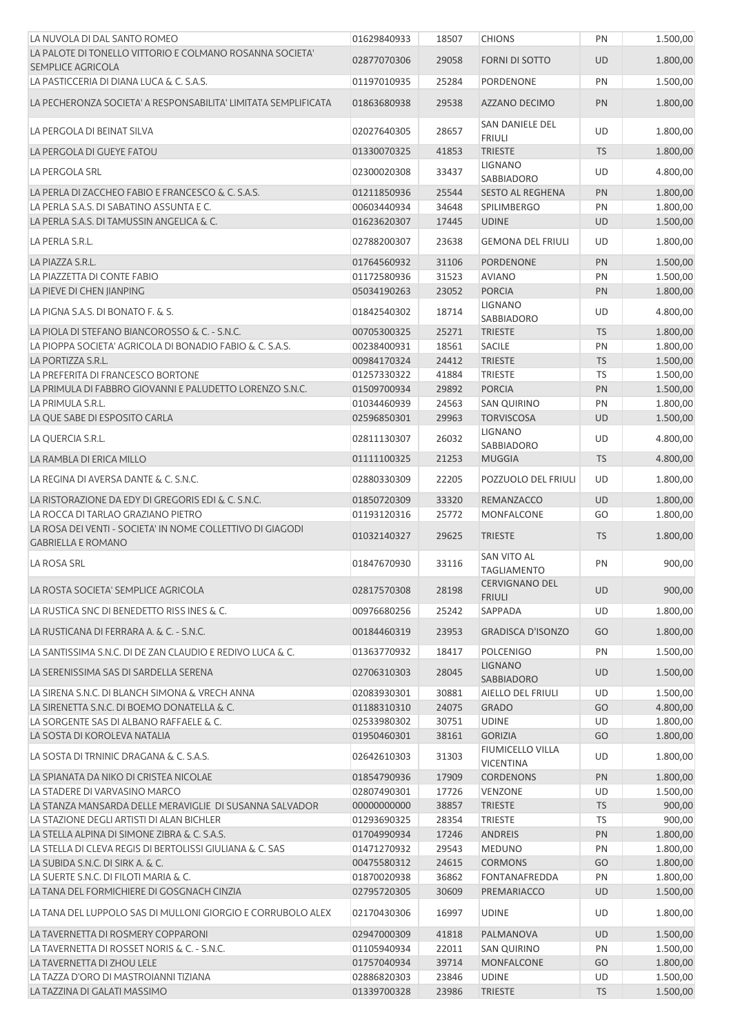| | | | | | |
|---|---|---|---|---|---|
| LA NUVOLA DI DAL SANTO ROMEO | 01629840933 | 18507 | CHIONS | PN | 1.500,00 |
| LA PALOTE DI TONELLO VITTORIO E COLMANO ROSANNA SOCIETA' SEMPLICE AGRICOLA | 02877070306 | 29058 | FORNI DI SOTTO | UD | 1.800,00 |
| LA PASTICCERIA DI DIANA LUCA & C. S.A.S. | 01197010935 | 25284 | PORDENONE | PN | 1.500,00 |
| LA PECHERONZA SOCIETA' A RESPONSABILITA' LIMITATA SEMPLIFICATA | 01863680938 | 29538 | AZZANO DECIMO | PN | 1.800,00 |
| LA PERGOLA DI BEINAT SILVA | 02027640305 | 28657 | SAN DANIELE DEL FRIULI | UD | 1.800,00 |
| LA PERGOLA DI GUEYE FATOU | 01330070325 | 41853 | TRIESTE | TS | 1.800,00 |
| LA PERGOLA SRL | 02300020308 | 33437 | LIGNANO SABBIADORO | UD | 4.800,00 |
| LA PERLA DI ZACCHEO FABIO E FRANCESCO & C. S.A.S. | 01211850936 | 25544 | SESTO AL REGHENA | PN | 1.800,00 |
| LA PERLA S.A.S. DI SABATINO ASSUNTA E C. | 00603440934 | 34648 | SPILIMBERGO | PN | 1.800,00 |
| LA PERLA S.A.S. DI TAMUSSIN ANGELICA & C. | 01623620307 | 17445 | UDINE | UD | 1.500,00 |
| LA PERLA S.R.L. | 02788200307 | 23638 | GEMONA DEL FRIULI | UD | 1.800,00 |
| LA PIAZZA S.R.L. | 01764560932 | 31106 | PORDENONE | PN | 1.500,00 |
| LA PIAZZETTA DI CONTE FABIO | 01172580936 | 31523 | AVIANO | PN | 1.500,00 |
| LA PIEVE DI CHEN JIANPING | 05034190263 | 23052 | PORCIA | PN | 1.800,00 |
| LA PIGNA S.A.S. DI BONATO F. & S. | 01842540302 | 18714 | LIGNANO SABBIADORO | UD | 4.800,00 |
| LA PIOLA DI STEFANO BIANCOROSSO & C. - S.N.C. | 00705300325 | 25271 | TRIESTE | TS | 1.800,00 |
| LA PIOPPA SOCIETA' AGRICOLA DI BONADIO FABIO & C. S.A.S. | 00238400931 | 18561 | SACILE | PN | 1.800,00 |
| LA PORTIZZA S.R.L. | 00984170324 | 24412 | TRIESTE | TS | 1.500,00 |
| LA PREFERITA DI FRANCESCO BORTONE | 01257330322 | 41884 | TRIESTE | TS | 1.500,00 |
| LA PRIMULA DI FABBRO GIOVANNI E PALUDETTO LORENZO S.N.C. | 01509700934 | 29892 | PORCIA | PN | 1.500,00 |
| LA PRIMULA S.R.L. | 01034460939 | 24563 | SAN QUIRINO | PN | 1.800,00 |
| LA QUE SABE DI ESPOSITO CARLA | 02596850301 | 29963 | TORVISCOSA | UD | 1.500,00 |
| LA QUERCIA S.R.L. | 02811130307 | 26032 | LIGNANO SABBIADORO | UD | 4.800,00 |
| LA RAMBLA DI ERICA MILLO | 01111100325 | 21253 | MUGGIA | TS | 4.800,00 |
| LA REGINA DI AVERSA DANTE & C. S.N.C. | 02880330309 | 22205 | POZZUOLO DEL FRIULI | UD | 1.800,00 |
| LA RISTORAZIONE DA EDY DI GREGORIS EDI & C. S.N.C. | 01850720309 | 33320 | REMANZACCO | UD | 1.800,00 |
| LA ROCCA DI TARLAO GRAZIANO PIETRO | 01193120316 | 25772 | MONFALCONE | GO | 1.800,00 |
| LA ROSA DEI VENTI - SOCIETA' IN NOME COLLETTIVO DI GIAGODI GABRIELLA E ROMANO | 01032140327 | 29625 | TRIESTE | TS | 1.800,00 |
| LA ROSA SRL | 01847670930 | 33116 | SAN VITO AL TAGLIAMENTO | PN | 900,00 |
| LA ROSTA SOCIETA' SEMPLICE AGRICOLA | 02817570308 | 28198 | CERVIGNANO DEL FRIULI | UD | 900,00 |
| LA RUSTICA SNC DI BENEDETTO RISS INES & C. | 00976680256 | 25242 | SAPPADA | UD | 1.800,00 |
| LA RUSTICANA DI FERRARA A. & C. - S.N.C. | 00184460319 | 23953 | GRADISCA D'ISONZO | GO | 1.800,00 |
| LA SANTISSIMA S.N.C. DI DE ZAN CLAUDIO E REDIVO LUCA & C. | 01363770932 | 18417 | POLCENIGO | PN | 1.500,00 |
| LA SERENISSIMA SAS DI SARDELLA SERENA | 02706310303 | 28045 | LIGNANO SABBIADORO | UD | 1.500,00 |
| LA SIRENA S.N.C. DI BLANCH SIMONA & VRECH ANNA | 02083930301 | 30881 | AIELLO DEL FRIULI | UD | 1.500,00 |
| LA SIRENETTA S.N.C. DI BOEMO DONATELLA & C. | 01188310310 | 24075 | GRADO | GO | 4.800,00 |
| LA SORGENTE SAS DI ALBANO RAFFAELE & C. | 02533980302 | 30751 | UDINE | UD | 1.800,00 |
| LA SOSTA DI KOROLEVA NATALIA | 01950460301 | 38161 | GORIZIA | GO | 1.800,00 |
| LA SOSTA DI TRNINIC DRAGANA & C. S.A.S. | 02642610303 | 31303 | FIUMICELLO VILLA VICENTINA | UD | 1.800,00 |
| LA SPIANATA DA NIKO DI CRISTEA NICOLAE | 01854790936 | 17909 | CORDENONS | PN | 1.800,00 |
| LA STADERE DI VARVASINO MARCO | 02807490301 | 17726 | VENZONE | UD | 1.500,00 |
| LA STANZA MANSARDA DELLE MERAVIGLIE DI SUSANNA SALVADOR | 00000000000 | 38857 | TRIESTE | TS | 900,00 |
| LA STAZIONE DEGLI ARTISTI DI ALAN BICHLER | 01293690325 | 28354 | TRIESTE | TS | 900,00 |
| LA STELLA ALPINA DI SIMONE ZIBRA & C. S.A.S. | 01704990934 | 17246 | ANDREIS | PN | 1.800,00 |
| LA STELLA DI CLEVA REGIS DI BERTOLISSI GIULIANA & C. SAS | 01471270932 | 29543 | MEDUNO | PN | 1.800,00 |
| LA SUBIDA S.N.C. DI SIRK A. & C. | 00475580312 | 24615 | CORMONS | GO | 1.800,00 |
| LA SUERTE S.N.C. DI FILOTI MARIA & C. | 01870020938 | 36862 | FONTANAFREDDA | PN | 1.800,00 |
| LA TANA DEL FORMICHIERE DI GOSGNACH CINZIA | 02795720305 | 30609 | PREMARIACCO | UD | 1.500,00 |
| LA TANA DEL LUPPOLO SAS DI MULLONI GIORGIO E CORRUBOLO ALEX | 02170430306 | 16997 | UDINE | UD | 1.800,00 |
| LA TAVERNETTA DI ROSMERY COPPARONI | 02947000309 | 41818 | PALMANOVA | UD | 1.500,00 |
| LA TAVERNETTA DI ROSSET NORIS & C. - S.N.C. | 01105940934 | 22011 | SAN QUIRINO | PN | 1.500,00 |
| LA TAVERNETTA DI ZHOU LELE | 01757040934 | 39714 | MONFALCONE | GO | 1.800,00 |
| LA TAZZA D'ORO DI MASTROIANNI TIZIANA | 02886820303 | 23846 | UDINE | UD | 1.500,00 |
| LA TAZZINA DI GALATI MASSIMO | 01339700328 | 23986 | TRIESTE | TS | 1.500,00 |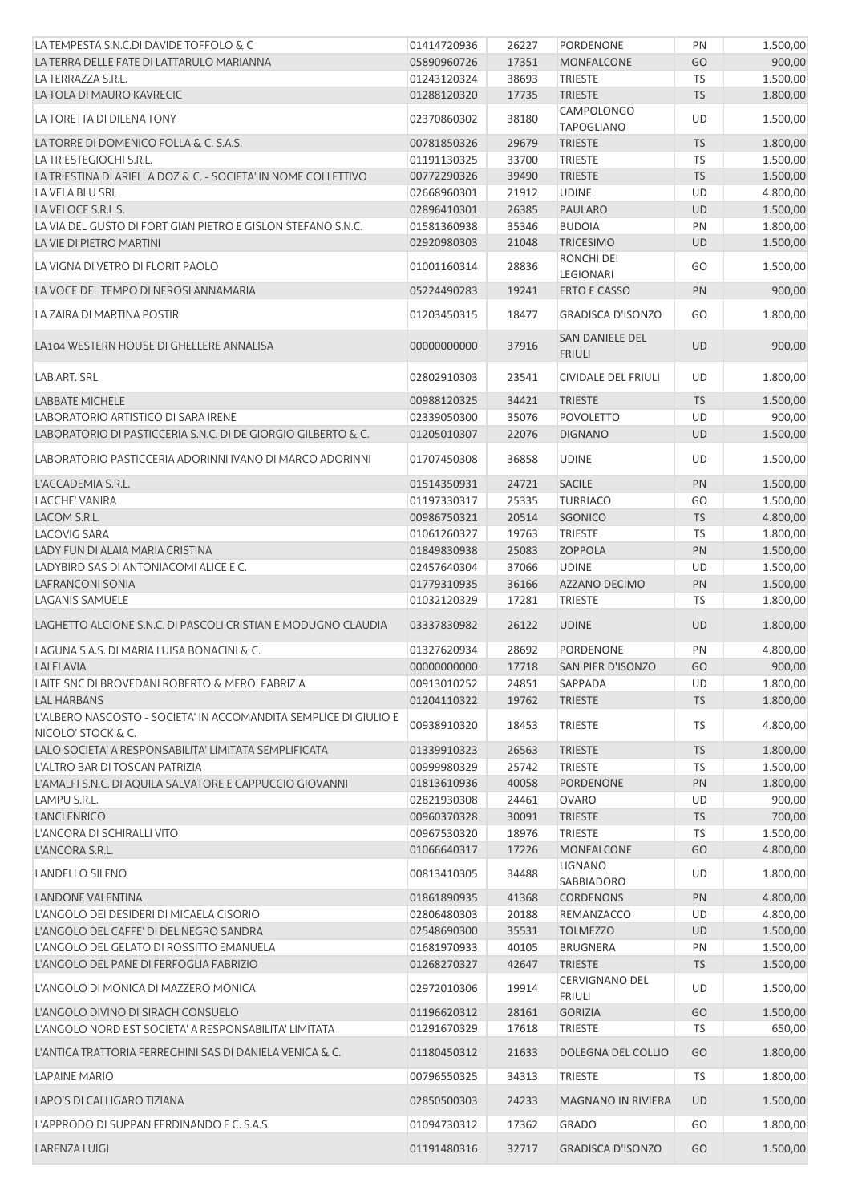| | | | | | |
|---|---|---|---|---|---|
| LA TEMPESTA S.N.C.DI DAVIDE TOFFOLO & C | 01414720936 | 26227 | PORDENONE | PN | 1.500,00 |
| LA TERRA DELLE FATE DI LATTARULO MARIANNA | 05890960726 | 17351 | MONFALCONE | GO | 900,00 |
| LA TERRAZZA S.R.L. | 01243120324 | 38693 | TRIESTE | TS | 1.500,00 |
| LA TOLA DI MAURO KAVRECIC | 01288120320 | 17735 | TRIESTE | TS | 1.800,00 |
| LA TORETTA DI DILENA TONY | 02370860302 | 38180 | CAMPOLONGO TAPOGLIANO | UD | 1.500,00 |
| LA TORRE DI DOMENICO FOLLA & C. S.A.S. | 00781850326 | 29679 | TRIESTE | TS | 1.800,00 |
| LA TRIESTEGIOCHI S.R.L. | 01191130325 | 33700 | TRIESTE | TS | 1.500,00 |
| LA TRIESTINA DI ARIELLA DOZ & C. - SOCIETA' IN NOME COLLETTIVO | 00772290326 | 39490 | TRIESTE | TS | 1.500,00 |
| LA VELA BLU SRL | 02668960301 | 21912 | UDINE | UD | 4.800,00 |
| LA VELOCE S.R.L.S. | 02896410301 | 26385 | PAULARO | UD | 1.500,00 |
| LA VIA DEL GUSTO DI FORT GIAN PIETRO E GISLON STEFANO S.N.C. | 01581360938 | 35346 | BUDOIA | PN | 1.800,00 |
| LA VIE DI PIETRO MARTINI | 02920980303 | 21048 | TRICESIMO | UD | 1.500,00 |
| LA VIGNA DI VETRO DI FLORIT PAOLO | 01001160314 | 28836 | RONCHI DEI LEGIONARI | GO | 1.500,00 |
| LA VOCE DEL TEMPO DI NEROSI ANNAMARIA | 05224490283 | 19241 | ERTO E CASSO | PN | 900,00 |
| LA ZAIRA DI MARTINA POSTIR | 01203450315 | 18477 | GRADISCA D'ISONZO | GO | 1.800,00 |
| LA104 WESTERN HOUSE DI GHELLERE ANNALISA | 00000000000 | 37916 | SAN DANIELE DEL FRIULI | UD | 900,00 |
| LAB.ART. SRL | 02802910303 | 23541 | CIVIDALE DEL FRIULI | UD | 1.800,00 |
| LABBATE MICHELE | 00988120325 | 34421 | TRIESTE | TS | 1.500,00 |
| LABORATORIO ARTISTICO DI SARA IRENE | 02339050300 | 35076 | POVOLETTO | UD | 900,00 |
| LABORATORIO DI PASTICCERIA S.N.C. DI DE GIORGIO GILBERTO & C. | 01205010307 | 22076 | DIGNANO | UD | 1.500,00 |
| LABORATORIO PASTICCERIA ADORINNI IVANO DI MARCO ADORINNI | 01707450308 | 36858 | UDINE | UD | 1.500,00 |
| L'ACCADEMIA S.R.L. | 01514350931 | 24721 | SACILE | PN | 1.500,00 |
| LACCHE' VANIRA | 01197330317 | 25335 | TURRIACO | GO | 1.500,00 |
| LACOM S.R.L. | 00986750321 | 20514 | SGONICO | TS | 4.800,00 |
| LACOVIG SARA | 01061260327 | 19763 | TRIESTE | TS | 1.800,00 |
| LADY FUN DI ALAIA MARIA CRISTINA | 01849830938 | 25083 | ZOPPOLA | PN | 1.500,00 |
| LADYBIRD SAS DI ANTONIACOMI ALICE E C. | 02457640304 | 37066 | UDINE | UD | 1.500,00 |
| LAFRANCONI SONIA | 01779310935 | 36166 | AZZANO DECIMO | PN | 1.500,00 |
| LAGANIS SAMUELE | 01032120329 | 17281 | TRIESTE | TS | 1.800,00 |
| LAGHETTO ALCIONE S.N.C. DI PASCOLI CRISTIAN E MODUGNO CLAUDIA | 03337830982 | 26122 | UDINE | UD | 1.800,00 |
| LAGUNA S.A.S. DI MARIA LUISA BONACINI & C. | 01327620934 | 28692 | PORDENONE | PN | 4.800,00 |
| LAI FLAVIA | 00000000000 | 17718 | SAN PIER D'ISONZO | GO | 900,00 |
| LAITE SNC DI BROVEDANI ROBERTO & MEROI FABRIZIA | 00913010252 | 24851 | SAPPADA | UD | 1.800,00 |
| LAL HARBANS | 01204110322 | 19762 | TRIESTE | TS | 1.800,00 |
| L'ALBERO NASCOSTO - SOCIETA' IN ACCOMANDITA SEMPLICE DI GIULIO E NICOLO' STOCK & C. | 00938910320 | 18453 | TRIESTE | TS | 4.800,00 |
| LALO SOCIETA' A RESPONSABILITA' LIMITATA SEMPLIFICATA | 01339910323 | 26563 | TRIESTE | TS | 1.800,00 |
| L'ALTRO BAR DI TOSCAN PATRIZIA | 00999980329 | 25742 | TRIESTE | TS | 1.500,00 |
| L'AMALFI S.N.C. DI AQUILA SALVATORE E CAPPUCCIO GIOVANNI | 01813610936 | 40058 | PORDENONE | PN | 1.800,00 |
| LAMPU S.R.L. | 02821930308 | 24461 | OVARO | UD | 900,00 |
| LANCI ENRICO | 00960370328 | 30091 | TRIESTE | TS | 700,00 |
| L'ANCORA DI SCHIRALLI VITO | 00967530320 | 18976 | TRIESTE | TS | 1.500,00 |
| L'ANCORA S.R.L. | 01066640317 | 17226 | MONFALCONE | GO | 4.800,00 |
| LANDELLO SILENO | 00813410305 | 34488 | LIGNANO SABBIADORO | UD | 1.800,00 |
| LANDONE VALENTINA | 01861890935 | 41368 | CORDENONS | PN | 4.800,00 |
| L'ANGOLO DEI DESIDERI DI MICAELA CISORIO | 02806480303 | 20188 | REMANZACCO | UD | 4.800,00 |
| L'ANGOLO DEL CAFFE' DI DEL NEGRO SANDRA | 02548690300 | 35531 | TOLMEZZO | UD | 1.500,00 |
| L'ANGOLO DEL GELATO DI ROSSITTO EMANUELA | 01681970933 | 40105 | BRUGNERA | PN | 1.500,00 |
| L'ANGOLO DEL PANE DI FERFOGLIA FABRIZIO | 01268270327 | 42647 | TRIESTE | TS | 1.500,00 |
| L'ANGOLO DI MONICA DI MAZZERO MONICA | 02972010306 | 19914 | CERVIGNANO DEL FRIULI | UD | 1.500,00 |
| L'ANGOLO DIVINO DI SIRACH CONSUELO | 01196620312 | 28161 | GORIZIA | GO | 1.500,00 |
| L'ANGOLO NORD EST SOCIETA' A RESPONSABILITA' LIMITATA | 01291670329 | 17618 | TRIESTE | TS | 650,00 |
| L'ANTICA TRATTORIA FERREGHINI SAS DI DANIELA VENICA & C. | 01180450312 | 21633 | DOLEGNA DEL COLLIO | GO | 1.800,00 |
| LAPAINE MARIO | 00796550325 | 34313 | TRIESTE | TS | 1.800,00 |
| LAPO'S DI CALLIGARO TIZIANA | 02850500303 | 24233 | MAGNANO IN RIVIERA | UD | 1.500,00 |
| L'APPRODO DI SUPPAN FERDINANDO E C. S.A.S. | 01094730312 | 17362 | GRADO | GO | 1.800,00 |
| LARENZA LUIGI | 01191480316 | 32717 | GRADISCA D'ISONZO | GO | 1.500,00 |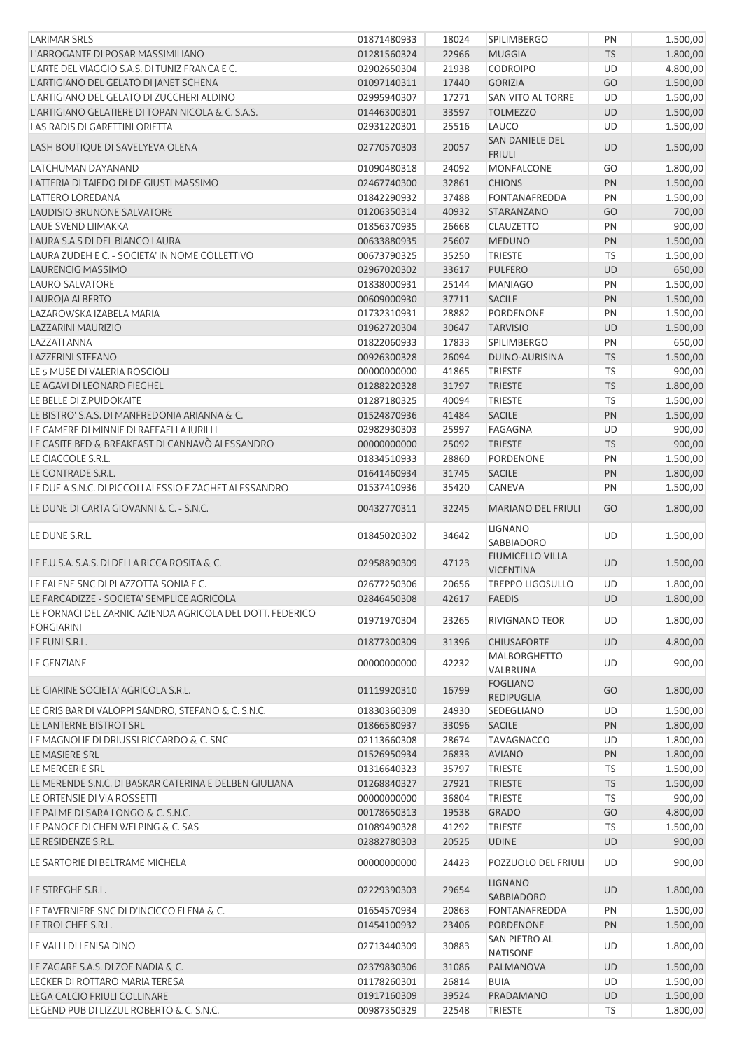| LARIMAR SRLS | 01871480933 | 18024 | SPILIMBERGO | PN | 1.500,00 |
|---|---|---|---|---|---|
| L'ARROGANTE DI POSAR MASSIMILIANO | 01281560324 | 22966 | MUGGIA | TS | 1.800,00 |
| L'ARTE DEL VIAGGIO S.A.S. DI TUNIZ FRANCA E C. | 02902650304 | 21938 | CODROIPO | UD | 4.800,00 |
| L'ARTIGIANO DEL GELATO DI JANET SCHENA | 01097140311 | 17440 | GORIZIA | GO | 1.500,00 |
| L'ARTIGIANO DEL GELATO DI ZUCCHERI ALDINO | 02995940307 | 17271 | SAN VITO AL TORRE | UD | 1.500,00 |
| L'ARTIGIANO GELATIERE DI TOPAN NICOLA & C. S.A.S. | 01446300301 | 33597 | TOLMEZZO | UD | 1.500,00 |
| LAS RADIS DI GARETTINI ORIETTA | 02931220301 | 25516 | LAUCO | UD | 1.500,00 |
| LASH BOUTIQUE DI SAVELYEVA OLENA | 02770570303 | 20057 | SAN DANIELE DEL FRIULI | UD | 1.500,00 |
| LATCHUMAN DAYANAND | 01090480318 | 24092 | MONFALCONE | GO | 1.800,00 |
| LATTERIA DI TAIEDO DI DE GIUSTI MASSIMO | 02467740300 | 32861 | CHIONS | PN | 1.500,00 |
| LATTERO LOREDANA | 01842290932 | 37488 | FONTANAFREDDA | PN | 1.500,00 |
| LAUDISIO BRUNONE SALVATORE | 01206350314 | 40932 | STARANZANO | GO | 700,00 |
| LAUE SVEND LIIMAKKA | 01856370935 | 26668 | CLAUZETTO | PN | 900,00 |
| LAURA S.A.S DI DEL BIANCO LAURA | 00633880935 | 25607 | MEDUNO | PN | 1.500,00 |
| LAURA ZUDEH E C. - SOCIETA' IN NOME COLLETTIVO | 00673790325 | 35250 | TRIESTE | TS | 1.500,00 |
| LAURENCIG MASSIMO | 02967020302 | 33617 | PULFERO | UD | 650,00 |
| LAURO SALVATORE | 01838000931 | 25144 | MANIAGO | PN | 1.500,00 |
| LAUROJA ALBERTO | 00609000930 | 37711 | SACILE | PN | 1.500,00 |
| LAZAROWSKA IZABELA MARIA | 01732310931 | 28882 | PORDENONE | PN | 1.500,00 |
| LAZZARINI MAURIZIO | 01962720304 | 30647 | TARVISIO | UD | 1.500,00 |
| LAZZATI ANNA | 01822060933 | 17833 | SPILIMBERGO | PN | 650,00 |
| LAZZERINI STEFANO | 00926300328 | 26094 | DUINO-AURISINA | TS | 1.500,00 |
| LE 5 MUSE DI VALERIA ROSCIOLI | 00000000000 | 41865 | TRIESTE | TS | 900,00 |
| LE AGAVI DI LEONARD FIEGHEL | 01288220328 | 31797 | TRIESTE | TS | 1.800,00 |
| LE BELLE DI Z.PUIDOKAITE | 01287180325 | 40094 | TRIESTE | TS | 1.500,00 |
| LE BISTRO' S.A.S. DI MANFREDONIA ARIANNA & C. | 01524870936 | 41484 | SACILE | PN | 1.500,00 |
| LE CAMERE DI MINNIE DI RAFFAELLA IURILLI | 02982930303 | 25997 | FAGAGNA | UD | 900,00 |
| LE CASITE BED & BREAKFAST DI CANNAVÒ ALESSANDRO | 00000000000 | 25092 | TRIESTE | TS | 900,00 |
| LE CIACCOLE S.R.L. | 01834510933 | 28860 | PORDENONE | PN | 1.500,00 |
| LE CONTRADE S.R.L. | 01641460934 | 31745 | SACILE | PN | 1.800,00 |
| LE DUE A S.N.C. DI PICCOLI ALESSIO E ZAGHET ALESSANDRO | 01537410936 | 35420 | CANEVA | PN | 1.500,00 |
| LE DUNE DI CARTA GIOVANNI & C. - S.N.C. | 00432770311 | 32245 | MARIANO DEL FRIULI | GO | 1.800,00 |
| LE DUNE S.R.L. | 01845020302 | 34642 | LIGNANO SABBIADORO | UD | 1.500,00 |
| LE F.U.S.A. S.A.S. DI DELLA RICCA ROSITA & C. | 02958890309 | 47123 | FIUMICELLO VILLA VICENTINA | UD | 1.500,00 |
| LE FALENE SNC DI PLAZZOTTA SONIA E C. | 02677250306 | 20656 | TREPPO LIGOSULLO | UD | 1.800,00 |
| LE FARCADIZZE - SOCIETA' SEMPLICE AGRICOLA | 02846450308 | 42617 | FAEDIS | UD | 1.800,00 |
| LE FORNACI DEL ZARNIC AZIENDA AGRICOLA DEL DOTT. FEDERICO FORGIARINI | 01971970304 | 23265 | RIVIGNANO TEOR | UD | 1.800,00 |
| LE FUNI S.R.L. | 01877300309 | 31396 | CHIUSAFORTE | UD | 4.800,00 |
| LE GENZIANE | 00000000000 | 42232 | MALBORGHETTO VALBRUNA | UD | 900,00 |
| LE GIARINE SOCIETA' AGRICOLA S.R.L. | 01119920310 | 16799 | FOGLIANO REDIPUGLIA | GO | 1.800,00 |
| LE GRIS BAR DI VALOPPI SANDRO, STEFANO & C. S.N.C. | 01830360309 | 24930 | SEDEGLIANO | UD | 1.500,00 |
| LE LANTERNE BISTROT SRL | 01866580937 | 33096 | SACILE | PN | 1.800,00 |
| LE MAGNOLIE DI DRIUSSI RICCARDO & C. SNC | 02113660308 | 28674 | TAVAGNACCO | UD | 1.800,00 |
| LE MASIERE SRL | 01526950934 | 26833 | AVIANO | PN | 1.800,00 |
| LE MERCERIE SRL | 01316640323 | 35797 | TRIESTE | TS | 1.500,00 |
| LE MERENDE S.N.C. DI BASKAR CATERINA E DELBEN GIULIANA | 01268840327 | 27921 | TRIESTE | TS | 1.500,00 |
| LE ORTENSIE DI VIA ROSSETTI | 00000000000 | 36804 | TRIESTE | TS | 900,00 |
| LE PALME DI SARA LONGO & C. S.N.C. | 00178650313 | 19538 | GRADO | GO | 4.800,00 |
| LE PANOCE DI CHEN WEI PING & C. SAS | 01089490328 | 41292 | TRIESTE | TS | 1.500,00 |
| LE RESIDENZE S.R.L. | 02882780303 | 20525 | UDINE | UD | 900,00 |
| LE SARTORIE DI BELTRAME MICHELA | 00000000000 | 24423 | POZZUOLO DEL FRIULI | UD | 900,00 |
| LE STREGHE S.R.L. | 02229390303 | 29654 | LIGNANO SABBIADORO | UD | 1.800,00 |
| LE TAVERNIERE SNC DI D'INCICCO ELENA & C. | 01654570934 | 20863 | FONTANAFREDDA | PN | 1.500,00 |
| LE TROI CHEF S.R.L. | 01454100932 | 23406 | PORDENONE | PN | 1.500,00 |
| LE VALLI DI LENISA DINO | 02713440309 | 30883 | SAN PIETRO AL NATISONE | UD | 1.800,00 |
| LE ZAGARE S.A.S. DI ZOF NADIA & C. | 02379830306 | 31086 | PALMANOVA | UD | 1.500,00 |
| LECKER DI ROTTARO MARIA TERESA | 01178260301 | 26814 | BUIA | UD | 1.500,00 |
| LEGA CALCIO FRIULI COLLINARE | 01917160309 | 39524 | PRADAMANO | UD | 1.500,00 |
| LEGEND PUB DI LIZZUL ROBERTO & C. S.N.C. | 00987350329 | 22548 | TRIESTE | TS | 1.800,00 |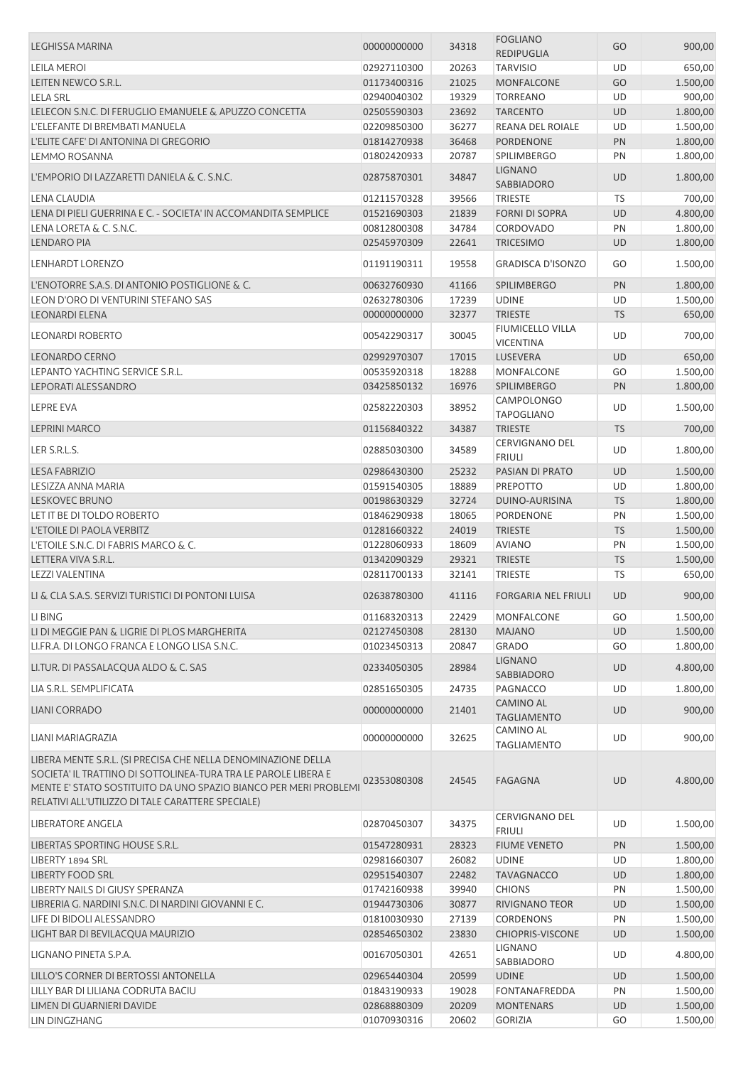| | | | | | |
|---|---|---|---|---|---|
| LEGHISSA MARINA | 00000000000 | 34318 | FOGLIANO REDIPUGLIA | GO | 900,00 |
| LEILA MEROI | 02927110300 | 20263 | TARVISIO | UD | 650,00 |
| LEITEN NEWCO S.R.L. | 01173400316 | 21025 | MONFALCONE | GO | 1.500,00 |
| LELA SRL | 02940040302 | 19329 | TORREANO | UD | 900,00 |
| LELECON S.N.C. DI FERUGLIO EMANUELE & APUZZO CONCETTA | 02505590303 | 23692 | TARCENTO | UD | 1.800,00 |
| L'ELEFANTE DI BREMBATI MANUELA | 02209850300 | 36277 | REANA DEL ROIALE | UD | 1.500,00 |
| L'ELITE CAFE' DI ANTONINA DI GREGORIO | 01814270938 | 36468 | PORDENONE | PN | 1.800,00 |
| LEMMO ROSANNA | 01802420933 | 20787 | SPILIMBERGO | PN | 1.800,00 |
| L'EMPORIO DI LAZZARETTI DANIELA & C. S.N.C. | 02875870301 | 34847 | LIGNANO SABBIADORO | UD | 1.800,00 |
| LENA CLAUDIA | 01211570328 | 39566 | TRIESTE | TS | 700,00 |
| LENA DI PIELI GUERRINA E C. - SOCIETA' IN ACCOMANDITA SEMPLICE | 01521690303 | 21839 | FORNI DI SOPRA | UD | 4.800,00 |
| LENA LORETA & C. S.N.C. | 00812800308 | 34784 | CORDOVADO | PN | 1.800,00 |
| LENDARO PIA | 02545970309 | 22641 | TRICESIMO | UD | 1.800,00 |
| LENHARDT LORENZO | 01191190311 | 19558 | GRADISCA D'ISONZO | GO | 1.500,00 |
| L'ENOTORRE S.A.S. DI ANTONIO POSTIGLIONE & C. | 00632760930 | 41166 | SPILIMBERGO | PN | 1.800,00 |
| LEON D'ORO DI VENTURINI STEFANO SAS | 02632780306 | 17239 | UDINE | UD | 1.500,00 |
| LEONARDI ELENA | 00000000000 | 32377 | TRIESTE | TS | 650,00 |
| LEONARDI ROBERTO | 00542290317 | 30045 | FIUMICELLO VILLA VICENTINA | UD | 700,00 |
| LEONARDO CERNO | 02992970307 | 17015 | LUSEVERA | UD | 650,00 |
| LEPANTO YACHTING SERVICE S.R.L. | 00535920318 | 18288 | MONFALCONE | GO | 1.500,00 |
| LEPORATI ALESSANDRO | 03425850132 | 16976 | SPILIMBERGO | PN | 1.800,00 |
| LEPRE EVA | 02582220303 | 38952 | CAMPOLONGO TAPOGLIANO | UD | 1.500,00 |
| LEPRINI MARCO | 01156840322 | 34387 | TRIESTE | TS | 700,00 |
| LER S.R.L.S. | 02885030300 | 34589 | CERVIGNANO DEL FRIULI | UD | 1.800,00 |
| LESA FABRIZIO | 02986430300 | 25232 | PASIAN DI PRATO | UD | 1.500,00 |
| LESIZZA ANNA MARIA | 01591540305 | 18889 | PREPOTTO | UD | 1.800,00 |
| LESKOVEC BRUNO | 00198630329 | 32724 | DUINO-AURISINA | TS | 1.800,00 |
| LET IT BE DI TOLDO ROBERTO | 01846290938 | 18065 | PORDENONE | PN | 1.500,00 |
| L'ETOILE DI PAOLA VERBITZ | 01281660322 | 24019 | TRIESTE | TS | 1.500,00 |
| L'ETOILE S.N.C. DI FABRIS MARCO & C. | 01228060933 | 18609 | AVIANO | PN | 1.500,00 |
| LETTERA VIVA S.R.L. | 01342090329 | 29321 | TRIESTE | TS | 1.500,00 |
| LEZZI VALENTINA | 02811700133 | 32141 | TRIESTE | TS | 650,00 |
| LI & CLA S.A.S. SERVIZI TURISTICI DI PONTONI LUISA | 02638780300 | 41116 | FORGARIA NEL FRIULI | UD | 900,00 |
| LI BING | 01168320313 | 22429 | MONFALCONE | GO | 1.500,00 |
| LI DI MEGGIE PAN & LIGRIE DI PLOS MARGHERITA | 02127450308 | 28130 | MAJANO | UD | 1.500,00 |
| LI.FR.A. DI LONGO FRANCA E LONGO LISA S.N.C. | 01023450313 | 20847 | GRADO | GO | 1.800,00 |
| LI.TUR. DI PASSALACQUA ALDO & C. SAS | 02334050305 | 28984 | LIGNANO SABBIADORO | UD | 4.800,00 |
| LIA S.R.L. SEMPLIFICATA | 02851650305 | 24735 | PAGNACCO | UD | 1.800,00 |
| LIANI CORRADO | 00000000000 | 21401 | CAMINO AL TAGLIAMENTO | UD | 900,00 |
| LIANI MARIAGRAZIA | 00000000000 | 32625 | CAMINO AL TAGLIAMENTO | UD | 900,00 |
| LIBERA MENTE S.R.L. (SI PRECISA CHE NELLA DENOMINAZIONE DELLA SOCIETA' IL TRATTINO DI SOTTOLINEA-TURA TRA LE PAROLE LIBERA E MENTE E' STATO SOSTITUITO DA UNO SPAZIO BIANCO PER MERI PROBLEMI RELATIVI ALL'UTILIZZO DI TALE CARATTERE SPECIALE) | 02353080308 | 24545 | FAGAGNA | UD | 4.800,00 |
| LIBERATORE ANGELA | 02870450307 | 34375 | CERVIGNANO DEL FRIULI | UD | 1.500,00 |
| LIBERTAS SPORTING HOUSE S.R.L. | 01547280931 | 28323 | FIUME VENETO | PN | 1.500,00 |
| LIBERTY 1894 SRL | 02981660307 | 26082 | UDINE | UD | 1.800,00 |
| LIBERTY FOOD SRL | 02951540307 | 22482 | TAVAGNACCO | UD | 1.800,00 |
| LIBERTY NAILS DI GIUSY SPERANZA | 01742160938 | 39940 | CHIONS | PN | 1.500,00 |
| LIBRERIA G. NARDINI S.N.C. DI NARDINI GIOVANNI E C. | 01944730306 | 30877 | RIVIGNANO TEOR | UD | 1.500,00 |
| LIFE DI BIDOLI ALESSANDRO | 01810030930 | 27139 | CORDENONS | PN | 1.500,00 |
| LIGHT BAR DI BEVILACQUA MAURIZIO | 02854650302 | 23830 | CHIOPRIS-VISCONE | UD | 1.500,00 |
| LIGNANO PINETA S.P.A. | 00167050301 | 42651 | LIGNANO SABBIADORO | UD | 4.800,00 |
| LILLO'S CORNER DI BERTOSSI ANTONELLA | 02965440304 | 20599 | UDINE | UD | 1.500,00 |
| LILLY BAR DI LILIANA CODRUTA BACIU | 01843190933 | 19028 | FONTANAFREDDA | PN | 1.500,00 |
| LIMEN DI GUARNIERI DAVIDE | 02868880309 | 20209 | MONTENARS | UD | 1.500,00 |
| LIN DINGZHANG | 01070930316 | 20602 | GORIZIA | GO | 1.500,00 |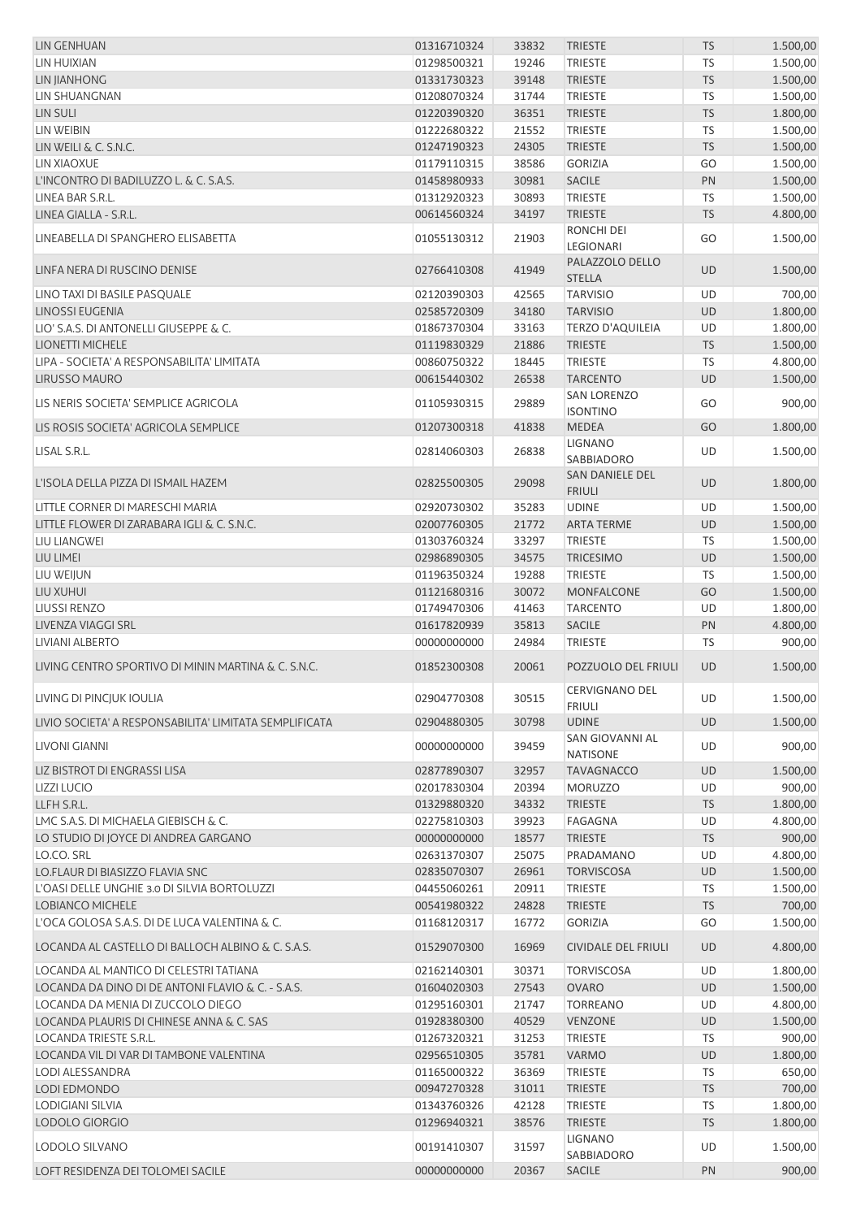| | | | | | |
|---|---|---|---|---|---|
| LIN GENHUAN | 01316710324 | 33832 | TRIESTE | TS | 1.500,00 |
| LIN HUIXIAN | 01298500321 | 19246 | TRIESTE | TS | 1.500,00 |
| LIN JIANHONG | 01331730323 | 39148 | TRIESTE | TS | 1.500,00 |
| LIN SHUANGNAN | 01208070324 | 31744 | TRIESTE | TS | 1.500,00 |
| LIN SULI | 01220390320 | 36351 | TRIESTE | TS | 1.800,00 |
| LIN WEIBIN | 01222680322 | 21552 | TRIESTE | TS | 1.500,00 |
| LIN WEILI & C. S.N.C. | 01247190323 | 24305 | TRIESTE | TS | 1.500,00 |
| LIN XIAOXUE | 01179110315 | 38586 | GORIZIA | GO | 1.500,00 |
| L'INCONTRO DI BADILUZZO L. & C. S.A.S. | 01458980933 | 30981 | SACILE | PN | 1.500,00 |
| LINEA BAR S.R.L. | 01312920323 | 30893 | TRIESTE | TS | 1.500,00 |
| LINEA GIALLA - S.R.L. | 00614560324 | 34197 | TRIESTE | TS | 4.800,00 |
| LINEABELLA DI SPANGHERO ELISABETTA | 01055130312 | 21903 | RONCHI DEI LEGIONARI | GO | 1.500,00 |
| LINFA NERA DI RUSCINO DENISE | 02766410308 | 41949 | PALAZZOLO DELLO STELLA | UD | 1.500,00 |
| LINO TAXI DI BASILE PASQUALE | 02120390303 | 42565 | TARVISIO | UD | 700,00 |
| LINOSSI EUGENIA | 02585720309 | 34180 | TARVISIO | UD | 1.800,00 |
| LIO' S.A.S. DI ANTONELLI GIUSEPPE & C. | 01867370304 | 33163 | TERZO D'AQUILEIA | UD | 1.800,00 |
| LIONETTI MICHELE | 01119830329 | 21886 | TRIESTE | TS | 1.500,00 |
| LIPA - SOCIETA' A RESPONSABILITA' LIMITATA | 00860750322 | 18445 | TRIESTE | TS | 4.800,00 |
| LIRUSSO MAURO | 00615440302 | 26538 | TARCENTO | UD | 1.500,00 |
| LIS NERIS SOCIETA' SEMPLICE AGRICOLA | 01105930315 | 29889 | SAN LORENZO ISONTINO | GO | 900,00 |
| LIS ROSIS SOCIETA' AGRICOLA SEMPLICE | 01207300318 | 41838 | MEDEA | GO | 1.800,00 |
| LISAL S.R.L. | 02814060303 | 26838 | LIGNANO SABBIADORO | UD | 1.500,00 |
| L'ISOLA DELLA PIZZA DI ISMAIL HAZEM | 02825500305 | 29098 | SAN DANIELE DEL FRIULI | UD | 1.800,00 |
| LITTLE CORNER DI MARESCHI MARIA | 02920730302 | 35283 | UDINE | UD | 1.500,00 |
| LITTLE FLOWER DI ZARABARA IGLI & C. S.N.C. | 02007760305 | 21772 | ARTA TERME | UD | 1.500,00 |
| LIU LIANGWEI | 01303760324 | 33297 | TRIESTE | TS | 1.500,00 |
| LIU LIMEI | 02986890305 | 34575 | TRICESIMO | UD | 1.500,00 |
| LIU WEIJUN | 01196350324 | 19288 | TRIESTE | TS | 1.500,00 |
| LIU XUHUI | 01121680316 | 30072 | MONFALCONE | GO | 1.500,00 |
| LIUSSI RENZO | 01749470306 | 41463 | TARCENTO | UD | 1.800,00 |
| LIVENZA VIAGGI SRL | 01617820939 | 35813 | SACILE | PN | 4.800,00 |
| LIVIANI ALBERTO | 00000000000 | 24984 | TRIESTE | TS | 900,00 |
| LIVING CENTRO SPORTIVO DI MININ MARTINA & C. S.N.C. | 01852300308 | 20061 | POZZUOLO DEL FRIULI | UD | 1.500,00 |
| LIVING DI PINCJUK IOULIA | 02904770308 | 30515 | CERVIGNANO DEL FRIULI | UD | 1.500,00 |
| LIVIO SOCIETA' A RESPONSABILITA' LIMITATA SEMPLIFICATA | 02904880305 | 30798 | UDINE | UD | 1.500,00 |
| LIVONI GIANNI | 00000000000 | 39459 | SAN GIOVANNI AL NATISONE | UD | 900,00 |
| LIZ BISTROT DI ENGRASSI LISA | 02877890307 | 32957 | TAVAGNACCO | UD | 1.500,00 |
| LIZZI LUCIO | 02017830304 | 20394 | MORUZZO | UD | 900,00 |
| LLFH S.R.L. | 01329880320 | 34332 | TRIESTE | TS | 1.800,00 |
| LMC S.A.S. DI MICHAELA GIEBISCH & C. | 02275810303 | 39923 | FAGAGNA | UD | 4.800,00 |
| LO STUDIO DI JOYCE DI ANDREA GARGANO | 00000000000 | 18577 | TRIESTE | TS | 900,00 |
| LO.CO. SRL | 02631370307 | 25075 | PRADAMANO | UD | 4.800,00 |
| LO.FLAUR DI BIASIZZO FLAVIA SNC | 02835070307 | 26961 | TORVISCOSA | UD | 1.500,00 |
| L'OASI DELLE UNGHIE 3.0 DI SILVIA BORTOLUZZI | 04455060261 | 20911 | TRIESTE | TS | 1.500,00 |
| LOBIANCO MICHELE | 00541980322 | 24828 | TRIESTE | TS | 700,00 |
| L'OCA GOLOSA S.A.S. DI DE LUCA VALENTINA & C. | 01168120317 | 16772 | GORIZIA | GO | 1.500,00 |
| LOCANDA AL CASTELLO DI BALLOCH ALBINO & C. S.A.S. | 01529070300 | 16969 | CIVIDALE DEL FRIULI | UD | 4.800,00 |
| LOCANDA AL MANTICO DI CELESTRI TATIANA | 02162140301 | 30371 | TORVISCOSA | UD | 1.800,00 |
| LOCANDA DA DINO DI DE ANTONI FLAVIO & C. - S.A.S. | 01604020303 | 27543 | OVARO | UD | 1.500,00 |
| LOCANDA DA MENIA DI ZUCCOLO DIEGO | 01295160301 | 21747 | TORREANO | UD | 4.800,00 |
| LOCANDA PLAURIS DI CHINESE ANNA & C. SAS | 01928380300 | 40529 | VENZONE | UD | 1.500,00 |
| LOCANDA TRIESTE S.R.L. | 01267320321 | 31253 | TRIESTE | TS | 900,00 |
| LOCANDA VIL DI VAR DI TAMBONE VALENTINA | 02956510305 | 35781 | VARMO | UD | 1.800,00 |
| LODI ALESSANDRA | 01165000322 | 36369 | TRIESTE | TS | 650,00 |
| LODI EDMONDO | 00947270328 | 31011 | TRIESTE | TS | 700,00 |
| LODIGIANI SILVIA | 01343760326 | 42128 | TRIESTE | TS | 1.800,00 |
| LODOLO GIORGIO | 01296940321 | 38576 | TRIESTE | TS | 1.800,00 |
| LODOLO SILVANO | 00191410307 | 31597 | LIGNANO SABBIADORO | UD | 1.500,00 |
| LOFT RESIDENZA DEI TOLOMEI SACILE | 00000000000 | 20367 | SACILE | PN | 900,00 |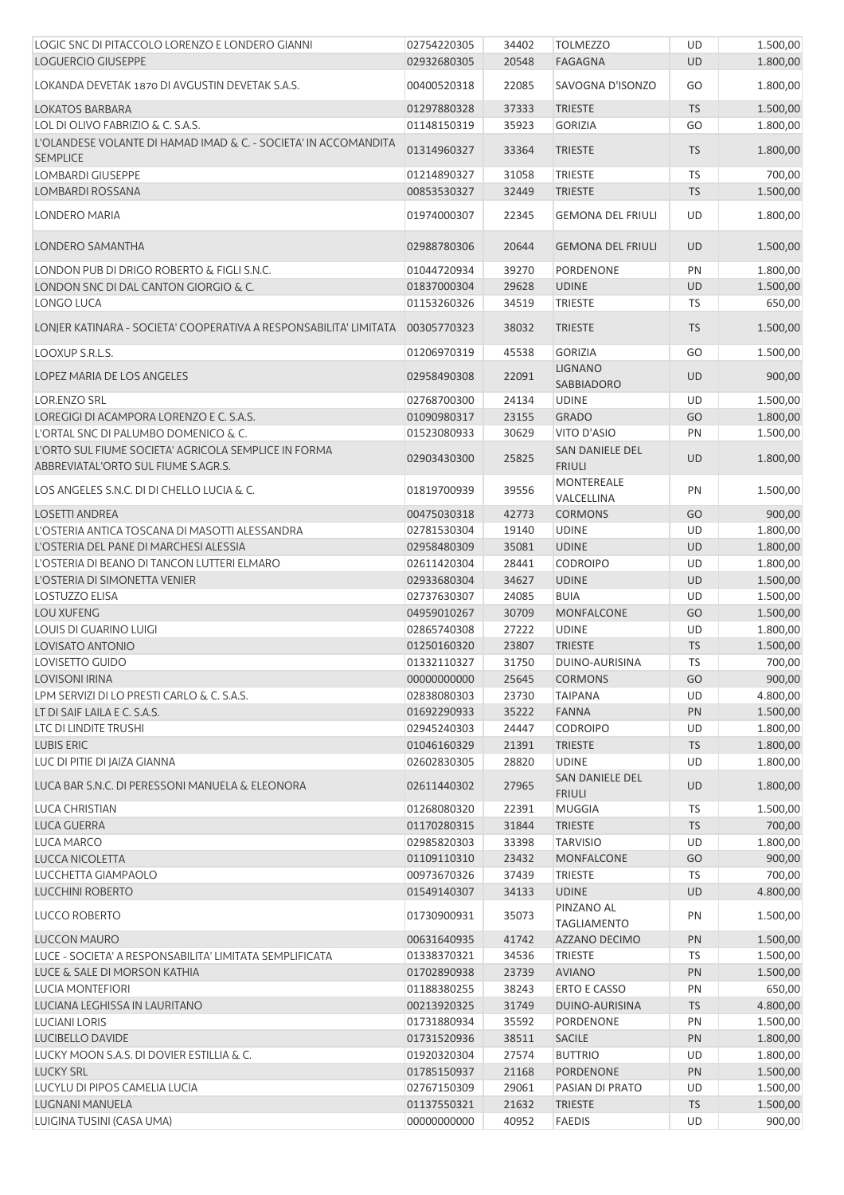| | | | | | |
|---|---|---|---|---|---|
| LOGIC SNC DI PITACCOLO LORENZO E LONDERO GIANNI | 02754220305 | 34402 | TOLMEZZO | UD | 1.500,00 |
| LOGUERCIO GIUSEPPE | 02932680305 | 20548 | FAGAGNA | UD | 1.800,00 |
| LOKANDA DEVETAK 1870 DI AVGUSTIN DEVETAK S.A.S. | 00400520318 | 22085 | SAVOGNA D'ISONZO | GO | 1.800,00 |
| LOKATOS BARBARA | 01297880328 | 37333 | TRIESTE | TS | 1.500,00 |
| LOL DI OLIVO FABRIZIO & C. S.A.S. | 01148150319 | 35923 | GORIZIA | GO | 1.800,00 |
| L'OLANDESE VOLANTE DI HAMAD IMAD & C. - SOCIETA' IN ACCOMANDITA SEMPLICE | 01314960327 | 33364 | TRIESTE | TS | 1.800,00 |
| LOMBARDI GIUSEPPE | 01214890327 | 31058 | TRIESTE | TS | 700,00 |
| LOMBARDI ROSSANA | 00853530327 | 32449 | TRIESTE | TS | 1.500,00 |
| LONDERO MARIA | 01974000307 | 22345 | GEMONA DEL FRIULI | UD | 1.800,00 |
| LONDERO SAMANTHA | 02988780306 | 20644 | GEMONA DEL FRIULI | UD | 1.500,00 |
| LONDON PUB DI DRIGO ROBERTO & FIGLI S.N.C. | 01044720934 | 39270 | PORDENONE | PN | 1.800,00 |
| LONDON SNC DI DAL CANTON GIORGIO & C. | 01837000304 | 29628 | UDINE | UD | 1.500,00 |
| LONGO LUCA | 01153260326 | 34519 | TRIESTE | TS | 650,00 |
| LONJER KATINARA - SOCIETA' COOPERATIVA A RESPONSABILITA' LIMITATA | 00305770323 | 38032 | TRIESTE | TS | 1.500,00 |
| LOOXUP S.R.L.S. | 01206970319 | 45538 | GORIZIA | GO | 1.500,00 |
| LOPEZ MARIA DE LOS ANGELES | 02958490308 | 22091 | LIGNANO SABBIADORO | UD | 900,00 |
| LOR.ENZO SRL | 02768700300 | 24134 | UDINE | UD | 1.500,00 |
| LOREGIGI DI ACAMPORA LORENZO E C. S.A.S. | 01090980317 | 23155 | GRADO | GO | 1.800,00 |
| L'ORTAL SNC DI PALUMBO DOMENICO & C. | 01523080933 | 30629 | VITO D'ASIO | PN | 1.500,00 |
| L'ORTO SUL FIUME SOCIETA' AGRICOLA SEMPLICE IN FORMA ABBREVIATAL'ORTO SUL FIUME S.AGR.S. | 02903430300 | 25825 | SAN DANIELE DEL FRIULI | UD | 1.800,00 |
| LOS ANGELES S.N.C. DI DI CHELLO LUCIA & C. | 01819700939 | 39556 | MONTEREALE VALCELLINA | PN | 1.500,00 |
| LOSETTI ANDREA | 00475030318 | 42773 | CORMONS | GO | 900,00 |
| L'OSTERIA ANTICA TOSCANA DI MASOTTI ALESSANDRA | 02781530304 | 19140 | UDINE | UD | 1.800,00 |
| L'OSTERIA DEL PANE DI MARCHESI ALESSIA | 02958480309 | 35081 | UDINE | UD | 1.800,00 |
| L'OSTERIA DI BEANO DI TANCON LUTTERI ELMARO | 02611420304 | 28441 | CODROIPO | UD | 1.800,00 |
| L'OSTERIA DI SIMONETTA VENIER | 02933680304 | 34627 | UDINE | UD | 1.500,00 |
| LOSTUZZO ELISA | 02737630307 | 24085 | BUIA | UD | 1.500,00 |
| LOU XUFENG | 04959010267 | 30709 | MONFALCONE | GO | 1.500,00 |
| LOUIS DI GUARINO LUIGI | 02865740308 | 27222 | UDINE | UD | 1.800,00 |
| LOVISATO ANTONIO | 01250160320 | 23807 | TRIESTE | TS | 1.500,00 |
| LOVISETTO GUIDO | 01332110327 | 31750 | DUINO-AURISINA | TS | 700,00 |
| LOVISONI IRINA | 00000000000 | 25645 | CORMONS | GO | 900,00 |
| LPM SERVIZI DI LO PRESTI CARLO & C. S.A.S. | 02838080303 | 23730 | TAIPANA | UD | 4.800,00 |
| LT DI SAIF LAILA E C. S.A.S. | 01692290933 | 35222 | FANNA | PN | 1.500,00 |
| LTC DI LINDITE TRUSHI | 02945240303 | 24447 | CODROIPO | UD | 1.800,00 |
| LUBIS ERIC | 01046160329 | 21391 | TRIESTE | TS | 1.800,00 |
| LUC DI PITIE DI JAIZA GIANNA | 02602830305 | 28820 | UDINE | UD | 1.800,00 |
| LUCA BAR S.N.C. DI PERESSONI MANUELA & ELEONORA | 02611440302 | 27965 | SAN DANIELE DEL FRIULI | UD | 1.800,00 |
| LUCA CHRISTIAN | 01268080320 | 22391 | MUGGIA | TS | 1.500,00 |
| LUCA GUERRA | 01170280315 | 31844 | TRIESTE | TS | 700,00 |
| LUCA MARCO | 02985820303 | 33398 | TARVISIO | UD | 1.800,00 |
| LUCCA NICOLETTA | 01109110310 | 23432 | MONFALCONE | GO | 900,00 |
| LUCCHETTA GIAMPAOLO | 00973670326 | 37439 | TRIESTE | TS | 700,00 |
| LUCCHINI ROBERTO | 01549140307 | 34133 | UDINE | UD | 4.800,00 |
| LUCCO ROBERTO | 01730900931 | 35073 | PINZANO AL TAGLIAMENTO | PN | 1.500,00 |
| LUCCON MAURO | 00631640935 | 41742 | AZZANO DECIMO | PN | 1.500,00 |
| LUCE - SOCIETA' A RESPONSABILITA' LIMITATA SEMPLIFICATA | 01338370321 | 34536 | TRIESTE | TS | 1.500,00 |
| LUCE & SALE DI MORSON KATHIA | 01702890938 | 23739 | AVIANO | PN | 1.500,00 |
| LUCIA MONTEFIORI | 01188380255 | 38243 | ERTO E CASSO | PN | 650,00 |
| LUCIANA LEGHISSA IN LAURITANO | 00213920325 | 31749 | DUINO-AURISINA | TS | 4.800,00 |
| LUCIANI LORIS | 01731880934 | 35592 | PORDENONE | PN | 1.500,00 |
| LUCIBELLO DAVIDE | 01731520936 | 38511 | SACILE | PN | 1.800,00 |
| LUCKY MOON S.A.S. DI DOVIER ESTILLIA & C. | 01920320304 | 27574 | BUTTRIO | UD | 1.800,00 |
| LUCKY SRL | 01785150937 | 21168 | PORDENONE | PN | 1.500,00 |
| LUCYLU DI PIPOS CAMELIA LUCIA | 02767150309 | 29061 | PASIAN DI PRATO | UD | 1.500,00 |
| LUGNANI MANUELA | 01137550321 | 21632 | TRIESTE | TS | 1.500,00 |
| LUIGINA TUSINI (CASA UMA) | 00000000000 | 40952 | FAEDIS | UD | 900,00 |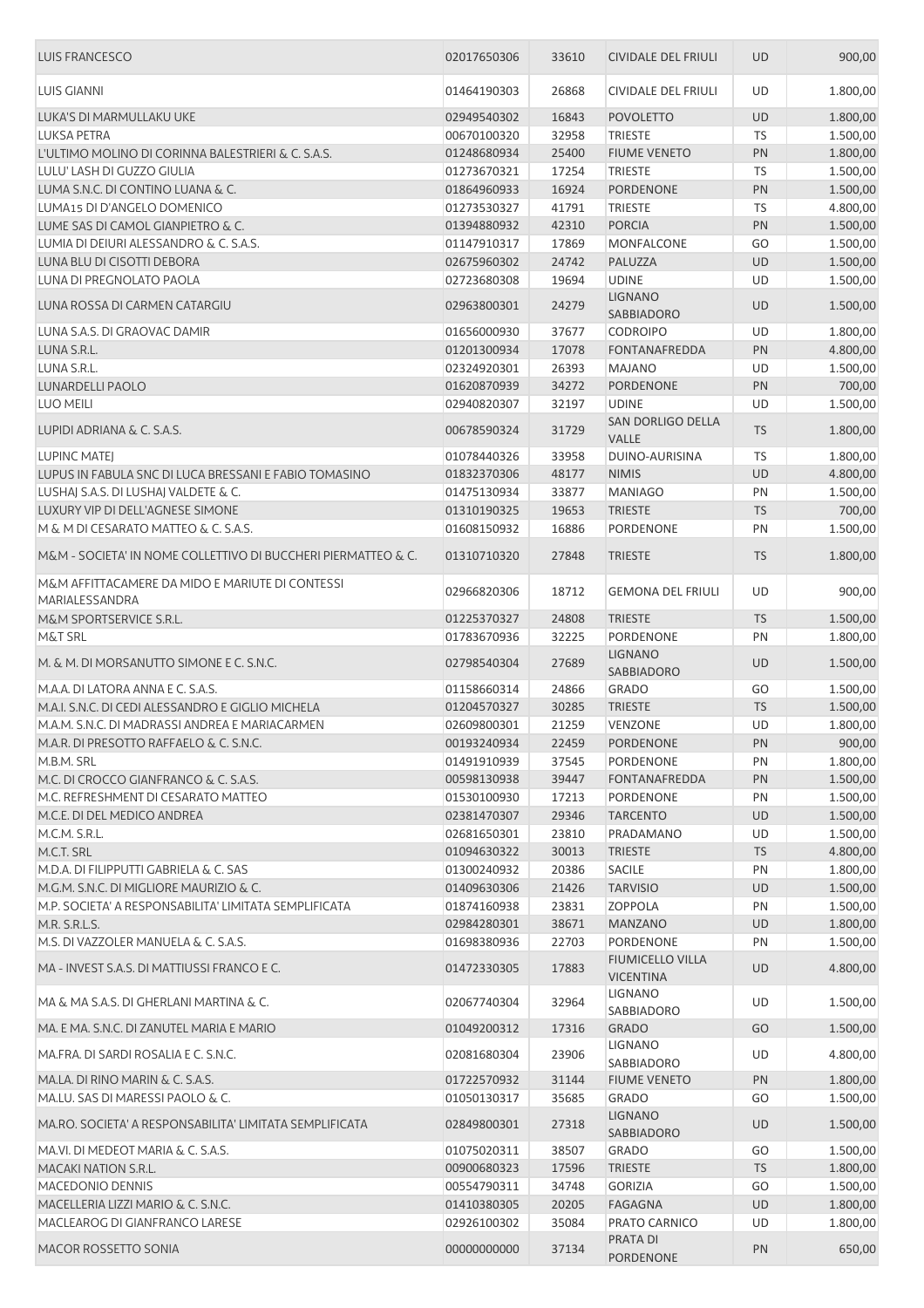| LUIS FRANCESCO | 02017650306 | 33610 | CIVIDALE DEL FRIULI | UD | 900,00 |
|---|---|---|---|---|---|
| LUIS GIANNI | 01464190303 | 26868 | CIVIDALE DEL FRIULI | UD | 1.800,00 |
| LUKA'S DI MARMULLAKU UKE | 02949540302 | 16843 | POVOLETTO | UD | 1.800,00 |
| LUKSA PETRA | 00670100320 | 32958 | TRIESTE | TS | 1.500,00 |
| L'ULTIMO MOLINO DI CORINNA BALESTRIERI & C. S.A.S. | 01248680934 | 25400 | FIUME VENETO | PN | 1.800,00 |
| LULU' LASH DI GUZZO GIULIA | 01273670321 | 17254 | TRIESTE | TS | 1.500,00 |
| LUMA S.N.C. DI CONTINO LUANA & C. | 01864960933 | 16924 | PORDENONE | PN | 1.500,00 |
| LUMA15 DI D'ANGELO DOMENICO | 01273530327 | 41791 | TRIESTE | TS | 4.800,00 |
| LUME SAS DI CAMOL GIANPIETRO & C. | 01394880932 | 42310 | PORCIA | PN | 1.500,00 |
| LUMIA DI DEIURI ALESSANDRO & C. S.A.S. | 01147910317 | 17869 | MONFALCONE | GO | 1.500,00 |
| LUNA BLU DI CISOTTI DEBORA | 02675960302 | 24742 | PALUZZA | UD | 1.500,00 |
| LUNA DI PREGNOLATO PAOLA | 02723680308 | 19694 | UDINE | UD | 1.500,00 |
| LUNA ROSSA DI CARMEN CATARGIU | 02963800301 | 24279 | LIGNANO SABBIADORO | UD | 1.500,00 |
| LUNA S.A.S. DI GRAOVAC DAMIR | 01656000930 | 37677 | CODROIPO | UD | 1.800,00 |
| LUNA S.R.L. | 01201300934 | 17078 | FONTANAFREDDA | PN | 4.800,00 |
| LUNA S.R.L. | 02324920301 | 26393 | MAJANO | UD | 1.500,00 |
| LUNARDELLI PAOLO | 01620870939 | 34272 | PORDENONE | PN | 700,00 |
| LUO MEILI | 02940820307 | 32197 | UDINE | UD | 1.500,00 |
| LUPIDI ADRIANA & C. S.A.S. | 00678590324 | 31729 | SAN DORLIGO DELLA VALLE | TS | 1.800,00 |
| LUPINC MATEJ | 01078440326 | 33958 | DUINO-AURISINA | TS | 1.800,00 |
| LUPUS IN FABULA SNC DI LUCA BRESSANI E FABIO TOMASINO | 01832370306 | 48177 | NIMIS | UD | 4.800,00 |
| LUSHAJ S.A.S. DI LUSHAJ VALDETE & C. | 01475130934 | 33877 | MANIAGO | PN | 1.500,00 |
| LUXURY VIP DI DELL'AGNESE SIMONE | 01310190325 | 19653 | TRIESTE | TS | 700,00 |
| M & M DI CESARATO MATTEO & C. S.A.S. | 01608150932 | 16886 | PORDENONE | PN | 1.500,00 |
| M&M - SOCIETA' IN NOME COLLETTIVO DI BUCCHERI PIERMATTEO & C. | 01310710320 | 27848 | TRIESTE | TS | 1.800,00 |
| M&M AFFITTACAMERE DA MIDO E MARIUTE DI CONTESSI MARIALESSANDRA | 02966820306 | 18712 | GEMONA DEL FRIULI | UD | 900,00 |
| M&M SPORTSERVICE S.R.L. | 01225370327 | 24808 | TRIESTE | TS | 1.500,00 |
| M&T SRL | 01783670936 | 32225 | PORDENONE | PN | 1.800,00 |
| M. & M. DI MORSANUTTO SIMONE E C. S.N.C. | 02798540304 | 27689 | LIGNANO SABBIADORO | UD | 1.500,00 |
| M.A.A. DI LATORA ANNA E C. S.A.S. | 01158660314 | 24866 | GRADO | GO | 1.500,00 |
| M.A.I. S.N.C. DI CEDI ALESSANDRO E GIGLIO MICHELA | 01204570327 | 30285 | TRIESTE | TS | 1.500,00 |
| M.A.M. S.N.C. DI MADRASSI ANDREA E MARIACARMEN | 02609800301 | 21259 | VENZONE | UD | 1.800,00 |
| M.A.R. DI PRESOTTO RAFFAELO & C. S.N.C. | 00193240934 | 22459 | PORDENONE | PN | 900,00 |
| M.B.M. SRL | 01491910939 | 37545 | PORDENONE | PN | 1.800,00 |
| M.C. DI CROCCO GIANFRANCO & C. S.A.S. | 00598130938 | 39447 | FONTANAFREDDA | PN | 1.500,00 |
| M.C. REFRESHMENT DI CESARATO MATTEO | 01530100930 | 17213 | PORDENONE | PN | 1.500,00 |
| M.C.E. DI DEL MEDICO ANDREA | 02381470307 | 29346 | TARCENTO | UD | 1.500,00 |
| M.C.M. S.R.L. | 02681650301 | 23810 | PRADAMANO | UD | 1.500,00 |
| M.C.T. SRL | 01094630322 | 30013 | TRIESTE | TS | 4.800,00 |
| M.D.A. DI FILIPPUTTI GABRIELA & C. SAS | 01300240932 | 20386 | SACILE | PN | 1.800,00 |
| M.G.M. S.N.C. DI MIGLIORE MAURIZIO & C. | 01409630306 | 21426 | TARVISIO | UD | 1.500,00 |
| M.P. SOCIETA' A RESPONSABILITA' LIMITATA SEMPLIFICATA | 01874160938 | 23831 | ZOPPOLA | PN | 1.500,00 |
| M.R. S.R.L.S. | 02984280301 | 38671 | MANZANO | UD | 1.800,00 |
| M.S. DI VAZZOLER MANUELA & C. S.A.S. | 01698380936 | 22703 | PORDENONE | PN | 1.500,00 |
| MA - INVEST S.A.S. DI MATTIUSSI FRANCO E C. | 01472330305 | 17883 | FIUMICELLO VILLA VICENTINA | UD | 4.800,00 |
| MA & MA S.A.S. DI GHERLANI MARTINA & C. | 02067740304 | 32964 | LIGNANO SABBIADORO | UD | 1.500,00 |
| MA. E MA. S.N.C. DI ZANUTEL MARIA E MARIO | 01049200312 | 17316 | GRADO | GO | 1.500,00 |
| MA.FRA. DI SARDI ROSALIA E C. S.N.C. | 02081680304 | 23906 | LIGNANO SABBIADORO | UD | 4.800,00 |
| MA.LA. DI RINO MARIN & C. S.A.S. | 01722570932 | 31144 | FIUME VENETO | PN | 1.800,00 |
| MA.LU. SAS DI MARESSI PAOLO & C. | 01050130317 | 35685 | GRADO | GO | 1.500,00 |
| MA.RO. SOCIETA' A RESPONSABILITA' LIMITATA SEMPLIFICATA | 02849800301 | 27318 | LIGNANO SABBIADORO | UD | 1.500,00 |
| MA.VI. DI MEDEOT MARIA & C. S.A.S. | 01075020311 | 38507 | GRADO | GO | 1.500,00 |
| MACAKI NATION S.R.L. | 00900680323 | 17596 | TRIESTE | TS | 1.800,00 |
| MACEDONIO DENNIS | 00554790311 | 34748 | GORIZIA | GO | 1.500,00 |
| MACELLERIA LIZZI MARIO & C. S.N.C. | 01410380305 | 20205 | FAGAGNA | UD | 1.800,00 |
| MACLEAROG DI GIANFRANCO LARESE | 02926100302 | 35084 | PRATO CARNICO | UD | 1.800,00 |
| MACOR ROSSETTO SONIA | 00000000000 | 37134 | PRATA DI PORDENONE | PN | 650,00 |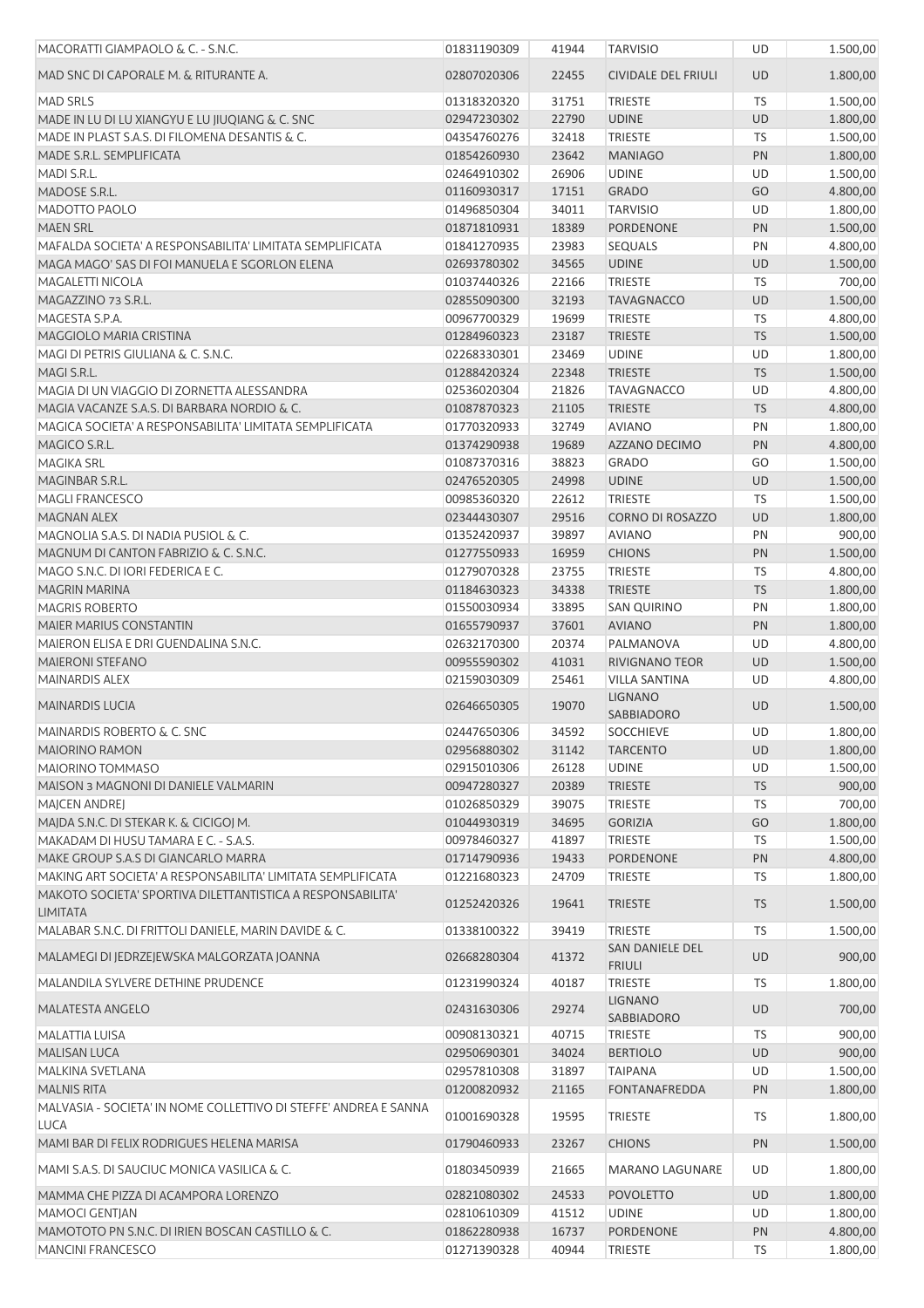| | | | | | |
|---|---|---|---|---|---|
| MACORATTI GIAMPAOLO & C. - S.N.C. | 01831190309 | 41944 | TARVISIO | UD | 1.500,00 |
| MAD SNC DI CAPORALE M. & RITURANTE A. | 02807020306 | 22455 | CIVIDALE DEL FRIULI | UD | 1.800,00 |
| MAD SRLS | 01318320320 | 31751 | TRIESTE | TS | 1.500,00 |
| MADE IN LU DI LU XIANGYU E LU JIUQIANG & C. SNC | 02947230302 | 22790 | UDINE | UD | 1.800,00 |
| MADE IN PLAST S.A.S. DI FILOMENA DESANTIS & C. | 04354760276 | 32418 | TRIESTE | TS | 1.500,00 |
| MADE S.R.L. SEMPLIFICATA | 01854260930 | 23642 | MANIAGO | PN | 1.800,00 |
| MADI S.R.L. | 02464910302 | 26906 | UDINE | UD | 1.500,00 |
| MADOSE S.R.L. | 01160930317 | 17151 | GRADO | GO | 4.800,00 |
| MADOTTO PAOLO | 01496850304 | 34011 | TARVISIO | UD | 1.800,00 |
| MAEN SRL | 01871810931 | 18389 | PORDENONE | PN | 1.500,00 |
| MAFALDA SOCIETA' A RESPONSABILITA' LIMITATA SEMPLIFICATA | 01841270935 | 23983 | SEQUALS | PN | 4.800,00 |
| MAGA MAGO' SAS DI FOI MANUELA E SGORLON ELENA | 02693780302 | 34565 | UDINE | UD | 1.500,00 |
| MAGALETTI NICOLA | 01037440326 | 22166 | TRIESTE | TS | 700,00 |
| MAGAZZINO 73 S.R.L. | 02855090300 | 32193 | TAVAGNACCO | UD | 1.500,00 |
| MAGESTA S.P.A. | 00967700329 | 19699 | TRIESTE | TS | 4.800,00 |
| MAGGIOLO MARIA CRISTINA | 01284960323 | 23187 | TRIESTE | TS | 1.500,00 |
| MAGI DI PETRIS GIULIANA & C. S.N.C. | 02268330301 | 23469 | UDINE | UD | 1.800,00 |
| MAGI S.R.L. | 01288420324 | 22348 | TRIESTE | TS | 1.500,00 |
| MAGIA DI UN VIAGGIO DI ZORNETTA ALESSANDRA | 02536020304 | 21826 | TAVAGNACCO | UD | 4.800,00 |
| MAGIA VACANZE S.A.S. DI BARBARA NORDIO & C. | 01087870323 | 21105 | TRIESTE | TS | 4.800,00 |
| MAGICA SOCIETA' A RESPONSABILITA' LIMITATA SEMPLIFICATA | 01770320933 | 32749 | AVIANO | PN | 1.800,00 |
| MAGICO S.R.L. | 01374290938 | 19689 | AZZANO DECIMO | PN | 4.800,00 |
| MAGIKA SRL | 01087370316 | 38823 | GRADO | GO | 1.500,00 |
| MAGINBAR S.R.L. | 02476520305 | 24998 | UDINE | UD | 1.500,00 |
| MAGLI FRANCESCO | 00985360320 | 22612 | TRIESTE | TS | 1.500,00 |
| MAGNAN ALEX | 02344430307 | 29516 | CORNO DI ROSAZZO | UD | 1.800,00 |
| MAGNOLIA S.A.S. DI NADIA PUSIOL & C. | 01352420937 | 39897 | AVIANO | PN | 900,00 |
| MAGNUM DI CANTON FABRIZIO & C. S.N.C. | 01277550933 | 16959 | CHIONS | PN | 1.500,00 |
| MAGO S.N.C. DI IORI FEDERICA E C. | 01279070328 | 23755 | TRIESTE | TS | 4.800,00 |
| MAGRIN MARINA | 01184630323 | 34338 | TRIESTE | TS | 1.800,00 |
| MAGRIS ROBERTO | 01550030934 | 33895 | SAN QUIRINO | PN | 1.800,00 |
| MAIER MARIUS CONSTANTIN | 01655790937 | 37601 | AVIANO | PN | 1.800,00 |
| MAIERON ELISA E DRI GUENDALINA S.N.C. | 02632170300 | 20374 | PALMANOVA | UD | 4.800,00 |
| MAIERONI STEFANO | 00955590302 | 41031 | RIVIGNANO TEOR | UD | 1.500,00 |
| MAINARDIS ALEX | 02159030309 | 25461 | VILLA SANTINA | UD | 4.800,00 |
| MAINARDIS LUCIA | 02646650305 | 19070 | LIGNANO SABBIADORO | UD | 1.500,00 |
| MAINARDIS ROBERTO & C. SNC | 02447650306 | 34592 | SOCCHIEVE | UD | 1.800,00 |
| MAIORINO RAMON | 02956880302 | 31142 | TARCENTO | UD | 1.800,00 |
| MAIORINO TOMMASO | 02915010306 | 26128 | UDINE | UD | 1.500,00 |
| MAISON 3 MAGNONI DI DANIELE VALMARIN | 00947280327 | 20389 | TRIESTE | TS | 900,00 |
| MAJCEN ANDREJ | 01026850329 | 39075 | TRIESTE | TS | 700,00 |
| MAJDA S.N.C. DI STEKAR K. & CICIGOJ M. | 01044930319 | 34695 | GORIZIA | GO | 1.800,00 |
| MAKADAM DI HUSU TAMARA E C. - S.A.S. | 00978460327 | 41897 | TRIESTE | TS | 1.500,00 |
| MAKE GROUP S.A.S DI GIANCARLO MARRA | 01714790936 | 19433 | PORDENONE | PN | 4.800,00 |
| MAKING ART SOCIETA' A RESPONSABILITA' LIMITATA SEMPLIFICATA | 01221680323 | 24709 | TRIESTE | TS | 1.800,00 |
| MAKOTO SOCIETA' SPORTIVA DILETTANTISTICA A RESPONSABILITA' LIMITATA | 01252420326 | 19641 | TRIESTE | TS | 1.500,00 |
| MALABAR S.N.C. DI FRITTOLI DANIELE, MARIN DAVIDE & C. | 01338100322 | 39419 | TRIESTE | TS | 1.500,00 |
| MALAMEGI DI JEDRZEJEWSKA MALGORZATA JOANNA | 02668280304 | 41372 | SAN DANIELE DEL FRIULI | UD | 900,00 |
| MALANDILA SYLVERE DETHINE PRUDENCE | 01231990324 | 40187 | TRIESTE | TS | 1.800,00 |
| MALATESTA ANGELO | 02431630306 | 29274 | LIGNANO SABBIADORO | UD | 700,00 |
| MALATTIA LUISA | 00908130321 | 40715 | TRIESTE | TS | 900,00 |
| MALISAN LUCA | 02950690301 | 34024 | BERTIOLO | UD | 900,00 |
| MALKINA SVETLANA | 02957810308 | 31897 | TAIPANA | UD | 1.500,00 |
| MALNIS RITA | 01200820932 | 21165 | FONTANAFREDDA | PN | 1.800,00 |
| MALVASIA - SOCIETA' IN NOME COLLETTIVO DI STEFFE' ANDREA E SANNA LUCA | 01001690328 | 19595 | TRIESTE | TS | 1.800,00 |
| MAMI BAR DI FELIX RODRIGUES HELENA MARISA | 01790460933 | 23267 | CHIONS | PN | 1.500,00 |
| MAMI S.A.S. DI SAUCIUC MONICA VASILICA & C. | 01803450939 | 21665 | MARANO LAGUNARE | UD | 1.800,00 |
| MAMMA CHE PIZZA DI ACAMPORA LORENZO | 02821080302 | 24533 | POVOLETTO | UD | 1.800,00 |
| MAMOCI GENTJAN | 02810610309 | 41512 | UDINE | UD | 1.800,00 |
| MAMOTOTO PN S.N.C. DI IRIEN BOSCAN CASTILLO & C. | 01862280938 | 16737 | PORDENONE | PN | 4.800,00 |
| MANCINI FRANCESCO | 01271390328 | 40944 | TRIESTE | TS | 1.800,00 |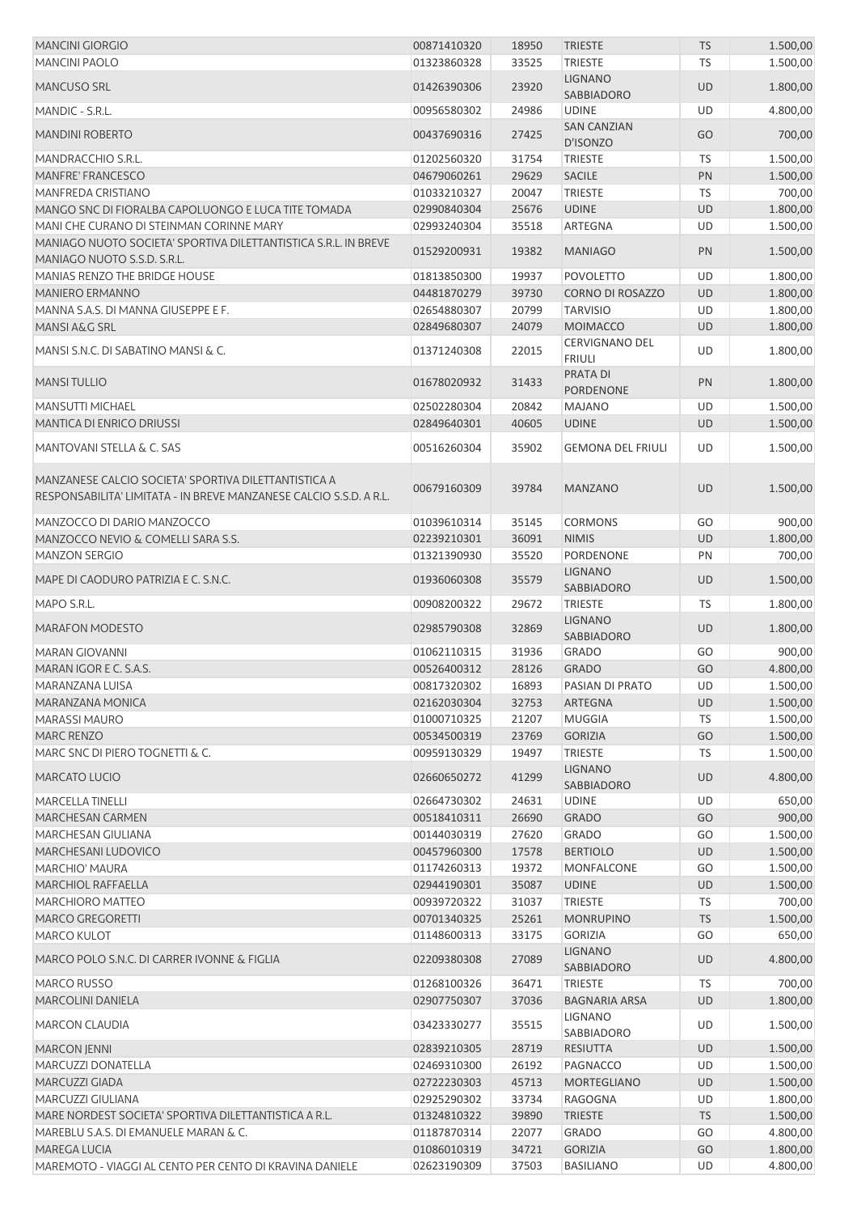| MANCINI GIORGIO | 00871410320 | 18950 | TRIESTE | TS | 1.500,00 |
|---|---|---|---|---|---|
| MANCINI PAOLO | 01323860328 | 33525 | TRIESTE | TS | 1.500,00 |
| MANCUSO SRL | 01426390306 | 23920 | LIGNANO SABBIADORO | UD | 1.800,00 |
| MANDIC - S.R.L. | 00956580302 | 24986 | UDINE | UD | 4.800,00 |
| MANDINI ROBERTO | 00437690316 | 27425 | SAN CANZIAN D'ISONZO | GO | 700,00 |
| MANDRACCHIO S.R.L. | 01202560320 | 31754 | TRIESTE | TS | 1.500,00 |
| MANFRE' FRANCESCO | 04679060261 | 29629 | SACILE | PN | 1.500,00 |
| MANFREDA CRISTIANO | 01033210327 | 20047 | TRIESTE | TS | 700,00 |
| MANGO SNC DI FIORALBA CAPOLUONGO E LUCA TITE TOMADA | 02990840304 | 25676 | UDINE | UD | 1.800,00 |
| MANI CHE CURANO DI STEINMAN CORINNE MARY | 02993240304 | 35518 | ARTEGNA | UD | 1.500,00 |
| MANIAGO NUOTO SOCIETA' SPORTIVA DILETTANTISTICA S.R.L. IN BREVE MANIAGO NUOTO S.S.D. S.R.L. | 01529200931 | 19382 | MANIAGO | PN | 1.500,00 |
| MANIAS RENZO THE BRIDGE HOUSE | 01813850300 | 19937 | POVOLETTO | UD | 1.800,00 |
| MANIERO ERMANNO | 04481870279 | 39730 | CORNO DI ROSAZZO | UD | 1.800,00 |
| MANNA S.A.S. DI MANNA GIUSEPPE E F. | 02654880307 | 20799 | TARVISIO | UD | 1.800,00 |
| MANSI A&G SRL | 02849680307 | 24079 | MOIMACCO | UD | 1.800,00 |
| MANSI S.N.C. DI SABATINO MANSI & C. | 01371240308 | 22015 | CERVIGNANO DEL FRIULI | UD | 1.800,00 |
| MANSI TULLIO | 01678020932 | 31433 | PRATA DI PORDENONE | PN | 1.800,00 |
| MANSUTTI MICHAEL | 02502280304 | 20842 | MAJANO | UD | 1.500,00 |
| MANTICA DI ENRICO DRIUSSI | 02849640301 | 40605 | UDINE | UD | 1.500,00 |
| MANTOVANI STELLA & C. SAS | 00516260304 | 35902 | GEMONA DEL FRIULI | UD | 1.500,00 |
| MANZANESE CALCIO SOCIETA' SPORTIVA DILETTANTISTICA A RESPONSABILITA' LIMITATA - IN BREVE MANZANESE CALCIO S.S.D. A R.L. | 00679160309 | 39784 | MANZANO | UD | 1.500,00 |
| MANZOCCO DI DARIO MANZOCCO | 01039610314 | 35145 | CORMONS | GO | 900,00 |
| MANZOCCO NEVIO & COMELLI SARA S.S. | 02239210301 | 36091 | NIMIS | UD | 1.800,00 |
| MANZON SERGIO | 01321390930 | 35520 | PORDENONE | PN | 700,00 |
| MAPE DI CAODURO PATRIZIA E C. S.N.C. | 01936060308 | 35579 | LIGNANO SABBIADORO | UD | 1.500,00 |
| MAPO S.R.L. | 00908200322 | 29672 | TRIESTE | TS | 1.800,00 |
| MARAFON MODESTO | 02985790308 | 32869 | LIGNANO SABBIADORO | UD | 1.800,00 |
| MARAN GIOVANNI | 01062110315 | 31936 | GRADO | GO | 900,00 |
| MARAN IGOR E C. S.A.S. | 00526400312 | 28126 | GRADO | GO | 4.800,00 |
| MARANZANA LUISA | 00817320302 | 16893 | PASIAN DI PRATO | UD | 1.500,00 |
| MARANZANA MONICA | 02162030304 | 32753 | ARTEGNA | UD | 1.500,00 |
| MARASSI MAURO | 01000710325 | 21207 | MUGGIA | TS | 1.500,00 |
| MARC RENZO | 00534500319 | 23769 | GORIZIA | GO | 1.500,00 |
| MARC SNC DI PIERO TOGNETTI & C. | 00959130329 | 19497 | TRIESTE | TS | 1.500,00 |
| MARCATO LUCIO | 02660650272 | 41299 | LIGNANO SABBIADORO | UD | 4.800,00 |
| MARCELLA TINELLI | 02664730302 | 24631 | UDINE | UD | 650,00 |
| MARCHESAN CARMEN | 00518410311 | 26690 | GRADO | GO | 900,00 |
| MARCHESAN GIULIANA | 00144030319 | 27620 | GRADO | GO | 1.500,00 |
| MARCHESANI LUDOVICO | 00457960300 | 17578 | BERTIOLO | UD | 1.500,00 |
| MARCHIO' MAURA | 01174260313 | 19372 | MONFALCONE | GO | 1.500,00 |
| MARCHIOL RAFFAELLA | 02944190301 | 35087 | UDINE | UD | 1.500,00 |
| MARCHIORO MATTEO | 00939720322 | 31037 | TRIESTE | TS | 700,00 |
| MARCO GREGORETTI | 00701340325 | 25261 | MONRUPINO | TS | 1.500,00 |
| MARCO KULOT | 01148600313 | 33175 | GORIZIA | GO | 650,00 |
| MARCO POLO S.N.C. DI CARRER IVONNE & FIGLIA | 02209380308 | 27089 | LIGNANO SABBIADORO | UD | 4.800,00 |
| MARCO RUSSO | 01268100326 | 36471 | TRIESTE | TS | 700,00 |
| MARCOLINI DANIELA | 02907750307 | 37036 | BAGNARIA ARSA | UD | 1.800,00 |
| MARCON CLAUDIA | 03423330277 | 35515 | LIGNANO SABBIADORO | UD | 1.500,00 |
| MARCON JENNI | 02839210305 | 28719 | RESIUTTA | UD | 1.500,00 |
| MARCUZZI DONATELLA | 02469310300 | 26192 | PAGNACCO | UD | 1.500,00 |
| MARCUZZI GIADA | 02722230303 | 45713 | MORTEGLIANO | UD | 1.500,00 |
| MARCUZZI GIULIANA | 02925290302 | 33734 | RAGOGNA | UD | 1.800,00 |
| MARE NORDEST SOCIETA' SPORTIVA DILETTANTISTICA A R.L. | 01324810322 | 39890 | TRIESTE | TS | 1.500,00 |
| MAREBLU S.A.S. DI EMANUELE MARAN & C. | 01187870314 | 22077 | GRADO | GO | 4.800,00 |
| MAREGA LUCIA | 01086010319 | 34721 | GORIZIA | GO | 1.800,00 |
| MAREMOTO - VIAGGI AL CENTO PER CENTO DI KRAVINA DANIELE | 02623190309 | 37503 | BASILIANO | UD | 4.800,00 |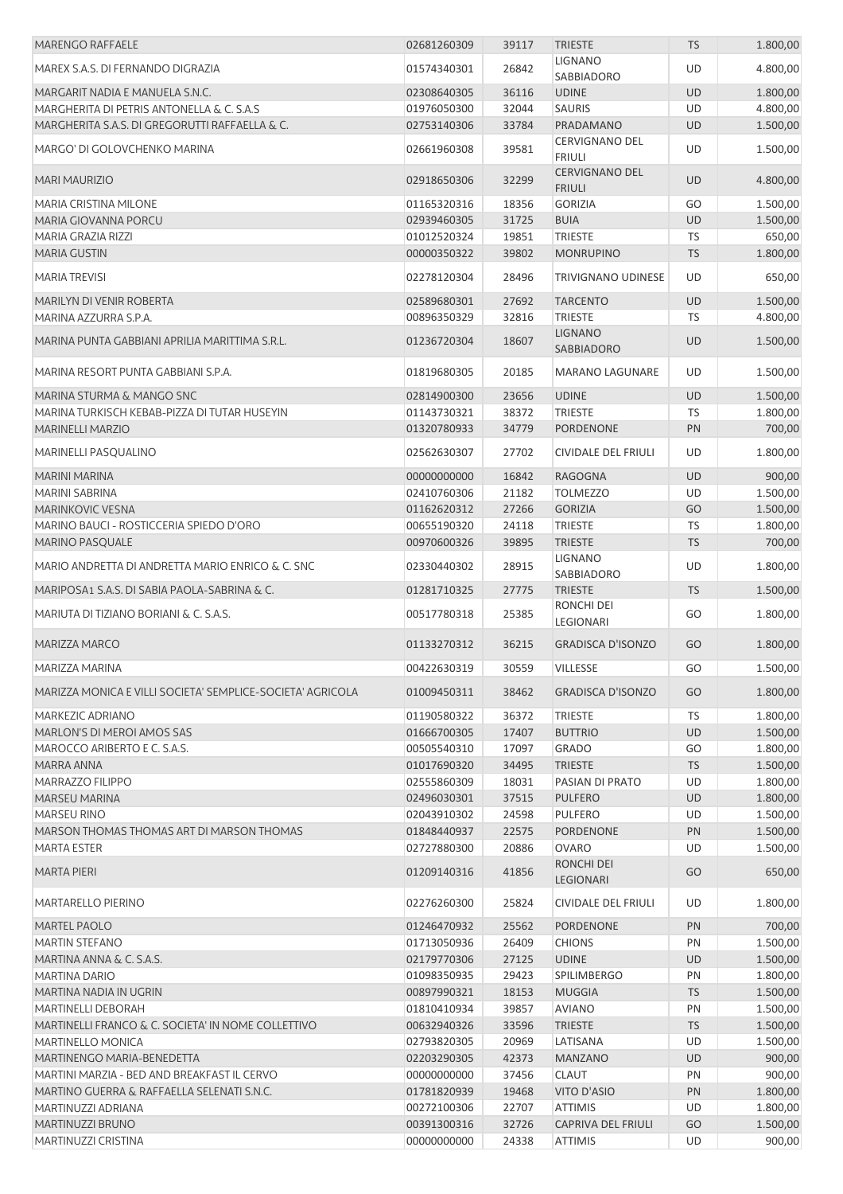| MARENGO RAFFAELE | 02681260309 | 39117 | TRIESTE | TS | 1.800,00 |
|---|---|---|---|---|---|
| MAREX S.A.S. DI FERNANDO DIGRAZIA | 01574340301 | 26842 | LIGNANO SABBIADORO | UD | 4.800,00 |
| MARGARIT NADIA E MANUELA S.N.C. | 02308640305 | 36116 | UDINE | UD | 1.800,00 |
| MARGHERITA DI PETRIS ANTONELLA & C. S.A.S | 01976050300 | 32044 | SAURIS | UD | 4.800,00 |
| MARGHERITA S.A.S. DI GREGORUTTI RAFFAELLA & C. | 02753140306 | 33784 | PRADAMANO | UD | 1.500,00 |
| MARGO' DI GOLOVCHENKO MARINA | 02661960308 | 39581 | CERVIGNANO DEL FRIULI | UD | 1.500,00 |
| MARI MAURIZIO | 02918650306 | 32299 | CERVIGNANO DEL FRIULI | UD | 4.800,00 |
| MARIA CRISTINA MILONE | 01165320316 | 18356 | GORIZIA | GO | 1.500,00 |
| MARIA GIOVANNA PORCU | 02939460305 | 31725 | BUIA | UD | 1.500,00 |
| MARIA GRAZIA RIZZI | 01012520324 | 19851 | TRIESTE | TS | 650,00 |
| MARIA GUSTIN | 00000350322 | 39802 | MONRUPINO | TS | 1.800,00 |
| MARIA TREVISI | 02278120304 | 28496 | TRIVIGNANO UDINESE | UD | 650,00 |
| MARILYN DI VENIR ROBERTA | 02589680301 | 27692 | TARCENTO | UD | 1.500,00 |
| MARINA AZZURRA S.P.A. | 00896350329 | 32816 | TRIESTE | TS | 4.800,00 |
| MARINA PUNTA GABBIANI APRILIA MARITTIMA S.R.L. | 01236720304 | 18607 | LIGNANO SABBIADORO | UD | 1.500,00 |
| MARINA RESORT PUNTA GABBIANI S.P.A. | 01819680305 | 20185 | MARANO LAGUNARE | UD | 1.500,00 |
| MARINA STURMA & MANGO SNC | 02814900300 | 23656 | UDINE | UD | 1.500,00 |
| MARINA TURKISCH KEBAB-PIZZA DI TUTAR HUSEYIN | 01143730321 | 38372 | TRIESTE | TS | 1.800,00 |
| MARINELLI MARZIO | 01320780933 | 34779 | PORDENONE | PN | 700,00 |
| MARINELLI PASQUALINO | 02562630307 | 27702 | CIVIDALE DEL FRIULI | UD | 1.800,00 |
| MARINI MARINA | 00000000000 | 16842 | RAGOGNA | UD | 900,00 |
| MARINI SABRINA | 02410760306 | 21182 | TOLMEZZO | UD | 1.500,00 |
| MARINKOVIC VESNA | 01162620312 | 27266 | GORIZIA | GO | 1.500,00 |
| MARINO BAUCI - ROSTICCERIA SPIEDO D'ORO | 00655190320 | 24118 | TRIESTE | TS | 1.800,00 |
| MARINO PASQUALE | 00970600326 | 39895 | TRIESTE | TS | 700,00 |
| MARIO ANDRETTA DI ANDRETTA MARIO ENRICO & C. SNC | 02330440302 | 28915 | LIGNANO SABBIADORO | UD | 1.800,00 |
| MARIPOSA1 S.A.S. DI SABIA PAOLA-SABRINA & C. | 01281710325 | 27775 | TRIESTE | TS | 1.500,00 |
| MARIUTA DI TIZIANO BORIANI & C. S.A.S. | 00517780318 | 25385 | RONCHI DEI LEGIONARI | GO | 1.800,00 |
| MARIZZA MARCO | 01133270312 | 36215 | GRADISCA D'ISONZO | GO | 1.800,00 |
| MARIZZA MARINA | 00422630319 | 30559 | VILLESSE | GO | 1.500,00 |
| MARIZZA MONICA E VILLI SOCIETA' SEMPLICE-SOCIETA' AGRICOLA | 01009450311 | 38462 | GRADISCA D'ISONZO | GO | 1.800,00 |
| MARKEZIC ADRIANO | 01190580322 | 36372 | TRIESTE | TS | 1.800,00 |
| MARLON'S DI MEROI AMOS SAS | 01666700305 | 17407 | BUTTRIO | UD | 1.500,00 |
| MAROCCO ARIBERTO E C. S.A.S. | 00505540310 | 17097 | GRADO | GO | 1.800,00 |
| MARRA ANNA | 01017690320 | 34495 | TRIESTE | TS | 1.500,00 |
| MARRAZZO FILIPPO | 02555860309 | 18031 | PASIAN DI PRATO | UD | 1.800,00 |
| MARSEU MARINA | 02496030301 | 37515 | PULFERO | UD | 1.800,00 |
| MARSEU RINO | 02043910302 | 24598 | PULFERO | UD | 1.500,00 |
| MARSON THOMAS THOMAS ART DI MARSON THOMAS | 01848440937 | 22575 | PORDENONE | PN | 1.500,00 |
| MARTA ESTER | 02727880300 | 20886 | OVARO | UD | 1.500,00 |
| MARTA PIERI | 01209140316 | 41856 | RONCHI DEI LEGIONARI | GO | 650,00 |
| MARTARELLO PIERINO | 02276260300 | 25824 | CIVIDALE DEL FRIULI | UD | 1.800,00 |
| MARTEL PAOLO | 01246470932 | 25562 | PORDENONE | PN | 700,00 |
| MARTIN STEFANO | 01713050936 | 26409 | CHIONS | PN | 1.500,00 |
| MARTINA ANNA & C. S.A.S. | 02179770306 | 27125 | UDINE | UD | 1.500,00 |
| MARTINA DARIO | 01098350935 | 29423 | SPILIMBERGO | PN | 1.800,00 |
| MARTINA NADIA IN UGRIN | 00897990321 | 18153 | MUGGIA | TS | 1.500,00 |
| MARTINELLI DEBORAH | 01810410934 | 39857 | AVIANO | PN | 1.500,00 |
| MARTINELLI FRANCO & C. SOCIETA' IN NOME COLLETTIVO | 00632940326 | 33596 | TRIESTE | TS | 1.500,00 |
| MARTINELLO MONICA | 02793820305 | 20969 | LATISANA | UD | 1.500,00 |
| MARTINENGO MARIA-BENEDETTA | 02203290305 | 42373 | MANZANO | UD | 900,00 |
| MARTINI MARZIA - BED AND BREAKFAST IL CERVO | 00000000000 | 37456 | CLAUT | PN | 900,00 |
| MARTINO GUERRA & RAFFAELLA SELENATI S.N.C. | 01781820939 | 19468 | VITO D'ASIO | PN | 1.800,00 |
| MARTINUZZI ADRIANA | 00272100306 | 22707 | ATTIMIS | UD | 1.800,00 |
| MARTINUZZI BRUNO | 00391300316 | 32726 | CAPRIVA DEL FRIULI | GO | 1.500,00 |
| MARTINUZZI CRISTINA | 00000000000 | 24338 | ATTIMIS | UD | 900,00 |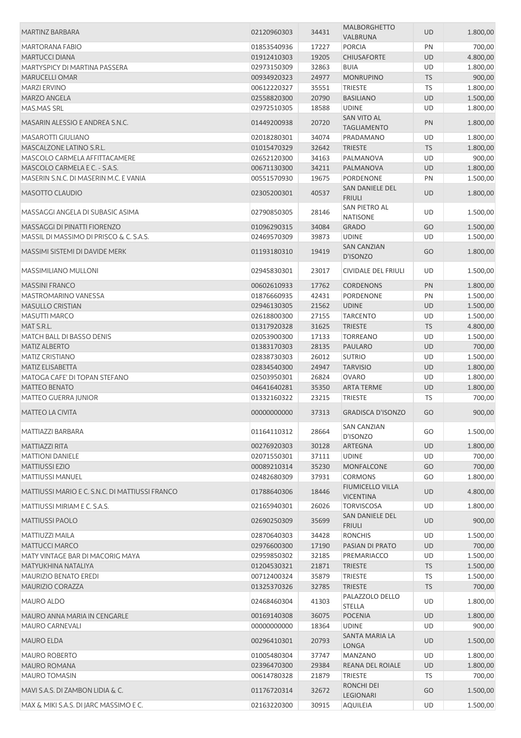| | | | | | |
|---|---|---|---|---|---|
| MARTINZ BARBARA | 02120960303 | 34431 | MALBORGHETTO VALBRUNA | UD | 1.800,00 |
| MARTORANA FABIO | 01853540936 | 17227 | PORCIA | PN | 700,00 |
| MARTUCCI DIANA | 01912410303 | 19205 | CHIUSAFORTE | UD | 4.800,00 |
| MARTYSPICY DI MARTINA PASSERA | 02973150309 | 32863 | BUIA | UD | 1.800,00 |
| MARUCELLI OMAR | 00934920323 | 24977 | MONRUPINO | TS | 900,00 |
| MARZI ERVINO | 00612220327 | 35551 | TRIESTE | TS | 1.800,00 |
| MARZO ANGELA | 02558820300 | 20790 | BASILIANO | UD | 1.500,00 |
| MAS.MAS SRL | 02972510305 | 18588 | UDINE | UD | 1.800,00 |
| MASARIN ALESSIO E ANDREA S.N.C. | 01449200938 | 20720 | SAN VITO AL TAGLIAMENTO | PN | 1.800,00 |
| MASAROTTI GIULIANO | 02018280301 | 34074 | PRADAMANO | UD | 1.800,00 |
| MASCALZONE LATINO S.R.L. | 01015470329 | 32642 | TRIESTE | TS | 1.800,00 |
| MASCOLO CARMELA AFFITTACAMERE | 02652120300 | 34163 | PALMANOVA | UD | 900,00 |
| MASCOLO CARMELA E C. - S.A.S. | 00671130300 | 34211 | PALMANOVA | UD | 1.800,00 |
| MASERIN S.N.C. DI MASERIN M.C. E VANIA | 00551570930 | 19675 | PORDENONE | PN | 1.500,00 |
| MASOTTO CLAUDIO | 02305200301 | 40537 | SAN DANIELE DEL FRIULI | UD | 1.800,00 |
| MASSAGGI ANGELA DI SUBASIC ASIMA | 02790850305 | 28146 | SAN PIETRO AL NATISONE | UD | 1.500,00 |
| MASSAGGI DI PINATTI FIORENZO | 01096290315 | 34084 | GRADO | GO | 1.500,00 |
| MASSIL DI MASSIMO DI PRISCO & C. S.A.S. | 02469570309 | 39873 | UDINE | UD | 1.500,00 |
| MASSIMI SISTEMI DI DAVIDE MERK | 01193180310 | 19419 | SAN CANZIAN D'ISONZO | GO | 1.800,00 |
| MASSIMILIANO MULLONI | 02945830301 | 23017 | CIVIDALE DEL FRIULI | UD | 1.500,00 |
| MASSINI FRANCO | 00602610933 | 17762 | CORDENONS | PN | 1.800,00 |
| MASTROMARINO VANESSA | 01876660935 | 42431 | PORDENONE | PN | 1.500,00 |
| MASULLO CRISTIAN | 02946130305 | 21562 | UDINE | UD | 1.500,00 |
| MASUTTI MARCO | 02618800300 | 27155 | TARCENTO | UD | 1.500,00 |
| MAT S.R.L. | 01317920328 | 31625 | TRIESTE | TS | 4.800,00 |
| MATCH BALL DI BASSO DENIS | 02053900300 | 17133 | TORREANO | UD | 1.500,00 |
| MATIZ ALBERTO | 01383170303 | 28135 | PAULARO | UD | 700,00 |
| MATIZ CRISTIANO | 02838730303 | 26012 | SUTRIO | UD | 1.500,00 |
| MATIZ ELISABETTA | 02834540300 | 24947 | TARVISIO | UD | 1.800,00 |
| MATOGA CAFE' DI TOPAN STEFANO | 02503950301 | 26824 | OVARO | UD | 1.800,00 |
| MATTEO BENATO | 04641640281 | 35350 | ARTA TERME | UD | 1.800,00 |
| MATTEO GUERRA JUNIOR | 01332160322 | 23215 | TRIESTE | TS | 700,00 |
| MATTEO LA CIVITA | 00000000000 | 37313 | GRADISCA D'ISONZO | GO | 900,00 |
| MATTIAZZI BARBARA | 01164110312 | 28664 | SAN CANZIAN D'ISONZO | GO | 1.500,00 |
| MATTIAZZI RITA | 00276920303 | 30128 | ARTEGNA | UD | 1.800,00 |
| MATTIONI DANIELE | 02071550301 | 37111 | UDINE | UD | 700,00 |
| MATTIUSSI EZIO | 00089210314 | 35230 | MONFALCONE | GO | 700,00 |
| MATTIUSSI MANUEL | 02482680309 | 37931 | CORMONS | GO | 1.800,00 |
| MATTIUSSI MARIO E C. S.N.C. DI MATTIUSSI FRANCO | 01788640306 | 18446 | FIUMICELLO VILLA VICENTINA | UD | 4.800,00 |
| MATTIUSSI MIRIAM E C. S.A.S. | 02165940301 | 26026 | TORVISCOSA | UD | 1.800,00 |
| MATTIUSSI PAOLO | 02690250309 | 35699 | SAN DANIELE DEL FRIULI | UD | 900,00 |
| MATTIUZZI MAILA | 02870640303 | 34428 | RONCHIS | UD | 1.500,00 |
| MATTUCCI MARCO | 02976600300 | 17190 | PASIAN DI PRATO | UD | 700,00 |
| MATY VINTAGE BAR DI MACORIG MAYA | 02959850302 | 32185 | PREMARIACCO | UD | 1.500,00 |
| MATYUKHINA NATALIYA | 01204530321 | 21871 | TRIESTE | TS | 1.500,00 |
| MAURIZIO BENATO EREDI | 00712400324 | 35879 | TRIESTE | TS | 1.500,00 |
| MAURIZIO CORAZZA | 01325370326 | 32785 | TRIESTE | TS | 700,00 |
| MAURO ALDO | 02468460304 | 41303 | PALAZZOLO DELLO STELLA | UD | 1.800,00 |
| MAURO ANNA MARIA IN CENGARLE | 00169140308 | 36075 | POCENIA | UD | 1.800,00 |
| MAURO CARNEVALI | 00000000000 | 18364 | UDINE | UD | 900,00 |
| MAURO ELDA | 00296410301 | 20793 | SANTA MARIA LA LONGA | UD | 1.500,00 |
| MAURO ROBERTO | 01005480304 | 37747 | MANZANO | UD | 1.800,00 |
| MAURO ROMANA | 02396470300 | 29384 | REANA DEL ROIALE | UD | 1.800,00 |
| MAURO TOMASIN | 00614780328 | 21879 | TRIESTE | TS | 700,00 |
| MAVI S.A.S. DI ZAMBON LIDIA & C. | 01176720314 | 32672 | RONCHI DEI LEGIONARI | GO | 1.500,00 |
| MAX & MIKI S.A.S. DI JARC MASSIMO E C. | 02163220300 | 30915 | AQUILEIA | UD | 1.500,00 |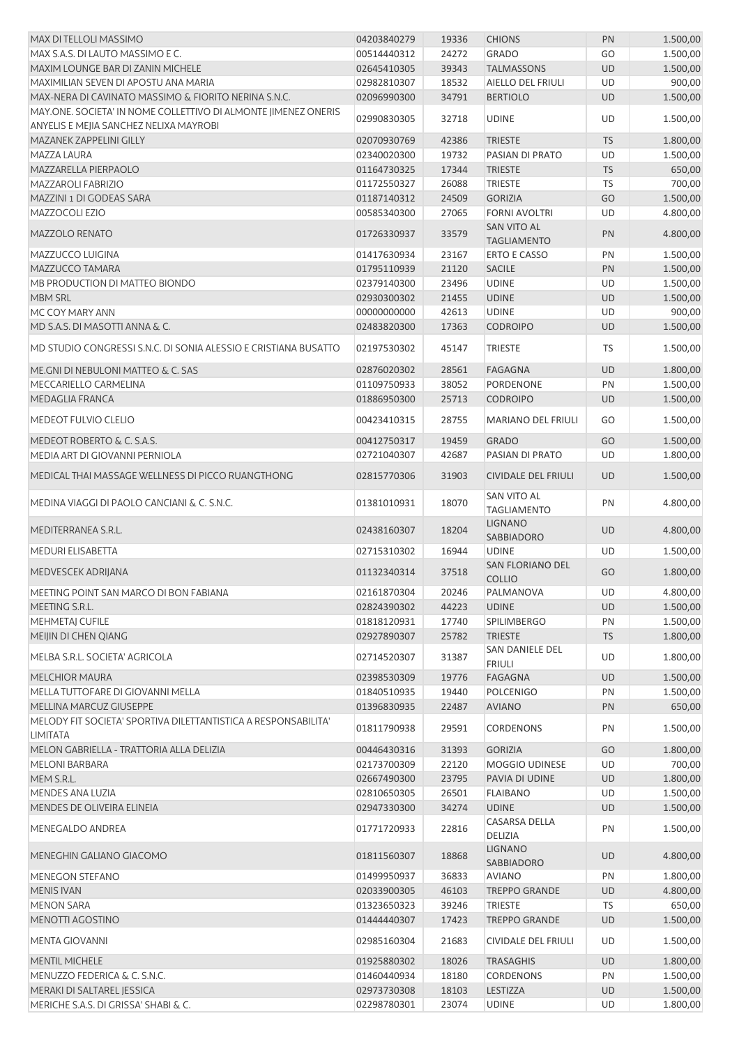| | | | | | |
|---|---|---|---|---|---|
| MAX DI TELLOLI MASSIMO | 04203840279 | 19336 | CHIONS | PN | 1.500,00 |
| MAX S.A.S. DI LAUTO MASSIMO E C. | 00514440312 | 24272 | GRADO | GO | 1.500,00 |
| MAXIM LOUNGE BAR DI ZANIN MICHELE | 02645410305 | 39343 | TALMASSONS | UD | 1.500,00 |
| MAXIMILIAN SEVEN DI APOSTU ANA MARIA | 02982810307 | 18532 | AIELLO DEL FRIULI | UD | 900,00 |
| MAX-NERA DI CAVINATO MASSIMO & FIORITO NERINA S.N.C. | 02096990300 | 34791 | BERTIOLO | UD | 1.500,00 |
| MAY.ONE. SOCIETA' IN NOME COLLETTIVO DI ALMONTE JIMENEZ ONERIS ANYELIS E MEJIA SANCHEZ NELIXA MAYROBI | 02990830305 | 32718 | UDINE | UD | 1.500,00 |
| MAZANEK ZAPPELINI GILLY | 02070930769 | 42386 | TRIESTE | TS | 1.800,00 |
| MAZZA LAURA | 02340020300 | 19732 | PASIAN DI PRATO | UD | 1.500,00 |
| MAZZARELLA PIERPAOLO | 01164730325 | 17344 | TRIESTE | TS | 650,00 |
| MAZZAROLI FABRIZIO | 01172550327 | 26088 | TRIESTE | TS | 700,00 |
| MAZZINI 1 DI GODEAS SARA | 01187140312 | 24509 | GORIZIA | GO | 1.500,00 |
| MAZZOCOLI EZIO | 00585340300 | 27065 | FORNI AVOLTRI | UD | 4.800,00 |
| MAZZOLO RENATO | 01726330937 | 33579 | SAN VITO AL TAGLIAMENTO | PN | 4.800,00 |
| MAZZUCCO LUIGINA | 01417630934 | 23167 | ERTO E CASSO | PN | 1.500,00 |
| MAZZUCCO TAMARA | 01795110939 | 21120 | SACILE | PN | 1.500,00 |
| MB PRODUCTION DI MATTEO BIONDO | 02379140300 | 23496 | UDINE | UD | 1.500,00 |
| MBM SRL | 02930300302 | 21455 | UDINE | UD | 1.500,00 |
| MC COY MARY ANN | 00000000000 | 42613 | UDINE | UD | 900,00 |
| MD S.A.S. DI MASOTTI ANNA & C. | 02483820300 | 17363 | CODROIPO | UD | 1.500,00 |
| MD STUDIO CONGRESSI S.N.C. DI SONIA ALESSIO E CRISTIANA BUSATTO | 02197530302 | 45147 | TRIESTE | TS | 1.500,00 |
| ME.GNI DI NEBULONI MATTEO & C. SAS | 02876020302 | 28561 | FAGAGNA | UD | 1.800,00 |
| MECCARIELLO CARMELINA | 01109750933 | 38052 | PORDENONE | PN | 1.500,00 |
| MEDAGLIA FRANCA | 01886950300 | 25713 | CODROIPO | UD | 1.500,00 |
| MEDEOT FULVIO CLELIO | 00423410315 | 28755 | MARIANO DEL FRIULI | GO | 1.500,00 |
| MEDEOT ROBERTO & C. S.A.S. | 00412750317 | 19459 | GRADO | GO | 1.500,00 |
| MEDIA ART DI GIOVANNI PERNIOLA | 02721040307 | 42687 | PASIAN DI PRATO | UD | 1.800,00 |
| MEDICAL THAI MASSAGE WELLNESS DI PICCO RUANGTHONG | 02815770306 | 31903 | CIVIDALE DEL FRIULI | UD | 1.500,00 |
| MEDINA VIAGGI DI PAOLO CANCIANI & C. S.N.C. | 01381010931 | 18070 | SAN VITO AL TAGLIAMENTO | PN | 4.800,00 |
| MEDITERRANEA S.R.L. | 02438160307 | 18204 | LIGNANO SABBIADORO | UD | 4.800,00 |
| MEDURI ELISABETTA | 02715310302 | 16944 | UDINE | UD | 1.500,00 |
| MEDVESCEK ADRIJANA | 01132340314 | 37518 | SAN FLORIANO DEL COLLIO | GO | 1.800,00 |
| MEETING POINT SAN MARCO DI BON FABIANA | 02161870304 | 20246 | PALMANOVA | UD | 4.800,00 |
| MEETING S.R.L. | 02824390302 | 44223 | UDINE | UD | 1.500,00 |
| MEHMETAJ CUFILE | 01818120931 | 17740 | SPILIMBERGO | PN | 1.500,00 |
| MEIJIN DI CHEN QIANG | 02927890307 | 25782 | TRIESTE | TS | 1.800,00 |
| MELBA S.R.L. SOCIETA' AGRICOLA | 02714520307 | 31387 | SAN DANIELE DEL FRIULI | UD | 1.800,00 |
| MELCHIOR MAURA | 02398530309 | 19776 | FAGAGNA | UD | 1.500,00 |
| MELLA TUTTOFARE DI GIOVANNI MELLA | 01840510935 | 19440 | POLCENIGO | PN | 1.500,00 |
| MELLINA MARCUZ GIUSEPPE | 01396830935 | 22487 | AVIANO | PN | 650,00 |
| MELODY FIT SOCIETA' SPORTIVA DILETTANTISTICA A RESPONSABILITA' LIMITATA | 01811790938 | 29591 | CORDENONS | PN | 1.500,00 |
| MELON GABRIELLA - TRATTORIA ALLA DELIZIA | 00446430316 | 31393 | GORIZIA | GO | 1.800,00 |
| MELONI BARBARA | 02173700309 | 22120 | MOGGIO UDINESE | UD | 700,00 |
| MEM S.R.L. | 02667490300 | 23795 | PAVIA DI UDINE | UD | 1.800,00 |
| MENDES ANA LUZIA | 02810650305 | 26501 | FLAIBANO | UD | 1.500,00 |
| MENDES DE OLIVEIRA ELINEIA | 02947330300 | 34274 | UDINE | UD | 1.500,00 |
| MENEGALDO ANDREA | 01771720933 | 22816 | CASARSA DELLA DELIZIA | PN | 1.500,00 |
| MENEGHIN GALIANO GIACOMO | 01811560307 | 18868 | LIGNANO SABBIADORO | UD | 4.800,00 |
| MENEGON STEFANO | 01499950937 | 36833 | AVIANO | PN | 1.800,00 |
| MENIS IVAN | 02033900305 | 46103 | TREPPO GRANDE | UD | 4.800,00 |
| MENON SARA | 01323650323 | 39246 | TRIESTE | TS | 650,00 |
| MENOTTI AGOSTINO | 01444440307 | 17423 | TREPPO GRANDE | UD | 1.500,00 |
| MENTA GIOVANNI | 02985160304 | 21683 | CIVIDALE DEL FRIULI | UD | 1.500,00 |
| MENTIL MICHELE | 01925880302 | 18026 | TRASAGHIS | UD | 1.800,00 |
| MENUZZO FEDERICA & C. S.N.C. | 01460440934 | 18180 | CORDENONS | PN | 1.500,00 |
| MERAKI DI SALTAREL JESSICA | 02973730308 | 18103 | LESTIZZA | UD | 1.500,00 |
| MERICHE S.A.S. DI GRISSA' SHABI & C. | 02298780301 | 23074 | UDINE | UD | 1.800,00 |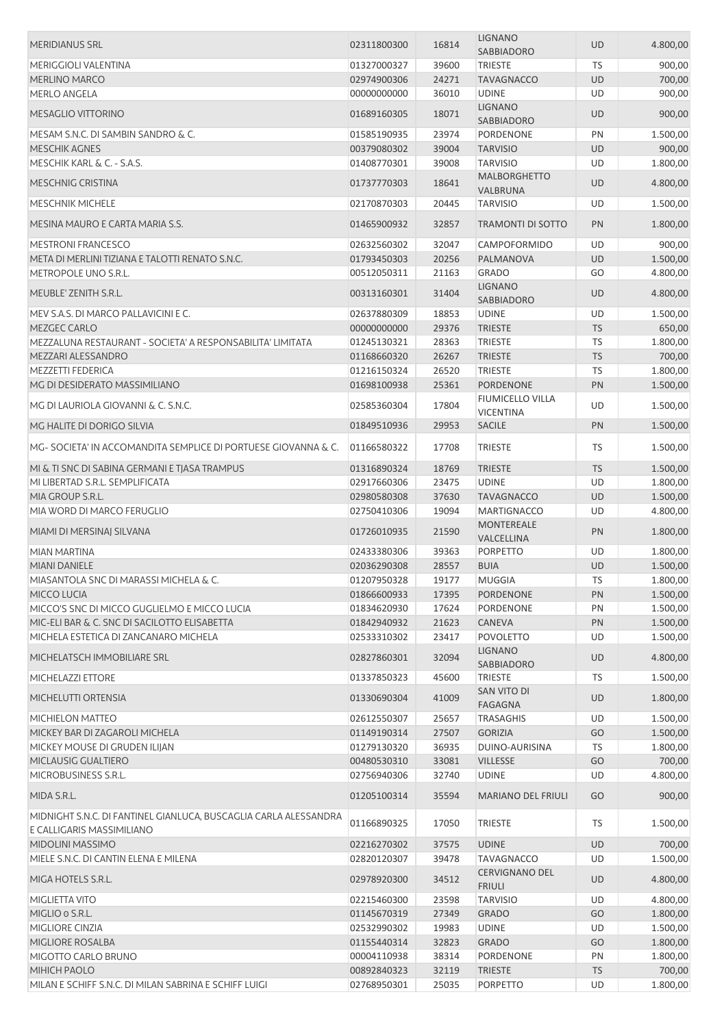| | | | | | |
|---|---|---|---|---|---|
| MERIDIANUS SRL | 02311800300 | 16814 | LIGNANO SABBIADORO | UD | 4.800,00 |
| MERIGGIOLI VALENTINA | 01327000327 | 39600 | TRIESTE | TS | 900,00 |
| MERLINO MARCO | 02974900306 | 24271 | TAVAGNACCO | UD | 700,00 |
| MERLO ANGELA | 00000000000 | 36010 | UDINE | UD | 900,00 |
| MESAGLIO VITTORINO | 01689160305 | 18071 | LIGNANO SABBIADORO | UD | 900,00 |
| MESAM S.N.C. DI SAMBIN SANDRO & C. | 01585190935 | 23974 | PORDENONE | PN | 1.500,00 |
| MESCHIK AGNES | 00379080302 | 39004 | TARVISIO | UD | 900,00 |
| MESCHIK KARL & C. - S.A.S. | 01408770301 | 39008 | TARVISIO | UD | 1.800,00 |
| MESCHNIG CRISTINA | 01737770303 | 18641 | MALBORGHETTO VALBRUNA | UD | 4.800,00 |
| MESCHNIK MICHELE | 02170870303 | 20445 | TARVISIO | UD | 1.500,00 |
| MESINA MAURO E CARTA MARIA S.S. | 01465900932 | 32857 | TRAMONTI DI SOTTO | PN | 1.800,00 |
| MESTRONI FRANCESCO | 02632560302 | 32047 | CAMPOFORMIDO | UD | 900,00 |
| META DI MERLINI TIZIANA E TALOTTI RENATO S.N.C. | 01793450303 | 20256 | PALMANOVA | UD | 1.500,00 |
| METROPOLE UNO S.R.L. | 00512050311 | 21163 | GRADO | GO | 4.800,00 |
| MEUBLE' ZENITH S.R.L. | 00313160301 | 31404 | LIGNANO SABBIADORO | UD | 4.800,00 |
| MEV S.A.S. DI MARCO PALLAVICINI E C. | 02637880309 | 18853 | UDINE | UD | 1.500,00 |
| MEZGEC CARLO | 00000000000 | 29376 | TRIESTE | TS | 650,00 |
| MEZZALUNA RESTAURANT - SOCIETA' A RESPONSABILITA' LIMITATA | 01245130321 | 28363 | TRIESTE | TS | 1.800,00 |
| MEZZARI ALESSANDRO | 01168660320 | 26267 | TRIESTE | TS | 700,00 |
| MEZZETTI FEDERICA | 01216150324 | 26520 | TRIESTE | TS | 1.800,00 |
| MG DI DESIDERATO MASSIMILIANO | 01698100938 | 25361 | PORDENONE | PN | 1.500,00 |
| MG DI LAURIOLA GIOVANNI & C. S.N.C. | 02585360304 | 17804 | FIUMICELLO VILLA VICENTINA | UD | 1.500,00 |
| MG HALITE DI DORIGO SILVIA | 01849510936 | 29953 | SACILE | PN | 1.500,00 |
| MG- SOCIETA' IN ACCOMANDITA SEMPLICE DI PORTUESE GIOVANNA & C. | 01166580322 | 17708 | TRIESTE | TS | 1.500,00 |
| MI & TI SNC DI SABINA GERMANI E TJASA TRAMPUS | 01316890324 | 18769 | TRIESTE | TS | 1.500,00 |
| MI LIBERTAD S.R.L. SEMPLIFICATA | 02917660306 | 23475 | UDINE | UD | 1.800,00 |
| MIA GROUP S.R.L. | 02980580308 | 37630 | TAVAGNACCO | UD | 1.500,00 |
| MIA WORD DI MARCO FERUGLIO | 02750410306 | 19094 | MARTIGNACCO | UD | 4.800,00 |
| MIAMI DI MERSINAJ SILVANA | 01726010935 | 21590 | MONTEREALE VALCELLINA | PN | 1.800,00 |
| MIAN MARTINA | 02433380306 | 39363 | PORPETTO | UD | 1.800,00 |
| MIANI DANIELE | 02036290308 | 28557 | BUIA | UD | 1.500,00 |
| MIASANTOLA SNC DI MARASSI MICHELA & C. | 01207950328 | 19177 | MUGGIA | TS | 1.800,00 |
| MICCO LUCIA | 01866600933 | 17395 | PORDENONE | PN | 1.500,00 |
| MICCO'S SNC DI MICCO GUGLIELMO E MICCO LUCIA | 01834620930 | 17624 | PORDENONE | PN | 1.500,00 |
| MIC-ELI BAR & C. SNC DI SACILOTTO ELISABETTA | 01842940932 | 21623 | CANEVA | PN | 1.500,00 |
| MICHELA ESTETICA DI ZANCANARO MICHELA | 02533310302 | 23417 | POVOLETTO | UD | 1.500,00 |
| MICHELATSCH IMMOBILIARE SRL | 02827860301 | 32094 | LIGNANO SABBIADORO | UD | 4.800,00 |
| MICHELAZZI ETTORE | 01337850323 | 45600 | TRIESTE | TS | 1.500,00 |
| MICHELUTTI ORTENSIA | 01330690304 | 41009 | SAN VITO DI FAGAGNA | UD | 1.800,00 |
| MICHIELON MATTEO | 02612550307 | 25657 | TRASAGHIS | UD | 1.500,00 |
| MICKEY BAR DI ZAGAROLI MICHELA | 01149190314 | 27507 | GORIZIA | GO | 1.500,00 |
| MICKEY MOUSE DI GRUDEN ILIJAN | 01279130320 | 36935 | DUINO-AURISINA | TS | 1.800,00 |
| MICLAUSIG GUALTIERO | 00480530310 | 33081 | VILLESSE | GO | 700,00 |
| MICROBUSINESS S.R.L. | 02756940306 | 32740 | UDINE | UD | 4.800,00 |
| MIDA S.R.L. | 01205100314 | 35594 | MARIANO DEL FRIULI | GO | 900,00 |
| MIDNIGHT S.N.C. DI FANTINEL GIANLUCA, BUSCAGLIA CARLA ALESSANDRA E CALLIGARIS MASSIMILIANO | 01166890325 | 17050 | TRIESTE | TS | 1.500,00 |
| MIDOLINI MASSIMO | 02216270302 | 37575 | UDINE | UD | 700,00 |
| MIELE S.N.C. DI CANTIN ELENA E MILENA | 02820120307 | 39478 | TAVAGNACCO | UD | 1.500,00 |
| MIGA HOTELS S.R.L. | 02978920300 | 34512 | CERVIGNANO DEL FRIULI | UD | 4.800,00 |
| MIGLIETTA VITO | 02215460300 | 23598 | TARVISIO | UD | 4.800,00 |
| MIGLIO o S.R.L. | 01145670319 | 27349 | GRADO | GO | 1.800,00 |
| MIGLIORE CINZIA | 02532990302 | 19983 | UDINE | UD | 1.500,00 |
| MIGLIORE ROSALBA | 01155440314 | 32823 | GRADO | GO | 1.800,00 |
| MIGOTTO CARLO BRUNO | 00004110938 | 38314 | PORDENONE | PN | 1.800,00 |
| MIHICH PAOLO | 00892840323 | 32119 | TRIESTE | TS | 700,00 |
| MILAN E SCHIFF S.N.C. DI MILAN SABRINA E SCHIFF LUIGI | 02768950301 | 25035 | PORPETTO | UD | 1.800,00 |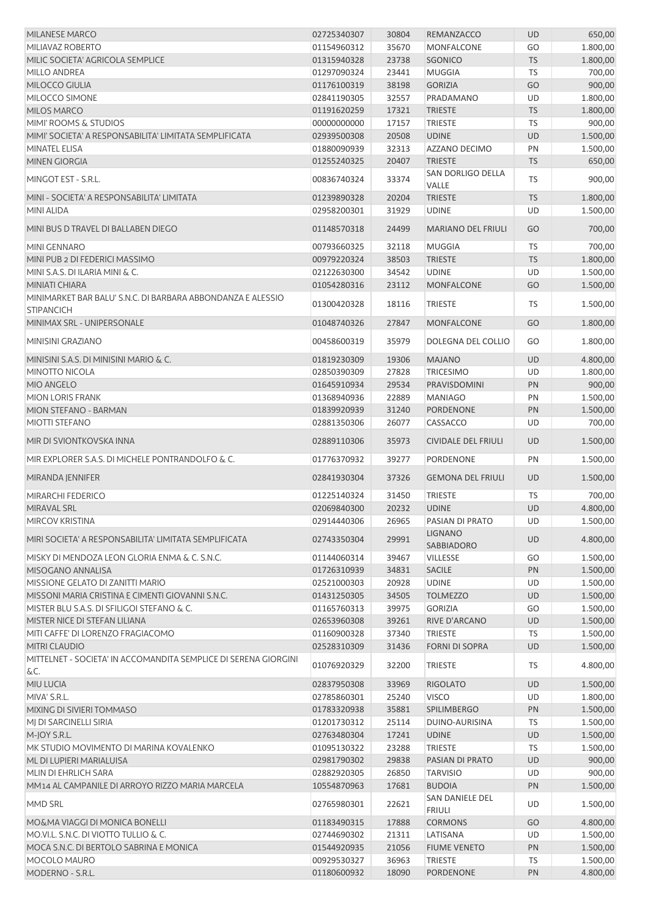| | | | | | |
|---|---|---|---|---|---|
| MILANESE MARCO | 02725340307 | 30804 | REMANZACCO | UD | 650,00 |
| MILIAVAZ ROBERTO | 01154960312 | 35670 | MONFALCONE | GO | 1.800,00 |
| MILIC SOCIETA' AGRICOLA SEMPLICE | 01315940328 | 23738 | SGONICO | TS | 1.800,00 |
| MILLO ANDREA | 01297090324 | 23441 | MUGGIA | TS | 700,00 |
| MILOCCO GIULIA | 01176100319 | 38198 | GORIZIA | GO | 900,00 |
| MILOCCO SIMONE | 02841190305 | 32557 | PRADAMANO | UD | 1.800,00 |
| MILOS MARCO | 01191620259 | 17321 | TRIESTE | TS | 1.800,00 |
| MIMI' ROOMS & STUDIOS | 00000000000 | 17157 | TRIESTE | TS | 900,00 |
| MIMI' SOCIETA' A RESPONSABILITA' LIMITATA SEMPLIFICATA | 02939500308 | 20508 | UDINE | UD | 1.500,00 |
| MINATEL ELISA | 01880090939 | 32313 | AZZANO DECIMO | PN | 1.500,00 |
| MINEN GIORGIA | 01255240325 | 20407 | TRIESTE | TS | 650,00 |
| MINGOT EST - S.R.L. | 00836740324 | 33374 | SAN DORLIGO DELLA VALLE | TS | 900,00 |
| MINI - SOCIETA' A RESPONSABILITA' LIMITATA | 01239890328 | 20204 | TRIESTE | TS | 1.800,00 |
| MINI ALIDA | 02958200301 | 31929 | UDINE | UD | 1.500,00 |
| MINI BUS D TRAVEL DI BALLABEN DIEGO | 01148570318 | 24499 | MARIANO DEL FRIULI | GO | 700,00 |
| MINI GENNARO | 00793660325 | 32118 | MUGGIA | TS | 700,00 |
| MINI PUB 2 DI FEDERICI MASSIMO | 00979220324 | 38503 | TRIESTE | TS | 1.800,00 |
| MINI S.A.S. DI ILARIA MINI & C. | 02122630300 | 34542 | UDINE | UD | 1.500,00 |
| MINIATI CHIARA | 01054280316 | 23112 | MONFALCONE | GO | 1.500,00 |
| MINIMARKET BAR BALU' S.N.C. DI BARBARA ABBONDANZA E ALESSIO STIPANCICH | 01300420328 | 18116 | TRIESTE | TS | 1.500,00 |
| MINIMAX SRL - UNIPERSONALE | 01048740326 | 27847 | MONFALCONE | GO | 1.800,00 |
| MINISINI GRAZIANO | 00458600319 | 35979 | DOLEGNA DEL COLLIO | GO | 1.800,00 |
| MINISINI S.A.S. DI MINISINI MARIO & C. | 01819230309 | 19306 | MAJANO | UD | 4.800,00 |
| MINOTTO NICOLA | 02850390309 | 27828 | TRICESIMO | UD | 1.800,00 |
| MIO ANGELO | 01645910934 | 29534 | PRAVISDOMINI | PN | 900,00 |
| MION LORIS FRANK | 01368940936 | 22889 | MANIAGO | PN | 1.500,00 |
| MION STEFANO - BARMAN | 01839920939 | 31240 | PORDENONE | PN | 1.500,00 |
| MIOTTI STEFANO | 02881350306 | 26077 | CASSACCO | UD | 700,00 |
| MIR DI SVIONTKOVSKA INNA | 02889110306 | 35973 | CIVIDALE DEL FRIULI | UD | 1.500,00 |
| MIR EXPLORER S.A.S. DI MICHELE PONTRANDOLFO & C. | 01776370932 | 39277 | PORDENONE | PN | 1.500,00 |
| MIRANDA JENNIFER | 02841930304 | 37326 | GEMONA DEL FRIULI | UD | 1.500,00 |
| MIRARCHI FEDERICO | 01225140324 | 31450 | TRIESTE | TS | 700,00 |
| MIRAVAL SRL | 02069840300 | 20232 | UDINE | UD | 4.800,00 |
| MIRCOV KRISTINA | 02914440306 | 26965 | PASIAN DI PRATO | UD | 1.500,00 |
| MIRI SOCIETA' A RESPONSABILITA' LIMITATA SEMPLIFICATA | 02743350304 | 29991 | LIGNANO SABBIADORO | UD | 4.800,00 |
| MISKY DI MENDOZA LEON GLORIA ENMA & C. S.N.C. | 01144060314 | 39467 | VILLESSE | GO | 1.500,00 |
| MISOGANO ANNALISA | 01726310939 | 34831 | SACILE | PN | 1.500,00 |
| MISSIONE GELATO DI ZANITTI MARIO | 02521000303 | 20928 | UDINE | UD | 1.500,00 |
| MISSONI MARIA CRISTINA E CIMENTI GIOVANNI S.N.C. | 01431250305 | 34505 | TOLMEZZO | UD | 1.500,00 |
| MISTER BLU S.A.S. DI SFILIGOI STEFANO & C. | 01165760313 | 39975 | GORIZIA | GO | 1.500,00 |
| MISTER NICE DI STEFAN LILIANA | 02653960308 | 39261 | RIVE D'ARCANO | UD | 1.500,00 |
| MITI CAFFE' DI LORENZO FRAGIACOMO | 01160900328 | 37340 | TRIESTE | TS | 1.500,00 |
| MITRI CLAUDIO | 02528310309 | 31436 | FORNI DI SOPRA | UD | 1.500,00 |
| MITTELNET - SOCIETA' IN ACCOMANDITA SEMPLICE DI SERENA GIORGINI &C. | 01076920329 | 32200 | TRIESTE | TS | 4.800,00 |
| MIU LUCIA | 02837950308 | 33969 | RIGOLATO | UD | 1.500,00 |
| MIVA' S.R.L. | 02785860301 | 25240 | VISCO | UD | 1.800,00 |
| MIXING DI SIVIERI TOMMASO | 01783320938 | 35881 | SPILIMBERGO | PN | 1.500,00 |
| MJ DI SARCINELLI SIRIA | 01201730312 | 25114 | DUINO-AURISINA | TS | 1.500,00 |
| M-JOY S.R.L. | 02763480304 | 17241 | UDINE | UD | 1.500,00 |
| MK STUDIO MOVIMENTO DI MARINA KOVALENKO | 01095130322 | 23288 | TRIESTE | TS | 1.500,00 |
| ML DI LUPIERI MARIALUISA | 02981790302 | 29838 | PASIAN DI PRATO | UD | 900,00 |
| MLIN DI EHRLICH SARA | 02882920305 | 26850 | TARVISIO | UD | 900,00 |
| MM14 AL CAMPANILE DI ARROYO RIZZO MARIA MARCELA | 10554870963 | 17681 | BUDOIA | PN | 1.500,00 |
| MMD SRL | 02765980301 | 22621 | SAN DANIELE DEL FRIULI | UD | 1.500,00 |
| MO&MA VIAGGI DI MONICA BONELLI | 01183490315 | 17888 | CORMONS | GO | 4.800,00 |
| MO.VI.L. S.N.C. DI VIOTTO TULLIO & C. | 02744690302 | 21311 | LATISANA | UD | 1.500,00 |
| MOCA S.N.C. DI BERTOLO SABRINA E MONICA | 01544920935 | 21056 | FIUME VENETO | PN | 1.500,00 |
| MOCOLO MAURO | 00929530327 | 36963 | TRIESTE | TS | 1.500,00 |
| MODERNO - S.R.L. | 01180600932 | 18090 | PORDENONE | PN | 4.800,00 |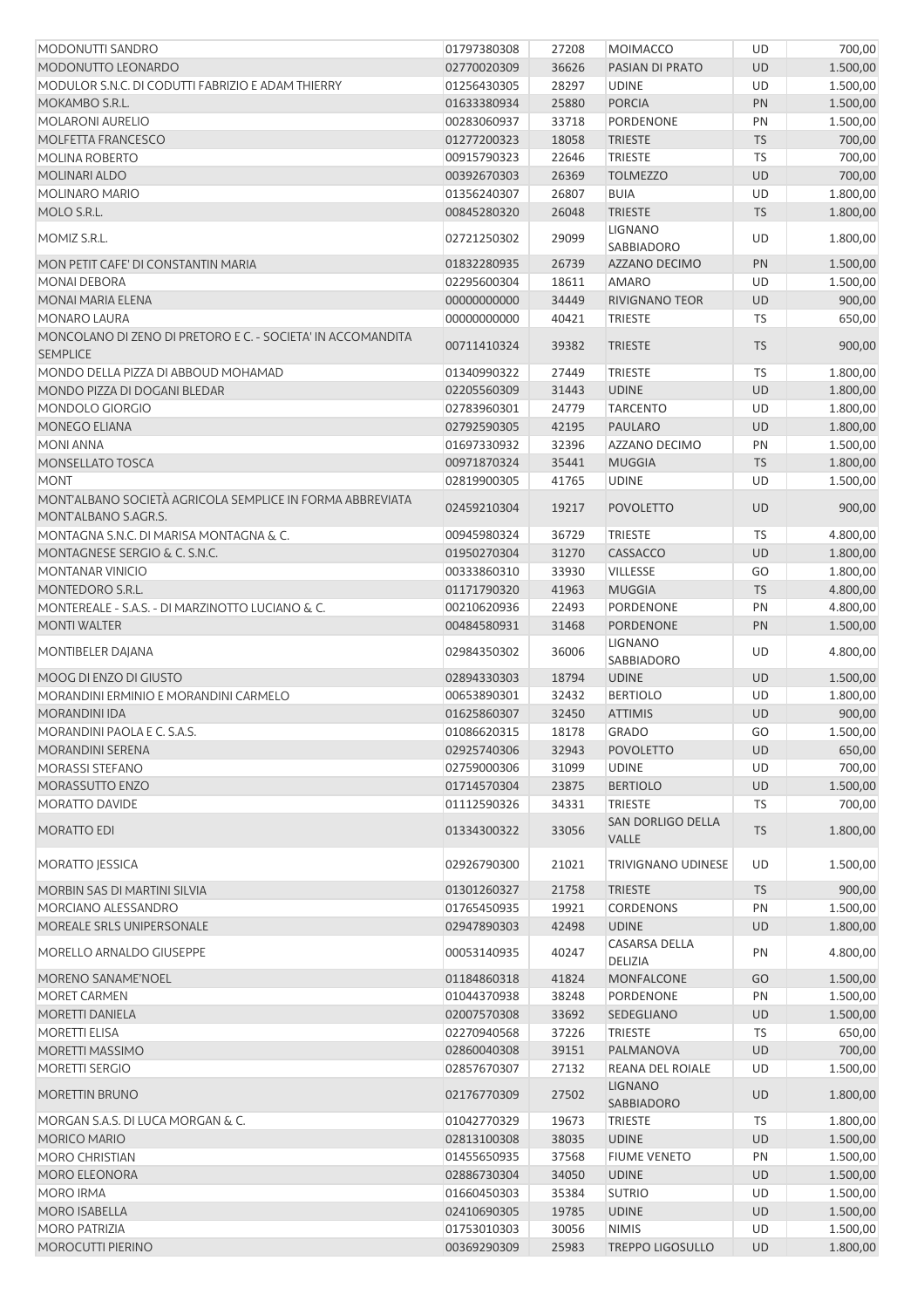| | | | | | |
|---|---|---|---|---|---|
| MODONUTTI SANDRO | 01797380308 | 27208 | MOIMACCO | UD | 700,00 |
| MODONUTTO LEONARDO | 02770020309 | 36626 | PASIAN DI PRATO | UD | 1.500,00 |
| MODULOR S.N.C. DI CODUTTI FABRIZIO E ADAM THIERRY | 01256430305 | 28297 | UDINE | UD | 1.500,00 |
| MOKAMBO S.R.L. | 01633380934 | 25880 | PORCIA | PN | 1.500,00 |
| MOLARONI AURELIO | 00283060937 | 33718 | PORDENONE | PN | 1.500,00 |
| MOLFETTA FRANCESCO | 01277200323 | 18058 | TRIESTE | TS | 700,00 |
| MOLINA ROBERTO | 00915790323 | 22646 | TRIESTE | TS | 700,00 |
| MOLINARI ALDO | 00392670303 | 26369 | TOLMEZZO | UD | 700,00 |
| MOLINARO MARIO | 01356240307 | 26807 | BUIA | UD | 1.800,00 |
| MOLO S.R.L. | 00845280320 | 26048 | TRIESTE | TS | 1.800,00 |
| MOMIZ S.R.L. | 02721250302 | 29099 | LIGNANO SABBIADORO | UD | 1.800,00 |
| MON PETIT CAFE' DI CONSTANTIN MARIA | 01832280935 | 26739 | AZZANO DECIMO | PN | 1.500,00 |
| MONAI DEBORA | 02295600304 | 18611 | AMARO | UD | 1.500,00 |
| MONAI MARIA ELENA | 00000000000 | 34449 | RIVIGNANO TEOR | UD | 900,00 |
| MONARO LAURA | 00000000000 | 40421 | TRIESTE | TS | 650,00 |
| MONCOLANO DI ZENO DI PRETORO E C. - SOCIETA' IN ACCOMANDITA SEMPLICE | 00711410324 | 39382 | TRIESTE | TS | 900,00 |
| MONDO DELLA PIZZA DI ABBOUD MOHAMAD | 01340990322 | 27449 | TRIESTE | TS | 1.800,00 |
| MONDO PIZZA DI DOGANI BLEDAR | 02205560309 | 31443 | UDINE | UD | 1.800,00 |
| MONDOLO GIORGIO | 02783960301 | 24779 | TARCENTO | UD | 1.800,00 |
| MONEGO ELIANA | 02792590305 | 42195 | PAULARO | UD | 1.800,00 |
| MONI ANNA | 01697330932 | 32396 | AZZANO DECIMO | PN | 1.500,00 |
| MONSELLATO TOSCA | 00971870324 | 35441 | MUGGIA | TS | 1.800,00 |
| MONT | 02819900305 | 41765 | UDINE | UD | 1.500,00 |
| MONT'ALBANO SOCIETÀ AGRICOLA SEMPLICE IN FORMA ABBREVIATA MONT'ALBANO S.AGR.S. | 02459210304 | 19217 | POVOLETTO | UD | 900,00 |
| MONTAGNA S.N.C. DI MARISA MONTAGNA & C. | 00945980324 | 36729 | TRIESTE | TS | 4.800,00 |
| MONTAGNESE SERGIO & C. S.N.C. | 01950270304 | 31270 | CASSACCO | UD | 1.800,00 |
| MONTANAR VINICIO | 00333860310 | 33930 | VILLESSE | GO | 1.800,00 |
| MONTEDORO S.R.L. | 01171790320 | 41963 | MUGGIA | TS | 4.800,00 |
| MONTEREALE - S.A.S. - DI MARZINOTTO LUCIANO & C. | 00210620936 | 22493 | PORDENONE | PN | 4.800,00 |
| MONTI WALTER | 00484580931 | 31468 | PORDENONE | PN | 1.500,00 |
| MONTIBELER DAJANA | 02984350302 | 36006 | LIGNANO SABBIADORO | UD | 4.800,00 |
| MOOG DI ENZO DI GIUSTO | 02894330303 | 18794 | UDINE | UD | 1.500,00 |
| MORANDINI ERMINIO E MORANDINI CARMELO | 00653890301 | 32432 | BERTIOLO | UD | 1.800,00 |
| MORANDINI IDA | 01625860307 | 32450 | ATTIMIS | UD | 900,00 |
| MORANDINI PAOLA E C. S.A.S. | 01086620315 | 18178 | GRADO | GO | 1.500,00 |
| MORANDINI SERENA | 02925740306 | 32943 | POVOLETTO | UD | 650,00 |
| MORASSI STEFANO | 02759000306 | 31099 | UDINE | UD | 700,00 |
| MORASSUTTO ENZO | 01714570304 | 23875 | BERTIOLO | UD | 1.500,00 |
| MORATTO DAVIDE | 01112590326 | 34331 | TRIESTE | TS | 700,00 |
| MORATTO EDI | 01334300322 | 33056 | SAN DORLIGO DELLA VALLE | TS | 1.800,00 |
| MORATTO JESSICA | 02926790300 | 21021 | TRIVIGNANO UDINESE | UD | 1.500,00 |
| MORBIN SAS DI MARTINI SILVIA | 01301260327 | 21758 | TRIESTE | TS | 900,00 |
| MORCIANO ALESSANDRO | 01765450935 | 19921 | CORDENONS | PN | 1.500,00 |
| MOREALE SRLS UNIPERSONALE | 02947890303 | 42498 | UDINE | UD | 1.800,00 |
| MORELLO ARNALDO GIUSEPPE | 00053140935 | 40247 | CASARSA DELLA DELIZIA | PN | 4.800,00 |
| MORENO SANAME'NOEL | 01184860318 | 41824 | MONFALCONE | GO | 1.500,00 |
| MORET CARMEN | 01044370938 | 38248 | PORDENONE | PN | 1.500,00 |
| MORETTI DANIELA | 02007570308 | 33692 | SEDEGLIANO | UD | 1.500,00 |
| MORETTI ELISA | 02270940568 | 37226 | TRIESTE | TS | 650,00 |
| MORETTI MASSIMO | 02860040308 | 39151 | PALMANOVA | UD | 700,00 |
| MORETTI SERGIO | 02857670307 | 27132 | REANA DEL ROIALE | UD | 1.500,00 |
| MORETTIN BRUNO | 02176770309 | 27502 | LIGNANO SABBIADORO | UD | 1.800,00 |
| MORGAN S.A.S. DI LUCA MORGAN & C. | 01042770329 | 19673 | TRIESTE | TS | 1.800,00 |
| MORICO MARIO | 02813100308 | 38035 | UDINE | UD | 1.500,00 |
| MORO CHRISTIAN | 01455650935 | 37568 | FIUME VENETO | PN | 1.500,00 |
| MORO ELEONORA | 02886730304 | 34050 | UDINE | UD | 1.500,00 |
| MORO IRMA | 01660450303 | 35384 | SUTRIO | UD | 1.500,00 |
| MORO ISABELLA | 02410690305 | 19785 | UDINE | UD | 1.500,00 |
| MORO PATRIZIA | 01753010303 | 30056 | NIMIS | UD | 1.500,00 |
| MOROCUTTI PIERINO | 00369290309 | 25983 | TREPPO LIGOSULLO | UD | 1.800,00 |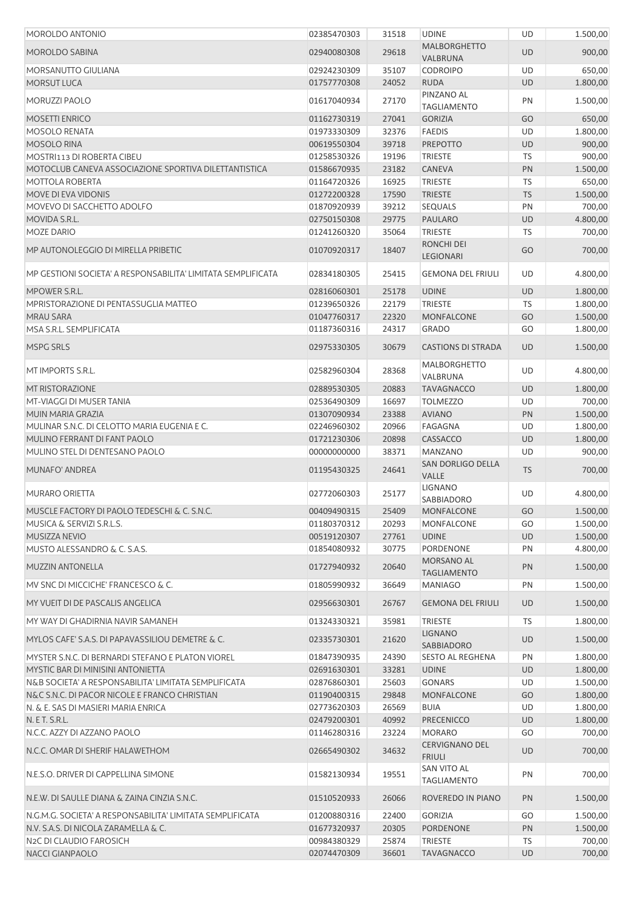| MOROLDO ANTONIO | 02385470303 | 31518 | UDINE | UD | 1.500,00 |
|---|---|---|---|---|---|
| MOROLDO SABINA | 02940080308 | 29618 | MALBORGHETTO VALBRUNA | UD | 900,00 |
| MORSANUTTO GIULIANA | 02924230309 | 35107 | CODROIPO | UD | 650,00 |
| MORSUT LUCA | 01757770308 | 24052 | RUDA | UD | 1.800,00 |
| MORUZZI PAOLO | 01617040934 | 27170 | PINZANO AL TAGLIAMENTO | PN | 1.500,00 |
| MOSETTI ENRICO | 01162730319 | 27041 | GORIZIA | GO | 650,00 |
| MOSOLO RENATA | 01973330309 | 32376 | FAEDIS | UD | 1.800,00 |
| MOSOLO RINA | 00619550304 | 39718 | PREPOTTO | UD | 900,00 |
| MOSTRI113 DI ROBERTA CIBEU | 01258530326 | 19196 | TRIESTE | TS | 900,00 |
| MOTOCLUB CANEVA ASSOCIAZIONE SPORTIVA DILETTANTISTICA | 01586670935 | 23182 | CANEVA | PN | 1.500,00 |
| MOTTOLA ROBERTA | 01164720326 | 16925 | TRIESTE | TS | 650,00 |
| MOVE DI EVA VIDONIS | 01272200328 | 17590 | TRIESTE | TS | 1.500,00 |
| MOVEVO DI SACCHETTO ADOLFO | 01870920939 | 39212 | SEQUALS | PN | 700,00 |
| MOVIDA S.R.L. | 02750150308 | 29775 | PAULARO | UD | 4.800,00 |
| MOZE DARIO | 01241260320 | 35064 | TRIESTE | TS | 700,00 |
| MP AUTONOLEGGIO DI MIRELLA PRIBETIC | 01070920317 | 18407 | RONCHI DEI LEGIONARI | GO | 700,00 |
| MP GESTIONI SOCIETA' A RESPONSABILITA' LIMITATA SEMPLIFICATA | 02834180305 | 25415 | GEMONA DEL FRIULI | UD | 4.800,00 |
| MPOWER S.R.L. | 02816060301 | 25178 | UDINE | UD | 1.800,00 |
| MPRISTORAZIONE DI PENTASSUGLIA MATTEO | 01239650326 | 22179 | TRIESTE | TS | 1.800,00 |
| MRAU SARA | 01047760317 | 22320 | MONFALCONE | GO | 1.500,00 |
| MSA S.R.L. SEMPLIFICATA | 01187360316 | 24317 | GRADO | GO | 1.800,00 |
| MSPG SRLS | 02975330305 | 30679 | CASTIONS DI STRADA | UD | 1.500,00 |
| MT IMPORTS S.R.L. | 02582960304 | 28368 | MALBORGHETTO VALBRUNA | UD | 4.800,00 |
| MT RISTORAZIONE | 02889530305 | 20883 | TAVAGNACCO | UD | 1.800,00 |
| MT-VIAGGI DI MUSER TANIA | 02536490309 | 16697 | TOLMEZZO | UD | 700,00 |
| MUIN MARIA GRAZIA | 01307090934 | 23388 | AVIANO | PN | 1.500,00 |
| MULINAR S.N.C. DI CELOTTO MARIA EUGENIA E C. | 02246960302 | 20966 | FAGAGNA | UD | 1.800,00 |
| MULINO FERRANT DI FANT PAOLO | 01721230306 | 20898 | CASSACCO | UD | 1.800,00 |
| MULINO STEL DI DENTESANO PAOLO | 00000000000 | 38371 | MANZANO | UD | 900,00 |
| MUNAFO' ANDREA | 01195430325 | 24641 | SAN DORLIGO DELLA VALLE | TS | 700,00 |
| MURARO ORIETTA | 02772060303 | 25177 | LIGNANO SABBIADORO | UD | 4.800,00 |
| MUSCLE FACTORY DI PAOLO TEDESCHI & C. S.N.C. | 00409490315 | 25409 | MONFALCONE | GO | 1.500,00 |
| MUSICA & SERVIZI S.R.L.S. | 01180370312 | 20293 | MONFALCONE | GO | 1.500,00 |
| MUSIZZA NEVIO | 00519120307 | 27761 | UDINE | UD | 1.500,00 |
| MUSTO ALESSANDRO & C. S.A.S. | 01854080932 | 30775 | PORDENONE | PN | 4.800,00 |
| MUZZIN ANTONELLA | 01727940932 | 20640 | MORSANO AL TAGLIAMENTO | PN | 1.500,00 |
| MV SNC DI MICCICHE' FRANCESCO & C. | 01805990932 | 36649 | MANIAGO | PN | 1.500,00 |
| MY VUEIT DI DE PASCALIS ANGELICA | 02956630301 | 26767 | GEMONA DEL FRIULI | UD | 1.500,00 |
| MY WAY DI GHADIRNIA NAVIR SAMANEH | 01324330321 | 35981 | TRIESTE | TS | 1.800,00 |
| MYLOS CAFE' S.A.S. DI PAPAVASSILIOU DEMETRE & C. | 02335730301 | 21620 | LIGNANO SABBIADORO | UD | 1.500,00 |
| MYSTER S.N.C. DI BERNARDI STEFANO E PLATON VIOREL | 01847390935 | 24390 | SESTO AL REGHENA | PN | 1.800,00 |
| MYSTIC BAR DI MINISINI ANTONIETTA | 02691630301 | 33281 | UDINE | UD | 1.800,00 |
| N&B SOCIETA' A RESPONSABILITA' LIMITATA SEMPLIFICATA | 02876860301 | 25603 | GONARS | UD | 1.500,00 |
| N&C S.N.C. DI PACOR NICOLE E FRANCO CHRISTIAN | 01190400315 | 29848 | MONFALCONE | GO | 1.800,00 |
| N. & E. SAS DI MASIERI MARIA ENRICA | 02773620303 | 26569 | BUIA | UD | 1.800,00 |
| N. E T. S.R.L. | 02479200301 | 40992 | PRECENICCO | UD | 1.800,00 |
| N.C.C. AZZY DI AZZANO PAOLO | 01146280316 | 23224 | MORARO | GO | 700,00 |
| N.C.C. OMAR DI SHERIF HALAWETHOM | 02665490302 | 34632 | CERVIGNANO DEL FRIULI | UD | 700,00 |
| N.E.S.O. DRIVER DI CAPPELLINA SIMONE | 01582130934 | 19551 | SAN VITO AL TAGLIAMENTO | PN | 700,00 |
| N.E.W. DI SAULLE DIANA & ZAINA CINZIA S.N.C. | 01510520933 | 26066 | ROVEREDO IN PIANO | PN | 1.500,00 |
| N.G.M.G. SOCIETA' A RESPONSABILITA' LIMITATA SEMPLIFICATA | 01200880316 | 22400 | GORIZIA | GO | 1.500,00 |
| N.V. S.A.S. DI NICOLA ZARAMELLA & C. | 01677320937 | 20305 | PORDENONE | PN | 1.500,00 |
| N2C DI CLAUDIO FAROSICH | 00984380329 | 25874 | TRIESTE | TS | 700,00 |
| NACCI GIANPAOLO | 02074470309 | 36601 | TAVAGNACCO | UD | 700,00 |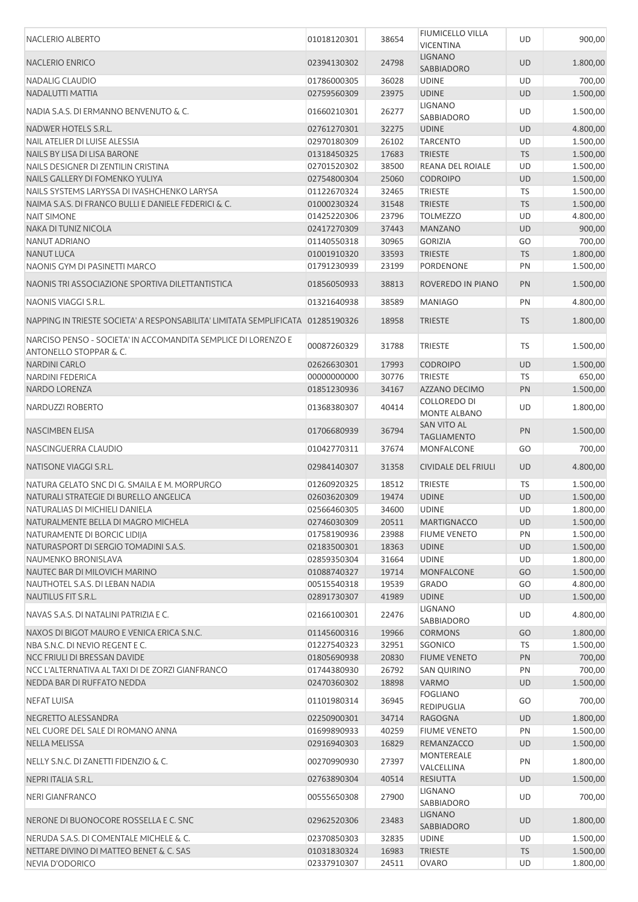| | | | | | |
|---|---|---|---|---|---|
| NACLERIO ALBERTO | 01018120301 | 38654 | FIUMICELLO VILLA VICENTINA | UD | 900,00 |
| NACLERIO ENRICO | 02394130302 | 24798 | LIGNANO SABBIADORO | UD | 1.800,00 |
| NADALIG CLAUDIO | 01786000305 | 36028 | UDINE | UD | 700,00 |
| NADALUTTI MATTIA | 02759560309 | 23975 | UDINE | UD | 1.500,00 |
| NADIA S.A.S. DI ERMANNO BENVENUTO & C. | 01660210301 | 26277 | LIGNANO SABBIADORO | UD | 1.500,00 |
| NADWER HOTELS S.R.L. | 02761270301 | 32275 | UDINE | UD | 4.800,00 |
| NAIL ATELIER DI LUISE ALESSIA | 02970180309 | 26102 | TARCENTO | UD | 1.500,00 |
| NAILS BY LISA DI LISA BARONE | 01318450325 | 17683 | TRIESTE | TS | 1.500,00 |
| NAILS DESIGNER DI ZENTILIN CRISTINA | 02701520302 | 38500 | REANA DEL ROIALE | UD | 1.500,00 |
| NAILS GALLERY DI FOMENKO YULIYA | 02754800304 | 25060 | CODROIPO | UD | 1.500,00 |
| NAILS SYSTEMS LARYSSA DI IVASHCHENKO LARYSA | 01122670324 | 32465 | TRIESTE | TS | 1.500,00 |
| NAIMA S.A.S. DI FRANCO BULLI E DANIELE FEDERICI & C. | 01000230324 | 31548 | TRIESTE | TS | 1.500,00 |
| NAIT SIMONE | 01425220306 | 23796 | TOLMEZZO | UD | 4.800,00 |
| NAKA DI TUNIZ NICOLA | 02417270309 | 37443 | MANZANO | UD | 900,00 |
| NANUT ADRIANO | 01140550318 | 30965 | GORIZIA | GO | 700,00 |
| NANUT LUCA | 01001910320 | 33593 | TRIESTE | TS | 1.800,00 |
| NAONIS GYM DI PASINETTI MARCO | 01791230939 | 23199 | PORDENONE | PN | 1.500,00 |
| NAONIS TRI ASSOCIAZIONE SPORTIVA DILETTANTISTICA | 01856050933 | 38813 | ROVEREDO IN PIANO | PN | 1.500,00 |
| NAONIS VIAGGI S.R.L. | 01321640938 | 38589 | MANIAGO | PN | 4.800,00 |
| NAPPING IN TRIESTE SOCIETA' A RESPONSABILITA' LIMITATA SEMPLIFICATA | 01285190326 | 18958 | TRIESTE | TS | 1.800,00 |
| NARCISO PENSO - SOCIETA' IN ACCOMANDITA SEMPLICE DI LORENZO E ANTONELLO STOPPAR & C. | 00087260329 | 31788 | TRIESTE | TS | 1.500,00 |
| NARDINI CARLO | 02626630301 | 17993 | CODROIPO | UD | 1.500,00 |
| NARDINI FEDERICA | 00000000000 | 30776 | TRIESTE | TS | 650,00 |
| NARDO LORENZA | 01851230936 | 34167 | AZZANO DECIMO | PN | 1.500,00 |
| NARDUZZI ROBERTO | 01368380307 | 40414 | COLLOREDO DI MONTE ALBANO | UD | 1.800,00 |
| NASCIMBEN ELISA | 01706680939 | 36794 | SAN VITO AL TAGLIAMENTO | PN | 1.500,00 |
| NASCINGUERRA CLAUDIO | 01042770311 | 37674 | MONFALCONE | GO | 700,00 |
| NATISONE VIAGGI S.R.L. | 02984140307 | 31358 | CIVIDALE DEL FRIULI | UD | 4.800,00 |
| NATURA GELATO SNC DI G. SMAILA E M. MORPURGO | 01260920325 | 18512 | TRIESTE | TS | 1.500,00 |
| NATURALI STRATEGIE DI BURELLO ANGELICA | 02603620309 | 19474 | UDINE | UD | 1.500,00 |
| NATURALIAS DI MICHIELI DANIELA | 02566460305 | 34600 | UDINE | UD | 1.800,00 |
| NATURALMENTE BELLA DI MAGRO MICHELA | 02746030309 | 20511 | MARTIGNACCO | UD | 1.500,00 |
| NATURAMENTE DI BORCIC LIDIJA | 01758190936 | 23988 | FIUME VENETO | PN | 1.500,00 |
| NATURASPORT DI SERGIO TOMADINI S.A.S. | 02183500301 | 18363 | UDINE | UD | 1.500,00 |
| NAUMENKO BRONISLAVA | 02859350304 | 31664 | UDINE | UD | 1.800,00 |
| NAUTEC BAR DI MILOVICH MARINO | 01088740327 | 19714 | MONFALCONE | GO | 1.500,00 |
| NAUTHOTEL S.A.S. DI LEBAN NADIA | 00515540318 | 19539 | GRADO | GO | 4.800,00 |
| NAUTILUS FIT S.R.L. | 02891730307 | 41989 | UDINE | UD | 1.500,00 |
| NAVAS S.A.S. DI NATALINI PATRIZIA E C. | 02166100301 | 22476 | LIGNANO SABBIADORO | UD | 4.800,00 |
| NAXOS DI BIGOT MAURO E VENICA ERICA S.N.C. | 01145600316 | 19966 | CORMONS | GO | 1.800,00 |
| NBA S.N.C. DI NEVIO REGENT E C. | 01227540323 | 32951 | SGONICO | TS | 1.500,00 |
| NCC FRIULI DI BRESSAN DAVIDE | 01805690938 | 20830 | FIUME VENETO | PN | 700,00 |
| NCC L'ALTERNATIVA AL TAXI DI DE ZORZI GIANFRANCO | 01744380930 | 26792 | SAN QUIRINO | PN | 700,00 |
| NEDDA BAR DI RUFFATO NEDDA | 02470360302 | 18898 | VARMO | UD | 1.500,00 |
| NEFAT LUISA | 01101980314 | 36945 | FOGLIANO REDIPUGLIA | GO | 700,00 |
| NEGRETTO ALESSANDRA | 02250900301 | 34714 | RAGOGNA | UD | 1.800,00 |
| NEL CUORE DEL SALE DI ROMANO ANNA | 01699890933 | 40259 | FIUME VENETO | PN | 1.500,00 |
| NELLA MELISSA | 02916940303 | 16829 | REMANZACCO | UD | 1.500,00 |
| NELLY S.N.C. DI ZANETTI FIDENZIO & C. | 00270990930 | 27397 | MONTEREALE VALCELLINA | PN | 1.800,00 |
| NEPRI ITALIA S.R.L. | 02763890304 | 40514 | RESIUTTA | UD | 1.500,00 |
| NERI GIANFRANCO | 00555650308 | 27900 | LIGNANO SABBIADORO | UD | 700,00 |
| NERONE DI BUONOCORE ROSSELLA E C. SNC | 02962520306 | 23483 | LIGNANO SABBIADORO | UD | 1.800,00 |
| NERUDA S.A.S. DI COMENTALE MICHELE & C. | 02370850303 | 32835 | UDINE | UD | 1.500,00 |
| NETTARE DIVINO DI MATTEO BENET & C. SAS | 01031830324 | 16983 | TRIESTE | TS | 1.500,00 |
| NEVIA D'ODORICO | 02337910307 | 24511 | OVARO | UD | 1.800,00 |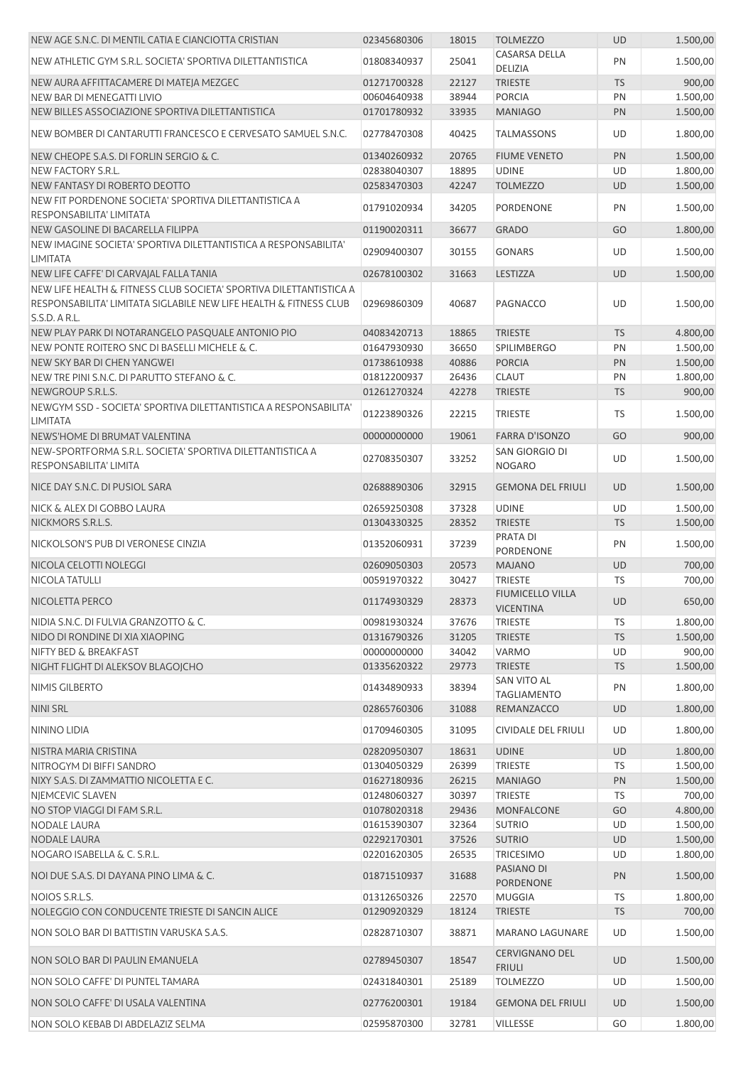| | | | | | |
|---|---|---|---|---|---|
| NEW AGE S.N.C. DI MENTIL CATIA E CIANCIOTTA CRISTIAN | 02345680306 | 18015 | TOLMEZZO | UD | 1.500,00 |
| NEW ATHLETIC GYM S.R.L. SOCIETA' SPORTIVA DILETTANTISTICA | 01808340937 | 25041 | CASARSA DELLA DELIZIA | PN | 1.500,00 |
| NEW AURA AFFITTACAMERE DI MATEJA MEZGEC | 01271700328 | 22127 | TRIESTE | TS | 900,00 |
| NEW BAR DI MENEGATTI LIVIO | 00604640938 | 38944 | PORCIA | PN | 1.500,00 |
| NEW BILLES ASSOCIAZIONE SPORTIVA DILETTANTISTICA | 01701780932 | 33935 | MANIAGO | PN | 1.500,00 |
| NEW BOMBER DI CANTARUTTI FRANCESCO E CERVESATO SAMUEL S.N.C. | 02778470308 | 40425 | TALMASSONS | UD | 1.800,00 |
| NEW CHEOPE S.A.S. DI FORLIN SERGIO & C. | 01340260932 | 20765 | FIUME VENETO | PN | 1.500,00 |
| NEW FACTORY S.R.L. | 02838040307 | 18895 | UDINE | UD | 1.800,00 |
| NEW FANTASY DI ROBERTO DEOTTO | 02583470303 | 42247 | TOLMEZZO | UD | 1.500,00 |
| NEW FIT PORDENONE SOCIETA' SPORTIVA DILETTANTISTICA A RESPONSABILITA' LIMITATA | 01791020934 | 34205 | PORDENONE | PN | 1.500,00 |
| NEW GASOLINE DI BACARELLA FILIPPA | 01190020311 | 36677 | GRADO | GO | 1.800,00 |
| NEW IMAGINE SOCIETA' SPORTIVA DILETTANTISTICA A RESPONSABILITA' LIMITATA | 02909400307 | 30155 | GONARS | UD | 1.500,00 |
| NEW LIFE CAFFE' DI CARVAJAL FALLA TANIA | 02678100302 | 31663 | LESTIZZA | UD | 1.500,00 |
| NEW LIFE HEALTH & FITNESS CLUB SOCIETA' SPORTIVA DILETTANTISTICA A RESPONSABILITA' LIMITATA SIGLABILE NEW LIFE HEALTH & FITNESS CLUB S.S.D. A R.L. | 02969860309 | 40687 | PAGNACCO | UD | 1.500,00 |
| NEW PLAY PARK DI NOTARANGELO PASQUALE ANTONIO PIO | 04083420713 | 18865 | TRIESTE | TS | 4.800,00 |
| NEW PONTE ROITERO SNC DI BASELLI MICHELE & C. | 01647930930 | 36650 | SPILIMBERGO | PN | 1.500,00 |
| NEW SKY BAR DI CHEN YANGWEI | 01738610938 | 40886 | PORCIA | PN | 1.500,00 |
| NEW TRE PINI S.N.C. DI PARUTTO STEFANO & C. | 01812200937 | 26436 | CLAUT | PN | 1.800,00 |
| NEWGROUP S.R.L.S. | 01261270324 | 42278 | TRIESTE | TS | 900,00 |
| NEWGYM SSD - SOCIETA' SPORTIVA DILETTANTISTICA A RESPONSABILITA' LIMITATA | 01223890326 | 22215 | TRIESTE | TS | 1.500,00 |
| NEWS'HOME DI BRUMAT VALENTINA | 00000000000 | 19061 | FARRA D'ISONZO | GO | 900,00 |
| NEW-SPORTFORMA S.R.L. SOCIETA' SPORTIVA DILETTANTISTICA A RESPONSABILITA' LIMITA | 02708350307 | 33252 | SAN GIORGIO DI NOGARO | UD | 1.500,00 |
| NICE DAY S.N.C. DI PUSIOL SARA | 02688890306 | 32915 | GEMONA DEL FRIULI | UD | 1.500,00 |
| NICK & ALEX DI GOBBO LAURA | 02659250308 | 37328 | UDINE | UD | 1.500,00 |
| NICKMORS S.R.L.S. | 01304330325 | 28352 | TRIESTE | TS | 1.500,00 |
| NICKOLSON'S PUB DI VERONESE CINZIA | 01352060931 | 37239 | PRATA DI PORDENONE | PN | 1.500,00 |
| NICOLA CELOTTI NOLEGGI | 02609050303 | 20573 | MAJANO | UD | 700,00 |
| NICOLA TATULLI | 00591970322 | 30427 | TRIESTE | TS | 700,00 |
| NICOLETTA PERCO | 01174930329 | 28373 | FIUMICELLO VILLA VICENTINA | UD | 650,00 |
| NIDIA S.N.C. DI FULVIA GRANZOTTO & C. | 00981930324 | 37676 | TRIESTE | TS | 1.800,00 |
| NIDO DI RONDINE DI XIA XIAOPING | 01316790326 | 31205 | TRIESTE | TS | 1.500,00 |
| NIFTY BED & BREAKFAST | 00000000000 | 34042 | VARMO | UD | 900,00 |
| NIGHT FLIGHT DI ALEKSOV BLAGOJCHO | 01335620322 | 29773 | TRIESTE | TS | 1.500,00 |
| NIMIS GILBERTO | 01434890933 | 38394 | SAN VITO AL TAGLIAMENTO | PN | 1.800,00 |
| NINI SRL | 02865760306 | 31088 | REMANZACCO | UD | 1.800,00 |
| NININO LIDIA | 01709460305 | 31095 | CIVIDALE DEL FRIULI | UD | 1.800,00 |
| NISTRA MARIA CRISTINA | 02820950307 | 18631 | UDINE | UD | 1.800,00 |
| NITROGYM DI BIFFI SANDRO | 01304050329 | 26399 | TRIESTE | TS | 1.500,00 |
| NIXY S.A.S. DI ZAMMATTIO NICOLETTA E C. | 01627180936 | 26215 | MANIAGO | PN | 1.500,00 |
| NJEMCEVIC SLAVEN | 01248060327 | 30397 | TRIESTE | TS | 700,00 |
| NO STOP VIAGGI DI FAM S.R.L. | 01078020318 | 29436 | MONFALCONE | GO | 4.800,00 |
| NODALE LAURA | 01615390307 | 32364 | SUTRIO | UD | 1.500,00 |
| NODALE LAURA | 02292170301 | 37526 | SUTRIO | UD | 1.500,00 |
| NOGARO ISABELLA & C. S.R.L. | 02201620305 | 26535 | TRICESIMO | UD | 1.800,00 |
| NOI DUE S.A.S. DI DAYANA PINO LIMA & C. | 01871510937 | 31688 | PASIANO DI PORDENONE | PN | 1.500,00 |
| NOIOS S.R.L.S. | 01312650326 | 22570 | MUGGIA | TS | 1.800,00 |
| NOLEGGIO CON CONDUCENTE TRIESTE DI SANCIN ALICE | 01290920329 | 18124 | TRIESTE | TS | 700,00 |
| NON SOLO BAR DI BATTISTIN VARUSKA S.A.S. | 02828710307 | 38871 | MARANO LAGUNARE | UD | 1.500,00 |
| NON SOLO BAR DI PAULIN EMANUELA | 02789450307 | 18547 | CERVIGNANO DEL FRIULI | UD | 1.500,00 |
| NON SOLO CAFFE' DI PUNTEL TAMARA | 02431840301 | 25189 | TOLMEZZO | UD | 1.500,00 |
| NON SOLO CAFFE' DI USALA VALENTINA | 02776200301 | 19184 | GEMONA DEL FRIULI | UD | 1.500,00 |
| NON SOLO KEBAB DI ABDELAZIZ SELMA | 02595870300 | 32781 | VILLESSE | GO | 1.800,00 |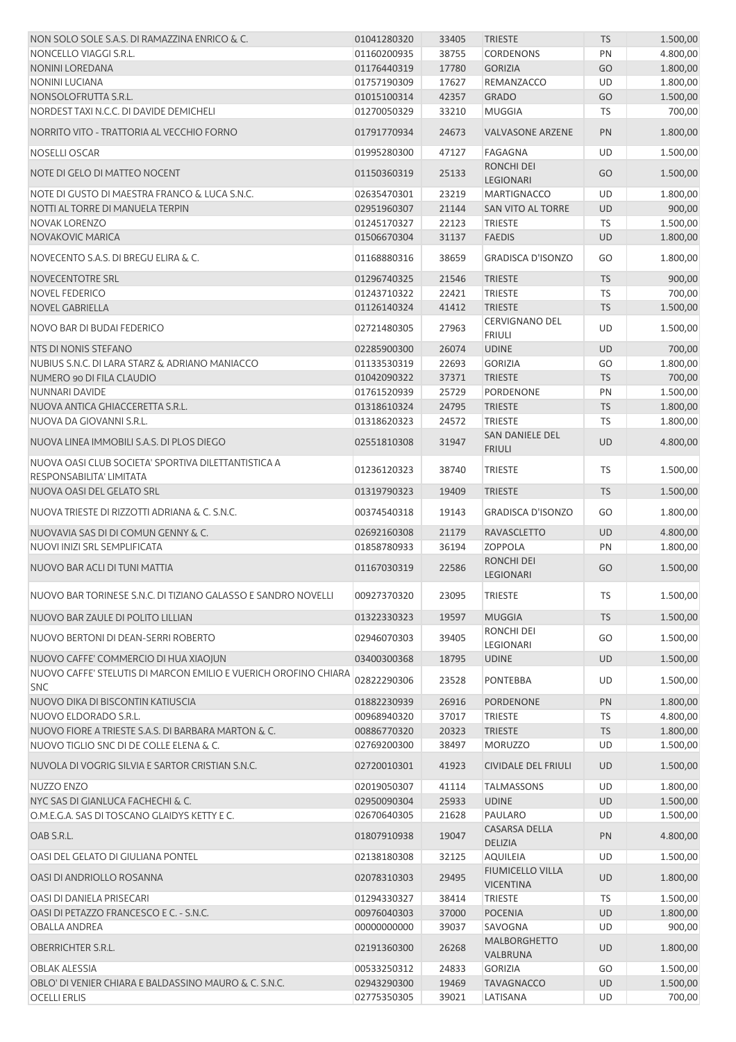| | | | | | |
|---|---|---|---|---|---|
| NON SOLO SOLE S.A.S. DI RAMAZZINA ENRICO & C. | 01041280320 | 33405 | TRIESTE | TS | 1.500,00 |
| NONCELLO VIAGGI S.R.L. | 01160200935 | 38755 | CORDENONS | PN | 4.800,00 |
| NONINI LOREDANA | 01176440319 | 17780 | GORIZIA | GO | 1.800,00 |
| NONINI LUCIANA | 01757190309 | 17627 | REMANZACCO | UD | 1.800,00 |
| NONSOLOFRUTTA S.R.L. | 01015100314 | 42357 | GRADO | GO | 1.500,00 |
| NORDEST TAXI N.C.C. DI DAVIDE DEMICHELI | 01270050329 | 33210 | MUGGIA | TS | 700,00 |
| NORRITO VITO - TRATTORIA AL VECCHIO FORNO | 01791770934 | 24673 | VALVASONE ARZENE | PN | 1.800,00 |
| NOSELLI OSCAR | 01995280300 | 47127 | FAGAGNA | UD | 1.500,00 |
| NOTE DI GELO DI MATTEO NOCENT | 01150360319 | 25133 | RONCHI DEI LEGIONARI | GO | 1.500,00 |
| NOTE DI GUSTO DI MAESTRA FRANCO & LUCA S.N.C. | 02635470301 | 23219 | MARTIGNACCO | UD | 1.800,00 |
| NOTTI AL TORRE DI MANUELA TERPIN | 02951960307 | 21144 | SAN VITO AL TORRE | UD | 900,00 |
| NOVAK LORENZO | 01245170327 | 22123 | TRIESTE | TS | 1.500,00 |
| NOVAKOVIC MARICA | 01506670304 | 31137 | FAEDIS | UD | 1.800,00 |
| NOVECENTO S.A.S. DI BREGU ELIRA & C. | 01168880316 | 38659 | GRADISCA D'ISONZO | GO | 1.800,00 |
| NOVECENTOTRE SRL | 01296740325 | 21546 | TRIESTE | TS | 900,00 |
| NOVEL FEDERICO | 01243710322 | 22421 | TRIESTE | TS | 700,00 |
| NOVEL GABRIELLA | 01126140324 | 41412 | TRIESTE | TS | 1.500,00 |
| NOVO BAR DI BUDAI FEDERICO | 02721480305 | 27963 | CERVIGNANO DEL FRIULI | UD | 1.500,00 |
| NTS DI NONIS STEFANO | 02285900300 | 26074 | UDINE | UD | 700,00 |
| NUBIUS S.N.C. DI LARA STARZ & ADRIANO MANIACCO | 01133530319 | 22693 | GORIZIA | GO | 1.800,00 |
| NUMERO 90 DI FILA CLAUDIO | 01042090322 | 37371 | TRIESTE | TS | 700,00 |
| NUNNARI DAVIDE | 01761520939 | 25729 | PORDENONE | PN | 1.500,00 |
| NUOVA ANTICA GHIACCERETTA S.R.L. | 01318610324 | 24795 | TRIESTE | TS | 1.800,00 |
| NUOVA DA GIOVANNI S.R.L. | 01318620323 | 24572 | TRIESTE | TS | 1.800,00 |
| NUOVA LINEA IMMOBILI S.A.S. DI PLOS DIEGO | 02551810308 | 31947 | SAN DANIELE DEL FRIULI | UD | 4.800,00 |
| NUOVA OASI CLUB SOCIETA' SPORTIVA DILETTANTISTICA A RESPONSABILITA' LIMITATA | 01236120323 | 38740 | TRIESTE | TS | 1.500,00 |
| NUOVA OASI DEL GELATO SRL | 01319790323 | 19409 | TRIESTE | TS | 1.500,00 |
| NUOVA TRIESTE DI RIZZOTTI ADRIANA & C. S.N.C. | 00374540318 | 19143 | GRADISCA D'ISONZO | GO | 1.800,00 |
| NUOVAVIA SAS DI DI COMUN GENNY & C. | 02692160308 | 21179 | RAVASCLETTO | UD | 4.800,00 |
| NUOVI INIZI SRL SEMPLIFICATA | 01858780933 | 36194 | ZOPPOLA | PN | 1.800,00 |
| NUOVO BAR ACLI DI TUNI MATTIA | 01167030319 | 22586 | RONCHI DEI LEGIONARI | GO | 1.500,00 |
| NUOVO BAR TORINESE S.N.C. DI TIZIANO GALASSO E SANDRO NOVELLI | 00927370320 | 23095 | TRIESTE | TS | 1.500,00 |
| NUOVO BAR ZAULE DI POLITO LILLIAN | 01322330323 | 19597 | MUGGIA | TS | 1.500,00 |
| NUOVO BERTONI DI DEAN-SERRI ROBERTO | 02946070303 | 39405 | RONCHI DEI LEGIONARI | GO | 1.500,00 |
| NUOVO CAFFE' COMMERCIO DI HUA XIAOJUN | 03400300368 | 18795 | UDINE | UD | 1.500,00 |
| NUOVO CAFFE' STELUTIS DI MARCON EMILIO E VUERICH OROFINO CHIARA SNC | 02822290306 | 23528 | PONTEBBA | UD | 1.500,00 |
| NUOVO DIKA DI BISCONTIN KATIUSCIA | 01882230939 | 26916 | PORDENONE | PN | 1.800,00 |
| NUOVO ELDORADO S.R.L. | 00968940320 | 37017 | TRIESTE | TS | 4.800,00 |
| NUOVO FIORE A TRIESTE S.A.S. DI BARBARA MARTON & C. | 00886770320 | 20323 | TRIESTE | TS | 1.800,00 |
| NUOVO TIGLIO SNC DI DE COLLE ELENA & C. | 02769200300 | 38497 | MORUZZO | UD | 1.500,00 |
| NUVOLA DI VOGRIG SILVIA E SARTOR CRISTIAN S.N.C. | 02720010301 | 41923 | CIVIDALE DEL FRIULI | UD | 1.500,00 |
| NUZZO ENZO | 02019050307 | 41114 | TALMASSONS | UD | 1.800,00 |
| NYC SAS DI GIANLUCA FACHECHI & C. | 02950090304 | 25933 | UDINE | UD | 1.500,00 |
| O.M.E.G.A. SAS DI TOSCANO GLAIDYS KETTY E C. | 02670640305 | 21628 | PAULARO | UD | 1.500,00 |
| OAB S.R.L. | 01807910938 | 19047 | CASARSA DELLA DELIZIA | PN | 4.800,00 |
| OASI DEL GELATO DI GIULIANA PONTEL | 02138180308 | 32125 | AQUILEIA | UD | 1.500,00 |
| OASI DI ANDRIOLLO ROSANNA | 02078310303 | 29495 | FIUMICELLO VILLA VICENTINA | UD | 1.800,00 |
| OASI DI DANIELA PRISECARI | 01294330327 | 38414 | TRIESTE | TS | 1.500,00 |
| OASI DI PETAZZO FRANCESCO E C. - S.N.C. | 00976040303 | 37000 | POCENIA | UD | 1.800,00 |
| OBALLA ANDREA | 00000000000 | 39037 | SAVOGNA | UD | 900,00 |
| OBERRICHTER S.R.L. | 02191360300 | 26268 | MALBORGHETTO VALBRUNA | UD | 1.800,00 |
| OBLAK ALESSIA | 00533250312 | 24833 | GORIZIA | GO | 1.500,00 |
| OBLO' DI VENIER CHIARA E BALDASSINO MAURO & C. S.N.C. | 02943290300 | 19469 | TAVAGNACCO | UD | 1.500,00 |
| OCELLI ERLIS | 02775350305 | 39021 | LATISANA | UD | 700,00 |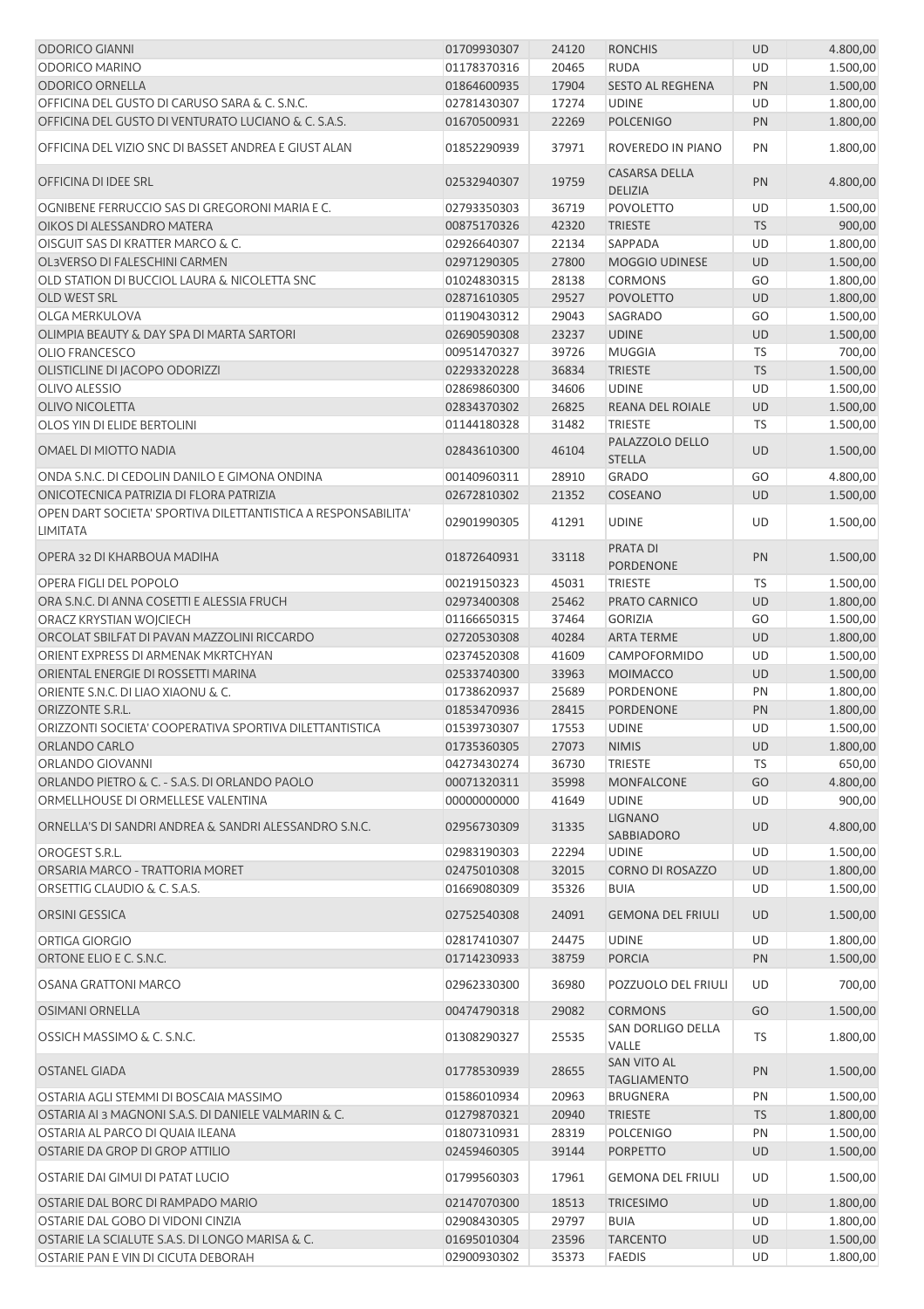| | | | | | |
|---|---|---|---|---|---|
| ODORICO GIANNI | 01709930307 | 24120 | RONCHIS | UD | 4.800,00 |
| ODORICO MARINO | 01178370316 | 20465 | RUDA | UD | 1.500,00 |
| ODORICO ORNELLA | 01864600935 | 17904 | SESTO AL REGHENA | PN | 1.500,00 |
| OFFICINA DEL GUSTO DI CARUSO SARA & C. S.N.C. | 02781430307 | 17274 | UDINE | UD | 1.800,00 |
| OFFICINA DEL GUSTO DI VENTURATO LUCIANO & C. S.A.S. | 01670500931 | 22269 | POLCENIGO | PN | 1.800,00 |
| OFFICINA DEL VIZIO SNC DI BASSET ANDREA E GIUST ALAN | 01852290939 | 37971 | ROVEREDO IN PIANO | PN | 1.800,00 |
| OFFICINA DI IDEE SRL | 02532940307 | 19759 | CASARSA DELLA DELIZIA | PN | 4.800,00 |
| OGNIBENE FERRUCCIO SAS DI GREGORONI MARIA E C. | 02793350303 | 36719 | POVOLETTO | UD | 1.500,00 |
| OIKOS DI ALESSANDRO MATERA | 00875170326 | 42320 | TRIESTE | TS | 900,00 |
| OISGUIT SAS DI KRATTER MARCO & C. | 02926640307 | 22134 | SAPPADA | UD | 1.800,00 |
| OL3VERSO DI FALESCHINI CARMEN | 02971290305 | 27800 | MOGGIO UDINESE | UD | 1.500,00 |
| OLD STATION DI BUCCIOL LAURA & NICOLETTA SNC | 01024830315 | 28138 | CORMONS | GO | 1.800,00 |
| OLD WEST SRL | 02871610305 | 29527 | POVOLETTO | UD | 1.800,00 |
| OLGA MERKULOVA | 01190430312 | 29043 | SAGRADO | GO | 1.500,00 |
| OLIMPIA BEAUTY & DAY SPA DI MARTA SARTORI | 02690590308 | 23237 | UDINE | UD | 1.500,00 |
| OLIO FRANCESCO | 00951470327 | 39726 | MUGGIA | TS | 700,00 |
| OLISTICLINE DI JACOPO ODORIZZI | 02293320228 | 36834 | TRIESTE | TS | 1.500,00 |
| OLIVO ALESSIO | 02869860300 | 34606 | UDINE | UD | 1.500,00 |
| OLIVO NICOLETTA | 02834370302 | 26825 | REANA DEL ROIALE | UD | 1.500,00 |
| OLOS YIN DI ELIDE BERTOLINI | 01144180328 | 31482 | TRIESTE | TS | 1.500,00 |
| OMAEL DI MIOTTO NADIA | 02843610300 | 46104 | PALAZZOLO DELLO STELLA | UD | 1.500,00 |
| ONDA S.N.C. DI CEDOLIN DANILO E GIMONA ONDINA | 00140960311 | 28910 | GRADO | GO | 4.800,00 |
| ONICOTECNICA PATRIZIA DI FLORA PATRIZIA | 02672810302 | 21352 | COSEANO | UD | 1.500,00 |
| OPEN DART SOCIETA' SPORTIVA DILETTANTISTICA A RESPONSABILITA' LIMITATA | 02901990305 | 41291 | UDINE | UD | 1.500,00 |
| OPERA 32 DI KHARBOUA MADIHA | 01872640931 | 33118 | PRATA DI PORDENONE | PN | 1.500,00 |
| OPERA FIGLI DEL POPOLO | 00219150323 | 45031 | TRIESTE | TS | 1.500,00 |
| ORA S.N.C. DI ANNA COSETTI E ALESSIA FRUCH | 02973400308 | 25462 | PRATO CARNICO | UD | 1.800,00 |
| ORACZ KRYSTIAN WOJCIECH | 01166650315 | 37464 | GORIZIA | GO | 1.500,00 |
| ORCOLAT SBILFAT DI PAVAN MAZZOLINI RICCARDO | 02720530308 | 40284 | ARTA TERME | UD | 1.800,00 |
| ORIENT EXPRESS DI ARMENAK MKRTCHYAN | 02374520308 | 41609 | CAMPOFORMIDO | UD | 1.500,00 |
| ORIENTAL ENERGIE DI ROSSETTI MARINA | 02533740300 | 33963 | MOIMACCO | UD | 1.500,00 |
| ORIENTE S.N.C. DI LIAO XIAONU & C. | 01738620937 | 25689 | PORDENONE | PN | 1.800,00 |
| ORIZZONTE S.R.L. | 01853470936 | 28415 | PORDENONE | PN | 1.800,00 |
| ORIZZONTI SOCIETA' COOPERATIVA SPORTIVA DILETTANTISTICA | 01539730307 | 17553 | UDINE | UD | 1.500,00 |
| ORLANDO CARLO | 01735360305 | 27073 | NIMIS | UD | 1.800,00 |
| ORLANDO GIOVANNI | 04273430274 | 36730 | TRIESTE | TS | 650,00 |
| ORLANDO PIETRO & C. - S.A.S. DI ORLANDO PAOLO | 00071320311 | 35998 | MONFALCONE | GO | 4.800,00 |
| ORMELLHOUSE DI ORMELLESE VALENTINA | 00000000000 | 41649 | UDINE | UD | 900,00 |
| ORNELLA'S DI SANDRI ANDREA & SANDRI ALESSANDRO S.N.C. | 02956730309 | 31335 | LIGNANO SABBIADORO | UD | 4.800,00 |
| OROGEST S.R.L. | 02983190303 | 22294 | UDINE | UD | 1.500,00 |
| ORSARIA MARCO - TRATTORIA MORET | 02475010308 | 32015 | CORNO DI ROSAZZO | UD | 1.800,00 |
| ORSETTIG CLAUDIO & C. S.A.S. | 01669080309 | 35326 | BUIA | UD | 1.500,00 |
| ORSINI GESSICA | 02752540308 | 24091 | GEMONA DEL FRIULI | UD | 1.500,00 |
| ORTIGA GIORGIO | 02817410307 | 24475 | UDINE | UD | 1.800,00 |
| ORTONE ELIO E C. S.N.C. | 01714230933 | 38759 | PORCIA | PN | 1.500,00 |
| OSANA GRATTONI MARCO | 02962330300 | 36980 | POZZUOLO DEL FRIULI | UD | 700,00 |
| OSIMANI ORNELLA | 00474790318 | 29082 | CORMONS | GO | 1.500,00 |
| OSSICH MASSIMO & C. S.N.C. | 01308290327 | 25535 | SAN DORLIGO DELLA VALLE | TS | 1.800,00 |
| OSTANEL GIADA | 01778530939 | 28655 | SAN VITO AL TAGLIAMENTO | PN | 1.500,00 |
| OSTARIA AGLI STEMMI DI BOSCAIA MASSIMO | 01586010934 | 20963 | BRUGNERA | PN | 1.500,00 |
| OSTARIA AI 3 MAGNONI S.A.S. DI DANIELE VALMARIN & C. | 01279870321 | 20940 | TRIESTE | TS | 1.800,00 |
| OSTARIA AL PARCO DI QUAIA ILEANA | 01807310931 | 28319 | POLCENIGO | PN | 1.500,00 |
| OSTARIE DA GROP DI GROP ATTILIO | 02459460305 | 39144 | PORPETTO | UD | 1.500,00 |
| OSTARIE DAI GIMUI DI PATAT LUCIO | 01799560303 | 17961 | GEMONA DEL FRIULI | UD | 1.500,00 |
| OSTARIE DAL BORC DI RAMPADO MARIO | 02147070300 | 18513 | TRICESIMO | UD | 1.800,00 |
| OSTARIE DAL GOBO DI VIDONI CINZIA | 02908430305 | 29797 | BUIA | UD | 1.800,00 |
| OSTARIE LA SCIALUTE S.A.S. DI LONGO MARISA & C. | 01695010304 | 23596 | TARCENTO | UD | 1.500,00 |
| OSTARIE PAN E VIN DI CICUTA DEBORAH | 02900930302 | 35373 | FAEDIS | UD | 1.800,00 |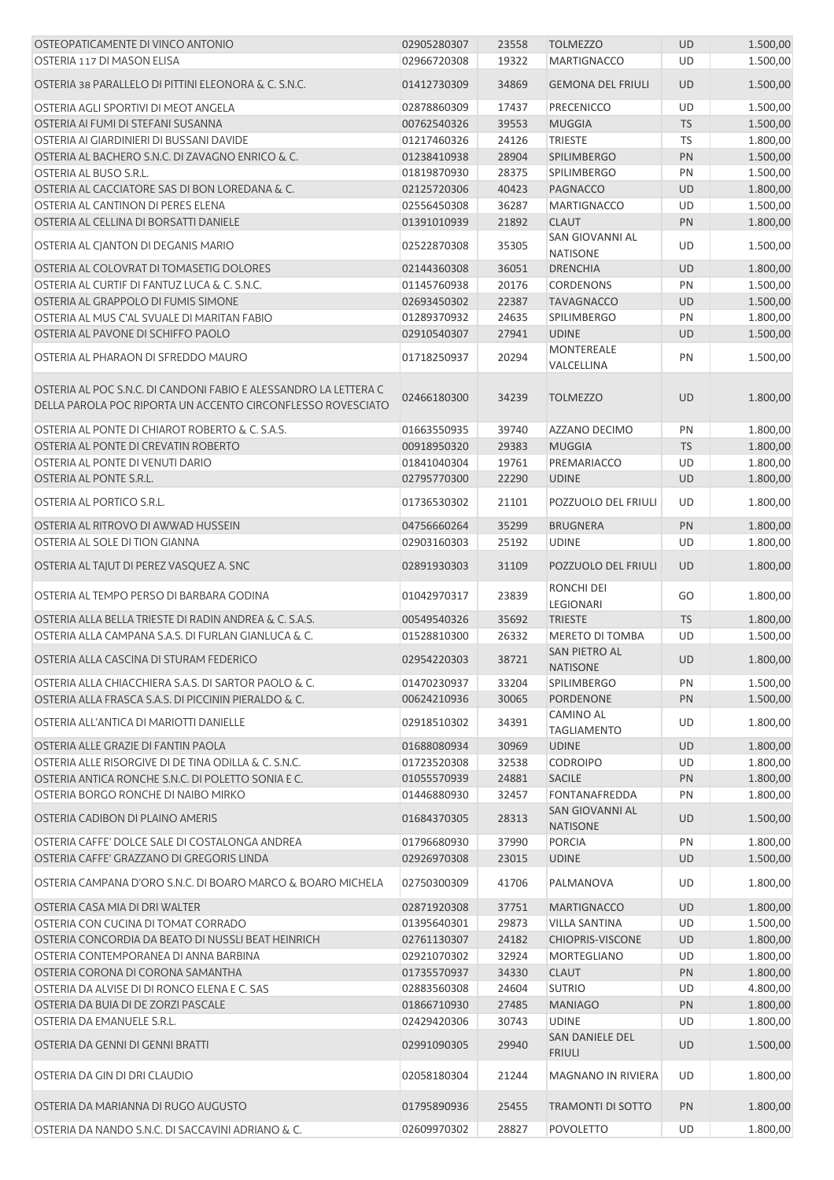| | | | | | |
|---|---|---|---|---|---|
| OSTEOPATICAMENTE DI VINCO ANTONIO | 02905280307 | 23558 | TOLMEZZO | UD | 1.500,00 |
| OSTERIA 117 DI MASON ELISA | 02966720308 | 19322 | MARTIGNACCO | UD | 1.500,00 |
| OSTERIA 38 PARALLELO DI PITTINI ELEONORA & C. S.N.C. | 01412730309 | 34869 | GEMONA DEL FRIULI | UD | 1.500,00 |
| OSTERIA AGLI SPORTIVI DI MEOT ANGELA | 02878860309 | 17437 | PRECENICCO | UD | 1.500,00 |
| OSTERIA AI FUMI DI STEFANI SUSANNA | 00762540326 | 39553 | MUGGIA | TS | 1.500,00 |
| OSTERIA AI GIARDINIERI DI BUSSANI DAVIDE | 01217460326 | 24126 | TRIESTE | TS | 1.800,00 |
| OSTERIA AL BACHERO S.N.C. DI ZAVAGNO ENRICO & C. | 01238410938 | 28904 | SPILIMBERGO | PN | 1.500,00 |
| OSTERIA AL BUSO S.R.L. | 01819870930 | 28375 | SPILIMBERGO | PN | 1.500,00 |
| OSTERIA AL CACCIATORE SAS DI BON LOREDANA & C. | 02125720306 | 40423 | PAGNACCO | UD | 1.800,00 |
| OSTERIA AL CANTINON DI PERES ELENA | 02556450308 | 36287 | MARTIGNACCO | UD | 1.500,00 |
| OSTERIA AL CELLINA DI BORSATTI DANIELE | 01391010939 | 21892 | CLAUT | PN | 1.800,00 |
| OSTERIA AL CJANTON DI DEGANIS MARIO | 02522870308 | 35305 | SAN GIOVANNI AL NATISONE | UD | 1.500,00 |
| OSTERIA AL COLOVRAT DI TOMASETIG DOLORES | 02144360308 | 36051 | DRENCHIA | UD | 1.800,00 |
| OSTERIA AL CURTIF DI FANTUZ LUCA & C. S.N.C. | 01145760938 | 20176 | CORDENONS | PN | 1.500,00 |
| OSTERIA AL GRAPPOLO DI FUMIS SIMONE | 02693450302 | 22387 | TAVAGNACCO | UD | 1.500,00 |
| OSTERIA AL MUS C'AL SVUALE DI MARITAN FABIO | 01289370932 | 24635 | SPILIMBERGO | PN | 1.800,00 |
| OSTERIA AL PAVONE DI SCHIFFO PAOLO | 02910540307 | 27941 | UDINE | UD | 1.500,00 |
| OSTERIA AL PHARAON DI SFREDDO MAURO | 01718250937 | 20294 | MONTEREALE VALCELLINA | PN | 1.500,00 |
| OSTERIA AL POC S.N.C. DI CANDONI FABIO E ALESSANDRO LA LETTERA C DELLA PAROLA POC RIPORTA UN ACCENTO CIRCONFLESSO ROVESCIATO | 02466180300 | 34239 | TOLMEZZO | UD | 1.800,00 |
| OSTERIA AL PONTE DI CHIAROT ROBERTO & C. S.A.S. | 01663550935 | 39740 | AZZANO DECIMO | PN | 1.800,00 |
| OSTERIA AL PONTE DI CREVATIN ROBERTO | 00918950320 | 29383 | MUGGIA | TS | 1.800,00 |
| OSTERIA AL PONTE DI VENUTI DARIO | 01841040304 | 19761 | PREMARIACCO | UD | 1.800,00 |
| OSTERIA AL PONTE S.R.L. | 02795770300 | 22290 | UDINE | UD | 1.800,00 |
| OSTERIA AL PORTICO S.R.L. | 01736530302 | 21101 | POZZUOLO DEL FRIULI | UD | 1.800,00 |
| OSTERIA AL RITROVO DI AWWAD HUSSEIN | 04756660264 | 35299 | BRUGNERA | PN | 1.800,00 |
| OSTERIA AL SOLE DI TION GIANNA | 02903160303 | 25192 | UDINE | UD | 1.800,00 |
| OSTERIA AL TAJUT DI PEREZ VASQUEZ A. SNC | 02891930303 | 31109 | POZZUOLO DEL FRIULI | UD | 1.800,00 |
| OSTERIA AL TEMPO PERSO DI BARBARA GODINA | 01042970317 | 23839 | RONCHI DEI LEGIONARI | GO | 1.800,00 |
| OSTERIA ALLA BELLA TRIESTE DI RADIN ANDREA & C. S.A.S. | 00549540326 | 35692 | TRIESTE | TS | 1.800,00 |
| OSTERIA ALLA CAMPANA S.A.S. DI FURLAN GIANLUCA & C. | 01528810300 | 26332 | MERETO DI TOMBA | UD | 1.500,00 |
| OSTERIA ALLA CASCINA DI STURAM FEDERICO | 02954220303 | 38721 | SAN PIETRO AL NATISONE | UD | 1.800,00 |
| OSTERIA ALLA CHIACCHIERA S.A.S. DI SARTOR PAOLO & C. | 01470230937 | 33204 | SPILIMBERGO | PN | 1.500,00 |
| OSTERIA ALLA FRASCA S.A.S. DI PICCININ PIERALDO & C. | 00624210936 | 30065 | PORDENONE | PN | 1.500,00 |
| OSTERIA ALL'ANTICA DI MARIOTTI DANIELLE | 02918510302 | 34391 | CAMINO AL TAGLIAMENTO | UD | 1.800,00 |
| OSTERIA ALLE GRAZIE DI FANTIN PAOLA | 01688080934 | 30969 | UDINE | UD | 1.800,00 |
| OSTERIA ALLE RISORGIVE DI DE TINA ODILLA & C. S.N.C. | 01723520308 | 32538 | CODROIPO | UD | 1.800,00 |
| OSTERIA ANTICA RONCHE S.N.C. DI POLETTO SONIA E C. | 01055570939 | 24881 | SACILE | PN | 1.800,00 |
| OSTERIA BORGO RONCHE DI NAIBO MIRKO | 01446880930 | 32457 | FONTANAFREDDA | PN | 1.800,00 |
| OSTERIA CADIBON DI PLAINO AMERIS | 01684370305 | 28313 | SAN GIOVANNI AL NATISONE | UD | 1.500,00 |
| OSTERIA CAFFE' DOLCE SALE DI COSTALONGA ANDREA | 01796680930 | 37990 | PORCIA | PN | 1.800,00 |
| OSTERIA CAFFE' GRAZZANO DI GREGORIS LINDA | 02926970308 | 23015 | UDINE | UD | 1.500,00 |
| OSTERIA CAMPANA D'ORO S.N.C. DI BOARO MARCO & BOARO MICHELA | 02750300309 | 41706 | PALMANOVA | UD | 1.800,00 |
| OSTERIA CASA MIA DI DRI WALTER | 02871920308 | 37751 | MARTIGNACCO | UD | 1.800,00 |
| OSTERIA CON CUCINA DI TOMAT CORRADO | 01395640301 | 29873 | VILLA SANTINA | UD | 1.500,00 |
| OSTERIA CONCORDIA DA BEATO DI NUSSLI BEAT HEINRICH | 02761130307 | 24182 | CHIOPRIS-VISCONE | UD | 1.800,00 |
| OSTERIA CONTEMPORANEA DI ANNA BARBINA | 02921070302 | 32924 | MORTEGLIANO | UD | 1.800,00 |
| OSTERIA CORONA DI CORONA SAMANTHA | 01735570937 | 34330 | CLAUT | PN | 1.800,00 |
| OSTERIA DA ALVISE DI DI RONCO ELENA E C. SAS | 02883560308 | 24604 | SUTRIO | UD | 4.800,00 |
| OSTERIA DA BUIA DI DE ZORZI PASCALE | 01866710930 | 27485 | MANIAGO | PN | 1.800,00 |
| OSTERIA DA EMANUELE S.R.L. | 02429420306 | 30743 | UDINE | UD | 1.800,00 |
| OSTERIA DA GENNI DI GENNI BRATTI | 02991090305 | 29940 | SAN DANIELE DEL FRIULI | UD | 1.500,00 |
| OSTERIA DA GIN DI DRI CLAUDIO | 02058180304 | 21244 | MAGNANO IN RIVIERA | UD | 1.800,00 |
| OSTERIA DA MARIANNA DI RUGO AUGUSTO | 01795890936 | 25455 | TRAMONTI DI SOTTO | PN | 1.800,00 |
| OSTERIA DA NANDO S.N.C. DI SACCAVINI ADRIANO & C. | 02609970302 | 28827 | POVOLETTO | UD | 1.800,00 |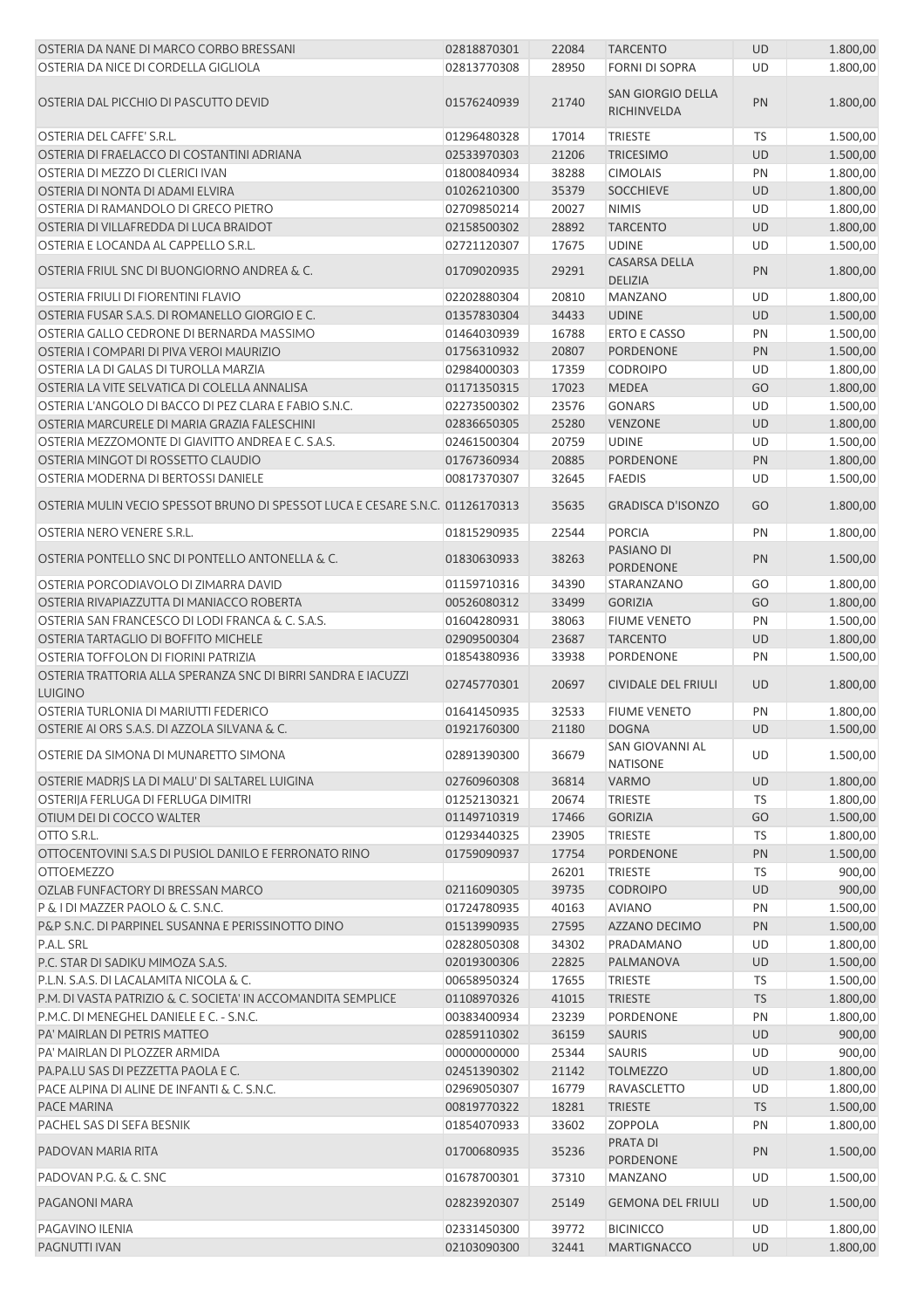| | | | | | |
|---|---|---|---|---|---|
| OSTERIA DA NANE DI MARCO CORBO BRESSANI | 02818870301 | 22084 | TARCENTO | UD | 1.800,00 |
| OSTERIA DA NICE DI CORDELLA GIGLIOLA | 02813770308 | 28950 | FORNI DI SOPRA | UD | 1.800,00 |
| OSTERIA DAL PICCHIO DI PASCUTTO DEVID | 01576240939 | 21740 | SAN GIORGIO DELLA RICHINVELDA | PN | 1.800,00 |
| OSTERIA DEL CAFFE' S.R.L. | 01296480328 | 17014 | TRIESTE | TS | 1.500,00 |
| OSTERIA DI FRAELACCO DI COSTANTINI ADRIANA | 02533970303 | 21206 | TRICESIMO | UD | 1.500,00 |
| OSTERIA DI MEZZO DI CLERICI IVAN | 01800840934 | 38288 | CIMOLAIS | PN | 1.800,00 |
| OSTERIA DI NONTA DI ADAMI ELVIRA | 01026210300 | 35379 | SOCCHIEVE | UD | 1.800,00 |
| OSTERIA DI RAMANDOLO DI GRECO PIETRO | 02709850214 | 20027 | NIMIS | UD | 1.800,00 |
| OSTERIA DI VILLAFREDDA DI LUCA BRAIDOT | 02158500302 | 28892 | TARCENTO | UD | 1.800,00 |
| OSTERIA E LOCANDA AL CAPPELLO S.R.L. | 02721120307 | 17675 | UDINE | UD | 1.500,00 |
| OSTERIA FRIUL SNC DI BUONGIORNO ANDREA & C. | 01709020935 | 29291 | CASARSA DELLA DELIZIA | PN | 1.800,00 |
| OSTERIA FRIULI DI FIORENTINI FLAVIO | 02202880304 | 20810 | MANZANO | UD | 1.800,00 |
| OSTERIA FUSAR S.A.S. DI ROMANELLO GIORGIO E C. | 01357830304 | 34433 | UDINE | UD | 1.500,00 |
| OSTERIA GALLO CEDRONE DI BERNARDA MASSIMO | 01464030939 | 16788 | ERTO E CASSO | PN | 1.500,00 |
| OSTERIA I COMPARI DI PIVA VEROI MAURIZIO | 01756310932 | 20807 | PORDENONE | PN | 1.500,00 |
| OSTERIA LA DI GALAS DI TUROLLA MARZIA | 02984000303 | 17359 | CODROIPO | UD | 1.800,00 |
| OSTERIA LA VITE SELVATICA DI COLELLA ANNALISA | 01171350315 | 17023 | MEDEA | GO | 1.800,00 |
| OSTERIA L'ANGOLO DI BACCO DI PEZ CLARA E FABIO S.N.C. | 02273500302 | 23576 | GONARS | UD | 1.500,00 |
| OSTERIA MARCURELE DI MARIA GRAZIA FALESCHINI | 02836650305 | 25280 | VENZONE | UD | 1.800,00 |
| OSTERIA MEZZOMONTE DI GIAVITTO ANDREA E C. S.A.S. | 02461500304 | 20759 | UDINE | UD | 1.500,00 |
| OSTERIA MINGOT DI ROSSETTO CLAUDIO | 01767360934 | 20885 | PORDENONE | PN | 1.800,00 |
| OSTERIA MODERNA DI BERTOSSI DANIELE | 00817370307 | 32645 | FAEDIS | UD | 1.500,00 |
| OSTERIA MULIN VECIO SPESSOT BRUNO DI SPESSOT LUCA E CESARE S.N.C. | 01126170313 | 35635 | GRADISCA D'ISONZO | GO | 1.800,00 |
| OSTERIA NERO VENERE S.R.L. | 01815290935 | 22544 | PORCIA | PN | 1.800,00 |
| OSTERIA PONTELLO SNC DI PONTELLO ANTONELLA & C. | 01830630933 | 38263 | PASIANO DI PORDENONE | PN | 1.500,00 |
| OSTERIA PORCODIAVOLO DI ZIMARRA DAVID | 01159710316 | 34390 | STARANZANO | GO | 1.800,00 |
| OSTERIA RIVAPIAZZUTTA DI MANIACCO ROBERTA | 00526080312 | 33499 | GORIZIA | GO | 1.800,00 |
| OSTERIA SAN FRANCESCO DI LODI FRANCA & C. S.A.S. | 01604280931 | 38063 | FIUME VENETO | PN | 1.500,00 |
| OSTERIA TARTAGLIO DI BOFFITO MICHELE | 02909500304 | 23687 | TARCENTO | UD | 1.800,00 |
| OSTERIA TOFFOLON DI FIORINI PATRIZIA | 01854380936 | 33938 | PORDENONE | PN | 1.500,00 |
| OSTERIA TRATTORIA ALLA SPERANZA SNC DI BIRRI SANDRA E IACUZZI LUIGINO | 02745770301 | 20697 | CIVIDALE DEL FRIULI | UD | 1.800,00 |
| OSTERIA TURLONIA DI MARIUTTI FEDERICO | 01641450935 | 32533 | FIUME VENETO | PN | 1.800,00 |
| OSTERIE AI ORS S.A.S. DI AZZOLA SILVANA & C. | 01921760300 | 21180 | DOGNA | UD | 1.500,00 |
| OSTERIE DA SIMONA DI MUNARETTO SIMONA | 02891390300 | 36679 | SAN GIOVANNI AL NATISONE | UD | 1.500,00 |
| OSTERIE MADRJS LA DI MALU' DI SALTAREL LUIGINA | 02760960308 | 36814 | VARMO | UD | 1.800,00 |
| OSTERIJA FERLUGA DI FERLUGA DIMITRI | 01252130321 | 20674 | TRIESTE | TS | 1.800,00 |
| OTIUM DEI DI COCCO WALTER | 01149710319 | 17466 | GORIZIA | GO | 1.500,00 |
| OTTO S.R.L. | 01293440325 | 23905 | TRIESTE | TS | 1.800,00 |
| OTTOCENTOVINI S.A.S DI PUSIOL DANILO E FERRONATO RINO | 01759090937 | 17754 | PORDENONE | PN | 1.500,00 |
| OTTOEMEZZO | | 26201 | TRIESTE | TS | 900,00 |
| OZLAB FUNFACTORY DI BRESSAN MARCO | 02116090305 | 39735 | CODROIPO | UD | 900,00 |
| P & I DI MAZZER PAOLO & C. S.N.C. | 01724780935 | 40163 | AVIANO | PN | 1.500,00 |
| P&P S.N.C. DI PARPINEL SUSANNA E PERISSINOTTO DINO | 01513990935 | 27595 | AZZANO DECIMO | PN | 1.500,00 |
| P.A.L. SRL | 02828050308 | 34302 | PRADAMANO | UD | 1.800,00 |
| P.C. STAR DI SADIKU MIMOZA S.A.S. | 02019300306 | 22825 | PALMANOVA | UD | 1.500,00 |
| P.L.N. S.A.S. DI LACALAMITA NICOLA & C. | 00658950324 | 17655 | TRIESTE | TS | 1.500,00 |
| P.M. DI VASTA PATRIZIO & C. SOCIETA' IN ACCOMANDITA SEMPLICE | 01108970326 | 41015 | TRIESTE | TS | 1.800,00 |
| P.M.C. DI MENEGHEL DANIELE E C. - S.N.C. | 00383400934 | 23239 | PORDENONE | PN | 1.800,00 |
| PA' MAIRLAN DI PETRIS MATTEO | 02859110302 | 36159 | SAURIS | UD | 900,00 |
| PA' MAIRLAN DI PLOZZER ARMIDA | 00000000000 | 25344 | SAURIS | UD | 900,00 |
| PA.PA.LU SAS DI PEZZETTA PAOLA E C. | 02451390302 | 21142 | TOLMEZZO | UD | 1.800,00 |
| PACE ALPINA DI ALINE DE INFANTI & C. S.N.C. | 02969050307 | 16779 | RAVASCLETTO | UD | 1.800,00 |
| PACE MARINA | 00819770322 | 18281 | TRIESTE | TS | 1.500,00 |
| PACHEL SAS DI SEFA BESNIK | 01854070933 | 33602 | ZOPPOLA | PN | 1.800,00 |
| PADOVAN MARIA RITA | 01700680935 | 35236 | PRATA DI PORDENONE | PN | 1.500,00 |
| PADOVAN P.G. & C. SNC | 01678700301 | 37310 | MANZANO | UD | 1.500,00 |
| PAGANONI MARA | 02823920307 | 25149 | GEMONA DEL FRIULI | UD | 1.500,00 |
| PAGAVINO ILENIA | 02331450300 | 39772 | BICINICCO | UD | 1.800,00 |
| PAGNUTTI IVAN | 02103090300 | 32441 | MARTIGNACCO | UD | 1.800,00 |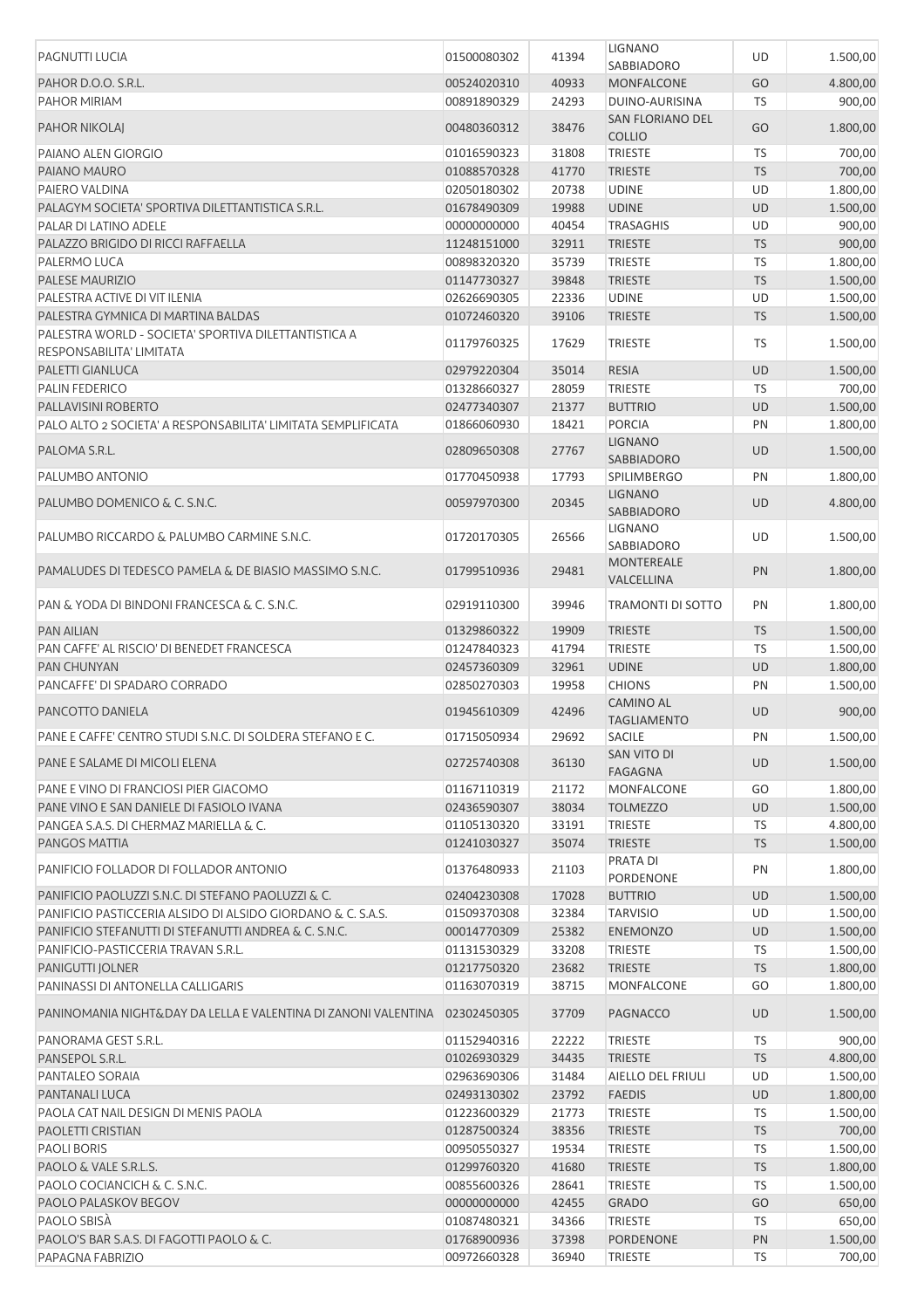| | | | | | |
|---|---|---|---|---|---|
| PAGNUTTI LUCIA | 01500080302 | 41394 | LIGNANO SABBIADORO | UD | 1.500,00 |
| PAHOR D.O.O. S.R.L. | 00524020310 | 40933 | MONFALCONE | GO | 4.800,00 |
| PAHOR MIRIAM | 00891890329 | 24293 | DUINO-AURISINA | TS | 900,00 |
| PAHOR NIKOLAJ | 00480360312 | 38476 | SAN FLORIANO DEL COLLIO | GO | 1.800,00 |
| PAIANO ALEN GIORGIO | 01016590323 | 31808 | TRIESTE | TS | 700,00 |
| PAIANO MAURO | 01088570328 | 41770 | TRIESTE | TS | 700,00 |
| PAIERO VALDINA | 02050180302 | 20738 | UDINE | UD | 1.800,00 |
| PALAGYM SOCIETA' SPORTIVA DILETTANTISTICA S.R.L. | 01678490309 | 19988 | UDINE | UD | 1.500,00 |
| PALAR DI LATINO ADELE | 00000000000 | 40454 | TRASAGHIS | UD | 900,00 |
| PALAZZO BRIGIDO DI RICCI RAFFAELLA | 11248151000 | 32911 | TRIESTE | TS | 900,00 |
| PALERMO LUCA | 00898320320 | 35739 | TRIESTE | TS | 1.800,00 |
| PALESE MAURIZIO | 01147730327 | 39848 | TRIESTE | TS | 1.500,00 |
| PALESTRA ACTIVE DI VIT ILENIA | 02626690305 | 22336 | UDINE | UD | 1.500,00 |
| PALESTRA GYMNICA DI MARTINA BALDAS | 01072460320 | 39106 | TRIESTE | TS | 1.500,00 |
| PALESTRA WORLD - SOCIETA' SPORTIVA DILETTANTISTICA A RESPONSABILITA' LIMITATA | 01179760325 | 17629 | TRIESTE | TS | 1.500,00 |
| PALETTI GIANLUCA | 02979220304 | 35014 | RESIA | UD | 1.500,00 |
| PALIN FEDERICO | 01328660327 | 28059 | TRIESTE | TS | 700,00 |
| PALLAVISINI ROBERTO | 02477340307 | 21377 | BUTTRIO | UD | 1.500,00 |
| PALO ALTO 2 SOCIETA' A RESPONSABILITA' LIMITATA SEMPLIFICATA | 01866060930 | 18421 | PORCIA | PN | 1.800,00 |
| PALOMA S.R.L. | 02809650308 | 27767 | LIGNANO SABBIADORO | UD | 1.500,00 |
| PALUMBO ANTONIO | 01770450938 | 17793 | SPILIMBERGO | PN | 1.800,00 |
| PALUMBO DOMENICO & C. S.N.C. | 00597970300 | 20345 | LIGNANO SABBIADORO | UD | 4.800,00 |
| PALUMBO RICCARDO & PALUMBO CARMINE S.N.C. | 01720170305 | 26566 | LIGNANO SABBIADORO | UD | 1.500,00 |
| PAMALUDES DI TEDESCO PAMELA & DE BIASIO MASSIMO S.N.C. | 01799510936 | 29481 | MONTEREALE VALCELLINA | PN | 1.800,00 |
| PAN & YODA DI BINDONI FRANCESCA & C. S.N.C. | 02919110300 | 39946 | TRAMONTI DI SOTTO | PN | 1.800,00 |
| PAN AILIAN | 01329860322 | 19909 | TRIESTE | TS | 1.500,00 |
| PAN CAFFE' AL RISCIO' DI BENEDET FRANCESCA | 01247840323 | 41794 | TRIESTE | TS | 1.500,00 |
| PAN CHUNYAN | 02457360309 | 32961 | UDINE | UD | 1.800,00 |
| PANCAFFE' DI SPADARO CORRADO | 02850270303 | 19958 | CHIONS | PN | 1.500,00 |
| PANCOTTO DANIELA | 01945610309 | 42496 | CAMINO AL TAGLIAMENTO | UD | 900,00 |
| PANE E CAFFE' CENTRO STUDI S.N.C. DI SOLDERA STEFANO E C. | 01715050934 | 29692 | SACILE | PN | 1.500,00 |
| PANE E SALAME DI MICOLI ELENA | 02725740308 | 36130 | SAN VITO DI FAGAGNA | UD | 1.500,00 |
| PANE E VINO DI FRANCIOSI PIER GIACOMO | 01167110319 | 21172 | MONFALCONE | GO | 1.800,00 |
| PANE VINO E SAN DANIELE DI FASIOLO IVANA | 02436590307 | 38034 | TOLMEZZO | UD | 1.500,00 |
| PANGEA S.A.S. DI CHERMAZ MARIELLA & C. | 01105130320 | 33191 | TRIESTE | TS | 4.800,00 |
| PANGOS MATTIA | 01241030327 | 35074 | TRIESTE | TS | 1.500,00 |
| PANIFICIO FOLLADOR DI FOLLADOR ANTONIO | 01376480933 | 21103 | PRATA DI PORDENONE | PN | 1.800,00 |
| PANIFICIO PAOLUZZI S.N.C. DI STEFANO PAOLUZZI & C. | 02404230308 | 17028 | BUTTRIO | UD | 1.500,00 |
| PANIFICIO PASTICCERIA ALSIDO DI ALSIDO GIORDANO & C. S.A.S. | 01509370308 | 32384 | TARVISIO | UD | 1.500,00 |
| PANIFICIO STEFANUTTI DI STEFANUTTI ANDREA & C. S.N.C. | 00014770309 | 25382 | ENEMONZO | UD | 1.500,00 |
| PANIFICIO-PASTICCERIA TRAVAN S.R.L. | 01131530329 | 33208 | TRIESTE | TS | 1.500,00 |
| PANIGUTTI JOLNER | 01217750320 | 23682 | TRIESTE | TS | 1.800,00 |
| PANINASSI DI ANTONELLA CALLIGARIS | 01163070319 | 38715 | MONFALCONE | GO | 1.800,00 |
| PANINOMANIA NIGHT&DAY DA LELLA E VALENTINA DI ZANONI VALENTINA | 02302450305 | 37709 | PAGNACCO | UD | 1.500,00 |
| PANORAMA GEST S.R.L. | 01152940316 | 22222 | TRIESTE | TS | 900,00 |
| PANSEPOL S.R.L. | 01026930329 | 34435 | TRIESTE | TS | 4.800,00 |
| PANTALEO SORAIA | 02963690306 | 31484 | AIELLO DEL FRIULI | UD | 1.500,00 |
| PANTANALI LUCA | 02493130302 | 23792 | FAEDIS | UD | 1.800,00 |
| PAOLA CAT NAIL DESIGN DI MENIS PAOLA | 01223600329 | 21773 | TRIESTE | TS | 1.500,00 |
| PAOLETTI CRISTIAN | 01287500324 | 38356 | TRIESTE | TS | 700,00 |
| PAOLI BORIS | 00950550327 | 19534 | TRIESTE | TS | 1.500,00 |
| PAOLO & VALE S.R.L.S. | 01299760320 | 41680 | TRIESTE | TS | 1.800,00 |
| PAOLO COCIANCICH & C. S.N.C. | 00855600326 | 28641 | TRIESTE | TS | 1.500,00 |
| PAOLO PALASKOV BEGOV | 00000000000 | 42455 | GRADO | GO | 650,00 |
| PAOLO SBISÀ | 01087480321 | 34366 | TRIESTE | TS | 650,00 |
| PAOLO'S BAR S.A.S. DI FAGOTTI PAOLO & C. | 01768900936 | 37398 | PORDENONE | PN | 1.500,00 |
| PAPAGNA FABRIZIO | 00972660328 | 36940 | TRIESTE | TS | 700,00 |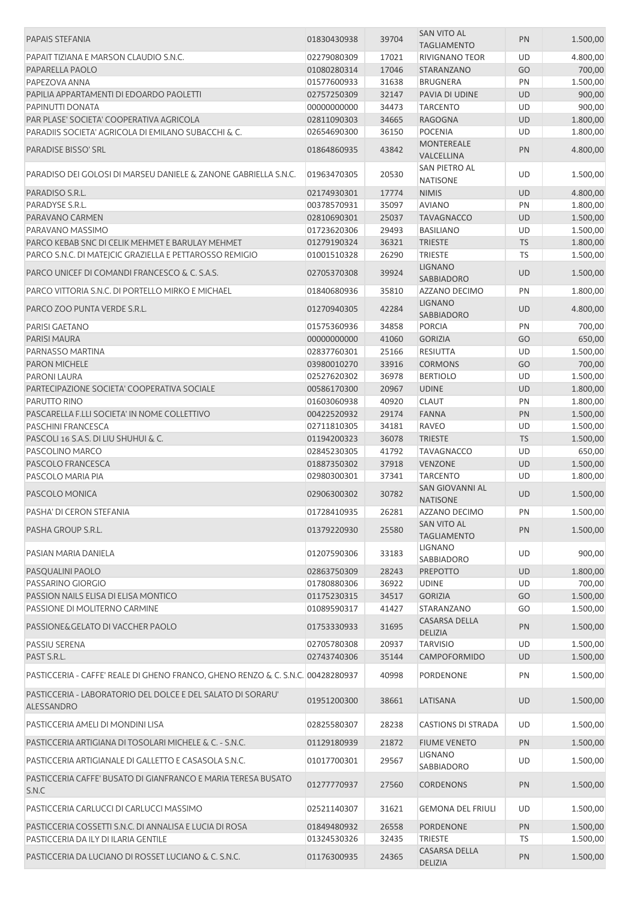| | | | | | |
|---|---|---|---|---|---|
| PAPAIS STEFANIA | 01830430938 | 39704 | SAN VITO AL TAGLIAMENTO | PN | 1.500,00 |
| PAPAIT TIZIANA E MARSON CLAUDIO S.N.C. | 02279080309 | 17021 | RIVIGNANO TEOR | UD | 4.800,00 |
| PAPARELLA PAOLO | 01080280314 | 17046 | STARANZANO | GO | 700,00 |
| PAPEZOVA ANNA | 01577600933 | 31638 | BRUGNERA | PN | 1.500,00 |
| PAPILIA APPARTAMENTI DI EDOARDO PAOLETTI | 02757250309 | 32147 | PAVIA DI UDINE | UD | 900,00 |
| PAPINUTTI DONATA | 00000000000 | 34473 | TARCENTO | UD | 900,00 |
| PAR PLASE' SOCIETA' COOPERATIVA AGRICOLA | 02811090303 | 34665 | RAGOGNA | UD | 1.800,00 |
| PARADIIS SOCIETA' AGRICOLA DI EMILANO SUBACCHI & C. | 02654690300 | 36150 | POCENIA | UD | 1.800,00 |
| PARADISE BISSO' SRL | 01864860935 | 43842 | MONTEREALE VALCELLINA | PN | 4.800,00 |
| PARADISO DEI GOLOSI DI MARSEU DANIELE & ZANONE GABRIELLA S.N.C. | 01963470305 | 20530 | SAN PIETRO AL NATISONE | UD | 1.500,00 |
| PARADISO S.R.L. | 02174930301 | 17774 | NIMIS | UD | 4.800,00 |
| PARADYSE S.R.L. | 00378570931 | 35097 | AVIANO | PN | 1.800,00 |
| PARAVANO CARMEN | 02810690301 | 25037 | TAVAGNACCO | UD | 1.500,00 |
| PARAVANO MASSIMO | 01723620306 | 29493 | BASILIANO | UD | 1.500,00 |
| PARCO KEBAB SNC DI CELIK MEHMET E BARULAY MEHMET | 01279190324 | 36321 | TRIESTE | TS | 1.800,00 |
| PARCO S.N.C. DI MATEJCIC GRAZIELLA E PETTAROSSO REMIGIO | 01001510328 | 26290 | TRIESTE | TS | 1.500,00 |
| PARCO UNICEF DI COMANDI FRANCESCO & C. S.A.S. | 02705370308 | 39924 | LIGNANO SABBIADORO | UD | 1.500,00 |
| PARCO VITTORIA S.N.C. DI PORTELLO MIRKO E MICHAEL | 01840680936 | 35810 | AZZANO DECIMO | PN | 1.800,00 |
| PARCO ZOO PUNTA VERDE S.R.L. | 01270940305 | 42284 | LIGNANO SABBIADORO | UD | 4.800,00 |
| PARISI GAETANO | 01575360936 | 34858 | PORCIA | PN | 700,00 |
| PARISI MAURA | 00000000000 | 41060 | GORIZIA | GO | 650,00 |
| PARNASSO MARTINA | 02837760301 | 25166 | RESIUTTA | UD | 1.500,00 |
| PARON MICHELE | 03980010270 | 33916 | CORMONS | GO | 700,00 |
| PARONI LAURA | 02527620302 | 36978 | BERTIOLO | UD | 1.500,00 |
| PARTECIPAZIONE SOCIETA' COOPERATIVA SOCIALE | 00586170300 | 20967 | UDINE | UD | 1.800,00 |
| PARUTTO RINO | 01603060938 | 40920 | CLAUT | PN | 1.800,00 |
| PASCARELLA F.LLI SOCIETA' IN NOME COLLETTIVO | 00422520932 | 29174 | FANNA | PN | 1.500,00 |
| PASCHINI FRANCESCA | 02711810305 | 34181 | RAVEO | UD | 1.500,00 |
| PASCOLI 16 S.A.S. DI LIU SHUHUI & C. | 01194200323 | 36078 | TRIESTE | TS | 1.500,00 |
| PASCOLINO MARCO | 02845230305 | 41792 | TAVAGNACCO | UD | 650,00 |
| PASCOLO FRANCESCA | 01887350302 | 37918 | VENZONE | UD | 1.500,00 |
| PASCOLO MARIA PIA | 02980300301 | 37341 | TARCENTO | UD | 1.800,00 |
| PASCOLO MONICA | 02906300302 | 30782 | SAN GIOVANNI AL NATISONE | UD | 1.500,00 |
| PASHA' DI CERON STEFANIA | 01728410935 | 26281 | AZZANO DECIMO | PN | 1.500,00 |
| PASHA GROUP S.R.L. | 01379220930 | 25580 | SAN VITO AL TAGLIAMENTO | PN | 1.500,00 |
| PASIAN MARIA DANIELA | 01207590306 | 33183 | LIGNANO SABBIADORO | UD | 900,00 |
| PASQUALINI PAOLO | 02863750309 | 28243 | PREPOTTO | UD | 1.800,00 |
| PASSARINO GIORGIO | 01780880306 | 36922 | UDINE | UD | 700,00 |
| PASSION NAILS ELISA DI ELISA MONTICO | 01175230315 | 34517 | GORIZIA | GO | 1.500,00 |
| PASSIONE DI MOLITERNO CARMINE | 01089590317 | 41427 | STARANZANO | GO | 1.500,00 |
| PASSIONE&GELATO DI VACCHER PAOLO | 01753330933 | 31695 | CASARSA DELLA DELIZIA | PN | 1.500,00 |
| PASSIU SERENA | 02705780308 | 20937 | TARVISIO | UD | 1.500,00 |
| PAST S.R.L. | 02743740306 | 35144 | CAMPOFORMIDO | UD | 1.500,00 |
| PASTICCERIA - CAFFE' REALE DI GHENO FRANCO, GHENO RENZO & C. S.N.C. | 00428280937 | 40998 | PORDENONE | PN | 1.500,00 |
| PASTICCERIA - LABORATORIO DEL DOLCE E DEL SALATO DI SORARU' ALESSANDRO | 01951200300 | 38661 | LATISANA | UD | 1.500,00 |
| PASTICCERIA AMELI DI MONDINI LISA | 02825580307 | 28238 | CASTIONS DI STRADA | UD | 1.500,00 |
| PASTICCERIA ARTIGIANA DI TOSOLARI MICHELE & C. - S.N.C. | 01129180939 | 21872 | FIUME VENETO | PN | 1.500,00 |
| PASTICCERIA ARTIGIANALE DI GALLETTO E CASASOLA S.N.C. | 01017700301 | 29567 | LIGNANO SABBIADORO | UD | 1.500,00 |
| PASTICCERIA CAFFE' BUSATO DI GIANFRANCO E MARIA TERESA BUSATO S.N.C | 01277770937 | 27560 | CORDENONS | PN | 1.500,00 |
| PASTICCERIA CARLUCCI DI CARLUCCI MASSIMO | 02521140307 | 31621 | GEMONA DEL FRIULI | UD | 1.500,00 |
| PASTICCERIA COSSETTI S.N.C. DI ANNALISA E LUCIA DI ROSA | 01849480932 | 26558 | PORDENONE | PN | 1.500,00 |
| PASTICCERIA DA ILY DI ILARIA GENTILE | 01324530326 | 32435 | TRIESTE | TS | 1.500,00 |
| PASTICCERIA DA LUCIANO DI ROSSET LUCIANO & C. S.N.C. | 01176300935 | 24365 | CASARSA DELLA DELIZIA | PN | 1.500,00 |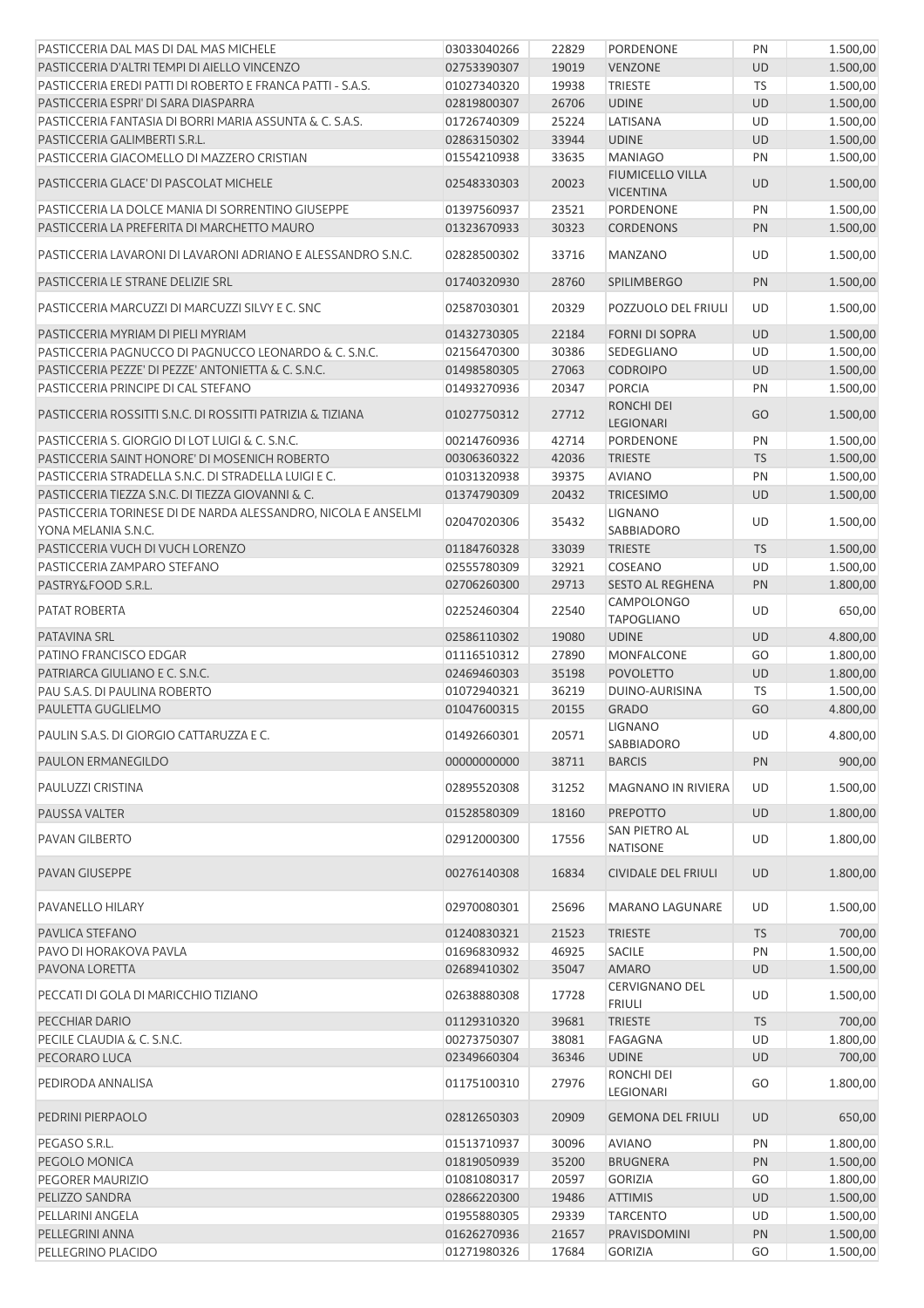| | | | | | |
|---|---|---|---|---|---|
| PASTICCERIA DAL MAS DI DAL MAS MICHELE | 03033040266 | 22829 | PORDENONE | PN | 1.500,00 |
| PASTICCERIA D'ALTRI TEMPI DI AIELLO VINCENZO | 02753390307 | 19019 | VENZONE | UD | 1.500,00 |
| PASTICCERIA EREDI PATTI DI ROBERTO E FRANCA PATTI - S.A.S. | 01027340320 | 19938 | TRIESTE | TS | 1.500,00 |
| PASTICCERIA ESPRI' DI SARA DIASPARRA | 02819800307 | 26706 | UDINE | UD | 1.500,00 |
| PASTICCERIA FANTASIA DI BORRI MARIA ASSUNTA & C. S.A.S. | 01726740309 | 25224 | LATISANA | UD | 1.500,00 |
| PASTICCERIA GALIMBERTI S.R.L. | 02863150302 | 33944 | UDINE | UD | 1.500,00 |
| PASTICCERIA GIACOMELLO DI MAZZERO CRISTIAN | 01554210938 | 33635 | MANIAGO | PN | 1.500,00 |
| PASTICCERIA GLACE' DI PASCOLAT MICHELE | 02548330303 | 20023 | FIUMICELLO VILLA VICENTINA | UD | 1.500,00 |
| PASTICCERIA LA DOLCE MANIA DI SORRENTINO GIUSEPPE | 01397560937 | 23521 | PORDENONE | PN | 1.500,00 |
| PASTICCERIA LA PREFERITA DI MARCHETTO MAURO | 01323670933 | 30323 | CORDENONS | PN | 1.500,00 |
| PASTICCERIA LAVARONI DI LAVARONI ADRIANO E ALESSANDRO S.N.C. | 02828500302 | 33716 | MANZANO | UD | 1.500,00 |
| PASTICCERIA LE STRANE DELIZIE SRL | 01740320930 | 28760 | SPILIMBERGO | PN | 1.500,00 |
| PASTICCERIA MARCUZZI DI MARCUZZI SILVY E C. SNC | 02587030301 | 20329 | POZZUOLO DEL FRIULI | UD | 1.500,00 |
| PASTICCERIA MYRIAM DI PIELI MYRIAM | 01432730305 | 22184 | FORNI DI SOPRA | UD | 1.500,00 |
| PASTICCERIA PAGNUCCO DI PAGNUCCO LEONARDO & C. S.N.C. | 02156470300 | 30386 | SEDEGLIANO | UD | 1.500,00 |
| PASTICCERIA PEZZE' DI PEZZE' ANTONIETTA & C. S.N.C. | 01498580305 | 27063 | CODROIPO | UD | 1.500,00 |
| PASTICCERIA PRINCIPE DI CAL STEFANO | 01493270936 | 20347 | PORCIA | PN | 1.500,00 |
| PASTICCERIA ROSSITTI S.N.C. DI ROSSITTI PATRIZIA & TIZIANA | 01027750312 | 27712 | RONCHI DEI LEGIONARI | GO | 1.500,00 |
| PASTICCERIA S. GIORGIO DI LOT LUIGI & C. S.N.C. | 00214760936 | 42714 | PORDENONE | PN | 1.500,00 |
| PASTICCERIA SAINT HONORE' DI MOSENICH ROBERTO | 00306360322 | 42036 | TRIESTE | TS | 1.500,00 |
| PASTICCERIA STRADELLA S.N.C. DI STRADELLA LUIGI E C. | 01031320938 | 39375 | AVIANO | PN | 1.500,00 |
| PASTICCERIA TIEZZA S.N.C. DI TIEZZA GIOVANNI & C. | 01374790309 | 20432 | TRICESIMO | UD | 1.500,00 |
| PASTICCERIA TORINESE DI DE NARDA ALESSANDRO, NICOLA E ANSELMI YONA MELANIA S.N.C. | 02047020306 | 35432 | LIGNANO SABBIADORO | UD | 1.500,00 |
| PASTICCERIA VUCH DI VUCH LORENZO | 01184760328 | 33039 | TRIESTE | TS | 1.500,00 |
| PASTICCERIA ZAMPARO STEFANO | 02555780309 | 32921 | COSEANO | UD | 1.500,00 |
| PASTRY&FOOD S.R.L. | 02706260300 | 29713 | SESTO AL REGHENA | PN | 1.800,00 |
| PATAT ROBERTA | 02252460304 | 22540 | CAMPOLONGO TAPOGLIANO | UD | 650,00 |
| PATAVINA SRL | 02586110302 | 19080 | UDINE | UD | 4.800,00 |
| PATINO FRANCISCO EDGAR | 01116510312 | 27890 | MONFALCONE | GO | 1.800,00 |
| PATRIARCA GIULIANO E C. S.N.C. | 02469460303 | 35198 | POVOLETTO | UD | 1.800,00 |
| PAU S.A.S. DI PAULINA ROBERTO | 01072940321 | 36219 | DUINO-AURISINA | TS | 1.500,00 |
| PAULETTA GUGLIELMO | 01047600315 | 20155 | GRADO | GO | 4.800,00 |
| PAULIN S.A.S. DI GIORGIO CATTARUZZA E C. | 01492660301 | 20571 | LIGNANO SABBIADORO | UD | 4.800,00 |
| PAULON ERMANEGILDO | 00000000000 | 38711 | BARCIS | PN | 900,00 |
| PAULUZZI CRISTINA | 02895520308 | 31252 | MAGNANO IN RIVIERA | UD | 1.500,00 |
| PAUSSA VALTER | 01528580309 | 18160 | PREPOTTO | UD | 1.800,00 |
| PAVAN GILBERTO | 02912000300 | 17556 | SAN PIETRO AL NATISONE | UD | 1.800,00 |
| PAVAN GIUSEPPE | 00276140308 | 16834 | CIVIDALE DEL FRIULI | UD | 1.800,00 |
| PAVANELLO HILARY | 02970080301 | 25696 | MARANO LAGUNARE | UD | 1.500,00 |
| PAVLICA STEFANO | 01240830321 | 21523 | TRIESTE | TS | 700,00 |
| PAVO DI HORAKOVA PAVLA | 01696830932 | 46925 | SACILE | PN | 1.500,00 |
| PAVONA LORETTA | 02689410302 | 35047 | AMARO | UD | 1.500,00 |
| PECCATI DI GOLA DI MARICCHIO TIZIANO | 02638880308 | 17728 | CERVIGNANO DEL FRIULI | UD | 1.500,00 |
| PECCHIAR DARIO | 01129310320 | 39681 | TRIESTE | TS | 700,00 |
| PECILE CLAUDIA & C. S.N.C. | 00273750307 | 38081 | FAGAGNA | UD | 1.800,00 |
| PECORARO LUCA | 02349660304 | 36346 | UDINE | UD | 700,00 |
| PEDIRODA ANNALISA | 01175100310 | 27976 | RONCHI DEI LEGIONARI | GO | 1.800,00 |
| PEDRINI PIERPAOLO | 02812650303 | 20909 | GEMONA DEL FRIULI | UD | 650,00 |
| PEGASO S.R.L. | 01513710937 | 30096 | AVIANO | PN | 1.800,00 |
| PEGOLO MONICA | 01819050939 | 35200 | BRUGNERA | PN | 1.500,00 |
| PEGORER MAURIZIO | 01081080317 | 20597 | GORIZIA | GO | 1.800,00 |
| PELIZZO SANDRA | 02866220300 | 19486 | ATTIMIS | UD | 1.500,00 |
| PELLARINI ANGELA | 01955880305 | 29339 | TARCENTO | UD | 1.500,00 |
| PELLEGRINI ANNA | 01626270936 | 21657 | PRAVISDOMINI | PN | 1.500,00 |
| PELLEGRINO PLACIDO | 01271980326 | 17684 | GORIZIA | GO | 1.500,00 |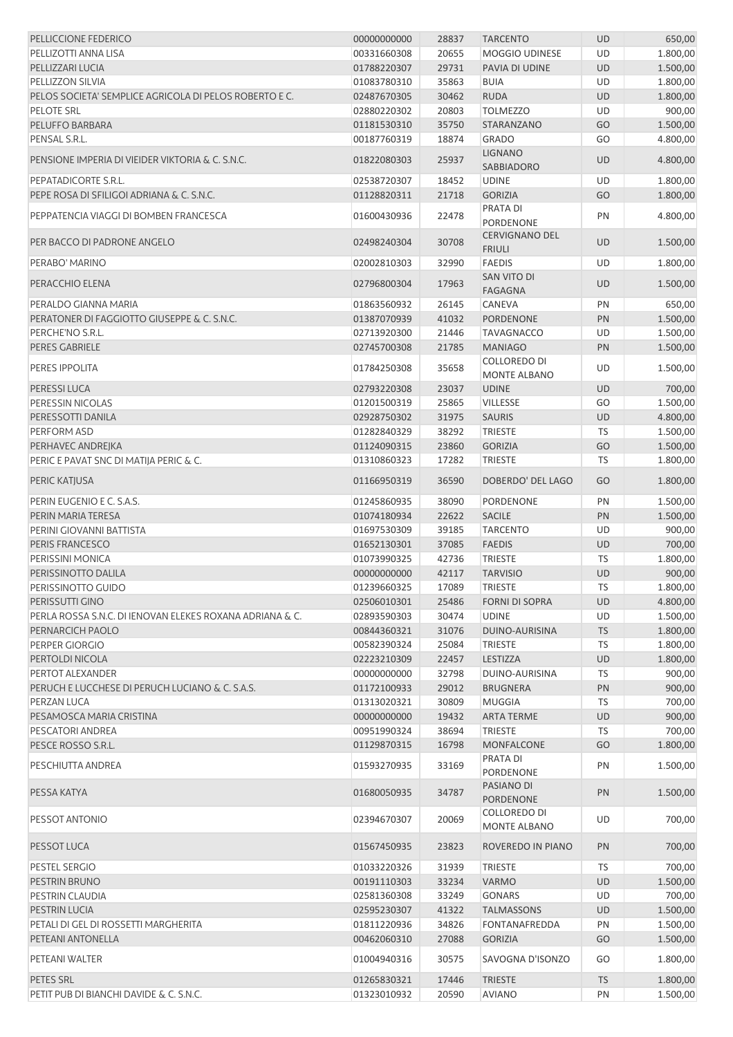| | | | | | |
|---|---|---|---|---|---|
| PELLICCIONE FEDERICO | 00000000000 | 28837 | TARCENTO | UD | 650,00 |
| PELLIZOTTI ANNA LISA | 00331660308 | 20655 | MOGGIO UDINESE | UD | 1.800,00 |
| PELLIZZARI LUCIA | 01788220307 | 29731 | PAVIA DI UDINE | UD | 1.500,00 |
| PELLIZZON SILVIA | 01083780310 | 35863 | BUIA | UD | 1.800,00 |
| PELOS SOCIETA' SEMPLICE AGRICOLA DI PELOS ROBERTO E C. | 02487670305 | 30462 | RUDA | UD | 1.800,00 |
| PELOTE SRL | 02880220302 | 20803 | TOLMEZZO | UD | 900,00 |
| PELUFFO BARBARA | 01181530310 | 35750 | STARANZANO | GO | 1.500,00 |
| PENSAL S.R.L. | 00187760319 | 18874 | GRADO | GO | 4.800,00 |
| PENSIONE IMPERIA DI VIEIDER VIKTORIA & C. S.N.C. | 01822080303 | 25937 | LIGNANO SABBIADORO | UD | 4.800,00 |
| PEPATADICORTE S.R.L. | 02538720307 | 18452 | UDINE | UD | 1.800,00 |
| PEPE ROSA DI SFILIGOI ADRIANA & C. S.N.C. | 01128820311 | 21718 | GORIZIA | GO | 1.800,00 |
| PEPPATENCIA VIAGGI DI BOMBEN FRANCESCA | 01600430936 | 22478 | PRATA DI PORDENONE | PN | 4.800,00 |
| PER BACCO DI PADRONE ANGELO | 02498240304 | 30708 | CERVIGNANO DEL FRIULI | UD | 1.500,00 |
| PERABO' MARINO | 02002810303 | 32990 | FAEDIS | UD | 1.800,00 |
| PERACCHIO ELENA | 02796800304 | 17963 | SAN VITO DI FAGAGNA | UD | 1.500,00 |
| PERALDO GIANNA MARIA | 01863560932 | 26145 | CANEVA | PN | 650,00 |
| PERATONER DI FAGGIOTTO GIUSEPPE & C. S.N.C. | 01387070939 | 41032 | PORDENONE | PN | 1.500,00 |
| PERCHE'NO S.R.L. | 02713920300 | 21446 | TAVAGNACCO | UD | 1.500,00 |
| PERES GABRIELE | 02745700308 | 21785 | MANIAGO | PN | 1.500,00 |
| PERES IPPOLITA | 01784250308 | 35658 | COLLOREDO DI MONTE ALBANO | UD | 1.500,00 |
| PERESSI LUCA | 02793220308 | 23037 | UDINE | UD | 700,00 |
| PERESSIN NICOLAS | 01201500319 | 25865 | VILLESSE | GO | 1.500,00 |
| PERESSOTTI DANILA | 02928750302 | 31975 | SAURIS | UD | 4.800,00 |
| PERFORM ASD | 01282840329 | 38292 | TRIESTE | TS | 1.500,00 |
| PERHAVEC ANDREJKA | 01124090315 | 23860 | GORIZIA | GO | 1.500,00 |
| PERIC E PAVAT SNC DI MATIJA PERIC & C. | 01310860323 | 17282 | TRIESTE | TS | 1.800,00 |
| PERIC KATJUSA | 01166950319 | 36590 | DOBERDO' DEL LAGO | GO | 1.800,00 |
| PERIN EUGENIO E C. S.A.S. | 01245860935 | 38090 | PORDENONE | PN | 1.500,00 |
| PERIN MARIA TERESA | 01074180934 | 22622 | SACILE | PN | 1.500,00 |
| PERINI GIOVANNI BATTISTA | 01697530309 | 39185 | TARCENTO | UD | 900,00 |
| PERIS FRANCESCO | 01652130301 | 37085 | FAEDIS | UD | 700,00 |
| PERISSINI MONICA | 01073990325 | 42736 | TRIESTE | TS | 1.800,00 |
| PERISSINOTTO DALILA | 00000000000 | 42117 | TARVISIO | UD | 900,00 |
| PERISSINOTTO GUIDO | 01239660325 | 17089 | TRIESTE | TS | 1.800,00 |
| PERISSUTTI GINO | 02506010301 | 25486 | FORNI DI SOPRA | UD | 4.800,00 |
| PERLA ROSSA S.N.C. DI IENOVAN ELEKES ROXANA ADRIANA & C. | 02893590303 | 30474 | UDINE | UD | 1.500,00 |
| PERNARCICH PAOLO | 00844360321 | 31076 | DUINO-AURISINA | TS | 1.800,00 |
| PERPER GIORGIO | 00582390324 | 25084 | TRIESTE | TS | 1.800,00 |
| PERTOLDI NICOLA | 02223210309 | 22457 | LESTIZZA | UD | 1.800,00 |
| PERTOT ALEXANDER | 00000000000 | 32798 | DUINO-AURISINA | TS | 900,00 |
| PERUCH E LUCCHESE DI PERUCH LUCIANO & C. S.A.S. | 01172100933 | 29012 | BRUGNERA | PN | 900,00 |
| PERZAN LUCA | 01313020321 | 30809 | MUGGIA | TS | 700,00 |
| PESAMOSCA MARIA CRISTINA | 00000000000 | 19432 | ARTA TERME | UD | 900,00 |
| PESCATORI ANDREA | 00951990324 | 38694 | TRIESTE | TS | 700,00 |
| PESCE ROSSO S.R.L. | 01129870315 | 16798 | MONFALCONE | GO | 1.800,00 |
| PESCHIUTTA ANDREA | 01593270935 | 33169 | PRATA DI PORDENONE | PN | 1.500,00 |
| PESSA KATYA | 01680050935 | 34787 | PASIANO DI PORDENONE | PN | 1.500,00 |
| PESSOT ANTONIO | 02394670307 | 20069 | COLLOREDO DI MONTE ALBANO | UD | 700,00 |
| PESSOT LUCA | 01567450935 | 23823 | ROVEREDO IN PIANO | PN | 700,00 |
| PESTEL SERGIO | 01033220326 | 31939 | TRIESTE | TS | 700,00 |
| PESTRIN BRUNO | 00191110303 | 33234 | VARMO | UD | 1.500,00 |
| PESTRIN CLAUDIA | 02581360308 | 33249 | GONARS | UD | 700,00 |
| PESTRIN LUCIA | 02595230307 | 41322 | TALMASSONS | UD | 1.500,00 |
| PETALI DI GEL DI ROSSETTI MARGHERITA | 01811220936 | 34826 | FONTANAFREDDA | PN | 1.500,00 |
| PETEANI ANTONELLA | 00462060310 | 27088 | GORIZIA | GO | 1.500,00 |
| PETEANI WALTER | 01004940316 | 30575 | SAVOGNA D'ISONZO | GO | 1.800,00 |
| PETES SRL | 01265830321 | 17446 | TRIESTE | TS | 1.800,00 |
| PETIT PUB DI BIANCHI DAVIDE & C. S.N.C. | 01323010932 | 20590 | AVIANO | PN | 1.500,00 |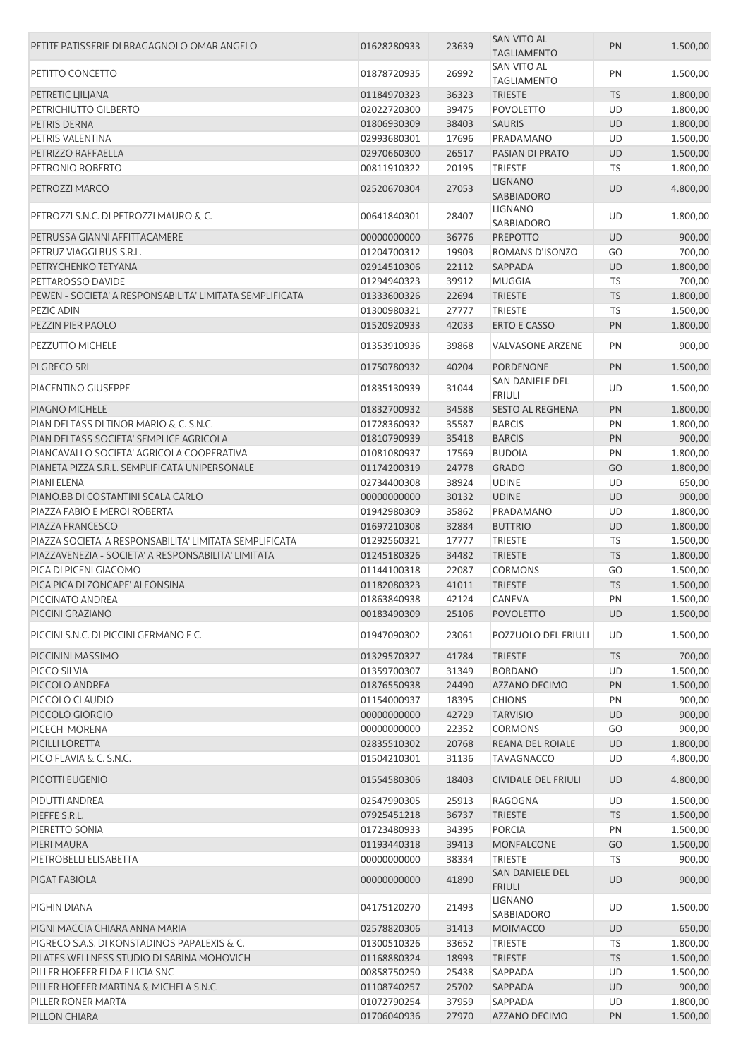| | | | | | |
|---|---|---|---|---|---|
| PETITE PATISSERIE DI BRAGAGNOLO OMAR ANGELO | 01628280933 | 23639 | SAN VITO AL TAGLIAMENTO | PN | 1.500,00 |
| PETITTO CONCETTO | 01878720935 | 26992 | SAN VITO AL TAGLIAMENTO | PN | 1.500,00 |
| PETRETIC LJILJANA | 01184970323 | 36323 | TRIESTE | TS | 1.800,00 |
| PETRICHIUTTO GILBERTO | 02022720300 | 39475 | POVOLETTO | UD | 1.800,00 |
| PETRIS DERNA | 01806930309 | 38403 | SAURIS | UD | 1.800,00 |
| PETRIS VALENTINA | 02993680301 | 17696 | PRADAMANO | UD | 1.500,00 |
| PETRIZZO RAFFAELLA | 02970660300 | 26517 | PASIAN DI PRATO | UD | 1.500,00 |
| PETRONIO ROBERTO | 00811910322 | 20195 | TRIESTE | TS | 1.800,00 |
| PETROZZI MARCO | 02520670304 | 27053 | LIGNANO SABBIADORO | UD | 4.800,00 |
| PETROZZI S.N.C. DI PETROZZI MAURO & C. | 00641840301 | 28407 | LIGNANO SABBIADORO | UD | 1.800,00 |
| PETRUSSA GIANNI AFFITTACAMERE | 00000000000 | 36776 | PREPOTTO | UD | 900,00 |
| PETRUZ VIAGGI BUS S.R.L. | 01204700312 | 19903 | ROMANS D'ISONZO | GO | 700,00 |
| PETRYCHENKO TETYANA | 02914510306 | 22112 | SAPPADA | UD | 1.800,00 |
| PETTAROSSO DAVIDE | 01294940323 | 39912 | MUGGIA | TS | 700,00 |
| PEWEN - SOCIETA' A RESPONSABILITA' LIMITATA SEMPLIFICATA | 01333600326 | 22694 | TRIESTE | TS | 1.800,00 |
| PEZIC ADIN | 01300980321 | 27777 | TRIESTE | TS | 1.500,00 |
| PEZZIN PIER PAOLO | 01520920933 | 42033 | ERTO E CASSO | PN | 1.800,00 |
| PEZZUTTO MICHELE | 01353910936 | 39868 | VALVASONE ARZENE | PN | 900,00 |
| PI GRECO SRL | 01750780932 | 40204 | PORDENONE | PN | 1.500,00 |
| PIACENTINO GIUSEPPE | 01835130939 | 31044 | SAN DANIELE DEL FRIULI | UD | 1.500,00 |
| PIAGNO MICHELE | 01832700932 | 34588 | SESTO AL REGHENA | PN | 1.800,00 |
| PIAN DEI TASS DI TINOR MARIO & C. S.N.C. | 01728360932 | 35587 | BARCIS | PN | 1.800,00 |
| PIAN DEI TASS SOCIETA' SEMPLICE AGRICOLA | 01810790939 | 35418 | BARCIS | PN | 900,00 |
| PIANCAVALLO SOCIETA' AGRICOLA COOPERATIVA | 01081080937 | 17569 | BUDOIA | PN | 1.800,00 |
| PIANETA PIZZA S.R.L. SEMPLIFICATA UNIPERSONALE | 01174200319 | 24778 | GRADO | GO | 1.800,00 |
| PIANI ELENA | 02734400308 | 38924 | UDINE | UD | 650,00 |
| PIANO.BB DI COSTANTINI SCALA CARLO | 00000000000 | 30132 | UDINE | UD | 900,00 |
| PIAZZA FABIO E MEROI ROBERTA | 01942980309 | 35862 | PRADAMANO | UD | 1.800,00 |
| PIAZZA FRANCESCO | 01697210308 | 32884 | BUTTRIO | UD | 1.800,00 |
| PIAZZA SOCIETA' A RESPONSABILITA' LIMITATA SEMPLIFICATA | 01292560321 | 17777 | TRIESTE | TS | 1.500,00 |
| PIAZZAVENEZIA - SOCIETA' A RESPONSABILITA' LIMITATA | 01245180326 | 34482 | TRIESTE | TS | 1.800,00 |
| PICA DI PICENI GIACOMO | 01144100318 | 22087 | CORMONS | GO | 1.500,00 |
| PICA PICA DI ZONCAPE' ALFONSINA | 01182080323 | 41011 | TRIESTE | TS | 1.500,00 |
| PICCINATO ANDREA | 01863840938 | 42124 | CANEVA | PN | 1.500,00 |
| PICCINI GRAZIANO | 00183490309 | 25106 | POVOLETTO | UD | 1.500,00 |
| PICCINI S.N.C. DI PICCINI GERMANO E C. | 01947090302 | 23061 | POZZUOLO DEL FRIULI | UD | 1.500,00 |
| PICCININI MASSIMO | 01329570327 | 41784 | TRIESTE | TS | 700,00 |
| PICCO SILVIA | 01359700307 | 31349 | BORDANO | UD | 1.500,00 |
| PICCOLO ANDREA | 01876550938 | 24490 | AZZANO DECIMO | PN | 1.500,00 |
| PICCOLO CLAUDIO | 01154000937 | 18395 | CHIONS | PN | 900,00 |
| PICCOLO GIORGIO | 00000000000 | 42729 | TARVISIO | UD | 900,00 |
| PICECH MORENA | 00000000000 | 22352 | CORMONS | GO | 900,00 |
| PICILLI LORETTA | 02835510302 | 20768 | REANA DEL ROIALE | UD | 1.800,00 |
| PICO FLAVIA & C. S.N.C. | 01504210301 | 31136 | TAVAGNACCO | UD | 4.800,00 |
| PICOTTI EUGENIO | 01554580306 | 18403 | CIVIDALE DEL FRIULI | UD | 4.800,00 |
| PIDUTTI ANDREA | 02547990305 | 25913 | RAGOGNA | UD | 1.500,00 |
| PIEFFE S.R.L. | 07925451218 | 36737 | TRIESTE | TS | 1.500,00 |
| PIERETTO SONIA | 01723480933 | 34395 | PORCIA | PN | 1.500,00 |
| PIERI MAURA | 01193440318 | 39413 | MONFALCONE | GO | 1.500,00 |
| PIETROBELLI ELISABETTA | 00000000000 | 38334 | TRIESTE | TS | 900,00 |
| PIGAT FABIOLA | 00000000000 | 41890 | SAN DANIELE DEL FRIULI | UD | 900,00 |
| PIGHIN DIANA | 04175120270 | 21493 | LIGNANO SABBIADORO | UD | 1.500,00 |
| PIGNI MACCIA CHIARA ANNA MARIA | 02578820306 | 31413 | MOIMACCO | UD | 650,00 |
| PIGRECO S.A.S. DI KONSTADINOS PAPALEXIS & C. | 01300510326 | 33652 | TRIESTE | TS | 1.800,00 |
| PILATES WELLNESS STUDIO DI SABINA MOHOVICH | 01168880324 | 18993 | TRIESTE | TS | 1.500,00 |
| PILLER HOFFER ELDA E LICIA SNC | 00858750250 | 25438 | SAPPADA | UD | 1.500,00 |
| PILLER HOFFER MARTINA & MICHELA S.N.C. | 01108740257 | 25702 | SAPPADA | UD | 900,00 |
| PILLER RONER MARTA | 01072790254 | 37959 | SAPPADA | UD | 1.800,00 |
| PILLON CHIARA | 01706040936 | 27970 | AZZANO DECIMO | PN | 1.500,00 |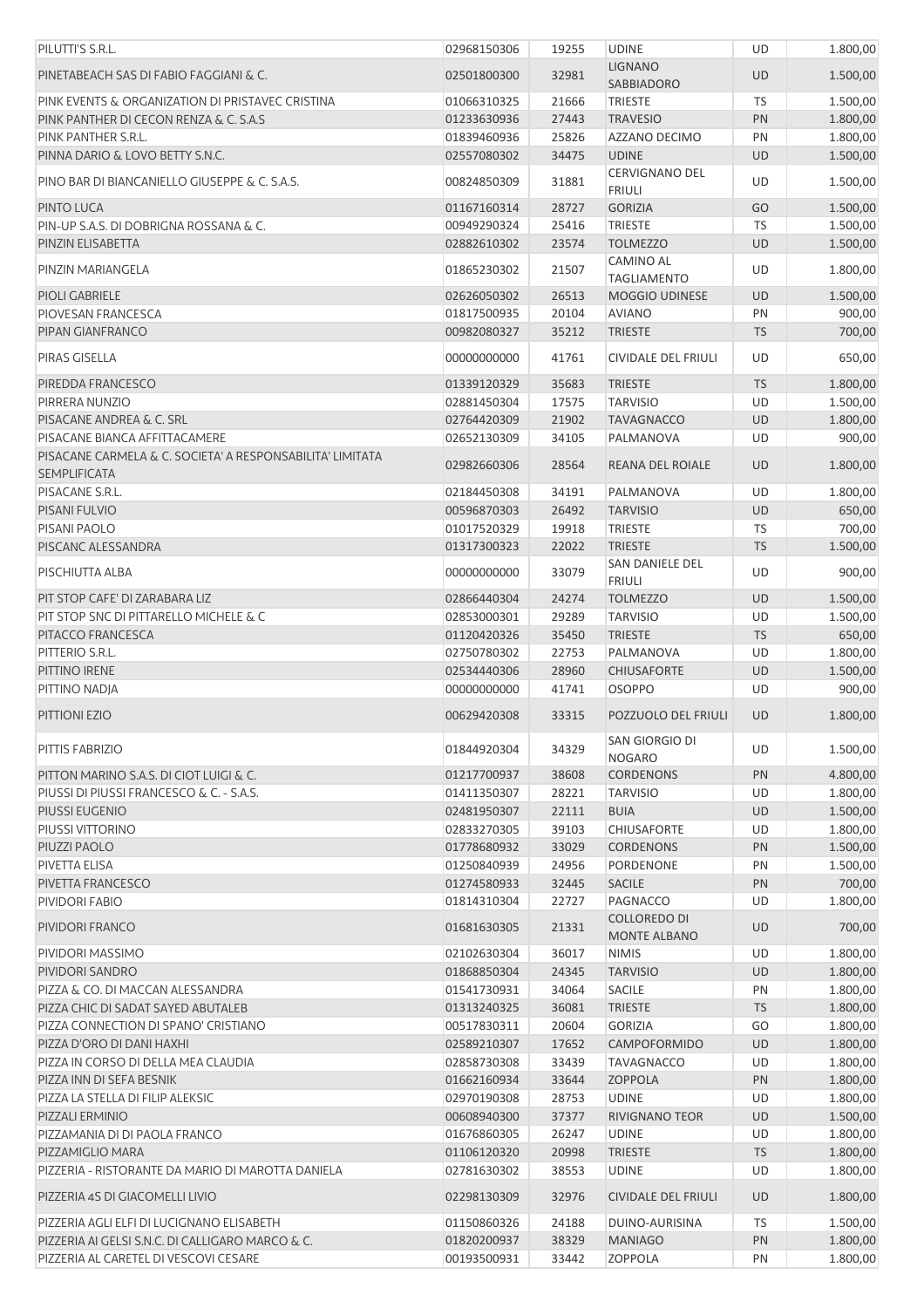| | | | | | |
|---|---|---|---|---|---|
| PILUTTI'S S.R.L. | 02968150306 | 19255 | UDINE | UD | 1.800,00 |
| PINETABEACH SAS DI FABIO FAGGIANI & C. | 02501800300 | 32981 | LIGNANO SABBIADORO | UD | 1.500,00 |
| PINK EVENTS & ORGANIZATION DI PRISTAVEC CRISTINA | 01066310325 | 21666 | TRIESTE | TS | 1.500,00 |
| PINK PANTHER DI CECON RENZA & C. S.A.S | 01233630936 | 27443 | TRAVESIO | PN | 1.800,00 |
| PINK PANTHER S.R.L. | 01839460936 | 25826 | AZZANO DECIMO | PN | 1.800,00 |
| PINNA DARIO & LOVO BETTY S.N.C. | 02557080302 | 34475 | UDINE | UD | 1.500,00 |
| PINO BAR DI BIANCANIELLO GIUSEPPE & C. S.A.S. | 00824850309 | 31881 | CERVIGNANO DEL FRIULI | UD | 1.500,00 |
| PINTO LUCA | 01167160314 | 28727 | GORIZIA | GO | 1.500,00 |
| PIN-UP S.A.S. DI DOBRIGNA ROSSANA & C. | 00949290324 | 25416 | TRIESTE | TS | 1.500,00 |
| PINZIN ELISABETTA | 02882610302 | 23574 | TOLMEZZO | UD | 1.500,00 |
| PINZIN MARIANGELA | 01865230302 | 21507 | CAMINO AL TAGLIAMENTO | UD | 1.800,00 |
| PIOLI GABRIELE | 02626050302 | 26513 | MOGGIO UDINESE | UD | 1.500,00 |
| PIOVESAN FRANCESCA | 01817500935 | 20104 | AVIANO | PN | 900,00 |
| PIPAN GIANFRANCO | 00982080327 | 35212 | TRIESTE | TS | 700,00 |
| PIRAS GISELLA | 00000000000 | 41761 | CIVIDALE DEL FRIULI | UD | 650,00 |
| PIREDDA FRANCESCO | 01339120329 | 35683 | TRIESTE | TS | 1.800,00 |
| PIRRERA NUNZIO | 02881450304 | 17575 | TARVISIO | UD | 1.500,00 |
| PISACANE ANDREA & C. SRL | 02764420309 | 21902 | TAVAGNACCO | UD | 1.800,00 |
| PISACANE BIANCA AFFITTACAMERE | 02652130309 | 34105 | PALMANOVA | UD | 900,00 |
| PISACANE CARMELA & C. SOCIETA' A RESPONSABILITA' LIMITATA SEMPLIFICATA | 02982660306 | 28564 | REANA DEL ROIALE | UD | 1.800,00 |
| PISACANE S.R.L. | 02184450308 | 34191 | PALMANOVA | UD | 1.800,00 |
| PISANI FULVIO | 00596870303 | 26492 | TARVISIO | UD | 650,00 |
| PISANI PAOLO | 01017520329 | 19918 | TRIESTE | TS | 700,00 |
| PISCANC ALESSANDRA | 01317300323 | 22022 | TRIESTE | TS | 1.500,00 |
| PISCHIUTTA ALBA | 00000000000 | 33079 | SAN DANIELE DEL FRIULI | UD | 900,00 |
| PIT STOP CAFE' DI ZARABARA LIZ | 02866440304 | 24274 | TOLMEZZO | UD | 1.500,00 |
| PIT STOP SNC DI PITTARELLO MICHELE & C | 02853000301 | 29289 | TARVISIO | UD | 1.500,00 |
| PITACCO FRANCESCA | 01120420326 | 35450 | TRIESTE | TS | 650,00 |
| PITTERIO S.R.L. | 02750780302 | 22753 | PALMANOVA | UD | 1.800,00 |
| PITTINO IRENE | 02534440306 | 28960 | CHIUSAFORTE | UD | 1.500,00 |
| PITTINO NADJA | 00000000000 | 41741 | OSOPPO | UD | 900,00 |
| PITTIONI EZIO | 00629420308 | 33315 | POZZUOLO DEL FRIULI | UD | 1.800,00 |
| PITTIS FABRIZIO | 01844920304 | 34329 | SAN GIORGIO DI NOGARO | UD | 1.500,00 |
| PITTON MARINO S.A.S. DI CIOT LUIGI & C. | 01217700937 | 38608 | CORDENONS | PN | 4.800,00 |
| PIUSSI DI PIUSSI FRANCESCO & C. - S.A.S. | 01411350307 | 28221 | TARVISIO | UD | 1.800,00 |
| PIUSSI EUGENIO | 02481950307 | 22111 | BUIA | UD | 1.500,00 |
| PIUSSI VITTORINO | 02833270305 | 39103 | CHIUSAFORTE | UD | 1.800,00 |
| PIUZZI PAOLO | 01778680932 | 33029 | CORDENONS | PN | 1.500,00 |
| PIVETTA ELISA | 01250840939 | 24956 | PORDENONE | PN | 1.500,00 |
| PIVETTA FRANCESCO | 01274580933 | 32445 | SACILE | PN | 700,00 |
| PIVIDORI FABIO | 01814310304 | 22727 | PAGNACCO | UD | 1.800,00 |
| PIVIDORI FRANCO | 01681630305 | 21331 | COLLOREDO DI MONTE ALBANO | UD | 700,00 |
| PIVIDORI MASSIMO | 02102630304 | 36017 | NIMIS | UD | 1.800,00 |
| PIVIDORI SANDRO | 01868850304 | 24345 | TARVISIO | UD | 1.800,00 |
| PIZZA & CO. DI MACCAN ALESSANDRA | 01541730931 | 34064 | SACILE | PN | 1.800,00 |
| PIZZA CHIC DI SADAT SAYED ABUTALEB | 01313240325 | 36081 | TRIESTE | TS | 1.800,00 |
| PIZZA CONNECTION DI SPANO' CRISTIANO | 00517830311 | 20604 | GORIZIA | GO | 1.800,00 |
| PIZZA D'ORO DI DANI HAXHI | 02589210307 | 17652 | CAMPOFORMIDO | UD | 1.800,00 |
| PIZZA IN CORSO DI DELLA MEA CLAUDIA | 02858730308 | 33439 | TAVAGNACCO | UD | 1.800,00 |
| PIZZA INN DI SEFA BESNIK | 01662160934 | 33644 | ZOPPOLA | PN | 1.800,00 |
| PIZZA LA STELLA DI FILIP ALEKSIC | 02970190308 | 28753 | UDINE | UD | 1.800,00 |
| PIZZALI ERMINIO | 00608940300 | 37377 | RIVIGNANO TEOR | UD | 1.500,00 |
| PIZZAMANIA DI DI PAOLA FRANCO | 01676860305 | 26247 | UDINE | UD | 1.800,00 |
| PIZZAMIGLIO MARA | 01106120320 | 20998 | TRIESTE | TS | 1.800,00 |
| PIZZERIA - RISTORANTE DA MARIO DI MAROTTA DANIELA | 02781630302 | 38553 | UDINE | UD | 1.800,00 |
| PIZZERIA 4S DI GIACOMELLI LIVIO | 02298130309 | 32976 | CIVIDALE DEL FRIULI | UD | 1.800,00 |
| PIZZERIA AGLI ELFI DI LUCIGNANO ELISABETH | 01150860326 | 24188 | DUINO-AURISINA | TS | 1.500,00 |
| PIZZERIA AI GELSI S.N.C. DI CALLIGARO MARCO & C. | 01820200937 | 38329 | MANIAGO | PN | 1.800,00 |
| PIZZERIA AL CARETEL DI VESCOVI CESARE | 00193500931 | 33442 | ZOPPOLA | PN | 1.800,00 |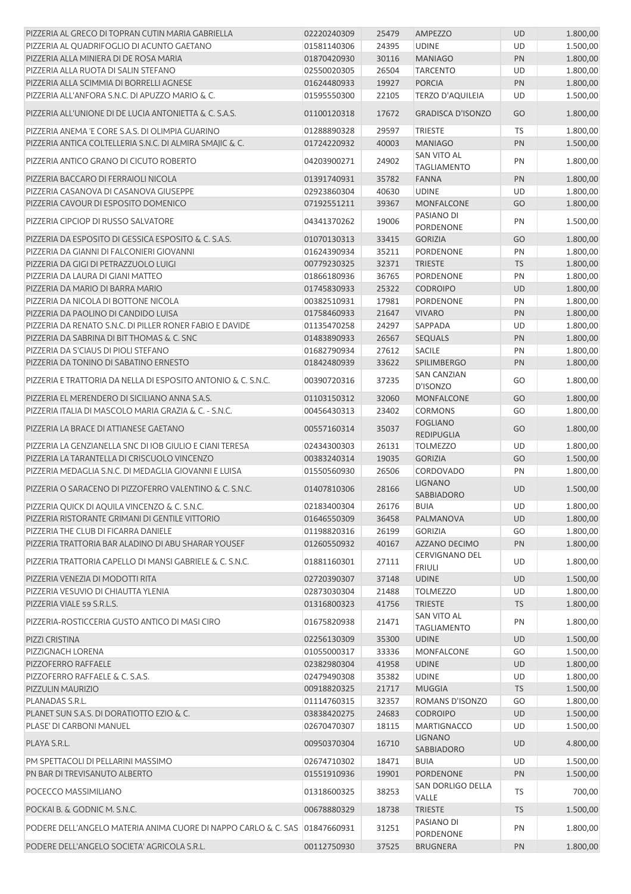| | | | | | |
|---|---|---|---|---|---|
| PIZZERIA AL GRECO DI TOPRAN CUTIN MARIA GABRIELLA | 02220240309 | 25479 | AMPEZZO | UD | 1.800,00 |
| PIZZERIA AL QUADRIFOGLIO DI ACUNTO GAETANO | 01581140306 | 24395 | UDINE | UD | 1.500,00 |
| PIZZERIA ALLA MINIERA DI DE ROSA MARIA | 01870420930 | 30116 | MANIAGO | PN | 1.800,00 |
| PIZZERIA ALLA RUOTA DI SALIN STEFANO | 02550020305 | 26504 | TARCENTO | UD | 1.800,00 |
| PIZZERIA ALLA SCIMMIA DI BORRELLI AGNESE | 01624480933 | 19927 | PORCIA | PN | 1.800,00 |
| PIZZERIA ALL'ANFORA S.N.C. DI APUZZO MARIO & C. | 01595550300 | 22105 | TERZO D'AQUILEIA | UD | 1.500,00 |
| PIZZERIA ALL'UNIONE DI DE LUCIA ANTONIETTA & C. S.A.S. | 01100120318 | 17672 | GRADISCA D'ISONZO | GO | 1.800,00 |
| PIZZERIA ANEMA 'E CORE S.A.S. DI OLIMPIA GUARINO | 01288890328 | 29597 | TRIESTE | TS | 1.800,00 |
| PIZZERIA ANTICA COLTELLERIA S.N.C. DI ALMIRA SMAJIC & C. | 01724220932 | 40003 | MANIAGO | PN | 1.500,00 |
| PIZZERIA ANTICO GRANO DI CICUTO ROBERTO | 04203900271 | 24902 | SAN VITO AL TAGLIAMENTO | PN | 1.800,00 |
| PIZZERIA BACCARO DI FERRAIOLI NICOLA | 01391740931 | 35782 | FANNA | PN | 1.800,00 |
| PIZZERIA CASANOVA DI CASANOVA GIUSEPPE | 02923860304 | 40630 | UDINE | UD | 1.800,00 |
| PIZZERIA CAVOUR DI ESPOSITO DOMENICO | 07192551211 | 39367 | MONFALCONE | GO | 1.800,00 |
| PIZZERIA CIPCIOP DI RUSSO SALVATORE | 04341370262 | 19006 | PASIANO DI PORDENONE | PN | 1.500,00 |
| PIZZERIA DA ESPOSITO DI GESSICA ESPOSITO & C. S.A.S. | 01070130313 | 33415 | GORIZIA | GO | 1.800,00 |
| PIZZERIA DA GIANNI DI FALCONIERI GIOVANNI | 01624390934 | 35211 | PORDENONE | PN | 1.800,00 |
| PIZZERIA DA GIGI DI PETRAZZUOLO LUIGI | 00779230325 | 32371 | TRIESTE | TS | 1.800,00 |
| PIZZERIA DA LAURA DI GIANI MATTEO | 01866180936 | 36765 | PORDENONE | PN | 1.800,00 |
| PIZZERIA DA MARIO DI BARRA MARIO | 01745830933 | 25322 | CODROIPO | UD | 1.800,00 |
| PIZZERIA DA NICOLA DI BOTTONE NICOLA | 00382510931 | 17981 | PORDENONE | PN | 1.800,00 |
| PIZZERIA DA PAOLINO DI CANDIDO LUISA | 01758460933 | 21647 | VIVARO | PN | 1.800,00 |
| PIZZERIA DA RENATO S.N.C. DI PILLER RONER FABIO E DAVIDE | 01135470258 | 24297 | SAPPADA | UD | 1.800,00 |
| PIZZERIA DA SABRINA DI BIT THOMAS & C. SNC | 01483890933 | 26567 | SEQUALS | PN | 1.800,00 |
| PIZZERIA DA S'CIAUS DI PIOLI STEFANO | 01682790934 | 27612 | SACILE | PN | 1.800,00 |
| PIZZERIA DA TONINO DI SABATINO ERNESTO | 01842480939 | 33622 | SPILIMBERGO | PN | 1.800,00 |
| PIZZERIA E TRATTORIA DA NELLA DI ESPOSITO ANTONIO & C. S.N.C. | 00390720316 | 37235 | SAN CANZIAN D'ISONZO | GO | 1.800,00 |
| PIZZERIA EL MERENDERO DI SICILIANO ANNA S.A.S. | 01103150312 | 32060 | MONFALCONE | GO | 1.800,00 |
| PIZZERIA ITALIA DI MASCOLO MARIA GRAZIA & C. - S.N.C. | 00456430313 | 23402 | CORMONS | GO | 1.800,00 |
| PIZZERIA LA BRACE DI ATTIANESE GAETANO | 00557160314 | 35037 | FOGLIANO REDIPUGLIA | GO | 1.800,00 |
| PIZZERIA LA GENZIANELLA SNC DI IOB GIULIO E CIANI TERESA | 02434300303 | 26131 | TOLMEZZO | UD | 1.800,00 |
| PIZZERIA LA TARANTELLA DI CRISCUOLO VINCENZO | 00383240314 | 19035 | GORIZIA | GO | 1.500,00 |
| PIZZERIA MEDAGLIA S.N.C. DI MEDAGLIA GIOVANNI E LUISA | 01550560930 | 26506 | CORDOVADO | PN | 1.800,00 |
| PIZZERIA O SARACENO DI PIZZOFERRO VALENTINO & C. S.N.C. | 01407810306 | 28166 | LIGNANO SABBIADORO | UD | 1.500,00 |
| PIZZERIA QUICK DI AQUILA VINCENZO & C. S.N.C. | 02183400304 | 26176 | BUIA | UD | 1.800,00 |
| PIZZERIA RISTORANTE GRIMANI DI GENTILE VITTORIO | 01646550309 | 36458 | PALMANOVA | UD | 1.800,00 |
| PIZZERIA THE CLUB DI FICARRA DANIELE | 01198820316 | 26199 | GORIZIA | GO | 1.800,00 |
| PIZZERIA TRATTORIA BAR ALADINO DI ABU SHARAR YOUSEF | 01260550932 | 40167 | AZZANO DECIMO | PN | 1.800,00 |
| PIZZERIA TRATTORIA CAPELLO DI MANSI GABRIELE & C. S.N.C. | 01881160301 | 27111 | CERVIGNANO DEL FRIULI | UD | 1.800,00 |
| PIZZERIA VENEZIA DI MODOTTI RITA | 02720390307 | 37148 | UDINE | UD | 1.500,00 |
| PIZZERIA VESUVIO DI CHIAUTTA YLENIA | 02873030304 | 21488 | TOLMEZZO | UD | 1.800,00 |
| PIZZERIA VIALE 59 S.R.L.S. | 01316800323 | 41756 | TRIESTE | TS | 1.800,00 |
| PIZZERIA-ROSTICCERIA GUSTO ANTICO DI MASI CIRO | 01675820938 | 21471 | SAN VITO AL TAGLIAMENTO | PN | 1.800,00 |
| PIZZI CRISTINA | 02256130309 | 35300 | UDINE | UD | 1.500,00 |
| PIZZIGNACH LORENA | 01055000317 | 33336 | MONFALCONE | GO | 1.500,00 |
| PIZZOFERRO RAFFAELE | 02382980304 | 41958 | UDINE | UD | 1.800,00 |
| PIZZOFERRO RAFFAELE & C. S.A.S. | 02479490308 | 35382 | UDINE | UD | 1.800,00 |
| PIZZULIN MAURIZIO | 00918820325 | 21717 | MUGGIA | TS | 1.500,00 |
| PLANADAS S.R.L. | 01114760315 | 32357 | ROMANS D'ISONZO | GO | 1.800,00 |
| PLANET SUN S.A.S. DI DORATIOTTO EZIO & C. | 03838420275 | 24683 | CODROIPO | UD | 1.500,00 |
| PLASE' DI CARBONI MANUEL | 02670470307 | 18115 | MARTIGNACCO | UD | 1.500,00 |
| PLAYA S.R.L. | 00950370304 | 16710 | LIGNANO SABBIADORO | UD | 4.800,00 |
| PM SPETTACOLI DI PELLARINI MASSIMO | 02674710302 | 18471 | BUIA | UD | 1.500,00 |
| PN BAR DI TREVISANUTO ALBERTO | 01551910936 | 19901 | PORDENONE | PN | 1.500,00 |
| POCECCO MASSIMILIANO | 01318600325 | 38253 | SAN DORLIGO DELLA VALLE | TS | 700,00 |
| POCKAI B. & GODNIC M. S.N.C. | 00678880329 | 18738 | TRIESTE | TS | 1.500,00 |
| PODERE DELL'ANGELO MATERIA ANIMA CUORE DI NAPPO CARLO & C. SAS | 01847660931 | 31251 | PASIANO DI PORDENONE | PN | 1.800,00 |
| PODERE DELL'ANGELO SOCIETA' AGRICOLA S.R.L. | 00112750930 | 37525 | BRUGNERA | PN | 1.800,00 |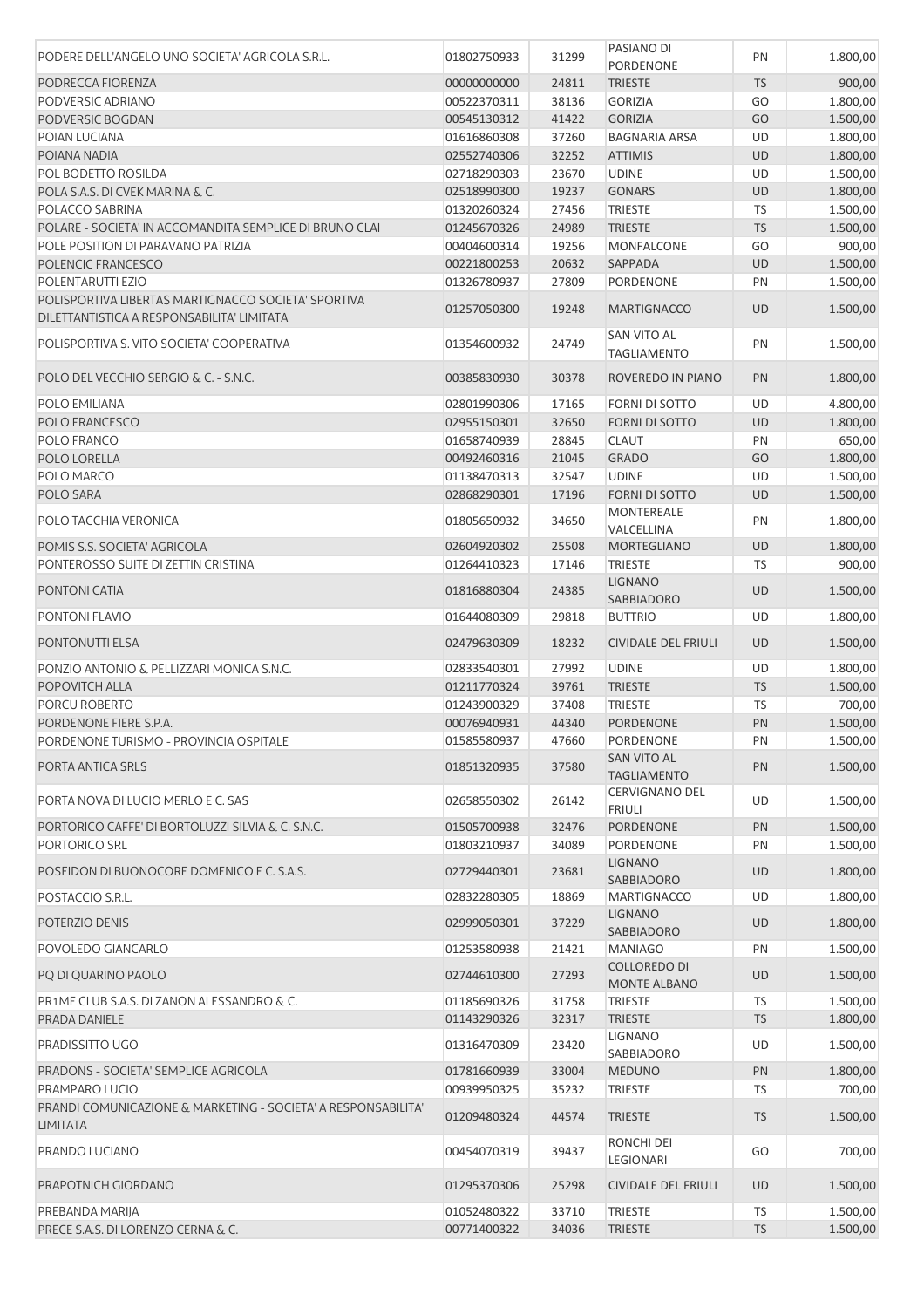| | | | | | |
|---|---|---|---|---|---|
| PODERE DELL'ANGELO UNO SOCIETA' AGRICOLA S.R.L. | 01802750933 | 31299 | PASIANO DI PORDENONE | PN | 1.800,00 |
| PODRECCA FIORENZA | 00000000000 | 24811 | TRIESTE | TS | 900,00 |
| PODVERSIC ADRIANO | 00522370311 | 38136 | GORIZIA | GO | 1.800,00 |
| PODVERSIC BOGDAN | 00545130312 | 41422 | GORIZIA | GO | 1.500,00 |
| POIAN LUCIANA | 01616860308 | 37260 | BAGNARIA ARSA | UD | 1.800,00 |
| POIANA NADIA | 02552740306 | 32252 | ATTIMIS | UD | 1.800,00 |
| POL BODETTO ROSILDA | 02718290303 | 23670 | UDINE | UD | 1.500,00 |
| POLA S.A.S. DI CVEK MARINA & C. | 02518990300 | 19237 | GONARS | UD | 1.800,00 |
| POLACCO SABRINA | 01320260324 | 27456 | TRIESTE | TS | 1.500,00 |
| POLARE - SOCIETA' IN ACCOMANDITA SEMPLICE DI BRUNO CLAI | 01245670326 | 24989 | TRIESTE | TS | 1.500,00 |
| POLE POSITION DI PARAVANO PATRIZIA | 00404600314 | 19256 | MONFALCONE | GO | 900,00 |
| POLENCIC FRANCESCO | 00221800253 | 20632 | SAPPADA | UD | 1.500,00 |
| POLENTARUTTI EZIO | 01326780937 | 27809 | PORDENONE | PN | 1.500,00 |
| POLISPORTIVA LIBERTAS MARTIGNACCO SOCIETA' SPORTIVA DILETTANTISTICA A RESPONSABILITA' LIMITATA | 01257050300 | 19248 | MARTIGNACCO | UD | 1.500,00 |
| POLISPORTIVA S. VITO SOCIETA' COOPERATIVA | 01354600932 | 24749 | SAN VITO AL TAGLIAMENTO | PN | 1.500,00 |
| POLO DEL VECCHIO SERGIO & C. - S.N.C. | 00385830930 | 30378 | ROVEREDO IN PIANO | PN | 1.800,00 |
| POLO EMILIANA | 02801990306 | 17165 | FORNI DI SOTTO | UD | 4.800,00 |
| POLO FRANCESCO | 02955150301 | 32650 | FORNI DI SOTTO | UD | 1.800,00 |
| POLO FRANCO | 01658740939 | 28845 | CLAUT | PN | 650,00 |
| POLO LORELLA | 00492460316 | 21045 | GRADO | GO | 1.800,00 |
| POLO MARCO | 01138470313 | 32547 | UDINE | UD | 1.500,00 |
| POLO SARA | 02868290301 | 17196 | FORNI DI SOTTO | UD | 1.500,00 |
| POLO TACCHIA VERONICA | 01805650932 | 34650 | MONTEREALE VALCELLINA | PN | 1.800,00 |
| POMIS S.S. SOCIETA' AGRICOLA | 02604920302 | 25508 | MORTEGLIANO | UD | 1.800,00 |
| PONTEROSSO SUITE DI ZETTIN CRISTINA | 01264410323 | 17146 | TRIESTE | TS | 900,00 |
| PONTONI CATIA | 01816880304 | 24385 | LIGNANO SABBIADORO | UD | 1.500,00 |
| PONTONI FLAVIO | 01644080309 | 29818 | BUTTRIO | UD | 1.800,00 |
| PONTONUTTI ELSA | 02479630309 | 18232 | CIVIDALE DEL FRIULI | UD | 1.500,00 |
| PONZIO ANTONIO & PELLIZZARI MONICA S.N.C. | 02833540301 | 27992 | UDINE | UD | 1.800,00 |
| POPOVITCH ALLA | 01211770324 | 39761 | TRIESTE | TS | 1.500,00 |
| PORCU ROBERTO | 01243900329 | 37408 | TRIESTE | TS | 700,00 |
| PORDENONE FIERE S.P.A. | 00076940931 | 44340 | PORDENONE | PN | 1.500,00 |
| PORDENONE TURISMO - PROVINCIA OSPITALE | 01585580937 | 47660 | PORDENONE | PN | 1.500,00 |
| PORTA ANTICA SRLS | 01851320935 | 37580 | SAN VITO AL TAGLIAMENTO | PN | 1.500,00 |
| PORTA NOVA DI LUCIO MERLO E C. SAS | 02658550302 | 26142 | CERVIGNANO DEL FRIULI | UD | 1.500,00 |
| PORTORICO CAFFE' DI BORTOLUZZI SILVIA & C. S.N.C. | 01505700938 | 32476 | PORDENONE | PN | 1.500,00 |
| PORTORICO SRL | 01803210937 | 34089 | PORDENONE | PN | 1.500,00 |
| POSEIDON DI BUONOCORE DOMENICO E C. S.A.S. | 02729440301 | 23681 | LIGNANO SABBIADORO | UD | 1.800,00 |
| POSTACCIO S.R.L. | 02832280305 | 18869 | MARTIGNACCO | UD | 1.800,00 |
| POTERZIO DENIS | 02999050301 | 37229 | LIGNANO SABBIADORO | UD | 1.800,00 |
| POVOLEDO GIANCARLO | 01253580938 | 21421 | MANIAGO | PN | 1.500,00 |
| PQ DI QUARINO PAOLO | 02744610300 | 27293 | COLLOREDO DI MONTE ALBANO | UD | 1.500,00 |
| PR1ME CLUB S.A.S. DI ZANON ALESSANDRO & C. | 01185690326 | 31758 | TRIESTE | TS | 1.500,00 |
| PRADA DANIELE | 01143290326 | 32317 | TRIESTE | TS | 1.800,00 |
| PRADISSITTO UGO | 01316470309 | 23420 | LIGNANO SABBIADORO | UD | 1.500,00 |
| PRADONS - SOCIETA' SEMPLICE AGRICOLA | 01781660939 | 33004 | MEDUNO | PN | 1.800,00 |
| PRAMPARO LUCIO | 00939950325 | 35232 | TRIESTE | TS | 700,00 |
| PRANDI COMUNICAZIONE & MARKETING - SOCIETA' A RESPONSABILITA' LIMITATA | 01209480324 | 44574 | TRIESTE | TS | 1.500,00 |
| PRANDO LUCIANO | 00454070319 | 39437 | RONCHI DEI LEGIONARI | GO | 700,00 |
| PRAPOTNICH GIORDANO | 01295370306 | 25298 | CIVIDALE DEL FRIULI | UD | 1.500,00 |
| PREBANDA MARIJA | 01052480322 | 33710 | TRIESTE | TS | 1.500,00 |
| PRECE S.A.S. DI LORENZO CERNA & C. | 00771400322 | 34036 | TRIESTE | TS | 1.500,00 |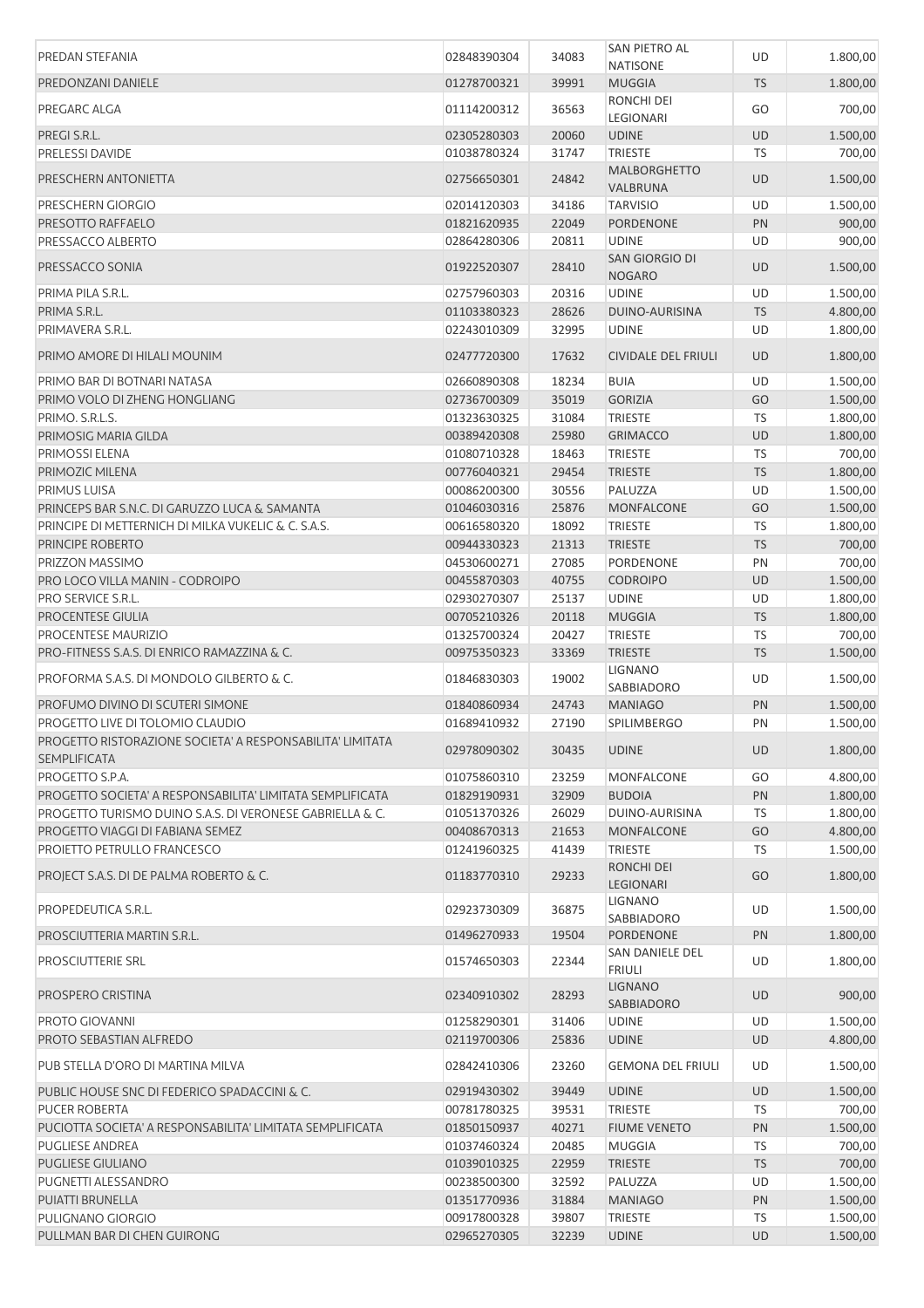| | | | | | |
|---|---|---|---|---|---|
| PREDAN STEFANIA | 02848390304 | 34083 | SAN PIETRO AL NATISONE | UD | 1.800,00 |
| PREDONZANI DANIELE | 01278700321 | 39991 | MUGGIA | TS | 1.800,00 |
| PREGARC ALGA | 01114200312 | 36563 | RONCHI DEI LEGIONARI | GO | 700,00 |
| PREGI S.R.L. | 02305280303 | 20060 | UDINE | UD | 1.500,00 |
| PRELESSI DAVIDE | 01038780324 | 31747 | TRIESTE | TS | 700,00 |
| PRESCHERN ANTONIETTA | 02756650301 | 24842 | MALBORGHETTO VALBRUNA | UD | 1.500,00 |
| PRESCHERN GIORGIO | 02014120303 | 34186 | TARVISIO | UD | 1.500,00 |
| PRESOTTO RAFFAELO | 01821620935 | 22049 | PORDENONE | PN | 900,00 |
| PRESSACCO ALBERTO | 02864280306 | 20811 | UDINE | UD | 900,00 |
| PRESSACCO SONIA | 01922520307 | 28410 | SAN GIORGIO DI NOGARO | UD | 1.500,00 |
| PRIMA PILA S.R.L. | 02757960303 | 20316 | UDINE | UD | 1.500,00 |
| PRIMA S.R.L. | 01103380323 | 28626 | DUINO-AURISINA | TS | 4.800,00 |
| PRIMAVERA S.R.L. | 02243010309 | 32995 | UDINE | UD | 1.800,00 |
| PRIMO AMORE DI HILALI MOUNIM | 02477720300 | 17632 | CIVIDALE DEL FRIULI | UD | 1.800,00 |
| PRIMO BAR DI BOTNARI NATASA | 02660890308 | 18234 | BUIA | UD | 1.500,00 |
| PRIMO VOLO DI ZHENG HONGLIANG | 02736700309 | 35019 | GORIZIA | GO | 1.500,00 |
| PRIMO. S.R.L.S. | 01323630325 | 31084 | TRIESTE | TS | 1.800,00 |
| PRIMOSIG MARIA GILDA | 00389420308 | 25980 | GRIMACCO | UD | 1.800,00 |
| PRIMOSSI ELENA | 01080710328 | 18463 | TRIESTE | TS | 700,00 |
| PRIMOZIC MILENA | 00776040321 | 29454 | TRIESTE | TS | 1.800,00 |
| PRIMUS LUISA | 00086200300 | 30556 | PALUZZA | UD | 1.500,00 |
| PRINCEPS BAR S.N.C. DI GARUZZO LUCA & SAMANTA | 01046030316 | 25876 | MONFALCONE | GO | 1.500,00 |
| PRINCIPE DI METTERNICH DI MILKA VUKELIC & C. S.A.S. | 00616580320 | 18092 | TRIESTE | TS | 1.800,00 |
| PRINCIPE ROBERTO | 00944330323 | 21313 | TRIESTE | TS | 700,00 |
| PRIZZON MASSIMO | 04530600271 | 27085 | PORDENONE | PN | 700,00 |
| PRO LOCO VILLA MANIN - CODROIPO | 00455870303 | 40755 | CODROIPO | UD | 1.500,00 |
| PRO SERVICE S.R.L. | 02930270307 | 25137 | UDINE | UD | 1.800,00 |
| PROCENTESE GIULIA | 00705210326 | 20118 | MUGGIA | TS | 1.800,00 |
| PROCENTESE MAURIZIO | 01325700324 | 20427 | TRIESTE | TS | 700,00 |
| PRO-FITNESS S.A.S. DI ENRICO RAMAZZINA & C. | 00975350323 | 33369 | TRIESTE | TS | 1.500,00 |
| PROFORMA S.A.S. DI MONDOLO GILBERTO & C. | 01846830303 | 19002 | LIGNANO SABBIADORO | UD | 1.500,00 |
| PROFUMO DIVINO DI SCUTERI SIMONE | 01840860934 | 24743 | MANIAGO | PN | 1.500,00 |
| PROGETTO LIVE DI TOLOMIO CLAUDIO | 01689410932 | 27190 | SPILIMBERGO | PN | 1.500,00 |
| PROGETTO RISTORAZIONE SOCIETA' A RESPONSABILITA' LIMITATA SEMPLIFICATA | 02978090302 | 30435 | UDINE | UD | 1.800,00 |
| PROGETTO S.P.A. | 01075860310 | 23259 | MONFALCONE | GO | 4.800,00 |
| PROGETTO SOCIETA' A RESPONSABILITA' LIMITATA SEMPLIFICATA | 01829190931 | 32909 | BUDOIA | PN | 1.800,00 |
| PROGETTO TURISMO DUINO S.A.S. DI VERONESE GABRIELLA & C. | 01051370326 | 26029 | DUINO-AURISINA | TS | 1.800,00 |
| PROGETTO VIAGGI DI FABIANA SEMEZ | 00408670313 | 21653 | MONFALCONE | GO | 4.800,00 |
| PROIETTO PETRULLO FRANCESCO | 01241960325 | 41439 | TRIESTE | TS | 1.500,00 |
| PROJECT S.A.S. DI DE PALMA ROBERTO & C. | 01183770310 | 29233 | RONCHI DEI LEGIONARI | GO | 1.800,00 |
| PROPEDEUTICA S.R.L. | 02923730309 | 36875 | LIGNANO SABBIADORO | UD | 1.500,00 |
| PROSCIUTTERIA MARTIN S.R.L. | 01496270933 | 19504 | PORDENONE | PN | 1.800,00 |
| PROSCIUTTERIE SRL | 01574650303 | 22344 | SAN DANIELE DEL FRIULI | UD | 1.800,00 |
| PROSPERO CRISTINA | 02340910302 | 28293 | LIGNANO SABBIADORO | UD | 900,00 |
| PROTO GIOVANNI | 01258290301 | 31406 | UDINE | UD | 1.500,00 |
| PROTO SEBASTIAN ALFREDO | 02119700306 | 25836 | UDINE | UD | 4.800,00 |
| PUB STELLA D'ORO DI MARTINA MILVA | 02842410306 | 23260 | GEMONA DEL FRIULI | UD | 1.500,00 |
| PUBLIC HOUSE SNC DI FEDERICO SPADACCINI & C. | 02919430302 | 39449 | UDINE | UD | 1.500,00 |
| PUCER ROBERTA | 00781780325 | 39531 | TRIESTE | TS | 700,00 |
| PUCIOTTA SOCIETA' A RESPONSABILITA' LIMITATA SEMPLIFICATA | 01850150937 | 40271 | FIUME VENETO | PN | 1.500,00 |
| PUGLIESE ANDREA | 01037460324 | 20485 | MUGGIA | TS | 700,00 |
| PUGLIESE GIULIANO | 01039010325 | 22959 | TRIESTE | TS | 700,00 |
| PUGNETTI ALESSANDRO | 00238500300 | 32592 | PALUZZA | UD | 1.500,00 |
| PUIATTI BRUNELLA | 01351770936 | 31884 | MANIAGO | PN | 1.500,00 |
| PULIGNANO GIORGIO | 00917800328 | 39807 | TRIESTE | TS | 1.500,00 |
| PULLMAN BAR DI CHEN GUIRONG | 02965270305 | 32239 | UDINE | UD | 1.500,00 |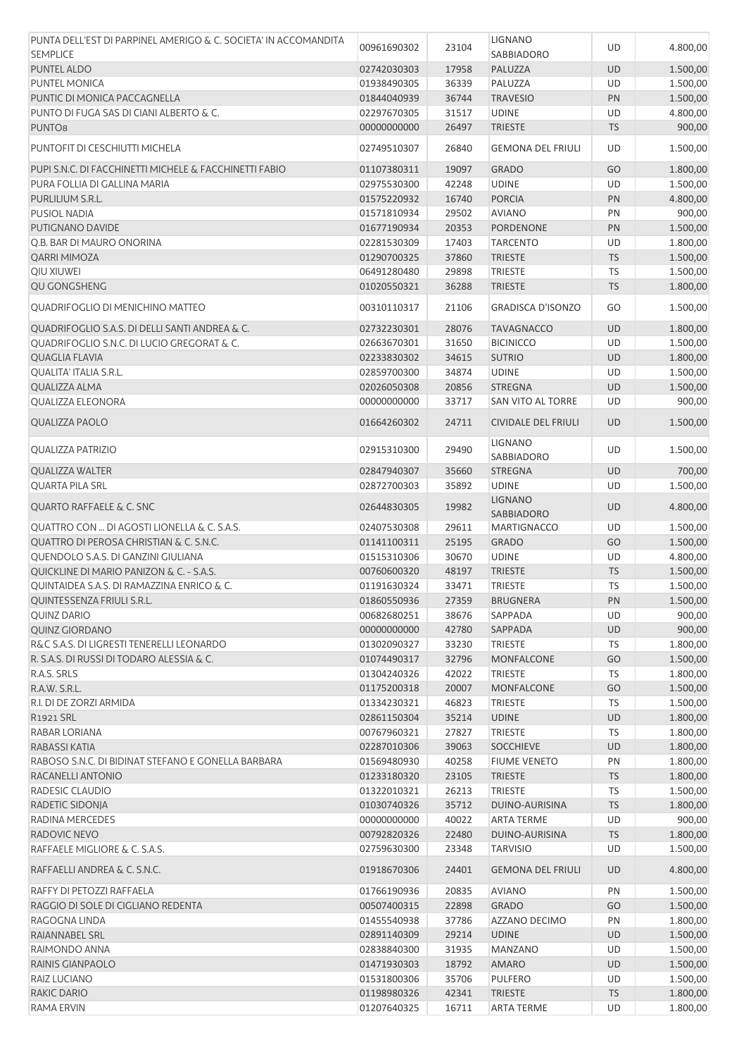| | | | | | |
|---|---|---|---|---|---|
| PUNTA DELL'EST DI PARPINEL AMERIGO & C. SOCIETA' IN ACCOMANDITA SEMPLICE | 00961690302 | 23104 | LIGNANO SABBIADORO | UD | 4.800,00 |
| PUNTEL ALDO | 02742030303 | 17958 | PALUZZA | UD | 1.500,00 |
| PUNTEL MONICA | 01938490305 | 36339 | PALUZZA | UD | 1.500,00 |
| PUNTIC DI MONICA PACCAGNELLA | 01844040939 | 36744 | TRAVESIO | PN | 1.500,00 |
| PUNTO DI FUGA SAS DI CIANI ALBERTO & C. | 02297670305 | 31517 | UDINE | UD | 4.800,00 |
| PUNTO8 | 00000000000 | 26497 | TRIESTE | TS | 900,00 |
| PUNTOFIT DI CESCHIUTTI MICHELA | 02749510307 | 26840 | GEMONA DEL FRIULI | UD | 1.500,00 |
| PUPI S.N.C. DI FACCHINETTI MICHELE & FACCHINETTI FABIO | 01107380311 | 19097 | GRADO | GO | 1.800,00 |
| PURA FOLLIA DI GALLINA MARIA | 02975530300 | 42248 | UDINE | UD | 1.500,00 |
| PURLILIUM S.R.L. | 01575220932 | 16740 | PORCIA | PN | 4.800,00 |
| PUSIOL NADIA | 01571810934 | 29502 | AVIANO | PN | 900,00 |
| PUTIGNANO DAVIDE | 01677190934 | 20353 | PORDENONE | PN | 1.500,00 |
| Q.B. BAR DI MAURO ONORINA | 02281530309 | 17403 | TARCENTO | UD | 1.800,00 |
| QARRI MIMOZA | 01290700325 | 37860 | TRIESTE | TS | 1.500,00 |
| QIU XIUWEI | 06491280480 | 29898 | TRIESTE | TS | 1.500,00 |
| QU GONGSHENG | 01020550321 | 36288 | TRIESTE | TS | 1.800,00 |
| QUADRIFOGLIO DI MENICHINO MATTEO | 00310110317 | 21106 | GRADISCA D'ISONZO | GO | 1.500,00 |
| QUADRIFOGLIO S.A.S. DI DELLI SANTI ANDREA & C. | 02732230301 | 28076 | TAVAGNACCO | UD | 1.800,00 |
| QUADRIFOGLIO S.N.C. DI LUCIO GREGORAT & C. | 02663670301 | 31650 | BICINICCO | UD | 1.500,00 |
| QUAGLIA FLAVIA | 02233830302 | 34615 | SUTRIO | UD | 1.800,00 |
| QUALITA' ITALIA S.R.L. | 02859700300 | 34874 | UDINE | UD | 1.500,00 |
| QUALIZZA ALMA | 02026050308 | 20856 | STREGNA | UD | 1.500,00 |
| QUALIZZA ELEONORA | 00000000000 | 33717 | SAN VITO AL TORRE | UD | 900,00 |
| QUALIZZA PAOLO | 01664260302 | 24711 | CIVIDALE DEL FRIULI | UD | 1.500,00 |
| QUALIZZA PATRIZIO | 02915310300 | 29490 | LIGNANO SABBIADORO | UD | 1.500,00 |
| QUALIZZA WALTER | 02847940307 | 35660 | STREGNA | UD | 700,00 |
| QUARTA PILA SRL | 02872700303 | 35892 | UDINE | UD | 1.500,00 |
| QUARTO RAFFAELE & C. SNC | 02644830305 | 19982 | LIGNANO SABBIADORO | UD | 4.800,00 |
| QUATTRO CON ... DI AGOSTI LIONELLA & C. S.A.S. | 02407530308 | 29611 | MARTIGNACCO | UD | 1.500,00 |
| QUATTRO DI PEROSA CHRISTIAN & C. S.N.C. | 01141100311 | 25195 | GRADO | GO | 1.500,00 |
| QUENDOLO S.A.S. DI GANZINI GIULIANA | 01515310306 | 30670 | UDINE | UD | 4.800,00 |
| QUICKLINE DI MARIO PANIZON & C. - S.A.S. | 00760600320 | 48197 | TRIESTE | TS | 1.500,00 |
| QUINTAIDEA S.A.S. DI RAMAZZINA ENRICO & C. | 01191630324 | 33471 | TRIESTE | TS | 1.500,00 |
| QUINTESSENZA FRIULI S.R.L. | 01860550936 | 27359 | BRUGNERA | PN | 1.500,00 |
| QUINZ DARIO | 00682680251 | 38676 | SAPPADA | UD | 900,00 |
| QUINZ GIORDANO | 00000000000 | 42780 | SAPPADA | UD | 900,00 |
| R&C S.A.S. DI LIGRESTI TENERELLI LEONARDO | 01302090327 | 33230 | TRIESTE | TS | 1.800,00 |
| R. S.A.S. DI RUSSI DI TODARO ALESSIA & C. | 01074490317 | 32796 | MONFALCONE | GO | 1.500,00 |
| R.A.S. SRLS | 01304240326 | 42022 | TRIESTE | TS | 1.800,00 |
| R.A.W. S.R.L. | 01175200318 | 20007 | MONFALCONE | GO | 1.500,00 |
| R.I. DI DE ZORZI ARMIDA | 01334230321 | 46823 | TRIESTE | TS | 1.500,00 |
| R1921 SRL | 02861150304 | 35214 | UDINE | UD | 1.800,00 |
| RABAR LORIANA | 00767960321 | 27827 | TRIESTE | TS | 1.800,00 |
| RABASSI KATIA | 02287010306 | 39063 | SOCCHIEVE | UD | 1.800,00 |
| RABOSO S.N.C. DI BIDINAT STEFANO E GONELLA BARBARA | 01569480930 | 40258 | FIUME VENETO | PN | 1.800,00 |
| RACANELLI ANTONIO | 01233180320 | 23105 | TRIESTE | TS | 1.800,00 |
| RADESIC CLAUDIO | 01322010321 | 26213 | TRIESTE | TS | 1.500,00 |
| RADETIC SIDONJA | 01030740326 | 35712 | DUINO-AURISINA | TS | 1.800,00 |
| RADINA MERCEDES | 00000000000 | 40022 | ARTA TERME | UD | 900,00 |
| RADOVIC NEVO | 00792820326 | 22480 | DUINO-AURISINA | TS | 1.800,00 |
| RAFFAELE MIGLIORE & C. S.A.S. | 02759630300 | 23348 | TARVISIO | UD | 1.500,00 |
| RAFFAELLI ANDREA & C. S.N.C. | 01918670306 | 24401 | GEMONA DEL FRIULI | UD | 4.800,00 |
| RAFFY DI PETOZZI RAFFAELA | 01766190936 | 20835 | AVIANO | PN | 1.500,00 |
| RAGGIO DI SOLE DI CIGLIANO REDENTA | 00507400315 | 22898 | GRADO | GO | 1.500,00 |
| RAGOGNA LINDA | 01455540938 | 37786 | AZZANO DECIMO | PN | 1.800,00 |
| RAIANNABEL SRL | 02891140309 | 29214 | UDINE | UD | 1.500,00 |
| RAIMONDO ANNA | 02838840300 | 31935 | MANZANO | UD | 1.500,00 |
| RAINIS GIANPAOLO | 01471930303 | 18792 | AMARO | UD | 1.500,00 |
| RAIZ LUCIANO | 01531800306 | 35706 | PULFERO | UD | 1.500,00 |
| RAKIC DARIO | 01198980326 | 42341 | TRIESTE | TS | 1.800,00 |
| RAMA ERVIN | 01207640325 | 16711 | ARTA TERME | UD | 1.800,00 |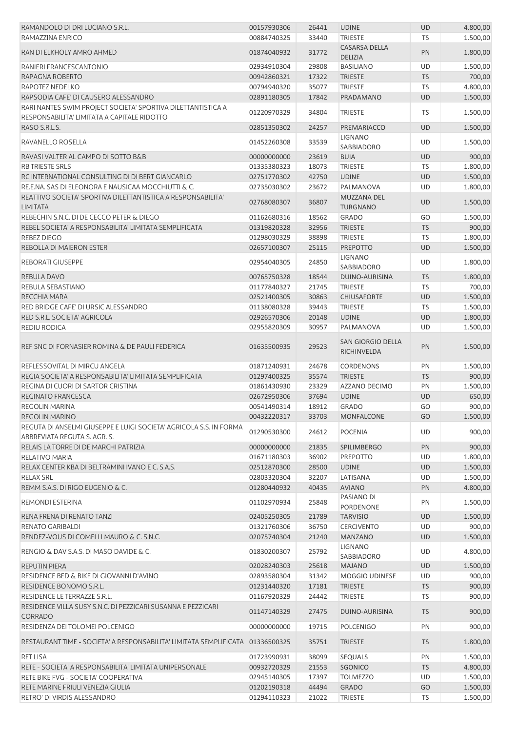| | | | | | |
|---|---|---|---|---|---|
| RAMANDOLO DI DRI LUCIANO S.R.L. | 00157930306 | 26441 | UDINE | UD | 4.800,00 |
| RAMAZZINA ENRICO | 00884740325 | 33440 | TRIESTE | TS | 1.500,00 |
| RAN DI ELKHOLY AMRO AHMED | 01874040932 | 31772 | CASARSA DELLA DELIZIA | PN | 1.800,00 |
| RANIERI FRANCESCANTONIO | 02934910304 | 29808 | BASILIANO | UD | 1.500,00 |
| RAPAGNA ROBERTO | 00942860321 | 17322 | TRIESTE | TS | 700,00 |
| RAPOTEZ NEDELKO | 00794940320 | 35077 | TRIESTE | TS | 4.800,00 |
| RAPSODIA CAFE' DI CAUSERO ALESSANDRO | 02891180305 | 17842 | PRADAMANO | UD | 1.500,00 |
| RARI NANTES SWIM PROJECT SOCIETA' SPORTIVA DILETTANTISTICA A RESPONSABILITA' LIMITATA A CAPITALE RIDOTTO | 01220970329 | 34804 | TRIESTE | TS | 1.500,00 |
| RASO S.R.L.S. | 02851350302 | 24257 | PREMARIACCO | UD | 1.500,00 |
| RAVANELLO ROSELLA | 01452260308 | 33539 | LIGNANO SABBIADORO | UD | 1.500,00 |
| RAVASI VALTER AL CAMPO DI SOTTO B&B | 00000000000 | 23619 | BUIA | UD | 900,00 |
| RB TRIESTE SRLS | 01335380323 | 18073 | TRIESTE | TS | 1.800,00 |
| RC INTERNATIONAL CONSULTING DI DI BERT GIANCARLO | 02751770302 | 42750 | UDINE | UD | 1.500,00 |
| RE.E.NA. SAS DI ELEONORA E NAUSICAA MOCCHIUTTI & C. | 02735030302 | 23672 | PALMANOVA | UD | 1.800,00 |
| REATTIVO SOCIETA' SPORTIVA DILETTANTISTICA A RESPONSABILITA' LIMITATA | 02768080307 | 36807 | MUZZANA DEL TURGNANO | UD | 1.500,00 |
| REBECHIN S.N.C. DI DE CECCO PETER & DIEGO | 01162680316 | 18562 | GRADO | GO | 1.500,00 |
| REBEL SOCIETA' A RESPONSABILITA' LIMITATA SEMPLIFICATA | 01319820328 | 32956 | TRIESTE | TS | 900,00 |
| REBEZ DIEGO | 01298030329 | 38898 | TRIESTE | TS | 1.800,00 |
| REBOLLA DI MAIERON ESTER | 02657100307 | 25115 | PREPOTTO | UD | 1.500,00 |
| REBORATI GIUSEPPE | 02954040305 | 24850 | LIGNANO SABBIADORO | UD | 1.800,00 |
| REBULA DAVO | 00765750328 | 18544 | DUINO-AURISINA | TS | 1.800,00 |
| REBULA SEBASTIANO | 01177840327 | 21745 | TRIESTE | TS | 700,00 |
| RECCHIA MARA | 02521400305 | 30863 | CHIUSAFORTE | UD | 1.500,00 |
| RED BRIDGE CAFE' DI URSIC ALESSANDRO | 01138080328 | 39443 | TRIESTE | TS | 1.500,00 |
| RED S.R.L. SOCIETA' AGRICOLA | 02926570306 | 20148 | UDINE | UD | 1.800,00 |
| REDIU RODICA | 02955820309 | 30957 | PALMANOVA | UD | 1.500,00 |
| REF SNC DI FORNASIER ROMINA & DE PAULI FEDERICA | 01635500935 | 29523 | SAN GIORGIO DELLA RICHINVELDA | PN | 1.500,00 |
| REFLESSOVITAL DI MIRCU ANGELA | 01871240931 | 24678 | CORDENONS | PN | 1.500,00 |
| REGIA SOCIETA' A RESPONSABILITA' LIMITATA SEMPLIFICATA | 01297400325 | 35574 | TRIESTE | TS | 900,00 |
| REGINA DI CUORI DI SARTOR CRISTINA | 01861430930 | 23329 | AZZANO DECIMO | PN | 1.500,00 |
| REGINATO FRANCESCA | 02672950306 | 37694 | UDINE | UD | 650,00 |
| REGOLIN MARINA | 00541490314 | 18912 | GRADO | GO | 900,00 |
| REGOLIN MARINO | 00432220317 | 33703 | MONFALCONE | GO | 1.500,00 |
| REGUTA DI ANSELMI GIUSEPPE E LUIGI SOCIETA' AGRICOLA S.S. IN FORMA ABBREVIATA REGUTA S. AGR. S. | 01290530300 | 24612 | POCENIA | UD | 900,00 |
| RELAIS LA TORRE DI DE MARCHI PATRIZIA | 00000000000 | 21835 | SPILIMBERGO | PN | 900,00 |
| RELATIVO MARIA | 01671180303 | 36902 | PREPOTTO | UD | 1.800,00 |
| RELAX CENTER KBA DI BELTRAMINI IVANO E C. S.A.S. | 02512870300 | 28500 | UDINE | UD | 1.500,00 |
| RELAX SRL | 02803320304 | 32207 | LATISANA | UD | 1.500,00 |
| REMM S.A.S. DI RIGO EUGENIO & C. | 01280440932 | 40435 | AVIANO | PN | 4.800,00 |
| REMONDI ESTERINA | 01102970934 | 25848 | PASIANO DI PORDENONE | PN | 1.500,00 |
| RENA FRENA DI RENATO TANZI | 02405250305 | 21789 | TARVISIO | UD | 1.500,00 |
| RENATO GARIBALDI | 01321760306 | 36750 | CERCIVENTO | UD | 900,00 |
| RENDEZ-VOUS DI COMELLI MAURO & C. S.N.C. | 02075740304 | 21240 | MANZANO | UD | 1.500,00 |
| RENGIO & DAV S.A.S. DI MASO DAVIDE & C. | 01830200307 | 25792 | LIGNANO SABBIADORO | UD | 4.800,00 |
| REPUTIN PIERA | 02028240303 | 25618 | MAJANO | UD | 1.500,00 |
| RESIDENCE BED & BIKE DI GIOVANNI D'AVINO | 02893580304 | 31342 | MOGGIO UDINESE | UD | 900,00 |
| RESIDENCE BONOMO S.R.L. | 01231440320 | 17181 | TRIESTE | TS | 900,00 |
| RESIDENCE LE TERRAZZE S.R.L. | 01167920329 | 24442 | TRIESTE | TS | 900,00 |
| RESIDENCE VILLA SUSY S.N.C. DI PEZZICARI SUSANNA E PEZZICARI CORRADO | 01147140329 | 27475 | DUINO-AURISINA | TS | 900,00 |
| RESIDENZA DEI TOLOMEI POLCENIGO | 00000000000 | 19715 | POLCENIGO | PN | 900,00 |
| RESTAURANT TIME - SOCIETA' A RESPONSABILITA' LIMITATA SEMPLIFICATA | 01336500325 | 35751 | TRIESTE | TS | 1.800,00 |
| RET LISA | 01723990931 | 38099 | SEQUALS | PN | 1.500,00 |
| RETE - SOCIETA' A RESPONSABILITA' LIMITATA UNIPERSONALE | 00932720329 | 21553 | SGONICO | TS | 4.800,00 |
| RETE BIKE FVG - SOCIETA' COOPERATIVA | 02945140305 | 17397 | TOLMEZZO | UD | 1.500,00 |
| RETE MARINE FRIULI VENEZIA GIULIA | 01202190318 | 44494 | GRADO | GO | 1.500,00 |
| RETRO' DI VIRDIS ALESSANDRO | 01294110323 | 21022 | TRIESTE | TS | 1.500,00 |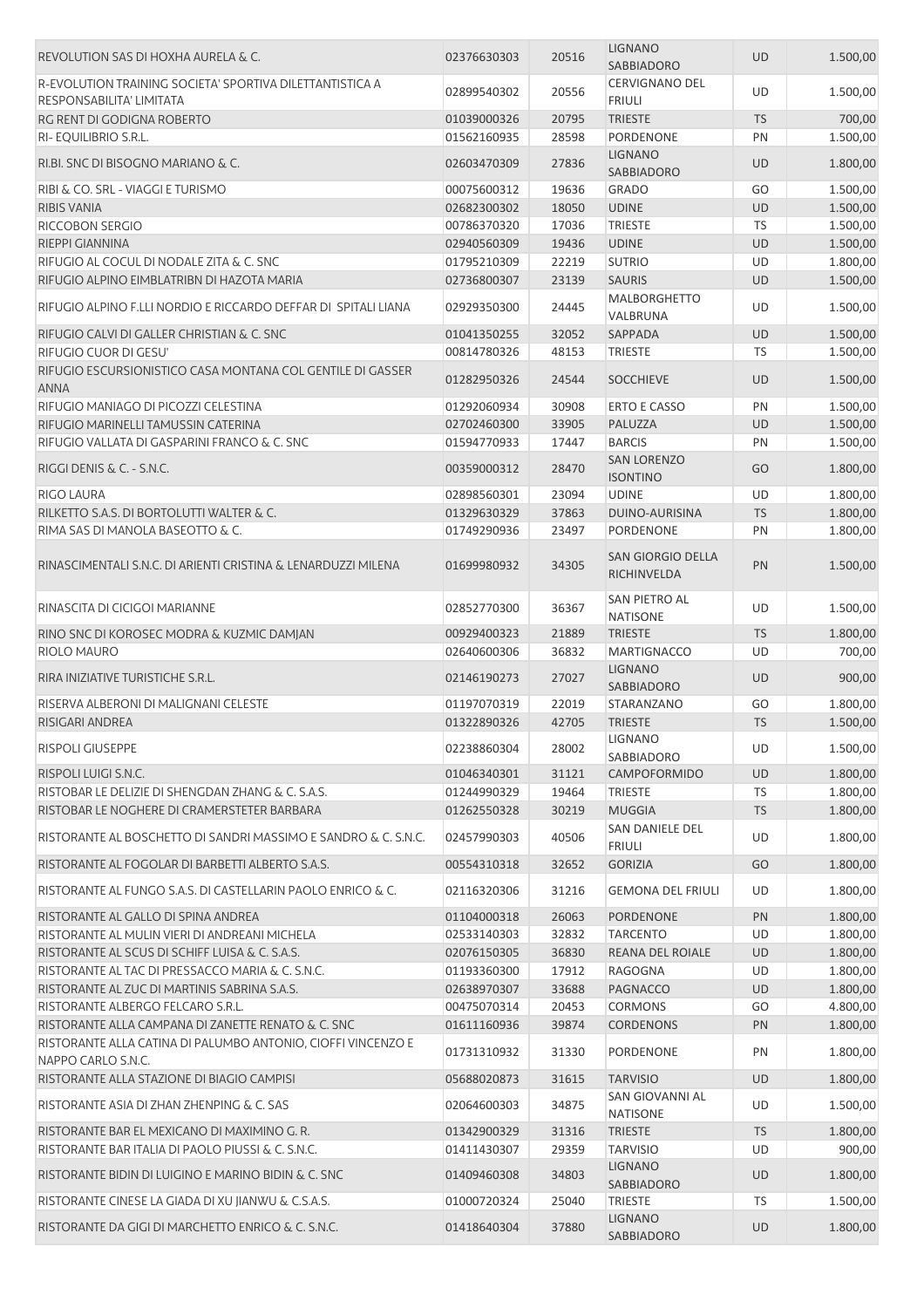| | | | | | |
|---|---|---|---|---|---|
| REVOLUTION SAS DI HOXHA AURELA & C. | 02376630303 | 20516 | LIGNANO SABBIADORO | UD | 1.500,00 |
| R-EVOLUTION TRAINING SOCIETA' SPORTIVA DILETTANTISTICA A RESPONSABILITA' LIMITATA | 02899540302 | 20556 | CERVIGNANO DEL FRIULI | UD | 1.500,00 |
| RG RENT DI GODIGNA ROBERTO | 01039000326 | 20795 | TRIESTE | TS | 700,00 |
| RI- EQUILIBRIO S.R.L. | 01562160935 | 28598 | PORDENONE | PN | 1.500,00 |
| RI.BI. SNC DI BISOGNO MARIANO & C. | 02603470309 | 27836 | LIGNANO SABBIADORO | UD | 1.800,00 |
| RIBI & CO. SRL - VIAGGI E TURISMO | 00075600312 | 19636 | GRADO | GO | 1.500,00 |
| RIBIS VANIA | 02682300302 | 18050 | UDINE | UD | 1.500,00 |
| RICCOBON SERGIO | 00786370320 | 17036 | TRIESTE | TS | 1.500,00 |
| RIEPPI GIANNINA | 02940560309 | 19436 | UDINE | UD | 1.500,00 |
| RIFUGIO AL COCUL DI NODALE ZITA & C. SNC | 01795210309 | 22219 | SUTRIO | UD | 1.800,00 |
| RIFUGIO ALPINO EIMBLATRIBN DI HAZOTA MARIA | 02736800307 | 23139 | SAURIS | UD | 1.500,00 |
| RIFUGIO ALPINO F.LLI NORDIO E RICCARDO DEFFAR DI SPITALI LIANA | 02929350300 | 24445 | MALBORGHETTO VALBRUNA | UD | 1.500,00 |
| RIFUGIO CALVI DI GALLER CHRISTIAN & C. SNC | 01041350255 | 32052 | SAPPADA | UD | 1.500,00 |
| RIFUGIO CUOR DI GESU' | 00814780326 | 48153 | TRIESTE | TS | 1.500,00 |
| RIFUGIO ESCURSIONISTICO CASA MONTANA COL GENTILE DI GASSER ANNA | 01282950326 | 24544 | SOCCHIEVE | UD | 1.500,00 |
| RIFUGIO MANIAGO DI PICOZZI CELESTINA | 01292060934 | 30908 | ERTO E CASSO | PN | 1.500,00 |
| RIFUGIO MARINELLI TAMUSSIN CATERINA | 02702460300 | 33905 | PALUZZA | UD | 1.500,00 |
| RIFUGIO VALLATA DI GASPARINI FRANCO & C. SNC | 01594770933 | 17447 | BARCIS | PN | 1.500,00 |
| RIGGI DENIS & C. - S.N.C. | 00359000312 | 28470 | SAN LORENZO ISONTINO | GO | 1.800,00 |
| RIGO LAURA | 02898560301 | 23094 | UDINE | UD | 1.800,00 |
| RILKETTO S.A.S. DI BORTOLUTTI WALTER & C. | 01329630329 | 37863 | DUINO-AURISINA | TS | 1.800,00 |
| RIMA SAS DI MANOLA BASEOTTO & C. | 01749290936 | 23497 | PORDENONE | PN | 1.800,00 |
| RINASCIMENTALI S.N.C. DI ARIENTI CRISTINA & LENARDUZZI MILENA | 01699980932 | 34305 | SAN GIORGIO DELLA RICHINVELDA | PN | 1.500,00 |
| RINASCITA DI CICIGOI MARIANNE | 02852770300 | 36367 | SAN PIETRO AL NATISONE | UD | 1.500,00 |
| RINO SNC DI KOROSEC MODRA & KUZMIC DAMJAN | 00929400323 | 21889 | TRIESTE | TS | 1.800,00 |
| RIOLO MAURO | 02640600306 | 36832 | MARTIGNACCO | UD | 700,00 |
| RIRA INIZIATIVE TURISTICHE S.R.L. | 02146190273 | 27027 | LIGNANO SABBIADORO | UD | 900,00 |
| RISERVA ALBERONI DI MALIGNANI CELESTE | 01197070319 | 22019 | STARANZANO | GO | 1.800,00 |
| RISIGARI ANDREA | 01322890326 | 42705 | TRIESTE | TS | 1.500,00 |
| RISPOLI GIUSEPPE | 02238860304 | 28002 | LIGNANO SABBIADORO | UD | 1.500,00 |
| RISPOLI LUIGI S.N.C. | 01046340301 | 31121 | CAMPOFORMIDO | UD | 1.800,00 |
| RISTOBAR LE DELIZIE DI SHENGDAN ZHANG & C. S.A.S. | 01244990329 | 19464 | TRIESTE | TS | 1.800,00 |
| RISTOBAR LE NOGHERE DI CRAMERSTETER BARBARA | 01262550328 | 30219 | MUGGIA | TS | 1.800,00 |
| RISTORANTE AL BOSCHETTO DI SANDRI MASSIMO E SANDRO & C. S.N.C. | 02457990303 | 40506 | SAN DANIELE DEL FRIULI | UD | 1.800,00 |
| RISTORANTE AL FOGOLAR DI BARBETTI ALBERTO S.A.S. | 00554310318 | 32652 | GORIZIA | GO | 1.800,00 |
| RISTORANTE AL FUNGO S.A.S. DI CASTELLARIN PAOLO ENRICO & C. | 02116320306 | 31216 | GEMONA DEL FRIULI | UD | 1.800,00 |
| RISTORANTE AL GALLO DI SPINA ANDREA | 01104000318 | 26063 | PORDENONE | PN | 1.800,00 |
| RISTORANTE AL MULIN VIERI DI ANDREANI MICHELA | 02533140303 | 32832 | TARCENTO | UD | 1.800,00 |
| RISTORANTE AL SCUS DI SCHIFF LUISA & C. S.A.S. | 02076150305 | 36830 | REANA DEL ROIALE | UD | 1.800,00 |
| RISTORANTE AL TAC DI PRESSACCO MARIA & C. S.N.C. | 01193360300 | 17912 | RAGOGNA | UD | 1.800,00 |
| RISTORANTE AL ZUC DI MARTINIS SABRINA S.A.S. | 02638970307 | 33688 | PAGNACCO | UD | 1.800,00 |
| RISTORANTE ALBERGO FELCARO S.R.L. | 00475070314 | 20453 | CORMONS | GO | 4.800,00 |
| RISTORANTE ALLA CAMPANA DI ZANETTE RENATO & C. SNC | 01611160936 | 39874 | CORDENONS | PN | 1.800,00 |
| RISTORANTE ALLA CATINA DI PALUMBO ANTONIO, CIOFFI VINCENZO E NAPPO CARLO S.N.C. | 01731310932 | 31330 | PORDENONE | PN | 1.800,00 |
| RISTORANTE ALLA STAZIONE DI BIAGIO CAMPISI | 05688020873 | 31615 | TARVISIO | UD | 1.800,00 |
| RISTORANTE ASIA DI ZHAN ZHENPING & C. SAS | 02064600303 | 34875 | SAN GIOVANNI AL NATISONE | UD | 1.500,00 |
| RISTORANTE BAR EL MEXICANO DI MAXIMINO G. R. | 01342900329 | 31316 | TRIESTE | TS | 1.800,00 |
| RISTORANTE BAR ITALIA DI PAOLO PIUSSI & C. S.N.C. | 01411430307 | 29359 | TARVISIO | UD | 900,00 |
| RISTORANTE BIDIN DI LUIGINO E MARINO BIDIN & C. SNC | 01409460308 | 34803 | LIGNANO SABBIADORO | UD | 1.800,00 |
| RISTORANTE CINESE LA GIADA DI XU JIANWU & C.S.A.S. | 01000720324 | 25040 | TRIESTE | TS | 1.500,00 |
| RISTORANTE DA GIGI DI MARCHETTO ENRICO & C. S.N.C. | 01418640304 | 37880 | LIGNANO SABBIADORO | UD | 1.800,00 |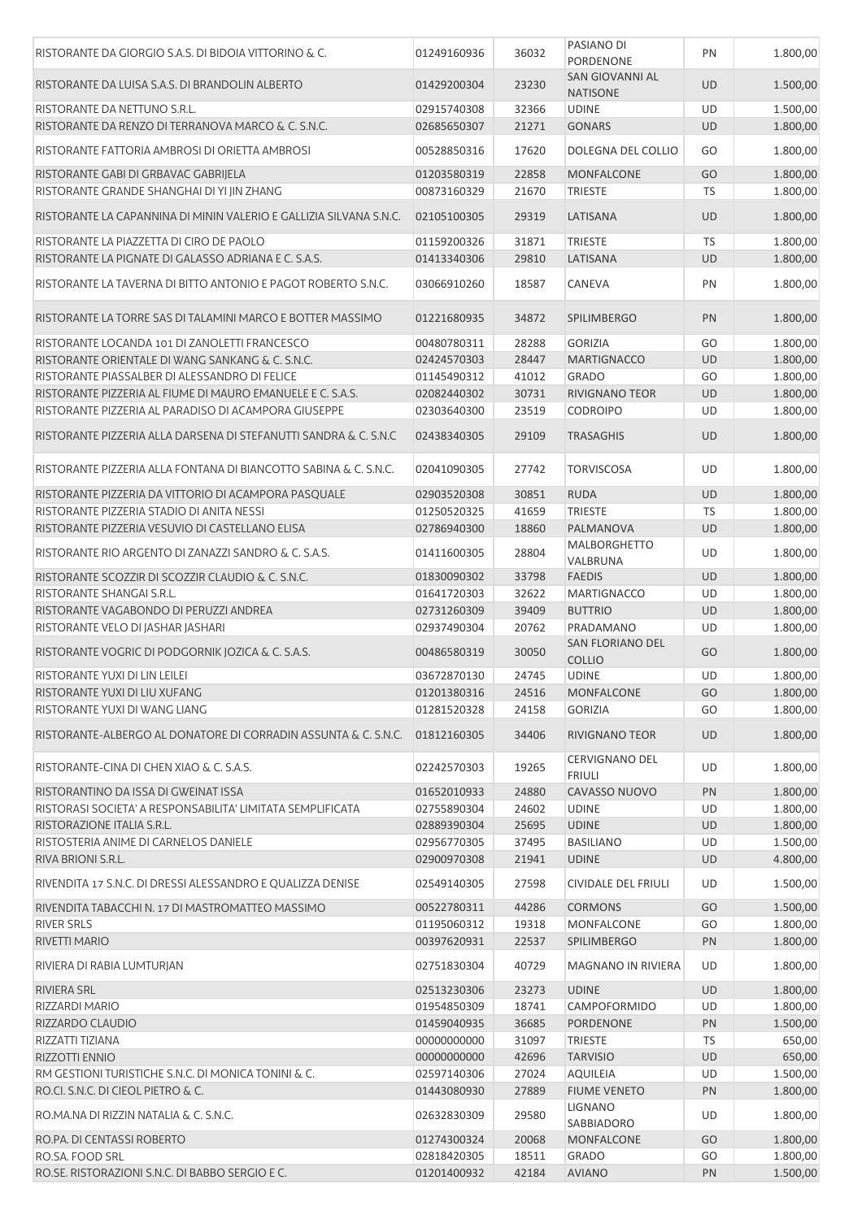| | | | | | |
|---|---|---|---|---|---|
| RISTORANTE DA GIORGIO S.A.S. DI BIDOIA VITTORINO & C. | 01249160936 | 36032 | PASIANO DI PORDENONE | PN | 1.800,00 |
| RISTORANTE DA LUISA S.A.S. DI BRANDOLIN ALBERTO | 01429200304 | 23230 | SAN GIOVANNI AL NATISONE | UD | 1.500,00 |
| RISTORANTE DA NETTUNO S.R.L. | 02915740308 | 32366 | UDINE | UD | 1.500,00 |
| RISTORANTE DA RENZO DI TERRANOVA MARCO & C. S.N.C. | 02685650307 | 21271 | GONARS | UD | 1.800,00 |
| RISTORANTE FATTORIA AMBROSI DI ORIETTA AMBROSI | 00528850316 | 17620 | DOLEGNA DEL COLLIO | GO | 1.800,00 |
| RISTORANTE GABI DI GRBAVAC GABRIJELA | 01203580319 | 22858 | MONFALCONE | GO | 1.800,00 |
| RISTORANTE GRANDE SHANGHAI DI YI JIN ZHANG | 00873160329 | 21670 | TRIESTE | TS | 1.800,00 |
| RISTORANTE LA CAPANNINA DI MININ VALERIO E GALLIZIA SILVANA S.N.C. | 02105100305 | 29319 | LATISANA | UD | 1.800,00 |
| RISTORANTE LA PIAZZETTA DI CIRO DE PAOLO | 01159200326 | 31871 | TRIESTE | TS | 1.800,00 |
| RISTORANTE LA PIGNATE DI GALASSO ADRIANA E C. S.A.S. | 01413340306 | 29810 | LATISANA | UD | 1.800,00 |
| RISTORANTE LA TAVERNA DI BITTO ANTONIO E PAGOT ROBERTO S.N.C. | 03066910260 | 18587 | CANEVA | PN | 1.800,00 |
| RISTORANTE LA TORRE SAS DI TALAMINI MARCO E BOTTER MASSIMO | 01221680935 | 34872 | SPILIMBERGO | PN | 1.800,00 |
| RISTORANTE LOCANDA 101 DI ZANOLETTI FRANCESCO | 00480780311 | 28288 | GORIZIA | GO | 1.800,00 |
| RISTORANTE ORIENTALE DI WANG SANKANG & C. S.N.C. | 02424570303 | 28447 | MARTIGNACCO | UD | 1.800,00 |
| RISTORANTE PIASSALBER DI ALESSANDRO DI FELICE | 01145490312 | 41012 | GRADO | GO | 1.800,00 |
| RISTORANTE PIZZERIA AL FIUME DI MAURO EMANUELE E C. S.A.S. | 02082440302 | 30731 | RIVIGNANO TEOR | UD | 1.800,00 |
| RISTORANTE PIZZERIA AL PARADISO DI ACAMPORA GIUSEPPE | 02303640300 | 23519 | CODROIPO | UD | 1.800,00 |
| RISTORANTE PIZZERIA ALLA DARSENA DI STEFANUTTI SANDRA & C. S.N.C | 02438340305 | 29109 | TRASAGHIS | UD | 1.800,00 |
| RISTORANTE PIZZERIA ALLA FONTANA DI BIANCOTTO SABINA & C. S.N.C. | 02041090305 | 27742 | TORVISCOSA | UD | 1.800,00 |
| RISTORANTE PIZZERIA DA VITTORIO DI ACAMPORA PASQUALE | 02903520308 | 30851 | RUDA | UD | 1.800,00 |
| RISTORANTE PIZZERIA STADIO DI ANITA NESSI | 01250520325 | 41659 | TRIESTE | TS | 1.800,00 |
| RISTORANTE PIZZERIA VESUVIO DI CASTELLANO ELISA | 02786940300 | 18860 | PALMANOVA | UD | 1.800,00 |
| RISTORANTE RIO ARGENTO DI ZANAZZI SANDRO & C. S.A.S. | 01411600305 | 28804 | MALBORGHETTO VALBRUNA | UD | 1.800,00 |
| RISTORANTE SCOZZIR DI SCOZZIR CLAUDIO & C. S.N.C. | 01830090302 | 33798 | FAEDIS | UD | 1.800,00 |
| RISTORANTE SHANGAI S.R.L. | 01641720303 | 32622 | MARTIGNACCO | UD | 1.800,00 |
| RISTORANTE VAGABONDO DI PERUZZI ANDREA | 02731260309 | 39409 | BUTTRIO | UD | 1.800,00 |
| RISTORANTE VELO DI JASHAR JASHARI | 02937490304 | 20762 | PRADAMANO | UD | 1.800,00 |
| RISTORANTE VOGRIC DI PODGORNIK JOZICA & C. S.A.S. | 00486580319 | 30050 | SAN FLORIANO DEL COLLIO | GO | 1.800,00 |
| RISTORANTE YUXI DI LIN LEILEI | 03672870130 | 24745 | UDINE | UD | 1.800,00 |
| RISTORANTE YUXI DI LIU XUFANG | 01201380316 | 24516 | MONFALCONE | GO | 1.800,00 |
| RISTORANTE YUXI DI WANG LIANG | 01281520328 | 24158 | GORIZIA | GO | 1.800,00 |
| RISTORANTE-ALBERGO AL DONATORE DI CORRADIN ASSUNTA & C. S.N.C. | 01812160305 | 34406 | RIVIGNANO TEOR | UD | 1.800,00 |
| RISTORANTE-CINA DI CHEN XIAO & C. S.A.S. | 02242570303 | 19265 | CERVIGNANO DEL FRIULI | UD | 1.800,00 |
| RISTORANTINO DA ISSA DI GWEINAT ISSA | 01652010933 | 24880 | CAVASSO NUOVO | PN | 1.800,00 |
| RISTORASI SOCIETA' A RESPONSABILITA' LIMITATA SEMPLIFICATA | 02755890304 | 24602 | UDINE | UD | 1.800,00 |
| RISTORAZIONE ITALIA S.R.L. | 02889390304 | 25695 | UDINE | UD | 1.800,00 |
| RISTOSTERIA ANIME DI CARNELOS DANIELE | 02956770305 | 37495 | BASILIANO | UD | 1.500,00 |
| RIVA BRIONI S.R.L. | 02900970308 | 21941 | UDINE | UD | 4.800,00 |
| RIVENDITA 17 S.N.C. DI DRESSI ALESSANDRO E QUALIZZA DENISE | 02549140305 | 27598 | CIVIDALE DEL FRIULI | UD | 1.500,00 |
| RIVENDITA TABACCHI N. 17 DI MASTROMATTEO MASSIMO | 00522780311 | 44286 | CORMONS | GO | 1.500,00 |
| RIVER SRLS | 01195060312 | 19318 | MONFALCONE | GO | 1.800,00 |
| RIVETTI MARIO | 00397620931 | 22537 | SPILIMBERGO | PN | 1.800,00 |
| RIVIERA DI RABIA LUMTURJAN | 02751830304 | 40729 | MAGNANO IN RIVIERA | UD | 1.800,00 |
| RIVIERA SRL | 02513230306 | 23273 | UDINE | UD | 1.800,00 |
| RIZZARDI MARIO | 01954850309 | 18741 | CAMPOFORMIDO | UD | 1.800,00 |
| RIZZARDO CLAUDIO | 01459040935 | 36685 | PORDENONE | PN | 1.500,00 |
| RIZZATTI TIZIANA | 00000000000 | 31097 | TRIESTE | TS | 650,00 |
| RIZZOTTI ENNIO | 00000000000 | 42696 | TARVISIO | UD | 650,00 |
| RM GESTIONI TURISTICHE S.N.C. DI MONICA TONINI & C. | 02597140306 | 27024 | AQUILEIA | UD | 1.500,00 |
| RO.CI. S.N.C. DI CIEOL PIETRO & C. | 01443080930 | 27889 | FIUME VENETO | PN | 1.800,00 |
| RO.MA.NA DI RIZZIN NATALIA & C. S.N.C. | 02632830309 | 29580 | LIGNANO SABBIADORO | UD | 1.800,00 |
| RO.PA. DI CENTASSI ROBERTO | 01274300324 | 20068 | MONFALCONE | GO | 1.800,00 |
| RO.SA. FOOD SRL | 02818420305 | 18511 | GRADO | GO | 1.800,00 |
| RO.SE. RISTORAZIONI S.N.C. DI BABBO SERGIO E C. | 01201400932 | 42184 | AVIANO | PN | 1.500,00 |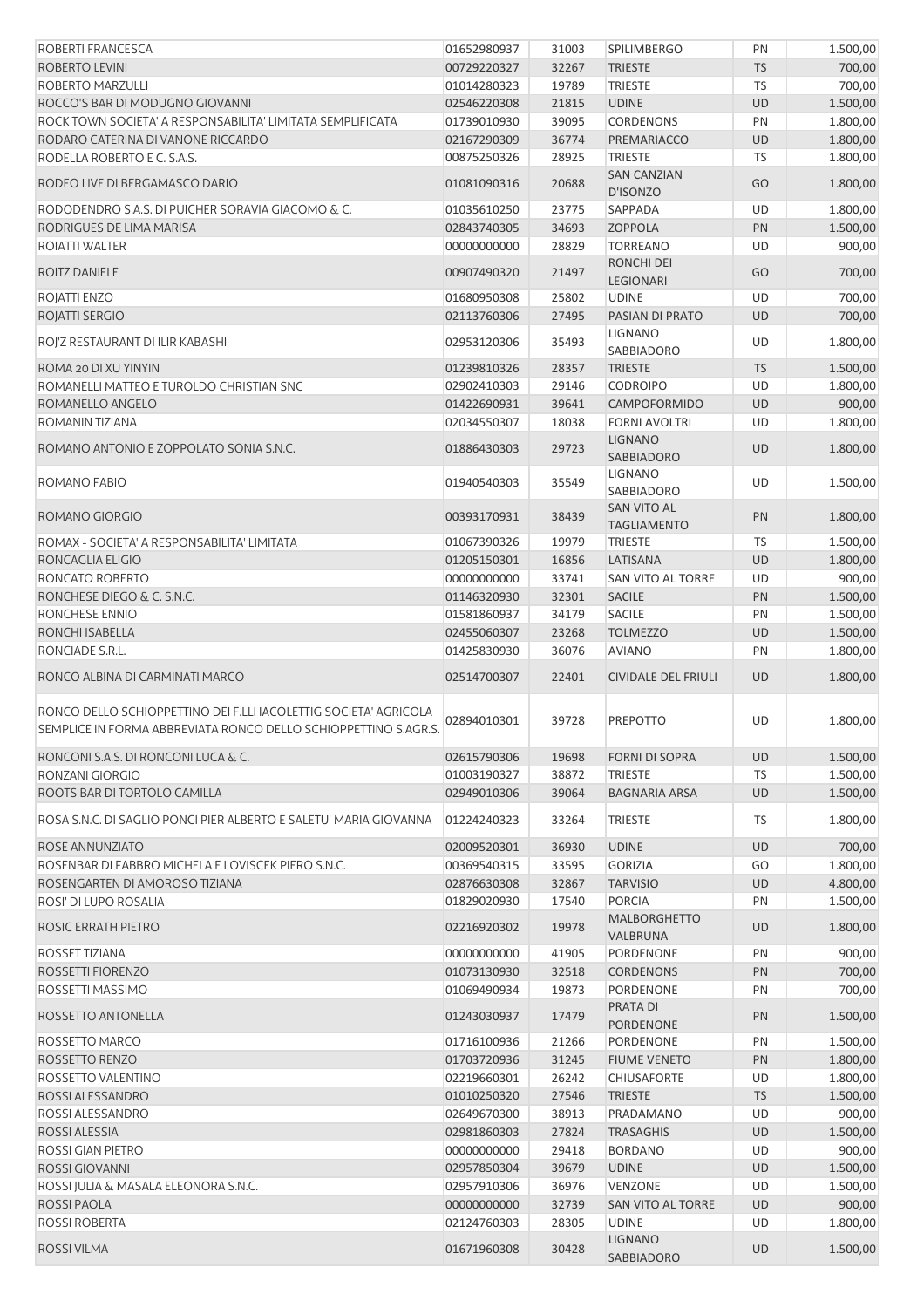| | | | | | |
|---|---|---|---|---|---|
| ROBERTI FRANCESCA | 01652980937 | 31003 | SPILIMBERGO | PN | 1.500,00 |
| ROBERTO LEVINI | 00729220327 | 32267 | TRIESTE | TS | 700,00 |
| ROBERTO MARZULLI | 01014280323 | 19789 | TRIESTE | TS | 700,00 |
| ROCCO'S BAR DI MODUGNO GIOVANNI | 02546220308 | 21815 | UDINE | UD | 1.500,00 |
| ROCK TOWN SOCIETA' A RESPONSABILITA' LIMITATA SEMPLIFICATA | 01739010930 | 39095 | CORDENONS | PN | 1.800,00 |
| RODARO CATERINA DI VANONE RICCARDO | 02167290309 | 36774 | PREMARIACCO | UD | 1.800,00 |
| RODELLA ROBERTO E C. S.A.S. | 00875250326 | 28925 | TRIESTE | TS | 1.800,00 |
| RODEO LIVE DI BERGAMASCO DARIO | 01081090316 | 20688 | SAN CANZIAN D'ISONZO | GO | 1.800,00 |
| RODODENDRO S.A.S. DI PUICHER SORAVIA GIACOMO & C. | 01035610250 | 23775 | SAPPADA | UD | 1.800,00 |
| RODRIGUES DE LIMA MARISA | 02843740305 | 34693 | ZOPPOLA | PN | 1.500,00 |
| ROIATTI WALTER | 00000000000 | 28829 | TORREANO | UD | 900,00 |
| ROITZ DANIELE | 00907490320 | 21497 | RONCHI DEI LEGIONARI | GO | 700,00 |
| ROJATTI ENZO | 01680950308 | 25802 | UDINE | UD | 700,00 |
| ROJATTI SERGIO | 02113760306 | 27495 | PASIAN DI PRATO | UD | 700,00 |
| ROJ'Z RESTAURANT DI ILIR KABASHI | 02953120306 | 35493 | LIGNANO SABBIADORO | UD | 1.800,00 |
| ROMA 20 DI XU YINYIN | 01239810326 | 28357 | TRIESTE | TS | 1.500,00 |
| ROMANELLI MATTEO E TUROLDO CHRISTIAN SNC | 02902410303 | 29146 | CODROIPO | UD | 1.800,00 |
| ROMANELLO ANGELO | 01422690931 | 39641 | CAMPOFORMIDO | UD | 900,00 |
| ROMANIN TIZIANA | 02034550307 | 18038 | FORNI AVOLTRI | UD | 1.800,00 |
| ROMANO ANTONIO E ZOPPOLATO SONIA S.N.C. | 01886430303 | 29723 | LIGNANO SABBIADORO | UD | 1.800,00 |
| ROMANO FABIO | 01940540303 | 35549 | LIGNANO SABBIADORO | UD | 1.500,00 |
| ROMANO GIORGIO | 00393170931 | 38439 | SAN VITO AL TAGLIAMENTO | PN | 1.800,00 |
| ROMAX - SOCIETA' A RESPONSABILITA' LIMITATA | 01067390326 | 19979 | TRIESTE | TS | 1.500,00 |
| RONCAGLIA ELIGIO | 01205150301 | 16856 | LATISANA | UD | 1.800,00 |
| RONCATO ROBERTO | 00000000000 | 33741 | SAN VITO AL TORRE | UD | 900,00 |
| RONCHESE DIEGO & C. S.N.C. | 01146320930 | 32301 | SACILE | PN | 1.500,00 |
| RONCHESE ENNIO | 01581860937 | 34179 | SACILE | PN | 1.500,00 |
| RONCHI ISABELLA | 02455060307 | 23268 | TOLMEZZO | UD | 1.500,00 |
| RONCIADE S.R.L. | 01425830930 | 36076 | AVIANO | PN | 1.800,00 |
| RONCO ALBINA DI CARMINATI MARCO | 02514700307 | 22401 | CIVIDALE DEL FRIULI | UD | 1.800,00 |
| RONCO DELLO SCHIOPPETTINO DEI F.LLI IACOLETTIG SOCIETA' AGRICOLA SEMPLICE IN FORMA ABBREVIATA RONCO DELLO SCHIOPPETTINO S.AGR.S. | 02894010301 | 39728 | PREPOTTO | UD | 1.800,00 |
| RONCONI S.A.S. DI RONCONI LUCA & C. | 02615790306 | 19698 | FORNI DI SOPRA | UD | 1.500,00 |
| RONZANI GIORGIO | 01003190327 | 38872 | TRIESTE | TS | 1.500,00 |
| ROOTS BAR DI TORTOLO CAMILLA | 02949010306 | 39064 | BAGNARIA ARSA | UD | 1.500,00 |
| ROSA S.N.C. DI SAGLIO PONCI PIER ALBERTO E SALETU' MARIA GIOVANNA | 01224240323 | 33264 | TRIESTE | TS | 1.800,00 |
| ROSE ANNUNZIATO | 02009520301 | 36930 | UDINE | UD | 700,00 |
| ROSENBAR DI FABBRO MICHELA E LOVISCEK PIERO S.N.C. | 00369540315 | 33595 | GORIZIA | GO | 1.800,00 |
| ROSENGARTEN DI AMOROSO TIZIANA | 02876630308 | 32867 | TARVISIO | UD | 4.800,00 |
| ROSI' DI LUPO ROSALIA | 01829020930 | 17540 | PORCIA | PN | 1.500,00 |
| ROSIC ERRATH PIETRO | 02216920302 | 19978 | MALBORGHETTO VALBRUNA | UD | 1.800,00 |
| ROSSET TIZIANA | 00000000000 | 41905 | PORDENONE | PN | 900,00 |
| ROSSETTI FIORENZO | 01073130930 | 32518 | CORDENONS | PN | 700,00 |
| ROSSETTI MASSIMO | 01069490934 | 19873 | PORDENONE | PN | 700,00 |
| ROSSETTO ANTONELLA | 01243030937 | 17479 | PRATA DI PORDENONE | PN | 1.500,00 |
| ROSSETTO MARCO | 01716100936 | 21266 | PORDENONE | PN | 1.500,00 |
| ROSSETTO RENZO | 01703720936 | 31245 | FIUME VENETO | PN | 1.800,00 |
| ROSSETTO VALENTINO | 02219660301 | 26242 | CHIUSAFORTE | UD | 1.800,00 |
| ROSSI ALESSANDRO | 01010250320 | 27546 | TRIESTE | TS | 1.500,00 |
| ROSSI ALESSANDRO | 02649670300 | 38913 | PRADAMANO | UD | 900,00 |
| ROSSI ALESSIA | 02981860303 | 27824 | TRASAGHIS | UD | 1.500,00 |
| ROSSI GIAN PIETRO | 00000000000 | 29418 | BORDANO | UD | 900,00 |
| ROSSI GIOVANNI | 02957850304 | 39679 | UDINE | UD | 1.500,00 |
| ROSSI JULIA & MASALA ELEONORA S.N.C. | 02957910306 | 36976 | VENZONE | UD | 1.500,00 |
| ROSSI PAOLA | 00000000000 | 32739 | SAN VITO AL TORRE | UD | 900,00 |
| ROSSI ROBERTA | 02124760303 | 28305 | UDINE | UD | 1.800,00 |
| ROSSI VILMA | 01671960308 | 30428 | LIGNANO SABBIADORO | UD | 1.500,00 |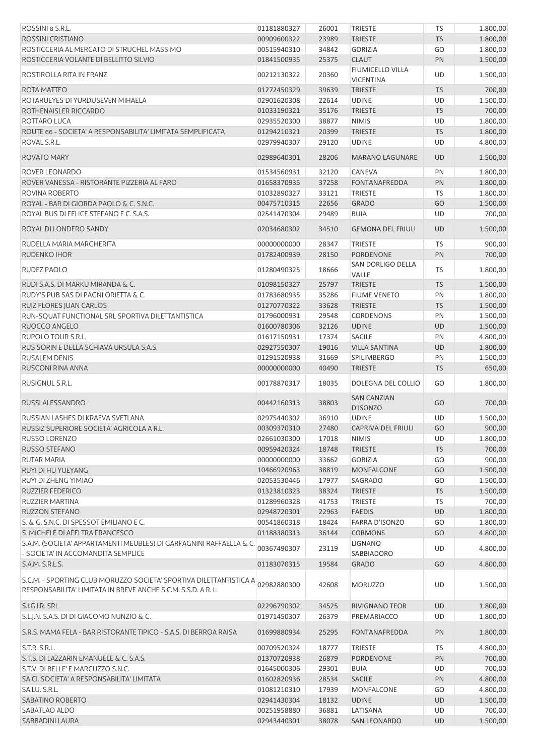| | | | | | |
|---|---|---|---|---|---|
| ROSSINI 8 S.R.L. | 01181880327 | 26001 | TRIESTE | TS | 1.800,00 |
| ROSSINI CRISTIANO | 00909600322 | 23989 | TRIESTE | TS | 1.800,00 |
| ROSTICCERIA AL MERCATO DI STRUCHEL MASSIMO | 00515940310 | 34842 | GORIZIA | GO | 1.800,00 |
| ROSTICCERIA VOLANTE DI BELLITTO SILVIO | 01841500935 | 25375 | CLAUT | PN | 1.500,00 |
| ROSTIROLLA RITA IN FRANZ | 00212130322 | 20360 | FIUMICELLO VILLA VICENTINA | UD | 1.500,00 |
| ROTA MATTEO | 01272450329 | 39639 | TRIESTE | TS | 700,00 |
| ROTARUEYES DI YURDUSEVEN MIHAELA | 02901620308 | 22614 | UDINE | UD | 1.500,00 |
| ROTHENAISLER RICCARDO | 01033190321 | 35176 | TRIESTE | TS | 700,00 |
| ROTTARO LUCA | 02935520300 | 38877 | NIMIS | UD | 1.800,00 |
| ROUTE 66 - SOCIETA' A RESPONSABILITA' LIMITATA SEMPLIFICATA | 01294210321 | 20399 | TRIESTE | TS | 1.800,00 |
| ROVAL S.R.L. | 02979940307 | 29120 | UDINE | UD | 4.800,00 |
| ROVATO MARY | 02989640301 | 28206 | MARANO LAGUNARE | UD | 1.500,00 |
| ROVER LEONARDO | 01534560931 | 32120 | CANEVA | PN | 1.800,00 |
| ROVER VANESSA - RISTORANTE PIZZERIA AL FARO | 01658370935 | 37258 | FONTANAFREDDA | PN | 1.800,00 |
| ROVINA ROBERTO | 01032890327 | 33121 | TRIESTE | TS | 1.800,00 |
| ROYAL - BAR DI GIORDA PAOLO & C. S.N.C. | 00475710315 | 22656 | GRADO | GO | 1.500,00 |
| ROYAL BUS DI FELICE STEFANO E C. S.A.S. | 02541470304 | 29489 | BUIA | UD | 700,00 |
| ROYAL DI LONDERO SANDY | 02034680302 | 34510 | GEMONA DEL FRIULI | UD | 1.500,00 |
| RUDELLA MARIA MARGHERITA | 00000000000 | 28347 | TRIESTE | TS | 900,00 |
| RUDENKO IHOR | 01782400939 | 28150 | PORDENONE | PN | 700,00 |
| RUDEZ PAOLO | 01280490325 | 18666 | SAN DORLIGO DELLA VALLE | TS | 1.800,00 |
| RUDI S.A.S. DI MARKU MIRANDA & C. | 01098150327 | 25797 | TRIESTE | TS | 1.500,00 |
| RUDY'S PUB SAS DI PAGNI ORIETTA & C. | 01783680935 | 35286 | FIUME VENETO | PN | 1.800,00 |
| RUIZ FLORES JUAN CARLOS | 01270770322 | 33628 | TRIESTE | TS | 1.500,00 |
| RUN-SQUAT FUNCTIONAL SRL SPORTIVA DILETTANTISTICA | 01796000931 | 29548 | CORDENONS | PN | 1.500,00 |
| RUOCCO ANGELO | 01600780306 | 32126 | UDINE | UD | 1.500,00 |
| RUPOLO TOUR S.R.L. | 01617150931 | 17374 | SACILE | PN | 4.800,00 |
| RUS SORIN E DELLA SCHIAVA URSULA S.A.S. | 02927550307 | 19016 | VILLA SANTINA | UD | 1.800,00 |
| RUSALEM DENIS | 01291520938 | 31669 | SPILIMBERGO | PN | 1.500,00 |
| RUSCONI RINA ANNA | 00000000000 | 40490 | TRIESTE | TS | 650,00 |
| RUSIGNUL S.R.L. | 00178870317 | 18035 | DOLEGNA DEL COLLIO | GO | 1.800,00 |
| RUSSI ALESSANDRO | 00442160313 | 38803 | SAN CANZIAN D'ISONZO | GO | 700,00 |
| RUSSIAN LASHES DI KRAEVA SVETLANA | 02975440302 | 36910 | UDINE | UD | 1.500,00 |
| RUSSIZ SUPERIORE SOCIETA' AGRICOLA A R.L. | 00309370310 | 27480 | CAPRIVA DEL FRIULI | GO | 900,00 |
| RUSSO LORENZO | 02661030300 | 17018 | NIMIS | UD | 1.800,00 |
| RUSSO STEFANO | 00959420324 | 18748 | TRIESTE | TS | 700,00 |
| RUTAR MARIA | 00000000000 | 33662 | GORIZIA | GO | 900,00 |
| RUYI DI HU YUEYANG | 10466920963 | 38819 | MONFALCONE | GO | 1.500,00 |
| RUYI DI ZHENG YIMIAO | 02053530446 | 17977 | SAGRADO | GO | 1.500,00 |
| RUZZIER FEDERICO | 01323810323 | 38324 | TRIESTE | TS | 1.500,00 |
| RUZZIER MARTINA | 01289960328 | 41753 | TRIESTE | TS | 700,00 |
| RUZZON STEFANO | 02948720301 | 22963 | FAEDIS | UD | 1.800,00 |
| S. & G. S.N.C. DI SPESSOT EMILIANO E C. | 00541860318 | 18424 | FARRA D'ISONZO | GO | 1.800,00 |
| S. MICHELE DI AFELTRA FRANCESCO | 01188380313 | 36144 | CORMONS | GO | 4.800,00 |
| S.A.M. (SOCIETA' APPARTAMENTI MEUBLES) DI GARFAGNINI RAFFAELLA & C. - SOCIETA' IN ACCOMANDITA SEMPLICE | 00367490307 | 23119 | LIGNANO SABBIADORO | UD | 4.800,00 |
| S.A.M. S.R.L.S. | 01183070315 | 19584 | GRADO | GO | 4.800,00 |
| S.C.M. - SPORTING CLUB MORUZZO SOCIETA' SPORTIVA DILETTANTISTICA A RESPONSABILITA' LIMITATA IN BREVE ANCHE S.C.M. S.S.D. A R. L. | 02982880300 | 42608 | MORUZZO | UD | 1.500,00 |
| S.I.G.I.R. SRL | 02296790302 | 34525 | RIVIGNANO TEOR | UD | 1.800,00 |
| S.L.J.N. S.A.S. DI DI GIACOMO NUNZIO & C. | 01971450307 | 26379 | PREMARIACCO | UD | 1.800,00 |
| S.R.S. MAMA FELA - BAR RISTORANTE TIPICO - S.A.S. DI BERROA RAISA | 01699880934 | 25295 | FONTANAFREDDA | PN | 1.800,00 |
| S.T.R. S.R.L. | 00709520324 | 18777 | TRIESTE | TS | 4.800,00 |
| S.T.S. DI LAZZARIN EMANUELE & C. S.A.S. | 01370720938 | 26879 | PORDENONE | PN | 700,00 |
| S.T.V. DI BELLE' E MARCUZZO S.N.C. | 01645000306 | 29301 | BUIA | UD | 700,00 |
| SA.CI. SOCIETA' A RESPONSABILITA' LIMITATA | 01602820936 | 28534 | SACILE | PN | 4.800,00 |
| SA.LU. S.R.L. | 01081210310 | 17939 | MONFALCONE | GO | 4.800,00 |
| SABATINO ROBERTO | 02941430304 | 18132 | UDINE | UD | 1.500,00 |
| SABATLAO ALDO | 00251958880 | 36881 | LATISANA | UD | 700,00 |
| SABBADINI LAURA | 02943440301 | 38078 | SAN LEONARDO | UD | 1.500,00 |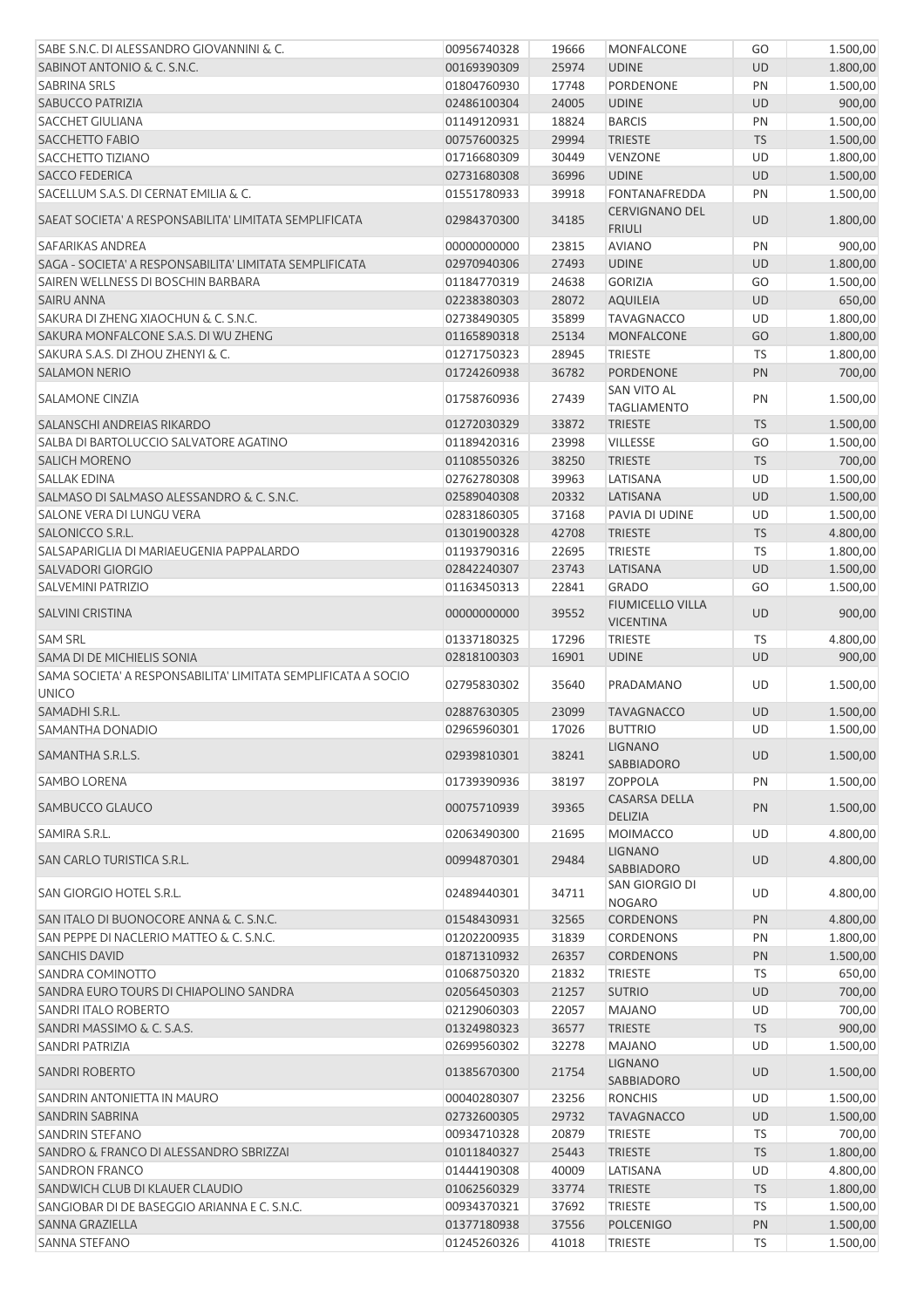| | | | | | |
|---|---|---|---|---|---|
| SABE S.N.C. DI ALESSANDRO GIOVANNINI & C. | 00956740328 | 19666 | MONFALCONE | GO | 1.500,00 |
| SABINOT ANTONIO & C. S.N.C. | 00169390309 | 25974 | UDINE | UD | 1.800,00 |
| SABRINA SRLS | 01804760930 | 17748 | PORDENONE | PN | 1.500,00 |
| SABUCCO PATRIZIA | 02486100304 | 24005 | UDINE | UD | 900,00 |
| SACCHET GIULIANA | 01149120931 | 18824 | BARCIS | PN | 1.500,00 |
| SACCHETTO FABIO | 00757600325 | 29994 | TRIESTE | TS | 1.500,00 |
| SACCHETTO TIZIANO | 01716680309 | 30449 | VENZONE | UD | 1.800,00 |
| SACCO FEDERICA | 02731680308 | 36996 | UDINE | UD | 1.500,00 |
| SACELLUM S.A.S. DI CERNAT EMILIA & C. | 01551780933 | 39918 | FONTANAFREDDA | PN | 1.500,00 |
| SAEAT SOCIETA' A RESPONSABILITA' LIMITATA SEMPLIFICATA | 02984370300 | 34185 | CERVIGNANO DEL FRIULI | UD | 1.800,00 |
| SAFARIKAS ANDREA | 00000000000 | 23815 | AVIANO | PN | 900,00 |
| SAGA - SOCIETA' A RESPONSABILITA' LIMITATA SEMPLIFICATA | 02970940306 | 27493 | UDINE | UD | 1.800,00 |
| SAIREN WELLNESS DI BOSCHIN BARBARA | 01184770319 | 24638 | GORIZIA | GO | 1.500,00 |
| SAIRU ANNA | 02238380303 | 28072 | AQUILEIA | UD | 650,00 |
| SAKURA DI ZHENG XIAOCHUN & C. S.N.C. | 02738490305 | 35899 | TAVAGNACCO | UD | 1.800,00 |
| SAKURA MONFALCONE S.A.S. DI WU ZHENG | 01165890318 | 25134 | MONFALCONE | GO | 1.800,00 |
| SAKURA S.A.S. DI ZHOU ZHENYI & C. | 01271750323 | 28945 | TRIESTE | TS | 1.800,00 |
| SALAMON NERIO | 01724260938 | 36782 | PORDENONE | PN | 700,00 |
| SALAMONE CINZIA | 01758760936 | 27439 | SAN VITO AL TAGLIAMENTO | PN | 1.500,00 |
| SALANSCHI ANDREIAS RIKARDO | 01272030329 | 33872 | TRIESTE | TS | 1.500,00 |
| SALBA DI BARTOLUCCIO SALVATORE AGATINO | 01189420316 | 23998 | VILLESSE | GO | 1.500,00 |
| SALICH MORENO | 01108550326 | 38250 | TRIESTE | TS | 700,00 |
| SALLAK EDINA | 02762780308 | 39963 | LATISANA | UD | 1.500,00 |
| SALMASO DI SALMASO ALESSANDRO & C. S.N.C. | 02589040308 | 20332 | LATISANA | UD | 1.500,00 |
| SALONE VERA DI LUNGU VERA | 02831860305 | 37168 | PAVIA DI UDINE | UD | 1.500,00 |
| SALONICCO S.R.L. | 01301900328 | 42708 | TRIESTE | TS | 4.800,00 |
| SALSAPARIGLIA DI MARIAEUGENIA PAPPALARDO | 01193790316 | 22695 | TRIESTE | TS | 1.800,00 |
| SALVADORI GIORGIO | 02842240307 | 23743 | LATISANA | UD | 1.500,00 |
| SALVEMINI PATRIZIO | 01163450313 | 22841 | GRADO | GO | 1.500,00 |
| SALVINI CRISTINA | 00000000000 | 39552 | FIUMICELLO VILLA VICENTINA | UD | 900,00 |
| SAM SRL | 01337180325 | 17296 | TRIESTE | TS | 4.800,00 |
| SAMA DI DE MICHIELIS SONIA | 02818100303 | 16901 | UDINE | UD | 900,00 |
| SAMA SOCIETA' A RESPONSABILITA' LIMITATA SEMPLIFICATA A SOCIO UNICO | 02795830302 | 35640 | PRADAMANO | UD | 1.500,00 |
| SAMADHI S.R.L. | 02887630305 | 23099 | TAVAGNACCO | UD | 1.500,00 |
| SAMANTHA DONADIO | 02965960301 | 17026 | BUTTRIO | UD | 1.500,00 |
| SAMANTHA S.R.L.S. | 02939810301 | 38241 | LIGNANO SABBIADORO | UD | 1.500,00 |
| SAMBO LORENA | 01739390936 | 38197 | ZOPPOLA | PN | 1.500,00 |
| SAMBUCCO GLAUCO | 00075710939 | 39365 | CASARSA DELLA DELIZIA | PN | 1.500,00 |
| SAMIRA S.R.L. | 02063490300 | 21695 | MOIMACCO | UD | 4.800,00 |
| SAN CARLO TURISTICA S.R.L. | 00994870301 | 29484 | LIGNANO SABBIADORO | UD | 4.800,00 |
| SAN GIORGIO HOTEL S.R.L. | 02489440301 | 34711 | SAN GIORGIO DI NOGARO | UD | 4.800,00 |
| SAN ITALO DI BUONOCORE ANNA & C. S.N.C. | 01548430931 | 32565 | CORDENONS | PN | 4.800,00 |
| SAN PEPPE DI NACLERIO MATTEO & C. S.N.C. | 01202200935 | 31839 | CORDENONS | PN | 1.800,00 |
| SANCHIS DAVID | 01871310932 | 26357 | CORDENONS | PN | 1.500,00 |
| SANDRA COMINOTTO | 01068750320 | 21832 | TRIESTE | TS | 650,00 |
| SANDRA EURO TOURS DI CHIAPOLINO SANDRA | 02056450303 | 21257 | SUTRIO | UD | 700,00 |
| SANDRI ITALO ROBERTO | 02129060303 | 22057 | MAJANO | UD | 700,00 |
| SANDRI MASSIMO & C. S.A.S. | 01324980323 | 36577 | TRIESTE | TS | 900,00 |
| SANDRI PATRIZIA | 02699560302 | 32278 | MAJANO | UD | 1.500,00 |
| SANDRI ROBERTO | 01385670300 | 21754 | LIGNANO SABBIADORO | UD | 1.500,00 |
| SANDRIN ANTONIETTA IN MAURO | 00040280307 | 23256 | RONCHIS | UD | 1.500,00 |
| SANDRIN SABRINA | 02732600305 | 29732 | TAVAGNACCO | UD | 1.500,00 |
| SANDRIN STEFANO | 00934710328 | 20879 | TRIESTE | TS | 700,00 |
| SANDRO & FRANCO DI ALESSANDRO SBRIZZAI | 01011840327 | 25443 | TRIESTE | TS | 1.800,00 |
| SANDRON FRANCO | 01444190308 | 40009 | LATISANA | UD | 4.800,00 |
| SANDWICH CLUB DI KLAUER CLAUDIO | 01062560329 | 33774 | TRIESTE | TS | 1.800,00 |
| SANGIOBAR DI DE BASEGGIO ARIANNA E C. S.N.C. | 00934370321 | 37692 | TRIESTE | TS | 1.500,00 |
| SANNA GRAZIELLA | 01377180938 | 37556 | POLCENIGO | PN | 1.500,00 |
| SANNA STEFANO | 01245260326 | 41018 | TRIESTE | TS | 1.500,00 |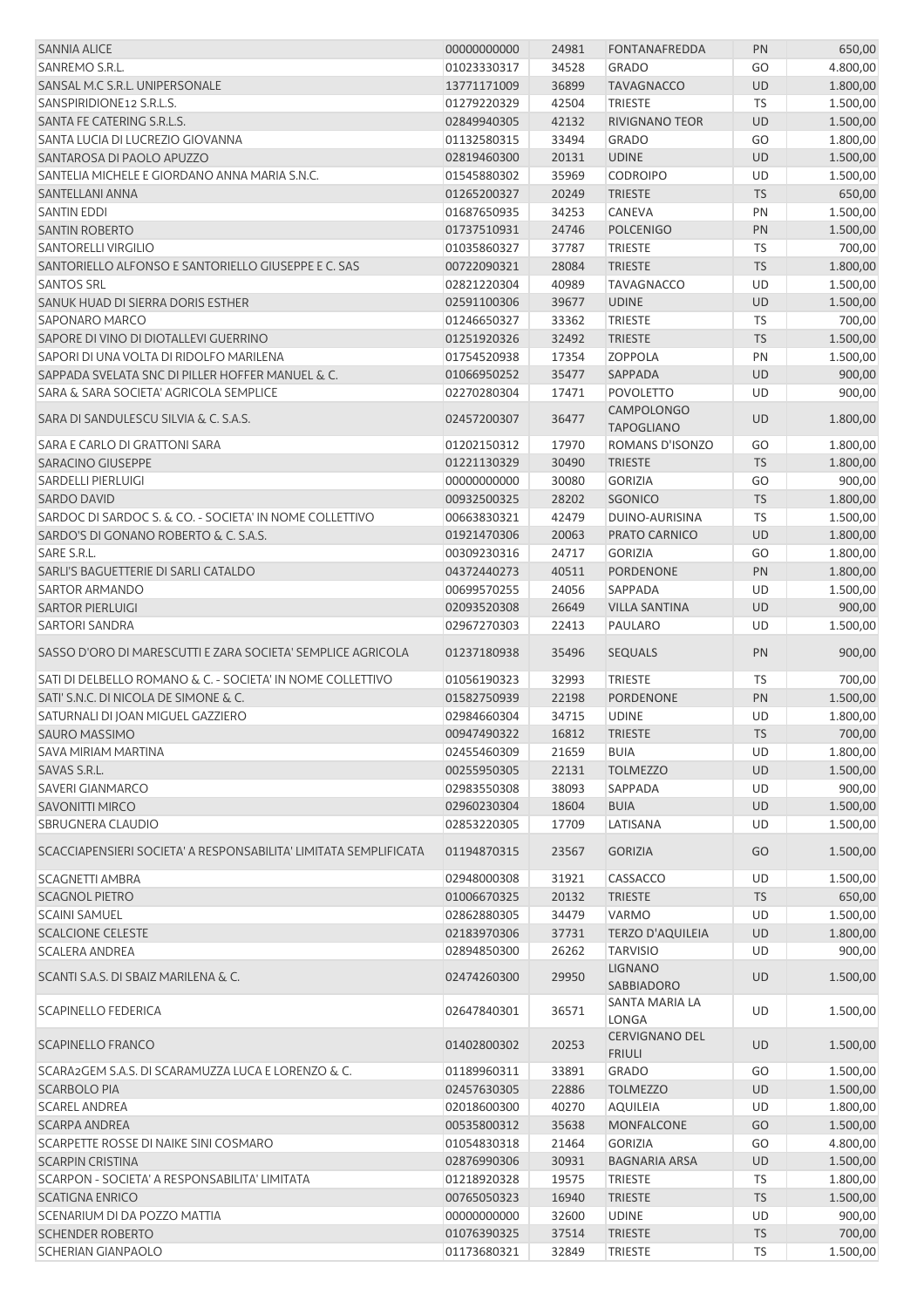| | | | | | |
|---|---|---|---|---|---|
| SANNIA ALICE | 00000000000 | 24981 | FONTANAFREDDA | PN | 650,00 |
| SANREMO S.R.L. | 01023330317 | 34528 | GRADO | GO | 4.800,00 |
| SANSAL M.C S.R.L. UNIPERSONALE | 13771171009 | 36899 | TAVAGNACCO | UD | 1.800,00 |
| SANSPIRIDIONE12 S.R.L.S. | 01279220329 | 42504 | TRIESTE | TS | 1.500,00 |
| SANTA FE CATERING S.R.L.S. | 02849940305 | 42132 | RIVIGNANO TEOR | UD | 1.500,00 |
| SANTA LUCIA DI LUCREZIO GIOVANNA | 01132580315 | 33494 | GRADO | GO | 1.800,00 |
| SANTAROSA DI PAOLO APUZZO | 02819460300 | 20131 | UDINE | UD | 1.500,00 |
| SANTELIA MICHELE E GIORDANO ANNA MARIA S.N.C. | 01545880302 | 35969 | CODROIPO | UD | 1.500,00 |
| SANTELLANI ANNA | 01265200327 | 20249 | TRIESTE | TS | 650,00 |
| SANTIN EDDI | 01687650935 | 34253 | CANEVA | PN | 1.500,00 |
| SANTIN ROBERTO | 01737510931 | 24746 | POLCENIGO | PN | 1.500,00 |
| SANTORELLI VIRGILIO | 01035860327 | 37787 | TRIESTE | TS | 700,00 |
| SANTORIELLO ALFONSO E SANTORIELLO GIUSEPPE E C. SAS | 00722090321 | 28084 | TRIESTE | TS | 1.800,00 |
| SANTOS SRL | 02821220304 | 40989 | TAVAGNACCO | UD | 1.500,00 |
| SANUK HUAD DI SIERRA DORIS ESTHER | 02591100306 | 39677 | UDINE | UD | 1.500,00 |
| SAPONARO MARCO | 01246650327 | 33362 | TRIESTE | TS | 700,00 |
| SAPORE DI VINO DI DIOTALLEVI GUERRINO | 01251920326 | 32492 | TRIESTE | TS | 1.500,00 |
| SAPORI DI UNA VOLTA DI RIDOLFO MARILENA | 01754520938 | 17354 | ZOPPOLA | PN | 1.500,00 |
| SAPPADA SVELATA SNC DI PILLER HOFFER MANUEL & C. | 01066950252 | 35477 | SAPPADA | UD | 900,00 |
| SARA & SARA SOCIETA' AGRICOLA SEMPLICE | 02270280304 | 17471 | POVOLETTO | UD | 900,00 |
| SARA DI SANDULESCU SILVIA & C. S.A.S. | 02457200307 | 36477 | CAMPOLONGO TAPOGLIANO | UD | 1.800,00 |
| SARA E CARLO DI GRATTONI SARA | 01202150312 | 17970 | ROMANS D'ISONZO | GO | 1.800,00 |
| SARACINO GIUSEPPE | 01221130329 | 30490 | TRIESTE | TS | 1.800,00 |
| SARDELLI PIERLUIGI | 00000000000 | 30080 | GORIZIA | GO | 900,00 |
| SARDO DAVID | 00932500325 | 28202 | SGONICO | TS | 1.800,00 |
| SARDOC DI SARDOC S. & CO. - SOCIETA' IN NOME COLLETTIVO | 00663830321 | 42479 | DUINO-AURISINA | TS | 1.500,00 |
| SARDO'S DI GONANO ROBERTO & C. S.A.S. | 01921470306 | 20063 | PRATO CARNICO | UD | 1.800,00 |
| SARE S.R.L. | 00309230316 | 24717 | GORIZIA | GO | 1.800,00 |
| SARLI'S BAGUETTERIE DI SARLI CATALDO | 04372440273 | 40511 | PORDENONE | PN | 1.800,00 |
| SARTOR ARMANDO | 00699570255 | 24056 | SAPPADA | UD | 1.500,00 |
| SARTOR PIERLUIGI | 02093520308 | 26649 | VILLA SANTINA | UD | 900,00 |
| SARTORI SANDRA | 02967270303 | 22413 | PAULARO | UD | 1.500,00 |
| SASSO D'ORO DI MARESCUTTI E ZARA SOCIETA' SEMPLICE AGRICOLA | 01237180938 | 35496 | SEQUALS | PN | 900,00 |
| SATI DI DELBELLO ROMANO & C. - SOCIETA' IN NOME COLLETTIVO | 01056190323 | 32993 | TRIESTE | TS | 700,00 |
| SATI' S.N.C. DI NICOLA DE SIMONE & C. | 01582750939 | 22198 | PORDENONE | PN | 1.500,00 |
| SATURNALI DI JOAN MIGUEL GAZZIERO | 02984660304 | 34715 | UDINE | UD | 1.800,00 |
| SAURO MASSIMO | 00947490322 | 16812 | TRIESTE | TS | 700,00 |
| SAVA MIRIAM MARTINA | 02455460309 | 21659 | BUIA | UD | 1.800,00 |
| SAVAS S.R.L. | 00255950305 | 22131 | TOLMEZZO | UD | 1.500,00 |
| SAVERI GIANMARCO | 02983550308 | 38093 | SAPPADA | UD | 900,00 |
| SAVONITTI MIRCO | 02960230304 | 18604 | BUIA | UD | 1.500,00 |
| SBRUGNERA CLAUDIO | 02853220305 | 17709 | LATISANA | UD | 1.500,00 |
| SCACCIAPENSIERI SOCIETA' A RESPONSABILITA' LIMITATA SEMPLIFICATA | 01194870315 | 23567 | GORIZIA | GO | 1.500,00 |
| SCAGNETTI AMBRA | 02948000308 | 31921 | CASSACCO | UD | 1.500,00 |
| SCAGNOL PIETRO | 01006670325 | 20132 | TRIESTE | TS | 650,00 |
| SCAINI SAMUEL | 02862880305 | 34479 | VARMO | UD | 1.500,00 |
| SCALCIONE CELESTE | 02183970306 | 37731 | TERZO D'AQUILEIA | UD | 1.800,00 |
| SCALERA ANDREA | 02894850300 | 26262 | TARVISIO | UD | 900,00 |
| SCANTI S.A.S. DI SBAIZ MARILENA & C. | 02474260300 | 29950 | LIGNANO SABBIADORO | UD | 1.500,00 |
| SCAPINELLO FEDERICA | 02647840301 | 36571 | SANTA MARIA LA LONGA | UD | 1.500,00 |
| SCAPINELLO FRANCO | 01402800302 | 20253 | CERVIGNANO DEL FRIULI | UD | 1.500,00 |
| SCARA2GEM S.A.S. DI SCARAMUZZA LUCA E LORENZO & C. | 01189960311 | 33891 | GRADO | GO | 1.500,00 |
| SCARBOLO PIA | 02457630305 | 22886 | TOLMEZZO | UD | 1.500,00 |
| SCAREL ANDREA | 02018600300 | 40270 | AQUILEIA | UD | 1.800,00 |
| SCARPA ANDREA | 00535800312 | 35638 | MONFALCONE | GO | 1.500,00 |
| SCARPETTE ROSSE DI NAIKE SINI COSMARO | 01054830318 | 21464 | GORIZIA | GO | 4.800,00 |
| SCARPIN CRISTINA | 02876990306 | 30931 | BAGNARIA ARSA | UD | 1.500,00 |
| SCARPON - SOCIETA' A RESPONSABILITA' LIMITATA | 01218920328 | 19575 | TRIESTE | TS | 1.800,00 |
| SCATIGNA ENRICO | 00765050323 | 16940 | TRIESTE | TS | 1.500,00 |
| SCENARIUM DI DA POZZO MATTIA | 00000000000 | 32600 | UDINE | UD | 900,00 |
| SCHENDER ROBERTO | 01076390325 | 37514 | TRIESTE | TS | 700,00 |
| SCHERIAN GIANPAOLO | 01173680321 | 32849 | TRIESTE | TS | 1.500,00 |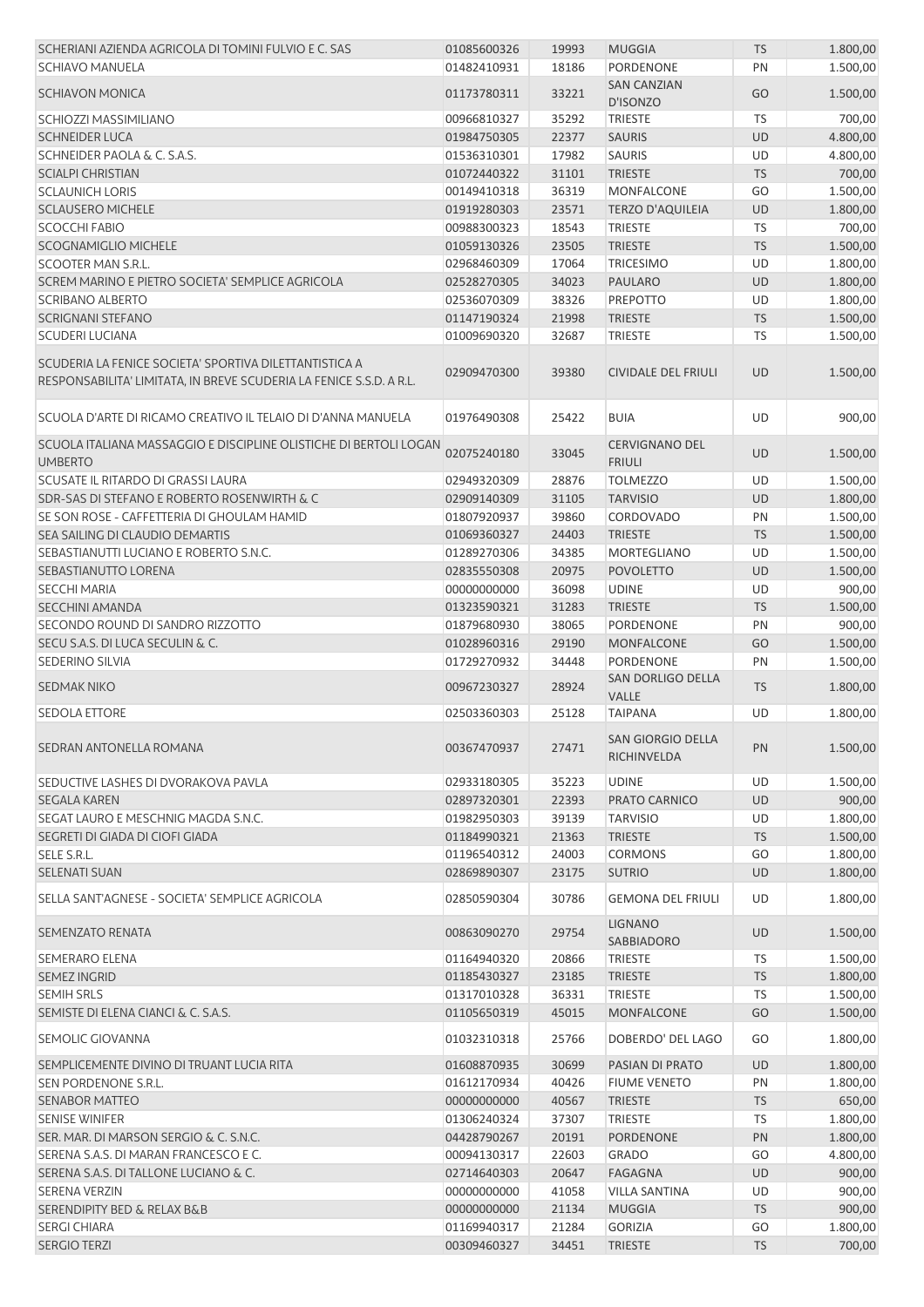| | | | | | |
|---|---|---|---|---|---|
| SCHERIANI AZIENDA AGRICOLA DI TOMINI FULVIO E C. SAS | 01085600326 | 19993 | MUGGIA | TS | 1.800,00 |
| SCHIAVO MANUELA | 01482410931 | 18186 | PORDENONE | PN | 1.500,00 |
| SCHIAVON MONICA | 01173780311 | 33221 | SAN CANZIAN D'ISONZO | GO | 1.500,00 |
| SCHIOZZI MASSIMILIANO | 00966810327 | 35292 | TRIESTE | TS | 700,00 |
| SCHNEIDER LUCA | 01984750305 | 22377 | SAURIS | UD | 4.800,00 |
| SCHNEIDER PAOLA & C. S.A.S. | 01536310301 | 17982 | SAURIS | UD | 4.800,00 |
| SCIALPI CHRISTIAN | 01072440322 | 31101 | TRIESTE | TS | 700,00 |
| SCLAUNICH LORIS | 00149410318 | 36319 | MONFALCONE | GO | 1.500,00 |
| SCLAUSERO MICHELE | 01919280303 | 23571 | TERZO D'AQUILEIA | UD | 1.800,00 |
| SCOCCHI FABIO | 00988300323 | 18543 | TRIESTE | TS | 700,00 |
| SCOGNAMIGLIO MICHELE | 01059130326 | 23505 | TRIESTE | TS | 1.500,00 |
| SCOOTER MAN S.R.L. | 02968460309 | 17064 | TRICESIMO | UD | 1.800,00 |
| SCREM MARINO E PIETRO SOCIETA' SEMPLICE AGRICOLA | 02528270305 | 34023 | PAULARO | UD | 1.800,00 |
| SCRIBANO ALBERTO | 02536070309 | 38326 | PREPOTTO | UD | 1.800,00 |
| SCRIGNANI STEFANO | 01147190324 | 21998 | TRIESTE | TS | 1.500,00 |
| SCUDERI LUCIANA | 01009690320 | 32687 | TRIESTE | TS | 1.500,00 |
| SCUDERIA LA FENICE SOCIETA' SPORTIVA DILETTANTISTICA A RESPONSABILITA' LIMITATA, IN BREVE SCUDERIA LA FENICE S.S.D. A R.L. | 02909470300 | 39380 | CIVIDALE DEL FRIULI | UD | 1.500,00 |
| SCUOLA D'ARTE DI RICAMO CREATIVO IL TELAIO DI D'ANNA MANUELA | 01976490308 | 25422 | BUIA | UD | 900,00 |
| SCUOLA ITALIANA MASSAGGIO E DISCIPLINE OLISTICHE DI BERTOLI LOGAN UMBERTO | 02075240180 | 33045 | CERVIGNANO DEL FRIULI | UD | 1.500,00 |
| SCUSATE IL RITARDO DI GRASSI LAURA | 02949320309 | 28876 | TOLMEZZO | UD | 1.500,00 |
| SDR-SAS DI STEFANO E ROBERTO ROSENWIRTH & C | 02909140309 | 31105 | TARVISIO | UD | 1.800,00 |
| SE SON ROSE - CAFFETTERIA DI GHOULAM HAMID | 01807920937 | 39860 | CORDOVADO | PN | 1.500,00 |
| SEA SAILING DI CLAUDIO DEMARTIS | 01069360327 | 24403 | TRIESTE | TS | 1.500,00 |
| SEBASTIANUTTI LUCIANO E ROBERTO S.N.C. | 01289270306 | 34385 | MORTEGLIANO | UD | 1.500,00 |
| SEBASTIANUTTO LORENA | 02835550308 | 20975 | POVOLETTO | UD | 1.500,00 |
| SECCHI MARIA | 00000000000 | 36098 | UDINE | UD | 900,00 |
| SECCHINI AMANDA | 01323590321 | 31283 | TRIESTE | TS | 1.500,00 |
| SECONDO ROUND DI SANDRO RIZZOTTO | 01879680930 | 38065 | PORDENONE | PN | 900,00 |
| SECU S.A.S. DI LUCA SECULIN & C. | 01028960316 | 29190 | MONFALCONE | GO | 1.500,00 |
| SEDERINO SILVIA | 01729270932 | 34448 | PORDENONE | PN | 1.500,00 |
| SEDMAK NIKO | 00967230327 | 28924 | SAN DORLIGO DELLA VALLE | TS | 1.800,00 |
| SEDOLA ETTORE | 02503360303 | 25128 | TAIPANA | UD | 1.800,00 |
| SEDRAN ANTONELLA ROMANA | 00367470937 | 27471 | SAN GIORGIO DELLA RICHINVELDA | PN | 1.500,00 |
| SEDUCTIVE LASHES DI DVORAKOVA PAVLA | 02933180305 | 35223 | UDINE | UD | 1.500,00 |
| SEGALA KAREN | 02897320301 | 22393 | PRATO CARNICO | UD | 900,00 |
| SEGAT LAURO E MESCHNIG MAGDA S.N.C. | 01982950303 | 39139 | TARVISIO | UD | 1.800,00 |
| SEGRETI DI GIADA DI CIOFI GIADA | 01184990321 | 21363 | TRIESTE | TS | 1.500,00 |
| SELE S.R.L. | 01196540312 | 24003 | CORMONS | GO | 1.800,00 |
| SELENATI SUAN | 02869890307 | 23175 | SUTRIO | UD | 1.800,00 |
| SELLA SANT'AGNESE - SOCIETA' SEMPLICE AGRICOLA | 02850590304 | 30786 | GEMONA DEL FRIULI | UD | 1.800,00 |
| SEMENZATO RENATA | 00863090270 | 29754 | LIGNANO SABBIADORO | UD | 1.500,00 |
| SEMERARO ELENA | 01164940320 | 20866 | TRIESTE | TS | 1.500,00 |
| SEMEZ INGRID | 01185430327 | 23185 | TRIESTE | TS | 1.800,00 |
| SEMIH SRLS | 01317010328 | 36331 | TRIESTE | TS | 1.500,00 |
| SEMISTE DI ELENA CIANCI & C. S.A.S. | 01105650319 | 45015 | MONFALCONE | GO | 1.500,00 |
| SEMOLIC GIOVANNA | 01032310318 | 25766 | DOBERDO' DEL LAGO | GO | 1.800,00 |
| SEMPLICEMENTE DIVINO DI TRUANT LUCIA RITA | 01608870935 | 30699 | PASIAN DI PRATO | UD | 1.800,00 |
| SEN PORDENONE S.R.L. | 01612170934 | 40426 | FIUME VENETO | PN | 1.800,00 |
| SENABOR MATTEO | 00000000000 | 40567 | TRIESTE | TS | 650,00 |
| SENISE WINIFER | 01306240324 | 37307 | TRIESTE | TS | 1.800,00 |
| SER. MAR. DI MARSON SERGIO & C. S.N.C. | 04428790267 | 20191 | PORDENONE | PN | 1.800,00 |
| SERENA S.A.S. DI MARAN FRANCESCO E C. | 00094130317 | 22603 | GRADO | GO | 4.800,00 |
| SERENA S.A.S. DI TALLONE LUCIANO & C. | 02714640303 | 20647 | FAGAGNA | UD | 900,00 |
| SERENA VERZIN | 00000000000 | 41058 | VILLA SANTINA | UD | 900,00 |
| SERENDIPITY BED & RELAX B&B | 00000000000 | 21134 | MUGGIA | TS | 900,00 |
| SERGI CHIARA | 01169940317 | 21284 | GORIZIA | GO | 1.800,00 |
| SERGIO TERZI | 00309460327 | 34451 | TRIESTE | TS | 700,00 |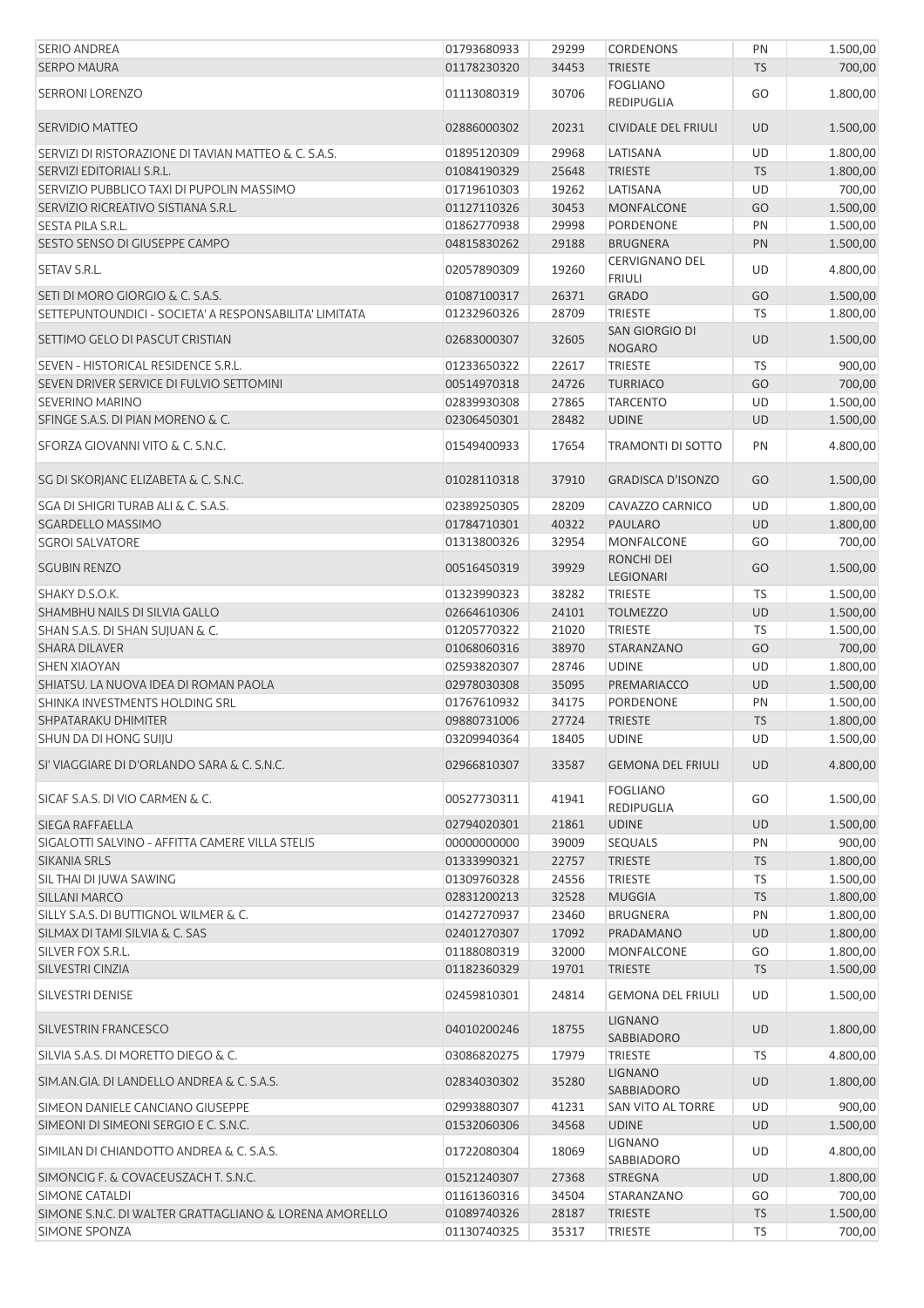| | | | | | |
|---|---|---|---|---|---|
| SERIO ANDREA | 01793680933 | 29299 | CORDENONS | PN | 1.500,00 |
| SERPO MAURA | 01178230320 | 34453 | TRIESTE | TS | 700,00 |
| SERRONI LORENZO | 01113080319 | 30706 | FOGLIANO REDIPUGLIA | GO | 1.800,00 |
| SERVIDIO MATTEO | 02886000302 | 20231 | CIVIDALE DEL FRIULI | UD | 1.500,00 |
| SERVIZI DI RISTORAZIONE DI TAVIAN MATTEO & C. S.A.S. | 01895120309 | 29968 | LATISANA | UD | 1.800,00 |
| SERVIZI EDITORIALI S.R.L. | 01084190329 | 25648 | TRIESTE | TS | 1.800,00 |
| SERVIZIO PUBBLICO TAXI DI PUPOLIN MASSIMO | 01719610303 | 19262 | LATISANA | UD | 700,00 |
| SERVIZIO RICREATIVO SISTIANA S.R.L. | 01127110326 | 30453 | MONFALCONE | GO | 1.500,00 |
| SESTA PILA S.R.L. | 01862770938 | 29998 | PORDENONE | PN | 1.500,00 |
| SESTO SENSO DI GIUSEPPE CAMPO | 04815830262 | 29188 | BRUGNERA | PN | 1.500,00 |
| SETAV S.R.L. | 02057890309 | 19260 | CERVIGNANO DEL FRIULI | UD | 4.800,00 |
| SETI DI MORO GIORGIO & C. S.A.S. | 01087100317 | 26371 | GRADO | GO | 1.500,00 |
| SETTEPUNTOUNDICI - SOCIETA' A RESPONSABILITA' LIMITATA | 01232960326 | 28709 | TRIESTE | TS | 1.800,00 |
| SETTIMO GELO DI PASCUT CRISTIAN | 02683000307 | 32605 | SAN GIORGIO DI NOGARO | UD | 1.500,00 |
| SEVEN - HISTORICAL RESIDENCE S.R.L. | 01233650322 | 22617 | TRIESTE | TS | 900,00 |
| SEVEN DRIVER SERVICE DI FULVIO SETTOMINI | 00514970318 | 24726 | TURRIACO | GO | 700,00 |
| SEVERINO MARINO | 02839930308 | 27865 | TARCENTO | UD | 1.500,00 |
| SFINGE S.A.S. DI PIAN MORENO & C. | 02306450301 | 28482 | UDINE | UD | 1.500,00 |
| SFORZA GIOVANNI VITO & C. S.N.C. | 01549400933 | 17654 | TRAMONTI DI SOTTO | PN | 4.800,00 |
| SG DI SKORJANC ELIZABETA & C. S.N.C. | 01028110318 | 37910 | GRADISCA D'ISONZO | GO | 1.500,00 |
| SGA DI SHIGRI TURAB ALI & C. S.A.S. | 02389250305 | 28209 | CAVAZZO CARNICO | UD | 1.800,00 |
| SGARDELLO MASSIMO | 01784710301 | 40322 | PAULARO | UD | 1.800,00 |
| SGROI SALVATORE | 01313800326 | 32954 | MONFALCONE | GO | 700,00 |
| SGUBIN RENZO | 00516450319 | 39929 | RONCHI DEI LEGIONARI | GO | 1.500,00 |
| SHAKY D.S.O.K. | 01323990323 | 38282 | TRIESTE | TS | 1.500,00 |
| SHAMBHU NAILS DI SILVIA GALLO | 02664610306 | 24101 | TOLMEZZO | UD | 1.500,00 |
| SHAN S.A.S. DI SHAN SUJUAN & C. | 01205770322 | 21020 | TRIESTE | TS | 1.500,00 |
| SHARA DILAVER | 01068060316 | 38970 | STARANZANO | GO | 700,00 |
| SHEN XIAOYAN | 02593820307 | 28746 | UDINE | UD | 1.800,00 |
| SHIATSU. LA NUOVA IDEA DI ROMAN PAOLA | 02978030308 | 35095 | PREMARIACCO | UD | 1.500,00 |
| SHINKA INVESTMENTS HOLDING SRL | 01767610932 | 34175 | PORDENONE | PN | 1.500,00 |
| SHPATARAKU DHIMITER | 09880731006 | 27724 | TRIESTE | TS | 1.800,00 |
| SHUN DA DI HONG SUIJU | 03209940364 | 18405 | UDINE | UD | 1.500,00 |
| SI' VIAGGIARE DI D'ORLANDO SARA & C. S.N.C. | 02966810307 | 33587 | GEMONA DEL FRIULI | UD | 4.800,00 |
| SICAF S.A.S. DI VIO CARMEN & C. | 00527730311 | 41941 | FOGLIANO REDIPUGLIA | GO | 1.500,00 |
| SIEGA RAFFAELLA | 02794020301 | 21861 | UDINE | UD | 1.500,00 |
| SIGALOTTI SALVINO - AFFITTA CAMERE VILLA STELIS | 00000000000 | 39009 | SEQUALS | PN | 900,00 |
| SIKANIA SRLS | 01333990321 | 22757 | TRIESTE | TS | 1.800,00 |
| SIL THAI DI JUWA SAWING | 01309760328 | 24556 | TRIESTE | TS | 1.500,00 |
| SILLANI MARCO | 02831200213 | 32528 | MUGGIA | TS | 1.800,00 |
| SILLY S.A.S. DI BUTTIGNOL WILMER & C. | 01427270937 | 23460 | BRUGNERA | PN | 1.800,00 |
| SILMAX DI TAMI SILVIA & C. SAS | 02401270307 | 17092 | PRADAMANO | UD | 1.800,00 |
| SILVER FOX S.R.L. | 01188080319 | 32000 | MONFALCONE | GO | 1.800,00 |
| SILVESTRI CINZIA | 01182360329 | 19701 | TRIESTE | TS | 1.500,00 |
| SILVESTRI DENISE | 02459810301 | 24814 | GEMONA DEL FRIULI | UD | 1.500,00 |
| SILVESTRIN FRANCESCO | 04010200246 | 18755 | LIGNANO SABBIADORO | UD | 1.800,00 |
| SILVIA S.A.S. DI MORETTO DIEGO & C. | 03086820275 | 17979 | TRIESTE | TS | 4.800,00 |
| SIM.AN.GIA. DI LANDELLO ANDREA & C. S.A.S. | 02834030302 | 35280 | LIGNANO SABBIADORO | UD | 1.800,00 |
| SIMEON DANIELE CANCIANO GIUSEPPE | 02993880307 | 41231 | SAN VITO AL TORRE | UD | 900,00 |
| SIMEONI DI SIMEONI SERGIO E C. S.N.C. | 01532060306 | 34568 | UDINE | UD | 1.500,00 |
| SIMILAN DI CHIANDOTTO ANDREA & C. S.A.S. | 01722080304 | 18069 | LIGNANO SABBIADORO | UD | 4.800,00 |
| SIMONCIG F. & COVACEUSZACH T. S.N.C. | 01521240307 | 27368 | STREGNA | UD | 1.800,00 |
| SIMONE CATALDI | 01161360316 | 34504 | STARANZANO | GO | 700,00 |
| SIMONE S.N.C. DI WALTER GRATTAGLIANO & LORENA AMORELLO | 01089740326 | 28187 | TRIESTE | TS | 1.500,00 |
| SIMONE SPONZA | 01130740325 | 35317 | TRIESTE | TS | 700,00 |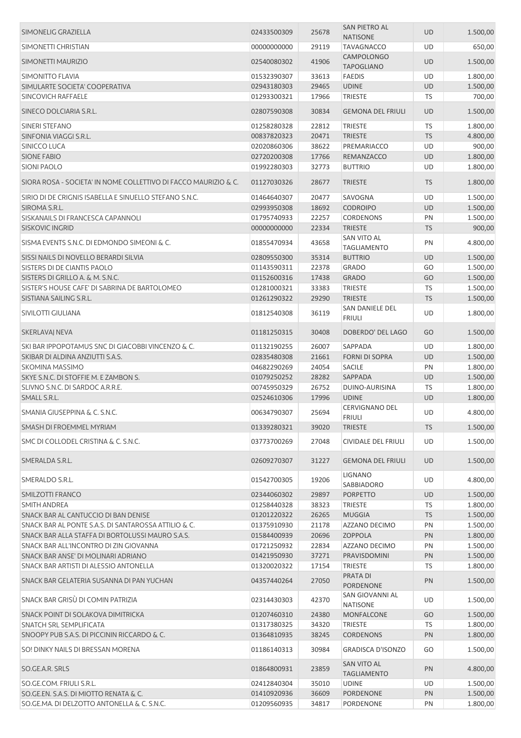| | | | | | |
|---|---|---|---|---|---|
| SIMONELIG GRAZIELLA | 02433500309 | 25678 | SAN PIETRO AL NATISONE | UD | 1.500,00 |
| SIMONETTI CHRISTIAN | 00000000000 | 29119 | TAVAGNACCO | UD | 650,00 |
| SIMONETTI MAURIZIO | 02540080302 | 41906 | CAMPOLONGO TAPOGLIANO | UD | 1.500,00 |
| SIMONITTO FLAVIA | 01532390307 | 33613 | FAEDIS | UD | 1.800,00 |
| SIMULARTE SOCIETA' COOPERATIVA | 02943180303 | 29465 | UDINE | UD | 1.500,00 |
| SINCOVICH RAFFAELE | 01293300321 | 17966 | TRIESTE | TS | 700,00 |
| SINECO DOLCIARIA S.R.L. | 02807590308 | 30834 | GEMONA DEL FRIULI | UD | 1.500,00 |
| SINERI STEFANO | 01258280328 | 22812 | TRIESTE | TS | 1.800,00 |
| SINFONIA VIAGGI S.R.L. | 00837820323 | 20471 | TRIESTE | TS | 4.800,00 |
| SINICCO LUCA | 02020860306 | 38622 | PREMARIACCO | UD | 900,00 |
| SIONE FABIO | 02720200308 | 17766 | REMANZACCO | UD | 1.800,00 |
| SIONI PAOLO | 01992280303 | 32773 | BUTTRIO | UD | 1.800,00 |
| SIORA ROSA - SOCIETA' IN NOME COLLETTIVO DI FACCO MAURIZIO & C. | 01127030326 | 28677 | TRIESTE | TS | 1.800,00 |
| SIRIO DI DE CRIGNIS ISABELLA E SINUELLO STEFANO S.N.C. | 01464640307 | 20477 | SAVOGNA | UD | 1.500,00 |
| SIROMA S.R.L. | 02993950308 | 18692 | CODROIPO | UD | 1.500,00 |
| SISKANAILS DI FRANCESCA CAPANNOLI | 01795740933 | 22257 | CORDENONS | PN | 1.500,00 |
| SISKOVIC INGRID | 00000000000 | 22334 | TRIESTE | TS | 900,00 |
| SISMA EVENTS S.N.C. DI EDMONDO SIMEONI & C. | 01855470934 | 43658 | SAN VITO AL TAGLIAMENTO | PN | 4.800,00 |
| SISSI NAILS DI NOVELLO BERARDI SILVIA | 02809550300 | 35314 | BUTTRIO | UD | 1.500,00 |
| SISTERS DI DE CIANTIS PAOLO | 01143590311 | 22378 | GRADO | GO | 1.500,00 |
| SISTERS DI GRILLO A. & M. S.N.C. | 01152600316 | 17438 | GRADO | GO | 1.500,00 |
| SISTER'S HOUSE CAFE' DI SABRINA DE BARTOLOMEO | 01281000321 | 33383 | TRIESTE | TS | 1.500,00 |
| SISTIANA SAILING S.R.L. | 01261290322 | 29290 | TRIESTE | TS | 1.500,00 |
| SIVILOTTI GIULIANA | 01812540308 | 36119 | SAN DANIELE DEL FRIULI | UD | 1.800,00 |
| SKERLAVAJ NEVA | 01181250315 | 30408 | DOBERDO' DEL LAGO | GO | 1.500,00 |
| SKI BAR IPPOPOTAMUS SNC DI GIACOBBI VINCENZO & C. | 01132190255 | 26007 | SAPPADA | UD | 1.800,00 |
| SKIBAR DI ALDINA ANZIUTTI S.A.S. | 02835480308 | 21661 | FORNI DI SOPRA | UD | 1.500,00 |
| SKOMINA MASSIMO | 04682290269 | 24054 | SACILE | PN | 1.800,00 |
| SKYE S.N.C. DI STOFFIE M. E ZAMBON S. | 01079250252 | 28282 | SAPPADA | UD | 1.500,00 |
| SLIVNO S.N.C. DI SARDOC A.R.R.E. | 00745950329 | 26752 | DUINO-AURISINA | TS | 1.800,00 |
| SMALL S.R.L. | 02524610306 | 17996 | UDINE | UD | 1.800,00 |
| SMANIA GIUSEPPINA & C. S.N.C. | 00634790307 | 25694 | CERVIGNANO DEL FRIULI | UD | 4.800,00 |
| SMASH DI FROEMMEL MYRIAM | 01339280321 | 39020 | TRIESTE | TS | 1.500,00 |
| SMC DI COLLODEL CRISTINA & C. S.N.C. | 03773700269 | 27048 | CIVIDALE DEL FRIULI | UD | 1.500,00 |
| SMERALDA S.R.L. | 02609270307 | 31227 | GEMONA DEL FRIULI | UD | 1.500,00 |
| SMERALDO S.R.L. | 01542700305 | 19206 | LIGNANO SABBIADORO | UD | 4.800,00 |
| SMILZOTTI FRANCO | 02344060302 | 29897 | PORPETTO | UD | 1.500,00 |
| SMITH ANDREA | 01258440328 | 38323 | TRIESTE | TS | 1.800,00 |
| SNACK BAR AL CANTUCCIO DI BAN DENISE | 01201220322 | 26265 | MUGGIA | TS | 1.500,00 |
| SNACK BAR AL PONTE S.A.S. DI SANTAROSSA ATTILIO & C. | 01375910930 | 21178 | AZZANO DECIMO | PN | 1.500,00 |
| SNACK BAR ALLA STAFFA DI BORTOLUSSI MAURO S.A.S. | 01584400939 | 20696 | ZOPPOLA | PN | 1.800,00 |
| SNACK BAR ALL'INCONTRO DI ZIN GIOVANNA | 01721250932 | 22834 | AZZANO DECIMO | PN | 1.500,00 |
| SNACK BAR ANSE' DI MOLINARI ADRIANO | 01421950930 | 37271 | PRAVISDOMINI | PN | 1.500,00 |
| SNACK BAR ARTISTI DI ALESSIO ANTONELLA | 01320020322 | 17154 | TRIESTE | TS | 1.800,00 |
| SNACK BAR GELATERIA SUSANNA DI PAN YUCHAN | 04357440264 | 27050 | PRATA DI PORDENONE | PN | 1.500,00 |
| SNACK BAR GRISÙ DI COMIN PATRIZIA | 02314430303 | 42370 | SAN GIOVANNI AL NATISONE | UD | 1.500,00 |
| SNACK POINT DI SOLAKOVA DIMITRICKA | 01207460310 | 24380 | MONFALCONE | GO | 1.500,00 |
| SNATCH SRL SEMPLIFICATA | 01317380325 | 34320 | TRIESTE | TS | 1.800,00 |
| SNOOPY PUB S.A.S. DI PICCININ RICCARDO & C. | 01364810935 | 38245 | CORDENONS | PN | 1.800,00 |
| SO! DINKY NAILS DI BRESSAN MORENA | 01186140313 | 30984 | GRADISCA D'ISONZO | GO | 1.500,00 |
| SO.GE.A.R. SRLS | 01864800931 | 23859 | SAN VITO AL TAGLIAMENTO | PN | 4.800,00 |
| SO.GE.COM. FRIULI S.R.L. | 02412840304 | 35010 | UDINE | UD | 1.500,00 |
| SO.GE.EN. S.A.S. DI MIOTTO RENATA & C. | 01410920936 | 36609 | PORDENONE | PN | 1.500,00 |
| SO.GE.MA. DI DELZOTTO ANTONELLA & C. S.N.C. | 01209560935 | 34817 | PORDENONE | PN | 1.800,00 |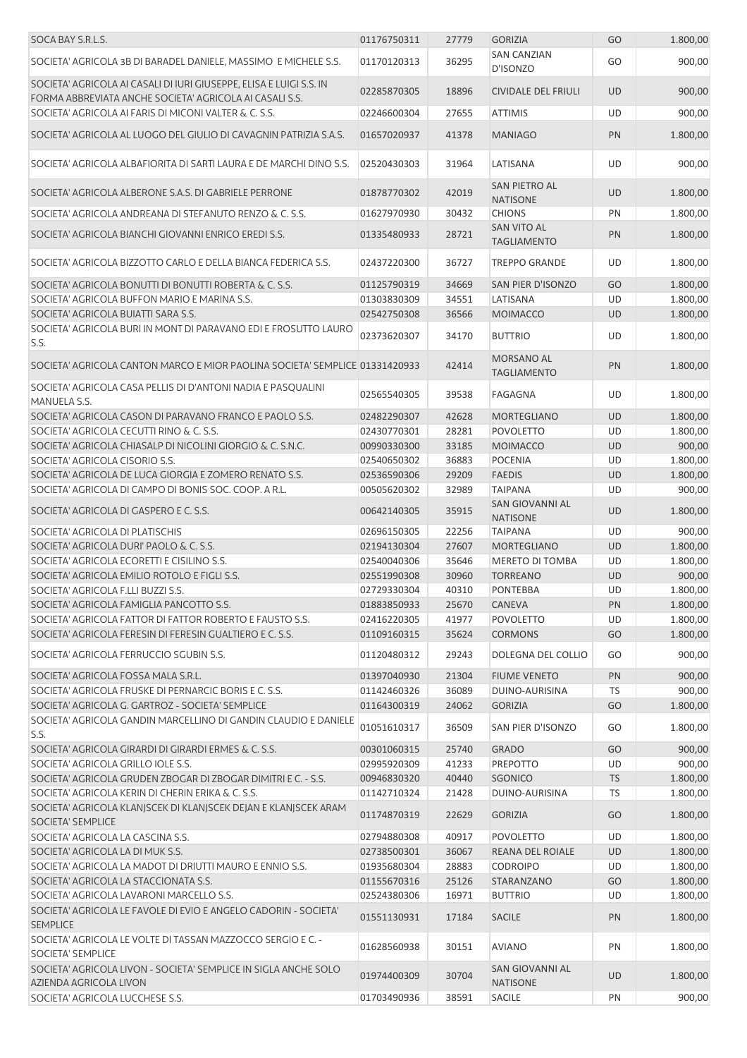| | | | | | |
|---|---|---|---|---|---|
| SOCA BAY S.R.L.S. | 01176750311 | 27779 | GORIZIA | GO | 1.800,00 |
| SOCIETA' AGRICOLA 3B DI BARADEL DANIELE, MASSIMO E MICHELE S.S. | 01170120313 | 36295 | SAN CANZIAN D'ISONZO | GO | 900,00 |
| SOCIETA' AGRICOLA AI CASALI DI IURI GIUSEPPE, ELISA E LUIGI S.S. IN FORMA ABBREVIATA ANCHE SOCIETA' AGRICOLA AI CASALI S.S. | 02285870305 | 18896 | CIVIDALE DEL FRIULI | UD | 900,00 |
| SOCIETA' AGRICOLA AI FARIS DI MICONI VALTER & C. S.S. | 02246600304 | 27655 | ATTIMIS | UD | 900,00 |
| SOCIETA' AGRICOLA AL LUOGO DEL GIULIO DI CAVAGNIN PATRIZIA S.A.S. | 01657020937 | 41378 | MANIAGO | PN | 1.800,00 |
| SOCIETA' AGRICOLA ALBAFIORITA DI SARTI LAURA E DE MARCHI DINO S.S. | 02520430303 | 31964 | LATISANA | UD | 900,00 |
| SOCIETA' AGRICOLA ALBERONE S.A.S. DI GABRIELE PERRONE | 01878770302 | 42019 | SAN PIETRO AL NATISONE | UD | 1.800,00 |
| SOCIETA' AGRICOLA ANDREANA DI STEFANUTO RENZO & C. S.S. | 01627970930 | 30432 | CHIONS | PN | 1.800,00 |
| SOCIETA' AGRICOLA BIANCHI GIOVANNI ENRICO EREDI S.S. | 01335480933 | 28721 | SAN VITO AL TAGLIAMENTO | PN | 1.800,00 |
| SOCIETA' AGRICOLA BIZZOTTO CARLO E DELLA BIANCA FEDERICA S.S. | 02437220300 | 36727 | TREPPO GRANDE | UD | 1.800,00 |
| SOCIETA' AGRICOLA BONUTTI DI BONUTTI ROBERTA & C. S.S. | 01125790319 | 34669 | SAN PIER D'ISONZO | GO | 1.800,00 |
| SOCIETA' AGRICOLA BUFFON MARIO E MARINA S.S. | 01303830309 | 34551 | LATISANA | UD | 1.800,00 |
| SOCIETA' AGRICOLA BUIATTI SARA S.S. | 02542750308 | 36566 | MOIMACCO | UD | 1.800,00 |
| SOCIETA' AGRICOLA BURI IN MONT DI PARAVANO EDI E FROSUTTO LAURO S.S. | 02373620307 | 34170 | BUTTRIO | UD | 1.800,00 |
| SOCIETA' AGRICOLA CANTON MARCO E MIOR PAOLINA SOCIETA' SEMPLICE | 01331420933 | 42414 | MORSANO AL TAGLIAMENTO | PN | 1.800,00 |
| SOCIETA' AGRICOLA CASA PELLIS DI D'ANTONI NADIA E PASQUALINI MANUELA S.S. | 02565540305 | 39538 | FAGAGNA | UD | 1.800,00 |
| SOCIETA' AGRICOLA CASON DI PARAVANO FRANCO E PAOLO S.S. | 02482290307 | 42628 | MORTEGLIANO | UD | 1.800,00 |
| SOCIETA' AGRICOLA CECUTTI RINO & C. S.S. | 02430770301 | 28281 | POVOLETTO | UD | 1.800,00 |
| SOCIETA' AGRICOLA CHIASALP DI NICOLINI GIORGIO & C. S.N.C. | 00990330300 | 33185 | MOIMACCO | UD | 900,00 |
| SOCIETA' AGRICOLA CISORIO S.S. | 02540650302 | 36883 | POCENIA | UD | 1.800,00 |
| SOCIETA' AGRICOLA DE LUCA GIORGIA E ZOMERO RENATO S.S. | 02536590306 | 29209 | FAEDIS | UD | 1.800,00 |
| SOCIETA' AGRICOLA DI CAMPO DI BONIS SOC. COOP. A R.L. | 00505620302 | 32989 | TAIPANA | UD | 900,00 |
| SOCIETA' AGRICOLA DI GASPERO E C. S.S. | 00642140305 | 35915 | SAN GIOVANNI AL NATISONE | UD | 1.800,00 |
| SOCIETA' AGRICOLA DI PLATISCHIS | 02696150305 | 22256 | TAIPANA | UD | 900,00 |
| SOCIETA' AGRICOLA DURI' PAOLO & C. S.S. | 02194130304 | 27607 | MORTEGLIANO | UD | 1.800,00 |
| SOCIETA' AGRICOLA ECORETTI E CISILINO S.S. | 02540040306 | 35646 | MERETO DI TOMBA | UD | 1.800,00 |
| SOCIETA' AGRICOLA EMILIO ROTOLO E FIGLI S.S. | 02551990308 | 30960 | TORREANO | UD | 900,00 |
| SOCIETA' AGRICOLA F.LLI BUZZI S.S. | 02729330304 | 40310 | PONTEBBA | UD | 1.800,00 |
| SOCIETA' AGRICOLA FAMIGLIA PANCOTTO S.S. | 01883850933 | 25670 | CANEVA | PN | 1.800,00 |
| SOCIETA' AGRICOLA FATTOR DI FATTOR ROBERTO E FAUSTO S.S. | 02416220305 | 41977 | POVOLETTO | UD | 1.800,00 |
| SOCIETA' AGRICOLA FERESIN DI FERESIN GUALTIERO E C. S.S. | 01109160315 | 35624 | CORMONS | GO | 1.800,00 |
| SOCIETA' AGRICOLA FERRUCCIO SGUBIN S.S. | 01120480312 | 29243 | DOLEGNA DEL COLLIO | GO | 900,00 |
| SOCIETA' AGRICOLA FOSSA MALA S.R.L. | 01397040930 | 21304 | FIUME VENETO | PN | 900,00 |
| SOCIETA' AGRICOLA FRUSKE DI PERNARCIC BORIS E C. S.S. | 01142460326 | 36089 | DUINO-AURISINA | TS | 900,00 |
| SOCIETA' AGRICOLA G. GARTROZ - SOCIETA' SEMPLICE | 01164300319 | 24062 | GORIZIA | GO | 1.800,00 |
| SOCIETA' AGRICOLA GANDIN MARCELLINO DI GANDIN CLAUDIO E DANIELE S.S. | 01051610317 | 36509 | SAN PIER D'ISONZO | GO | 1.800,00 |
| SOCIETA' AGRICOLA GIRARDI DI GIRARDI ERMES & C. S.S. | 00301060315 | 25740 | GRADO | GO | 900,00 |
| SOCIETA' AGRICOLA GRILLO IOLE S.S. | 02995920309 | 41233 | PREPOTTO | UD | 900,00 |
| SOCIETA' AGRICOLA GRUDEN ZBOGAR DI ZBOGAR DIMITRI E C. - S.S. | 00946830320 | 40440 | SGONICO | TS | 1.800,00 |
| SOCIETA' AGRICOLA KERIN DI CHERIN ERIKA & C. S.S. | 01142710324 | 21428 | DUINO-AURISINA | TS | 1.800,00 |
| SOCIETA' AGRICOLA KLANJSCEK DI KLANJSCEK DEJAN E KLANJSCEK ARAM SOCIETA' SEMPLICE | 01174870319 | 22629 | GORIZIA | GO | 1.800,00 |
| SOCIETA' AGRICOLA LA CASCINA S.S. | 02794880308 | 40917 | POVOLETTO | UD | 1.800,00 |
| SOCIETA' AGRICOLA LA DI MUK S.S. | 02738500301 | 36067 | REANA DEL ROIALE | UD | 1.800,00 |
| SOCIETA' AGRICOLA LA MADOT DI DRIUTTI MAURO E ENNIO S.S. | 01935680304 | 28883 | CODROIPO | UD | 1.800,00 |
| SOCIETA' AGRICOLA LA STACCIONATA S.S. | 01155670316 | 25126 | STARANZANO | GO | 1.800,00 |
| SOCIETA' AGRICOLA LAVARONI MARCELLO S.S. | 02524380306 | 16971 | BUTTRIO | UD | 1.800,00 |
| SOCIETA' AGRICOLA LE FAVOLE DI EVIO E ANGELO CADORIN - SOCIETA' SEMPLICE | 01551130931 | 17184 | SACILE | PN | 1.800,00 |
| SOCIETA' AGRICOLA LE VOLTE DI TASSAN MAZZOCCO SERGIO E C. - SOCIETA' SEMPLICE | 01628560938 | 30151 | AVIANO | PN | 1.800,00 |
| SOCIETA' AGRICOLA LIVON - SOCIETA' SEMPLICE IN SIGLA ANCHE SOLO AZIENDA AGRICOLA LIVON | 01974400309 | 30704 | SAN GIOVANNI AL NATISONE | UD | 1.800,00 |
| SOCIETA' AGRICOLA LUCCHESE S.S. | 01703490936 | 38591 | SACILE | PN | 900,00 |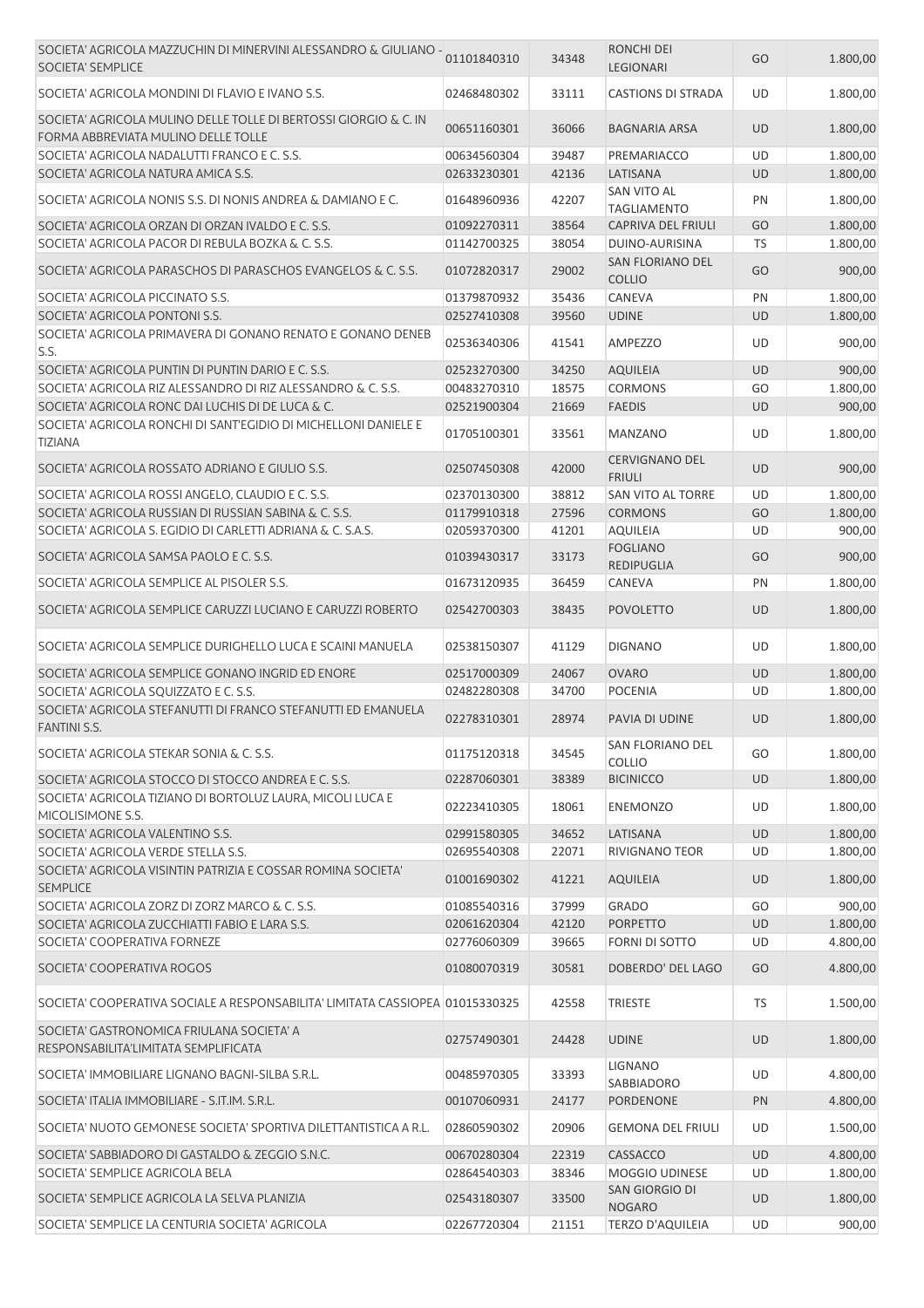| | | | | | |
|---|---|---|---|---|---|
| SOCIETA' AGRICOLA MAZZUCHIN DI MINERVINI ALESSANDRO & GIULIANO - SOCIETA' SEMPLICE | 01101840310 | 34348 | RONCHI DEI LEGIONARI | GO | 1.800,00 |
| SOCIETA' AGRICOLA MONDINI DI FLAVIO E IVANO S.S. | 02468480302 | 33111 | CASTIONS DI STRADA | UD | 1.800,00 |
| SOCIETA' AGRICOLA MULINO DELLE TOLLE DI BERTOSSI GIORGIO & C. IN FORMA ABBREVIATA MULINO DELLE TOLLE | 00651160301 | 36066 | BAGNARIA ARSA | UD | 1.800,00 |
| SOCIETA' AGRICOLA NADALUTTI FRANCO E C. S.S. | 00634560304 | 39487 | PREMARIACCO | UD | 1.800,00 |
| SOCIETA' AGRICOLA NATURA AMICA S.S. | 02633230301 | 42136 | LATISANA | UD | 1.800,00 |
| SOCIETA' AGRICOLA NONIS S.S. DI NONIS ANDREA & DAMIANO E C. | 01648960936 | 42207 | SAN VITO AL TAGLIAMENTO | PN | 1.800,00 |
| SOCIETA' AGRICOLA ORZAN DI ORZAN IVALDO E C. S.S. | 01092270311 | 38564 | CAPRIVA DEL FRIULI | GO | 1.800,00 |
| SOCIETA' AGRICOLA PACOR DI REBULA BOZKA & C. S.S. | 01142700325 | 38054 | DUINO-AURISINA | TS | 1.800,00 |
| SOCIETA' AGRICOLA PARASCHOS DI PARASCHOS EVANGELOS & C. S.S. | 01072820317 | 29002 | SAN FLORIANO DEL COLLIO | GO | 900,00 |
| SOCIETA' AGRICOLA PICCINATO S.S. | 01379870932 | 35436 | CANEVA | PN | 1.800,00 |
| SOCIETA' AGRICOLA PONTONI S.S. | 02527410308 | 39560 | UDINE | UD | 1.800,00 |
| SOCIETA' AGRICOLA PRIMAVERA DI GONANO RENATO E GONANO DENEB S.S. | 02536340306 | 41541 | AMPEZZO | UD | 900,00 |
| SOCIETA' AGRICOLA PUNTIN DI PUNTIN DARIO E C. S.S. | 02523270300 | 34250 | AQUILEIA | UD | 900,00 |
| SOCIETA' AGRICOLA RIZ ALESSANDRO DI RIZ ALESSANDRO & C. S.S. | 00483270310 | 18575 | CORMONS | GO | 1.800,00 |
| SOCIETA' AGRICOLA RONC DAI LUCHIS DI DE LUCA & C. | 02521900304 | 21669 | FAEDIS | UD | 900,00 |
| SOCIETA' AGRICOLA RONCHI DI SANT'EGIDIO DI MICHELLONI DANIELE E TIZIANA | 01705100301 | 33561 | MANZANO | UD | 1.800,00 |
| SOCIETA' AGRICOLA ROSSATO ADRIANO E GIULIO S.S. | 02507450308 | 42000 | CERVIGNANO DEL FRIULI | UD | 900,00 |
| SOCIETA' AGRICOLA ROSSI ANGELO, CLAUDIO E C. S.S. | 02370130300 | 38812 | SAN VITO AL TORRE | UD | 1.800,00 |
| SOCIETA' AGRICOLA RUSSIAN DI RUSSIAN SABINA & C. S.S. | 01179910318 | 27596 | CORMONS | GO | 1.800,00 |
| SOCIETA' AGRICOLA S. EGIDIO DI CARLETTI ADRIANA & C. S.A.S. | 02059370300 | 41201 | AQUILEIA | UD | 900,00 |
| SOCIETA' AGRICOLA SAMSA PAOLO E C. S.S. | 01039430317 | 33173 | FOGLIANO REDIPUGLIA | GO | 900,00 |
| SOCIETA' AGRICOLA SEMPLICE AL PISOLER S.S. | 01673120935 | 36459 | CANEVA | PN | 1.800,00 |
| SOCIETA' AGRICOLA SEMPLICE CARUZZI LUCIANO E CARUZZI ROBERTO | 02542700303 | 38435 | POVOLETTO | UD | 1.800,00 |
| SOCIETA' AGRICOLA SEMPLICE DURIGHELLO LUCA E SCAINI MANUELA | 02538150307 | 41129 | DIGNANO | UD | 1.800,00 |
| SOCIETA' AGRICOLA SEMPLICE GONANO INGRID ED ENORE | 02517000309 | 24067 | OVARO | UD | 1.800,00 |
| SOCIETA' AGRICOLA SQUIZZATO E C. S.S. | 02482280308 | 34700 | POCENIA | UD | 1.800,00 |
| SOCIETA' AGRICOLA STEFANUTTI DI FRANCO STEFANUTTI ED EMANUELA FANTINI S.S. | 02278310301 | 28974 | PAVIA DI UDINE | UD | 1.800,00 |
| SOCIETA' AGRICOLA STEKAR SONIA & C. S.S. | 01175120318 | 34545 | SAN FLORIANO DEL COLLIO | GO | 1.800,00 |
| SOCIETA' AGRICOLA STOCCO DI STOCCO ANDREA E C. S.S. | 02287060301 | 38389 | BICINICCO | UD | 1.800,00 |
| SOCIETA' AGRICOLA TIZIANO DI BORTOLUZ LAURA, MICOLI LUCA E MICOLISIMONE S.S. | 02223410305 | 18061 | ENEMONZO | UD | 1.800,00 |
| SOCIETA' AGRICOLA VALENTINO S.S. | 02991580305 | 34652 | LATISANA | UD | 1.800,00 |
| SOCIETA' AGRICOLA VERDE STELLA S.S. | 02695540308 | 22071 | RIVIGNANO TEOR | UD | 1.800,00 |
| SOCIETA' AGRICOLA VISINTIN PATRIZIA E COSSAR ROMINA SOCIETA' SEMPLICE | 01001690302 | 41221 | AQUILEIA | UD | 1.800,00 |
| SOCIETA' AGRICOLA ZORZ DI ZORZ MARCO & C. S.S. | 01085540316 | 37999 | GRADO | GO | 900,00 |
| SOCIETA' AGRICOLA ZUCCHIATTI FABIO E LARA S.S. | 02061620304 | 42120 | PORPETTO | UD | 1.800,00 |
| SOCIETA' COOPERATIVA FORNEZE | 02776060309 | 39665 | FORNI DI SOTTO | UD | 4.800,00 |
| SOCIETA' COOPERATIVA ROGOS | 01080070319 | 30581 | DOBERDO' DEL LAGO | GO | 4.800,00 |
| SOCIETA' COOPERATIVA SOCIALE A RESPONSABILITA' LIMITATA CASSIOPEA | 01015330325 | 42558 | TRIESTE | TS | 1.500,00 |
| SOCIETA' GASTRONOMICA FRIULANA SOCIETA' A RESPONSABILITA'LIMITATA SEMPLIFICATA | 02757490301 | 24428 | UDINE | UD | 1.800,00 |
| SOCIETA' IMMOBILIARE LIGNANO BAGNI-SILBA S.R.L. | 00485970305 | 33393 | LIGNANO SABBIADORO | UD | 4.800,00 |
| SOCIETA' ITALIA IMMOBILIARE - S.IT.IM. S.R.L. | 00107060931 | 24177 | PORDENONE | PN | 4.800,00 |
| SOCIETA' NUOTO GEMONESE SOCIETA' SPORTIVA DILETTANTISTICA A R.L. | 02860590302 | 20906 | GEMONA DEL FRIULI | UD | 1.500,00 |
| SOCIETA' SABBIADORO DI GASTALDO & ZEGGIO S.N.C. | 00670280304 | 22319 | CASSACCO | UD | 4.800,00 |
| SOCIETA' SEMPLICE AGRICOLA BELA | 02864540303 | 38346 | MOGGIO UDINESE | UD | 1.800,00 |
| SOCIETA' SEMPLICE AGRICOLA LA SELVA PLANIZIA | 02543180307 | 33500 | SAN GIORGIO DI NOGARO | UD | 1.800,00 |
| SOCIETA' SEMPLICE LA CENTURIA SOCIETA' AGRICOLA | 02267720304 | 21151 | TERZO D'AQUILEIA | UD | 900,00 |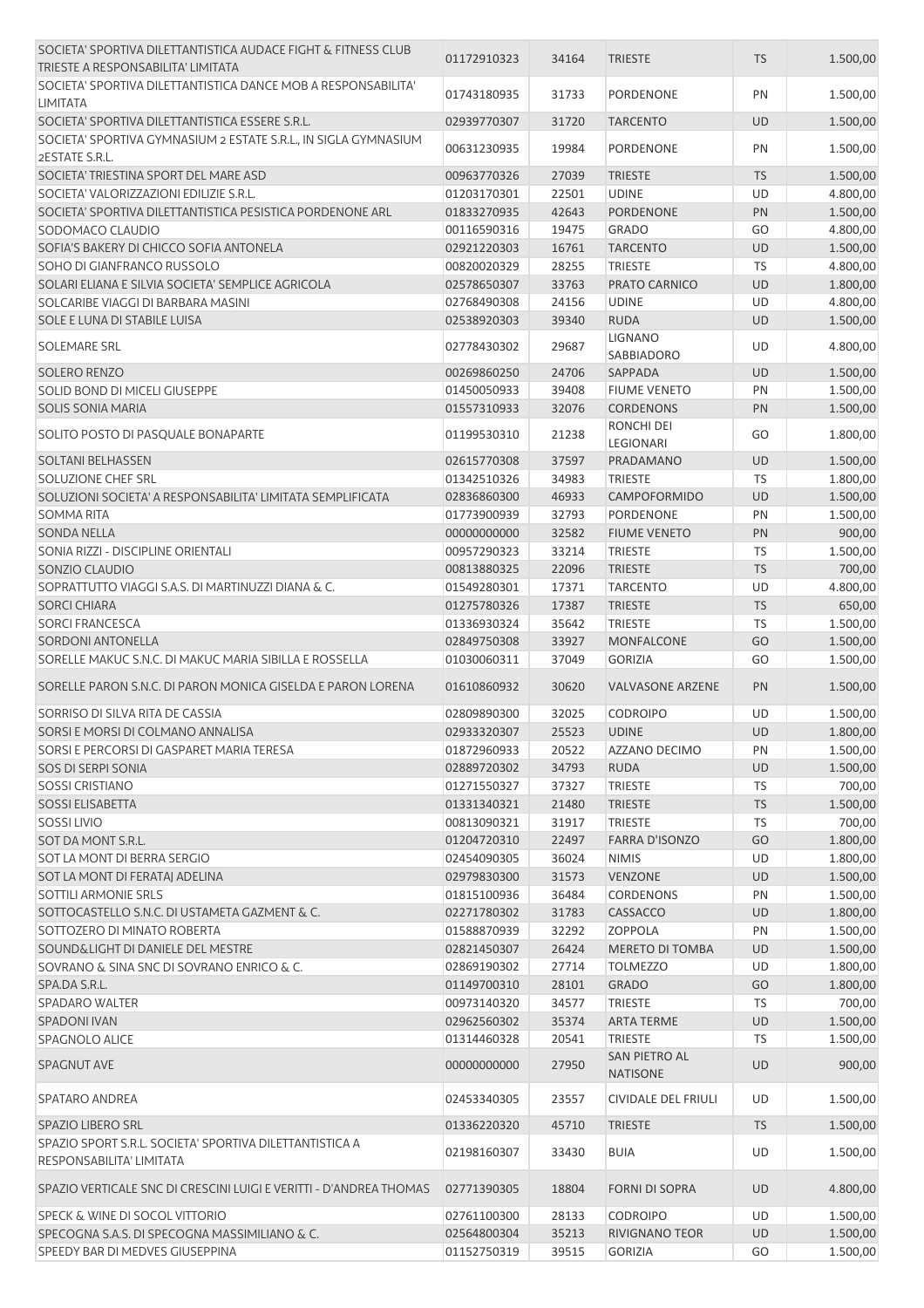| | | | | | |
|---|---|---|---|---|---|
| SOCIETA' SPORTIVA DILETTANTISTICA AUDACE FIGHT & FITNESS CLUB TRIESTE A RESPONSABILITA' LIMITATA | 01172910323 | 34164 | TRIESTE | TS | 1.500,00 |
| SOCIETA' SPORTIVA DILETTANTISTICA DANCE MOB A RESPONSABILITA' LIMITATA | 01743180935 | 31733 | PORDENONE | PN | 1.500,00 |
| SOCIETA' SPORTIVA DILETTANTISTICA ESSERE S.R.L. | 02939770307 | 31720 | TARCENTO | UD | 1.500,00 |
| SOCIETA' SPORTIVA GYMNASIUM 2 ESTATE S.R.L., IN SIGLA GYMNASIUM 2ESTATE S.R.L. | 00631230935 | 19984 | PORDENONE | PN | 1.500,00 |
| SOCIETA' TRIESTINA SPORT DEL MARE ASD | 00963770326 | 27039 | TRIESTE | TS | 1.500,00 |
| SOCIETA' VALORIZZAZIONI EDILIZIE S.R.L. | 01203170301 | 22501 | UDINE | UD | 4.800,00 |
| SOCIETA' SPORTIVA DILETTANTISTICA PESISTICA PORDENONE ARL | 01833270935 | 42643 | PORDENONE | PN | 1.500,00 |
| SODOMACO CLAUDIO | 00116590316 | 19475 | GRADO | GO | 4.800,00 |
| SOFIA'S BAKERY DI CHICCO SOFIA ANTONELA | 02921220303 | 16761 | TARCENTO | UD | 1.500,00 |
| SOHO DI GIANFRANCO RUSSOLO | 00820020329 | 28255 | TRIESTE | TS | 4.800,00 |
| SOLARI ELIANA E SILVIA SOCIETA' SEMPLICE AGRICOLA | 02578650307 | 33763 | PRATO CARNICO | UD | 1.800,00 |
| SOLCARIBE VIAGGI DI BARBARA MASINI | 02768490308 | 24156 | UDINE | UD | 4.800,00 |
| SOLE E LUNA DI STABILE LUISA | 02538920303 | 39340 | RUDA | UD | 1.500,00 |
| SOLEMARE SRL | 02778430302 | 29687 | LIGNANO SABBIADORO | UD | 4.800,00 |
| SOLERO RENZO | 00269860250 | 24706 | SAPPADA | UD | 1.500,00 |
| SOLID BOND DI MICELI GIUSEPPE | 01450050933 | 39408 | FIUME VENETO | PN | 1.500,00 |
| SOLIS SONIA MARIA | 01557310933 | 32076 | CORDENONS | PN | 1.500,00 |
| SOLITO POSTO DI PASQUALE BONAPARTE | 01199530310 | 21238 | RONCHI DEI LEGIONARI | GO | 1.800,00 |
| SOLTANI BELHASSEN | 02615770308 | 37597 | PRADAMANO | UD | 1.500,00 |
| SOLUZIONE CHEF SRL | 01342510326 | 34983 | TRIESTE | TS | 1.800,00 |
| SOLUZIONI SOCIETA' A RESPONSABILITA' LIMITATA SEMPLIFICATA | 02836860300 | 46933 | CAMPOFORMIDO | UD | 1.500,00 |
| SOMMA RITA | 01773900939 | 32793 | PORDENONE | PN | 1.500,00 |
| SONDA NELLA | 00000000000 | 32582 | FIUME VENETO | PN | 900,00 |
| SONIA RIZZI - DISCIPLINE ORIENTALI | 00957290323 | 33214 | TRIESTE | TS | 1.500,00 |
| SONZIO CLAUDIO | 00813880325 | 22096 | TRIESTE | TS | 700,00 |
| SOPRATTUTTO VIAGGI S.A.S. DI MARTINUZZI DIANA & C. | 01549280301 | 17371 | TARCENTO | UD | 4.800,00 |
| SORCI CHIARA | 01275780326 | 17387 | TRIESTE | TS | 650,00 |
| SORCI FRANCESCA | 01336930324 | 35642 | TRIESTE | TS | 1.500,00 |
| SORDONI ANTONELLA | 02849750308 | 33927 | MONFALCONE | GO | 1.500,00 |
| SORELLE MAKUC S.N.C. DI MAKUC MARIA SIBILLA E ROSSELLA | 01030060311 | 37049 | GORIZIA | GO | 1.500,00 |
| SORELLE PARON S.N.C. DI PARON MONICA GISELDA E PARON LORENA | 01610860932 | 30620 | VALVASONE ARZENE | PN | 1.500,00 |
| SORRISO DI SILVA RITA DE CASSIA | 02809890300 | 32025 | CODROIPO | UD | 1.500,00 |
| SORSI E MORSI DI COLMANO ANNALISA | 02933320307 | 25523 | UDINE | UD | 1.800,00 |
| SORSI E PERCORSI DI GASPARET MARIA TERESA | 01872960933 | 20522 | AZZANO DECIMO | PN | 1.500,00 |
| SOS DI SERPI SONIA | 02889720302 | 34793 | RUDA | UD | 1.500,00 |
| SOSSI CRISTIANO | 01271550327 | 37327 | TRIESTE | TS | 700,00 |
| SOSSI ELISABETTA | 01331340321 | 21480 | TRIESTE | TS | 1.500,00 |
| SOSSI LIVIO | 00813090321 | 31917 | TRIESTE | TS | 700,00 |
| SOT DA MONT S.R.L. | 01204720310 | 22497 | FARRA D'ISONZO | GO | 1.800,00 |
| SOT LA MONT DI BERRA SERGIO | 02454090305 | 36024 | NIMIS | UD | 1.800,00 |
| SOT LA MONT DI FERATAJ ADELINA | 02979830300 | 31573 | VENZONE | UD | 1.500,00 |
| SOTTILI ARMONIE SRLS | 01815100936 | 36484 | CORDENONS | PN | 1.500,00 |
| SOTTOCASTELLO S.N.C. DI USTAMETA GAZMENT & C. | 02271780302 | 31783 | CASSACCO | UD | 1.800,00 |
| SOTTOZERO DI MINATO ROBERTA | 01588870939 | 32292 | ZOPPOLA | PN | 1.500,00 |
| SOUND&LIGHT DI DANIELE DEL MESTRE | 02821450307 | 26424 | MERETO DI TOMBA | UD | 1.500,00 |
| SOVRANO & SINA SNC DI SOVRANO ENRICO & C. | 02869190302 | 27714 | TOLMEZZO | UD | 1.800,00 |
| SPA.DA S.R.L. | 01149700310 | 28101 | GRADO | GO | 1.800,00 |
| SPADARO WALTER | 00973140320 | 34577 | TRIESTE | TS | 700,00 |
| SPADONI IVAN | 02962560302 | 35374 | ARTA TERME | UD | 1.500,00 |
| SPAGNOLO ALICE | 01314460328 | 20541 | TRIESTE | TS | 1.500,00 |
| SPAGNUT AVE | 00000000000 | 27950 | SAN PIETRO AL NATISONE | UD | 900,00 |
| SPATARO ANDREA | 02453340305 | 23557 | CIVIDALE DEL FRIULI | UD | 1.500,00 |
| SPAZIO LIBERO SRL | 01336220320 | 45710 | TRIESTE | TS | 1.500,00 |
| SPAZIO SPORT S.R.L. SOCIETA' SPORTIVA DILETTANTISTICA A RESPONSABILITA' LIMITATA | 02198160307 | 33430 | BUIA | UD | 1.500,00 |
| SPAZIO VERTICALE SNC DI CRESCINI LUIGI E VERITTI - D'ANDREA THOMAS | 02771390305 | 18804 | FORNI DI SOPRA | UD | 4.800,00 |
| SPECK & WINE DI SOCOL VITTORIO | 02761100300 | 28133 | CODROIPO | UD | 1.500,00 |
| SPECOGNA S.A.S. DI SPECOGNA MASSIMILIANO & C. | 02564800304 | 35213 | RIVIGNANO TEOR | UD | 1.500,00 |
| SPEEDY BAR DI MEDVES GIUSEPPINA | 01152750319 | 39515 | GORIZIA | GO | 1.500,00 |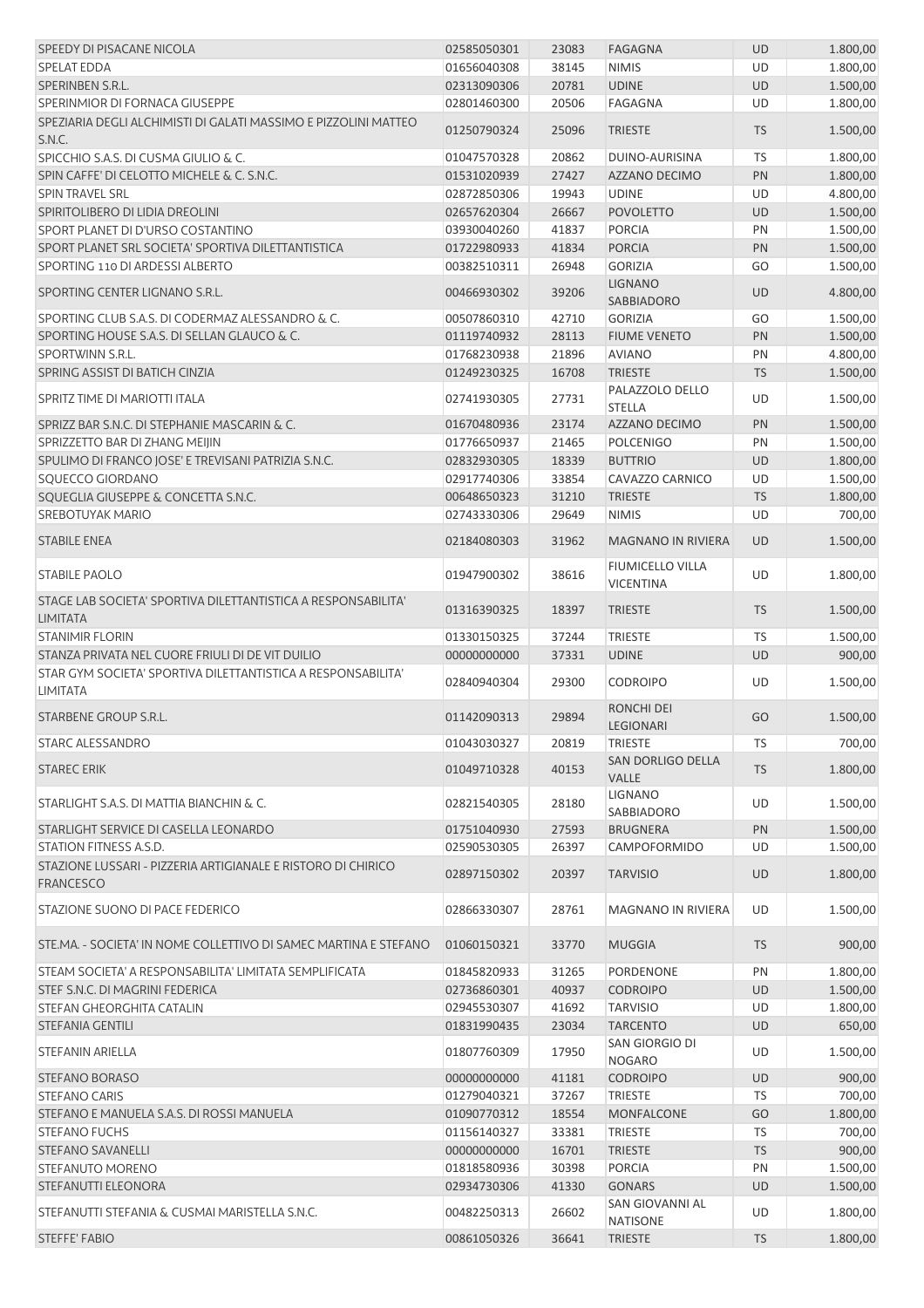| | | | | | |
|---|---|---|---|---|---|
| SPEEDY DI PISACANE NICOLA | 02585050301 | 23083 | FAGAGNA | UD | 1.800,00 |
| SPELAT EDDA | 01656040308 | 38145 | NIMIS | UD | 1.800,00 |
| SPERINBEN S.R.L. | 02313090306 | 20781 | UDINE | UD | 1.500,00 |
| SPERINMIOR DI FORNACA GIUSEPPE | 02801460300 | 20506 | FAGAGNA | UD | 1.800,00 |
| SPEZIARIA DEGLI ALCHIMISTI DI GALATI MASSIMO E PIZZOLINI MATTEO S.N.C. | 01250790324 | 25096 | TRIESTE | TS | 1.500,00 |
| SPICCHIO S.A.S. DI CUSMA GIULIO & C. | 01047570328 | 20862 | DUINO-AURISINA | TS | 1.800,00 |
| SPIN CAFFE' DI CELOTTO MICHELE & C. S.N.C. | 01531020939 | 27427 | AZZANO DECIMO | PN | 1.800,00 |
| SPIN TRAVEL SRL | 02872850306 | 19943 | UDINE | UD | 4.800,00 |
| SPIRITOLIBERO DI LIDIA DREOLINI | 02657620304 | 26667 | POVOLETTO | UD | 1.500,00 |
| SPORT PLANET DI D'URSO COSTANTINO | 03930040260 | 41837 | PORCIA | PN | 1.500,00 |
| SPORT PLANET SRL SOCIETA' SPORTIVA DILETTANTISTICA | 01722980933 | 41834 | PORCIA | PN | 1.500,00 |
| SPORTING 110 DI ARDESSI ALBERTO | 00382510311 | 26948 | GORIZIA | GO | 1.500,00 |
| SPORTING CENTER LIGNANO S.R.L. | 00466930302 | 39206 | LIGNANO SABBIADORO | UD | 4.800,00 |
| SPORTING CLUB S.A.S. DI CODERMAZ ALESSANDRO & C. | 00507860310 | 42710 | GORIZIA | GO | 1.500,00 |
| SPORTING HOUSE S.A.S. DI SELLAN GLAUCO & C. | 01119740932 | 28113 | FIUME VENETO | PN | 1.500,00 |
| SPORTWINN S.R.L. | 01768230938 | 21896 | AVIANO | PN | 4.800,00 |
| SPRING ASSIST DI BATICH CINZIA | 01249230325 | 16708 | TRIESTE | TS | 1.500,00 |
| SPRITZ TIME DI MARIOTTI ITALA | 02741930305 | 27731 | PALAZZOLO DELLO STELLA | UD | 1.500,00 |
| SPRIZZ BAR S.N.C. DI STEPHANIE MASCARIN & C. | 01670480936 | 23174 | AZZANO DECIMO | PN | 1.500,00 |
| SPRIZZETTO BAR DI ZHANG MEIJIN | 01776650937 | 21465 | POLCENIGO | PN | 1.500,00 |
| SPULIMO DI FRANCO JOSE' E TREVISANI PATRIZIA S.N.C. | 02832930305 | 18339 | BUTTRIO | UD | 1.800,00 |
| SQUECCO GIORDANO | 02917740306 | 33854 | CAVAZZO CARNICO | UD | 1.500,00 |
| SQUEGLIA GIUSEPPE & CONCETTA S.N.C. | 00648650323 | 31210 | TRIESTE | TS | 1.800,00 |
| SREBOTUYAK MARIO | 02743330306 | 29649 | NIMIS | UD | 700,00 |
| STABILE ENEA | 02184080303 | 31962 | MAGNANO IN RIVIERA | UD | 1.500,00 |
| STABILE PAOLO | 01947900302 | 38616 | FIUMICELLO VILLA VICENTINA | UD | 1.800,00 |
| STAGE LAB SOCIETA' SPORTIVA DILETTANTISTICA A RESPONSABILITA' LIMITATA | 01316390325 | 18397 | TRIESTE | TS | 1.500,00 |
| STANIMIR FLORIN | 01330150325 | 37244 | TRIESTE | TS | 1.500,00 |
| STANZA PRIVATA NEL CUORE FRIULI DI DE VIT DUILIO | 00000000000 | 37331 | UDINE | UD | 900,00 |
| STAR GYM SOCIETA' SPORTIVA DILETTANTISTICA A RESPONSABILITA' LIMITATA | 02840940304 | 29300 | CODROIPO | UD | 1.500,00 |
| STARBENE GROUP S.R.L. | 01142090313 | 29894 | RONCHI DEI LEGIONARI | GO | 1.500,00 |
| STARC ALESSANDRO | 01043030327 | 20819 | TRIESTE | TS | 700,00 |
| STAREC ERIK | 01049710328 | 40153 | SAN DORLIGO DELLA VALLE | TS | 1.800,00 |
| STARLIGHT S.A.S. DI MATTIA BIANCHIN & C. | 02821540305 | 28180 | LIGNANO SABBIADORO | UD | 1.500,00 |
| STARLIGHT SERVICE DI CASELLA LEONARDO | 01751040930 | 27593 | BRUGNERA | PN | 1.500,00 |
| STATION FITNESS A.S.D. | 02590530305 | 26397 | CAMPOFORMIDO | UD | 1.500,00 |
| STAZIONE LUSSARI - PIZZERIA ARTIGIANALE E RISTORO DI CHIRICO FRANCESCO | 02897150302 | 20397 | TARVISIO | UD | 1.800,00 |
| STAZIONE SUONO DI PACE FEDERICO | 02866330307 | 28761 | MAGNANO IN RIVIERA | UD | 1.500,00 |
| STE.MA. - SOCIETA' IN NOME COLLETTIVO DI SAMEC MARTINA E STEFANO | 01060150321 | 33770 | MUGGIA | TS | 900,00 |
| STEAM SOCIETA' A RESPONSABILITA' LIMITATA SEMPLIFICATA | 01845820933 | 31265 | PORDENONE | PN | 1.800,00 |
| STEF S.N.C. DI MAGRINI FEDERICA | 02736860301 | 40937 | CODROIPO | UD | 1.500,00 |
| STEFAN GHEORGHITA CATALIN | 02945530307 | 41692 | TARVISIO | UD | 1.800,00 |
| STEFANIA GENTILI | 01831990435 | 23034 | TARCENTO | UD | 650,00 |
| STEFANIN ARIELLA | 01807760309 | 17950 | SAN GIORGIO DI NOGARO | UD | 1.500,00 |
| STEFANO BORASO | 00000000000 | 41181 | CODROIPO | UD | 900,00 |
| STEFANO CARIS | 01279040321 | 37267 | TRIESTE | TS | 700,00 |
| STEFANO E MANUELA S.A.S. DI ROSSI MANUELA | 01090770312 | 18554 | MONFALCONE | GO | 1.800,00 |
| STEFANO FUCHS | 01156140327 | 33381 | TRIESTE | TS | 700,00 |
| STEFANO SAVANELLI | 00000000000 | 16701 | TRIESTE | TS | 900,00 |
| STEFANUTO MORENO | 01818580936 | 30398 | PORCIA | PN | 1.500,00 |
| STEFANUTTI ELEONORA | 02934730306 | 41330 | GONARS | UD | 1.500,00 |
| STEFANUTTI STEFANIA & CUSMAI MARISTELLA S.N.C. | 00482250313 | 26602 | SAN GIOVANNI AL NATISONE | UD | 1.800,00 |
| STEFFE' FABIO | 00861050326 | 36641 | TRIESTE | TS | 1.800,00 |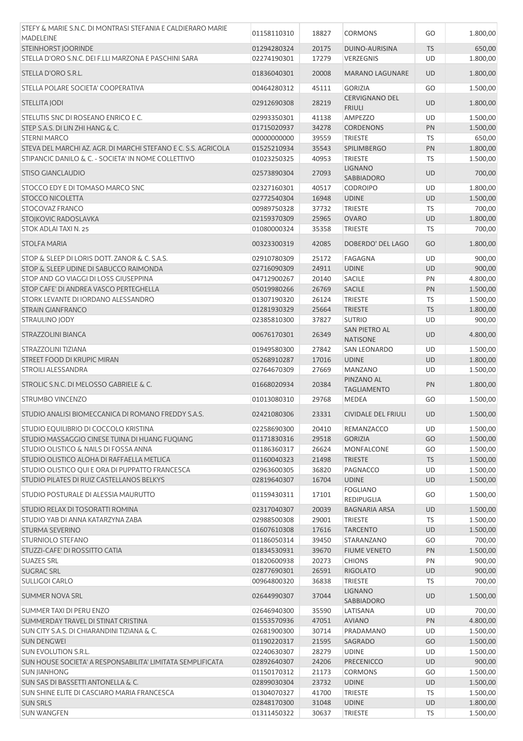| | | | | | |
|---|---|---|---|---|---|
| STEFY & MARIE S.N.C. DI MONTRASI STEFANIA E CALDIERARO MARIE MADELEINE | 01158110310 | 18827 | CORMONS | GO | 1.800,00 |
| STEINHORST JOORINDE | 01294280324 | 20175 | DUINO-AURISINA | TS | 650,00 |
| STELLA D'ORO S.N.C. DEI F.LLI MARZONA E PASCHINI SARA | 02274190301 | 17279 | VERZEGNIS | UD | 1.800,00 |
| STELLA D'ORO S.R.L. | 01836040301 | 20008 | MARANO LAGUNARE | UD | 1.800,00 |
| STELLA POLARE SOCIETA' COOPERATIVA | 00464280312 | 45111 | GORIZIA | GO | 1.500,00 |
| STELLITA JODI | 02912690308 | 28219 | CERVIGNANO DEL FRIULI | UD | 1.800,00 |
| STELUTIS SNC DI ROSEANO ENRICO E C. | 02993350301 | 41138 | AMPEZZO | UD | 1.500,00 |
| STEP S.A.S. DI LIN ZHI HANG & C. | 01715020937 | 34278 | CORDENONS | PN | 1.500,00 |
| STERNI MARCO | 00000000000 | 39559 | TRIESTE | TS | 650,00 |
| STEVA DEL MARCHI AZ. AGR. DI MARCHI STEFANO E C. S.S. AGRICOLA | 01525210934 | 35543 | SPILIMBERGO | PN | 1.800,00 |
| STIPANCIC DANILO & C. - SOCIETA' IN NOME COLLETTIVO | 01023250325 | 40953 | TRIESTE | TS | 1.500,00 |
| STISO GIANCLAUDIO | 02573890304 | 27093 | LIGNANO SABBIADORO | UD | 700,00 |
| STOCCO EDY E DI TOMASO MARCO SNC | 02327160301 | 40517 | CODROIPO | UD | 1.800,00 |
| STOCCO NICOLETTA | 02772540304 | 16948 | UDINE | UD | 1.500,00 |
| STOCOVAZ FRANCO | 00989750328 | 37732 | TRIESTE | TS | 700,00 |
| STOJKOVIC RADOSLAVKA | 02159370309 | 25965 | OVARO | UD | 1.800,00 |
| STOK ADLAI TAXI N. 25 | 01080000324 | 35358 | TRIESTE | TS | 700,00 |
| STOLFA MARIA | 00323300319 | 42085 | DOBERDO' DEL LAGO | GO | 1.800,00 |
| STOP & SLEEP DI LORIS DOTT. ZANOR & C. S.A.S. | 02910780309 | 25172 | FAGAGNA | UD | 900,00 |
| STOP & SLEEP UDINE DI SABUCCO RAIMONDA | 02716090309 | 24911 | UDINE | UD | 900,00 |
| STOP AND GO VIAGGI DI LOSS GIUSEPPINA | 04712900267 | 20140 | SACILE | PN | 4.800,00 |
| STOP CAFE' DI ANDREA VASCO PERTEGHELLA | 05019980266 | 26769 | SACILE | PN | 1.500,00 |
| STORK LEVANTE DI IORDANO ALESSANDRO | 01307190320 | 26124 | TRIESTE | TS | 1.500,00 |
| STRAIN GIANFRANCO | 01281930329 | 25664 | TRIESTE | TS | 1.800,00 |
| STRAULINO JODY | 02385810300 | 37827 | SUTRIO | UD | 900,00 |
| STRAZZOLINI BIANCA | 00676170301 | 26349 | SAN PIETRO AL NATISONE | UD | 4.800,00 |
| STRAZZOLINI TIZIANA | 01949580300 | 27842 | SAN LEONARDO | UD | 1.500,00 |
| STREET FOOD DI KRUPIC MIRAN | 05268910287 | 17016 | UDINE | UD | 1.800,00 |
| STROILI ALESSANDRA | 02764670309 | 27669 | MANZANO | UD | 1.500,00 |
| STROLIC S.N.C. DI MELOSSO GABRIELE & C. | 01668020934 | 20384 | PINZANO AL TAGLIAMENTO | PN | 1.800,00 |
| STRUMBO VINCENZO | 01013080310 | 29768 | MEDEA | GO | 1.500,00 |
| STUDIO ANALISI BIOMECCANICA DI ROMANO FREDDY S.A.S. | 02421080306 | 23331 | CIVIDALE DEL FRIULI | UD | 1.500,00 |
| STUDIO EQUILIBRIO DI COCCOLO KRISTINA | 02258690300 | 20410 | REMANZACCO | UD | 1.500,00 |
| STUDIO MASSAGGIO CINESE TUINA DI HUANG FUQIANG | 01171830316 | 29518 | GORIZIA | GO | 1.500,00 |
| STUDIO OLISTICO & NAILS DI FOSSA ANNA | 01186360317 | 26624 | MONFALCONE | GO | 1.500,00 |
| STUDIO OLISTICO ALOHA DI RAFFAELLA METLICA | 01160040323 | 21498 | TRIESTE | TS | 1.500,00 |
| STUDIO OLISTICO QUI E ORA DI PUPPATTO FRANCESCA | 02963600305 | 36820 | PAGNACCO | UD | 1.500,00 |
| STUDIO PILATES DI RUIZ CASTELLANOS BELKYS | 02819640307 | 16704 | UDINE | UD | 1.500,00 |
| STUDIO POSTURALE DI ALESSIA MAURUTTO | 01159430311 | 17101 | FOGLIANO REDIPUGLIA | GO | 1.500,00 |
| STUDIO RELAX DI TOSORATTI ROMINA | 02317040307 | 20039 | BAGNARIA ARSA | UD | 1.500,00 |
| STUDIO YAB DI ANNA KATARZYNA ZABA | 02988500308 | 29001 | TRIESTE | TS | 1.500,00 |
| STURMA SEVERINO | 01607610308 | 17616 | TARCENTO | UD | 1.500,00 |
| STURNIOLO STEFANO | 01186050314 | 39450 | STARANZANO | GO | 700,00 |
| STUZZI-CAFE' DI ROSSITTO CATIA | 01834530931 | 39670 | FIUME VENETO | PN | 1.500,00 |
| SUAZES SRL | 01820600938 | 20273 | CHIONS | PN | 900,00 |
| SUGRAC SRL | 02877690301 | 26591 | RIGOLATO | UD | 900,00 |
| SULLIGOI CARLO | 00964800320 | 36838 | TRIESTE | TS | 700,00 |
| SUMMER NOVA SRL | 02644990307 | 37044 | LIGNANO SABBIADORO | UD | 1.500,00 |
| SUMMER TAXI DI PERU ENZO | 02646940300 | 35590 | LATISANA | UD | 700,00 |
| SUMMERDAY TRAVEL DI STINAT CRISTINA | 01553570936 | 47051 | AVIANO | PN | 4.800,00 |
| SUN CITY S.A.S. DI CHIARANDINI TIZIANA & C. | 02681900300 | 30714 | PRADAMANO | UD | 1.500,00 |
| SUN DENGWEI | 01190220317 | 21595 | SAGRADO | GO | 1.500,00 |
| SUN EVOLUTION S.R.L. | 02240630307 | 28279 | UDINE | UD | 1.500,00 |
| SUN HOUSE SOCIETA' A RESPONSABILITA' LIMITATA SEMPLIFICATA | 02892640307 | 24206 | PRECENICCO | UD | 900,00 |
| SUN JIANHONG | 01150170312 | 21173 | CORMONS | GO | 1.500,00 |
| SUN SAS DI BASSETTI ANTONELLA & C. | 02899030304 | 23732 | UDINE | UD | 1.500,00 |
| SUN SHINE ELITE DI CASCIARO MARIA FRANCESCA | 01304070327 | 41700 | TRIESTE | TS | 1.500,00 |
| SUN SRLS | 02848170300 | 31048 | UDINE | UD | 1.800,00 |
| SUN WANGFEN | 01311450322 | 30637 | TRIESTE | TS | 1.500,00 |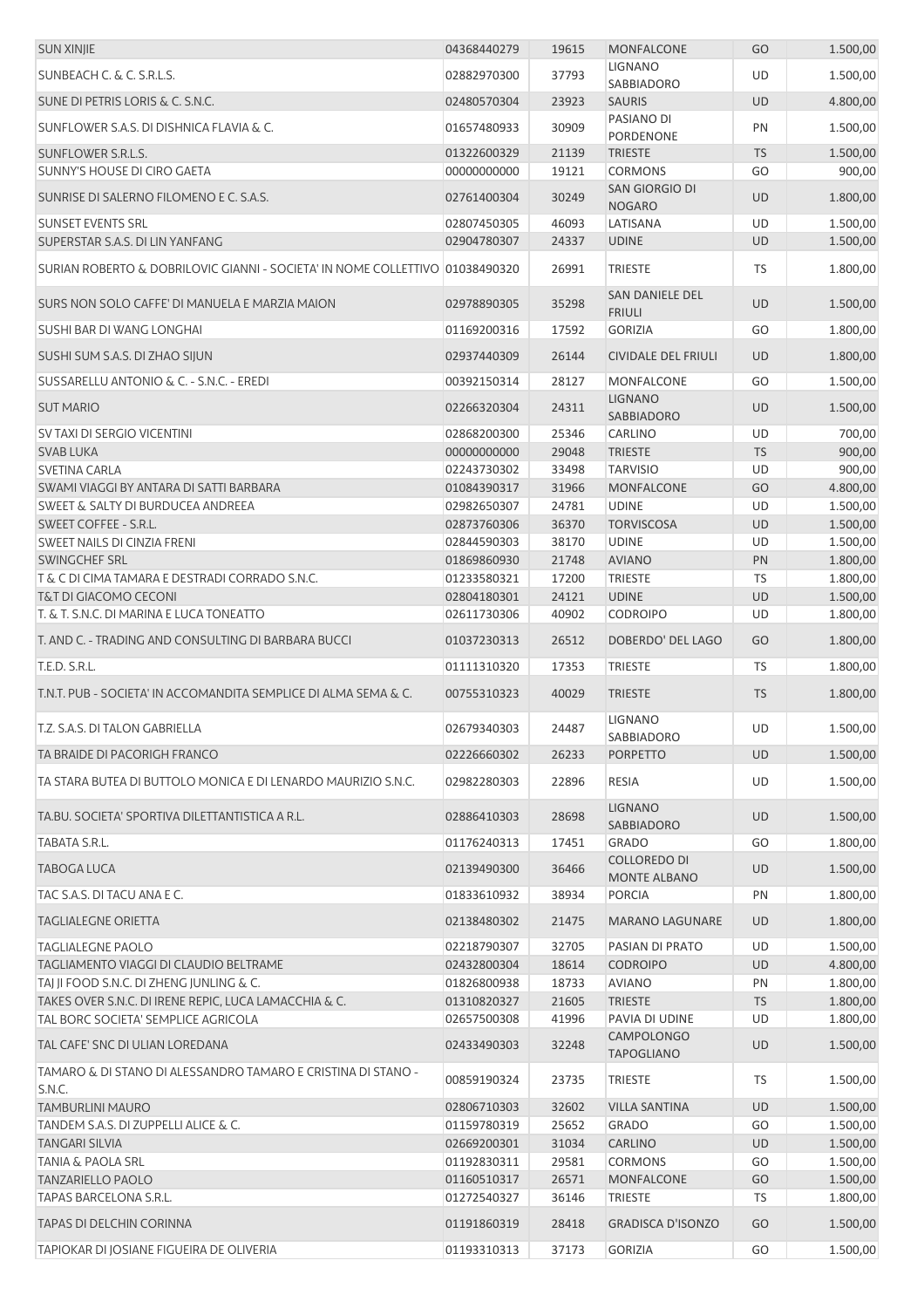| | | | | | |
|---|---|---|---|---|---|
| SUN XINJIE | 04368440279 | 19615 | MONFALCONE | GO | 1.500,00 |
| SUNBEACH C. & C. S.R.L.S. | 02882970300 | 37793 | LIGNANO SABBIADORO | UD | 1.500,00 |
| SUNE DI PETRIS LORIS & C. S.N.C. | 02480570304 | 23923 | SAURIS | UD | 4.800,00 |
| SUNFLOWER S.A.S. DI DISHNICA FLAVIA & C. | 01657480933 | 30909 | PASIANO DI PORDENONE | PN | 1.500,00 |
| SUNFLOWER S.R.L.S. | 01322600329 | 21139 | TRIESTE | TS | 1.500,00 |
| SUNNY'S HOUSE DI CIRO GAETA | 00000000000 | 19121 | CORMONS | GO | 900,00 |
| SUNRISE DI SALERNO FILOMENO E C. S.A.S. | 02761400304 | 30249 | SAN GIORGIO DI NOGARO | UD | 1.800,00 |
| SUNSET EVENTS SRL | 02807450305 | 46093 | LATISANA | UD | 1.500,00 |
| SUPERSTAR S.A.S. DI LIN YANFANG | 02904780307 | 24337 | UDINE | UD | 1.500,00 |
| SURIAN ROBERTO & DOBRILOVIC GIANNI - SOCIETA' IN NOME COLLETTIVO | 01038490320 | 26991 | TRIESTE | TS | 1.800,00 |
| SURS NON SOLO CAFFE' DI MANUELA E MARZIA MAION | 02978890305 | 35298 | SAN DANIELE DEL FRIULI | UD | 1.500,00 |
| SUSHI BAR DI WANG LONGHAI | 01169200316 | 17592 | GORIZIA | GO | 1.800,00 |
| SUSHI SUM S.A.S. DI ZHAO SIJUN | 02937440309 | 26144 | CIVIDALE DEL FRIULI | UD | 1.800,00 |
| SUSSARELLU ANTONIO & C. - S.N.C. - EREDI | 00392150314 | 28127 | MONFALCONE | GO | 1.500,00 |
| SUT MARIO | 02266320304 | 24311 | LIGNANO SABBIADORO | UD | 1.500,00 |
| SV TAXI DI SERGIO VICENTINI | 02868200300 | 25346 | CARLINO | UD | 700,00 |
| SVAB LUKA | 00000000000 | 29048 | TRIESTE | TS | 900,00 |
| SVETINA CARLA | 02243730302 | 33498 | TARVISIO | UD | 900,00 |
| SWAMI VIAGGI BY ANTARA DI SATTI BARBARA | 01084390317 | 31966 | MONFALCONE | GO | 4.800,00 |
| SWEET & SALTY DI BURDUCEA ANDREEA | 02982650307 | 24781 | UDINE | UD | 1.500,00 |
| SWEET COFFEE - S.R.L. | 02873760306 | 36370 | TORVISCOSA | UD | 1.500,00 |
| SWEET NAILS DI CINZIA FRENI | 02844590303 | 38170 | UDINE | UD | 1.500,00 |
| SWINGCHEF SRL | 01869860930 | 21748 | AVIANO | PN | 1.800,00 |
| T & C DI CIMA TAMARA E DESTRADI CORRADO S.N.C. | 01233580321 | 17200 | TRIESTE | TS | 1.800,00 |
| T&T DI GIACOMO CECONI | 02804180301 | 24121 | UDINE | UD | 1.500,00 |
| T. & T. S.N.C. DI MARINA E LUCA TONEATTO | 02611730306 | 40902 | CODROIPO | UD | 1.800,00 |
| T. AND C. - TRADING AND CONSULTING DI BARBARA BUCCI | 01037230313 | 26512 | DOBERDO' DEL LAGO | GO | 1.800,00 |
| T.E.D. S.R.L. | 01111310320 | 17353 | TRIESTE | TS | 1.800,00 |
| T.N.T. PUB - SOCIETA' IN ACCOMANDITA SEMPLICE DI ALMA SEMA & C. | 00755310323 | 40029 | TRIESTE | TS | 1.800,00 |
| T.Z. S.A.S. DI TALON GABRIELLA | 02679340303 | 24487 | LIGNANO SABBIADORO | UD | 1.500,00 |
| TA BRAIDE DI PACORIGH FRANCO | 02226660302 | 26233 | PORPETTO | UD | 1.500,00 |
| TA STARA BUTEA DI BUTTOLO MONICA E DI LENARDO MAURIZIO S.N.C. | 02982280303 | 22896 | RESIA | UD | 1.500,00 |
| TA.BU. SOCIETA' SPORTIVA DILETTANTISTICA A R.L. | 02886410303 | 28698 | LIGNANO SABBIADORO | UD | 1.500,00 |
| TABATA S.R.L. | 01176240313 | 17451 | GRADO | GO | 1.800,00 |
| TABOGA LUCA | 02139490300 | 36466 | COLLOREDO DI MONTE ALBANO | UD | 1.500,00 |
| TAC S.A.S. DI TACU ANA E C. | 01833610932 | 38934 | PORCIA | PN | 1.800,00 |
| TAGLIALEGNE ORIETTA | 02138480302 | 21475 | MARANO LAGUNARE | UD | 1.800,00 |
| TAGLIALEGNE PAOLO | 02218790307 | 32705 | PASIAN DI PRATO | UD | 1.500,00 |
| TAGLIAMENTO VIAGGI DI CLAUDIO BELTRAME | 02432800304 | 18614 | CODROIPO | UD | 4.800,00 |
| TAJ JI FOOD S.N.C. DI ZHENG JUNLING & C. | 01826800938 | 18733 | AVIANO | PN | 1.800,00 |
| TAKES OVER S.N.C. DI IRENE REPIC, LUCA LAMACCHIA & C. | 01310820327 | 21605 | TRIESTE | TS | 1.800,00 |
| TAL BORC SOCIETA' SEMPLICE AGRICOLA | 02657500308 | 41996 | PAVIA DI UDINE | UD | 1.800,00 |
| TAL CAFE' SNC DI ULIAN LOREDANA | 02433490303 | 32248 | CAMPOLONGO TAPOGLIANO | UD | 1.500,00 |
| TAMARO & DI STANO DI ALESSANDRO TAMARO E CRISTINA DI STANO - S.N.C. | 00859190324 | 23735 | TRIESTE | TS | 1.500,00 |
| TAMBURLINI MAURO | 02806710303 | 32602 | VILLA SANTINA | UD | 1.500,00 |
| TANDEM S.A.S. DI ZUPPELLI ALICE & C. | 01159780319 | 25652 | GRADO | GO | 1.500,00 |
| TANGARI SILVIA | 02669200301 | 31034 | CARLINO | UD | 1.500,00 |
| TANIA & PAOLA SRL | 01192830311 | 29581 | CORMONS | GO | 1.500,00 |
| TANZARIELLO PAOLO | 01160510317 | 26571 | MONFALCONE | GO | 1.500,00 |
| TAPAS BARCELONA S.R.L. | 01272540327 | 36146 | TRIESTE | TS | 1.800,00 |
| TAPAS DI DELCHIN CORINNA | 01191860319 | 28418 | GRADISCA D'ISONZO | GO | 1.500,00 |
| TAPIOKAR DI JOSIANE FIGUEIRA DE OLIVERIA | 01193310313 | 37173 | GORIZIA | GO | 1.500,00 |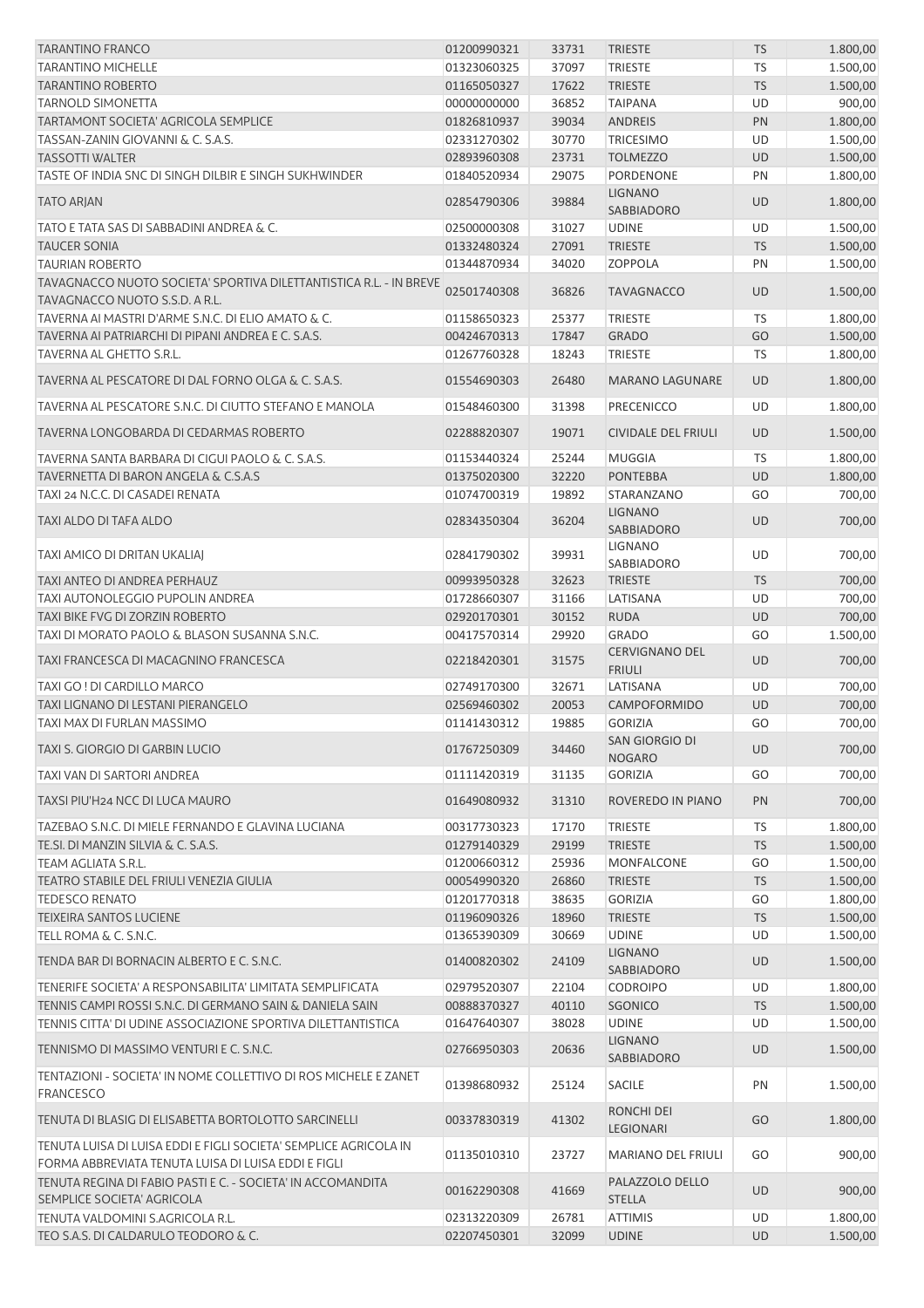| | | | | | |
|---|---|---|---|---|---|
| TARANTINO FRANCO | 01200990321 | 33731 | TRIESTE | TS | 1.800,00 |
| TARANTINO MICHELLE | 01323060325 | 37097 | TRIESTE | TS | 1.500,00 |
| TARANTINO ROBERTO | 01165050327 | 17622 | TRIESTE | TS | 1.500,00 |
| TARNOLD SIMONETTA | 00000000000 | 36852 | TAIPANA | UD | 900,00 |
| TARTAMONT SOCIETA' AGRICOLA SEMPLICE | 01826810937 | 39034 | ANDREIS | PN | 1.800,00 |
| TASSAN-ZANIN GIOVANNI & C. S.A.S. | 02331270302 | 30770 | TRICESIMO | UD | 1.500,00 |
| TASSOTTI WALTER | 02893960308 | 23731 | TOLMEZZO | UD | 1.500,00 |
| TASTE OF INDIA SNC DI SINGH DILBIR E SINGH SUKHWINDER | 01840520934 | 29075 | PORDENONE | PN | 1.800,00 |
| TATO ARJAN | 02854790306 | 39884 | LIGNANO SABBIADORO | UD | 1.800,00 |
| TATO E TATA SAS DI SABBADINI ANDREA & C. | 02500000308 | 31027 | UDINE | UD | 1.500,00 |
| TAUCER SONIA | 01332480324 | 27091 | TRIESTE | TS | 1.500,00 |
| TAURIAN ROBERTO | 01344870934 | 34020 | ZOPPOLA | PN | 1.500,00 |
| TAVAGNACCO NUOTO SOCIETA' SPORTIVA DILETTANTISTICA R.L. - IN BREVE TAVAGNACCO NUOTO S.S.D. A R.L. | 02501740308 | 36826 | TAVAGNACCO | UD | 1.500,00 |
| TAVERNA AI MASTRI D'ARME S.N.C. DI ELIO AMATO & C. | 01158650323 | 25377 | TRIESTE | TS | 1.800,00 |
| TAVERNA AI PATRIARCHI DI PIPANI ANDREA E C. S.A.S. | 00424670313 | 17847 | GRADO | GO | 1.500,00 |
| TAVERNA AL GHETTO S.R.L. | 01267760328 | 18243 | TRIESTE | TS | 1.800,00 |
| TAVERNA AL PESCATORE DI DAL FORNO OLGA & C. S.A.S. | 01554690303 | 26480 | MARANO LAGUNARE | UD | 1.800,00 |
| TAVERNA AL PESCATORE S.N.C. DI CIUTTO STEFANO E MANOLA | 01548460300 | 31398 | PRECENICCO | UD | 1.800,00 |
| TAVERNA LONGOBARDA DI CEDARMAS ROBERTO | 02288820307 | 19071 | CIVIDALE DEL FRIULI | UD | 1.500,00 |
| TAVERNA SANTA BARBARA DI CIGUI PAOLO & C. S.A.S. | 01153440324 | 25244 | MUGGIA | TS | 1.800,00 |
| TAVERNETTA DI BARON ANGELA & C.S.A.S | 01375020300 | 32220 | PONTEBBA | UD | 1.800,00 |
| TAXI 24 N.C.C. DI CASADEI RENATA | 01074700319 | 19892 | STARANZANO | GO | 700,00 |
| TAXI ALDO DI TAFA ALDO | 02834350304 | 36204 | LIGNANO SABBIADORO | UD | 700,00 |
| TAXI AMICO DI DRITAN UKALIAJ | 02841790302 | 39931 | LIGNANO SABBIADORO | UD | 700,00 |
| TAXI ANTEO DI ANDREA PERHAUZ | 00993950328 | 32623 | TRIESTE | TS | 700,00 |
| TAXI AUTONOLEGGIO PUPOLIN ANDREA | 01728660307 | 31166 | LATISANA | UD | 700,00 |
| TAXI BIKE FVG DI ZORZIN ROBERTO | 02920170301 | 30152 | RUDA | UD | 700,00 |
| TAXI DI MORATO PAOLO & BLASON SUSANNA S.N.C. | 00417570314 | 29920 | GRADO | GO | 1.500,00 |
| TAXI FRANCESCA DI MACAGNINO FRANCESCA | 02218420301 | 31575 | CERVIGNANO DEL FRIULI | UD | 700,00 |
| TAXI GO ! DI CARDILLO MARCO | 02749170300 | 32671 | LATISANA | UD | 700,00 |
| TAXI LIGNANO DI LESTANI PIERANGELO | 02569460302 | 20053 | CAMPOFORMIDO | UD | 700,00 |
| TAXI MAX DI FURLAN MASSIMO | 01141430312 | 19885 | GORIZIA | GO | 700,00 |
| TAXI S. GIORGIO DI GARBIN LUCIO | 01767250309 | 34460 | SAN GIORGIO DI NOGARO | UD | 700,00 |
| TAXI VAN DI SARTORI ANDREA | 01111420319 | 31135 | GORIZIA | GO | 700,00 |
| TAXSI PIU'H24 NCC DI LUCA MAURO | 01649080932 | 31310 | ROVEREDO IN PIANO | PN | 700,00 |
| TAZEBAO S.N.C. DI MIELE FERNANDO E GLAVINA LUCIANA | 00317730323 | 17170 | TRIESTE | TS | 1.800,00 |
| TE.SI. DI MANZIN SILVIA & C. S.A.S. | 01279140329 | 29199 | TRIESTE | TS | 1.500,00 |
| TEAM AGLIATA S.R.L. | 01200660312 | 25936 | MONFALCONE | GO | 1.500,00 |
| TEATRO STABILE DEL FRIULI VENEZIA GIULIA | 00054990320 | 26860 | TRIESTE | TS | 1.500,00 |
| TEDESCO RENATO | 01201770318 | 38635 | GORIZIA | GO | 1.800,00 |
| TEIXEIRA SANTOS LUCIENE | 01196090326 | 18960 | TRIESTE | TS | 1.500,00 |
| TELL ROMA & C. S.N.C. | 01365390309 | 30669 | UDINE | UD | 1.500,00 |
| TENDA BAR DI BORNACIN ALBERTO E C. S.N.C. | 01400820302 | 24109 | LIGNANO SABBIADORO | UD | 1.500,00 |
| TENERIFE SOCIETA' A RESPONSABILITA' LIMITATA SEMPLIFICATA | 02979520307 | 22104 | CODROIPO | UD | 1.800,00 |
| TENNIS CAMPI ROSSI S.N.C. DI GERMANO SAIN & DANIELA SAIN | 00888370327 | 40110 | SGONICO | TS | 1.500,00 |
| TENNIS CITTA' DI UDINE ASSOCIAZIONE SPORTIVA DILETTANTISTICA | 01647640307 | 38028 | UDINE | UD | 1.500,00 |
| TENNISMO DI MASSIMO VENTURI E C. S.N.C. | 02766950303 | 20636 | LIGNANO SABBIADORO | UD | 1.500,00 |
| TENTAZIONI - SOCIETA' IN NOME COLLETTIVO DI ROS MICHELE E ZANET FRANCESCO | 01398680932 | 25124 | SACILE | PN | 1.500,00 |
| TENUTA DI BLASIG DI ELISABETTA BORTOLOTTO SARCINELLI | 00337830319 | 41302 | RONCHI DEI LEGIONARI | GO | 1.800,00 |
| TENUTA LUISA DI LUISA EDDI E FIGLI SOCIETA' SEMPLICE AGRICOLA IN FORMA ABBREVIATA TENUTA LUISA DI LUISA EDDI E FIGLI | 01135010310 | 23727 | MARIANO DEL FRIULI | GO | 900,00 |
| TENUTA REGINA DI FABIO PASTI E C. - SOCIETA' IN ACCOMANDITA SEMPLICE SOCIETA' AGRICOLA | 00162290308 | 41669 | PALAZZOLO DELLO STELLA | UD | 900,00 |
| TENUTA VALDOMINI S.AGRICOLA R.L. | 02313220309 | 26781 | ATTIMIS | UD | 1.800,00 |
| TEO S.A.S. DI CALDARULO TEODORO & C. | 02207450301 | 32099 | UDINE | UD | 1.500,00 |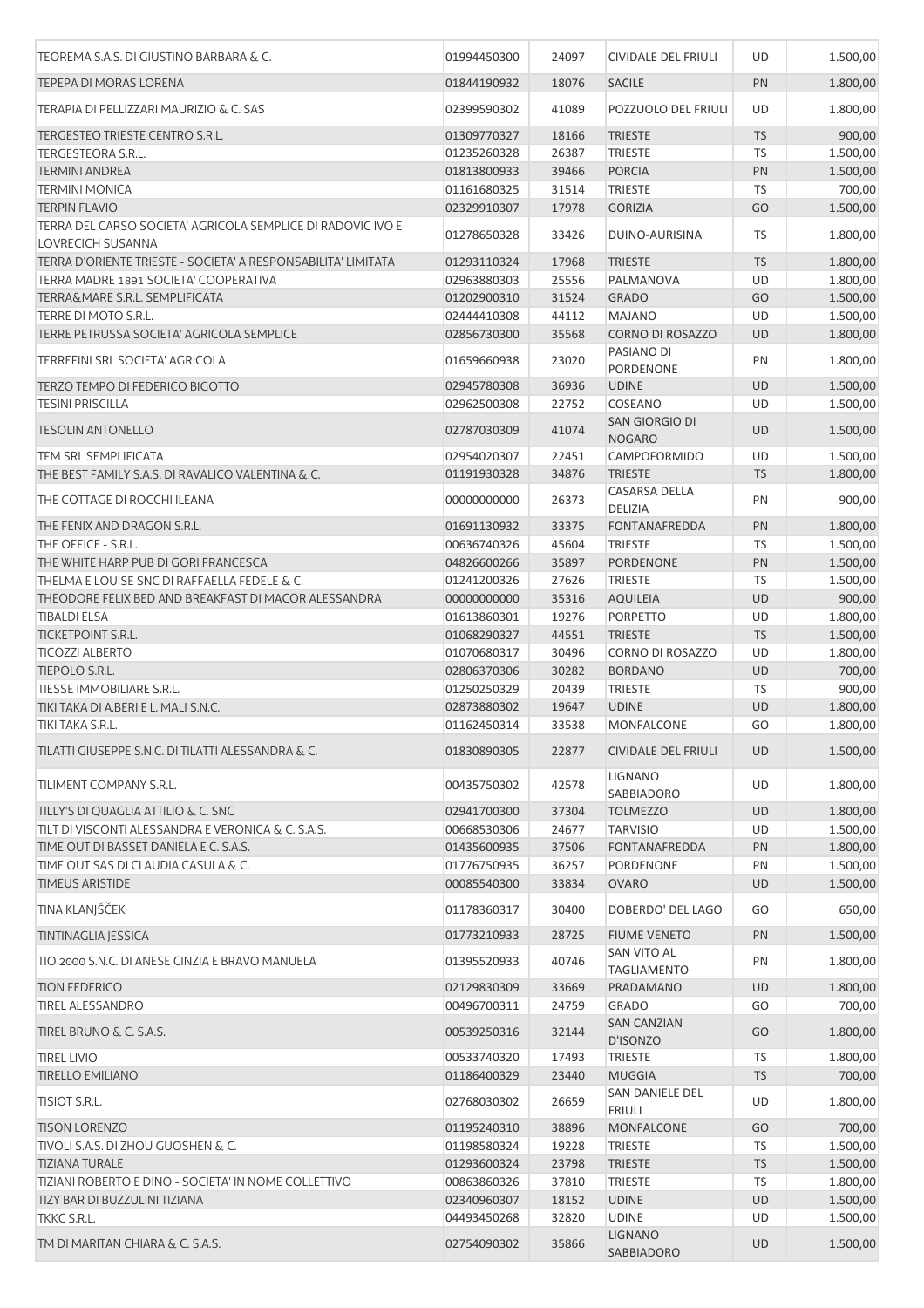| | | | | | |
|---|---|---|---|---|---|
| TEOREMA S.A.S. DI GIUSTINO BARBARA & C. | 01994450300 | 24097 | CIVIDALE DEL FRIULI | UD | 1.500,00 |
| TEPEPA DI MORAS LORENA | 01844190932 | 18076 | SACILE | PN | 1.800,00 |
| TERAPIA DI PELLIZZARI MAURIZIO & C. SAS | 02399590302 | 41089 | POZZUOLO DEL FRIULI | UD | 1.800,00 |
| TERGESTEO TRIESTE CENTRO S.R.L. | 01309770327 | 18166 | TRIESTE | TS | 900,00 |
| TERGESTEORA S.R.L. | 01235260328 | 26387 | TRIESTE | TS | 1.500,00 |
| TERMINI ANDREA | 01813800933 | 39466 | PORCIA | PN | 1.500,00 |
| TERMINI MONICA | 01161680325 | 31514 | TRIESTE | TS | 700,00 |
| TERPIN FLAVIO | 02329910307 | 17978 | GORIZIA | GO | 1.500,00 |
| TERRA DEL CARSO SOCIETA' AGRICOLA SEMPLICE DI RADOVIC IVO E LOVRECICH SUSANNA | 01278650328 | 33426 | DUINO-AURISINA | TS | 1.800,00 |
| TERRA D'ORIENTE TRIESTE - SOCIETA' A RESPONSABILITA' LIMITATA | 01293110324 | 17968 | TRIESTE | TS | 1.800,00 |
| TERRA MADRE 1891 SOCIETA' COOPERATIVA | 02963880303 | 25556 | PALMANOVA | UD | 1.800,00 |
| TERRA&MARE S.R.L. SEMPLIFICATA | 01202900310 | 31524 | GRADO | GO | 1.500,00 |
| TERRE DI MOTO S.R.L. | 02444410308 | 44112 | MAJANO | UD | 1.500,00 |
| TERRE PETRUSSA SOCIETA' AGRICOLA SEMPLICE | 02856730300 | 35568 | CORNO DI ROSAZZO | UD | 1.800,00 |
| TERREFINI SRL SOCIETA' AGRICOLA | 01659660938 | 23020 | PASIANO DI PORDENONE | PN | 1.800,00 |
| TERZO TEMPO DI FEDERICO BIGOTTO | 02945780308 | 36936 | UDINE | UD | 1.500,00 |
| TESINI PRISCILLA | 02962500308 | 22752 | COSEANO | UD | 1.500,00 |
| TESOLIN ANTONELLO | 02787030309 | 41074 | SAN GIORGIO DI NOGARO | UD | 1.500,00 |
| TFM SRL SEMPLIFICATA | 02954020307 | 22451 | CAMPOFORMIDO | UD | 1.500,00 |
| THE BEST FAMILY S.A.S. DI RAVALICO VALENTINA & C. | 01191930328 | 34876 | TRIESTE | TS | 1.800,00 |
| THE COTTAGE DI ROCCHI ILEANA | 00000000000 | 26373 | CASARSA DELLA DELIZIA | PN | 900,00 |
| THE FENIX AND DRAGON S.R.L. | 01691130932 | 33375 | FONTANAFREDDA | PN | 1.800,00 |
| THE OFFICE - S.R.L. | 00636740326 | 45604 | TRIESTE | TS | 1.500,00 |
| THE WHITE HARP PUB DI GORI FRANCESCA | 04826600266 | 35897 | PORDENONE | PN | 1.500,00 |
| THELMA E LOUISE SNC DI RAFFAELLA FEDELE & C. | 01241200326 | 27626 | TRIESTE | TS | 1.500,00 |
| THEODORE FELIX BED AND BREAKFAST DI MACOR ALESSANDRA | 00000000000 | 35316 | AQUILEIA | UD | 900,00 |
| TIBALDI ELSA | 01613860301 | 19276 | PORPETTO | UD | 1.800,00 |
| TICKETPOINT S.R.L. | 01068290327 | 44551 | TRIESTE | TS | 1.500,00 |
| TICOZZI ALBERTO | 01070680317 | 30496 | CORNO DI ROSAZZO | UD | 1.800,00 |
| TIEPOLO S.R.L. | 02806370306 | 30282 | BORDANO | UD | 700,00 |
| TIESSE IMMOBILIARE S.R.L. | 01250250329 | 20439 | TRIESTE | TS | 900,00 |
| TIKI TAKA DI A.BERI E L. MALI S.N.C. | 02873880302 | 19647 | UDINE | UD | 1.800,00 |
| TIKI TAKA S.R.L. | 01162450314 | 33538 | MONFALCONE | GO | 1.800,00 |
| TILATTI GIUSEPPE S.N.C. DI TILATTI ALESSANDRA & C. | 01830890305 | 22877 | CIVIDALE DEL FRIULI | UD | 1.500,00 |
| TILIMENT COMPANY S.R.L. | 00435750302 | 42578 | LIGNANO SABBIADORO | UD | 1.800,00 |
| TILLY'S DI QUAGLIA ATTILIO & C. SNC | 02941700300 | 37304 | TOLMEZZO | UD | 1.800,00 |
| TILT DI VISCONTI ALESSANDRA E VERONICA & C. S.A.S. | 00668530306 | 24677 | TARVISIO | UD | 1.500,00 |
| TIME OUT DI BASSET DANIELA E C. S.A.S. | 01435600935 | 37506 | FONTANAFREDDA | PN | 1.800,00 |
| TIME OUT SAS DI CLAUDIA CASULA & C. | 01776750935 | 36257 | PORDENONE | PN | 1.500,00 |
| TIMEUS ARISTIDE | 00085540300 | 33834 | OVARO | UD | 1.500,00 |
| TINA KLANJŠČEK | 01178360317 | 30400 | DOBERDO' DEL LAGO | GO | 650,00 |
| TINTINAGLIA JESSICA | 01773210933 | 28725 | FIUME VENETO | PN | 1.500,00 |
| TIO 2000 S.N.C. DI ANESE CINZIA E BRAVO MANUELA | 01395520933 | 40746 | SAN VITO AL TAGLIAMENTO | PN | 1.800,00 |
| TION FEDERICO | 02129830309 | 33669 | PRADAMANO | UD | 1.800,00 |
| TIREL ALESSANDRO | 00496700311 | 24759 | GRADO | GO | 700,00 |
| TIREL BRUNO & C. S.A.S. | 00539250316 | 32144 | SAN CANZIAN D'ISONZO | GO | 1.800,00 |
| TIREL LIVIO | 00533740320 | 17493 | TRIESTE | TS | 1.800,00 |
| TIRELLO EMILIANO | 01186400329 | 23440 | MUGGIA | TS | 700,00 |
| TISIOT S.R.L. | 02768030302 | 26659 | SAN DANIELE DEL FRIULI | UD | 1.800,00 |
| TISON LORENZO | 01195240310 | 38896 | MONFALCONE | GO | 700,00 |
| TIVOLI S.A.S. DI ZHOU GUOSHEN & C. | 01198580324 | 19228 | TRIESTE | TS | 1.500,00 |
| TIZIANA TURALE | 01293600324 | 23798 | TRIESTE | TS | 1.500,00 |
| TIZIANI ROBERTO E DINO - SOCIETA' IN NOME COLLETTIVO | 00863860326 | 37810 | TRIESTE | TS | 1.800,00 |
| TIZY BAR DI BUZZULINI TIZIANA | 02340960307 | 18152 | UDINE | UD | 1.500,00 |
| TKKC S.R.L. | 04493450268 | 32820 | UDINE | UD | 1.500,00 |
| TM DI MARITAN CHIARA & C. S.A.S. | 02754090302 | 35866 | LIGNANO SABBIADORO | UD | 1.500,00 |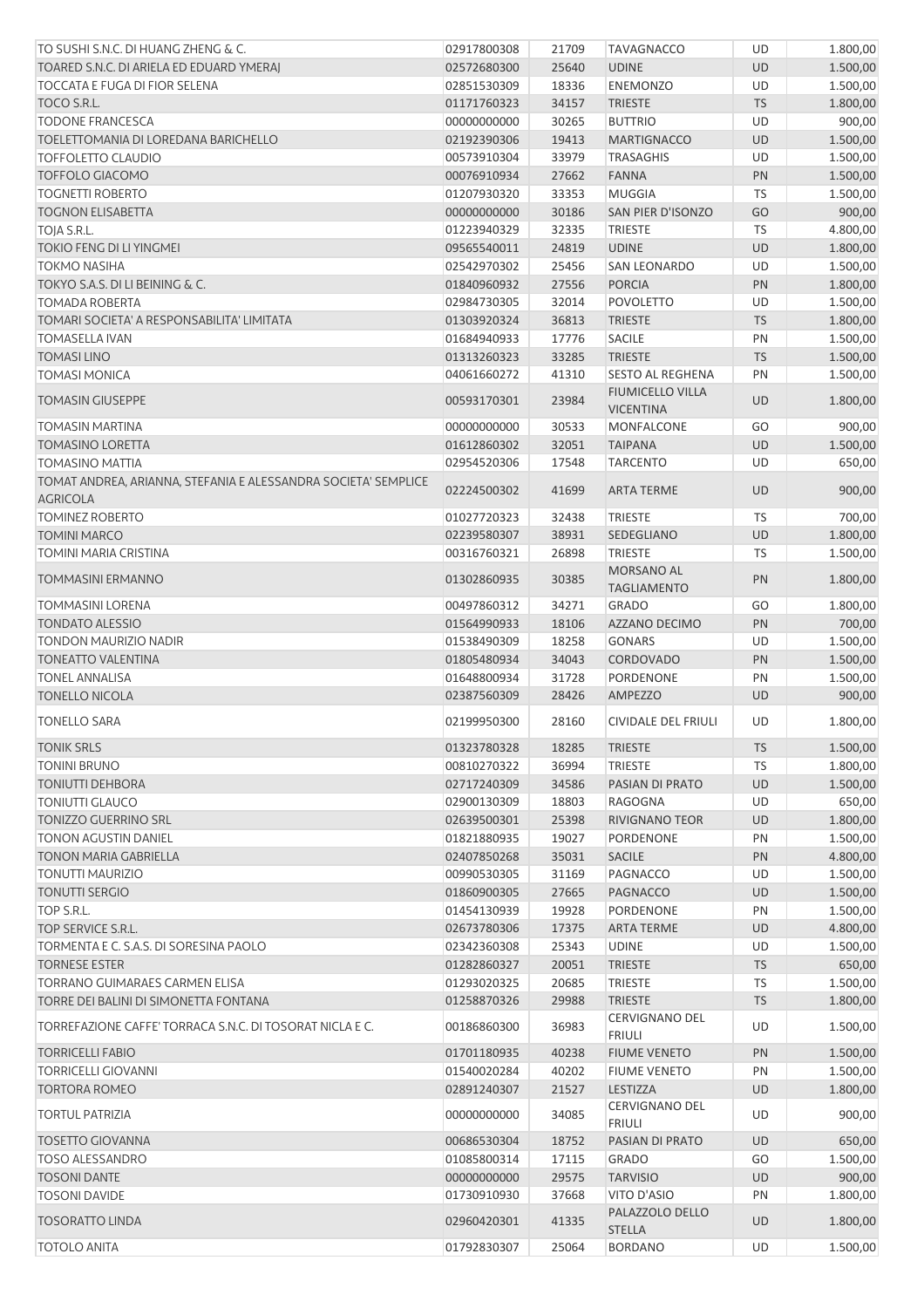| TO SUSHI S.N.C. DI HUANG ZHENG & C. | 02917800308 | 21709 | TAVAGNACCO | UD | 1.800,00 |
|---|---|---|---|---|---|
| TOARED S.N.C. DI ARIELA ED EDUARD YMERAJ | 02572680300 | 25640 | UDINE | UD | 1.500,00 |
| TOCCATA E FUGA DI FIOR SELENA | 02851530309 | 18336 | ENEMONZO | UD | 1.500,00 |
| TOCO S.R.L. | 01171760323 | 34157 | TRIESTE | TS | 1.800,00 |
| TODONE FRANCESCA | 00000000000 | 30265 | BUTTRIO | UD | 900,00 |
| TOELETTOMANIA DI LOREDANA BARICHELLO | 02192390306 | 19413 | MARTIGNACCO | UD | 1.500,00 |
| TOFFOLETTO CLAUDIO | 00573910304 | 33979 | TRASAGHIS | UD | 1.500,00 |
| TOFFOLO GIACOMO | 00076910934 | 27662 | FANNA | PN | 1.500,00 |
| TOGNETTI ROBERTO | 01207930320 | 33353 | MUGGIA | TS | 1.500,00 |
| TOGNON ELISABETTA | 00000000000 | 30186 | SAN PIER D'ISONZO | GO | 900,00 |
| TOJA S.R.L. | 01223940329 | 32335 | TRIESTE | TS | 4.800,00 |
| TOKIO FENG DI LI YINGMEI | 09565540011 | 24819 | UDINE | UD | 1.800,00 |
| TOKMO NASIHA | 02542970302 | 25456 | SAN LEONARDO | UD | 1.500,00 |
| TOKYO S.A.S. DI LI BEINING & C. | 01840960932 | 27556 | PORCIA | PN | 1.800,00 |
| TOMADA ROBERTA | 02984730305 | 32014 | POVOLETTO | UD | 1.500,00 |
| TOMARI SOCIETA' A RESPONSABILITA' LIMITATA | 01303920324 | 36813 | TRIESTE | TS | 1.800,00 |
| TOMASELLA IVAN | 01684940933 | 17776 | SACILE | PN | 1.500,00 |
| TOMASI LINO | 01313260323 | 33285 | TRIESTE | TS | 1.500,00 |
| TOMASI MONICA | 04061660272 | 41310 | SESTO AL REGHENA | PN | 1.500,00 |
| TOMASIN GIUSEPPE | 00593170301 | 23984 | FIUMICELLO VILLA VICENTINA | UD | 1.800,00 |
| TOMASIN MARTINA | 00000000000 | 30533 | MONFALCONE | GO | 900,00 |
| TOMASINO LORETTA | 01612860302 | 32051 | TAIPANA | UD | 1.500,00 |
| TOMASINO MATTIA | 02954520306 | 17548 | TARCENTO | UD | 650,00 |
| TOMAT ANDREA, ARIANNA, STEFANIA E ALESSANDRA SOCIETA' SEMPLICE AGRICOLA | 02224500302 | 41699 | ARTA TERME | UD | 900,00 |
| TOMINEZ ROBERTO | 01027720323 | 32438 | TRIESTE | TS | 700,00 |
| TOMINI MARCO | 02239580307 | 38931 | SEDEGLIANO | UD | 1.800,00 |
| TOMINI MARIA CRISTINA | 00316760321 | 26898 | TRIESTE | TS | 1.500,00 |
| TOMMASINI ERMANNO | 01302860935 | 30385 | MORSANO AL TAGLIAMENTO | PN | 1.800,00 |
| TOMMASINI LORENA | 00497860312 | 34271 | GRADO | GO | 1.800,00 |
| TONDATO ALESSIO | 01564990933 | 18106 | AZZANO DECIMO | PN | 700,00 |
| TONDON MAURIZIO NADIR | 01538490309 | 18258 | GONARS | UD | 1.500,00 |
| TONEATTO VALENTINA | 01805480934 | 34043 | CORDOVADO | PN | 1.500,00 |
| TONEL ANNALISA | 01648800934 | 31728 | PORDENONE | PN | 1.500,00 |
| TONELLO NICOLA | 02387560309 | 28426 | AMPEZZO | UD | 900,00 |
| TONELLO SARA | 02199950300 | 28160 | CIVIDALE DEL FRIULI | UD | 1.800,00 |
| TONIK SRLS | 01323780328 | 18285 | TRIESTE | TS | 1.500,00 |
| TONINI BRUNO | 00810270322 | 36994 | TRIESTE | TS | 1.800,00 |
| TONIUTTI DEHBORA | 02717240309 | 34586 | PASIAN DI PRATO | UD | 1.500,00 |
| TONIUTTI GLAUCO | 02900130309 | 18803 | RAGOGNA | UD | 650,00 |
| TONIZZO GUERRINO SRL | 02639500301 | 25398 | RIVIGNANO TEOR | UD | 1.800,00 |
| TONON AGUSTIN DANIEL | 01821880935 | 19027 | PORDENONE | PN | 1.500,00 |
| TONON MARIA GABRIELLA | 02407850268 | 35031 | SACILE | PN | 4.800,00 |
| TONUTTI MAURIZIO | 00990530305 | 31169 | PAGNACCO | UD | 1.500,00 |
| TONUTTI SERGIO | 01860900305 | 27665 | PAGNACCO | UD | 1.500,00 |
| TOP S.R.L. | 01454130939 | 19928 | PORDENONE | PN | 1.500,00 |
| TOP SERVICE S.R.L. | 02673780306 | 17375 | ARTA TERME | UD | 4.800,00 |
| TORMENTA E C. S.A.S. DI SORESINA PAOLO | 02342360308 | 25343 | UDINE | UD | 1.500,00 |
| TORNESE ESTER | 01282860327 | 20051 | TRIESTE | TS | 650,00 |
| TORRANO GUIMARAES CARMEN ELISA | 01293020325 | 20685 | TRIESTE | TS | 1.500,00 |
| TORRE DEI BALINI DI SIMONETTA FONTANA | 01258870326 | 29988 | TRIESTE | TS | 1.800,00 |
| TORREFAZIONE CAFFE' TORRACA S.N.C. DI TOSORAT NICLA E C. | 00186860300 | 36983 | CERVIGNANO DEL FRIULI | UD | 1.500,00 |
| TORRICELLI FABIO | 01701180935 | 40238 | FIUME VENETO | PN | 1.500,00 |
| TORRICELLI GIOVANNI | 01540020284 | 40202 | FIUME VENETO | PN | 1.500,00 |
| TORTORA ROMEO | 02891240307 | 21527 | LESTIZZA | UD | 1.800,00 |
| TORTUL PATRIZIA | 00000000000 | 34085 | CERVIGNANO DEL FRIULI | UD | 900,00 |
| TOSETTO GIOVANNA | 00686530304 | 18752 | PASIAN DI PRATO | UD | 650,00 |
| TOSO ALESSANDRO | 01085800314 | 17115 | GRADO | GO | 1.500,00 |
| TOSONI DANTE | 00000000000 | 29575 | TARVISIO | UD | 900,00 |
| TOSONI DAVIDE | 01730910930 | 37668 | VITO D'ASIO | PN | 1.800,00 |
| TOSORATTO LINDA | 02960420301 | 41335 | PALAZZOLO DELLO STELLA | UD | 1.800,00 |
| TOTOLO ANITA | 01792830307 | 25064 | BORDANO | UD | 1.500,00 |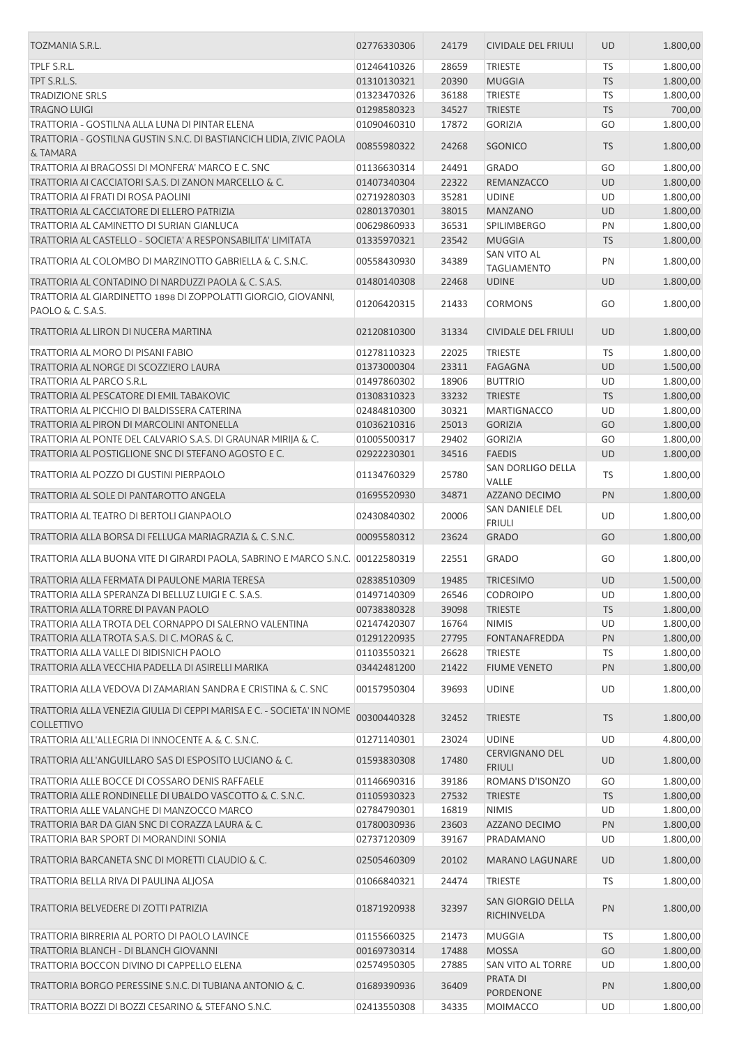| TOZMANIA S.R.L. | 02776330306 | 24179 | CIVIDALE DEL FRIULI | UD | 1.800,00 |
|---|---|---|---|---|---|
| TPLF S.R.L. | 01246410326 | 28659 | TRIESTE | TS | 1.800,00 |
| TPT S.R.L.S. | 01310130321 | 20390 | MUGGIA | TS | 1.800,00 |
| TRADIZIONE SRLS | 01323470326 | 36188 | TRIESTE | TS | 1.800,00 |
| TRAGNO LUIGI | 01298580323 | 34527 | TRIESTE | TS | 700,00 |
| TRATTORIA - GOSTILNA ALLA LUNA DI PINTAR ELENA | 01090460310 | 17872 | GORIZIA | GO | 1.800,00 |
| TRATTORIA - GOSTILNA GUSTIN S.N.C. DI BASTIANCICH LIDIA, ZIVIC PAOLA & TAMARA | 00855980322 | 24268 | SGONICO | TS | 1.800,00 |
| TRATTORIA AI BRAGOSSI DI MONFERA' MARCO E C. SNC | 01136630314 | 24491 | GRADO | GO | 1.800,00 |
| TRATTORIA AI CACCIATORI S.A.S. DI ZANON MARCELLO & C. | 01407340304 | 22322 | REMANZACCO | UD | 1.800,00 |
| TRATTORIA AI FRATI DI ROSA PAOLINI | 02719280303 | 35281 | UDINE | UD | 1.800,00 |
| TRATTORIA AL CACCIATORE DI ELLERO PATRIZIA | 02801370301 | 38015 | MANZANO | UD | 1.800,00 |
| TRATTORIA AL CAMINETTO DI SURIAN GIANLUCA | 00629860933 | 36531 | SPILIMBERGO | PN | 1.800,00 |
| TRATTORIA AL CASTELLO - SOCIETA' A RESPONSABILITA' LIMITATA | 01335970321 | 23542 | MUGGIA | TS | 1.800,00 |
| TRATTORIA AL COLOMBO DI MARZINOTTO GABRIELLA & C. S.N.C. | 00558430930 | 34389 | SAN VITO AL TAGLIAMENTO | PN | 1.800,00 |
| TRATTORIA AL CONTADINO DI NARDUZZI PAOLA & C. S.A.S. | 01480140308 | 22468 | UDINE | UD | 1.800,00 |
| TRATTORIA AL GIARDINETTO 1898 DI ZOPPOLATTI GIORGIO, GIOVANNI, PAOLO & C. S.A.S. | 01206420315 | 21433 | CORMONS | GO | 1.800,00 |
| TRATTORIA AL LIRON DI NUCERA MARTINA | 02120810300 | 31334 | CIVIDALE DEL FRIULI | UD | 1.800,00 |
| TRATTORIA AL MORO DI PISANI FABIO | 01278110323 | 22025 | TRIESTE | TS | 1.800,00 |
| TRATTORIA AL NORGE DI SCOZZIERO LAURA | 01373000304 | 23311 | FAGAGNA | UD | 1.500,00 |
| TRATTORIA AL PARCO S.R.L. | 01497860302 | 18906 | BUTTRIO | UD | 1.800,00 |
| TRATTORIA AL PESCATORE DI EMIL TABAKOVIC | 01308310323 | 33232 | TRIESTE | TS | 1.800,00 |
| TRATTORIA AL PICCHIO DI BALDISSERA CATERINA | 02484810300 | 30321 | MARTIGNACCO | UD | 1.800,00 |
| TRATTORIA AL PIRON DI MARCOLINI ANTONELLA | 01036210316 | 25013 | GORIZIA | GO | 1.800,00 |
| TRATTORIA AL PONTE DEL CALVARIO S.A.S. DI GRAUNAR MIRIJA & C. | 01005500317 | 29402 | GORIZIA | GO | 1.800,00 |
| TRATTORIA AL POSTIGLIONE SNC DI STEFANO AGOSTO E C. | 02922230301 | 34516 | FAEDIS | UD | 1.800,00 |
| TRATTORIA AL POZZO DI GUSTINI PIERPAOLO | 01134760329 | 25780 | SAN DORLIGO DELLA VALLE | TS | 1.800,00 |
| TRATTORIA AL SOLE DI PANTAROTTO ANGELA | 01695520930 | 34871 | AZZANO DECIMO | PN | 1.800,00 |
| TRATTORIA AL TEATRO DI BERTOLI GIANPAOLO | 02430840302 | 20006 | SAN DANIELE DEL FRIULI | UD | 1.800,00 |
| TRATTORIA ALLA BORSA DI FELLUGA MARIAGRAZIA & C. S.N.C. | 00095580312 | 23624 | GRADO | GO | 1.800,00 |
| TRATTORIA ALLA BUONA VITE DI GIRARDI PAOLA, SABRINO E MARCO S.N.C. | 00122580319 | 22551 | GRADO | GO | 1.800,00 |
| TRATTORIA ALLA FERMATA DI PAULONE MARIA TERESA | 02838510309 | 19485 | TRICESIMO | UD | 1.500,00 |
| TRATTORIA ALLA SPERANZA DI BELLUZ LUIGI E C. S.A.S. | 01497140309 | 26546 | CODROIPO | UD | 1.800,00 |
| TRATTORIA ALLA TORRE DI PAVAN PAOLO | 00738380328 | 39098 | TRIESTE | TS | 1.800,00 |
| TRATTORIA ALLA TROTA DEL CORNAPPO DI SALERNO VALENTINA | 02147420307 | 16764 | NIMIS | UD | 1.800,00 |
| TRATTORIA ALLA TROTA S.A.S. DI C. MORAS & C. | 01291220935 | 27795 | FONTANAFREDDA | PN | 1.800,00 |
| TRATTORIA ALLA VALLE DI BIDISNICH PAOLO | 01103550321 | 26628 | TRIESTE | TS | 1.800,00 |
| TRATTORIA ALLA VECCHIA PADELLA DI ASIRELLI MARIKA | 03442481200 | 21422 | FIUME VENETO | PN | 1.800,00 |
| TRATTORIA ALLA VEDOVA DI ZAMARIAN SANDRA E CRISTINA & C. SNC | 00157950304 | 39693 | UDINE | UD | 1.800,00 |
| TRATTORIA ALLA VENEZIA GIULIA DI CEPPI MARISA E C. - SOCIETA' IN NOME COLLETTIVO | 00300440328 | 32452 | TRIESTE | TS | 1.800,00 |
| TRATTORIA ALL'ALLEGRIA DI INNOCENTE A. & C. S.N.C. | 01271140301 | 23024 | UDINE | UD | 4.800,00 |
| TRATTORIA ALL'ANGUILLARO SAS DI ESPOSITO LUCIANO & C. | 01593830308 | 17480 | CERVIGNANO DEL FRIULI | UD | 1.800,00 |
| TRATTORIA ALLE BOCCE DI COSSARO DENIS RAFFAELE | 01146690316 | 39186 | ROMANS D'ISONZO | GO | 1.800,00 |
| TRATTORIA ALLE RONDINELLE DI UBALDO VASCOTTO & C. S.N.C. | 01105930323 | 27532 | TRIESTE | TS | 1.800,00 |
| TRATTORIA ALLE VALANGHE DI MANZOCCO MARCO | 02784790301 | 16819 | NIMIS | UD | 1.800,00 |
| TRATTORIA BAR DA GIAN SNC DI CORAZZA LAURA & C. | 01780030936 | 23603 | AZZANO DECIMO | PN | 1.800,00 |
| TRATTORIA BAR SPORT DI MORANDINI SONIA | 02737120309 | 39167 | PRADAMANO | UD | 1.800,00 |
| TRATTORIA BARCANETA SNC DI MORETTI CLAUDIO & C. | 02505460309 | 20102 | MARANO LAGUNARE | UD | 1.800,00 |
| TRATTORIA BELLA RIVA DI PAULINA ALJOSA | 01066840321 | 24474 | TRIESTE | TS | 1.800,00 |
| TRATTORIA BELVEDERE DI ZOTTI PATRIZIA | 01871920938 | 32397 | SAN GIORGIO DELLA RICHINVELDA | PN | 1.800,00 |
| TRATTORIA BIRRERIA AL PORTO DI PAOLO LAVINCE | 01155660325 | 21473 | MUGGIA | TS | 1.800,00 |
| TRATTORIA BLANCH - DI BLANCH GIOVANNI | 00169730314 | 17488 | MOSSA | GO | 1.800,00 |
| TRATTORIA BOCCON DIVINO DI CAPPELLO ELENA | 02574950305 | 27885 | SAN VITO AL TORRE | UD | 1.800,00 |
| TRATTORIA BORGO PERESSINE S.N.C. DI TUBIANA ANTONIO & C. | 01689390936 | 36409 | PRATA DI PORDENONE | PN | 1.800,00 |
| TRATTORIA BOZZI DI BOZZI CESARINO & STEFANO S.N.C. | 02413550308 | 34335 | MOIMACCO | UD | 1.800,00 |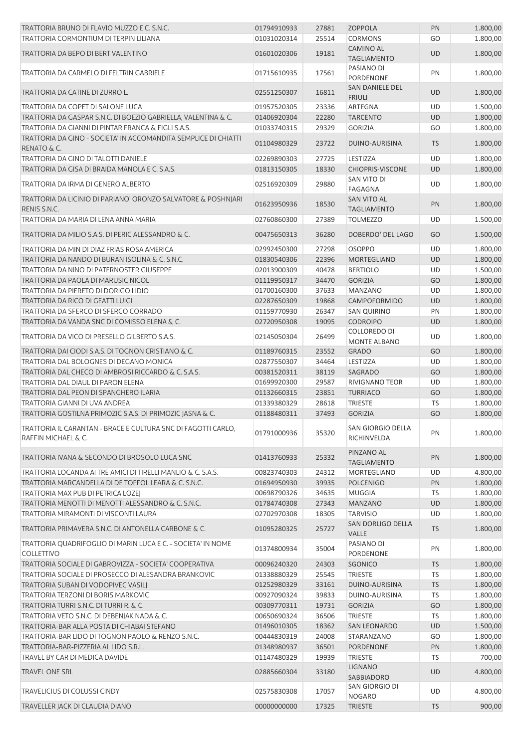| | | | | | |
|---|---|---|---|---|---|
| TRATTORIA BRUNO DI FLAVIO MUZZO E C. S.N.C. | 01794910933 | 27881 | ZOPPOLA | PN | 1.800,00 |
| TRATTORIA CORMONTIUM DI TERPIN LILIANA | 01031020314 | 25514 | CORMONS | GO | 1.800,00 |
| TRATTORIA DA BEPO DI BERT VALENTINO | 01601020306 | 19181 | CAMINO AL TAGLIAMENTO | UD | 1.800,00 |
| TRATTORIA DA CARMELO DI FELTRIN GABRIELE | 01715610935 | 17561 | PASIANO DI PORDENONE | PN | 1.800,00 |
| TRATTORIA DA CATINE DI ZURRO L. | 02551250307 | 16811 | SAN DANIELE DEL FRIULI | UD | 1.800,00 |
| TRATTORIA DA COPET DI SALONE LUCA | 01957520305 | 23336 | ARTEGNA | UD | 1.500,00 |
| TRATTORIA DA GASPAR S.N.C. DI BOEZIO GABRIELLA, VALENTINA & C. | 01406920304 | 22280 | TARCENTO | UD | 1.800,00 |
| TRATTORIA DA GIANNI DI PINTAR FRANCA & FIGLI S.A.S. | 01033740315 | 29329 | GORIZIA | GO | 1.800,00 |
| TRATTORIA DA GINO - SOCIETA' IN ACCOMANDITA SEMPLICE DI CHIATTI RENATO & C. | 01104980329 | 23722 | DUINO-AURISINA | TS | 1.800,00 |
| TRATTORIA DA GINO DI TALOTTI DANIELE | 02269890303 | 27725 | LESTIZZA | UD | 1.800,00 |
| TRATTORIA DA GISA DI BRAIDA MANOLA E C. S.A.S. | 01813150305 | 18330 | CHIOPRIS-VISCONE | UD | 1.800,00 |
| TRATTORIA DA IRMA DI GENERO ALBERTO | 02516920309 | 29880 | SAN VITO DI FAGAGNA | UD | 1.800,00 |
| TRATTORIA DA LICINIO DI PARIANO' ORONZO SALVATORE & POSHNJARI RENIS S.N.C. | 01623950936 | 18530 | SAN VITO AL TAGLIAMENTO | PN | 1.800,00 |
| TRATTORIA DA MARIA DI LENA ANNA MARIA | 02760860300 | 27389 | TOLMEZZO | UD | 1.500,00 |
| TRATTORIA DA MILIO S.A.S. DI PERIC ALESSANDRO & C. | 00475650313 | 36280 | DOBERDO' DEL LAGO | GO | 1.500,00 |
| TRATTORIA DA MIN DI DIAZ FRIAS ROSA AMERICA | 02992450300 | 27298 | OSOPPO | UD | 1.800,00 |
| TRATTORIA DA NANDO DI BURAN ISOLINA & C. S.N.C. | 01830540306 | 22396 | MORTEGLIANO | UD | 1.800,00 |
| TRATTORIA DA NINO DI PATERNOSTER GIUSEPPE | 02013900309 | 40478 | BERTIOLO | UD | 1.500,00 |
| TRATTORIA DA PAOLA DI MARUSIC NICOL | 01119950317 | 34470 | GORIZIA | GO | 1.800,00 |
| TRATTORIA DA PIERETO DI DORIGO LIDIO | 01700160300 | 37633 | MANZANO | UD | 1.800,00 |
| TRATTORIA DA RICO DI GEATTI LUIGI | 02287650309 | 19868 | CAMPOFORMIDO | UD | 1.800,00 |
| TRATTORIA DA SFERCO DI SFERCO CORRADO | 01159770930 | 26347 | SAN QUIRINO | PN | 1.800,00 |
| TRATTORIA DA VANDA SNC DI COMISSO ELENA & C. | 02720950308 | 19095 | CODROIPO | UD | 1.800,00 |
| TRATTORIA DA VICO DI PRESELLO GILBERTO S.A.S. | 02145050304 | 26499 | COLLOREDO DI MONTE ALBANO | UD | 1.800,00 |
| TRATTORIA DAI CIODI S.A.S. DI TOGNON CRISTIANO & C. | 01189760315 | 23552 | GRADO | GO | 1.800,00 |
| TRATTORIA DAL BOLOGNES DI DEGANO MONICA | 02877550307 | 34464 | LESTIZZA | UD | 1.800,00 |
| TRATTORIA DAL CHECO DI AMBROSI RICCARDO & C. S.A.S. | 00381520311 | 38119 | SAGRADO | GO | 1.800,00 |
| TRATTORIA DAL DIAUL DI PARON ELENA | 01699920300 | 29587 | RIVIGNANO TEOR | UD | 1.800,00 |
| TRATTORIA DAL PEON DI SPANGHERO ILARIA | 01132660315 | 23851 | TURRIACO | GO | 1.800,00 |
| TRATTORIA GIANNI DI UVA ANDREA | 01339380329 | 28618 | TRIESTE | TS | 1.800,00 |
| TRATTORIA GOSTILNA PRIMOZIC S.A.S. DI PRIMOZIC JASNA & C. | 01188480311 | 37493 | GORIZIA | GO | 1.800,00 |
| TRATTORIA IL CARANTAN - BRACE E CULTURA SNC DI FAGOTTI CARLO, RAFFIN MICHAEL & C. | 01791000936 | 35320 | SAN GIORGIO DELLA RICHINVELDA | PN | 1.800,00 |
| TRATTORIA IVANA & SECONDO DI BROSOLO LUCA SNC | 01413760933 | 25332 | PINZANO AL TAGLIAMENTO | PN | 1.800,00 |
| TRATTORIA LOCANDA AI TRE AMICI DI TIRELLI MANLIO & C. S.A.S. | 00823740303 | 24312 | MORTEGLIANO | UD | 4.800,00 |
| TRATTORIA MARCANDELLA DI DE TOFFOL LEARA & C. S.N.C. | 01694950930 | 39935 | POLCENIGO | PN | 1.800,00 |
| TRATTORIA MAX PUB DI PETRICA LOZEJ | 00698790326 | 34635 | MUGGIA | TS | 1.800,00 |
| TRATTORIA MENOTTI DI MENOTTI ALESSANDRO & C. S.N.C. | 01784740308 | 27343 | MANZANO | UD | 1.800,00 |
| TRATTORIA MIRAMONTI DI VISCONTI LAURA | 02702970308 | 18305 | TARVISIO | UD | 1.800,00 |
| TRATTORIA PRIMAVERA S.N.C. DI ANTONELLA CARBONE & C. | 01095280325 | 25727 | SAN DORLIGO DELLA VALLE | TS | 1.800,00 |
| TRATTORIA QUADRIFOGLIO DI MARIN LUCA E C. - SOCIETA' IN NOME COLLETTIVO | 01374800934 | 35004 | PASIANO DI PORDENONE | PN | 1.800,00 |
| TRATTORIA SOCIALE DI GABROVIZZA - SOCIETA' COOPERATIVA | 00096240320 | 24303 | SGONICO | TS | 1.800,00 |
| TRATTORIA SOCIALE DI PROSECCO DI ALESANDRA BRANKOVIC | 01338880329 | 25545 | TRIESTE | TS | 1.800,00 |
| TRATTORIA SUBAN DI VODOPIVEC VASILJ | 01252980329 | 33161 | DUINO-AURISINA | TS | 1.800,00 |
| TRATTORIA TERZONI DI BORIS MARKOVIC | 00927090324 | 39833 | DUINO-AURISINA | TS | 1.800,00 |
| TRATTORIA TURRI S.N.C. DI TURRI R. & C. | 00309770311 | 19731 | GORIZIA | GO | 1.800,00 |
| TRATTORIA VETO S.N.C. DI DEBENJAK NADA & C. | 00650690324 | 36506 | TRIESTE | TS | 1.800,00 |
| TRATTORIA-BAR ALLA POSTA DI CHIABAI STEFANO | 01496010305 | 18362 | SAN LEONARDO | UD | 1.500,00 |
| TRATTORIA-BAR LIDO DI TOGNON PAOLO & RENZO S.N.C. | 00444830319 | 24008 | STARANZANO | GO | 1.800,00 |
| TRATTORIA-BAR-PIZZERIA AL LIDO S.R.L. | 01348980937 | 36501 | PORDENONE | PN | 1.800,00 |
| TRAVEL BY CAR DI MEDICA DAVIDE | 01147480329 | 19939 | TRIESTE | TS | 700,00 |
| TRAVEL ONE SRL | 02885660304 | 33180 | LIGNANO SABBIADORO | UD | 4.800,00 |
| TRAVELICIUS DI COLUSSI CINDY | 02575830308 | 17057 | SAN GIORGIO DI NOGARO | UD | 4.800,00 |
| TRAVELLER JACK DI CLAUDIA DIANO | 00000000000 | 17325 | TRIESTE | TS | 900,00 |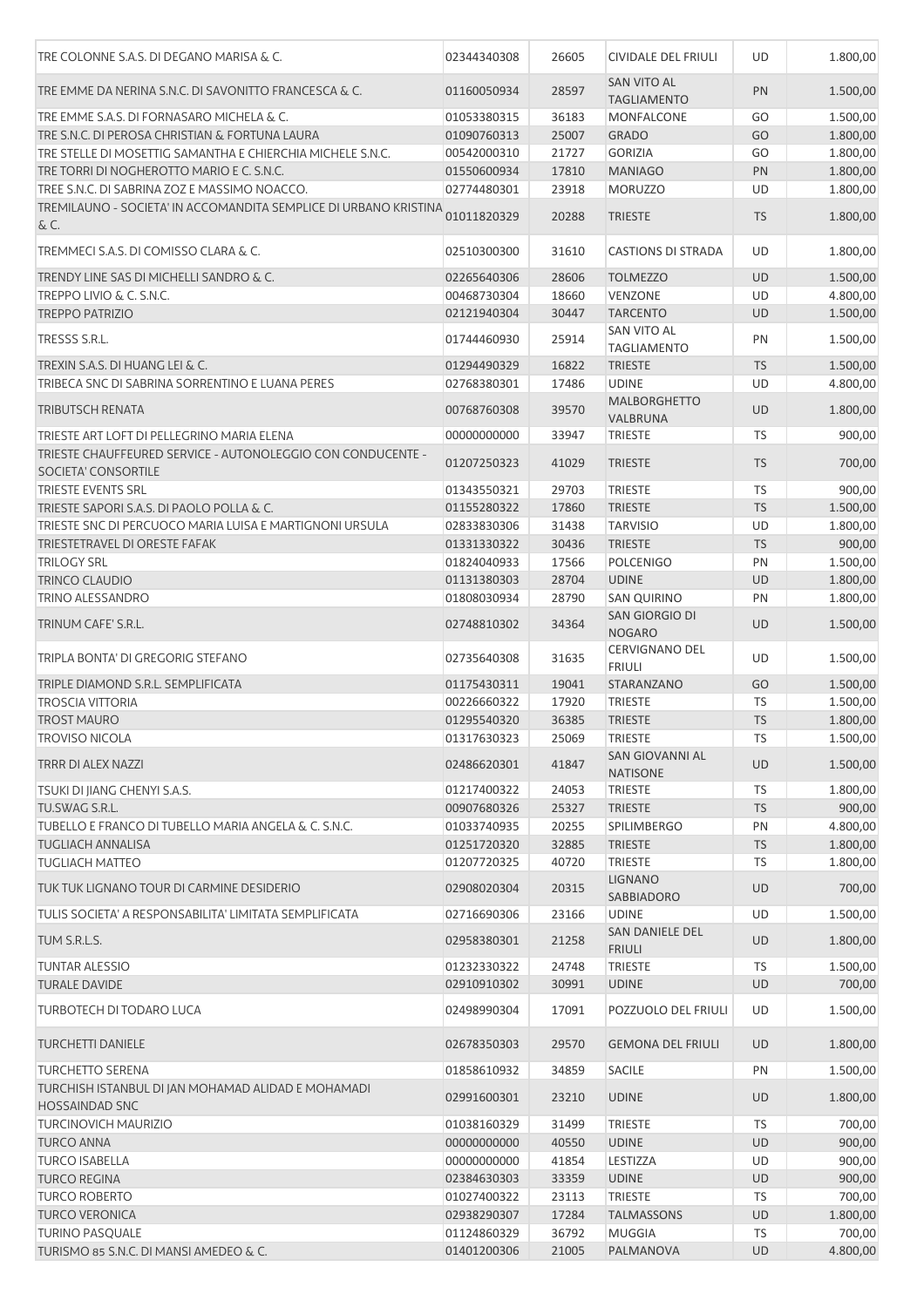| | | | | | |
|---|---|---|---|---|---|
| TRE COLONNE S.A.S. DI DEGANO MARISA & C. | 02344340308 | 26605 | CIVIDALE DEL FRIULI | UD | 1.800,00 |
| TRE EMME DA NERINA S.N.C. DI SAVONITTO FRANCESCA & C. | 01160050934 | 28597 | SAN VITO AL TAGLIAMENTO | PN | 1.500,00 |
| TRE EMME S.A.S. DI FORNASARO MICHELA & C. | 01053380315 | 36183 | MONFALCONE | GO | 1.500,00 |
| TRE S.N.C. DI PEROSA CHRISTIAN & FORTUNA LAURA | 01090760313 | 25007 | GRADO | GO | 1.800,00 |
| TRE STELLE DI MOSETTIG SAMANTHA E CHIERCHIA MICHELE S.N.C. | 00542000310 | 21727 | GORIZIA | GO | 1.800,00 |
| TRE TORRI DI NOGHEROTTO MARIO E C. S.N.C. | 01550600934 | 17810 | MANIAGO | PN | 1.800,00 |
| TREE S.N.C. DI SABRINA ZOZ E MASSIMO NOACCO. | 02774480301 | 23918 | MORUZZO | UD | 1.800,00 |
| TREMILAUNO - SOCIETA' IN ACCOMANDITA SEMPLICE DI URBANO KRISTINA & C. | 01011820329 | 20288 | TRIESTE | TS | 1.800,00 |
| TREMMECI S.A.S. DI COMISSO CLARA & C. | 02510300300 | 31610 | CASTIONS DI STRADA | UD | 1.800,00 |
| TRENDY LINE SAS DI MICHELLI SANDRO & C. | 02265640306 | 28606 | TOLMEZZO | UD | 1.500,00 |
| TREPPO LIVIO & C. S.N.C. | 00468730304 | 18660 | VENZONE | UD | 4.800,00 |
| TREPPO PATRIZIO | 02121940304 | 30447 | TARCENTO | UD | 1.500,00 |
| TRESSS S.R.L. | 01744460930 | 25914 | SAN VITO AL TAGLIAMENTO | PN | 1.500,00 |
| TREXIN S.A.S. DI HUANG LEI & C. | 01294490329 | 16822 | TRIESTE | TS | 1.500,00 |
| TRIBECA SNC DI SABRINA SORRENTINO E LUANA PERES | 02768380301 | 17486 | UDINE | UD | 4.800,00 |
| TRIBUTSCH RENATA | 00768760308 | 39570 | MALBORGHETTO VALBRUNA | UD | 1.800,00 |
| TRIESTE ART LOFT DI PELLEGRINO MARIA ELENA | 00000000000 | 33947 | TRIESTE | TS | 900,00 |
| TRIESTE CHAUFFEURED SERVICE - AUTONOLEGGIO CON CONDUCENTE - SOCIETA' CONSORTILE | 01207250323 | 41029 | TRIESTE | TS | 700,00 |
| TRIESTE EVENTS SRL | 01343550321 | 29703 | TRIESTE | TS | 900,00 |
| TRIESTE SAPORI S.A.S. DI PAOLO POLLA & C. | 01155280322 | 17860 | TRIESTE | TS | 1.500,00 |
| TRIESTE SNC DI PERCUOCO MARIA LUISA E MARTIGNONI URSULA | 02833830306 | 31438 | TARVISIO | UD | 1.800,00 |
| TRIESTETRAVEL DI ORESTE FAFAK | 01331330322 | 30436 | TRIESTE | TS | 900,00 |
| TRILOGY SRL | 01824040933 | 17566 | POLCENIGO | PN | 1.500,00 |
| TRINCO CLAUDIO | 01131380303 | 28704 | UDINE | UD | 1.800,00 |
| TRINO ALESSANDRO | 01808030934 | 28790 | SAN QUIRINO | PN | 1.800,00 |
| TRINUM CAFE' S.R.L. | 02748810302 | 34364 | SAN GIORGIO DI NOGARO | UD | 1.500,00 |
| TRIPLA BONTA' DI GREGORIG STEFANO | 02735640308 | 31635 | CERVIGNANO DEL FRIULI | UD | 1.500,00 |
| TRIPLE DIAMOND S.R.L. SEMPLIFICATA | 01175430311 | 19041 | STARANZANO | GO | 1.500,00 |
| TROSCIA VITTORIA | 00226660322 | 17920 | TRIESTE | TS | 1.500,00 |
| TROST MAURO | 01295540320 | 36385 | TRIESTE | TS | 1.800,00 |
| TROVISO NICOLA | 01317630323 | 25069 | TRIESTE | TS | 1.500,00 |
| TRRR DI ALEX NAZZI | 02486620301 | 41847 | SAN GIOVANNI AL NATISONE | UD | 1.500,00 |
| TSUKI DI JIANG CHENYI S.A.S. | 01217400322 | 24053 | TRIESTE | TS | 1.800,00 |
| TU.SWAG S.R.L. | 00907680326 | 25327 | TRIESTE | TS | 900,00 |
| TUBELLO E FRANCO DI TUBELLO MARIA ANGELA & C. S.N.C. | 01033740935 | 20255 | SPILIMBERGO | PN | 4.800,00 |
| TUGLIACH ANNALISA | 01251720320 | 32885 | TRIESTE | TS | 1.800,00 |
| TUGLIACH MATTEO | 01207720325 | 40720 | TRIESTE | TS | 1.800,00 |
| TUK TUK LIGNANO TOUR DI CARMINE DESIDERIO | 02908020304 | 20315 | LIGNANO SABBIADORO | UD | 700,00 |
| TULIS SOCIETA' A RESPONSABILITA' LIMITATA SEMPLIFICATA | 02716690306 | 23166 | UDINE | UD | 1.500,00 |
| TUM S.R.L.S. | 02958380301 | 21258 | SAN DANIELE DEL FRIULI | UD | 1.800,00 |
| TUNTAR ALESSIO | 01232330322 | 24748 | TRIESTE | TS | 1.500,00 |
| TURALE DAVIDE | 02910910302 | 30991 | UDINE | UD | 700,00 |
| TURBOTECH DI TODARO LUCA | 02498990304 | 17091 | POZZUOLO DEL FRIULI | UD | 1.500,00 |
| TURCHETTI DANIELE | 02678350303 | 29570 | GEMONA DEL FRIULI | UD | 1.800,00 |
| TURCHETTO SERENA | 01858610932 | 34859 | SACILE | PN | 1.500,00 |
| TURCHISH ISTANBUL DI JAN MOHAMAD ALIDAD E MOHAMADI HOSSAINDAD SNC | 02991600301 | 23210 | UDINE | UD | 1.800,00 |
| TURCINOVICH MAURIZIO | 01038160329 | 31499 | TRIESTE | TS | 700,00 |
| TURCO ANNA | 00000000000 | 40550 | UDINE | UD | 900,00 |
| TURCO ISABELLA | 00000000000 | 41854 | LESTIZZA | UD | 900,00 |
| TURCO REGINA | 02384630303 | 33359 | UDINE | UD | 900,00 |
| TURCO ROBERTO | 01027400322 | 23113 | TRIESTE | TS | 700,00 |
| TURCO VERONICA | 02938290307 | 17284 | TALMASSONS | UD | 1.800,00 |
| TURINO PASQUALE | 01124860329 | 36792 | MUGGIA | TS | 700,00 |
| TURISMO 85 S.N.C. DI MANSI AMEDEO & C. | 01401200306 | 21005 | PALMANOVA | UD | 4.800,00 |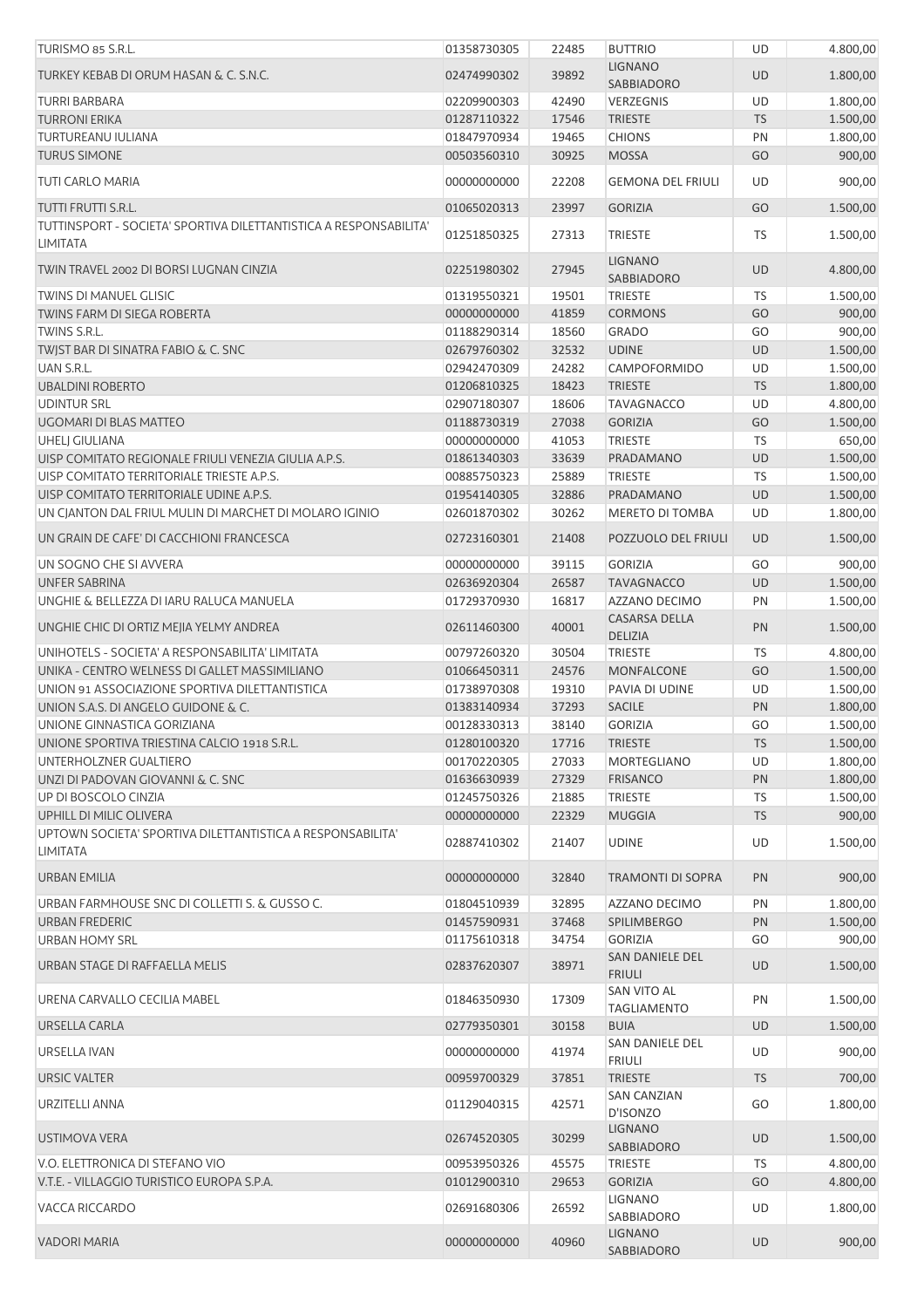| | | | | | |
|---|---|---|---|---|---|
| TURISMO 85 S.R.L. | 01358730305 | 22485 | BUTTRIO | UD | 4.800,00 |
| TURKEY KEBAB DI ORUM HASAN & C. S.N.C. | 02474990302 | 39892 | LIGNANO SABBIADORO | UD | 1.800,00 |
| TURRI BARBARA | 02209900303 | 42490 | VERZEGNIS | UD | 1.800,00 |
| TURRONI ERIKA | 01287110322 | 17546 | TRIESTE | TS | 1.500,00 |
| TURTUREANU IULIANA | 01847970934 | 19465 | CHIONS | PN | 1.800,00 |
| TURUS SIMONE | 00503560310 | 30925 | MOSSA | GO | 900,00 |
| TUTI CARLO MARIA | 00000000000 | 22208 | GEMONA DEL FRIULI | UD | 900,00 |
| TUTTI FRUTTI S.R.L. | 01065020313 | 23997 | GORIZIA | GO | 1.500,00 |
| TUTTINSPORT - SOCIETA' SPORTIVA DILETTANTISTICA A RESPONSABILITA' LIMITATA | 01251850325 | 27313 | TRIESTE | TS | 1.500,00 |
| TWIN TRAVEL 2002 DI BORSI LUGNAN CINZIA | 02251980302 | 27945 | LIGNANO SABBIADORO | UD | 4.800,00 |
| TWINS DI MANUEL GLISIC | 01319550321 | 19501 | TRIESTE | TS | 1.500,00 |
| TWINS FARM DI SIEGA ROBERTA | 00000000000 | 41859 | CORMONS | GO | 900,00 |
| TWINS S.R.L. | 01188290314 | 18560 | GRADO | GO | 900,00 |
| TWJST BAR DI SINATRA FABIO & C. SNC | 02679760302 | 32532 | UDINE | UD | 1.500,00 |
| UAN S.R.L. | 02942470309 | 24282 | CAMPOFORMIDO | UD | 1.500,00 |
| UBALDINI ROBERTO | 01206810325 | 18423 | TRIESTE | TS | 1.800,00 |
| UDINTUR SRL | 02907180307 | 18606 | TAVAGNACCO | UD | 4.800,00 |
| UGOMARI DI BLAS MATTEO | 01188730319 | 27038 | GORIZIA | GO | 1.500,00 |
| UHELJ GIULIANA | 00000000000 | 41053 | TRIESTE | TS | 650,00 |
| UISP COMITATO REGIONALE FRIULI VENEZIA GIULIA A.P.S. | 01861340303 | 33639 | PRADAMANO | UD | 1.500,00 |
| UISP COMITATO TERRITORIALE TRIESTE A.P.S. | 00885750323 | 25889 | TRIESTE | TS | 1.500,00 |
| UISP COMITATO TERRITORIALE UDINE A.P.S. | 01954140305 | 32886 | PRADAMANO | UD | 1.500,00 |
| UN CJANTON DAL FRIUL MULIN DI MARCHET DI MOLARO IGINIO | 02601870302 | 30262 | MERETO DI TOMBA | UD | 1.800,00 |
| UN GRAIN DE CAFE' DI CACCHIONI FRANCESCA | 02723160301 | 21408 | POZZUOLO DEL FRIULI | UD | 1.500,00 |
| UN SOGNO CHE SI AVVERA | 00000000000 | 39115 | GORIZIA | GO | 900,00 |
| UNFER SABRINA | 02636920304 | 26587 | TAVAGNACCO | UD | 1.500,00 |
| UNGHIE & BELLEZZA DI IARU RALUCA MANUELA | 01729370930 | 16817 | AZZANO DECIMO | PN | 1.500,00 |
| UNGHIE CHIC DI ORTIZ MEJIA YELMY ANDREA | 02611460300 | 40001 | CASARSA DELLA DELIZIA | PN | 1.500,00 |
| UNIHOTELS - SOCIETA' A RESPONSABILITA' LIMITATA | 00797260320 | 30504 | TRIESTE | TS | 4.800,00 |
| UNIKA - CENTRO WELNESS DI GALLET MASSIMILIANO | 01066450311 | 24576 | MONFALCONE | GO | 1.500,00 |
| UNION 91 ASSOCIAZIONE SPORTIVA DILETTANTISTICA | 01738970308 | 19310 | PAVIA DI UDINE | UD | 1.500,00 |
| UNION S.A.S. DI ANGELO GUIDONE & C. | 01383140934 | 37293 | SACILE | PN | 1.800,00 |
| UNIONE GINNASTICA GORIZIANA | 00128330313 | 38140 | GORIZIA | GO | 1.500,00 |
| UNIONE SPORTIVA TRIESTINA CALCIO 1918 S.R.L. | 01280100320 | 17716 | TRIESTE | TS | 1.500,00 |
| UNTERHOLZNER GUALTIERO | 00170220305 | 27033 | MORTEGLIANO | UD | 1.800,00 |
| UNZI DI PADOVAN GIOVANNI & C. SNC | 01636630939 | 27329 | FRISANCO | PN | 1.800,00 |
| UP DI BOSCOLO CINZIA | 01245750326 | 21885 | TRIESTE | TS | 1.500,00 |
| UPHILL DI MILIC OLIVERA | 00000000000 | 22329 | MUGGIA | TS | 900,00 |
| UPTOWN SOCIETA' SPORTIVA DILETTANTISTICA A RESPONSABILITA' LIMITATA | 02887410302 | 21407 | UDINE | UD | 1.500,00 |
| URBAN EMILIA | 00000000000 | 32840 | TRAMONTI DI SOPRA | PN | 900,00 |
| URBAN FARMHOUSE SNC DI COLLETTI S. & GUSSO C. | 01804510939 | 32895 | AZZANO DECIMO | PN | 1.800,00 |
| URBAN FREDERIC | 01457590931 | 37468 | SPILIMBERGO | PN | 1.500,00 |
| URBAN HOMY SRL | 01175610318 | 34754 | GORIZIA | GO | 900,00 |
| URBAN STAGE DI RAFFAELLA MELIS | 02837620307 | 38971 | SAN DANIELE DEL FRIULI | UD | 1.500,00 |
| URENA CARVALLO CECILIA MABEL | 01846350930 | 17309 | SAN VITO AL TAGLIAMENTO | PN | 1.500,00 |
| URSELLA CARLA | 02779350301 | 30158 | BUIA | UD | 1.500,00 |
| URSELLA IVAN | 00000000000 | 41974 | SAN DANIELE DEL FRIULI | UD | 900,00 |
| URSIC VALTER | 00959700329 | 37851 | TRIESTE | TS | 700,00 |
| URZITELLI ANNA | 01129040315 | 42571 | SAN CANZIAN D'ISONZO | GO | 1.800,00 |
| USTIMOVA VERA | 02674520305 | 30299 | LIGNANO SABBIADORO | UD | 1.500,00 |
| V.O. ELETTRONICA DI STEFANO VIO | 00953950326 | 45575 | TRIESTE | TS | 4.800,00 |
| V.T.E. - VILLAGGIO TURISTICO EUROPA S.P.A. | 01012900310 | 29653 | GORIZIA | GO | 4.800,00 |
| VACCA RICCARDO | 02691680306 | 26592 | LIGNANO SABBIADORO | UD | 1.800,00 |
| VADORI MARIA | 00000000000 | 40960 | LIGNANO SABBIADORO | UD | 900,00 |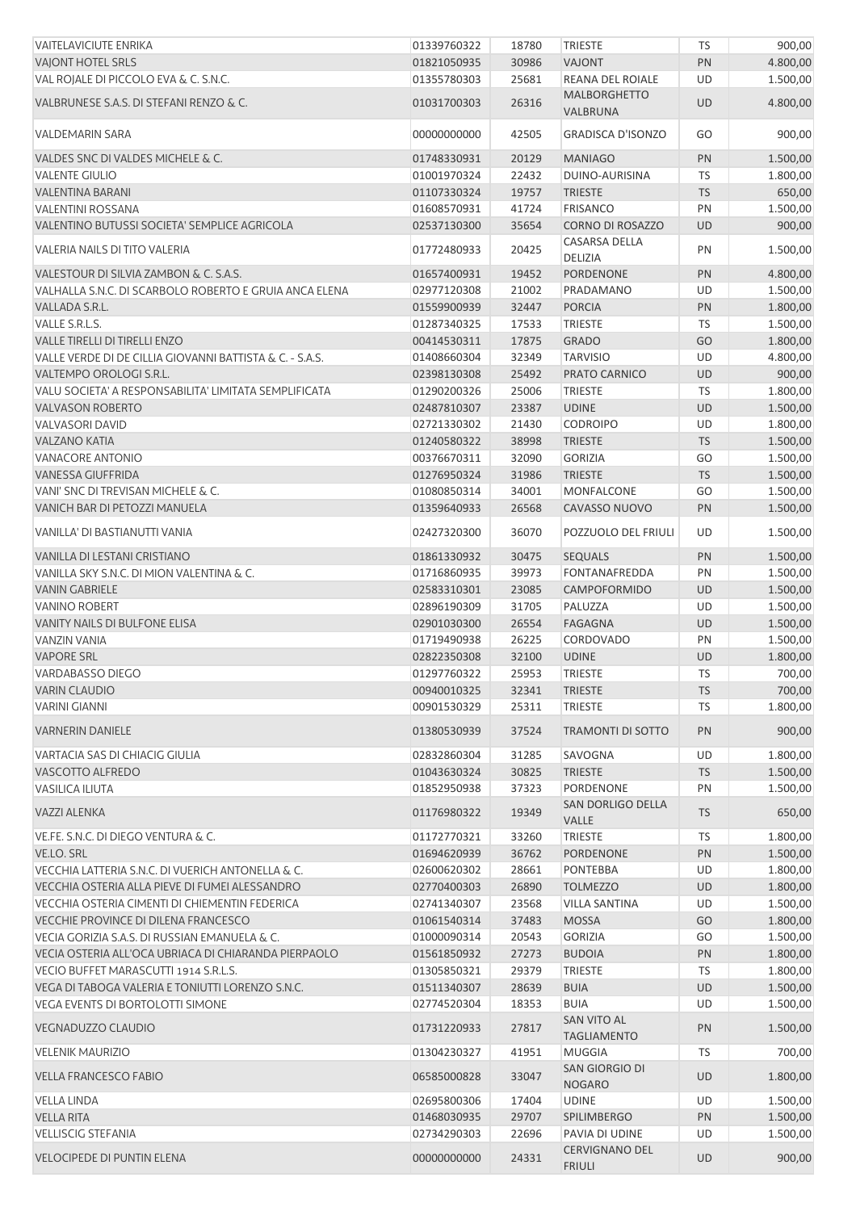| | | | | | |
|---|---|---|---|---|---|
| VAITELAVICIUTE ENRIKA | 01339760322 | 18780 | TRIESTE | TS | 900,00 |
| VAJONT HOTEL SRLS | 01821050935 | 30986 | VAJONT | PN | 4.800,00 |
| VAL ROJALE DI PICCOLO EVA & C. S.N.C. | 01355780303 | 25681 | REANA DEL ROIALE | UD | 1.500,00 |
| VALBRUNESE S.A.S. DI STEFANI RENZO & C. | 01031700303 | 26316 | MALBORGHETTO VALBRUNA | UD | 4.800,00 |
| VALDEMARIN SARA | 00000000000 | 42505 | GRADISCA D'ISONZO | GO | 900,00 |
| VALDES SNC DI VALDES MICHELE & C. | 01748330931 | 20129 | MANIAGO | PN | 1.500,00 |
| VALENTE GIULIO | 01001970324 | 22432 | DUINO-AURISINA | TS | 1.800,00 |
| VALENTINA BARANI | 01107330324 | 19757 | TRIESTE | TS | 650,00 |
| VALENTINI ROSSANA | 01608570931 | 41724 | FRISANCO | PN | 1.500,00 |
| VALENTINO BUTUSSI SOCIETA' SEMPLICE AGRICOLA | 02537130300 | 35654 | CORNO DI ROSAZZO | UD | 900,00 |
| VALERIA NAILS DI TITO VALERIA | 01772480933 | 20425 | CASARSA DELLA DELIZIA | PN | 1.500,00 |
| VALESTOUR DI SILVIA ZAMBON & C. S.A.S. | 01657400931 | 19452 | PORDENONE | PN | 4.800,00 |
| VALHALLA S.N.C. DI SCARBOLO ROBERTO E GRUIA ANCA ELENA | 02977120308 | 21002 | PRADAMANO | UD | 1.500,00 |
| VALLADA S.R.L. | 01559900939 | 32447 | PORCIA | PN | 1.800,00 |
| VALLE S.R.L.S. | 01287340325 | 17533 | TRIESTE | TS | 1.500,00 |
| VALLE TIRELLI DI TIRELLI ENZO | 00414530311 | 17875 | GRADO | GO | 1.800,00 |
| VALLE VERDE DI DE CILLIA GIOVANNI BATTISTA & C. - S.A.S. | 01408660304 | 32349 | TARVISIO | UD | 4.800,00 |
| VALTEMPO OROLOGI S.R.L. | 02398130308 | 25492 | PRATO CARNICO | UD | 900,00 |
| VALU SOCIETA' A RESPONSABILITA' LIMITATA SEMPLIFICATA | 01290200326 | 25006 | TRIESTE | TS | 1.800,00 |
| VALVASON ROBERTO | 02487810307 | 23387 | UDINE | UD | 1.500,00 |
| VALVASORI DAVID | 02721330302 | 21430 | CODROIPO | UD | 1.800,00 |
| VALZANO KATIA | 01240580322 | 38998 | TRIESTE | TS | 1.500,00 |
| VANACORE ANTONIO | 00376670311 | 32090 | GORIZIA | GO | 1.500,00 |
| VANESSA GIUFFRIDA | 01276950324 | 31986 | TRIESTE | TS | 1.500,00 |
| VANI' SNC DI TREVISAN MICHELE & C. | 01080850314 | 34001 | MONFALCONE | GO | 1.500,00 |
| VANICH BAR DI PETOZZI MANUELA | 01359640933 | 26568 | CAVASSO NUOVO | PN | 1.500,00 |
| VANILLA' DI BASTIANUTTI VANIA | 02427320300 | 36070 | POZZUOLO DEL FRIULI | UD | 1.500,00 |
| VANILLA DI LESTANI CRISTIANO | 01861330932 | 30475 | SEQUALS | PN | 1.500,00 |
| VANILLA SKY S.N.C. DI MION VALENTINA & C. | 01716860935 | 39973 | FONTANAFREDDA | PN | 1.500,00 |
| VANIN GABRIELE | 02583310301 | 23085 | CAMPOFORMIDO | UD | 1.500,00 |
| VANINO ROBERT | 02896190309 | 31705 | PALUZZA | UD | 1.500,00 |
| VANITY NAILS DI BULFONE ELISA | 02901030300 | 26554 | FAGAGNA | UD | 1.500,00 |
| VANZIN VANIA | 01719490938 | 26225 | CORDOVADO | PN | 1.500,00 |
| VAPORE SRL | 02822350308 | 32100 | UDINE | UD | 1.800,00 |
| VARDABASSO DIEGO | 01297760322 | 25953 | TRIESTE | TS | 700,00 |
| VARIN CLAUDIO | 00940010325 | 32341 | TRIESTE | TS | 700,00 |
| VARINI GIANNI | 00901530329 | 25311 | TRIESTE | TS | 1.800,00 |
| VARNERIN DANIELE | 01380530939 | 37524 | TRAMONTI DI SOTTO | PN | 900,00 |
| VARTACIA SAS DI CHIACIG GIULIA | 02832860304 | 31285 | SAVOGNA | UD | 1.800,00 |
| VASCOTTO ALFREDO | 01043630324 | 30825 | TRIESTE | TS | 1.500,00 |
| VASILICA ILIUTA | 01852950938 | 37323 | PORDENONE | PN | 1.500,00 |
| VAZZI ALENKA | 01176980322 | 19349 | SAN DORLIGO DELLA VALLE | TS | 650,00 |
| VE.FE. S.N.C. DI DIEGO VENTURA & C. | 01172770321 | 33260 | TRIESTE | TS | 1.800,00 |
| VE.LO. SRL | 01694620939 | 36762 | PORDENONE | PN | 1.500,00 |
| VECCHIA LATTERIA S.N.C. DI VUERICH ANTONELLA & C. | 02600620302 | 28661 | PONTEBBA | UD | 1.800,00 |
| VECCHIA OSTERIA ALLA PIEVE DI FUMEI ALESSANDRO | 02770400303 | 26890 | TOLMEZZO | UD | 1.800,00 |
| VECCHIA OSTERIA CIMENTI DI CHIEMENTIN FEDERICA | 02741340307 | 23568 | VILLA SANTINA | UD | 1.500,00 |
| VECCHIE PROVINCE DI DILENA FRANCESCO | 01061540314 | 37483 | MOSSA | GO | 1.800,00 |
| VECIA GORIZIA S.A.S. DI RUSSIAN EMANUELA & C. | 01000090314 | 20543 | GORIZIA | GO | 1.500,00 |
| VECIA OSTERIA ALL'OCA UBRIACA DI CHIARANDA PIERPAOLO | 01561850932 | 27273 | BUDOIA | PN | 1.800,00 |
| VECIO BUFFET MARASCUTTI 1914 S.R.L.S. | 01305850321 | 29379 | TRIESTE | TS | 1.800,00 |
| VEGA DI TABOGA VALERIA E TONIUTTI LORENZO S.N.C. | 01511340307 | 28639 | BUIA | UD | 1.500,00 |
| VEGA EVENTS DI BORTOLOTTI SIMONE | 02774520304 | 18353 | BUIA | UD | 1.500,00 |
| VEGNADUZZO CLAUDIO | 01731220933 | 27817 | SAN VITO AL TAGLIAMENTO | PN | 1.500,00 |
| VELENIK MAURIZIO | 01304230327 | 41951 | MUGGIA | TS | 700,00 |
| VELLA FRANCESCO FABIO | 06585000828 | 33047 | SAN GIORGIO DI NOGARO | UD | 1.800,00 |
| VELLA LINDA | 02695800306 | 17404 | UDINE | UD | 1.500,00 |
| VELLA RITA | 01468030935 | 29707 | SPILIMBERGO | PN | 1.500,00 |
| VELLISCIG STEFANIA | 02734290303 | 22696 | PAVIA DI UDINE | UD | 1.500,00 |
| VELOCIPEDE DI PUNTIN ELENA | 00000000000 | 24331 | CERVIGNANO DEL FRIULI | UD | 900,00 |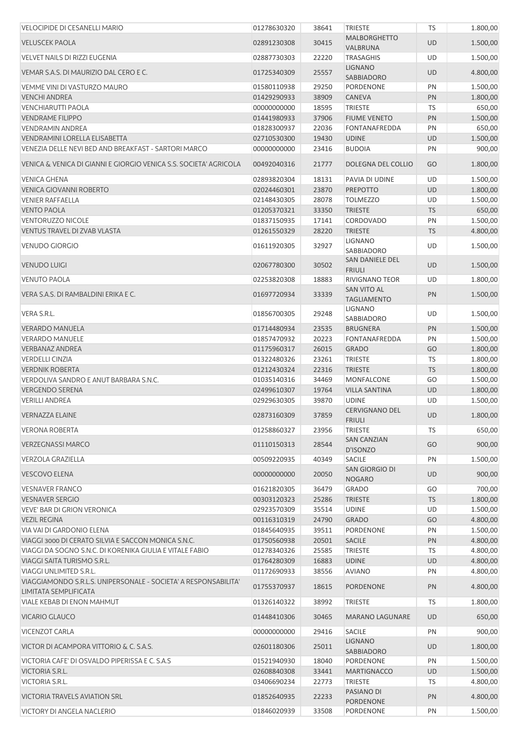| | | | | | |
|---|---|---|---|---|---|
| VELOCIPIDE DI CESANELLI MARIO | 01278630320 | 38641 | TRIESTE | TS | 1.800,00 |
| VELUSCEK PAOLA | 02891230308 | 30415 | MALBORGHETTO VALBRUNA | UD | 1.500,00 |
| VELVET NAILS DI RIZZI EUGENIA | 02887730303 | 22220 | TRASAGHIS | UD | 1.500,00 |
| VEMAR S.A.S. DI MAURIZIO DAL CERO E C. | 01725340309 | 25557 | LIGNANO SABBIADORO | UD | 4.800,00 |
| VEMME VINI DI VASTURZO MAURO | 01580110938 | 29250 | PORDENONE | PN | 1.500,00 |
| VENCHI ANDREA | 01429290933 | 38909 | CANEVA | PN | 1.800,00 |
| VENCHIARUTTI PAOLA | 00000000000 | 18595 | TRIESTE | TS | 650,00 |
| VENDRAME FILIPPO | 01441980933 | 37906 | FIUME VENETO | PN | 1.500,00 |
| VENDRAMIN ANDREA | 01828300937 | 22036 | FONTANAFREDDA | PN | 650,00 |
| VENDRAMINI LORELLA ELISABETTA | 02710530300 | 19430 | UDINE | UD | 1.500,00 |
| VENEZIA DELLE NEVI BED AND BREAKFAST - SARTORI MARCO | 00000000000 | 23416 | BUDOIA | PN | 900,00 |
| VENICA & VENICA DI GIANNI E GIORGIO VENICA S.S. SOCIETA' AGRICOLA | 00492040316 | 21777 | DOLEGNA DEL COLLIO | GO | 1.800,00 |
| VENICA GHENA | 02893820304 | 18131 | PAVIA DI UDINE | UD | 1.500,00 |
| VENICA GIOVANNI ROBERTO | 02024460301 | 23870 | PREPOTTO | UD | 1.800,00 |
| VENIER RAFFAELLA | 02148430305 | 28078 | TOLMEZZO | UD | 1.500,00 |
| VENTO PAOLA | 01205370321 | 33350 | TRIESTE | TS | 650,00 |
| VENTORUZZO NICOLE | 01837150935 | 17141 | CORDOVADO | PN | 1.500,00 |
| VENTUS TRAVEL DI ZVAB VLASTA | 01261550329 | 28220 | TRIESTE | TS | 4.800,00 |
| VENUDO GIORGIO | 01611920305 | 32927 | LIGNANO SABBIADORO | UD | 1.500,00 |
| VENUDO LUIGI | 02067780300 | 30502 | SAN DANIELE DEL FRIULI | UD | 1.500,00 |
| VENUTO PAOLA | 02253820308 | 18883 | RIVIGNANO TEOR | UD | 1.800,00 |
| VERA S.A.S. DI RAMBALDINI ERIKA E C. | 01697720934 | 33339 | SAN VITO AL TAGLIAMENTO | PN | 1.500,00 |
| VERA S.R.L. | 01856700305 | 29248 | LIGNANO SABBIADORO | UD | 1.500,00 |
| VERARDO MANUELA | 01714480934 | 23535 | BRUGNERA | PN | 1.500,00 |
| VERARDO MANUELE | 01857470932 | 20223 | FONTANAFREDDA | PN | 1.500,00 |
| VERBANAZ ANDREA | 01175960317 | 26015 | GRADO | GO | 1.800,00 |
| VERDELLI CINZIA | 01322480326 | 23261 | TRIESTE | TS | 1.800,00 |
| VERDNIK ROBERTA | 01212430324 | 22316 | TRIESTE | TS | 1.800,00 |
| VERDOLIVA SANDRO E ANUT BARBARA S.N.C. | 01035140316 | 34469 | MONFALCONE | GO | 1.500,00 |
| VERGENDO SERENA | 02499610307 | 19764 | VILLA SANTINA | UD | 1.800,00 |
| VERILLI ANDREA | 02929630305 | 39870 | UDINE | UD | 1.500,00 |
| VERNAZZA ELAINE | 02873160309 | 37859 | CERVIGNANO DEL FRIULI | UD | 1.800,00 |
| VERONA ROBERTA | 01258860327 | 23956 | TRIESTE | TS | 650,00 |
| VERZEGNASSI MARCO | 01110150313 | 28544 | SAN CANZIAN D'ISONZO | GO | 900,00 |
| VERZOLA GRAZIELLA | 00509220935 | 40349 | SACILE | PN | 1.500,00 |
| VESCOVO ELENA | 00000000000 | 20050 | SAN GIORGIO DI NOGARO | UD | 900,00 |
| VESNAVER FRANCO | 01621820305 | 36479 | GRADO | GO | 700,00 |
| VESNAVER SERGIO | 00303120323 | 25286 | TRIESTE | TS | 1.800,00 |
| VEVE' BAR DI GRION VERONICA | 02923570309 | 35514 | UDINE | UD | 1.500,00 |
| VEZIL REGINA | 00116310319 | 24790 | GRADO | GO | 4.800,00 |
| VIA VAI DI GARDONIO ELENA | 01845640935 | 39511 | PORDENONE | PN | 1.500,00 |
| VIAGGI 3000 DI CERATO SILVIA E SACCON MONICA S.N.C. | 01750560938 | 20501 | SACILE | PN | 4.800,00 |
| VIAGGI DA SOGNO S.N.C. DI KORENIKA GIULIA E VITALE FABIO | 01278340326 | 25585 | TRIESTE | TS | 4.800,00 |
| VIAGGI SAITA TURISMO S.R.L. | 01764280309 | 16883 | UDINE | UD | 4.800,00 |
| VIAGGI UNLIMITED S.R.L. | 01172690933 | 38556 | AVIANO | PN | 4.800,00 |
| VIAGGIAMONDO S.R.L.S. UNIPERSONALE - SOCIETA' A RESPONSABILITA' LIMITATA SEMPLIFICATA | 01755370937 | 18615 | PORDENONE | PN | 4.800,00 |
| VIALE KEBAB DI ENON MAHMUT | 01326140322 | 38992 | TRIESTE | TS | 1.800,00 |
| VICARIO GLAUCO | 01448410306 | 30465 | MARANO LAGUNARE | UD | 650,00 |
| VICENZOT CARLA | 00000000000 | 29416 | SACILE | PN | 900,00 |
| VICTOR DI ACAMPORA VITTORIO & C. S.A.S. | 02601180306 | 25011 | LIGNANO SABBIADORO | UD | 1.800,00 |
| VICTORIA CAFE' DI OSVALDO PIPERISSA E C. S.A.S | 01521940930 | 18040 | PORDENONE | PN | 1.500,00 |
| VICTORIA S.R.L. | 02608840308 | 33441 | MARTIGNACCO | UD | 1.500,00 |
| VICTORIA S.R.L. | 03406690234 | 22773 | TRIESTE | TS | 4.800,00 |
| VICTORIA TRAVELS AVIATION SRL | 01852640935 | 22233 | PASIANO DI PORDENONE | PN | 4.800,00 |
| VICTORY DI ANGELA NACLERIO | 01846020939 | 33508 | PORDENONE | PN | 1.500,00 |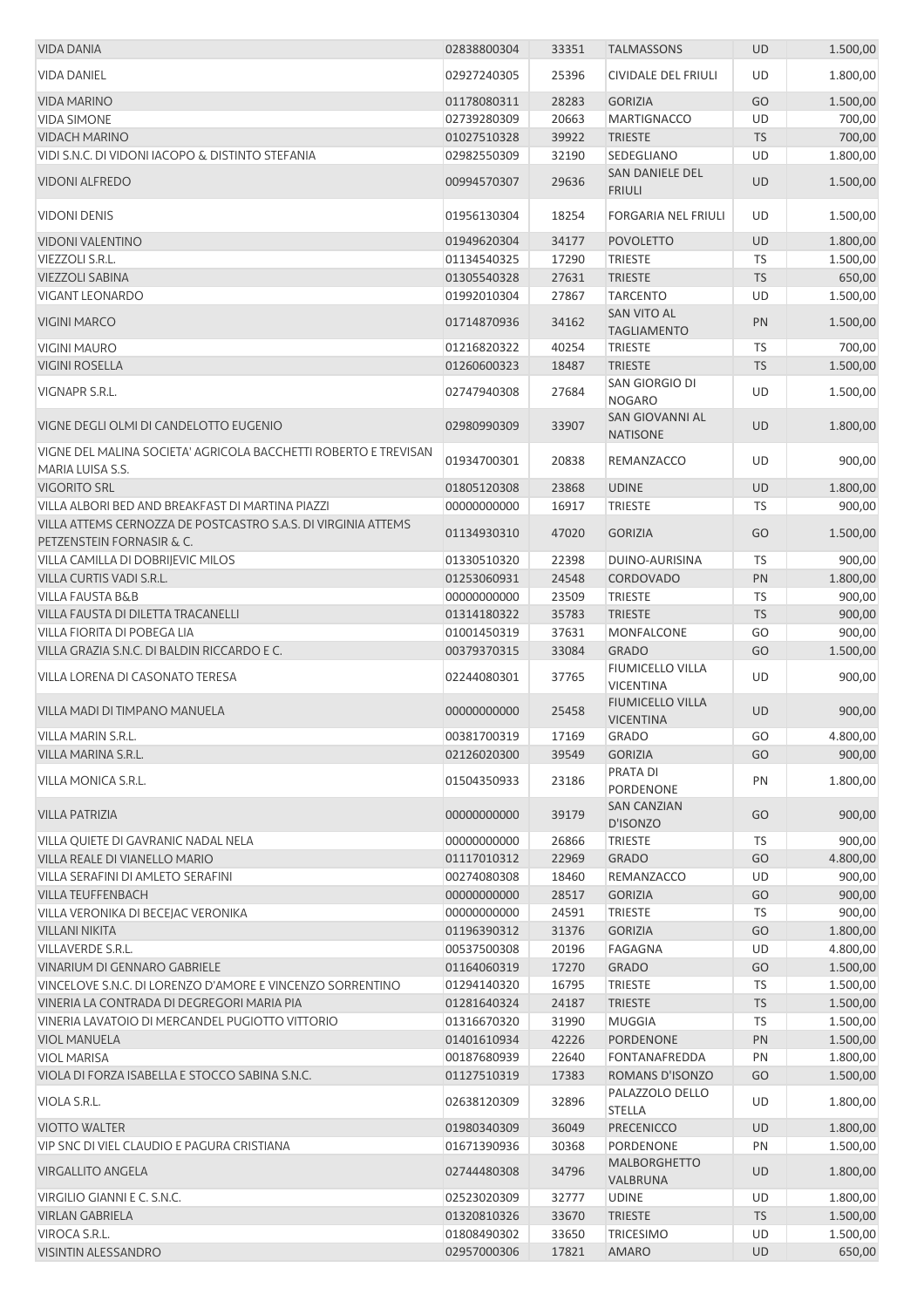| | | | | | |
|---|---|---|---|---|---|
| VIDA DANIA | 02838800304 | 33351 | TALMASSONS | UD | 1.500,00 |
| VIDA DANIEL | 02927240305 | 25396 | CIVIDALE DEL FRIULI | UD | 1.800,00 |
| VIDA MARINO | 01178080311 | 28283 | GORIZIA | GO | 1.500,00 |
| VIDA SIMONE | 02739280309 | 20663 | MARTIGNACCO | UD | 700,00 |
| VIDACH MARINO | 01027510328 | 39922 | TRIESTE | TS | 700,00 |
| VIDI S.N.C. DI VIDONI IACOPO & DISTINTO STEFANIA | 02982550309 | 32190 | SEDEGLIANO | UD | 1.800,00 |
| VIDONI ALFREDO | 00994570307 | 29636 | SAN DANIELE DEL FRIULI | UD | 1.500,00 |
| VIDONI DENIS | 01956130304 | 18254 | FORGARIA NEL FRIULI | UD | 1.500,00 |
| VIDONI VALENTINO | 01949620304 | 34177 | POVOLETTO | UD | 1.800,00 |
| VIEZZOLI S.R.L. | 01134540325 | 17290 | TRIESTE | TS | 1.500,00 |
| VIEZZOLI SABINA | 01305540328 | 27631 | TRIESTE | TS | 650,00 |
| VIGANT LEONARDO | 01992010304 | 27867 | TARCENTO | UD | 1.500,00 |
| VIGINI MARCO | 01714870936 | 34162 | SAN VITO AL TAGLIAMENTO | PN | 1.500,00 |
| VIGINI MAURO | 01216820322 | 40254 | TRIESTE | TS | 700,00 |
| VIGINI ROSELLA | 01260600323 | 18487 | TRIESTE | TS | 1.500,00 |
| VIGNAPR S.R.L. | 02747940308 | 27684 | SAN GIORGIO DI NOGARO | UD | 1.500,00 |
| VIGNE DEGLI OLMI DI CANDELOTTO EUGENIO | 02980990309 | 33907 | SAN GIOVANNI AL NATISONE | UD | 1.800,00 |
| VIGNE DEL MALINA SOCIETA' AGRICOLA BACCHETTI ROBERTO E TREVISAN MARIA LUISA S.S. | 01934700301 | 20838 | REMANZACCO | UD | 900,00 |
| VIGORITO SRL | 01805120308 | 23868 | UDINE | UD | 1.800,00 |
| VILLA ALBORI BED AND BREAKFAST DI MARTINA PIAZZI | 00000000000 | 16917 | TRIESTE | TS | 900,00 |
| VILLA ATTEMS CERNOZZA DE POSTCASTRO S.A.S. DI VIRGINIA ATTEMS PETZENSTEIN FORNASIR & C. | 01134930310 | 47020 | GORIZIA | GO | 1.500,00 |
| VILLA CAMILLA DI DOBRIJEVIC MILOS | 01330510320 | 22398 | DUINO-AURISINA | TS | 900,00 |
| VILLA CURTIS VADI S.R.L. | 01253060931 | 24548 | CORDOVADO | PN | 1.800,00 |
| VILLA FAUSTA B&B | 00000000000 | 23509 | TRIESTE | TS | 900,00 |
| VILLA FAUSTA DI DILETTA TRACANELLI | 01314180322 | 35783 | TRIESTE | TS | 900,00 |
| VILLA FIORITA DI POBEGA LIA | 01001450319 | 37631 | MONFALCONE | GO | 900,00 |
| VILLA GRAZIA S.N.C. DI BALDIN RICCARDO E C. | 00379370315 | 33084 | GRADO | GO | 1.500,00 |
| VILLA LORENA DI CASONATO TERESA | 02244080301 | 37765 | FIUMICELLO VILLA VICENTINA | UD | 900,00 |
| VILLA MADI DI TIMPANO MANUELA | 00000000000 | 25458 | FIUMICELLO VILLA VICENTINA | UD | 900,00 |
| VILLA MARIN S.R.L. | 00381700319 | 17169 | GRADO | GO | 4.800,00 |
| VILLA MARINA S.R.L. | 02126020300 | 39549 | GORIZIA | GO | 900,00 |
| VILLA MONICA S.R.L. | 01504350933 | 23186 | PRATA DI PORDENONE | PN | 1.800,00 |
| VILLA PATRIZIA | 00000000000 | 39179 | SAN CANZIAN D'ISONZO | GO | 900,00 |
| VILLA QUIETE DI GAVRANIC NADAL NELA | 00000000000 | 26866 | TRIESTE | TS | 900,00 |
| VILLA REALE DI VIANELLO MARIO | 01117010312 | 22969 | GRADO | GO | 4.800,00 |
| VILLA SERAFINI DI AMLETO SERAFINI | 00274080308 | 18460 | REMANZACCO | UD | 900,00 |
| VILLA TEUFFENBACH | 00000000000 | 28517 | GORIZIA | GO | 900,00 |
| VILLA VERONIKA DI BECEJAC VERONIKA | 00000000000 | 24591 | TRIESTE | TS | 900,00 |
| VILLANI NIKITA | 01196390312 | 31376 | GORIZIA | GO | 1.800,00 |
| VILLAVERDE S.R.L. | 00537500308 | 20196 | FAGAGNA | UD | 4.800,00 |
| VINARIUM DI GENNARO GABRIELE | 01164060319 | 17270 | GRADO | GO | 1.500,00 |
| VINCELOVE S.N.C. DI LORENZO D'AMORE E VINCENZO SORRENTINO | 01294140320 | 16795 | TRIESTE | TS | 1.500,00 |
| VINERIA LA CONTRADA DI DEGREGORI MARIA PIA | 01281640324 | 24187 | TRIESTE | TS | 1.500,00 |
| VINERIA LAVATOIO DI MERCANDEL PUGIOTTO VITTORIO | 01316670320 | 31990 | MUGGIA | TS | 1.500,00 |
| VIOL MANUELA | 01401610934 | 42226 | PORDENONE | PN | 1.500,00 |
| VIOL MARISA | 00187680939 | 22640 | FONTANAFREDDA | PN | 1.800,00 |
| VIOLA DI FORZA ISABELLA E STOCCO SABINA S.N.C. | 01127510319 | 17383 | ROMANS D'ISONZO | GO | 1.500,00 |
| VIOLA S.R.L. | 02638120309 | 32896 | PALAZZOLO DELLO STELLA | UD | 1.800,00 |
| VIOTTO WALTER | 01980340309 | 36049 | PRECENICCO | UD | 1.800,00 |
| VIP SNC DI VIEL CLAUDIO E PAGURA CRISTIANA | 01671390936 | 30368 | PORDENONE | PN | 1.500,00 |
| VIRGALLITO ANGELA | 02744480308 | 34796 | MALBORGHETTO VALBRUNA | UD | 1.800,00 |
| VIRGILIO GIANNI E C. S.N.C. | 02523020309 | 32777 | UDINE | UD | 1.800,00 |
| VIRLAN GABRIELA | 01320810326 | 33670 | TRIESTE | TS | 1.500,00 |
| VIROCA S.R.L. | 01808490302 | 33650 | TRICESIMO | UD | 1.500,00 |
| VISINTIN ALESSANDRO | 02957000306 | 17821 | AMARO | UD | 650,00 |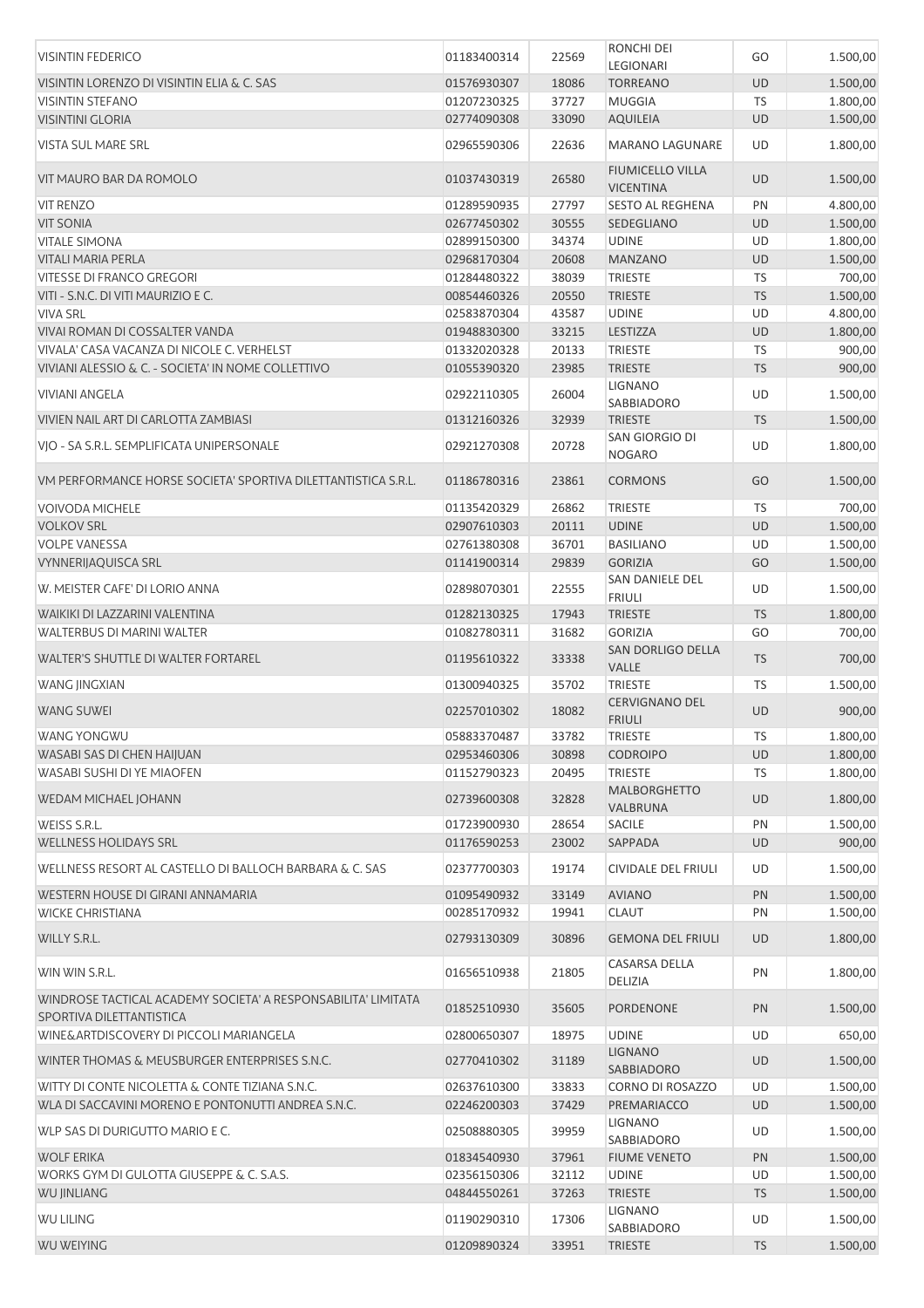| | | | | | |
|---|---|---|---|---|---|
| VISINTIN FEDERICO | 01183400314 | 22569 | RONCHI DEI LEGIONARI | GO | 1.500,00 |
| VISINTIN LORENZO DI VISINTIN ELIA & C. SAS | 01576930307 | 18086 | TORREANO | UD | 1.500,00 |
| VISINTIN STEFANO | 01207230325 | 37727 | MUGGIA | TS | 1.800,00 |
| VISINTINI GLORIA | 02774090308 | 33090 | AQUILEIA | UD | 1.500,00 |
| VISTA SUL MARE SRL | 02965590306 | 22636 | MARANO LAGUNARE | UD | 1.800,00 |
| VIT MAURO BAR DA ROMOLO | 01037430319 | 26580 | FIUMICELLO VILLA VICENTINA | UD | 1.500,00 |
| VIT RENZO | 01289590935 | 27797 | SESTO AL REGHENA | PN | 4.800,00 |
| VIT SONIA | 02677450302 | 30555 | SEDEGLIANO | UD | 1.500,00 |
| VITALE SIMONA | 02899150300 | 34374 | UDINE | UD | 1.800,00 |
| VITALI MARIA PERLA | 02968170304 | 20608 | MANZANO | UD | 1.500,00 |
| VITESSE DI FRANCO GREGORI | 01284480322 | 38039 | TRIESTE | TS | 700,00 |
| VITI - S.N.C. DI VITI MAURIZIO E C. | 00854460326 | 20550 | TRIESTE | TS | 1.500,00 |
| VIVA SRL | 02583870304 | 43587 | UDINE | UD | 4.800,00 |
| VIVAI ROMAN DI COSSALTER VANDA | 01948830300 | 33215 | LESTIZZA | UD | 1.800,00 |
| VIVALA' CASA VACANZA DI NICOLE C. VERHELST | 01332020328 | 20133 | TRIESTE | TS | 900,00 |
| VIVIANI ALESSIO & C. - SOCIETA' IN NOME COLLETTIVO | 01055390320 | 23985 | TRIESTE | TS | 900,00 |
| VIVIANI ANGELA | 02922110305 | 26004 | LIGNANO SABBIADORO | UD | 1.500,00 |
| VIVIEN NAIL ART DI CARLOTTA ZAMBIASI | 01312160326 | 32939 | TRIESTE | TS | 1.500,00 |
| VJO - SA S.R.L. SEMPLIFICATA UNIPERSONALE | 02921270308 | 20728 | SAN GIORGIO DI NOGARO | UD | 1.800,00 |
| VM PERFORMANCE HORSE SOCIETA' SPORTIVA DILETTANTISTICA S.R.L. | 01186780316 | 23861 | CORMONS | GO | 1.500,00 |
| VOIVODA MICHELE | 01135420329 | 26862 | TRIESTE | TS | 700,00 |
| VOLKOV SRL | 02907610303 | 20111 | UDINE | UD | 1.500,00 |
| VOLPE VANESSA | 02761380308 | 36701 | BASILIANO | UD | 1.500,00 |
| VYNNERIJAQUISCA SRL | 01141900314 | 29839 | GORIZIA | GO | 1.500,00 |
| W. MEISTER CAFE' DI LORIO ANNA | 02898070301 | 22555 | SAN DANIELE DEL FRIULI | UD | 1.500,00 |
| WAIKIKI DI LAZZARINI VALENTINA | 01282130325 | 17943 | TRIESTE | TS | 1.800,00 |
| WALTERBUS DI MARINI WALTER | 01082780311 | 31682 | GORIZIA | GO | 700,00 |
| WALTER'S SHUTTLE DI WALTER FORTAREL | 01195610322 | 33338 | SAN DORLIGO DELLA VALLE | TS | 700,00 |
| WANG JINGXIAN | 01300940325 | 35702 | TRIESTE | TS | 1.500,00 |
| WANG SUWEI | 02257010302 | 18082 | CERVIGNANO DEL FRIULI | UD | 900,00 |
| WANG YONGWU | 05883370487 | 33782 | TRIESTE | TS | 1.800,00 |
| WASABI SAS DI CHEN HAIJUAN | 02953460306 | 30898 | CODROIPO | UD | 1.800,00 |
| WASABI SUSHI DI YE MIAOFEN | 01152790323 | 20495 | TRIESTE | TS | 1.800,00 |
| WEDAM MICHAEL JOHANN | 02739600308 | 32828 | MALBORGHETTO VALBRUNA | UD | 1.800,00 |
| WEISS S.R.L. | 01723900930 | 28654 | SACILE | PN | 1.500,00 |
| WELLNESS HOLIDAYS SRL | 01176590253 | 23002 | SAPPADA | UD | 900,00 |
| WELLNESS RESORT AL CASTELLO DI BALLOCH BARBARA & C. SAS | 02377700303 | 19174 | CIVIDALE DEL FRIULI | UD | 1.500,00 |
| WESTERN HOUSE DI GIRANI ANNAMARIA | 01095490932 | 33149 | AVIANO | PN | 1.500,00 |
| WICKE CHRISTIANA | 00285170932 | 19941 | CLAUT | PN | 1.500,00 |
| WILLY S.R.L. | 02793130309 | 30896 | GEMONA DEL FRIULI | UD | 1.800,00 |
| WIN WIN S.R.L. | 01656510938 | 21805 | CASARSA DELLA DELIZIA | PN | 1.800,00 |
| WINDROSE TACTICAL ACADEMY SOCIETA' A RESPONSABILITA' LIMITATA SPORTIVA DILETTANTISTICA | 01852510930 | 35605 | PORDENONE | PN | 1.500,00 |
| WINE&ARTDISCOVERY DI PICCOLI MARIANGELA | 02800650307 | 18975 | UDINE | UD | 650,00 |
| WINTER THOMAS & MEUSBURGER ENTERPRISES S.N.C. | 02770410302 | 31189 | LIGNANO SABBIADORO | UD | 1.500,00 |
| WITTY DI CONTE NICOLETTA & CONTE TIZIANA S.N.C. | 02637610300 | 33833 | CORNO DI ROSAZZO | UD | 1.500,00 |
| WLA DI SACCAVINI MORENO E PONTONUTTI ANDREA S.N.C. | 02246200303 | 37429 | PREMARIACCO | UD | 1.500,00 |
| WLP SAS DI DURIGUTTO MARIO E C. | 02508880305 | 39959 | LIGNANO SABBIADORO | UD | 1.500,00 |
| WOLF ERIKA | 01834540930 | 37961 | FIUME VENETO | PN | 1.500,00 |
| WORKS GYM DI GULOTTA GIUSEPPE & C. S.A.S. | 02356150306 | 32112 | UDINE | UD | 1.500,00 |
| WU JINLIANG | 04844550261 | 37263 | TRIESTE | TS | 1.500,00 |
| WU LILING | 01190290310 | 17306 | LIGNANO SABBIADORO | UD | 1.500,00 |
| WU WEIYING | 01209890324 | 33951 | TRIESTE | TS | 1.500,00 |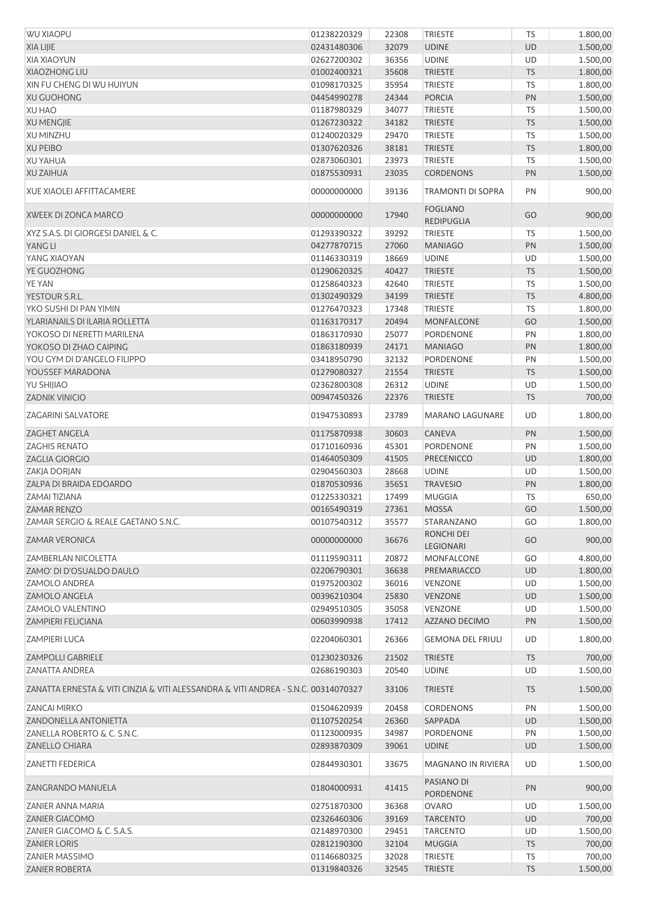| | | | | | |
|---|---|---|---|---|---|
| WU XIAOPU | 01238220329 | 22308 | TRIESTE | TS | 1.800,00 |
| XIA LIJIE | 02431480306 | 32079 | UDINE | UD | 1.500,00 |
| XIA XIAOYUN | 02627200302 | 36356 | UDINE | UD | 1.500,00 |
| XIAOZHONG LIU | 01002400321 | 35608 | TRIESTE | TS | 1.800,00 |
| XIN FU CHENG DI WU HUIYUN | 01098170325 | 35954 | TRIESTE | TS | 1.800,00 |
| XU GUOHONG | 04454990278 | 24344 | PORCIA | PN | 1.500,00 |
| XU HAO | 01187980329 | 34077 | TRIESTE | TS | 1.500,00 |
| XU MENGJIE | 01267230322 | 34182 | TRIESTE | TS | 1.500,00 |
| XU MINZHU | 01240020329 | 29470 | TRIESTE | TS | 1.500,00 |
| XU PEIBO | 01307620326 | 38181 | TRIESTE | TS | 1.800,00 |
| XU YAHUA | 02873060301 | 23973 | TRIESTE | TS | 1.500,00 |
| XU ZAIHUA | 01875530931 | 23035 | CORDENONS | PN | 1.500,00 |
| XUE XIAOLEI AFFITTACAMERE | 00000000000 | 39136 | TRAMONTI DI SOPRA | PN | 900,00 |
| XWEEK DI ZONCA MARCO | 00000000000 | 17940 | FOGLIANO REDIPUGLIA | GO | 900,00 |
| XYZ S.A.S. DI GIORGESI DANIEL & C. | 01293390322 | 39292 | TRIESTE | TS | 1.500,00 |
| YANG LI | 04277870715 | 27060 | MANIAGO | PN | 1.500,00 |
| YANG XIAOYAN | 01146330319 | 18669 | UDINE | UD | 1.500,00 |
| YE GUOZHONG | 01290620325 | 40427 | TRIESTE | TS | 1.500,00 |
| YE YAN | 01258640323 | 42640 | TRIESTE | TS | 1.500,00 |
| YESTOUR S.R.L. | 01302490329 | 34199 | TRIESTE | TS | 4.800,00 |
| YKO SUSHI DI PAN YIMIN | 01276470323 | 17348 | TRIESTE | TS | 1.800,00 |
| YLARIANAILS DI ILARIA ROLLETTA | 01163170317 | 20494 | MONFALCONE | GO | 1.500,00 |
| YOKOSO DI NERETTI MARILENA | 01863170930 | 25077 | PORDENONE | PN | 1.800,00 |
| YOKOSO DI ZHAO CAIPING | 01863180939 | 24171 | MANIAGO | PN | 1.800,00 |
| YOU GYM DI D'ANGELO FILIPPO | 03418950790 | 32132 | PORDENONE | PN | 1.500,00 |
| YOUSSEF MARADONA | 01279080327 | 21554 | TRIESTE | TS | 1.500,00 |
| YU SHIJIAO | 02362800308 | 26312 | UDINE | UD | 1.500,00 |
| ZADNIK VINICIO | 00947450326 | 22376 | TRIESTE | TS | 700,00 |
| ZAGARINI SALVATORE | 01947530893 | 23789 | MARANO LAGUNARE | UD | 1.800,00 |
| ZAGHET ANGELA | 01175870938 | 30603 | CANEVA | PN | 1.500,00 |
| ZAGHIS RENATO | 01710160936 | 45301 | PORDENONE | PN | 1.500,00 |
| ZAGLIA GIORGIO | 01464050309 | 41505 | PRECENICCO | UD | 1.800,00 |
| ZAKJA DORJAN | 02904560303 | 28668 | UDINE | UD | 1.500,00 |
| ZALPA DI BRAIDA EDOARDO | 01870530936 | 35651 | TRAVESIO | PN | 1.800,00 |
| ZAMAI TIZIANA | 01225330321 | 17499 | MUGGIA | TS | 650,00 |
| ZAMAR RENZO | 00165490319 | 27361 | MOSSA | GO | 1.500,00 |
| ZAMAR SERGIO & REALE GAETANO S.N.C. | 00107540312 | 35577 | STARANZANO | GO | 1.800,00 |
| ZAMAR VERONICA | 00000000000 | 36676 | RONCHI DEI LEGIONARI | GO | 900,00 |
| ZAMBERLAN NICOLETTA | 01119590311 | 20872 | MONFALCONE | GO | 4.800,00 |
| ZAMO' DI D'OSUALDO DAULO | 02206790301 | 36638 | PREMARIACCO | UD | 1.800,00 |
| ZAMOLO ANDREA | 01975200302 | 36016 | VENZONE | UD | 1.500,00 |
| ZAMOLO ANGELA | 00396210304 | 25830 | VENZONE | UD | 1.500,00 |
| ZAMOLO VALENTINO | 02949510305 | 35058 | VENZONE | UD | 1.500,00 |
| ZAMPIERI FELICIANA | 00603990938 | 17412 | AZZANO DECIMO | PN | 1.500,00 |
| ZAMPIERI LUCA | 02204060301 | 26366 | GEMONA DEL FRIULI | UD | 1.800,00 |
| ZAMPOLLI GABRIELE | 01230230326 | 21502 | TRIESTE | TS | 700,00 |
| ZANATTA ANDREA | 02686190303 | 20540 | UDINE | UD | 1.500,00 |
| ZANATTA ERNESTA & VITI CINZIA & VITI ALESSANDRA & VITI ANDREA - S.N.C. | 00314070327 | 33106 | TRIESTE | TS | 1.500,00 |
| ZANCAI MIRKO | 01504620939 | 20458 | CORDENONS | PN | 1.500,00 |
| ZANDONELLA ANTONIETTA | 01107520254 | 26360 | SAPPADA | UD | 1.500,00 |
| ZANELLA ROBERTO & C. S.N.C. | 01123000935 | 34987 | PORDENONE | PN | 1.500,00 |
| ZANELLO CHIARA | 02893870309 | 39061 | UDINE | UD | 1.500,00 |
| ZANETTI FEDERICA | 02844930301 | 33675 | MAGNANO IN RIVIERA | UD | 1.500,00 |
| ZANGRANDO MANUELA | 01804000931 | 41415 | PASIANO DI PORDENONE | PN | 900,00 |
| ZANIER ANNA MARIA | 02751870300 | 36368 | OVARO | UD | 1.500,00 |
| ZANIER GIACOMO | 02326460306 | 39169 | TARCENTO | UD | 700,00 |
| ZANIER GIACOMO & C. S.A.S. | 02148970300 | 29451 | TARCENTO | UD | 1.500,00 |
| ZANIER LORIS | 02812190300 | 32104 | MUGGIA | TS | 700,00 |
| ZANIER MASSIMO | 01146680325 | 32028 | TRIESTE | TS | 700,00 |
| ZANIER ROBERTA | 01319840326 | 32545 | TRIESTE | TS | 1.500,00 |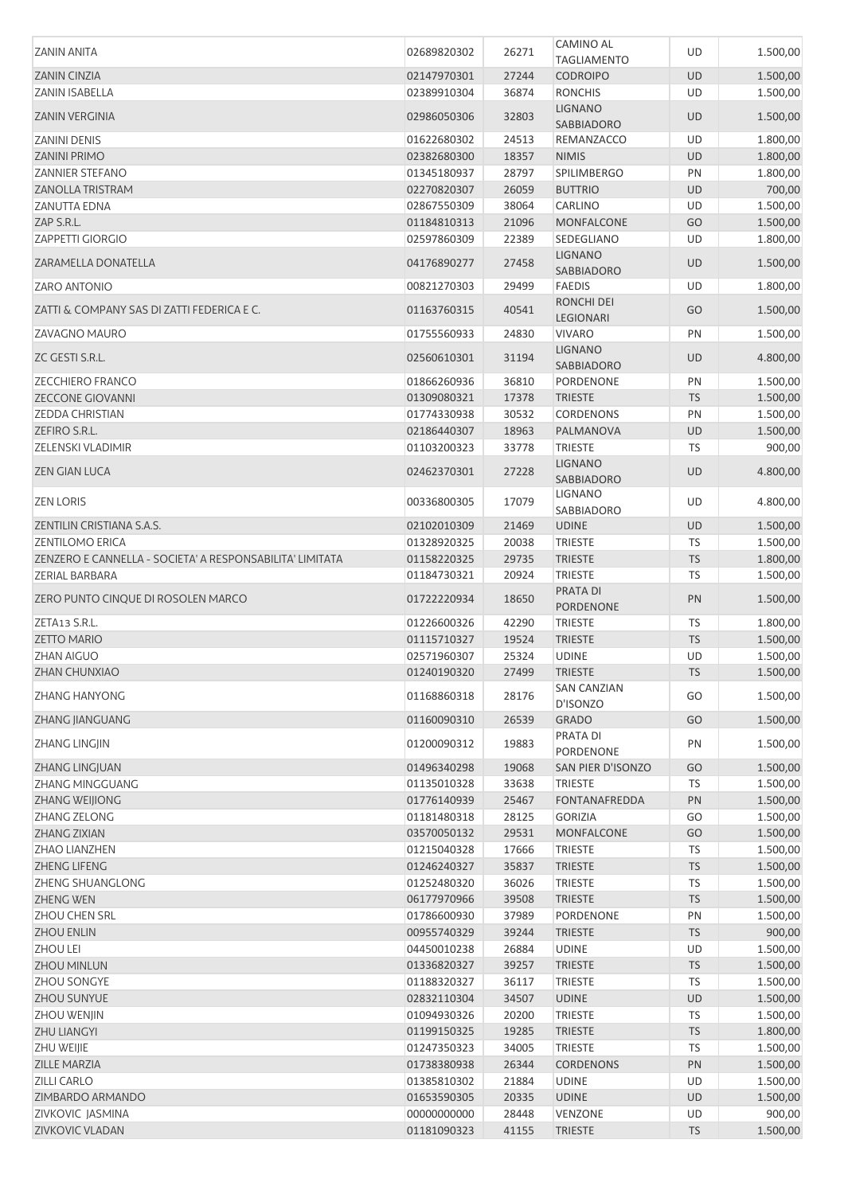| | | | | | |
|---|---|---|---|---|---|
| ZANIN ANITA | 02689820302 | 26271 | CAMINO AL TAGLIAMENTO | UD | 1.500,00 |
| ZANIN CINZIA | 02147970301 | 27244 | CODROIPO | UD | 1.500,00 |
| ZANIN ISABELLA | 02389910304 | 36874 | RONCHIS | UD | 1.500,00 |
| ZANIN VERGINIA | 02986050306 | 32803 | LIGNANO SABBIADORO | UD | 1.500,00 |
| ZANINI DENIS | 01622680302 | 24513 | REMANZACCO | UD | 1.800,00 |
| ZANINI PRIMO | 02382680300 | 18357 | NIMIS | UD | 1.800,00 |
| ZANNIER STEFANO | 01345180937 | 28797 | SPILIMBERGO | PN | 1.800,00 |
| ZANOLLA TRISTRAM | 02270820307 | 26059 | BUTTRIO | UD | 700,00 |
| ZANUTTA EDNA | 02867550309 | 38064 | CARLINO | UD | 1.500,00 |
| ZAP S.R.L. | 01184810313 | 21096 | MONFALCONE | GO | 1.500,00 |
| ZAPPETTI GIORGIO | 02597860309 | 22389 | SEDEGLIANO | UD | 1.800,00 |
| ZARAMELLA DONATELLA | 04176890277 | 27458 | LIGNANO SABBIADORO | UD | 1.500,00 |
| ZARO ANTONIO | 00821270303 | 29499 | FAEDIS | UD | 1.800,00 |
| ZATTI & COMPANY SAS DI ZATTI FEDERICA E C. | 01163760315 | 40541 | RONCHI DEI LEGIONARI | GO | 1.500,00 |
| ZAVAGNO MAURO | 01755560933 | 24830 | VIVARO | PN | 1.500,00 |
| ZC GESTI S.R.L. | 02560610301 | 31194 | LIGNANO SABBIADORO | UD | 4.800,00 |
| ZECCHIERO FRANCO | 01866260936 | 36810 | PORDENONE | PN | 1.500,00 |
| ZECCONE GIOVANNI | 01309080321 | 17378 | TRIESTE | TS | 1.500,00 |
| ZEDDA CHRISTIAN | 01774330938 | 30532 | CORDENONS | PN | 1.500,00 |
| ZEFIRO S.R.L. | 02186440307 | 18963 | PALMANOVA | UD | 1.500,00 |
| ZELENSKI VLADIMIR | 01103200323 | 33778 | TRIESTE | TS | 900,00 |
| ZEN GIAN LUCA | 02462370301 | 27228 | LIGNANO SABBIADORO | UD | 4.800,00 |
| ZEN LORIS | 00336800305 | 17079 | LIGNANO SABBIADORO | UD | 4.800,00 |
| ZENTILIN CRISTIANA S.A.S. | 02102010309 | 21469 | UDINE | UD | 1.500,00 |
| ZENTILOMO ERICA | 01328920325 | 20038 | TRIESTE | TS | 1.500,00 |
| ZENZERO E CANNELLA - SOCIETA' A RESPONSABILITA' LIMITATA | 01158220325 | 29735 | TRIESTE | TS | 1.800,00 |
| ZERIAL BARBARA | 01184730321 | 20924 | TRIESTE | TS | 1.500,00 |
| ZERO PUNTO CINQUE DI ROSOLEN MARCO | 01722220934 | 18650 | PRATA DI PORDENONE | PN | 1.500,00 |
| ZETA13 S.R.L. | 01226600326 | 42290 | TRIESTE | TS | 1.800,00 |
| ZETTO MARIO | 01115710327 | 19524 | TRIESTE | TS | 1.500,00 |
| ZHAN AIGUO | 02571960307 | 25324 | UDINE | UD | 1.500,00 |
| ZHAN CHUNXIAO | 01240190320 | 27499 | TRIESTE | TS | 1.500,00 |
| ZHANG HANYONG | 01168860318 | 28176 | SAN CANZIAN D'ISONZO | GO | 1.500,00 |
| ZHANG JIANGUANG | 01160090310 | 26539 | GRADO | GO | 1.500,00 |
| ZHANG LINGJIN | 01200090312 | 19883 | PRATA DI PORDENONE | PN | 1.500,00 |
| ZHANG LINGJUAN | 01496340298 | 19068 | SAN PIER D'ISONZO | GO | 1.500,00 |
| ZHANG MINGGUANG | 01135010328 | 33638 | TRIESTE | TS | 1.500,00 |
| ZHANG WEIJIONG | 01776140939 | 25467 | FONTANAFREDDA | PN | 1.500,00 |
| ZHANG ZELONG | 01181480318 | 28125 | GORIZIA | GO | 1.500,00 |
| ZHANG ZIXIAN | 03570050132 | 29531 | MONFALCONE | GO | 1.500,00 |
| ZHAO LIANZHEN | 01215040328 | 17666 | TRIESTE | TS | 1.500,00 |
| ZHENG LIFENG | 01246240327 | 35837 | TRIESTE | TS | 1.500,00 |
| ZHENG SHUANGLONG | 01252480320 | 36026 | TRIESTE | TS | 1.500,00 |
| ZHENG WEN | 06177970966 | 39508 | TRIESTE | TS | 1.500,00 |
| ZHOU CHEN SRL | 01786600930 | 37989 | PORDENONE | PN | 1.500,00 |
| ZHOU ENLIN | 00955740329 | 39244 | TRIESTE | TS | 900,00 |
| ZHOU LEI | 04450010238 | 26884 | UDINE | UD | 1.500,00 |
| ZHOU MINLUN | 01336820327 | 39257 | TRIESTE | TS | 1.500,00 |
| ZHOU SONGYE | 01188320327 | 36117 | TRIESTE | TS | 1.500,00 |
| ZHOU SUNYUE | 02832110304 | 34507 | UDINE | UD | 1.500,00 |
| ZHOU WENJIN | 01094930326 | 20200 | TRIESTE | TS | 1.500,00 |
| ZHU LIANGYI | 01199150325 | 19285 | TRIESTE | TS | 1.800,00 |
| ZHU WEIJIE | 01247350323 | 34005 | TRIESTE | TS | 1.500,00 |
| ZILLE MARZIA | 01738380938 | 26344 | CORDENONS | PN | 1.500,00 |
| ZILLI CARLO | 01385810302 | 21884 | UDINE | UD | 1.500,00 |
| ZIMBARDO ARMANDO | 01653590305 | 20335 | UDINE | UD | 1.500,00 |
| ZIVKOVIC JASMINA | 00000000000 | 28448 | VENZONE | UD | 900,00 |
| ZIVKOVIC VLADAN | 01181090323 | 41155 | TRIESTE | TS | 1.500,00 |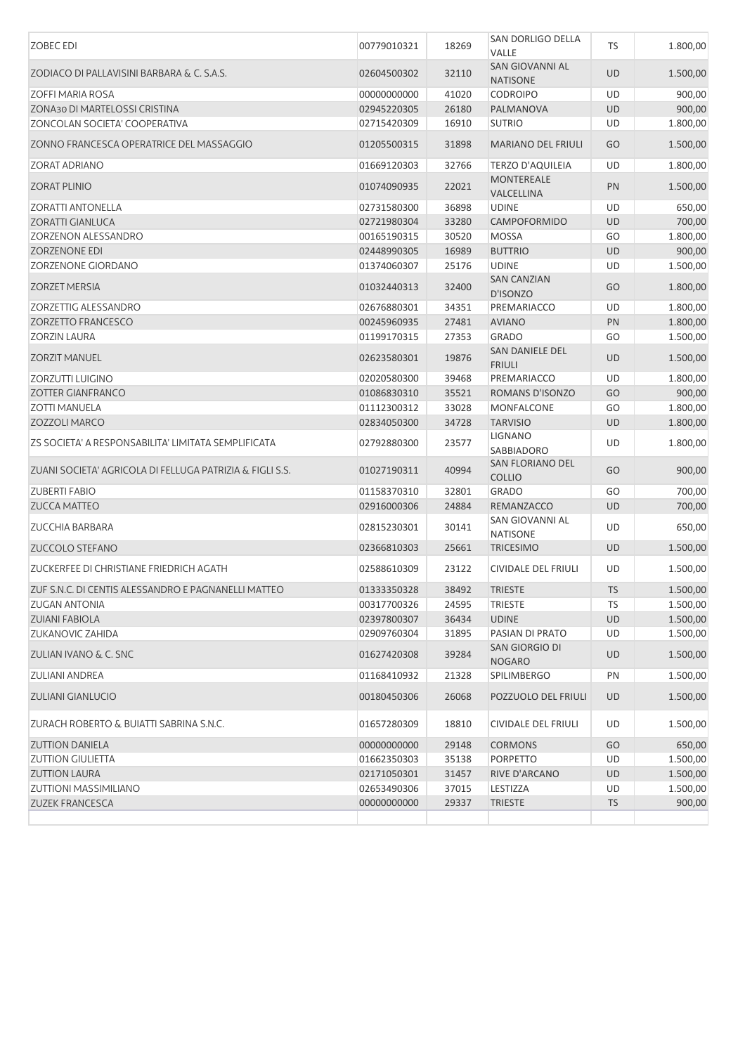| | | | | | |
|---|---|---|---|---|---|
| ZOBEC EDI | 00779010321 | 18269 | SAN DORLIGO DELLA VALLE | TS | 1.800,00 |
| ZODIACO DI PALLAVISINI BARBARA & C. S.A.S. | 02604500302 | 32110 | SAN GIOVANNI AL NATISONE | UD | 1.500,00 |
| ZOFFI MARIA ROSA | 00000000000 | 41020 | CODROIPO | UD | 900,00 |
| ZONA30 DI MARTELOSSI CRISTINA | 02945220305 | 26180 | PALMANOVA | UD | 900,00 |
| ZONCOLAN SOCIETA' COOPERATIVA | 02715420309 | 16910 | SUTRIO | UD | 1.800,00 |
| ZONNO FRANCESCA OPERATRICE DEL MASSAGGIO | 01205500315 | 31898 | MARIANO DEL FRIULI | GO | 1.500,00 |
| ZORAT ADRIANO | 01669120303 | 32766 | TERZO D'AQUILEIA | UD | 1.800,00 |
| ZORAT PLINIO | 01074090935 | 22021 | MONTEREALE VALCELLINA | PN | 1.500,00 |
| ZORATTI ANTONELLA | 02731580300 | 36898 | UDINE | UD | 650,00 |
| ZORATTI GIANLUCA | 02721980304 | 33280 | CAMPOFORMIDO | UD | 700,00 |
| ZORZENON ALESSANDRO | 00165190315 | 30520 | MOSSA | GO | 1.800,00 |
| ZORZENONE EDI | 02448990305 | 16989 | BUTTRIO | UD | 900,00 |
| ZORZENONE GIORDANO | 01374060307 | 25176 | UDINE | UD | 1.500,00 |
| ZORZET MERSIA | 01032440313 | 32400 | SAN CANZIAN D'ISONZO | GO | 1.800,00 |
| ZORZETTIG ALESSANDRO | 02676880301 | 34351 | PREMARIACCO | UD | 1.800,00 |
| ZORZETTO FRANCESCO | 00245960935 | 27481 | AVIANO | PN | 1.800,00 |
| ZORZIN LAURA | 01199170315 | 27353 | GRADO | GO | 1.500,00 |
| ZORZIT MANUEL | 02623580301 | 19876 | SAN DANIELE DEL FRIULI | UD | 1.500,00 |
| ZORZUTTI LUIGINO | 02020580300 | 39468 | PREMARIACCO | UD | 1.800,00 |
| ZOTTER GIANFRANCO | 01086830310 | 35521 | ROMANS D'ISONZO | GO | 900,00 |
| ZOTTI MANUELA | 01112300312 | 33028 | MONFALCONE | GO | 1.800,00 |
| ZOZZOLI MARCO | 02834050300 | 34728 | TARVISIO | UD | 1.800,00 |
| ZS SOCIETA' A RESPONSABILITA' LIMITATA SEMPLIFICATA | 02792880300 | 23577 | LIGNANO SABBIADORO | UD | 1.800,00 |
| ZUANI SOCIETA' AGRICOLA DI FELLUGA PATRIZIA & FIGLI S.S. | 01027190311 | 40994 | SAN FLORIANO DEL COLLIO | GO | 900,00 |
| ZUBERTI FABIO | 01158370310 | 32801 | GRADO | GO | 700,00 |
| ZUCCA MATTEO | 02916000306 | 24884 | REMANZACCO | UD | 700,00 |
| ZUCCHIA BARBARA | 02815230301 | 30141 | SAN GIOVANNI AL NATISONE | UD | 650,00 |
| ZUCCOLO STEFANO | 02366810303 | 25661 | TRICESIMO | UD | 1.500,00 |
| ZUCKERFEE DI CHRISTIANE FRIEDRICH AGATH | 02588610309 | 23122 | CIVIDALE DEL FRIULI | UD | 1.500,00 |
| ZUF S.N.C. DI CENTIS ALESSANDRO E PAGNANELLI MATTEO | 01333350328 | 38492 | TRIESTE | TS | 1.500,00 |
| ZUGAN ANTONIA | 00317700326 | 24595 | TRIESTE | TS | 1.500,00 |
| ZUIANI FABIOLA | 02397800307 | 36434 | UDINE | UD | 1.500,00 |
| ZUKANOVIC ZAHIDA | 02909760304 | 31895 | PASIAN DI PRATO | UD | 1.500,00 |
| ZULIAN IVANO & C. SNC | 01627420308 | 39284 | SAN GIORGIO DI NOGARO | UD | 1.500,00 |
| ZULIANI ANDREA | 01168410932 | 21328 | SPILIMBERGO | PN | 1.500,00 |
| ZULIANI GIANLUCIO | 00180450306 | 26068 | POZZUOLO DEL FRIULI | UD | 1.500,00 |
| ZURACH ROBERTO & BUIATTI SABRINA S.N.C. | 01657280309 | 18810 | CIVIDALE DEL FRIULI | UD | 1.500,00 |
| ZUTTION DANIELA | 00000000000 | 29148 | CORMONS | GO | 650,00 |
| ZUTTION GIULIETTA | 01662350303 | 35138 | PORPETTO | UD | 1.500,00 |
| ZUTTION LAURA | 02171050301 | 31457 | RIVE D'ARCANO | UD | 1.500,00 |
| ZUTTIONI MASSIMILIANO | 02653490306 | 37015 | LESTIZZA | UD | 1.500,00 |
| ZUZEK FRANCESCA | 00000000000 | 29337 | TRIESTE | TS | 900,00 |